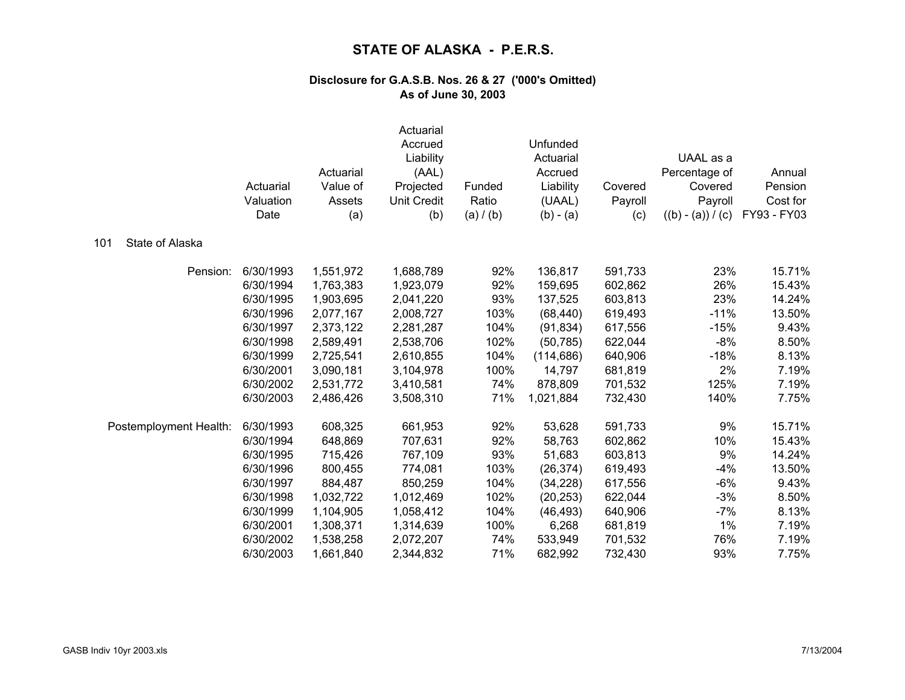# STATE OF ALASKA - P.E.R.S.

### Disclosure for G.A.S.B. Nos. 26 & 27 ('000's Omitted)
### As of June 30, 2003

| | Actuarial Valuation Date | Actuarial Value of Assets (a) | Actuarial Accrued Liability (AAL) Projected Unit Credit (b) | Funded Ratio (a) / (b) | Unfunded Actuarial Accrued Liability (UAAL) (b) - (a) | Covered Payroll (c) | UAAL as a Percentage of Covered Payroll ((b) - (a)) / (c) | Annual Pension Cost for FY93 - FY03 |
|---|---|---|---|---|---|---|---|---|
| **101 State of Alaska** | | | | | | | | |
| Pension: | 6/30/1993 | 1,551,972 | 1,688,789 | 92% | 136,817 | 591,733 | 23% | 15.71% |
| | 6/30/1994 | 1,763,383 | 1,923,079 | 92% | 159,695 | 602,862 | 26% | 15.43% |
| | 6/30/1995 | 1,903,695 | 2,041,220 | 93% | 137,525 | 603,813 | 23% | 14.24% |
| | 6/30/1996 | 2,077,167 | 2,008,727 | 103% | (68,440) | 619,493 | -11% | 13.50% |
| | 6/30/1997 | 2,373,122 | 2,281,287 | 104% | (91,834) | 617,556 | -15% | 9.43% |
| | 6/30/1998 | 2,589,491 | 2,538,706 | 102% | (50,785) | 622,044 | -8% | 8.50% |
| | 6/30/1999 | 2,725,541 | 2,610,855 | 104% | (114,686) | 640,906 | -18% | 8.13% |
| | 6/30/2001 | 3,090,181 | 3,104,978 | 100% | 14,797 | 681,819 | 2% | 7.19% |
| | 6/30/2002 | 2,531,772 | 3,410,581 | 74% | 878,809 | 701,532 | 125% | 7.19% |
| | 6/30/2003 | 2,486,426 | 3,508,310 | 71% | 1,021,884 | 732,430 | 140% | 7.75% |
| Postemployment Health: | 6/30/1993 | 608,325 | 661,953 | 92% | 53,628 | 591,733 | 9% | 15.71% |
| | 6/30/1994 | 648,869 | 707,631 | 92% | 58,763 | 602,862 | 10% | 15.43% |
| | 6/30/1995 | 715,426 | 767,109 | 93% | 51,683 | 603,813 | 9% | 14.24% |
| | 6/30/1996 | 800,455 | 774,081 | 103% | (26,374) | 619,493 | -4% | 13.50% |
| | 6/30/1997 | 884,487 | 850,259 | 104% | (34,228) | 617,556 | -6% | 9.43% |
| | 6/30/1998 | 1,032,722 | 1,012,469 | 102% | (20,253) | 622,044 | -3% | 8.50% |
| | 6/30/1999 | 1,104,905 | 1,058,412 | 104% | (46,493) | 640,906 | -7% | 8.13% |
| | 6/30/2001 | 1,308,371 | 1,314,639 | 100% | 6,268 | 681,819 | 1% | 7.19% |
| | 6/30/2002 | 1,538,258 | 2,072,207 | 74% | 533,949 | 701,532 | 76% | 7.19% |
| | 6/30/2003 | 1,661,840 | 2,344,832 | 71% | 682,992 | 732,430 | 93% | 7.75% |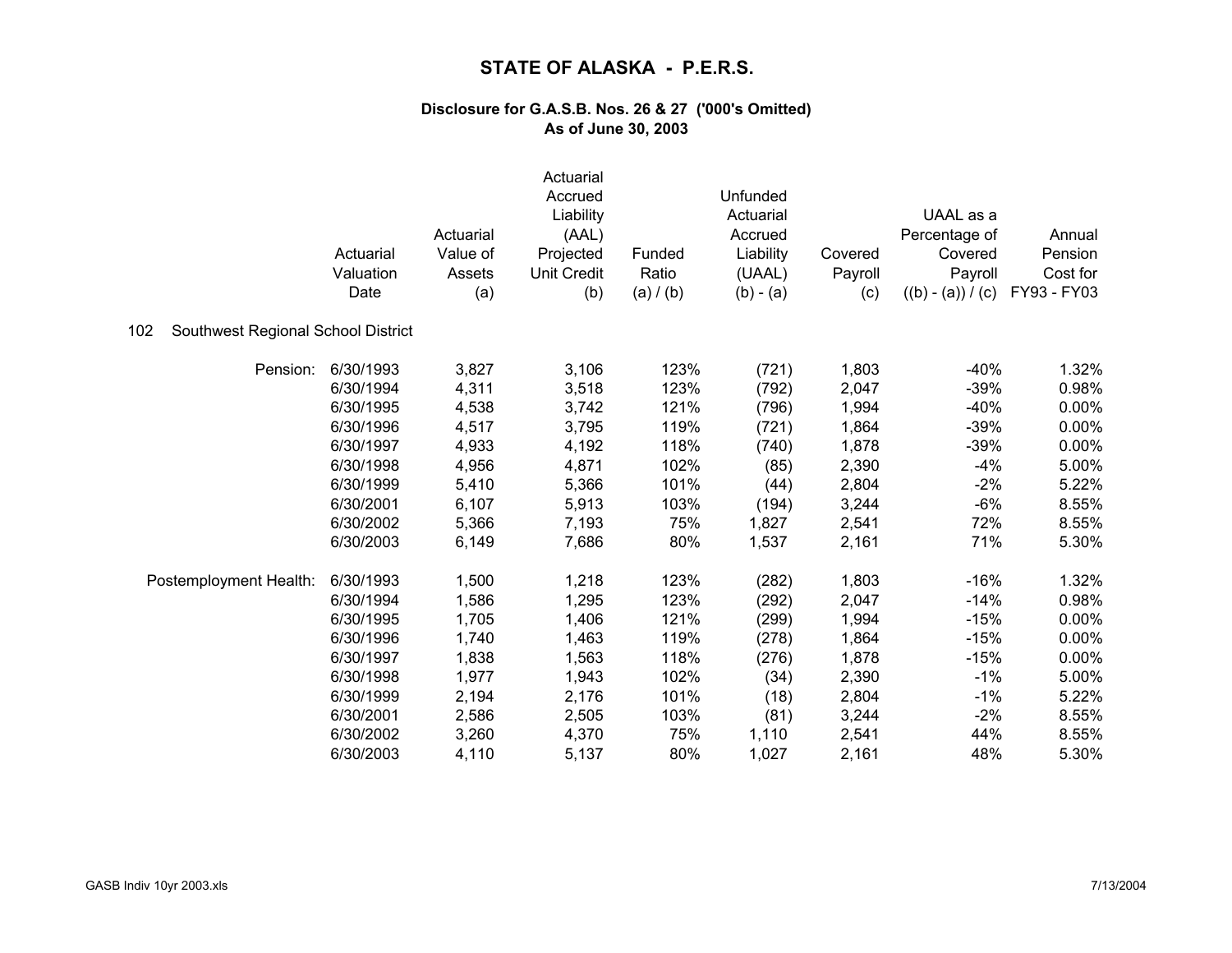# STATE OF ALASKA - P.E.R.S.

### Disclosure for G.A.S.B. Nos. 26 & 27 ('000's Omitted)
### As of June 30, 2003

| | Actuarial Valuation Date | Actuarial Value of Assets (a) | Actuarial Accrued Liability (AAL) Projected Unit Credit (b) | Funded Ratio (a) / (b) | Unfunded Actuarial Accrued Liability (UAAL) (b) - (a) | Covered Payroll (c) | UAAL as a Percentage of Covered Payroll ((b) - (a)) / (c) | Annual Pension Cost for FY93 - FY03 |
|---|---|---|---|---|---|---|---|---|
| **102 Southwest Regional School District** | | | | | | | | |
| Pension: | 6/30/1993 | 3,827 | 3,106 | 123% | (721) | 1,803 | -40% | 1.32% |
| | 6/30/1994 | 4,311 | 3,518 | 123% | (792) | 2,047 | -39% | 0.98% |
| | 6/30/1995 | 4,538 | 3,742 | 121% | (796) | 1,994 | -40% | 0.00% |
| | 6/30/1996 | 4,517 | 3,795 | 119% | (721) | 1,864 | -39% | 0.00% |
| | 6/30/1997 | 4,933 | 4,192 | 118% | (740) | 1,878 | -39% | 0.00% |
| | 6/30/1998 | 4,956 | 4,871 | 102% | (85) | 2,390 | -4% | 5.00% |
| | 6/30/1999 | 5,410 | 5,366 | 101% | (44) | 2,804 | -2% | 5.22% |
| | 6/30/2001 | 6,107 | 5,913 | 103% | (194) | 3,244 | -6% | 8.55% |
| | 6/30/2002 | 5,366 | 7,193 | 75% | 1,827 | 2,541 | 72% | 8.55% |
| | 6/30/2003 | 6,149 | 7,686 | 80% | 1,537 | 2,161 | 71% | 5.30% |
| Postemployment Health: | 6/30/1993 | 1,500 | 1,218 | 123% | (282) | 1,803 | -16% | 1.32% |
| | 6/30/1994 | 1,586 | 1,295 | 123% | (292) | 2,047 | -14% | 0.98% |
| | 6/30/1995 | 1,705 | 1,406 | 121% | (299) | 1,994 | -15% | 0.00% |
| | 6/30/1996 | 1,740 | 1,463 | 119% | (278) | 1,864 | -15% | 0.00% |
| | 6/30/1997 | 1,838 | 1,563 | 118% | (276) | 1,878 | -15% | 0.00% |
| | 6/30/1998 | 1,977 | 1,943 | 102% | (34) | 2,390 | -1% | 5.00% |
| | 6/30/1999 | 2,194 | 2,176 | 101% | (18) | 2,804 | -1% | 5.22% |
| | 6/30/2001 | 2,586 | 2,505 | 103% | (81) | 3,244 | -2% | 8.55% |
| | 6/30/2002 | 3,260 | 4,370 | 75% | 1,110 | 2,541 | 44% | 8.55% |
| | 6/30/2003 | 4,110 | 5,137 | 80% | 1,027 | 2,161 | 48% | 5.30% |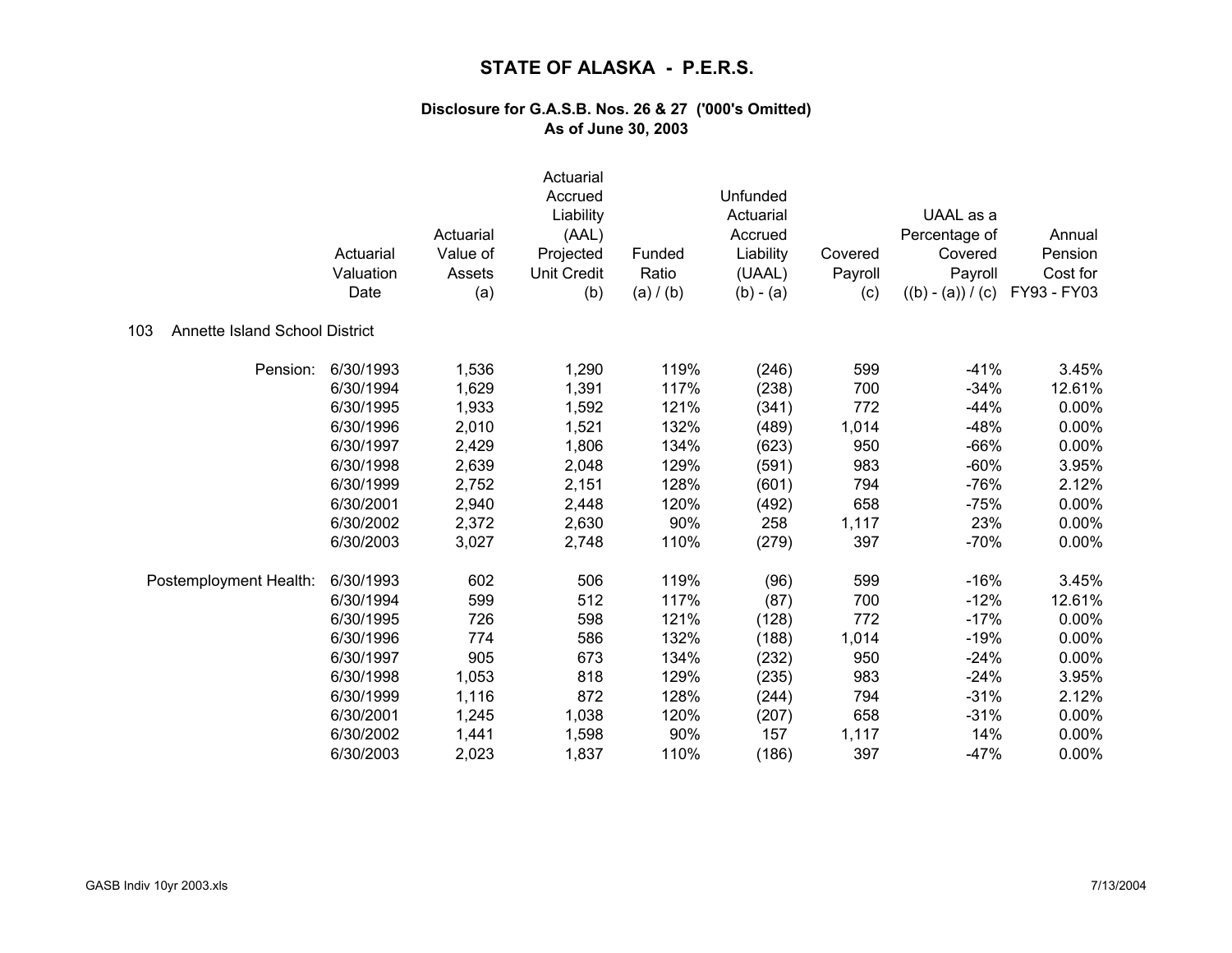# STATE OF ALASKA - P.E.R.S.

**Disclosure for G.A.S.B. Nos. 26 & 27 ('000's Omitted)**
**As of June 30, 2003**

103 Annette Island School District

| | Actuarial Valuation Date | Actuarial Value of Assets (a) | Actuarial Accrued Liability (AAL) Projected Unit Credit (b) | Funded Ratio (a) / (b) | Unfunded Actuarial Accrued Liability (UAAL) (b) - (a) | Covered Payroll (c) | UAAL as a Percentage of Covered Payroll ((b) - (a)) / (c) | Annual Pension Cost for FY93 - FY03 |
|---|---|---|---|---|---|---|---|---|
| Pension: | 6/30/1993 | 1,536 | 1,290 | 119% | (246) | 599 | -41% | 3.45% |
| | 6/30/1994 | 1,629 | 1,391 | 117% | (238) | 700 | -34% | 12.61% |
| | 6/30/1995 | 1,933 | 1,592 | 121% | (341) | 772 | -44% | 0.00% |
| | 6/30/1996 | 2,010 | 1,521 | 132% | (489) | 1,014 | -48% | 0.00% |
| | 6/30/1997 | 2,429 | 1,806 | 134% | (623) | 950 | -66% | 0.00% |
| | 6/30/1998 | 2,639 | 2,048 | 129% | (591) | 983 | -60% | 3.95% |
| | 6/30/1999 | 2,752 | 2,151 | 128% | (601) | 794 | -76% | 2.12% |
| | 6/30/2001 | 2,940 | 2,448 | 120% | (492) | 658 | -75% | 0.00% |
| | 6/30/2002 | 2,372 | 2,630 | 90% | 258 | 1,117 | 23% | 0.00% |
| | 6/30/2003 | 3,027 | 2,748 | 110% | (279) | 397 | -70% | 0.00% |
| Postemployment Health: | 6/30/1993 | 602 | 506 | 119% | (96) | 599 | -16% | 3.45% |
| | 6/30/1994 | 599 | 512 | 117% | (87) | 700 | -12% | 12.61% |
| | 6/30/1995 | 726 | 598 | 121% | (128) | 772 | -17% | 0.00% |
| | 6/30/1996 | 774 | 586 | 132% | (188) | 1,014 | -19% | 0.00% |
| | 6/30/1997 | 905 | 673 | 134% | (232) | 950 | -24% | 0.00% |
| | 6/30/1998 | 1,053 | 818 | 129% | (235) | 983 | -24% | 3.95% |
| | 6/30/1999 | 1,116 | 872 | 128% | (244) | 794 | -31% | 2.12% |
| | 6/30/2001 | 1,245 | 1,038 | 120% | (207) | 658 | -31% | 0.00% |
| | 6/30/2002 | 1,441 | 1,598 | 90% | 157 | 1,117 | 14% | 0.00% |
| | 6/30/2003 | 2,023 | 1,837 | 110% | (186) | 397 | -47% | 0.00% |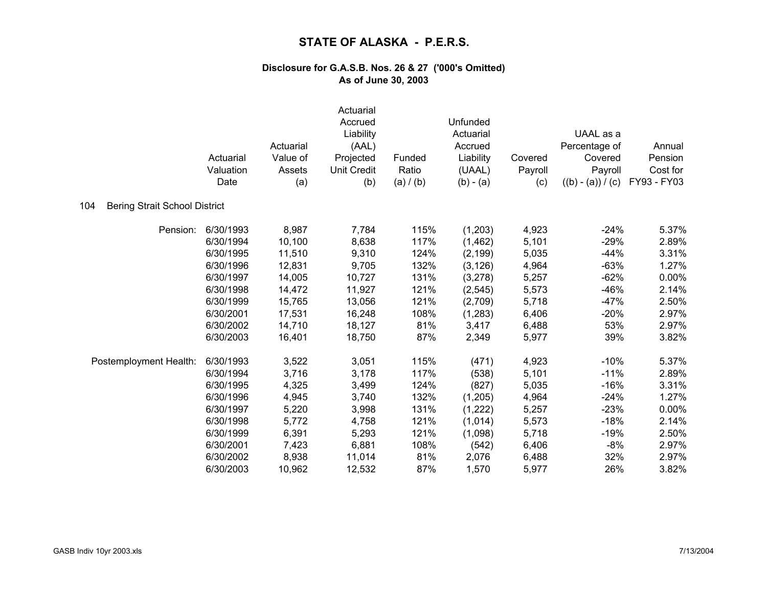# STATE OF ALASKA - P.E.R.S.

### Disclosure for G.A.S.B. Nos. 26 & 27 ('000's Omitted)
### As of June 30, 2003

**104 Bering Strait School District**

| | Actuarial Valuation Date | Actuarial Value of Assets (a) | Actuarial Accrued Liability (AAL) Projected Unit Credit (b) | Funded Ratio (a) / (b) | Unfunded Actuarial Accrued Liability (UAAL) (b) - (a) | Covered Payroll (c) | UAAL as a Percentage of Covered Payroll ((b) - (a)) / (c) | Annual Pension Cost for FY93 - FY03 |
|---|---|---|---|---|---|---|---|---|
| Pension: | 6/30/1993 | 8,987 | 7,784 | 115% | (1,203) | 4,923 | -24% | 5.37% |
| | 6/30/1994 | 10,100 | 8,638 | 117% | (1,462) | 5,101 | -29% | 2.89% |
| | 6/30/1995 | 11,510 | 9,310 | 124% | (2,199) | 5,035 | -44% | 3.31% |
| | 6/30/1996 | 12,831 | 9,705 | 132% | (3,126) | 4,964 | -63% | 1.27% |
| | 6/30/1997 | 14,005 | 10,727 | 131% | (3,278) | 5,257 | -62% | 0.00% |
| | 6/30/1998 | 14,472 | 11,927 | 121% | (2,545) | 5,573 | -46% | 2.14% |
| | 6/30/1999 | 15,765 | 13,056 | 121% | (2,709) | 5,718 | -47% | 2.50% |
| | 6/30/2001 | 17,531 | 16,248 | 108% | (1,283) | 6,406 | -20% | 2.97% |
| | 6/30/2002 | 14,710 | 18,127 | 81% | 3,417 | 6,488 | 53% | 2.97% |
| | 6/30/2003 | 16,401 | 18,750 | 87% | 2,349 | 5,977 | 39% | 3.82% |
| Postemployment Health: | 6/30/1993 | 3,522 | 3,051 | 115% | (471) | 4,923 | -10% | 5.37% |
| | 6/30/1994 | 3,716 | 3,178 | 117% | (538) | 5,101 | -11% | 2.89% |
| | 6/30/1995 | 4,325 | 3,499 | 124% | (827) | 5,035 | -16% | 3.31% |
| | 6/30/1996 | 4,945 | 3,740 | 132% | (1,205) | 4,964 | -24% | 1.27% |
| | 6/30/1997 | 5,220 | 3,998 | 131% | (1,222) | 5,257 | -23% | 0.00% |
| | 6/30/1998 | 5,772 | 4,758 | 121% | (1,014) | 5,573 | -18% | 2.14% |
| | 6/30/1999 | 6,391 | 5,293 | 121% | (1,098) | 5,718 | -19% | 2.50% |
| | 6/30/2001 | 7,423 | 6,881 | 108% | (542) | 6,406 | -8% | 2.97% |
| | 6/30/2002 | 8,938 | 11,014 | 81% | 2,076 | 6,488 | 32% | 2.97% |
| | 6/30/2003 | 10,962 | 12,532 | 87% | 1,570 | 5,977 | 26% | 3.82% |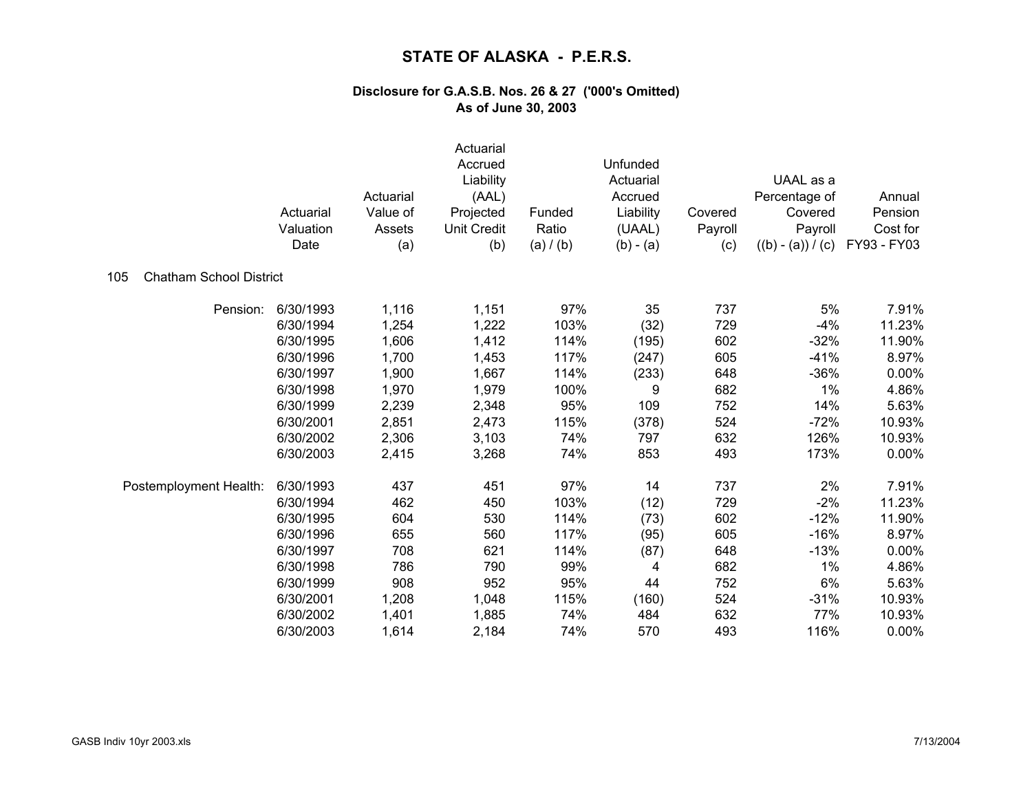# STATE OF ALASKA - P.E.R.S.

### Disclosure for G.A.S.B. Nos. 26 & 27 ('000's Omitted)
### As of June 30, 2003

| | Actuarial Valuation Date | Actuarial Value of Assets (a) | Actuarial Accrued Liability (AAL) Projected Unit Credit (b) | Funded Ratio (a) / (b) | Unfunded Actuarial Accrued Liability (UAAL) (b) - (a) | Covered Payroll (c) | UAAL as a Percentage of Covered Payroll ((b) - (a)) / (c) | Annual Pension Cost for FY93 - FY03 |
|---|---|---|---|---|---|---|---|---|
| **105 Chatham School District** | | | | | | | | |
| Pension: | 6/30/1993 | 1,116 | 1,151 | 97% | 35 | 737 | 5% | 7.91% |
| | 6/30/1994 | 1,254 | 1,222 | 103% | (32) | 729 | -4% | 11.23% |
| | 6/30/1995 | 1,606 | 1,412 | 114% | (195) | 602 | -32% | 11.90% |
| | 6/30/1996 | 1,700 | 1,453 | 117% | (247) | 605 | -41% | 8.97% |
| | 6/30/1997 | 1,900 | 1,667 | 114% | (233) | 648 | -36% | 0.00% |
| | 6/30/1998 | 1,970 | 1,979 | 100% | 9 | 682 | 1% | 4.86% |
| | 6/30/1999 | 2,239 | 2,348 | 95% | 109 | 752 | 14% | 5.63% |
| | 6/30/2001 | 2,851 | 2,473 | 115% | (378) | 524 | -72% | 10.93% |
| | 6/30/2002 | 2,306 | 3,103 | 74% | 797 | 632 | 126% | 10.93% |
| | 6/30/2003 | 2,415 | 3,268 | 74% | 853 | 493 | 173% | 0.00% |
| Postemployment Health: | 6/30/1993 | 437 | 451 | 97% | 14 | 737 | 2% | 7.91% |
| | 6/30/1994 | 462 | 450 | 103% | (12) | 729 | -2% | 11.23% |
| | 6/30/1995 | 604 | 530 | 114% | (73) | 602 | -12% | 11.90% |
| | 6/30/1996 | 655 | 560 | 117% | (95) | 605 | -16% | 8.97% |
| | 6/30/1997 | 708 | 621 | 114% | (87) | 648 | -13% | 0.00% |
| | 6/30/1998 | 786 | 790 | 99% | 4 | 682 | 1% | 4.86% |
| | 6/30/1999 | 908 | 952 | 95% | 44 | 752 | 6% | 5.63% |
| | 6/30/2001 | 1,208 | 1,048 | 115% | (160) | 524 | -31% | 10.93% |
| | 6/30/2002 | 1,401 | 1,885 | 74% | 484 | 632 | 77% | 10.93% |
| | 6/30/2003 | 1,614 | 2,184 | 74% | 570 | 493 | 116% | 0.00% |

GASB Indiv 10yr 2003.xls 7/13/2004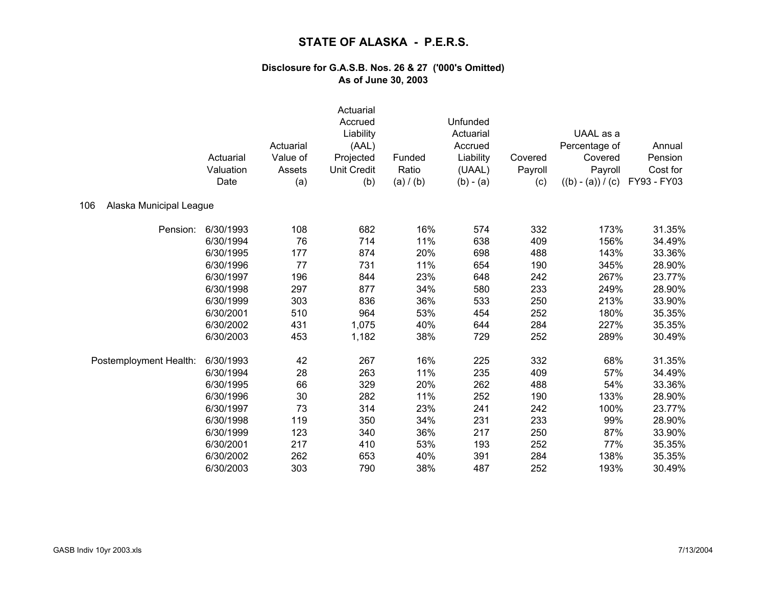# STATE OF ALASKA - P.E.R.S.

### Disclosure for G.A.S.B. Nos. 26 & 27 ('000's Omitted)
### As of June 30, 2003

**106 Alaska Municipal League**

| | Actuarial Valuation Date | Actuarial Value of Assets (a) | Actuarial Accrued Liability (AAL) Projected Unit Credit (b) | Funded Ratio (a) / (b) | Unfunded Actuarial Accrued Liability (UAAL) (b) - (a) | Covered Payroll (c) | UAAL as a Percentage of Covered Payroll ((b) - (a)) / (c) | Annual Pension Cost for FY93 - FY03 |
|---|---|---|---|---|---|---|---|---|
| Pension: | 6/30/1993 | 108 | 682 | 16% | 574 | 332 | 173% | 31.35% |
| | 6/30/1994 | 76 | 714 | 11% | 638 | 409 | 156% | 34.49% |
| | 6/30/1995 | 177 | 874 | 20% | 698 | 488 | 143% | 33.36% |
| | 6/30/1996 | 77 | 731 | 11% | 654 | 190 | 345% | 28.90% |
| | 6/30/1997 | 196 | 844 | 23% | 648 | 242 | 267% | 23.77% |
| | 6/30/1998 | 297 | 877 | 34% | 580 | 233 | 249% | 28.90% |
| | 6/30/1999 | 303 | 836 | 36% | 533 | 250 | 213% | 33.90% |
| | 6/30/2001 | 510 | 964 | 53% | 454 | 252 | 180% | 35.35% |
| | 6/30/2002 | 431 | 1,075 | 40% | 644 | 284 | 227% | 35.35% |
| | 6/30/2003 | 453 | 1,182 | 38% | 729 | 252 | 289% | 30.49% |
| Postemployment Health: | 6/30/1993 | 42 | 267 | 16% | 225 | 332 | 68% | 31.35% |
| | 6/30/1994 | 28 | 263 | 11% | 235 | 409 | 57% | 34.49% |
| | 6/30/1995 | 66 | 329 | 20% | 262 | 488 | 54% | 33.36% |
| | 6/30/1996 | 30 | 282 | 11% | 252 | 190 | 133% | 28.90% |
| | 6/30/1997 | 73 | 314 | 23% | 241 | 242 | 100% | 23.77% |
| | 6/30/1998 | 119 | 350 | 34% | 231 | 233 | 99% | 28.90% |
| | 6/30/1999 | 123 | 340 | 36% | 217 | 250 | 87% | 33.90% |
| | 6/30/2001 | 217 | 410 | 53% | 193 | 252 | 77% | 35.35% |
| | 6/30/2002 | 262 | 653 | 40% | 391 | 284 | 138% | 35.35% |
| | 6/30/2003 | 303 | 790 | 38% | 487 | 252 | 193% | 30.49% |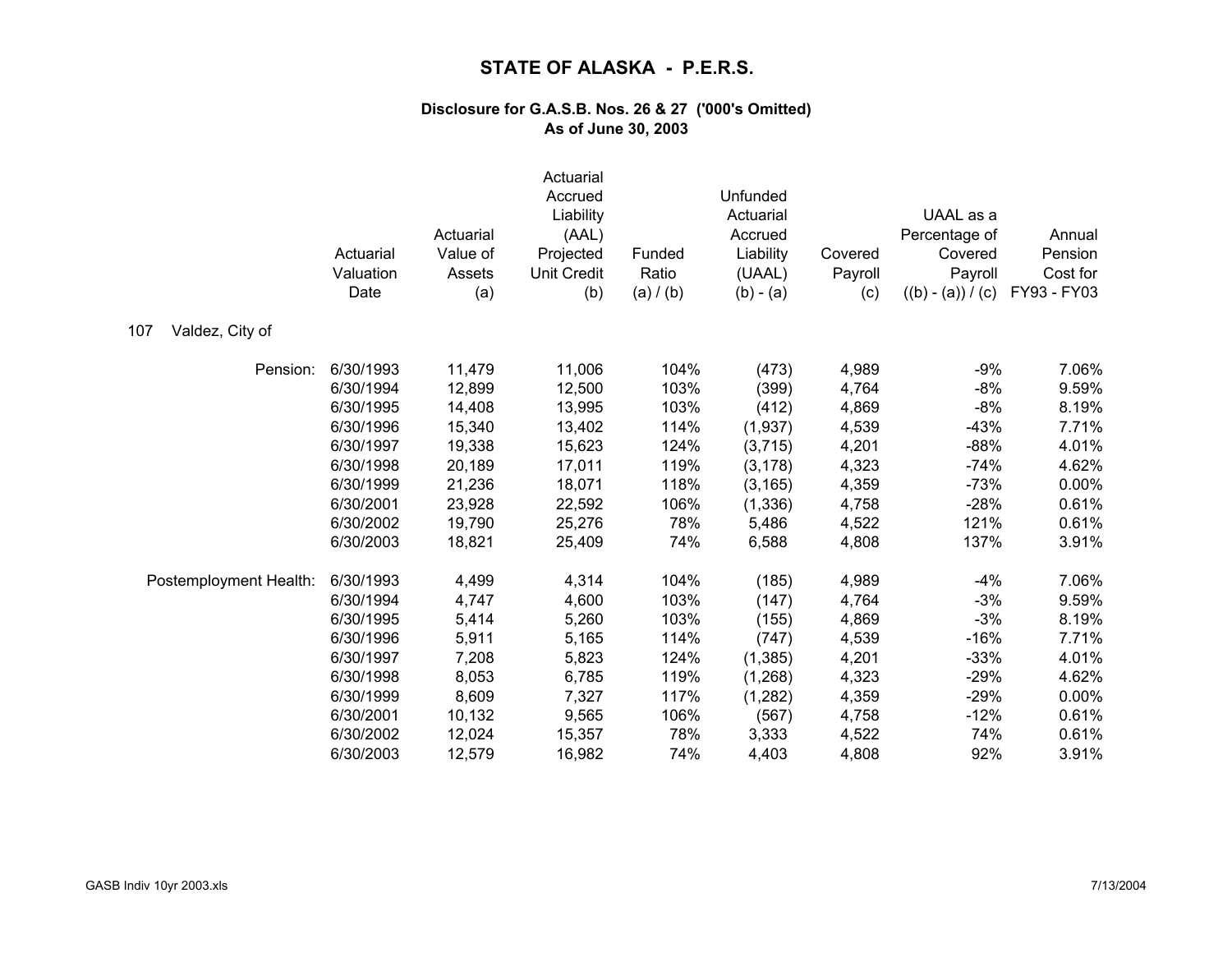# STATE OF ALASKA - P.E.R.S.

### Disclosure for G.A.S.B. Nos. 26 & 27 ('000's Omitted)
### As of June 30, 2003

| | Actuarial Valuation Date | Actuarial Value of Assets (a) | Actuarial Accrued Liability (AAL) Projected Unit Credit (b) | Funded Ratio (a) / (b) | Unfunded Actuarial Accrued Liability (UAAL) (b) - (a) | Covered Payroll (c) | UAAL as a Percentage of Covered Payroll ((b) - (a)) / (c) | Annual Pension Cost for FY93 - FY03 |
|---|---|---|---|---|---|---|---|---|
| **107 Valdez, City of** | | | | | | | | |
| Pension: | 6/30/1993 | 11,479 | 11,006 | 104% | (473) | 4,989 | -9% | 7.06% |
| | 6/30/1994 | 12,899 | 12,500 | 103% | (399) | 4,764 | -8% | 9.59% |
| | 6/30/1995 | 14,408 | 13,995 | 103% | (412) | 4,869 | -8% | 8.19% |
| | 6/30/1996 | 15,340 | 13,402 | 114% | (1,937) | 4,539 | -43% | 7.71% |
| | 6/30/1997 | 19,338 | 15,623 | 124% | (3,715) | 4,201 | -88% | 4.01% |
| | 6/30/1998 | 20,189 | 17,011 | 119% | (3,178) | 4,323 | -74% | 4.62% |
| | 6/30/1999 | 21,236 | 18,071 | 118% | (3,165) | 4,359 | -73% | 0.00% |
| | 6/30/2001 | 23,928 | 22,592 | 106% | (1,336) | 4,758 | -28% | 0.61% |
| | 6/30/2002 | 19,790 | 25,276 | 78% | 5,486 | 4,522 | 121% | 0.61% |
| | 6/30/2003 | 18,821 | 25,409 | 74% | 6,588 | 4,808 | 137% | 3.91% |
| Postemployment Health: | 6/30/1993 | 4,499 | 4,314 | 104% | (185) | 4,989 | -4% | 7.06% |
| | 6/30/1994 | 4,747 | 4,600 | 103% | (147) | 4,764 | -3% | 9.59% |
| | 6/30/1995 | 5,414 | 5,260 | 103% | (155) | 4,869 | -3% | 8.19% |
| | 6/30/1996 | 5,911 | 5,165 | 114% | (747) | 4,539 | -16% | 7.71% |
| | 6/30/1997 | 7,208 | 5,823 | 124% | (1,385) | 4,201 | -33% | 4.01% |
| | 6/30/1998 | 8,053 | 6,785 | 119% | (1,268) | 4,323 | -29% | 4.62% |
| | 6/30/1999 | 8,609 | 7,327 | 117% | (1,282) | 4,359 | -29% | 0.00% |
| | 6/30/2001 | 10,132 | 9,565 | 106% | (567) | 4,758 | -12% | 0.61% |
| | 6/30/2002 | 12,024 | 15,357 | 78% | 3,333 | 4,522 | 74% | 0.61% |
| | 6/30/2003 | 12,579 | 16,982 | 74% | 4,403 | 4,808 | 92% | 3.91% |

GASB Indiv 10yr 2003.xls 7/13/2004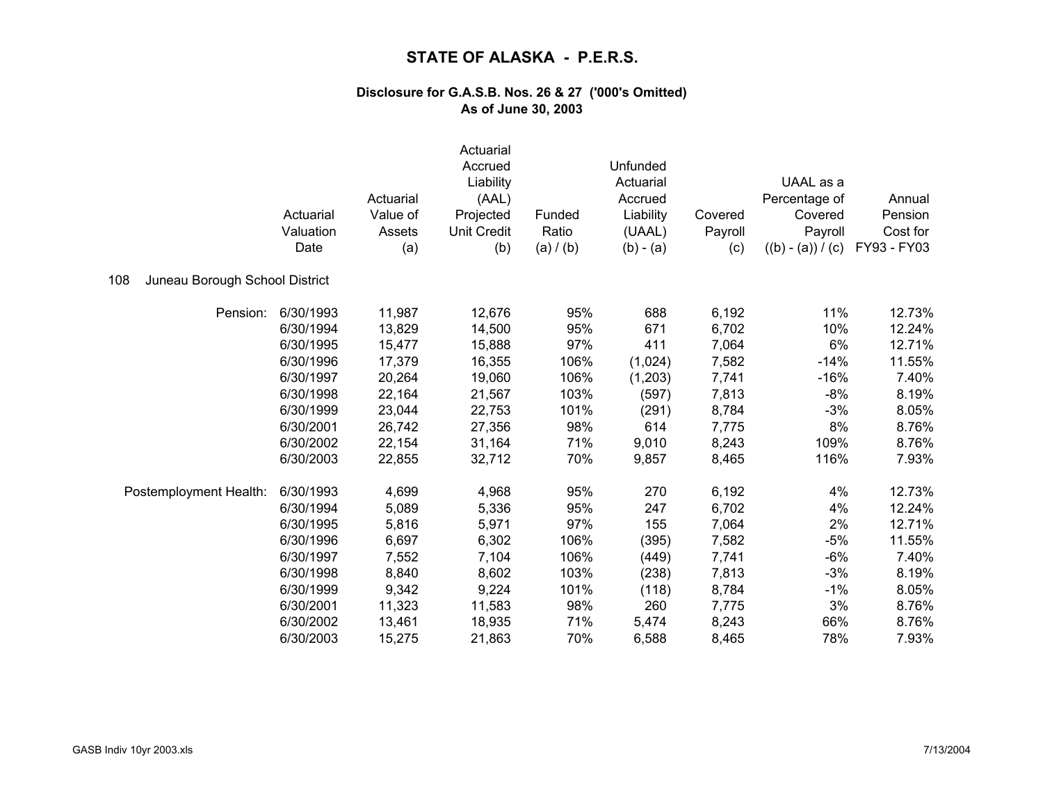# STATE OF ALASKA - P.E.R.S.

### Disclosure for G.A.S.B. Nos. 26 & 27 ('000's Omitted)
### As of June 30, 2003

108 Juneau Borough School District

| | Actuarial Valuation Date | Actuarial Value of Assets (a) | Actuarial Accrued Liability (AAL) Projected Unit Credit (b) | Funded Ratio (a) / (b) | Unfunded Actuarial Accrued Liability (UAAL) (b) - (a) | Covered Payroll (c) | UAAL as a Percentage of Covered Payroll ((b) - (a)) / (c) | Annual Pension Cost for FY93 - FY03 |
|---|---|---|---|---|---|---|---|---|
| Pension: | 6/30/1993 | 11,987 | 12,676 | 95% | 688 | 6,192 | 11% | 12.73% |
| | 6/30/1994 | 13,829 | 14,500 | 95% | 671 | 6,702 | 10% | 12.24% |
| | 6/30/1995 | 15,477 | 15,888 | 97% | 411 | 7,064 | 6% | 12.71% |
| | 6/30/1996 | 17,379 | 16,355 | 106% | (1,024) | 7,582 | -14% | 11.55% |
| | 6/30/1997 | 20,264 | 19,060 | 106% | (1,203) | 7,741 | -16% | 7.40% |
| | 6/30/1998 | 22,164 | 21,567 | 103% | (597) | 7,813 | -8% | 8.19% |
| | 6/30/1999 | 23,044 | 22,753 | 101% | (291) | 8,784 | -3% | 8.05% |
| | 6/30/2001 | 26,742 | 27,356 | 98% | 614 | 7,775 | 8% | 8.76% |
| | 6/30/2002 | 22,154 | 31,164 | 71% | 9,010 | 8,243 | 109% | 8.76% |
| | 6/30/2003 | 22,855 | 32,712 | 70% | 9,857 | 8,465 | 116% | 7.93% |
| Postemployment Health: | 6/30/1993 | 4,699 | 4,968 | 95% | 270 | 6,192 | 4% | 12.73% |
| | 6/30/1994 | 5,089 | 5,336 | 95% | 247 | 6,702 | 4% | 12.24% |
| | 6/30/1995 | 5,816 | 5,971 | 97% | 155 | 7,064 | 2% | 12.71% |
| | 6/30/1996 | 6,697 | 6,302 | 106% | (395) | 7,582 | -5% | 11.55% |
| | 6/30/1997 | 7,552 | 7,104 | 106% | (449) | 7,741 | -6% | 7.40% |
| | 6/30/1998 | 8,840 | 8,602 | 103% | (238) | 7,813 | -3% | 8.19% |
| | 6/30/1999 | 9,342 | 9,224 | 101% | (118) | 8,784 | -1% | 8.05% |
| | 6/30/2001 | 11,323 | 11,583 | 98% | 260 | 7,775 | 3% | 8.76% |
| | 6/30/2002 | 13,461 | 18,935 | 71% | 5,474 | 8,243 | 66% | 8.76% |
| | 6/30/2003 | 15,275 | 21,863 | 70% | 6,588 | 8,465 | 78% | 7.93% |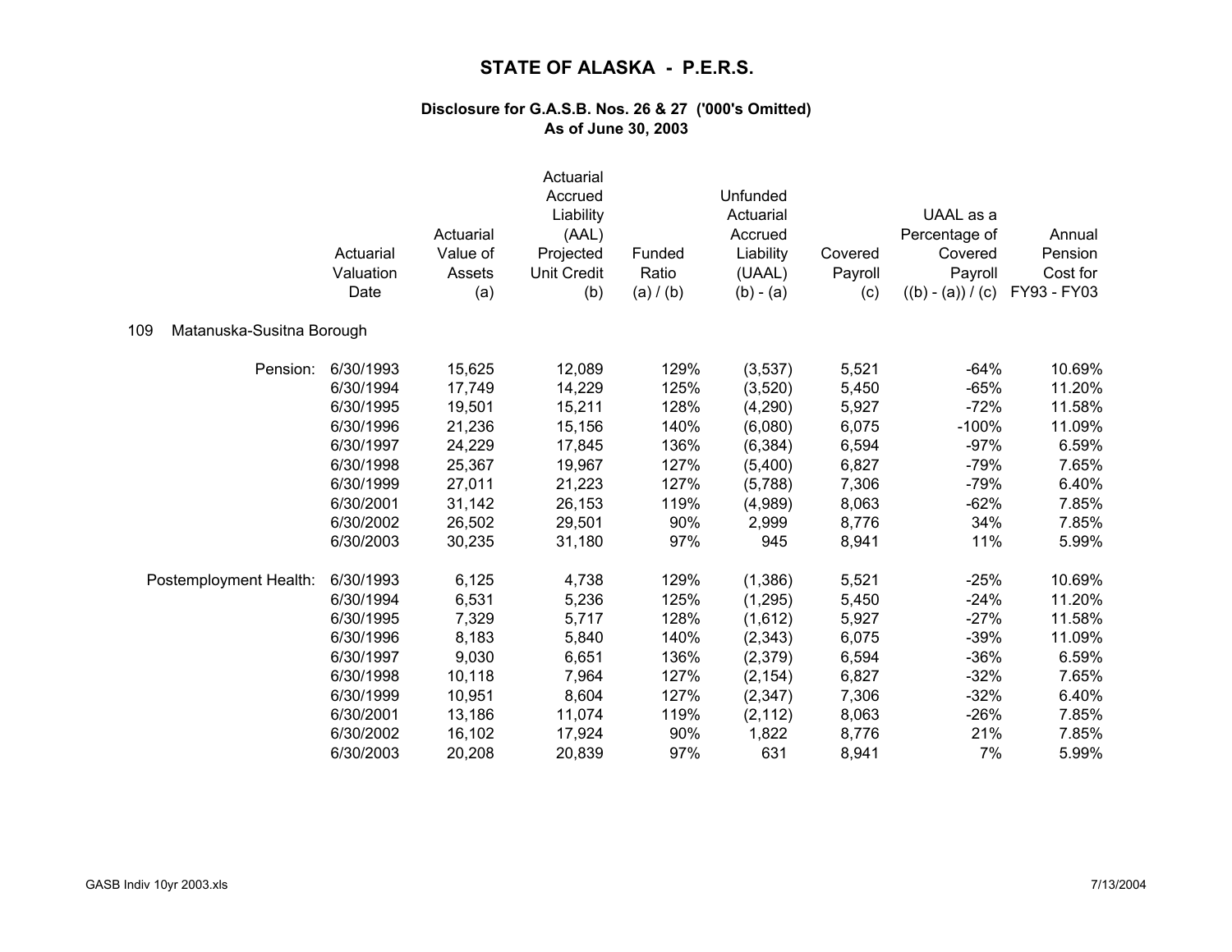# STATE OF ALASKA - P.E.R.S.

### Disclosure for G.A.S.B. Nos. 26 & 27 ('000's Omitted)
### As of June 30, 2003

**109 Matanuska-Susitna Borough**

| | Actuarial Valuation Date | Actuarial Value of Assets (a) | Actuarial Accrued Liability (AAL) Projected Unit Credit (b) | Funded Ratio (a) / (b) | Unfunded Actuarial Accrued Liability (UAAL) (b) - (a) | Covered Payroll (c) | UAAL as a Percentage of Covered Payroll ((b) - (a)) / (c) | Annual Pension Cost for FY93 - FY03 |
|---|---|---|---|---|---|---|---|---|
| Pension: | 6/30/1993 | 15,625 | 12,089 | 129% | (3,537) | 5,521 | -64% | 10.69% |
| | 6/30/1994 | 17,749 | 14,229 | 125% | (3,520) | 5,450 | -65% | 11.20% |
| | 6/30/1995 | 19,501 | 15,211 | 128% | (4,290) | 5,927 | -72% | 11.58% |
| | 6/30/1996 | 21,236 | 15,156 | 140% | (6,080) | 6,075 | -100% | 11.09% |
| | 6/30/1997 | 24,229 | 17,845 | 136% | (6,384) | 6,594 | -97% | 6.59% |
| | 6/30/1998 | 25,367 | 19,967 | 127% | (5,400) | 6,827 | -79% | 7.65% |
| | 6/30/1999 | 27,011 | 21,223 | 127% | (5,788) | 7,306 | -79% | 6.40% |
| | 6/30/2001 | 31,142 | 26,153 | 119% | (4,989) | 8,063 | -62% | 7.85% |
| | 6/30/2002 | 26,502 | 29,501 | 90% | 2,999 | 8,776 | 34% | 7.85% |
| | 6/30/2003 | 30,235 | 31,180 | 97% | 945 | 8,941 | 11% | 5.99% |
| Postemployment Health: | 6/30/1993 | 6,125 | 4,738 | 129% | (1,386) | 5,521 | -25% | 10.69% |
| | 6/30/1994 | 6,531 | 5,236 | 125% | (1,295) | 5,450 | -24% | 11.20% |
| | 6/30/1995 | 7,329 | 5,717 | 128% | (1,612) | 5,927 | -27% | 11.58% |
| | 6/30/1996 | 8,183 | 5,840 | 140% | (2,343) | 6,075 | -39% | 11.09% |
| | 6/30/1997 | 9,030 | 6,651 | 136% | (2,379) | 6,594 | -36% | 6.59% |
| | 6/30/1998 | 10,118 | 7,964 | 127% | (2,154) | 6,827 | -32% | 7.65% |
| | 6/30/1999 | 10,951 | 8,604 | 127% | (2,347) | 7,306 | -32% | 6.40% |
| | 6/30/2001 | 13,186 | 11,074 | 119% | (2,112) | 8,063 | -26% | 7.85% |
| | 6/30/2002 | 16,102 | 17,924 | 90% | 1,822 | 8,776 | 21% | 7.85% |
| | 6/30/2003 | 20,208 | 20,839 | 97% | 631 | 8,941 | 7% | 5.99% |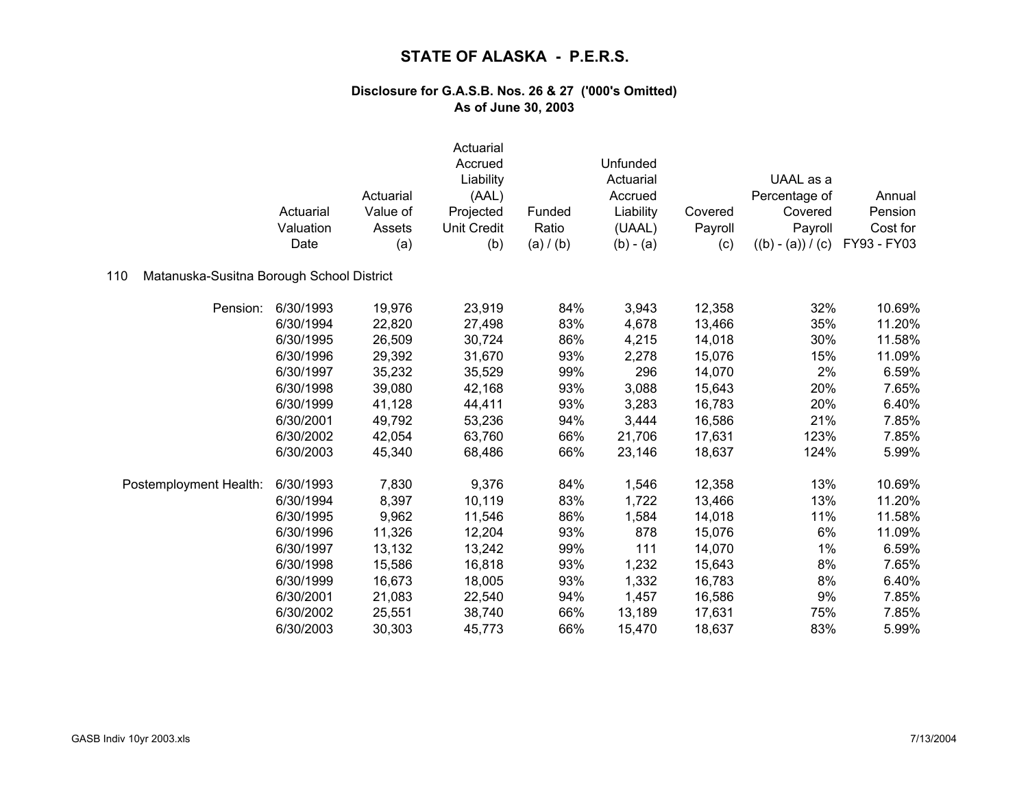# STATE OF ALASKA - P.E.R.S.

### Disclosure for G.A.S.B. Nos. 26 & 27 ('000's Omitted)
### As of June 30, 2003

| | Actuarial Valuation Date | Actuarial Value of Assets (a) | Actuarial Accrued Liability (AAL) Projected Unit Credit (b) | Funded Ratio (a) / (b) | Unfunded Actuarial Accrued Liability (UAAL) (b) - (a) | Covered Payroll (c) | UAAL as a Percentage of Covered Payroll ((b) - (a)) / (c) | Annual Pension Cost for FY93 - FY03 |
|---|---|---|---|---|---|---|---|---|
| 110 Matanuska-Susitna Borough School District | | | | | | | | |
| Pension: | 6/30/1993 | 19,976 | 23,919 | 84% | 3,943 | 12,358 | 32% | 10.69% |
| | 6/30/1994 | 22,820 | 27,498 | 83% | 4,678 | 13,466 | 35% | 11.20% |
| | 6/30/1995 | 26,509 | 30,724 | 86% | 4,215 | 14,018 | 30% | 11.58% |
| | 6/30/1996 | 29,392 | 31,670 | 93% | 2,278 | 15,076 | 15% | 11.09% |
| | 6/30/1997 | 35,232 | 35,529 | 99% | 296 | 14,070 | 2% | 6.59% |
| | 6/30/1998 | 39,080 | 42,168 | 93% | 3,088 | 15,643 | 20% | 7.65% |
| | 6/30/1999 | 41,128 | 44,411 | 93% | 3,283 | 16,783 | 20% | 6.40% |
| | 6/30/2001 | 49,792 | 53,236 | 94% | 3,444 | 16,586 | 21% | 7.85% |
| | 6/30/2002 | 42,054 | 63,760 | 66% | 21,706 | 17,631 | 123% | 7.85% |
| | 6/30/2003 | 45,340 | 68,486 | 66% | 23,146 | 18,637 | 124% | 5.99% |
| Postemployment Health: | 6/30/1993 | 7,830 | 9,376 | 84% | 1,546 | 12,358 | 13% | 10.69% |
| | 6/30/1994 | 8,397 | 10,119 | 83% | 1,722 | 13,466 | 13% | 11.20% |
| | 6/30/1995 | 9,962 | 11,546 | 86% | 1,584 | 14,018 | 11% | 11.58% |
| | 6/30/1996 | 11,326 | 12,204 | 93% | 878 | 15,076 | 6% | 11.09% |
| | 6/30/1997 | 13,132 | 13,242 | 99% | 111 | 14,070 | 1% | 6.59% |
| | 6/30/1998 | 15,586 | 16,818 | 93% | 1,232 | 15,643 | 8% | 7.65% |
| | 6/30/1999 | 16,673 | 18,005 | 93% | 1,332 | 16,783 | 8% | 6.40% |
| | 6/30/2001 | 21,083 | 22,540 | 94% | 1,457 | 16,586 | 9% | 7.85% |
| | 6/30/2002 | 25,551 | 38,740 | 66% | 13,189 | 17,631 | 75% | 7.85% |
| | 6/30/2003 | 30,303 | 45,773 | 66% | 15,470 | 18,637 | 83% | 5.99% |

GASB Indiv 10yr 2003.xls 7/13/2004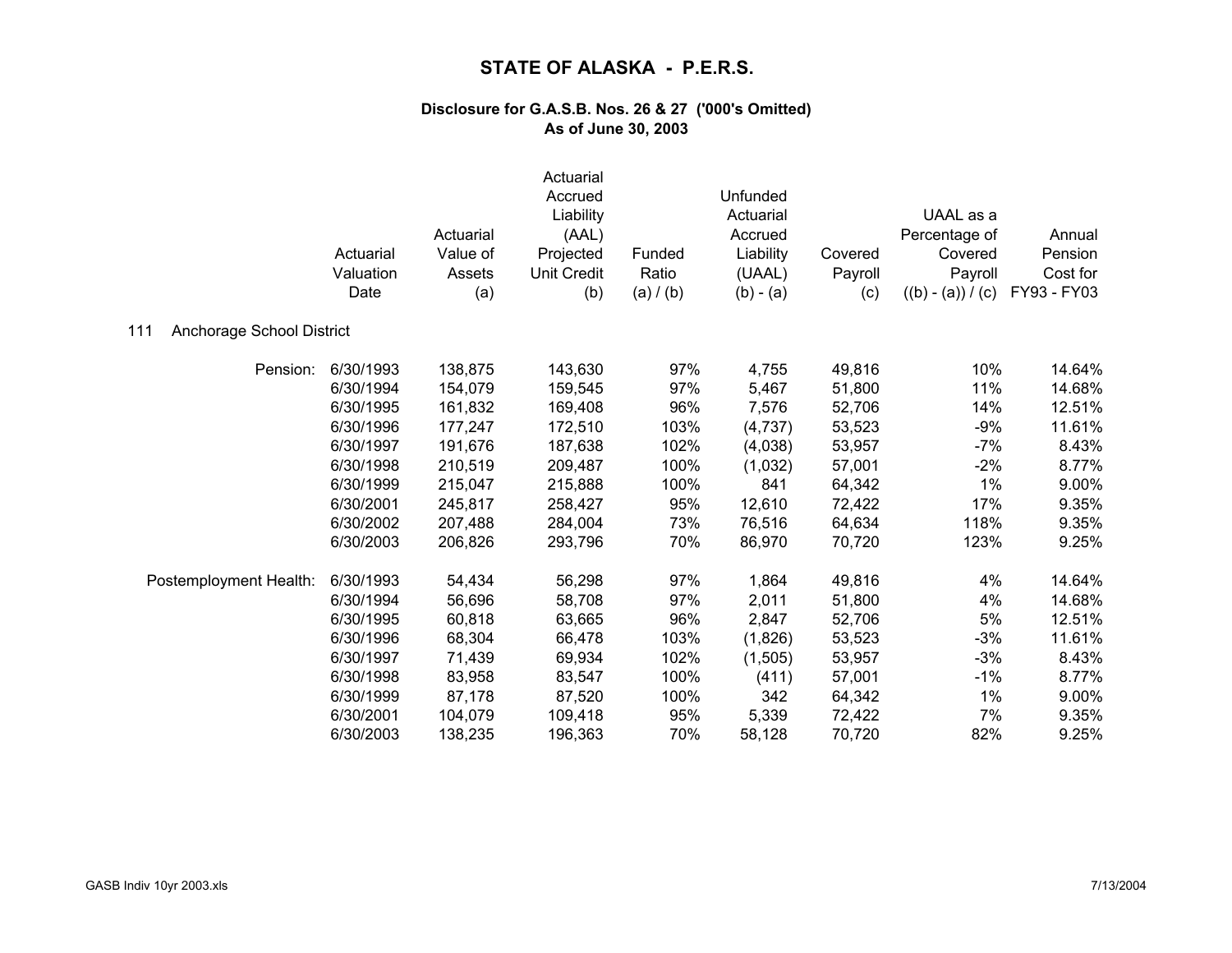# STATE OF ALASKA - P.E.R.S.

### Disclosure for G.A.S.B. Nos. 26 & 27 ('000's Omitted)
### As of June 30, 2003

**111 Anchorage School District**

| | Actuarial Valuation Date | Actuarial Value of Assets (a) | Actuarial Accrued Liability (AAL) Projected Unit Credit (b) | Funded Ratio (a) / (b) | Unfunded Actuarial Accrued Liability (UAAL) (b) - (a) | Covered Payroll (c) | UAAL as a Percentage of Covered Payroll ((b) - (a)) / (c) | Annual Pension Cost for FY93 - FY03 |
|---|---|---|---|---|---|---|---|---|
| Pension: | 6/30/1993 | 138,875 | 143,630 | 97% | 4,755 | 49,816 | 10% | 14.64% |
| | 6/30/1994 | 154,079 | 159,545 | 97% | 5,467 | 51,800 | 11% | 14.68% |
| | 6/30/1995 | 161,832 | 169,408 | 96% | 7,576 | 52,706 | 14% | 12.51% |
| | 6/30/1996 | 177,247 | 172,510 | 103% | (4,737) | 53,523 | -9% | 11.61% |
| | 6/30/1997 | 191,676 | 187,638 | 102% | (4,038) | 53,957 | -7% | 8.43% |
| | 6/30/1998 | 210,519 | 209,487 | 100% | (1,032) | 57,001 | -2% | 8.77% |
| | 6/30/1999 | 215,047 | 215,888 | 100% | 841 | 64,342 | 1% | 9.00% |
| | 6/30/2001 | 245,817 | 258,427 | 95% | 12,610 | 72,422 | 17% | 9.35% |
| | 6/30/2002 | 207,488 | 284,004 | 73% | 76,516 | 64,634 | 118% | 9.35% |
| | 6/30/2003 | 206,826 | 293,796 | 70% | 86,970 | 70,720 | 123% | 9.25% |
| Postemployment Health: | 6/30/1993 | 54,434 | 56,298 | 97% | 1,864 | 49,816 | 4% | 14.64% |
| | 6/30/1994 | 56,696 | 58,708 | 97% | 2,011 | 51,800 | 4% | 14.68% |
| | 6/30/1995 | 60,818 | 63,665 | 96% | 2,847 | 52,706 | 5% | 12.51% |
| | 6/30/1996 | 68,304 | 66,478 | 103% | (1,826) | 53,523 | -3% | 11.61% |
| | 6/30/1997 | 71,439 | 69,934 | 102% | (1,505) | 53,957 | -3% | 8.43% |
| | 6/30/1998 | 83,958 | 83,547 | 100% | (411) | 57,001 | -1% | 8.77% |
| | 6/30/1999 | 87,178 | 87,520 | 100% | 342 | 64,342 | 1% | 9.00% |
| | 6/30/2001 | 104,079 | 109,418 | 95% | 5,339 | 72,422 | 7% | 9.35% |
| | 6/30/2003 | 138,235 | 196,363 | 70% | 58,128 | 70,720 | 82% | 9.25% |

GASB Indiv 10yr 2003.xls 7/13/2004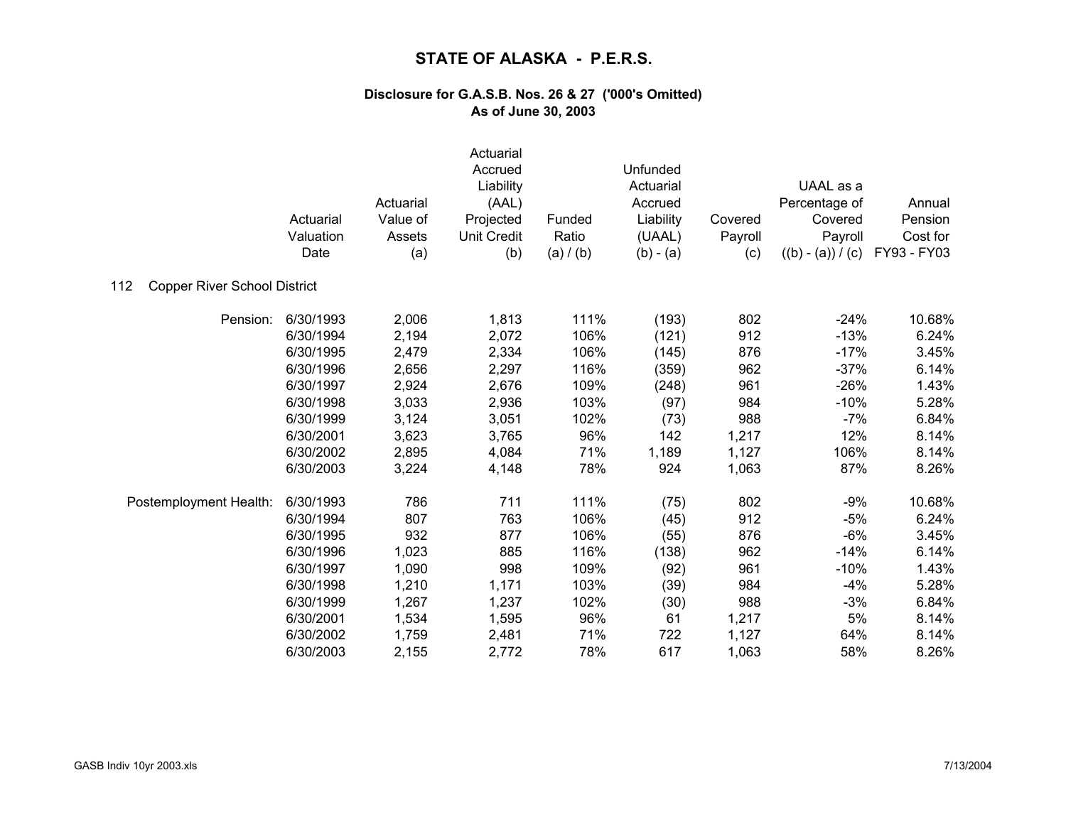# STATE OF ALASKA - P.E.R.S.

### Disclosure for G.A.S.B. Nos. 26 & 27 ('000's Omitted)
### As of June 30, 2003

| | Actuarial Valuation Date | Actuarial Value of Assets (a) | Actuarial Accrued Liability (AAL) Projected Unit Credit (b) | Funded Ratio (a) / (b) | Unfunded Actuarial Accrued Liability (UAAL) (b) - (a) | Covered Payroll (c) | UAAL as a Percentage of Covered Payroll ((b) - (a)) / (c) | Annual Pension Cost for FY93 - FY03 |
|---|---|---|---|---|---|---|---|---|
| **112 Copper River School District** | | | | | | | | |
| Pension: | 6/30/1993 | 2,006 | 1,813 | 111% | (193) | 802 | -24% | 10.68% |
| | 6/30/1994 | 2,194 | 2,072 | 106% | (121) | 912 | -13% | 6.24% |
| | 6/30/1995 | 2,479 | 2,334 | 106% | (145) | 876 | -17% | 3.45% |
| | 6/30/1996 | 2,656 | 2,297 | 116% | (359) | 962 | -37% | 6.14% |
| | 6/30/1997 | 2,924 | 2,676 | 109% | (248) | 961 | -26% | 1.43% |
| | 6/30/1998 | 3,033 | 2,936 | 103% | (97) | 984 | -10% | 5.28% |
| | 6/30/1999 | 3,124 | 3,051 | 102% | (73) | 988 | -7% | 6.84% |
| | 6/30/2001 | 3,623 | 3,765 | 96% | 142 | 1,217 | 12% | 8.14% |
| | 6/30/2002 | 2,895 | 4,084 | 71% | 1,189 | 1,127 | 106% | 8.14% |
| | 6/30/2003 | 3,224 | 4,148 | 78% | 924 | 1,063 | 87% | 8.26% |
| Postemployment Health: | 6/30/1993 | 786 | 711 | 111% | (75) | 802 | -9% | 10.68% |
| | 6/30/1994 | 807 | 763 | 106% | (45) | 912 | -5% | 6.24% |
| | 6/30/1995 | 932 | 877 | 106% | (55) | 876 | -6% | 3.45% |
| | 6/30/1996 | 1,023 | 885 | 116% | (138) | 962 | -14% | 6.14% |
| | 6/30/1997 | 1,090 | 998 | 109% | (92) | 961 | -10% | 1.43% |
| | 6/30/1998 | 1,210 | 1,171 | 103% | (39) | 984 | -4% | 5.28% |
| | 6/30/1999 | 1,267 | 1,237 | 102% | (30) | 988 | -3% | 6.84% |
| | 6/30/2001 | 1,534 | 1,595 | 96% | 61 | 1,217 | 5% | 8.14% |
| | 6/30/2002 | 1,759 | 2,481 | 71% | 722 | 1,127 | 64% | 8.14% |
| | 6/30/2003 | 2,155 | 2,772 | 78% | 617 | 1,063 | 58% | 8.26% |

GASB Indiv 10yr 2003.xls 7/13/2004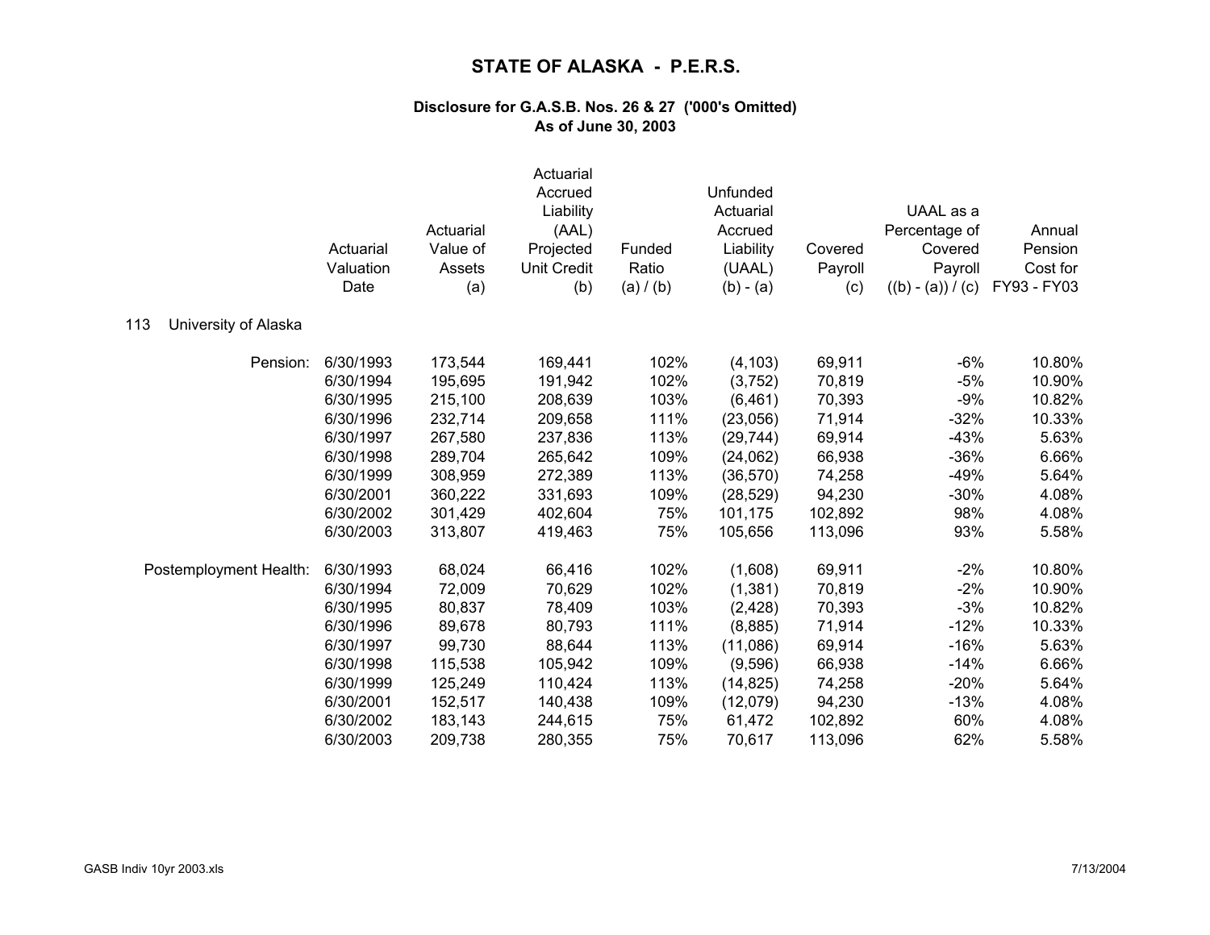# STATE OF ALASKA - P.E.R.S.

### Disclosure for G.A.S.B. Nos. 26 & 27 ('000's Omitted)
### As of June 30, 2003

| | Actuarial Valuation Date | Actuarial Value of Assets (a) | Actuarial Accrued Liability (AAL) Projected Unit Credit (b) | Funded Ratio (a) / (b) | Unfunded Actuarial Accrued Liability (UAAL) (b) - (a) | Covered Payroll (c) | UAAL as a Percentage of Covered Payroll ((b) - (a)) / (c) | Annual Pension Cost for FY93 - FY03 |
|---|---|---|---|---|---|---|---|---|
| **113 University of Alaska** | | | | | | | | |
| Pension: | 6/30/1993 | 173,544 | 169,441 | 102% | (4,103) | 69,911 | -6% | 10.80% |
| | 6/30/1994 | 195,695 | 191,942 | 102% | (3,752) | 70,819 | -5% | 10.90% |
| | 6/30/1995 | 215,100 | 208,639 | 103% | (6,461) | 70,393 | -9% | 10.82% |
| | 6/30/1996 | 232,714 | 209,658 | 111% | (23,056) | 71,914 | -32% | 10.33% |
| | 6/30/1997 | 267,580 | 237,836 | 113% | (29,744) | 69,914 | -43% | 5.63% |
| | 6/30/1998 | 289,704 | 265,642 | 109% | (24,062) | 66,938 | -36% | 6.66% |
| | 6/30/1999 | 308,959 | 272,389 | 113% | (36,570) | 74,258 | -49% | 5.64% |
| | 6/30/2001 | 360,222 | 331,693 | 109% | (28,529) | 94,230 | -30% | 4.08% |
| | 6/30/2002 | 301,429 | 402,604 | 75% | 101,175 | 102,892 | 98% | 4.08% |
| | 6/30/2003 | 313,807 | 419,463 | 75% | 105,656 | 113,096 | 93% | 5.58% |
| Postemployment Health: | 6/30/1993 | 68,024 | 66,416 | 102% | (1,608) | 69,911 | -2% | 10.80% |
| | 6/30/1994 | 72,009 | 70,629 | 102% | (1,381) | 70,819 | -2% | 10.90% |
| | 6/30/1995 | 80,837 | 78,409 | 103% | (2,428) | 70,393 | -3% | 10.82% |
| | 6/30/1996 | 89,678 | 80,793 | 111% | (8,885) | 71,914 | -12% | 10.33% |
| | 6/30/1997 | 99,730 | 88,644 | 113% | (11,086) | 69,914 | -16% | 5.63% |
| | 6/30/1998 | 115,538 | 105,942 | 109% | (9,596) | 66,938 | -14% | 6.66% |
| | 6/30/1999 | 125,249 | 110,424 | 113% | (14,825) | 74,258 | -20% | 5.64% |
| | 6/30/2001 | 152,517 | 140,438 | 109% | (12,079) | 94,230 | -13% | 4.08% |
| | 6/30/2002 | 183,143 | 244,615 | 75% | 61,472 | 102,892 | 60% | 4.08% |
| | 6/30/2003 | 209,738 | 280,355 | 75% | 70,617 | 113,096 | 62% | 5.58% |

GASB Indiv 10yr 2003.xls 7/13/2004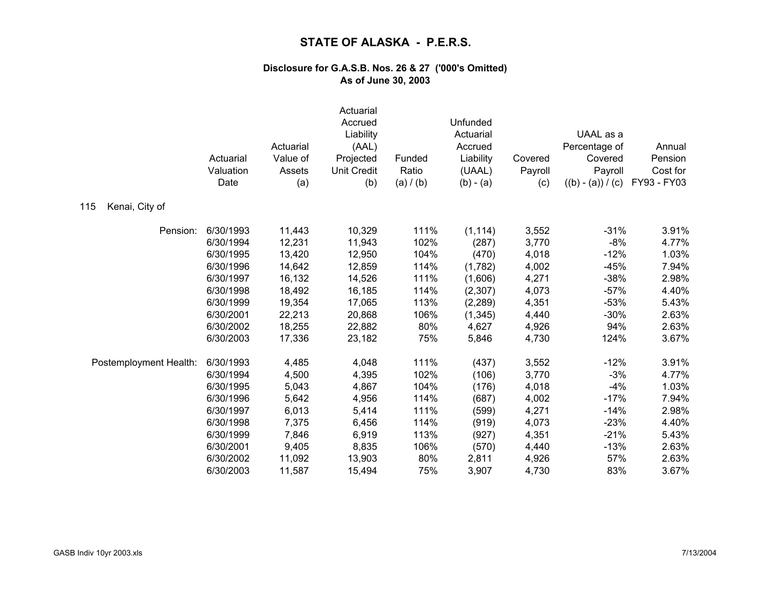# STATE OF ALASKA - P.E.R.S.

### Disclosure for G.A.S.B. Nos. 26 & 27 ('000's Omitted)
### As of June 30, 2003

| | Actuarial Valuation Date | Actuarial Value of Assets (a) | Actuarial Accrued Liability (AAL) Projected Unit Credit (b) | Funded Ratio (a) / (b) | Unfunded Actuarial Accrued Liability (UAAL) (b) - (a) | Covered Payroll (c) | UAAL as a Percentage of Covered Payroll ((b) - (a)) / (c) | Annual Pension Cost for FY93 - FY03 |
|---|---|---|---|---|---|---|---|---|
| **115 Kenai, City of** | | | | | | | | |
| Pension: | 6/30/1993 | 11,443 | 10,329 | 111% | (1,114) | 3,552 | -31% | 3.91% |
| | 6/30/1994 | 12,231 | 11,943 | 102% | (287) | 3,770 | -8% | 4.77% |
| | 6/30/1995 | 13,420 | 12,950 | 104% | (470) | 4,018 | -12% | 1.03% |
| | 6/30/1996 | 14,642 | 12,859 | 114% | (1,782) | 4,002 | -45% | 7.94% |
| | 6/30/1997 | 16,132 | 14,526 | 111% | (1,606) | 4,271 | -38% | 2.98% |
| | 6/30/1998 | 18,492 | 16,185 | 114% | (2,307) | 4,073 | -57% | 4.40% |
| | 6/30/1999 | 19,354 | 17,065 | 113% | (2,289) | 4,351 | -53% | 5.43% |
| | 6/30/2001 | 22,213 | 20,868 | 106% | (1,345) | 4,440 | -30% | 2.63% |
| | 6/30/2002 | 18,255 | 22,882 | 80% | 4,627 | 4,926 | 94% | 2.63% |
| | 6/30/2003 | 17,336 | 23,182 | 75% | 5,846 | 4,730 | 124% | 3.67% |
| Postemployment Health: | 6/30/1993 | 4,485 | 4,048 | 111% | (437) | 3,552 | -12% | 3.91% |
| | 6/30/1994 | 4,500 | 4,395 | 102% | (106) | 3,770 | -3% | 4.77% |
| | 6/30/1995 | 5,043 | 4,867 | 104% | (176) | 4,018 | -4% | 1.03% |
| | 6/30/1996 | 5,642 | 4,956 | 114% | (687) | 4,002 | -17% | 7.94% |
| | 6/30/1997 | 6,013 | 5,414 | 111% | (599) | 4,271 | -14% | 2.98% |
| | 6/30/1998 | 7,375 | 6,456 | 114% | (919) | 4,073 | -23% | 4.40% |
| | 6/30/1999 | 7,846 | 6,919 | 113% | (927) | 4,351 | -21% | 5.43% |
| | 6/30/2001 | 9,405 | 8,835 | 106% | (570) | 4,440 | -13% | 2.63% |
| | 6/30/2002 | 11,092 | 13,903 | 80% | 2,811 | 4,926 | 57% | 2.63% |
| | 6/30/2003 | 11,587 | 15,494 | 75% | 3,907 | 4,730 | 83% | 3.67% |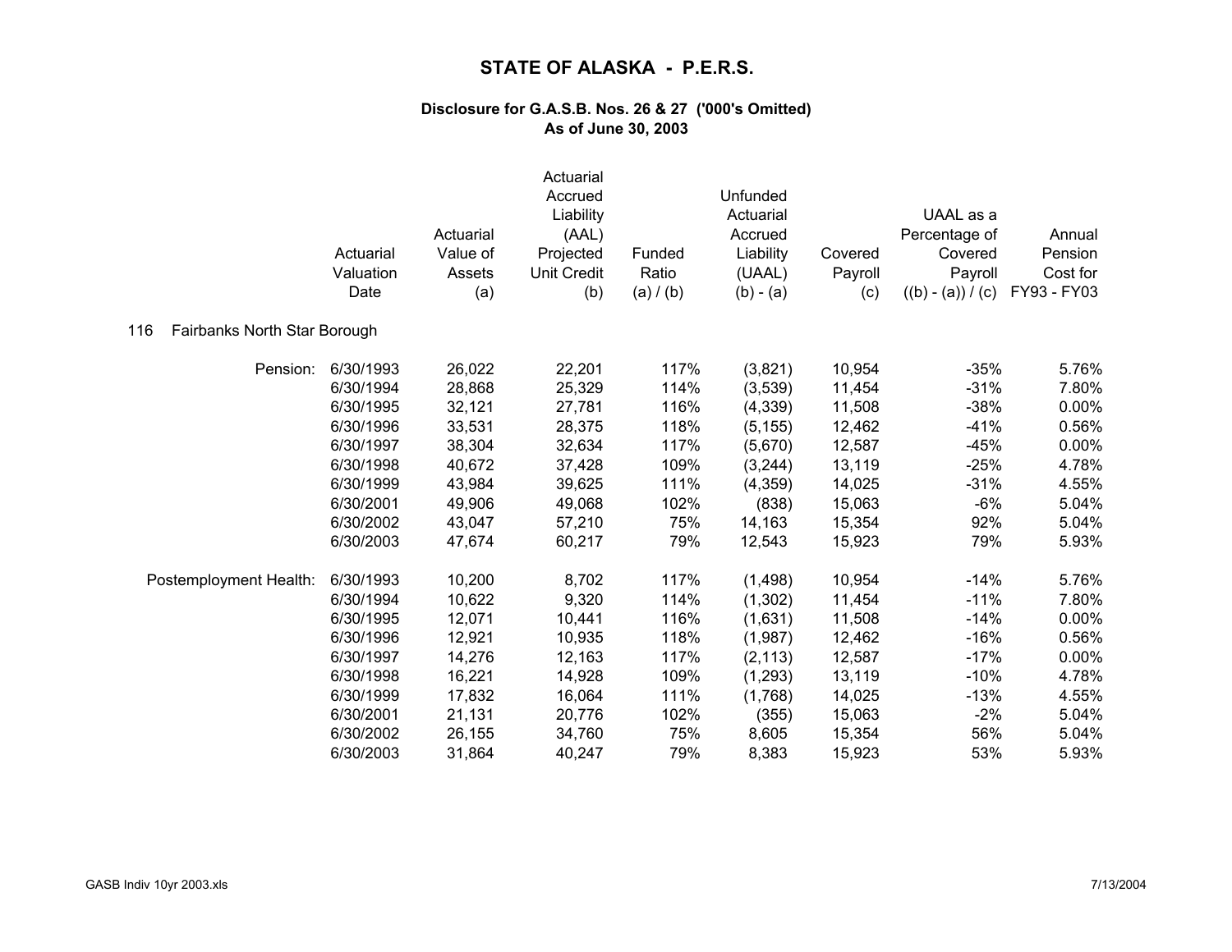# STATE OF ALASKA - P.E.R.S.

### Disclosure for G.A.S.B. Nos. 26 & 27 ('000's Omitted)
### As of June 30, 2003

| | Actuarial Valuation Date | Actuarial Value of Assets (a) | Actuarial Accrued Liability (AAL) Projected Unit Credit (b) | Funded Ratio (a) / (b) | Unfunded Actuarial Accrued Liability (UAAL) (b) - (a) | Covered Payroll (c) | UAAL as a Percentage of Covered Payroll ((b) - (a)) / (c) | Annual Pension Cost for FY93 - FY03 |
|---|---|---|---|---|---|---|---|---|
| **116 Fairbanks North Star Borough** | | | | | | | | |
| Pension: | 6/30/1993 | 26,022 | 22,201 | 117% | (3,821) | 10,954 | -35% | 5.76% |
| | 6/30/1994 | 28,868 | 25,329 | 114% | (3,539) | 11,454 | -31% | 7.80% |
| | 6/30/1995 | 32,121 | 27,781 | 116% | (4,339) | 11,508 | -38% | 0.00% |
| | 6/30/1996 | 33,531 | 28,375 | 118% | (5,155) | 12,462 | -41% | 0.56% |
| | 6/30/1997 | 38,304 | 32,634 | 117% | (5,670) | 12,587 | -45% | 0.00% |
| | 6/30/1998 | 40,672 | 37,428 | 109% | (3,244) | 13,119 | -25% | 4.78% |
| | 6/30/1999 | 43,984 | 39,625 | 111% | (4,359) | 14,025 | -31% | 4.55% |
| | 6/30/2001 | 49,906 | 49,068 | 102% | (838) | 15,063 | -6% | 5.04% |
| | 6/30/2002 | 43,047 | 57,210 | 75% | 14,163 | 15,354 | 92% | 5.04% |
| | 6/30/2003 | 47,674 | 60,217 | 79% | 12,543 | 15,923 | 79% | 5.93% |
| Postemployment Health: | 6/30/1993 | 10,200 | 8,702 | 117% | (1,498) | 10,954 | -14% | 5.76% |
| | 6/30/1994 | 10,622 | 9,320 | 114% | (1,302) | 11,454 | -11% | 7.80% |
| | 6/30/1995 | 12,071 | 10,441 | 116% | (1,631) | 11,508 | -14% | 0.00% |
| | 6/30/1996 | 12,921 | 10,935 | 118% | (1,987) | 12,462 | -16% | 0.56% |
| | 6/30/1997 | 14,276 | 12,163 | 117% | (2,113) | 12,587 | -17% | 0.00% |
| | 6/30/1998 | 16,221 | 14,928 | 109% | (1,293) | 13,119 | -10% | 4.78% |
| | 6/30/1999 | 17,832 | 16,064 | 111% | (1,768) | 14,025 | -13% | 4.55% |
| | 6/30/2001 | 21,131 | 20,776 | 102% | (355) | 15,063 | -2% | 5.04% |
| | 6/30/2002 | 26,155 | 34,760 | 75% | 8,605 | 15,354 | 56% | 5.04% |
| | 6/30/2003 | 31,864 | 40,247 | 79% | 8,383 | 15,923 | 53% | 5.93% |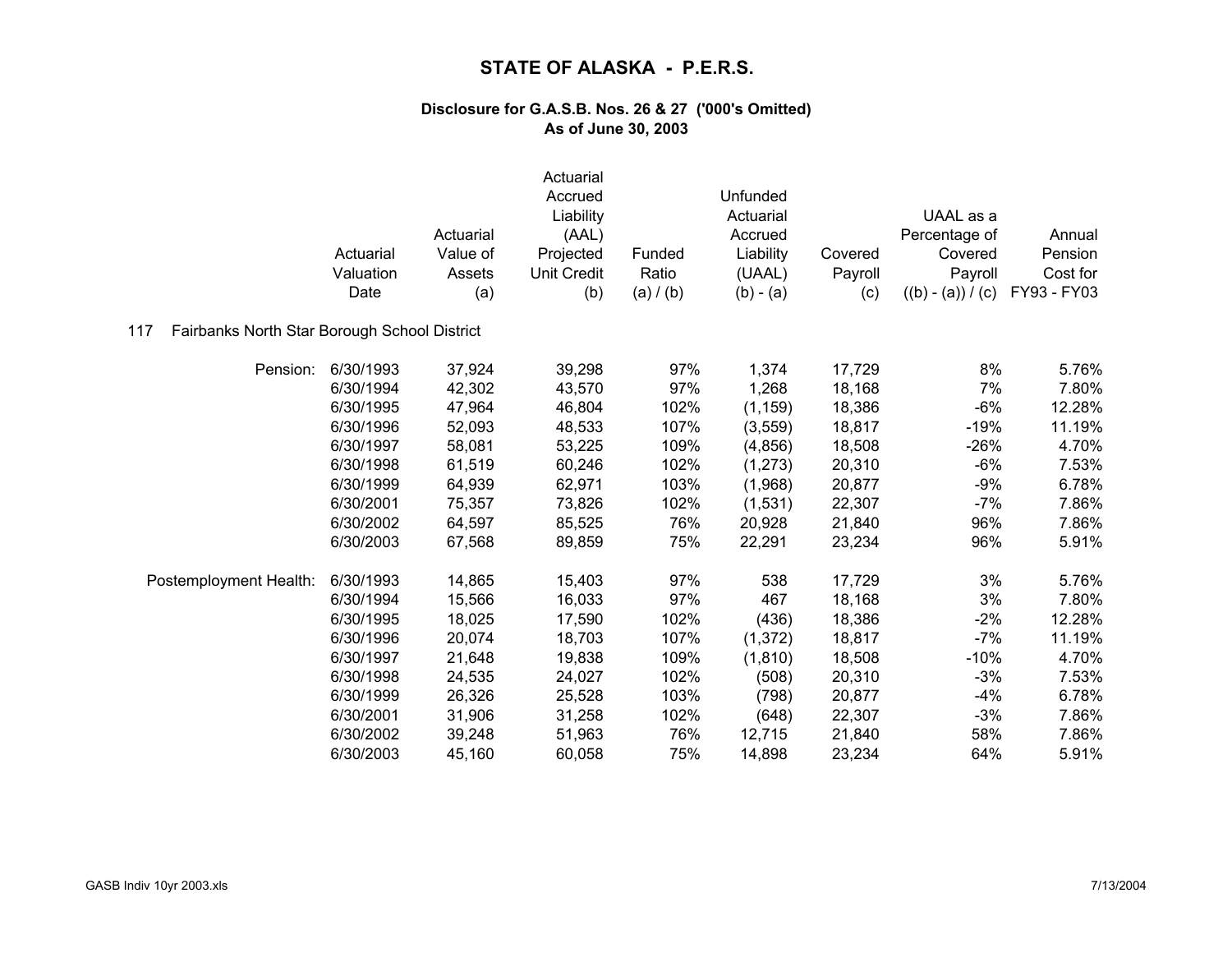# STATE OF ALASKA - P.E.R.S.

### Disclosure for G.A.S.B. Nos. 26 & 27 ('000's Omitted)
### As of June 30, 2003

| | Actuarial Valuation Date | Actuarial Value of Assets (a) | Actuarial Accrued Liability (AAL) Projected Unit Credit (b) | Funded Ratio (a) / (b) | Unfunded Actuarial Accrued Liability (UAAL) (b) - (a) | Covered Payroll (c) | UAAL as a Percentage of Covered Payroll ((b) - (a)) / (c) | Annual Pension Cost for FY93 - FY03 |
|---|---|---|---|---|---|---|---|---|
| **117 Fairbanks North Star Borough School District** | | | | | | | | |
| Pension: | 6/30/1993 | 37,924 | 39,298 | 97% | 1,374 | 17,729 | 8% | 5.76% |
| | 6/30/1994 | 42,302 | 43,570 | 97% | 1,268 | 18,168 | 7% | 7.80% |
| | 6/30/1995 | 47,964 | 46,804 | 102% | (1,159) | 18,386 | -6% | 12.28% |
| | 6/30/1996 | 52,093 | 48,533 | 107% | (3,559) | 18,817 | -19% | 11.19% |
| | 6/30/1997 | 58,081 | 53,225 | 109% | (4,856) | 18,508 | -26% | 4.70% |
| | 6/30/1998 | 61,519 | 60,246 | 102% | (1,273) | 20,310 | -6% | 7.53% |
| | 6/30/1999 | 64,939 | 62,971 | 103% | (1,968) | 20,877 | -9% | 6.78% |
| | 6/30/2001 | 75,357 | 73,826 | 102% | (1,531) | 22,307 | -7% | 7.86% |
| | 6/30/2002 | 64,597 | 85,525 | 76% | 20,928 | 21,840 | 96% | 7.86% |
| | 6/30/2003 | 67,568 | 89,859 | 75% | 22,291 | 23,234 | 96% | 5.91% |
| Postemployment Health: | 6/30/1993 | 14,865 | 15,403 | 97% | 538 | 17,729 | 3% | 5.76% |
| | 6/30/1994 | 15,566 | 16,033 | 97% | 467 | 18,168 | 3% | 7.80% |
| | 6/30/1995 | 18,025 | 17,590 | 102% | (436) | 18,386 | -2% | 12.28% |
| | 6/30/1996 | 20,074 | 18,703 | 107% | (1,372) | 18,817 | -7% | 11.19% |
| | 6/30/1997 | 21,648 | 19,838 | 109% | (1,810) | 18,508 | -10% | 4.70% |
| | 6/30/1998 | 24,535 | 24,027 | 102% | (508) | 20,310 | -3% | 7.53% |
| | 6/30/1999 | 26,326 | 25,528 | 103% | (798) | 20,877 | -4% | 6.78% |
| | 6/30/2001 | 31,906 | 31,258 | 102% | (648) | 22,307 | -3% | 7.86% |
| | 6/30/2002 | 39,248 | 51,963 | 76% | 12,715 | 21,840 | 58% | 7.86% |
| | 6/30/2003 | 45,160 | 60,058 | 75% | 14,898 | 23,234 | 64% | 5.91% |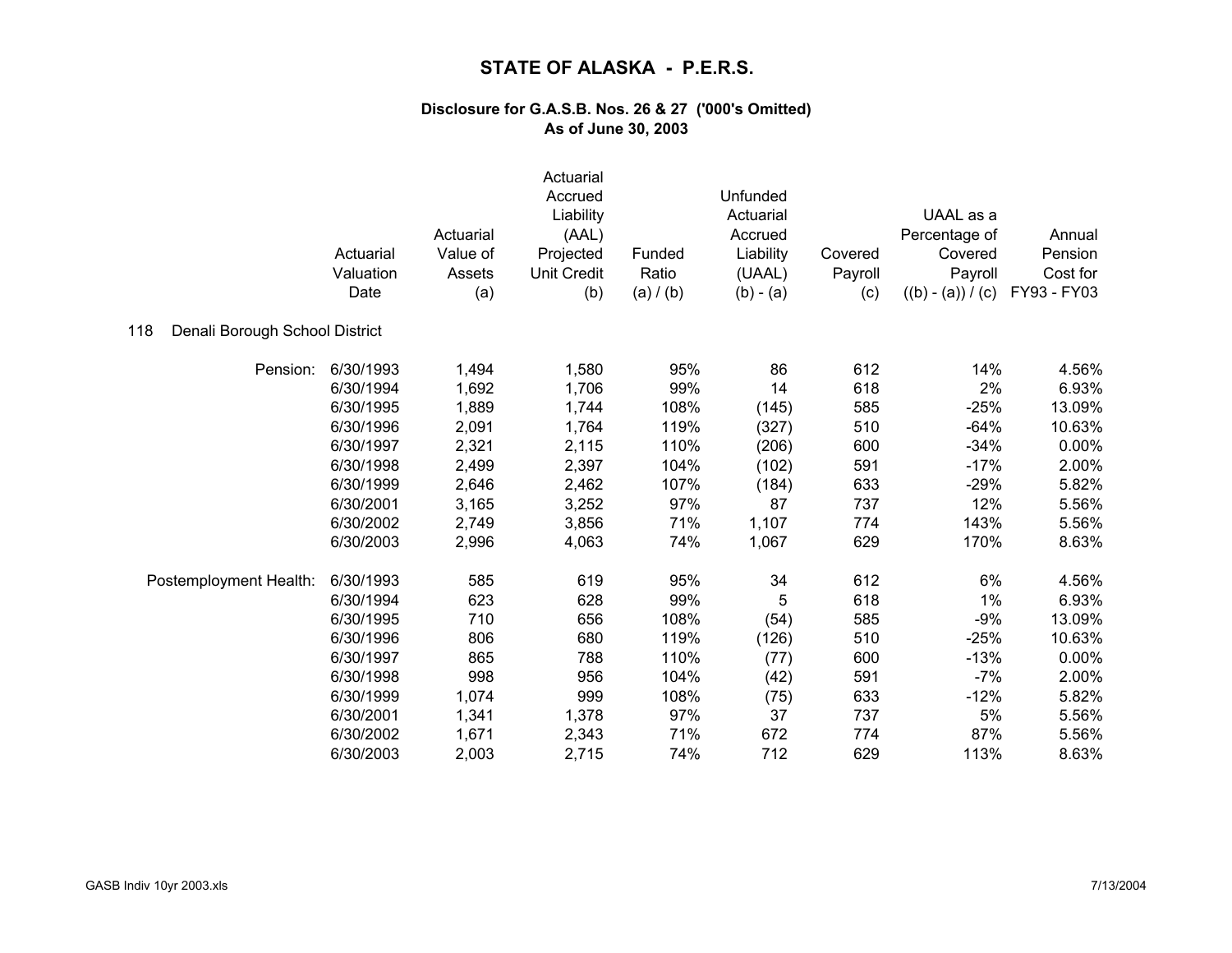# STATE OF ALASKA - P.E.R.S.

### Disclosure for G.A.S.B. Nos. 26 & 27 ('000's Omitted)
### As of June 30, 2003

118 Denali Borough School District

| | Actuarial Valuation Date | Actuarial Value of Assets (a) | Actuarial Accrued Liability (AAL) Projected Unit Credit (b) | Funded Ratio (a) / (b) | Unfunded Actuarial Accrued Liability (UAAL) (b) - (a) | Covered Payroll (c) | UAAL as a Percentage of Covered Payroll ((b) - (a)) / (c) | Annual Pension Cost for FY93 - FY03 |
|---|---|---|---|---|---|---|---|---|
| Pension: | 6/30/1993 | 1,494 | 1,580 | 95% | 86 | 612 | 14% | 4.56% |
| | 6/30/1994 | 1,692 | 1,706 | 99% | 14 | 618 | 2% | 6.93% |
| | 6/30/1995 | 1,889 | 1,744 | 108% | (145) | 585 | -25% | 13.09% |
| | 6/30/1996 | 2,091 | 1,764 | 119% | (327) | 510 | -64% | 10.63% |
| | 6/30/1997 | 2,321 | 2,115 | 110% | (206) | 600 | -34% | 0.00% |
| | 6/30/1998 | 2,499 | 2,397 | 104% | (102) | 591 | -17% | 2.00% |
| | 6/30/1999 | 2,646 | 2,462 | 107% | (184) | 633 | -29% | 5.82% |
| | 6/30/2001 | 3,165 | 3,252 | 97% | 87 | 737 | 12% | 5.56% |
| | 6/30/2002 | 2,749 | 3,856 | 71% | 1,107 | 774 | 143% | 5.56% |
| | 6/30/2003 | 2,996 | 4,063 | 74% | 1,067 | 629 | 170% | 8.63% |
| Postemployment Health: | 6/30/1993 | 585 | 619 | 95% | 34 | 612 | 6% | 4.56% |
| | 6/30/1994 | 623 | 628 | 99% | 5 | 618 | 1% | 6.93% |
| | 6/30/1995 | 710 | 656 | 108% | (54) | 585 | -9% | 13.09% |
| | 6/30/1996 | 806 | 680 | 119% | (126) | 510 | -25% | 10.63% |
| | 6/30/1997 | 865 | 788 | 110% | (77) | 600 | -13% | 0.00% |
| | 6/30/1998 | 998 | 956 | 104% | (42) | 591 | -7% | 2.00% |
| | 6/30/1999 | 1,074 | 999 | 108% | (75) | 633 | -12% | 5.82% |
| | 6/30/2001 | 1,341 | 1,378 | 97% | 37 | 737 | 5% | 5.56% |
| | 6/30/2002 | 1,671 | 2,343 | 71% | 672 | 774 | 87% | 5.56% |
| | 6/30/2003 | 2,003 | 2,715 | 74% | 712 | 629 | 113% | 8.63% |

GASB Indiv 10yr 2003.xls 7/13/2004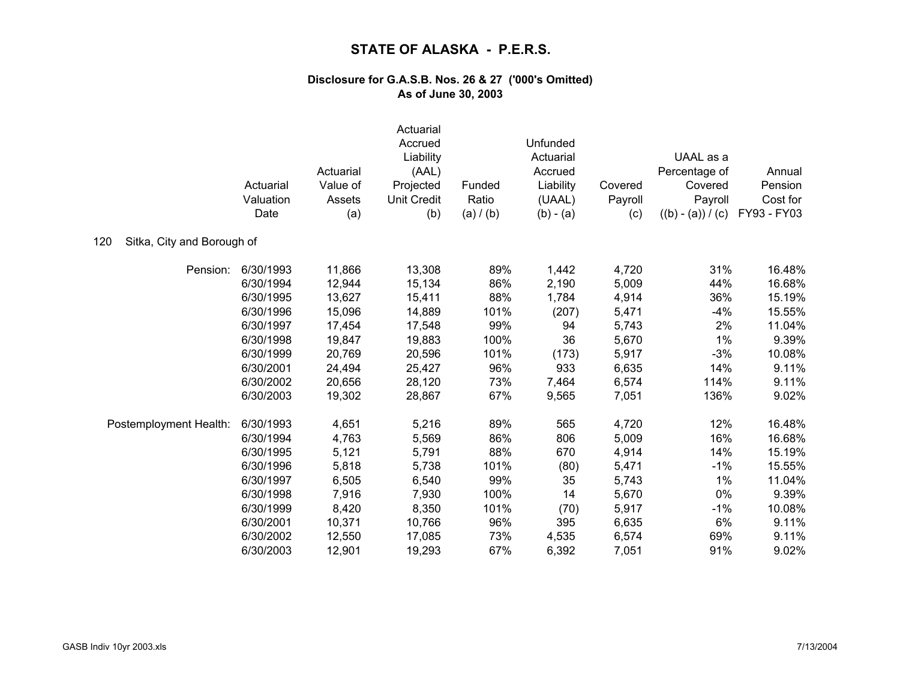# STATE OF ALASKA - P.E.R.S.

### Disclosure for G.A.S.B. Nos. 26 & 27 ('000's Omitted)
### As of June 30, 2003

| | Actuarial Valuation Date | Actuarial Value of Assets (a) | Actuarial Accrued Liability (AAL) Projected Unit Credit (b) | Funded Ratio (a) / (b) | Unfunded Actuarial Accrued Liability (UAAL) (b) - (a) | Covered Payroll (c) | UAAL as a Percentage of Covered Payroll ((b) - (a)) / (c) | Annual Pension Cost for FY93 - FY03 |
|---|---|---|---|---|---|---|---|---|
| **120 Sitka, City and Borough of** | | | | | | | | |
| Pension: | 6/30/1993 | 11,866 | 13,308 | 89% | 1,442 | 4,720 | 31% | 16.48% |
| | 6/30/1994 | 12,944 | 15,134 | 86% | 2,190 | 5,009 | 44% | 16.68% |
| | 6/30/1995 | 13,627 | 15,411 | 88% | 1,784 | 4,914 | 36% | 15.19% |
| | 6/30/1996 | 15,096 | 14,889 | 101% | (207) | 5,471 | -4% | 15.55% |
| | 6/30/1997 | 17,454 | 17,548 | 99% | 94 | 5,743 | 2% | 11.04% |
| | 6/30/1998 | 19,847 | 19,883 | 100% | 36 | 5,670 | 1% | 9.39% |
| | 6/30/1999 | 20,769 | 20,596 | 101% | (173) | 5,917 | -3% | 10.08% |
| | 6/30/2001 | 24,494 | 25,427 | 96% | 933 | 6,635 | 14% | 9.11% |
| | 6/30/2002 | 20,656 | 28,120 | 73% | 7,464 | 6,574 | 114% | 9.11% |
| | 6/30/2003 | 19,302 | 28,867 | 67% | 9,565 | 7,051 | 136% | 9.02% |
| Postemployment Health: | 6/30/1993 | 4,651 | 5,216 | 89% | 565 | 4,720 | 12% | 16.48% |
| | 6/30/1994 | 4,763 | 5,569 | 86% | 806 | 5,009 | 16% | 16.68% |
| | 6/30/1995 | 5,121 | 5,791 | 88% | 670 | 4,914 | 14% | 15.19% |
| | 6/30/1996 | 5,818 | 5,738 | 101% | (80) | 5,471 | -1% | 15.55% |
| | 6/30/1997 | 6,505 | 6,540 | 99% | 35 | 5,743 | 1% | 11.04% |
| | 6/30/1998 | 7,916 | 7,930 | 100% | 14 | 5,670 | 0% | 9.39% |
| | 6/30/1999 | 8,420 | 8,350 | 101% | (70) | 5,917 | -1% | 10.08% |
| | 6/30/2001 | 10,371 | 10,766 | 96% | 395 | 6,635 | 6% | 9.11% |
| | 6/30/2002 | 12,550 | 17,085 | 73% | 4,535 | 6,574 | 69% | 9.11% |
| | 6/30/2003 | 12,901 | 19,293 | 67% | 6,392 | 7,051 | 91% | 9.02% |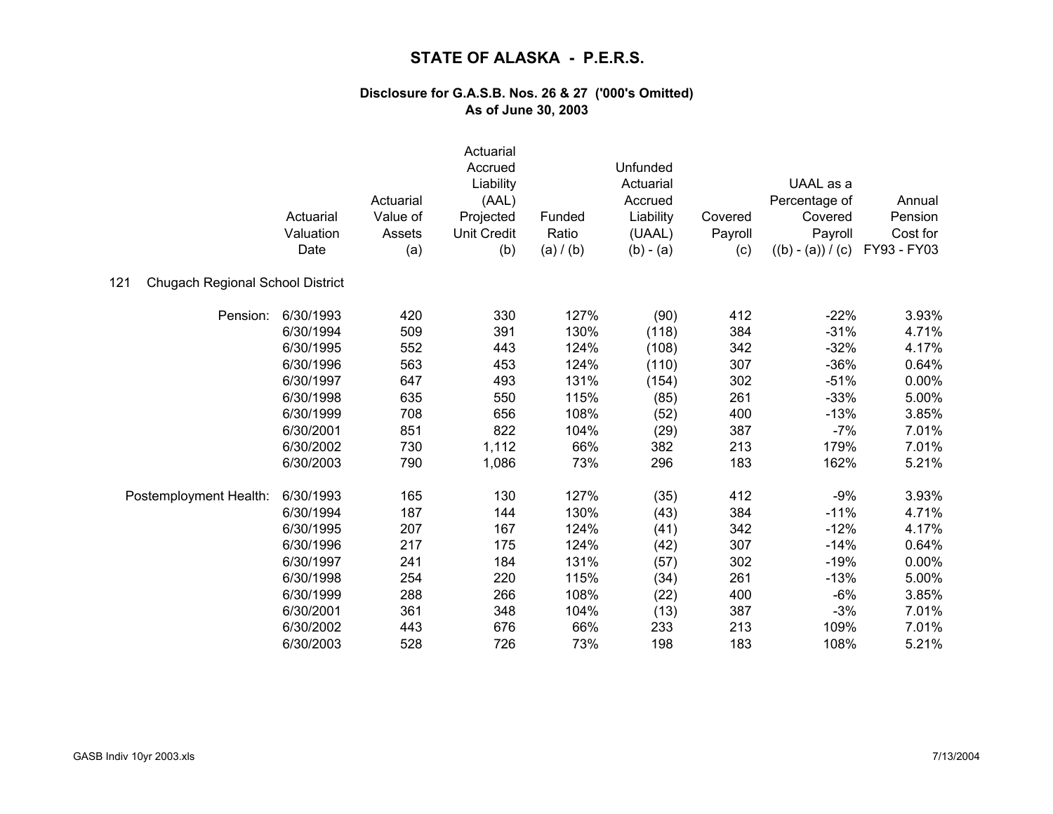# STATE OF ALASKA - P.E.R.S.

### Disclosure for G.A.S.B. Nos. 26 & 27 ('000's Omitted)
### As of June 30, 2003

| | Actuarial Valuation Date | Actuarial Value of Assets (a) | Actuarial Accrued Liability (AAL) Projected Unit Credit (b) | Funded Ratio (a) / (b) | Unfunded Actuarial Accrued Liability (UAAL) (b) - (a) | Covered Payroll (c) | UAAL as a Percentage of Covered Payroll ((b) - (a)) / (c) | Annual Pension Cost for FY93 - FY03 |
|---|---|---|---|---|---|---|---|---|
| 121 Chugach Regional School District | | | | | | | | |
| Pension: | 6/30/1993 | 420 | 330 | 127% | (90) | 412 | -22% | 3.93% |
| | 6/30/1994 | 509 | 391 | 130% | (118) | 384 | -31% | 4.71% |
| | 6/30/1995 | 552 | 443 | 124% | (108) | 342 | -32% | 4.17% |
| | 6/30/1996 | 563 | 453 | 124% | (110) | 307 | -36% | 0.64% |
| | 6/30/1997 | 647 | 493 | 131% | (154) | 302 | -51% | 0.00% |
| | 6/30/1998 | 635 | 550 | 115% | (85) | 261 | -33% | 5.00% |
| | 6/30/1999 | 708 | 656 | 108% | (52) | 400 | -13% | 3.85% |
| | 6/30/2001 | 851 | 822 | 104% | (29) | 387 | -7% | 7.01% |
| | 6/30/2002 | 730 | 1,112 | 66% | 382 | 213 | 179% | 7.01% |
| | 6/30/2003 | 790 | 1,086 | 73% | 296 | 183 | 162% | 5.21% |
| Postemployment Health: | 6/30/1993 | 165 | 130 | 127% | (35) | 412 | -9% | 3.93% |
| | 6/30/1994 | 187 | 144 | 130% | (43) | 384 | -11% | 4.71% |
| | 6/30/1995 | 207 | 167 | 124% | (41) | 342 | -12% | 4.17% |
| | 6/30/1996 | 217 | 175 | 124% | (42) | 307 | -14% | 0.64% |
| | 6/30/1997 | 241 | 184 | 131% | (57) | 302 | -19% | 0.00% |
| | 6/30/1998 | 254 | 220 | 115% | (34) | 261 | -13% | 5.00% |
| | 6/30/1999 | 288 | 266 | 108% | (22) | 400 | -6% | 3.85% |
| | 6/30/2001 | 361 | 348 | 104% | (13) | 387 | -3% | 7.01% |
| | 6/30/2002 | 443 | 676 | 66% | 233 | 213 | 109% | 7.01% |
| | 6/30/2003 | 528 | 726 | 73% | 198 | 183 | 108% | 5.21% |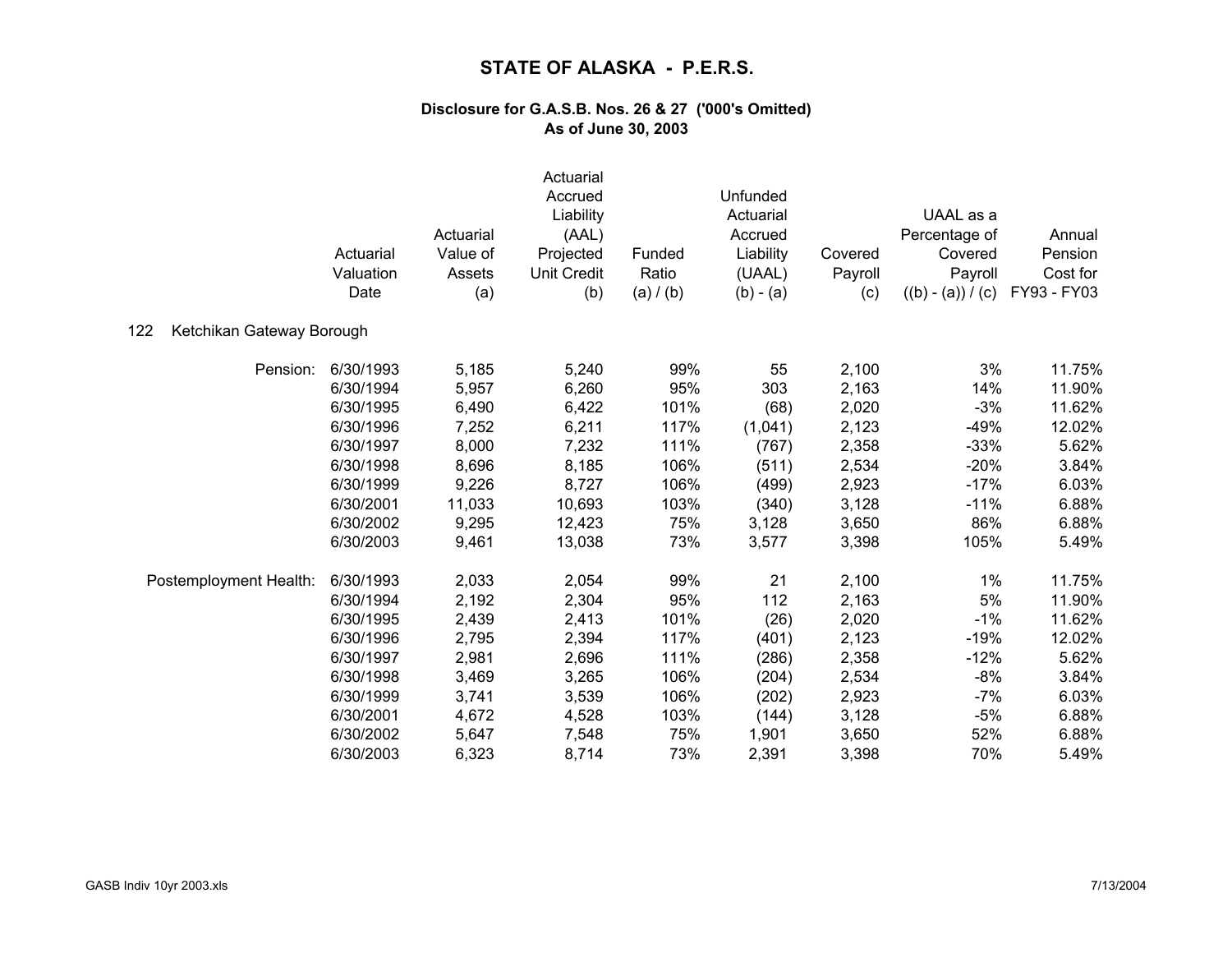# STATE OF ALASKA - P.E.R.S.

### Disclosure for G.A.S.B. Nos. 26 & 27 ('000's Omitted)
### As of June 30, 2003

**122 Ketchikan Gateway Borough**

| | Actuarial Valuation Date | Actuarial Value of Assets (a) | Actuarial Accrued Liability (AAL) Projected Unit Credit (b) | Funded Ratio (a) / (b) | Unfunded Actuarial Accrued Liability (UAAL) (b) - (a) | Covered Payroll (c) | UAAL as a Percentage of Covered Payroll ((b) - (a)) / (c) | Annual Pension Cost for FY93 - FY03 |
|---|---|---|---|---|---|---|---|---|
| Pension: | 6/30/1993 | 5,185 | 5,240 | 99% | 55 | 2,100 | 3% | 11.75% |
| | 6/30/1994 | 5,957 | 6,260 | 95% | 303 | 2,163 | 14% | 11.90% |
| | 6/30/1995 | 6,490 | 6,422 | 101% | (68) | 2,020 | -3% | 11.62% |
| | 6/30/1996 | 7,252 | 6,211 | 117% | (1,041) | 2,123 | -49% | 12.02% |
| | 6/30/1997 | 8,000 | 7,232 | 111% | (767) | 2,358 | -33% | 5.62% |
| | 6/30/1998 | 8,696 | 8,185 | 106% | (511) | 2,534 | -20% | 3.84% |
| | 6/30/1999 | 9,226 | 8,727 | 106% | (499) | 2,923 | -17% | 6.03% |
| | 6/30/2001 | 11,033 | 10,693 | 103% | (340) | 3,128 | -11% | 6.88% |
| | 6/30/2002 | 9,295 | 12,423 | 75% | 3,128 | 3,650 | 86% | 6.88% |
| | 6/30/2003 | 9,461 | 13,038 | 73% | 3,577 | 3,398 | 105% | 5.49% |
| Postemployment Health: | 6/30/1993 | 2,033 | 2,054 | 99% | 21 | 2,100 | 1% | 11.75% |
| | 6/30/1994 | 2,192 | 2,304 | 95% | 112 | 2,163 | 5% | 11.90% |
| | 6/30/1995 | 2,439 | 2,413 | 101% | (26) | 2,020 | -1% | 11.62% |
| | 6/30/1996 | 2,795 | 2,394 | 117% | (401) | 2,123 | -19% | 12.02% |
| | 6/30/1997 | 2,981 | 2,696 | 111% | (286) | 2,358 | -12% | 5.62% |
| | 6/30/1998 | 3,469 | 3,265 | 106% | (204) | 2,534 | -8% | 3.84% |
| | 6/30/1999 | 3,741 | 3,539 | 106% | (202) | 2,923 | -7% | 6.03% |
| | 6/30/2001 | 4,672 | 4,528 | 103% | (144) | 3,128 | -5% | 6.88% |
| | 6/30/2002 | 5,647 | 7,548 | 75% | 1,901 | 3,650 | 52% | 6.88% |
| | 6/30/2003 | 6,323 | 8,714 | 73% | 2,391 | 3,398 | 70% | 5.49% |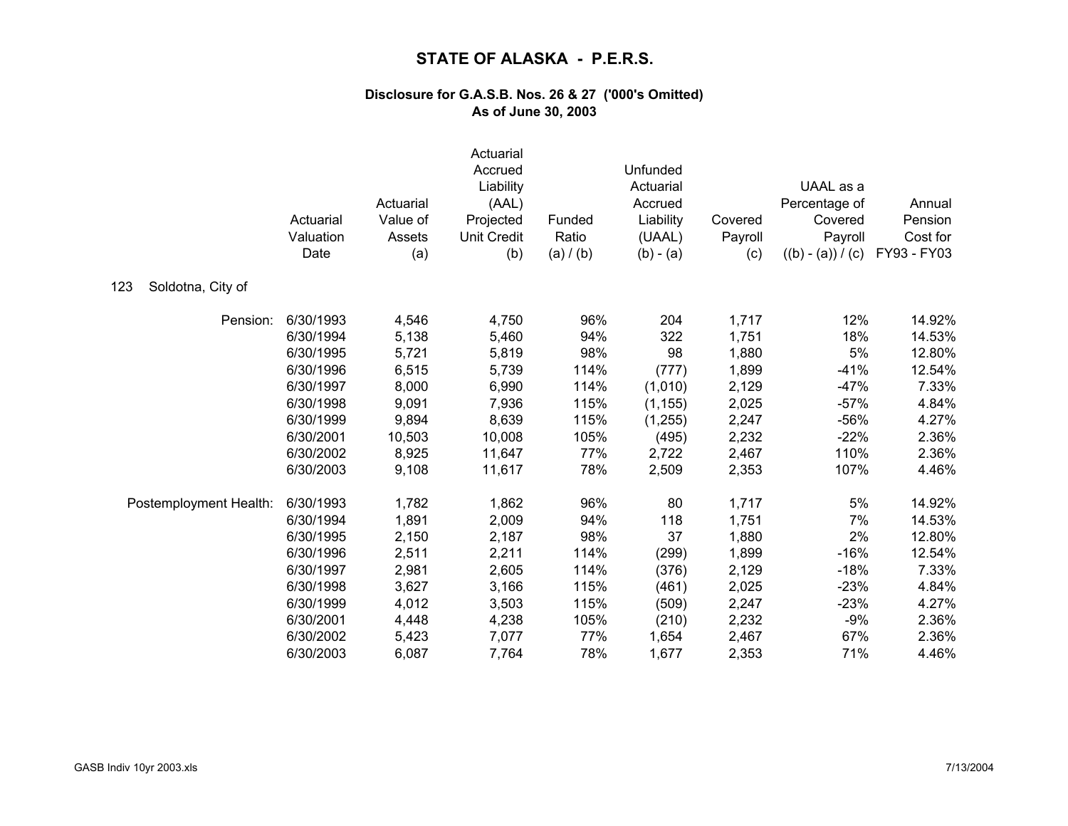# STATE OF ALASKA - P.E.R.S.

### Disclosure for G.A.S.B. Nos. 26 & 27 ('000's Omitted)
### As of June 30, 2003

**123 Soldotna, City of**

| | Actuarial Valuation Date | Actuarial Value of Assets (a) | Actuarial Accrued Liability (AAL) Projected Unit Credit (b) | Funded Ratio (a) / (b) | Unfunded Actuarial Accrued Liability (UAAL) (b) - (a) | Covered Payroll (c) | UAAL as a Percentage of Covered Payroll ((b) - (a)) / (c) | Annual Pension Cost for FY93 - FY03 |
|---|---|---|---|---|---|---|---|---|
| Pension: | 6/30/1993 | 4,546 | 4,750 | 96% | 204 | 1,717 | 12% | 14.92% |
| | 6/30/1994 | 5,138 | 5,460 | 94% | 322 | 1,751 | 18% | 14.53% |
| | 6/30/1995 | 5,721 | 5,819 | 98% | 98 | 1,880 | 5% | 12.80% |
| | 6/30/1996 | 6,515 | 5,739 | 114% | (777) | 1,899 | -41% | 12.54% |
| | 6/30/1997 | 8,000 | 6,990 | 114% | (1,010) | 2,129 | -47% | 7.33% |
| | 6/30/1998 | 9,091 | 7,936 | 115% | (1,155) | 2,025 | -57% | 4.84% |
| | 6/30/1999 | 9,894 | 8,639 | 115% | (1,255) | 2,247 | -56% | 4.27% |
| | 6/30/2001 | 10,503 | 10,008 | 105% | (495) | 2,232 | -22% | 2.36% |
| | 6/30/2002 | 8,925 | 11,647 | 77% | 2,722 | 2,467 | 110% | 2.36% |
| | 6/30/2003 | 9,108 | 11,617 | 78% | 2,509 | 2,353 | 107% | 4.46% |
| Postemployment Health: | 6/30/1993 | 1,782 | 1,862 | 96% | 80 | 1,717 | 5% | 14.92% |
| | 6/30/1994 | 1,891 | 2,009 | 94% | 118 | 1,751 | 7% | 14.53% |
| | 6/30/1995 | 2,150 | 2,187 | 98% | 37 | 1,880 | 2% | 12.80% |
| | 6/30/1996 | 2,511 | 2,211 | 114% | (299) | 1,899 | -16% | 12.54% |
| | 6/30/1997 | 2,981 | 2,605 | 114% | (376) | 2,129 | -18% | 7.33% |
| | 6/30/1998 | 3,627 | 3,166 | 115% | (461) | 2,025 | -23% | 4.84% |
| | 6/30/1999 | 4,012 | 3,503 | 115% | (509) | 2,247 | -23% | 4.27% |
| | 6/30/2001 | 4,448 | 4,238 | 105% | (210) | 2,232 | -9% | 2.36% |
| | 6/30/2002 | 5,423 | 7,077 | 77% | 1,654 | 2,467 | 67% | 2.36% |
| | 6/30/2003 | 6,087 | 7,764 | 78% | 1,677 | 2,353 | 71% | 4.46% |

GASB Indiv 10yr 2003.xls 7/13/2004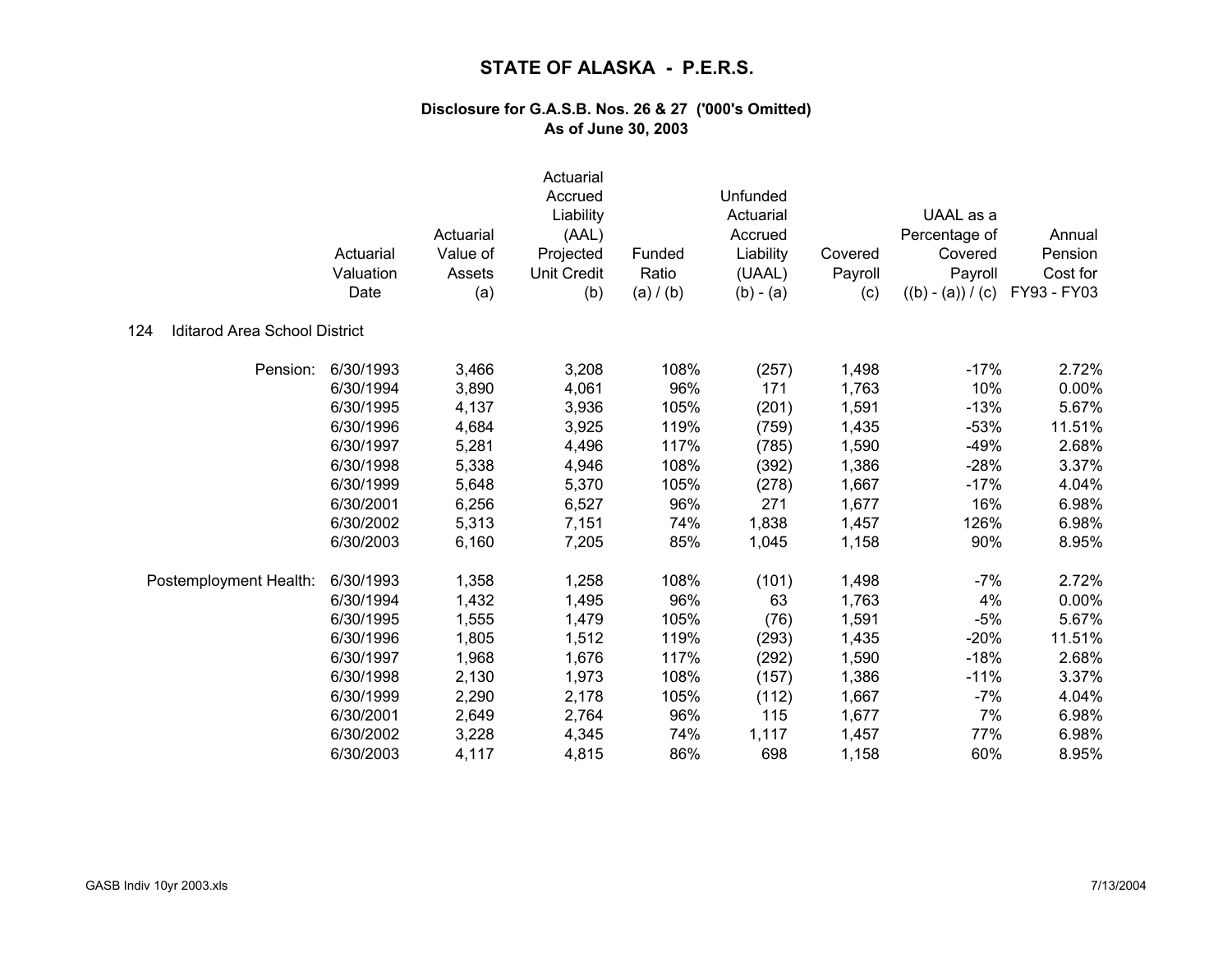# STATE OF ALASKA - P.E.R.S.

### Disclosure for G.A.S.B. Nos. 26 & 27 ('000's Omitted)
### As of June 30, 2003

| | Actuarial Valuation Date | Actuarial Value of Assets (a) | Actuarial Accrued Liability (AAL) Projected Unit Credit (b) | Funded Ratio (a) / (b) | Unfunded Actuarial Accrued Liability (UAAL) (b) - (a) | Covered Payroll (c) | UAAL as a Percentage of Covered Payroll ((b) - (a)) / (c) | Annual Pension Cost for FY93 - FY03 |
|---|---|---|---|---|---|---|---|---|
| **124 Iditarod Area School District** | | | | | | | | |
| Pension: | 6/30/1993 | 3,466 | 3,208 | 108% | (257) | 1,498 | -17% | 2.72% |
| | 6/30/1994 | 3,890 | 4,061 | 96% | 171 | 1,763 | 10% | 0.00% |
| | 6/30/1995 | 4,137 | 3,936 | 105% | (201) | 1,591 | -13% | 5.67% |
| | 6/30/1996 | 4,684 | 3,925 | 119% | (759) | 1,435 | -53% | 11.51% |
| | 6/30/1997 | 5,281 | 4,496 | 117% | (785) | 1,590 | -49% | 2.68% |
| | 6/30/1998 | 5,338 | 4,946 | 108% | (392) | 1,386 | -28% | 3.37% |
| | 6/30/1999 | 5,648 | 5,370 | 105% | (278) | 1,667 | -17% | 4.04% |
| | 6/30/2001 | 6,256 | 6,527 | 96% | 271 | 1,677 | 16% | 6.98% |
| | 6/30/2002 | 5,313 | 7,151 | 74% | 1,838 | 1,457 | 126% | 6.98% |
| | 6/30/2003 | 6,160 | 7,205 | 85% | 1,045 | 1,158 | 90% | 8.95% |
| Postemployment Health: | 6/30/1993 | 1,358 | 1,258 | 108% | (101) | 1,498 | -7% | 2.72% |
| | 6/30/1994 | 1,432 | 1,495 | 96% | 63 | 1,763 | 4% | 0.00% |
| | 6/30/1995 | 1,555 | 1,479 | 105% | (76) | 1,591 | -5% | 5.67% |
| | 6/30/1996 | 1,805 | 1,512 | 119% | (293) | 1,435 | -20% | 11.51% |
| | 6/30/1997 | 1,968 | 1,676 | 117% | (292) | 1,590 | -18% | 2.68% |
| | 6/30/1998 | 2,130 | 1,973 | 108% | (157) | 1,386 | -11% | 3.37% |
| | 6/30/1999 | 2,290 | 2,178 | 105% | (112) | 1,667 | -7% | 4.04% |
| | 6/30/2001 | 2,649 | 2,764 | 96% | 115 | 1,677 | 7% | 6.98% |
| | 6/30/2002 | 3,228 | 4,345 | 74% | 1,117 | 1,457 | 77% | 6.98% |
| | 6/30/2003 | 4,117 | 4,815 | 86% | 698 | 1,158 | 60% | 8.95% |

GASB Indiv 10yr 2003.xls 7/13/2004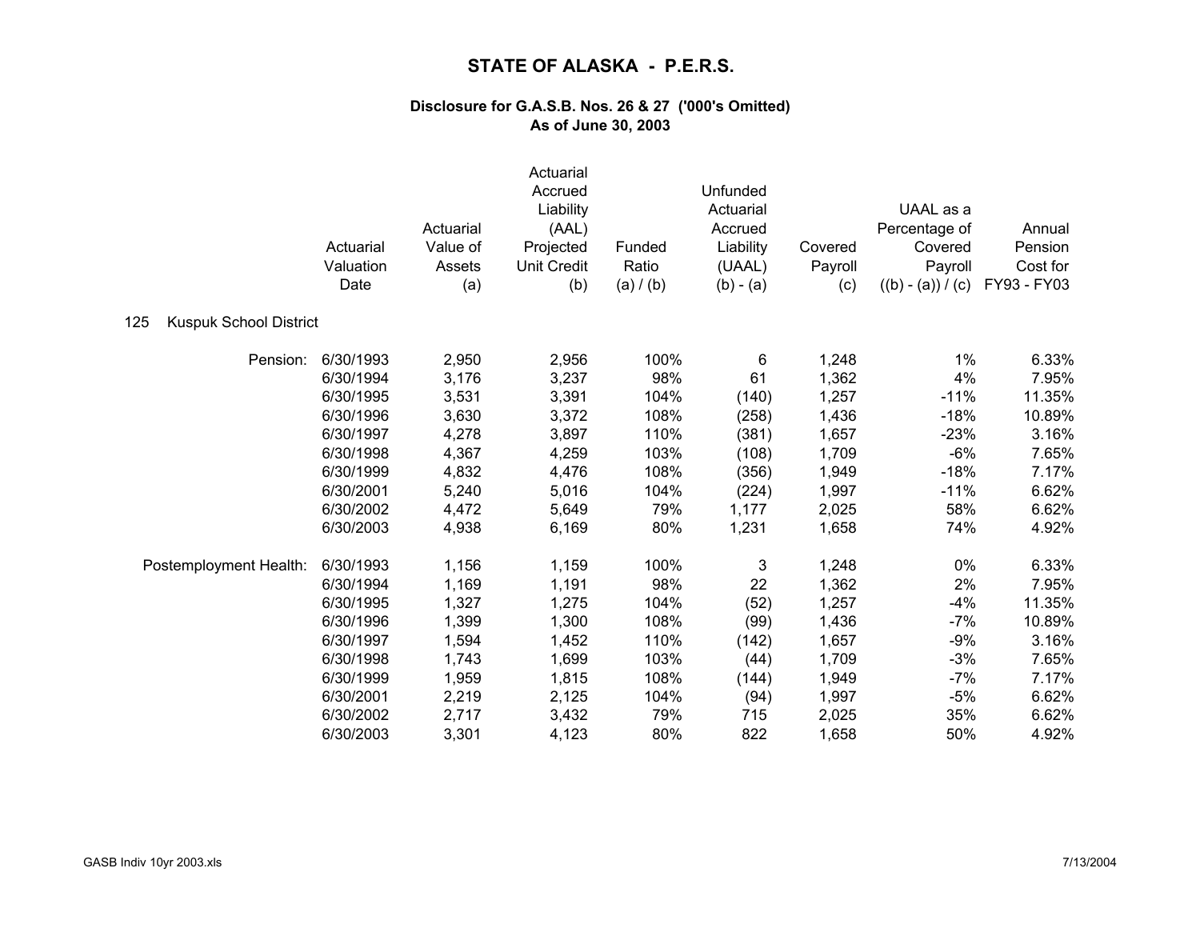# STATE OF ALASKA - P.E.R.S.

### Disclosure for G.A.S.B. Nos. 26 & 27 ('000's Omitted)
### As of June 30, 2003

| | Actuarial Valuation Date | Actuarial Value of Assets (a) | Actuarial Accrued Liability (AAL) Projected Unit Credit (b) | Funded Ratio (a) / (b) | Unfunded Actuarial Accrued Liability (UAAL) (b) - (a) | Covered Payroll (c) | UAAL as a Percentage of Covered Payroll ((b) - (a)) / (c) | Annual Pension Cost for FY93 - FY03 |
|---|---|---|---|---|---|---|---|---|
| **125 Kuspuk School District** | | | | | | | | |
| Pension: | 6/30/1993 | 2,950 | 2,956 | 100% | 6 | 1,248 | 1% | 6.33% |
| | 6/30/1994 | 3,176 | 3,237 | 98% | 61 | 1,362 | 4% | 7.95% |
| | 6/30/1995 | 3,531 | 3,391 | 104% | (140) | 1,257 | -11% | 11.35% |
| | 6/30/1996 | 3,630 | 3,372 | 108% | (258) | 1,436 | -18% | 10.89% |
| | 6/30/1997 | 4,278 | 3,897 | 110% | (381) | 1,657 | -23% | 3.16% |
| | 6/30/1998 | 4,367 | 4,259 | 103% | (108) | 1,709 | -6% | 7.65% |
| | 6/30/1999 | 4,832 | 4,476 | 108% | (356) | 1,949 | -18% | 7.17% |
| | 6/30/2001 | 5,240 | 5,016 | 104% | (224) | 1,997 | -11% | 6.62% |
| | 6/30/2002 | 4,472 | 5,649 | 79% | 1,177 | 2,025 | 58% | 6.62% |
| | 6/30/2003 | 4,938 | 6,169 | 80% | 1,231 | 1,658 | 74% | 4.92% |
| Postemployment Health: | 6/30/1993 | 1,156 | 1,159 | 100% | 3 | 1,248 | 0% | 6.33% |
| | 6/30/1994 | 1,169 | 1,191 | 98% | 22 | 1,362 | 2% | 7.95% |
| | 6/30/1995 | 1,327 | 1,275 | 104% | (52) | 1,257 | -4% | 11.35% |
| | 6/30/1996 | 1,399 | 1,300 | 108% | (99) | 1,436 | -7% | 10.89% |
| | 6/30/1997 | 1,594 | 1,452 | 110% | (142) | 1,657 | -9% | 3.16% |
| | 6/30/1998 | 1,743 | 1,699 | 103% | (44) | 1,709 | -3% | 7.65% |
| | 6/30/1999 | 1,959 | 1,815 | 108% | (144) | 1,949 | -7% | 7.17% |
| | 6/30/2001 | 2,219 | 2,125 | 104% | (94) | 1,997 | -5% | 6.62% |
| | 6/30/2002 | 2,717 | 3,432 | 79% | 715 | 2,025 | 35% | 6.62% |
| | 6/30/2003 | 3,301 | 4,123 | 80% | 822 | 1,658 | 50% | 4.92% |

GASB Indiv 10yr 2003.xls 7/13/2004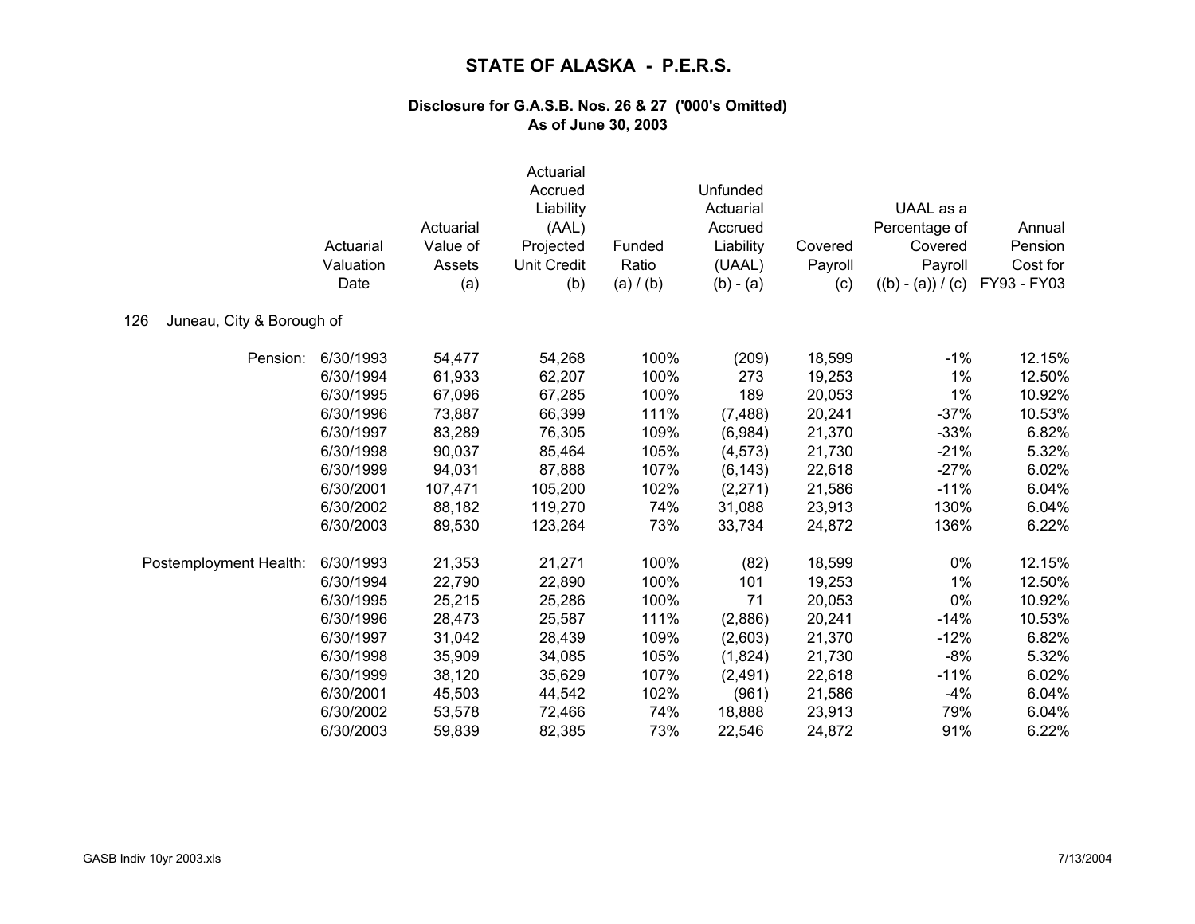# STATE OF ALASKA - P.E.R.S.

### Disclosure for G.A.S.B. Nos. 26 & 27 ('000's Omitted)
### As of June 30, 2003

126 Juneau, City & Borough of

| | Actuarial Valuation Date | Actuarial Value of Assets (a) | Actuarial Accrued Liability (AAL) Projected Unit Credit (b) | Funded Ratio (a) / (b) | Unfunded Actuarial Accrued Liability (UAAL) (b) - (a) | Covered Payroll (c) | UAAL as a Percentage of Covered Payroll ((b) - (a)) / (c) | Annual Pension Cost for FY93 - FY03 |
|---|---|---|---|---|---|---|---|---|
| Pension: | 6/30/1993 | 54,477 | 54,268 | 100% | (209) | 18,599 | -1% | 12.15% |
| | 6/30/1994 | 61,933 | 62,207 | 100% | 273 | 19,253 | 1% | 12.50% |
| | 6/30/1995 | 67,096 | 67,285 | 100% | 189 | 20,053 | 1% | 10.92% |
| | 6/30/1996 | 73,887 | 66,399 | 111% | (7,488) | 20,241 | -37% | 10.53% |
| | 6/30/1997 | 83,289 | 76,305 | 109% | (6,984) | 21,370 | -33% | 6.82% |
| | 6/30/1998 | 90,037 | 85,464 | 105% | (4,573) | 21,730 | -21% | 5.32% |
| | 6/30/1999 | 94,031 | 87,888 | 107% | (6,143) | 22,618 | -27% | 6.02% |
| | 6/30/2001 | 107,471 | 105,200 | 102% | (2,271) | 21,586 | -11% | 6.04% |
| | 6/30/2002 | 88,182 | 119,270 | 74% | 31,088 | 23,913 | 130% | 6.04% |
| | 6/30/2003 | 89,530 | 123,264 | 73% | 33,734 | 24,872 | 136% | 6.22% |
| Postemployment Health: | 6/30/1993 | 21,353 | 21,271 | 100% | (82) | 18,599 | 0% | 12.15% |
| | 6/30/1994 | 22,790 | 22,890 | 100% | 101 | 19,253 | 1% | 12.50% |
| | 6/30/1995 | 25,215 | 25,286 | 100% | 71 | 20,053 | 0% | 10.92% |
| | 6/30/1996 | 28,473 | 25,587 | 111% | (2,886) | 20,241 | -14% | 10.53% |
| | 6/30/1997 | 31,042 | 28,439 | 109% | (2,603) | 21,370 | -12% | 6.82% |
| | 6/30/1998 | 35,909 | 34,085 | 105% | (1,824) | 21,730 | -8% | 5.32% |
| | 6/30/1999 | 38,120 | 35,629 | 107% | (2,491) | 22,618 | -11% | 6.02% |
| | 6/30/2001 | 45,503 | 44,542 | 102% | (961) | 21,586 | -4% | 6.04% |
| | 6/30/2002 | 53,578 | 72,466 | 74% | 18,888 | 23,913 | 79% | 6.04% |
| | 6/30/2003 | 59,839 | 82,385 | 73% | 22,546 | 24,872 | 91% | 6.22% |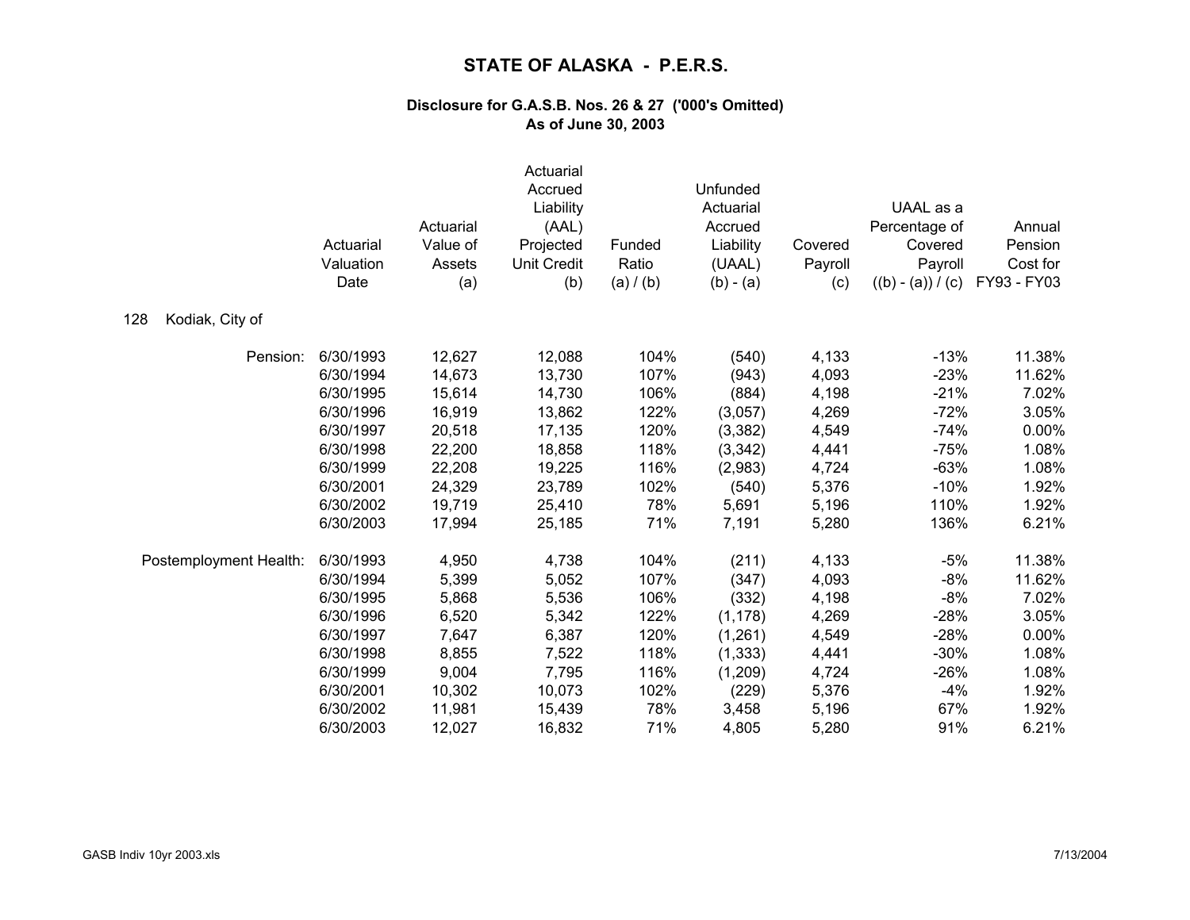# STATE OF ALASKA - P.E.R.S.

### Disclosure for G.A.S.B. Nos. 26 & 27 ('000's Omitted)
### As of June 30, 2003

| | Actuarial Valuation Date | Actuarial Value of Assets (a) | Actuarial Accrued Liability (AAL) Projected Unit Credit (b) | Funded Ratio (a) / (b) | Unfunded Actuarial Accrued Liability (UAAL) (b) - (a) | Covered Payroll (c) | UAAL as a Percentage of Covered Payroll ((b) - (a)) / (c) | Annual Pension Cost for FY93 - FY03 |
|---|---|---|---|---|---|---|---|---|
| **128 Kodiak, City of** | | | | | | | | |
| Pension: | 6/30/1993 | 12,627 | 12,088 | 104% | (540) | 4,133 | -13% | 11.38% |
| | 6/30/1994 | 14,673 | 13,730 | 107% | (943) | 4,093 | -23% | 11.62% |
| | 6/30/1995 | 15,614 | 14,730 | 106% | (884) | 4,198 | -21% | 7.02% |
| | 6/30/1996 | 16,919 | 13,862 | 122% | (3,057) | 4,269 | -72% | 3.05% |
| | 6/30/1997 | 20,518 | 17,135 | 120% | (3,382) | 4,549 | -74% | 0.00% |
| | 6/30/1998 | 22,200 | 18,858 | 118% | (3,342) | 4,441 | -75% | 1.08% |
| | 6/30/1999 | 22,208 | 19,225 | 116% | (2,983) | 4,724 | -63% | 1.08% |
| | 6/30/2001 | 24,329 | 23,789 | 102% | (540) | 5,376 | -10% | 1.92% |
| | 6/30/2002 | 19,719 | 25,410 | 78% | 5,691 | 5,196 | 110% | 1.92% |
| | 6/30/2003 | 17,994 | 25,185 | 71% | 7,191 | 5,280 | 136% | 6.21% |
| Postemployment Health: | 6/30/1993 | 4,950 | 4,738 | 104% | (211) | 4,133 | -5% | 11.38% |
| | 6/30/1994 | 5,399 | 5,052 | 107% | (347) | 4,093 | -8% | 11.62% |
| | 6/30/1995 | 5,868 | 5,536 | 106% | (332) | 4,198 | -8% | 7.02% |
| | 6/30/1996 | 6,520 | 5,342 | 122% | (1,178) | 4,269 | -28% | 3.05% |
| | 6/30/1997 | 7,647 | 6,387 | 120% | (1,261) | 4,549 | -28% | 0.00% |
| | 6/30/1998 | 8,855 | 7,522 | 118% | (1,333) | 4,441 | -30% | 1.08% |
| | 6/30/1999 | 9,004 | 7,795 | 116% | (1,209) | 4,724 | -26% | 1.08% |
| | 6/30/2001 | 10,302 | 10,073 | 102% | (229) | 5,376 | -4% | 1.92% |
| | 6/30/2002 | 11,981 | 15,439 | 78% | 3,458 | 5,196 | 67% | 1.92% |
| | 6/30/2003 | 12,027 | 16,832 | 71% | 4,805 | 5,280 | 91% | 6.21% |

GASB Indiv 10yr 2003.xls 7/13/2004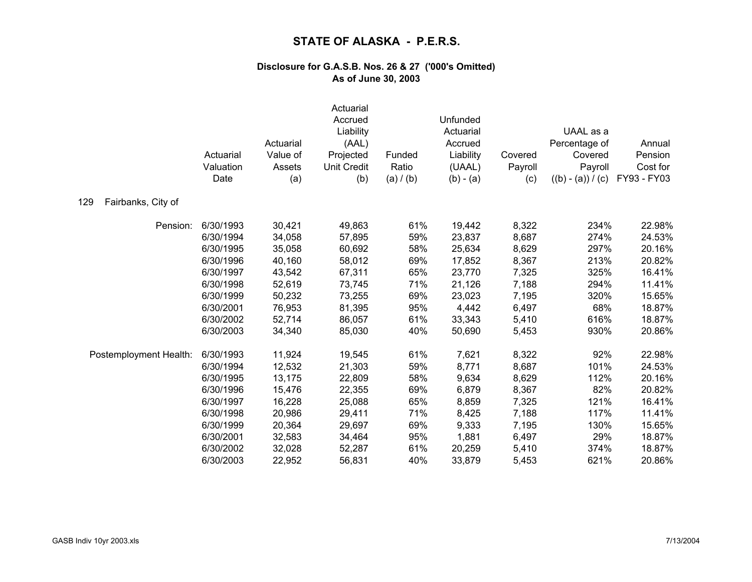# STATE OF ALASKA - P.E.R.S.

### Disclosure for G.A.S.B. Nos. 26 & 27 ('000's Omitted)
### As of June 30, 2003

| | Actuarial Valuation Date | Actuarial Value of Assets (a) | Actuarial Accrued Liability (AAL) Projected Unit Credit (b) | Funded Ratio (a) / (b) | Unfunded Actuarial Accrued Liability (UAAL) (b) - (a) | Covered Payroll (c) | UAAL as a Percentage of Covered Payroll ((b) - (a)) / (c) | Annual Pension Cost for FY93 - FY03 |
|---|---|---|---|---|---|---|---|---|
| 129 Fairbanks, City of | | | | | | | | |
| Pension: | 6/30/1993 | 30,421 | 49,863 | 61% | 19,442 | 8,322 | 234% | 22.98% |
| | 6/30/1994 | 34,058 | 57,895 | 59% | 23,837 | 8,687 | 274% | 24.53% |
| | 6/30/1995 | 35,058 | 60,692 | 58% | 25,634 | 8,629 | 297% | 20.16% |
| | 6/30/1996 | 40,160 | 58,012 | 69% | 17,852 | 8,367 | 213% | 20.82% |
| | 6/30/1997 | 43,542 | 67,311 | 65% | 23,770 | 7,325 | 325% | 16.41% |
| | 6/30/1998 | 52,619 | 73,745 | 71% | 21,126 | 7,188 | 294% | 11.41% |
| | 6/30/1999 | 50,232 | 73,255 | 69% | 23,023 | 7,195 | 320% | 15.65% |
| | 6/30/2001 | 76,953 | 81,395 | 95% | 4,442 | 6,497 | 68% | 18.87% |
| | 6/30/2002 | 52,714 | 86,057 | 61% | 33,343 | 5,410 | 616% | 18.87% |
| | 6/30/2003 | 34,340 | 85,030 | 40% | 50,690 | 5,453 | 930% | 20.86% |
| Postemployment Health: | 6/30/1993 | 11,924 | 19,545 | 61% | 7,621 | 8,322 | 92% | 22.98% |
| | 6/30/1994 | 12,532 | 21,303 | 59% | 8,771 | 8,687 | 101% | 24.53% |
| | 6/30/1995 | 13,175 | 22,809 | 58% | 9,634 | 8,629 | 112% | 20.16% |
| | 6/30/1996 | 15,476 | 22,355 | 69% | 6,879 | 8,367 | 82% | 20.82% |
| | 6/30/1997 | 16,228 | 25,088 | 65% | 8,859 | 7,325 | 121% | 16.41% |
| | 6/30/1998 | 20,986 | 29,411 | 71% | 8,425 | 7,188 | 117% | 11.41% |
| | 6/30/1999 | 20,364 | 29,697 | 69% | 9,333 | 7,195 | 130% | 15.65% |
| | 6/30/2001 | 32,583 | 34,464 | 95% | 1,881 | 6,497 | 29% | 18.87% |
| | 6/30/2002 | 32,028 | 52,287 | 61% | 20,259 | 5,410 | 374% | 18.87% |
| | 6/30/2003 | 22,952 | 56,831 | 40% | 33,879 | 5,453 | 621% | 20.86% |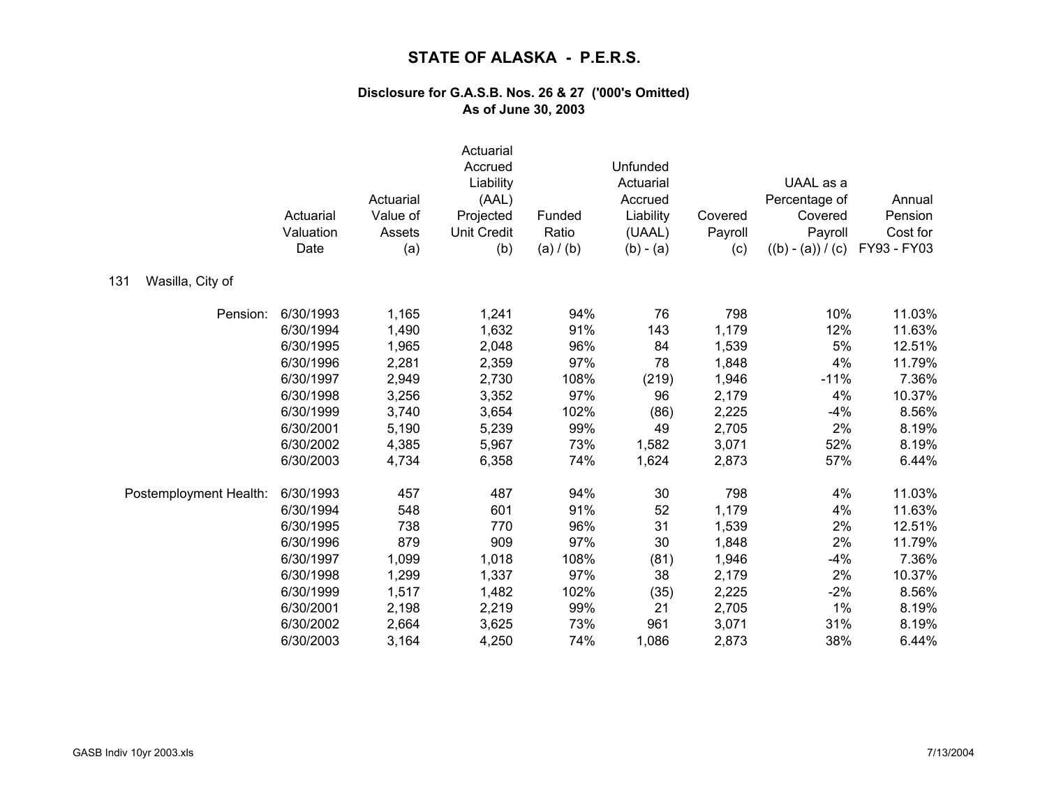# STATE OF ALASKA - P.E.R.S.

### Disclosure for G.A.S.B. Nos. 26 & 27 ('000's Omitted)
### As of June 30, 2003

| | Actuarial Valuation Date | Actuarial Value of Assets (a) | Actuarial Accrued Liability (AAL) Projected Unit Credit (b) | Funded Ratio (a) / (b) | Unfunded Actuarial Accrued Liability (UAAL) (b) - (a) | Covered Payroll (c) | UAAL as a Percentage of Covered Payroll ((b) - (a)) / (c) | Annual Pension Cost for FY93 - FY03 |
|---|---|---|---|---|---|---|---|---|
| **131 Wasilla, City of** | | | | | | | | |
| Pension: | 6/30/1993 | 1,165 | 1,241 | 94% | 76 | 798 | 10% | 11.03% |
| | 6/30/1994 | 1,490 | 1,632 | 91% | 143 | 1,179 | 12% | 11.63% |
| | 6/30/1995 | 1,965 | 2,048 | 96% | 84 | 1,539 | 5% | 12.51% |
| | 6/30/1996 | 2,281 | 2,359 | 97% | 78 | 1,848 | 4% | 11.79% |
| | 6/30/1997 | 2,949 | 2,730 | 108% | (219) | 1,946 | -11% | 7.36% |
| | 6/30/1998 | 3,256 | 3,352 | 97% | 96 | 2,179 | 4% | 10.37% |
| | 6/30/1999 | 3,740 | 3,654 | 102% | (86) | 2,225 | -4% | 8.56% |
| | 6/30/2001 | 5,190 | 5,239 | 99% | 49 | 2,705 | 2% | 8.19% |
| | 6/30/2002 | 4,385 | 5,967 | 73% | 1,582 | 3,071 | 52% | 8.19% |
| | 6/30/2003 | 4,734 | 6,358 | 74% | 1,624 | 2,873 | 57% | 6.44% |
| Postemployment Health: | 6/30/1993 | 457 | 487 | 94% | 30 | 798 | 4% | 11.03% |
| | 6/30/1994 | 548 | 601 | 91% | 52 | 1,179 | 4% | 11.63% |
| | 6/30/1995 | 738 | 770 | 96% | 31 | 1,539 | 2% | 12.51% |
| | 6/30/1996 | 879 | 909 | 97% | 30 | 1,848 | 2% | 11.79% |
| | 6/30/1997 | 1,099 | 1,018 | 108% | (81) | 1,946 | -4% | 7.36% |
| | 6/30/1998 | 1,299 | 1,337 | 97% | 38 | 2,179 | 2% | 10.37% |
| | 6/30/1999 | 1,517 | 1,482 | 102% | (35) | 2,225 | -2% | 8.56% |
| | 6/30/2001 | 2,198 | 2,219 | 99% | 21 | 2,705 | 1% | 8.19% |
| | 6/30/2002 | 2,664 | 3,625 | 73% | 961 | 3,071 | 31% | 8.19% |
| | 6/30/2003 | 3,164 | 4,250 | 74% | 1,086 | 2,873 | 38% | 6.44% |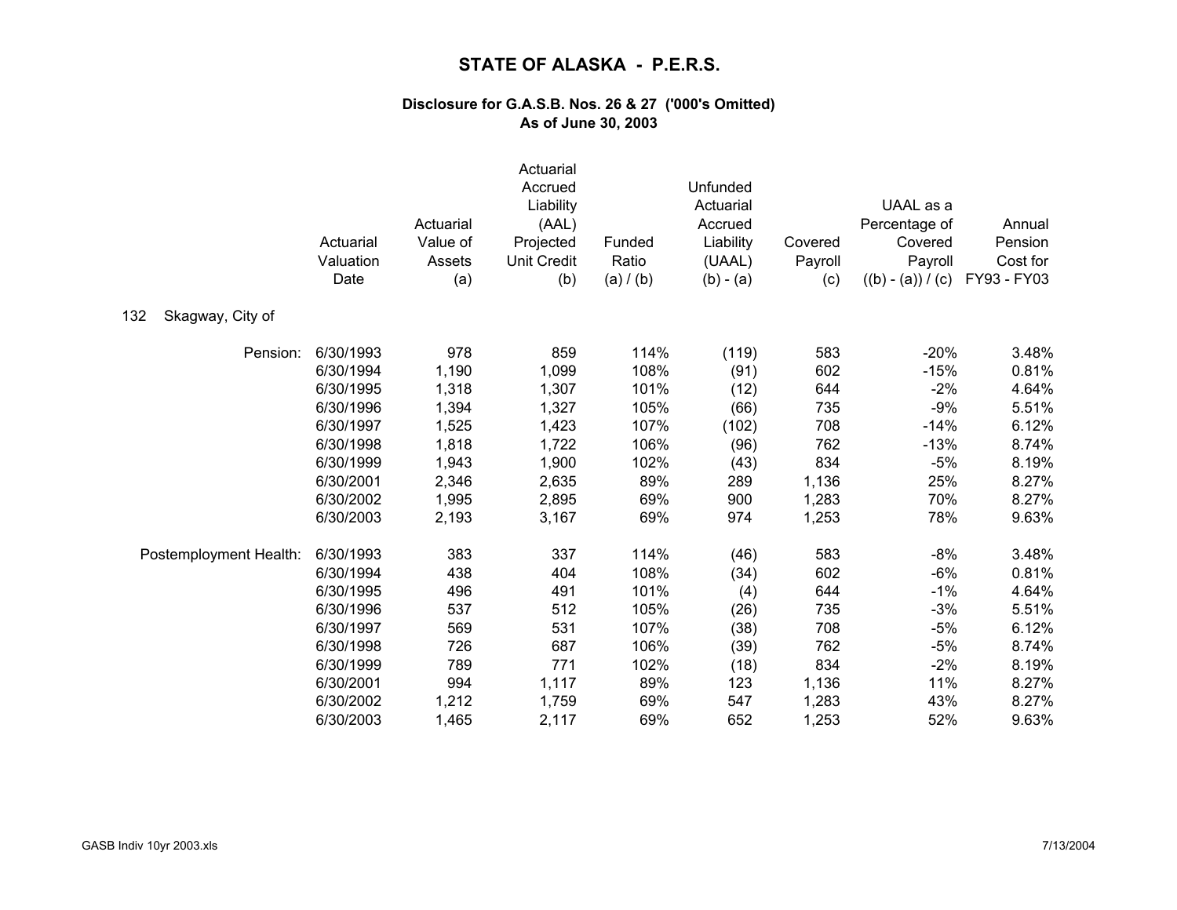# STATE OF ALASKA - P.E.R.S.

### Disclosure for G.A.S.B. Nos. 26 & 27 ('000's Omitted)
### As of June 30, 2003

| | Actuarial Valuation Date | Actuarial Value of Assets (a) | Actuarial Accrued Liability (AAL) Projected Unit Credit (b) | Funded Ratio (a) / (b) | Unfunded Actuarial Accrued Liability (UAAL) (b) - (a) | Covered Payroll (c) | UAAL as a Percentage of Covered Payroll ((b) - (a)) / (c) | Annual Pension Cost for FY93 - FY03 |
|---|---|---|---|---|---|---|---|---|
| 132 Skagway, City of | | | | | | | | |
| Pension: | 6/30/1993 | 978 | 859 | 114% | (119) | 583 | -20% | 3.48% |
| | 6/30/1994 | 1,190 | 1,099 | 108% | (91) | 602 | -15% | 0.81% |
| | 6/30/1995 | 1,318 | 1,307 | 101% | (12) | 644 | -2% | 4.64% |
| | 6/30/1996 | 1,394 | 1,327 | 105% | (66) | 735 | -9% | 5.51% |
| | 6/30/1997 | 1,525 | 1,423 | 107% | (102) | 708 | -14% | 6.12% |
| | 6/30/1998 | 1,818 | 1,722 | 106% | (96) | 762 | -13% | 8.74% |
| | 6/30/1999 | 1,943 | 1,900 | 102% | (43) | 834 | -5% | 8.19% |
| | 6/30/2001 | 2,346 | 2,635 | 89% | 289 | 1,136 | 25% | 8.27% |
| | 6/30/2002 | 1,995 | 2,895 | 69% | 900 | 1,283 | 70% | 8.27% |
| | 6/30/2003 | 2,193 | 3,167 | 69% | 974 | 1,253 | 78% | 9.63% |
| Postemployment Health: | 6/30/1993 | 383 | 337 | 114% | (46) | 583 | -8% | 3.48% |
| | 6/30/1994 | 438 | 404 | 108% | (34) | 602 | -6% | 0.81% |
| | 6/30/1995 | 496 | 491 | 101% | (4) | 644 | -1% | 4.64% |
| | 6/30/1996 | 537 | 512 | 105% | (26) | 735 | -3% | 5.51% |
| | 6/30/1997 | 569 | 531 | 107% | (38) | 708 | -5% | 6.12% |
| | 6/30/1998 | 726 | 687 | 106% | (39) | 762 | -5% | 8.74% |
| | 6/30/1999 | 789 | 771 | 102% | (18) | 834 | -2% | 8.19% |
| | 6/30/2001 | 994 | 1,117 | 89% | 123 | 1,136 | 11% | 8.27% |
| | 6/30/2002 | 1,212 | 1,759 | 69% | 547 | 1,283 | 43% | 8.27% |
| | 6/30/2003 | 1,465 | 2,117 | 69% | 652 | 1,253 | 52% | 9.63% |

GASB Indiv 10yr 2003.xls 7/13/2004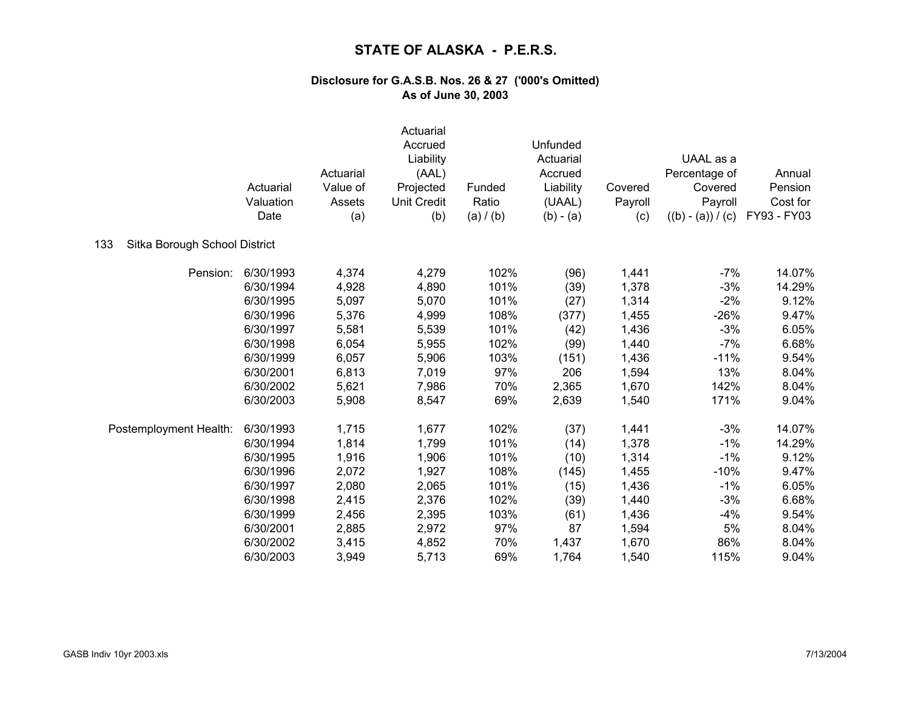# STATE OF ALASKA - P.E.R.S.

### Disclosure for G.A.S.B. Nos. 26 & 27 ('000's Omitted)
### As of June 30, 2003

133 Sitka Borough School District

| | Actuarial Valuation Date | Actuarial Value of Assets (a) | Actuarial Accrued Liability (AAL) Projected Unit Credit (b) | Funded Ratio (a) / (b) | Unfunded Actuarial Accrued Liability (UAAL) (b) - (a) | Covered Payroll (c) | UAAL as a Percentage of Covered Payroll ((b) - (a)) / (c) | Annual Pension Cost for FY93 - FY03 |
|---|---|---|---|---|---|---|---|---|
| Pension: | 6/30/1993 | 4,374 | 4,279 | 102% | (96) | 1,441 | -7% | 14.07% |
| | 6/30/1994 | 4,928 | 4,890 | 101% | (39) | 1,378 | -3% | 14.29% |
| | 6/30/1995 | 5,097 | 5,070 | 101% | (27) | 1,314 | -2% | 9.12% |
| | 6/30/1996 | 5,376 | 4,999 | 108% | (377) | 1,455 | -26% | 9.47% |
| | 6/30/1997 | 5,581 | 5,539 | 101% | (42) | 1,436 | -3% | 6.05% |
| | 6/30/1998 | 6,054 | 5,955 | 102% | (99) | 1,440 | -7% | 6.68% |
| | 6/30/1999 | 6,057 | 5,906 | 103% | (151) | 1,436 | -11% | 9.54% |
| | 6/30/2001 | 6,813 | 7,019 | 97% | 206 | 1,594 | 13% | 8.04% |
| | 6/30/2002 | 5,621 | 7,986 | 70% | 2,365 | 1,670 | 142% | 8.04% |
| | 6/30/2003 | 5,908 | 8,547 | 69% | 2,639 | 1,540 | 171% | 9.04% |
| Postemployment Health: | 6/30/1993 | 1,715 | 1,677 | 102% | (37) | 1,441 | -3% | 14.07% |
| | 6/30/1994 | 1,814 | 1,799 | 101% | (14) | 1,378 | -1% | 14.29% |
| | 6/30/1995 | 1,916 | 1,906 | 101% | (10) | 1,314 | -1% | 9.12% |
| | 6/30/1996 | 2,072 | 1,927 | 108% | (145) | 1,455 | -10% | 9.47% |
| | 6/30/1997 | 2,080 | 2,065 | 101% | (15) | 1,436 | -1% | 6.05% |
| | 6/30/1998 | 2,415 | 2,376 | 102% | (39) | 1,440 | -3% | 6.68% |
| | 6/30/1999 | 2,456 | 2,395 | 103% | (61) | 1,436 | -4% | 9.54% |
| | 6/30/2001 | 2,885 | 2,972 | 97% | 87 | 1,594 | 5% | 8.04% |
| | 6/30/2002 | 3,415 | 4,852 | 70% | 1,437 | 1,670 | 86% | 8.04% |
| | 6/30/2003 | 3,949 | 5,713 | 69% | 1,764 | 1,540 | 115% | 9.04% |

GASB Indiv 10yr 2003.xls 7/13/2004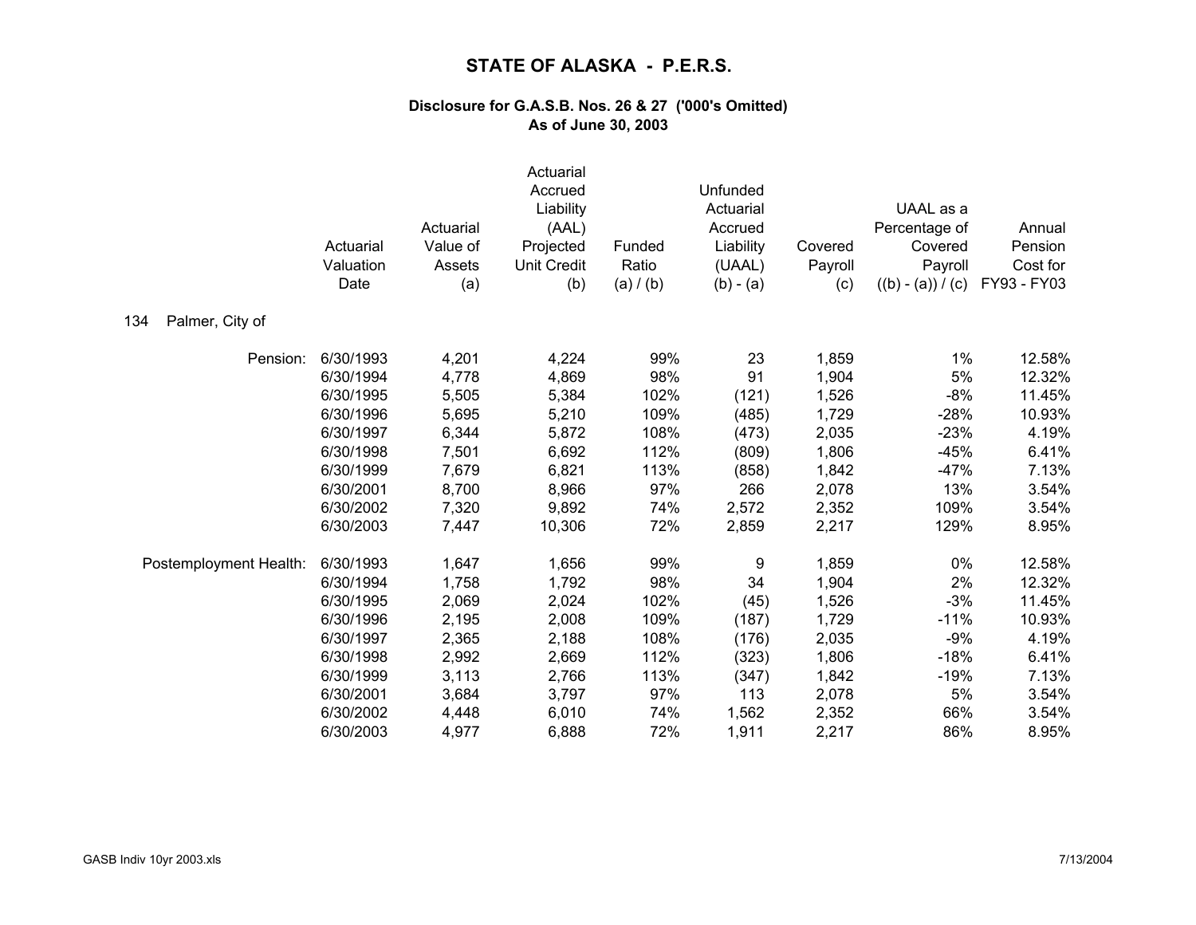# STATE OF ALASKA - P.E.R.S.

### Disclosure for G.A.S.B. Nos. 26 & 27 ('000's Omitted)
### As of June 30, 2003

**134 Palmer, City of**

| | Actuarial Valuation Date | Actuarial Value of Assets (a) | Actuarial Accrued Liability (AAL) Projected Unit Credit (b) | Funded Ratio (a) / (b) | Unfunded Actuarial Accrued Liability (UAAL) (b) - (a) | Covered Payroll (c) | UAAL as a Percentage of Covered Payroll ((b) - (a)) / (c) | Annual Pension Cost for FY93 - FY03 |
|---|---|---|---|---|---|---|---|---|
| Pension: | 6/30/1993 | 4,201 | 4,224 | 99% | 23 | 1,859 | 1% | 12.58% |
| | 6/30/1994 | 4,778 | 4,869 | 98% | 91 | 1,904 | 5% | 12.32% |
| | 6/30/1995 | 5,505 | 5,384 | 102% | (121) | 1,526 | -8% | 11.45% |
| | 6/30/1996 | 5,695 | 5,210 | 109% | (485) | 1,729 | -28% | 10.93% |
| | 6/30/1997 | 6,344 | 5,872 | 108% | (473) | 2,035 | -23% | 4.19% |
| | 6/30/1998 | 7,501 | 6,692 | 112% | (809) | 1,806 | -45% | 6.41% |
| | 6/30/1999 | 7,679 | 6,821 | 113% | (858) | 1,842 | -47% | 7.13% |
| | 6/30/2001 | 8,700 | 8,966 | 97% | 266 | 2,078 | 13% | 3.54% |
| | 6/30/2002 | 7,320 | 9,892 | 74% | 2,572 | 2,352 | 109% | 3.54% |
| | 6/30/2003 | 7,447 | 10,306 | 72% | 2,859 | 2,217 | 129% | 8.95% |
| Postemployment Health: | 6/30/1993 | 1,647 | 1,656 | 99% | 9 | 1,859 | 0% | 12.58% |
| | 6/30/1994 | 1,758 | 1,792 | 98% | 34 | 1,904 | 2% | 12.32% |
| | 6/30/1995 | 2,069 | 2,024 | 102% | (45) | 1,526 | -3% | 11.45% |
| | 6/30/1996 | 2,195 | 2,008 | 109% | (187) | 1,729 | -11% | 10.93% |
| | 6/30/1997 | 2,365 | 2,188 | 108% | (176) | 2,035 | -9% | 4.19% |
| | 6/30/1998 | 2,992 | 2,669 | 112% | (323) | 1,806 | -18% | 6.41% |
| | 6/30/1999 | 3,113 | 2,766 | 113% | (347) | 1,842 | -19% | 7.13% |
| | 6/30/2001 | 3,684 | 3,797 | 97% | 113 | 2,078 | 5% | 3.54% |
| | 6/30/2002 | 4,448 | 6,010 | 74% | 1,562 | 2,352 | 66% | 3.54% |
| | 6/30/2003 | 4,977 | 6,888 | 72% | 1,911 | 2,217 | 86% | 8.95% |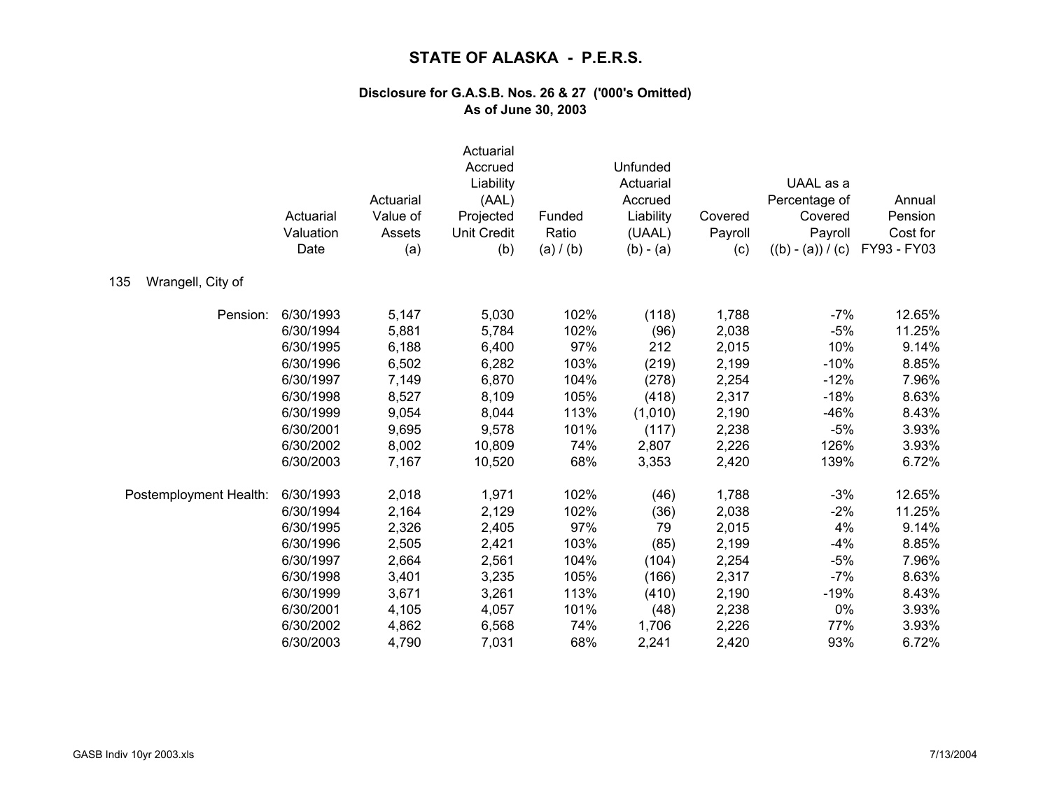# STATE OF ALASKA - P.E.R.S.

### Disclosure for G.A.S.B. Nos. 26 & 27 ('000's Omitted)
### As of June 30, 2003

**135 Wrangell, City of**

| | Actuarial Valuation Date | Actuarial Value of Assets (a) | Actuarial Accrued Liability (AAL) Projected Unit Credit (b) | Funded Ratio (a) / (b) | Unfunded Actuarial Accrued Liability (UAAL) (b) - (a) | Covered Payroll (c) | UAAL as a Percentage of Covered Payroll ((b) - (a)) / (c) | Annual Pension Cost for FY93 - FY03 |
|---|---|---|---|---|---|---|---|---|
| Pension: | 6/30/1993 | 5,147 | 5,030 | 102% | (118) | 1,788 | -7% | 12.65% |
| | 6/30/1994 | 5,881 | 5,784 | 102% | (96) | 2,038 | -5% | 11.25% |
| | 6/30/1995 | 6,188 | 6,400 | 97% | 212 | 2,015 | 10% | 9.14% |
| | 6/30/1996 | 6,502 | 6,282 | 103% | (219) | 2,199 | -10% | 8.85% |
| | 6/30/1997 | 7,149 | 6,870 | 104% | (278) | 2,254 | -12% | 7.96% |
| | 6/30/1998 | 8,527 | 8,109 | 105% | (418) | 2,317 | -18% | 8.63% |
| | 6/30/1999 | 9,054 | 8,044 | 113% | (1,010) | 2,190 | -46% | 8.43% |
| | 6/30/2001 | 9,695 | 9,578 | 101% | (117) | 2,238 | -5% | 3.93% |
| | 6/30/2002 | 8,002 | 10,809 | 74% | 2,807 | 2,226 | 126% | 3.93% |
| | 6/30/2003 | 7,167 | 10,520 | 68% | 3,353 | 2,420 | 139% | 6.72% |
| Postemployment Health: | 6/30/1993 | 2,018 | 1,971 | 102% | (46) | 1,788 | -3% | 12.65% |
| | 6/30/1994 | 2,164 | 2,129 | 102% | (36) | 2,038 | -2% | 11.25% |
| | 6/30/1995 | 2,326 | 2,405 | 97% | 79 | 2,015 | 4% | 9.14% |
| | 6/30/1996 | 2,505 | 2,421 | 103% | (85) | 2,199 | -4% | 8.85% |
| | 6/30/1997 | 2,664 | 2,561 | 104% | (104) | 2,254 | -5% | 7.96% |
| | 6/30/1998 | 3,401 | 3,235 | 105% | (166) | 2,317 | -7% | 8.63% |
| | 6/30/1999 | 3,671 | 3,261 | 113% | (410) | 2,190 | -19% | 8.43% |
| | 6/30/2001 | 4,105 | 4,057 | 101% | (48) | 2,238 | 0% | 3.93% |
| | 6/30/2002 | 4,862 | 6,568 | 74% | 1,706 | 2,226 | 77% | 3.93% |
| | 6/30/2003 | 4,790 | 7,031 | 68% | 2,241 | 2,420 | 93% | 6.72% |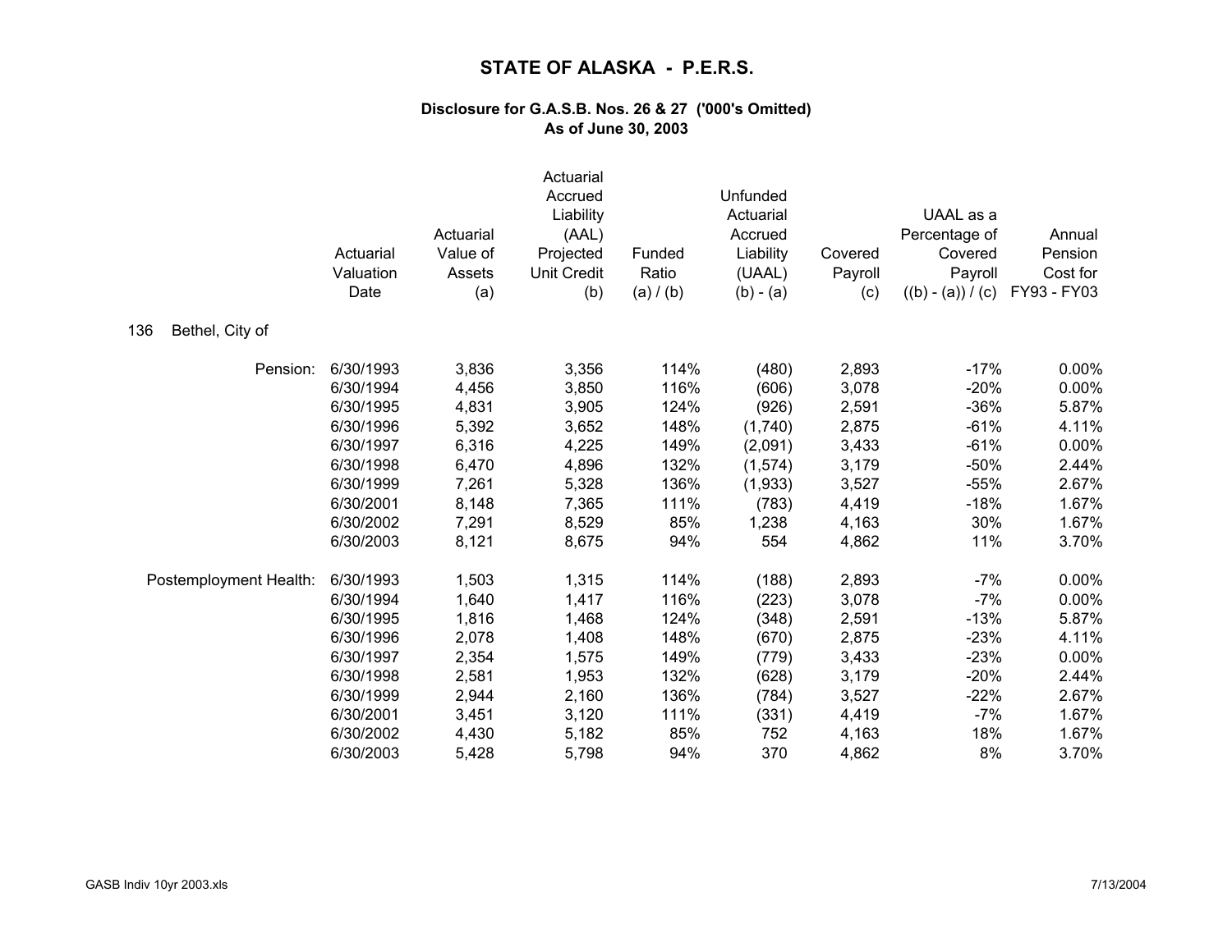# STATE OF ALASKA - P.E.R.S.

### Disclosure for G.A.S.B. Nos. 26 & 27 ('000's Omitted)
### As of June 30, 2003

| | Actuarial Valuation Date | Actuarial Value of Assets (a) | Actuarial Accrued Liability (AAL) Projected Unit Credit (b) | Funded Ratio (a) / (b) | Unfunded Actuarial Accrued Liability (UAAL) (b) - (a) | Covered Payroll (c) | UAAL as a Percentage of Covered Payroll ((b) - (a)) / (c) | Annual Pension Cost for FY93 - FY03 |
|---|---|---|---|---|---|---|---|---|
| 136 Bethel, City of | | | | | | | | |
| Pension: | 6/30/1993 | 3,836 | 3,356 | 114% | (480) | 2,893 | -17% | 0.00% |
| | 6/30/1994 | 4,456 | 3,850 | 116% | (606) | 3,078 | -20% | 0.00% |
| | 6/30/1995 | 4,831 | 3,905 | 124% | (926) | 2,591 | -36% | 5.87% |
| | 6/30/1996 | 5,392 | 3,652 | 148% | (1,740) | 2,875 | -61% | 4.11% |
| | 6/30/1997 | 6,316 | 4,225 | 149% | (2,091) | 3,433 | -61% | 0.00% |
| | 6/30/1998 | 6,470 | 4,896 | 132% | (1,574) | 3,179 | -50% | 2.44% |
| | 6/30/1999 | 7,261 | 5,328 | 136% | (1,933) | 3,527 | -55% | 2.67% |
| | 6/30/2001 | 8,148 | 7,365 | 111% | (783) | 4,419 | -18% | 1.67% |
| | 6/30/2002 | 7,291 | 8,529 | 85% | 1,238 | 4,163 | 30% | 1.67% |
| | 6/30/2003 | 8,121 | 8,675 | 94% | 554 | 4,862 | 11% | 3.70% |
| Postemployment Health: | 6/30/1993 | 1,503 | 1,315 | 114% | (188) | 2,893 | -7% | 0.00% |
| | 6/30/1994 | 1,640 | 1,417 | 116% | (223) | 3,078 | -7% | 0.00% |
| | 6/30/1995 | 1,816 | 1,468 | 124% | (348) | 2,591 | -13% | 5.87% |
| | 6/30/1996 | 2,078 | 1,408 | 148% | (670) | 2,875 | -23% | 4.11% |
| | 6/30/1997 | 2,354 | 1,575 | 149% | (779) | 3,433 | -23% | 0.00% |
| | 6/30/1998 | 2,581 | 1,953 | 132% | (628) | 3,179 | -20% | 2.44% |
| | 6/30/1999 | 2,944 | 2,160 | 136% | (784) | 3,527 | -22% | 2.67% |
| | 6/30/2001 | 3,451 | 3,120 | 111% | (331) | 4,419 | -7% | 1.67% |
| | 6/30/2002 | 4,430 | 5,182 | 85% | 752 | 4,163 | 18% | 1.67% |
| | 6/30/2003 | 5,428 | 5,798 | 94% | 370 | 4,862 | 8% | 3.70% |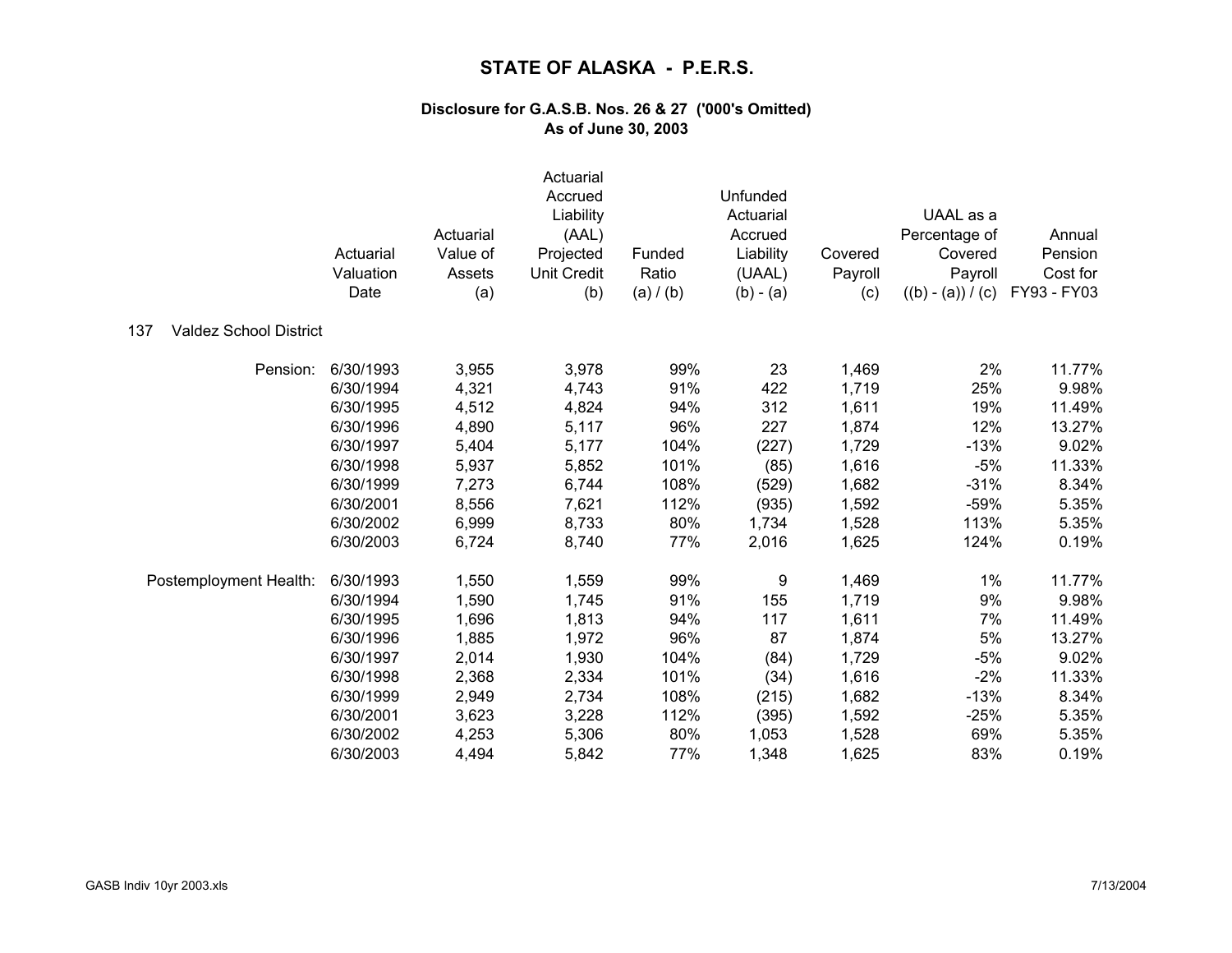# STATE OF ALASKA - P.E.R.S.

### Disclosure for G.A.S.B. Nos. 26 & 27 ('000's Omitted)
### As of June 30, 2003

| | Actuarial Valuation Date | Actuarial Value of Assets (a) | Actuarial Accrued Liability (AAL) Projected Unit Credit (b) | Funded Ratio (a) / (b) | Unfunded Actuarial Accrued Liability (UAAL) (b) - (a) | Covered Payroll (c) | UAAL as a Percentage of Covered Payroll ((b) - (a)) / (c) | Annual Pension Cost for FY93 - FY03 |
|---|---|---|---|---|---|---|---|---|
| **137 Valdez School District** | | | | | | | | |
| Pension: | 6/30/1993 | 3,955 | 3,978 | 99% | 23 | 1,469 | 2% | 11.77% |
| | 6/30/1994 | 4,321 | 4,743 | 91% | 422 | 1,719 | 25% | 9.98% |
| | 6/30/1995 | 4,512 | 4,824 | 94% | 312 | 1,611 | 19% | 11.49% |
| | 6/30/1996 | 4,890 | 5,117 | 96% | 227 | 1,874 | 12% | 13.27% |
| | 6/30/1997 | 5,404 | 5,177 | 104% | (227) | 1,729 | -13% | 9.02% |
| | 6/30/1998 | 5,937 | 5,852 | 101% | (85) | 1,616 | -5% | 11.33% |
| | 6/30/1999 | 7,273 | 6,744 | 108% | (529) | 1,682 | -31% | 8.34% |
| | 6/30/2001 | 8,556 | 7,621 | 112% | (935) | 1,592 | -59% | 5.35% |
| | 6/30/2002 | 6,999 | 8,733 | 80% | 1,734 | 1,528 | 113% | 5.35% |
| | 6/30/2003 | 6,724 | 8,740 | 77% | 2,016 | 1,625 | 124% | 0.19% |
| Postemployment Health: | 6/30/1993 | 1,550 | 1,559 | 99% | 9 | 1,469 | 1% | 11.77% |
| | 6/30/1994 | 1,590 | 1,745 | 91% | 155 | 1,719 | 9% | 9.98% |
| | 6/30/1995 | 1,696 | 1,813 | 94% | 117 | 1,611 | 7% | 11.49% |
| | 6/30/1996 | 1,885 | 1,972 | 96% | 87 | 1,874 | 5% | 13.27% |
| | 6/30/1997 | 2,014 | 1,930 | 104% | (84) | 1,729 | -5% | 9.02% |
| | 6/30/1998 | 2,368 | 2,334 | 101% | (34) | 1,616 | -2% | 11.33% |
| | 6/30/1999 | 2,949 | 2,734 | 108% | (215) | 1,682 | -13% | 8.34% |
| | 6/30/2001 | 3,623 | 3,228 | 112% | (395) | 1,592 | -25% | 5.35% |
| | 6/30/2002 | 4,253 | 5,306 | 80% | 1,053 | 1,528 | 69% | 5.35% |
| | 6/30/2003 | 4,494 | 5,842 | 77% | 1,348 | 1,625 | 83% | 0.19% |

GASB Indiv 10yr 2003.xls 7/13/2004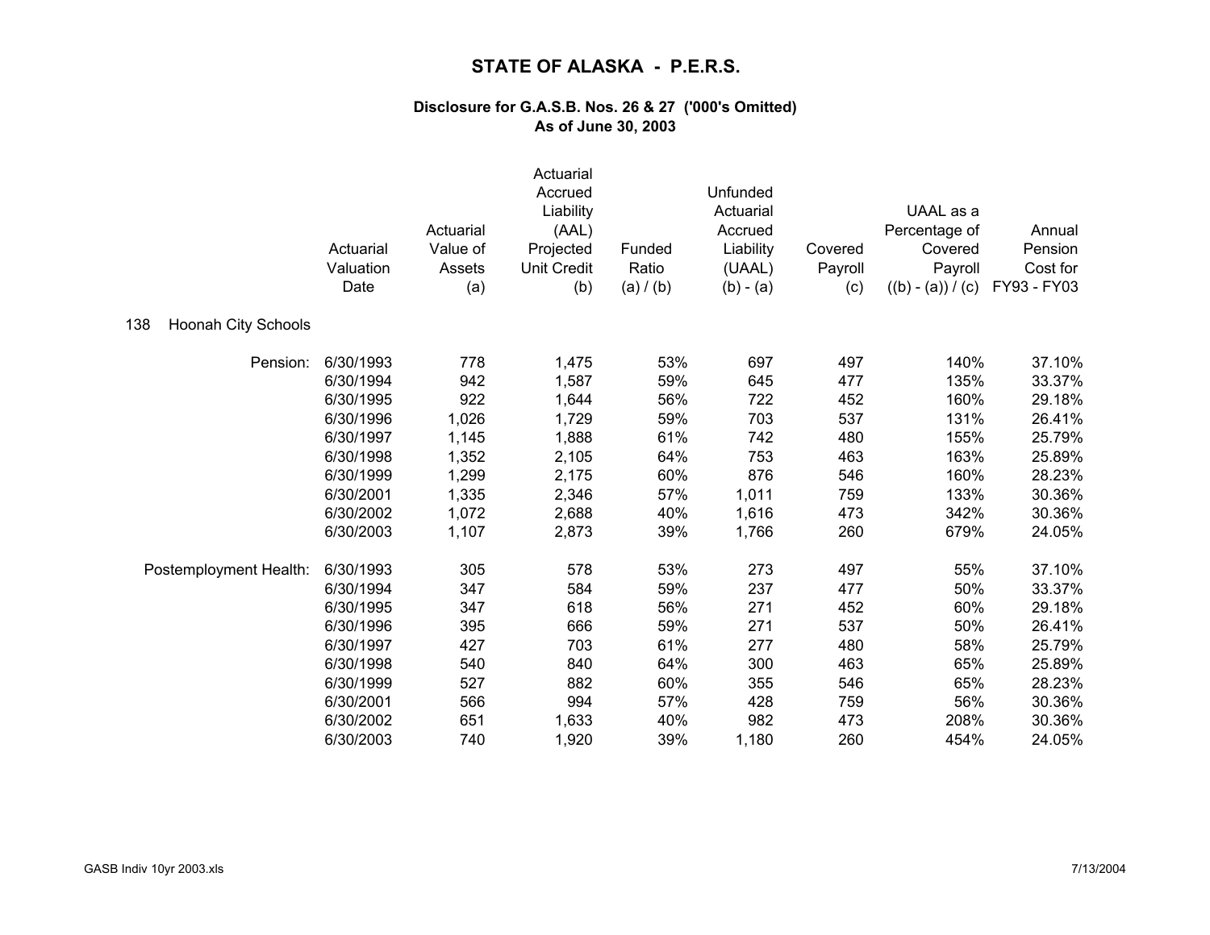# STATE OF ALASKA - P.E.R.S.

### Disclosure for G.A.S.B. Nos. 26 & 27 ('000's Omitted)
### As of June 30, 2003

**138 Hoonah City Schools**

| | Actuarial Valuation Date | Actuarial Value of Assets (a) | Actuarial Accrued Liability (AAL) Projected Unit Credit (b) | Funded Ratio (a) / (b) | Unfunded Actuarial Accrued Liability (UAAL) (b) - (a) | Covered Payroll (c) | UAAL as a Percentage of Covered Payroll ((b) - (a)) / (c) | Annual Pension Cost for FY93 - FY03 |
|---|---|---|---|---|---|---|---|---|
| Pension: | 6/30/1993 | 778 | 1,475 | 53% | 697 | 497 | 140% | 37.10% |
| | 6/30/1994 | 942 | 1,587 | 59% | 645 | 477 | 135% | 33.37% |
| | 6/30/1995 | 922 | 1,644 | 56% | 722 | 452 | 160% | 29.18% |
| | 6/30/1996 | 1,026 | 1,729 | 59% | 703 | 537 | 131% | 26.41% |
| | 6/30/1997 | 1,145 | 1,888 | 61% | 742 | 480 | 155% | 25.79% |
| | 6/30/1998 | 1,352 | 2,105 | 64% | 753 | 463 | 163% | 25.89% |
| | 6/30/1999 | 1,299 | 2,175 | 60% | 876 | 546 | 160% | 28.23% |
| | 6/30/2001 | 1,335 | 2,346 | 57% | 1,011 | 759 | 133% | 30.36% |
| | 6/30/2002 | 1,072 | 2,688 | 40% | 1,616 | 473 | 342% | 30.36% |
| | 6/30/2003 | 1,107 | 2,873 | 39% | 1,766 | 260 | 679% | 24.05% |
| Postemployment Health: | 6/30/1993 | 305 | 578 | 53% | 273 | 497 | 55% | 37.10% |
| | 6/30/1994 | 347 | 584 | 59% | 237 | 477 | 50% | 33.37% |
| | 6/30/1995 | 347 | 618 | 56% | 271 | 452 | 60% | 29.18% |
| | 6/30/1996 | 395 | 666 | 59% | 271 | 537 | 50% | 26.41% |
| | 6/30/1997 | 427 | 703 | 61% | 277 | 480 | 58% | 25.79% |
| | 6/30/1998 | 540 | 840 | 64% | 300 | 463 | 65% | 25.89% |
| | 6/30/1999 | 527 | 882 | 60% | 355 | 546 | 65% | 28.23% |
| | 6/30/2001 | 566 | 994 | 57% | 428 | 759 | 56% | 30.36% |
| | 6/30/2002 | 651 | 1,633 | 40% | 982 | 473 | 208% | 30.36% |
| | 6/30/2003 | 740 | 1,920 | 39% | 1,180 | 260 | 454% | 24.05% |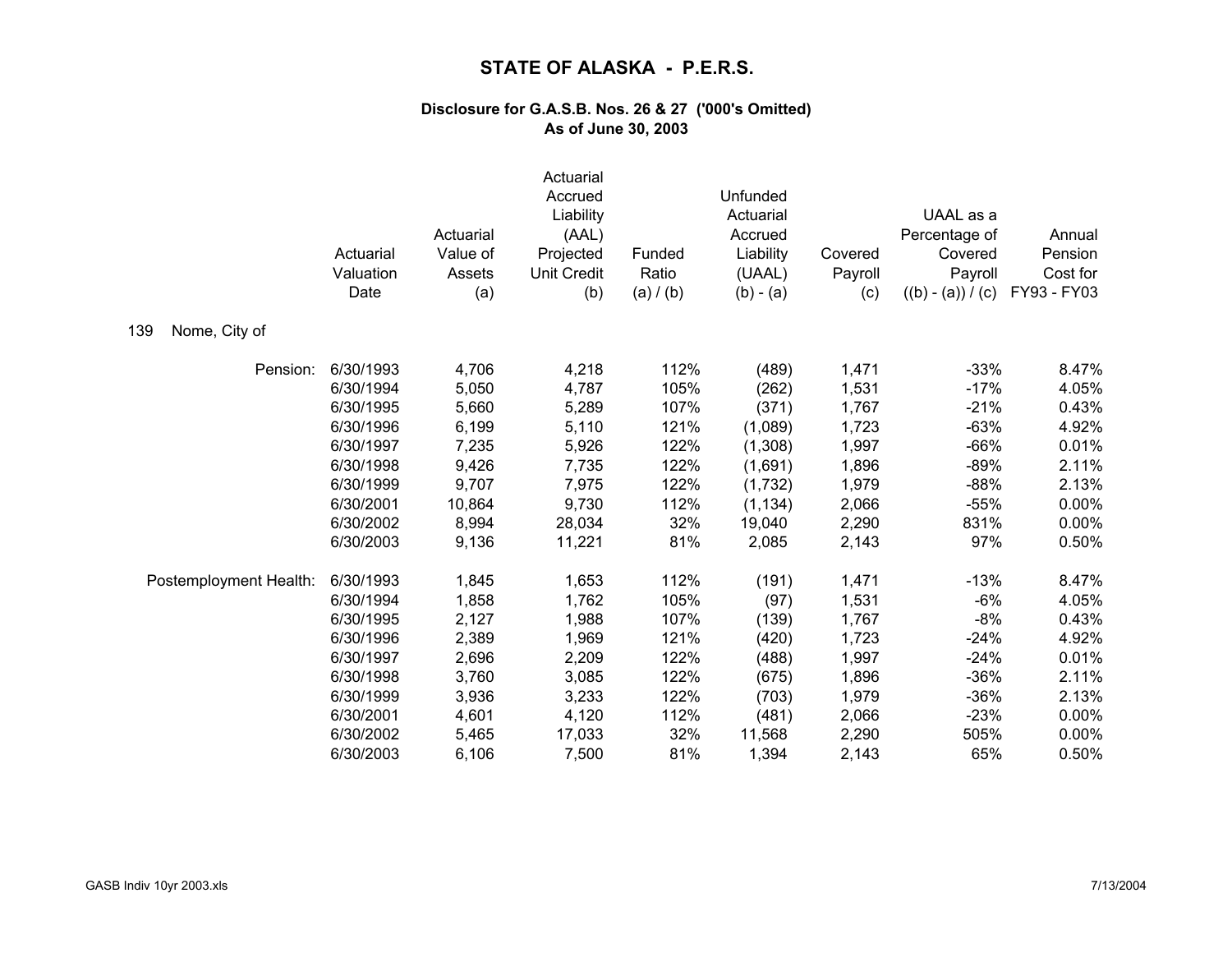# STATE OF ALASKA - P.E.R.S.

### Disclosure for G.A.S.B. Nos. 26 & 27 ('000's Omitted)
### As of June 30, 2003

**139 Nome, City of**

| | Actuarial Valuation Date | Actuarial Value of Assets (a) | Actuarial Accrued Liability (AAL) Projected Unit Credit (b) | Funded Ratio (a) / (b) | Unfunded Actuarial Accrued Liability (UAAL) (b) - (a) | Covered Payroll (c) | UAAL as a Percentage of Covered Payroll ((b) - (a)) / (c) | Annual Pension Cost for FY93 - FY03 |
|---|---|---|---|---|---|---|---|---|
| Pension: | 6/30/1993 | 4,706 | 4,218 | 112% | (489) | 1,471 | -33% | 8.47% |
| | 6/30/1994 | 5,050 | 4,787 | 105% | (262) | 1,531 | -17% | 4.05% |
| | 6/30/1995 | 5,660 | 5,289 | 107% | (371) | 1,767 | -21% | 0.43% |
| | 6/30/1996 | 6,199 | 5,110 | 121% | (1,089) | 1,723 | -63% | 4.92% |
| | 6/30/1997 | 7,235 | 5,926 | 122% | (1,308) | 1,997 | -66% | 0.01% |
| | 6/30/1998 | 9,426 | 7,735 | 122% | (1,691) | 1,896 | -89% | 2.11% |
| | 6/30/1999 | 9,707 | 7,975 | 122% | (1,732) | 1,979 | -88% | 2.13% |
| | 6/30/2001 | 10,864 | 9,730 | 112% | (1,134) | 2,066 | -55% | 0.00% |
| | 6/30/2002 | 8,994 | 28,034 | 32% | 19,040 | 2,290 | 831% | 0.00% |
| | 6/30/2003 | 9,136 | 11,221 | 81% | 2,085 | 2,143 | 97% | 0.50% |
| Postemployment Health: | 6/30/1993 | 1,845 | 1,653 | 112% | (191) | 1,471 | -13% | 8.47% |
| | 6/30/1994 | 1,858 | 1,762 | 105% | (97) | 1,531 | -6% | 4.05% |
| | 6/30/1995 | 2,127 | 1,988 | 107% | (139) | 1,767 | -8% | 0.43% |
| | 6/30/1996 | 2,389 | 1,969 | 121% | (420) | 1,723 | -24% | 4.92% |
| | 6/30/1997 | 2,696 | 2,209 | 122% | (488) | 1,997 | -24% | 0.01% |
| | 6/30/1998 | 3,760 | 3,085 | 122% | (675) | 1,896 | -36% | 2.11% |
| | 6/30/1999 | 3,936 | 3,233 | 122% | (703) | 1,979 | -36% | 2.13% |
| | 6/30/2001 | 4,601 | 4,120 | 112% | (481) | 2,066 | -23% | 0.00% |
| | 6/30/2002 | 5,465 | 17,033 | 32% | 11,568 | 2,290 | 505% | 0.00% |
| | 6/30/2003 | 6,106 | 7,500 | 81% | 1,394 | 2,143 | 65% | 0.50% |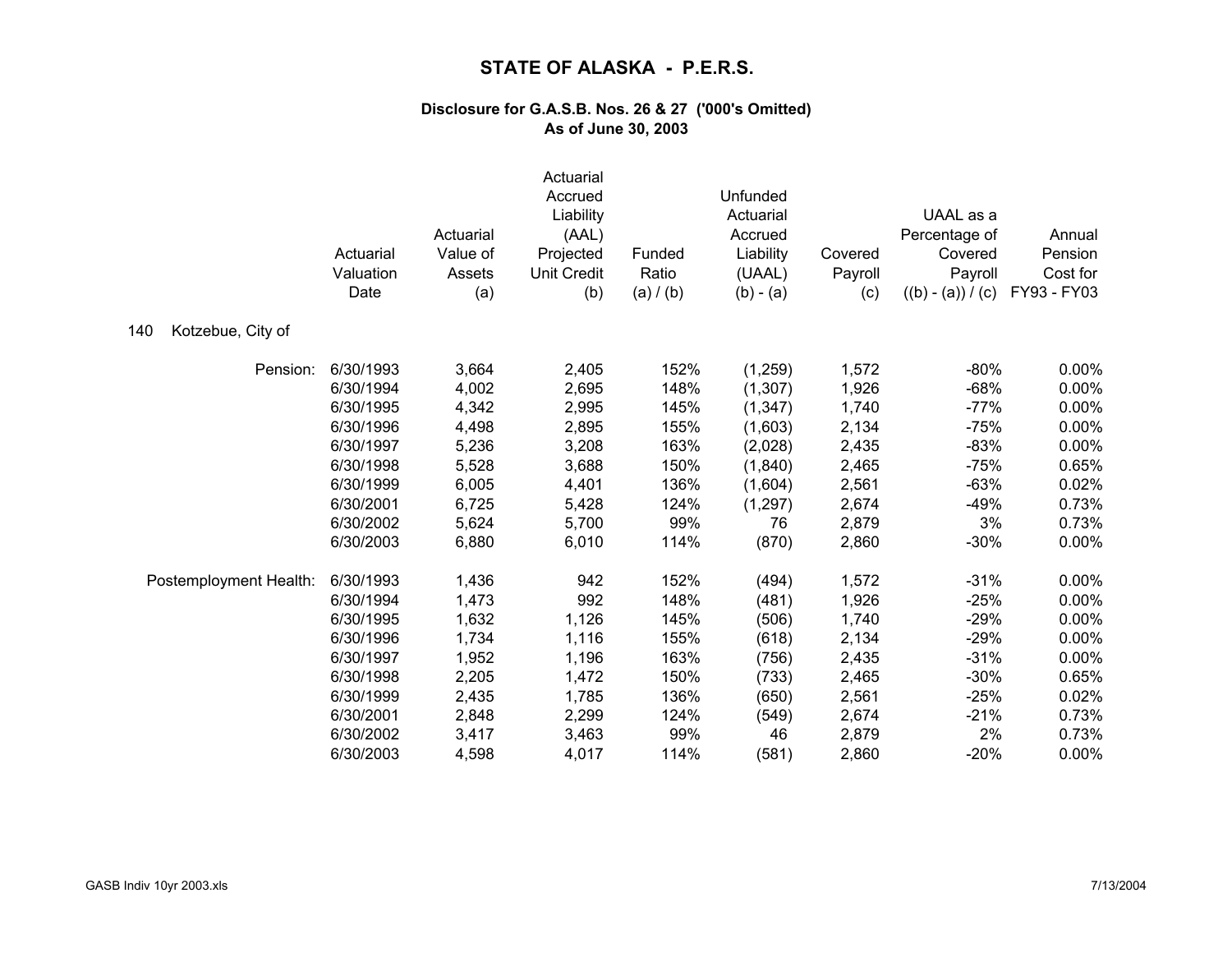# STATE OF ALASKA - P.E.R.S.

### Disclosure for G.A.S.B. Nos. 26 & 27 ('000's Omitted)
### As of June 30, 2003

**140 Kotzebue, City of**

| | Actuarial Valuation Date | Actuarial Value of Assets (a) | Actuarial Accrued Liability (AAL) Projected Unit Credit (b) | Funded Ratio (a) / (b) | Unfunded Actuarial Accrued Liability (UAAL) (b) - (a) | Covered Payroll (c) | UAAL as a Percentage of Covered Payroll ((b) - (a)) / (c) | Annual Pension Cost for FY93 - FY03 |
|---|---|---|---|---|---|---|---|---|
| Pension: | 6/30/1993 | 3,664 | 2,405 | 152% | (1,259) | 1,572 | -80% | 0.00% |
| | 6/30/1994 | 4,002 | 2,695 | 148% | (1,307) | 1,926 | -68% | 0.00% |
| | 6/30/1995 | 4,342 | 2,995 | 145% | (1,347) | 1,740 | -77% | 0.00% |
| | 6/30/1996 | 4,498 | 2,895 | 155% | (1,603) | 2,134 | -75% | 0.00% |
| | 6/30/1997 | 5,236 | 3,208 | 163% | (2,028) | 2,435 | -83% | 0.00% |
| | 6/30/1998 | 5,528 | 3,688 | 150% | (1,840) | 2,465 | -75% | 0.65% |
| | 6/30/1999 | 6,005 | 4,401 | 136% | (1,604) | 2,561 | -63% | 0.02% |
| | 6/30/2001 | 6,725 | 5,428 | 124% | (1,297) | 2,674 | -49% | 0.73% |
| | 6/30/2002 | 5,624 | 5,700 | 99% | 76 | 2,879 | 3% | 0.73% |
| | 6/30/2003 | 6,880 | 6,010 | 114% | (870) | 2,860 | -30% | 0.00% |
| Postemployment Health: | 6/30/1993 | 1,436 | 942 | 152% | (494) | 1,572 | -31% | 0.00% |
| | 6/30/1994 | 1,473 | 992 | 148% | (481) | 1,926 | -25% | 0.00% |
| | 6/30/1995 | 1,632 | 1,126 | 145% | (506) | 1,740 | -29% | 0.00% |
| | 6/30/1996 | 1,734 | 1,116 | 155% | (618) | 2,134 | -29% | 0.00% |
| | 6/30/1997 | 1,952 | 1,196 | 163% | (756) | 2,435 | -31% | 0.00% |
| | 6/30/1998 | 2,205 | 1,472 | 150% | (733) | 2,465 | -30% | 0.65% |
| | 6/30/1999 | 2,435 | 1,785 | 136% | (650) | 2,561 | -25% | 0.02% |
| | 6/30/2001 | 2,848 | 2,299 | 124% | (549) | 2,674 | -21% | 0.73% |
| | 6/30/2002 | 3,417 | 3,463 | 99% | 46 | 2,879 | 2% | 0.73% |
| | 6/30/2003 | 4,598 | 4,017 | 114% | (581) | 2,860 | -20% | 0.00% |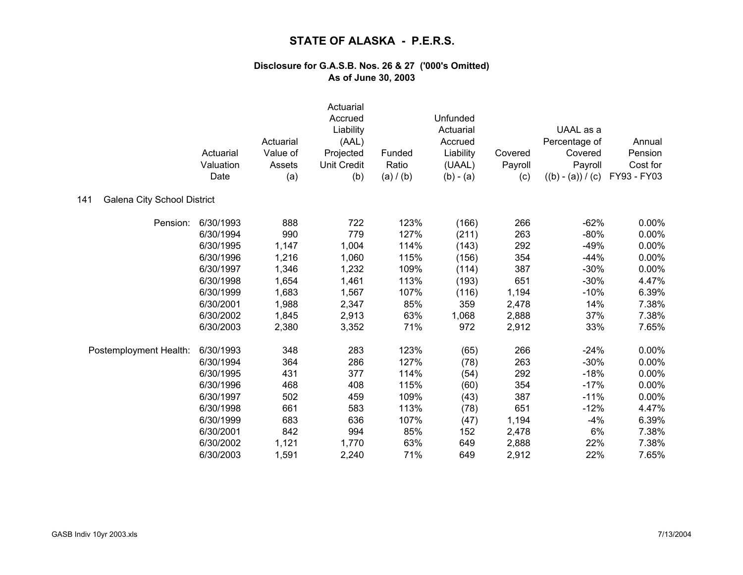# STATE OF ALASKA - P.E.R.S.

## Disclosure for G.A.S.B. Nos. 26 & 27 ('000's Omitted)
## As of June 30, 2003

141 Galena City School District

| | Actuarial Valuation Date | Actuarial Value of Assets (a) | Actuarial Accrued Liability (AAL) Projected Unit Credit (b) | Funded Ratio (a) / (b) | Unfunded Actuarial Accrued Liability (UAAL) (b) - (a) | Covered Payroll (c) | UAAL as a Percentage of Covered Payroll ((b) - (a)) / (c) | Annual Pension Cost for FY93 - FY03 |
|---|---|---|---|---|---|---|---|---|
| Pension: | 6/30/1993 | 888 | 722 | 123% | (166) | 266 | -62% | 0.00% |
| | 6/30/1994 | 990 | 779 | 127% | (211) | 263 | -80% | 0.00% |
| | 6/30/1995 | 1,147 | 1,004 | 114% | (143) | 292 | -49% | 0.00% |
| | 6/30/1996 | 1,216 | 1,060 | 115% | (156) | 354 | -44% | 0.00% |
| | 6/30/1997 | 1,346 | 1,232 | 109% | (114) | 387 | -30% | 0.00% |
| | 6/30/1998 | 1,654 | 1,461 | 113% | (193) | 651 | -30% | 4.47% |
| | 6/30/1999 | 1,683 | 1,567 | 107% | (116) | 1,194 | -10% | 6.39% |
| | 6/30/2001 | 1,988 | 2,347 | 85% | 359 | 2,478 | 14% | 7.38% |
| | 6/30/2002 | 1,845 | 2,913 | 63% | 1,068 | 2,888 | 37% | 7.38% |
| | 6/30/2003 | 2,380 | 3,352 | 71% | 972 | 2,912 | 33% | 7.65% |
| Postemployment Health: | 6/30/1993 | 348 | 283 | 123% | (65) | 266 | -24% | 0.00% |
| | 6/30/1994 | 364 | 286 | 127% | (78) | 263 | -30% | 0.00% |
| | 6/30/1995 | 431 | 377 | 114% | (54) | 292 | -18% | 0.00% |
| | 6/30/1996 | 468 | 408 | 115% | (60) | 354 | -17% | 0.00% |
| | 6/30/1997 | 502 | 459 | 109% | (43) | 387 | -11% | 0.00% |
| | 6/30/1998 | 661 | 583 | 113% | (78) | 651 | -12% | 4.47% |
| | 6/30/1999 | 683 | 636 | 107% | (47) | 1,194 | -4% | 6.39% |
| | 6/30/2001 | 842 | 994 | 85% | 152 | 2,478 | 6% | 7.38% |
| | 6/30/2002 | 1,121 | 1,770 | 63% | 649 | 2,888 | 22% | 7.38% |
| | 6/30/2003 | 1,591 | 2,240 | 71% | 649 | 2,912 | 22% | 7.65% |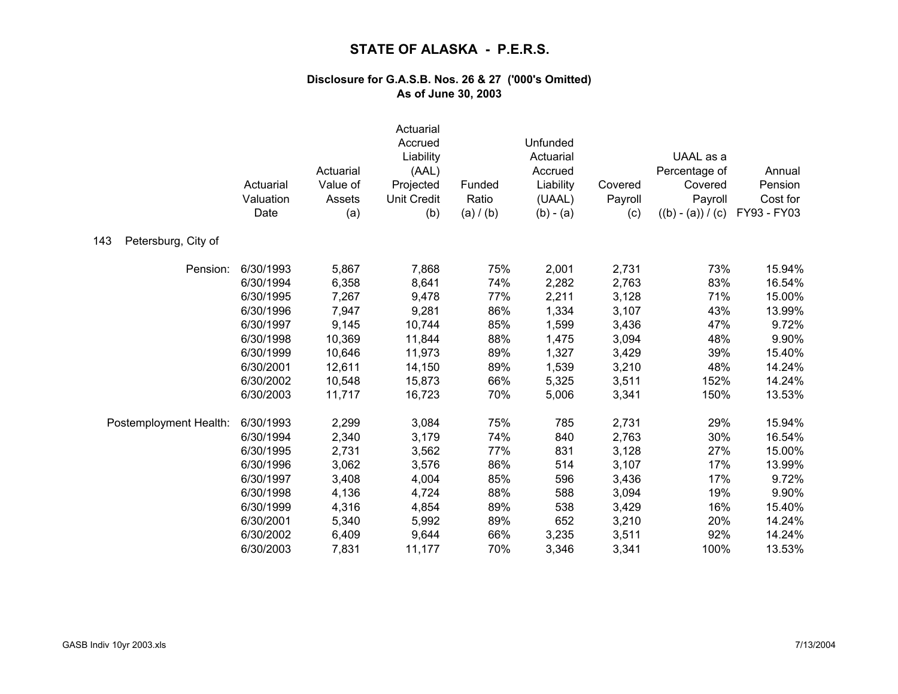# STATE OF ALASKA - P.E.R.S.

### Disclosure for G.A.S.B. Nos. 26 & 27 ('000's Omitted)
### As of June 30, 2003

| | Actuarial Valuation Date | Actuarial Value of Assets (a) | Actuarial Accrued Liability (AAL) Projected Unit Credit (b) | Funded Ratio (a) / (b) | Unfunded Actuarial Accrued Liability (UAAL) (b) - (a) | Covered Payroll (c) | UAAL as a Percentage of Covered Payroll ((b) - (a)) / (c) | Annual Pension Cost for FY93 - FY03 |
|---|---|---|---|---|---|---|---|---|
| **143 Petersburg, City of** | | | | | | | | |
| Pension: | 6/30/1993 | 5,867 | 7,868 | 75% | 2,001 | 2,731 | 73% | 15.94% |
| | 6/30/1994 | 6,358 | 8,641 | 74% | 2,282 | 2,763 | 83% | 16.54% |
| | 6/30/1995 | 7,267 | 9,478 | 77% | 2,211 | 3,128 | 71% | 15.00% |
| | 6/30/1996 | 7,947 | 9,281 | 86% | 1,334 | 3,107 | 43% | 13.99% |
| | 6/30/1997 | 9,145 | 10,744 | 85% | 1,599 | 3,436 | 47% | 9.72% |
| | 6/30/1998 | 10,369 | 11,844 | 88% | 1,475 | 3,094 | 48% | 9.90% |
| | 6/30/1999 | 10,646 | 11,973 | 89% | 1,327 | 3,429 | 39% | 15.40% |
| | 6/30/2001 | 12,611 | 14,150 | 89% | 1,539 | 3,210 | 48% | 14.24% |
| | 6/30/2002 | 10,548 | 15,873 | 66% | 5,325 | 3,511 | 152% | 14.24% |
| | 6/30/2003 | 11,717 | 16,723 | 70% | 5,006 | 3,341 | 150% | 13.53% |
| Postemployment Health: | 6/30/1993 | 2,299 | 3,084 | 75% | 785 | 2,731 | 29% | 15.94% |
| | 6/30/1994 | 2,340 | 3,179 | 74% | 840 | 2,763 | 30% | 16.54% |
| | 6/30/1995 | 2,731 | 3,562 | 77% | 831 | 3,128 | 27% | 15.00% |
| | 6/30/1996 | 3,062 | 3,576 | 86% | 514 | 3,107 | 17% | 13.99% |
| | 6/30/1997 | 3,408 | 4,004 | 85% | 596 | 3,436 | 17% | 9.72% |
| | 6/30/1998 | 4,136 | 4,724 | 88% | 588 | 3,094 | 19% | 9.90% |
| | 6/30/1999 | 4,316 | 4,854 | 89% | 538 | 3,429 | 16% | 15.40% |
| | 6/30/2001 | 5,340 | 5,992 | 89% | 652 | 3,210 | 20% | 14.24% |
| | 6/30/2002 | 6,409 | 9,644 | 66% | 3,235 | 3,511 | 92% | 14.24% |
| | 6/30/2003 | 7,831 | 11,177 | 70% | 3,346 | 3,341 | 100% | 13.53% |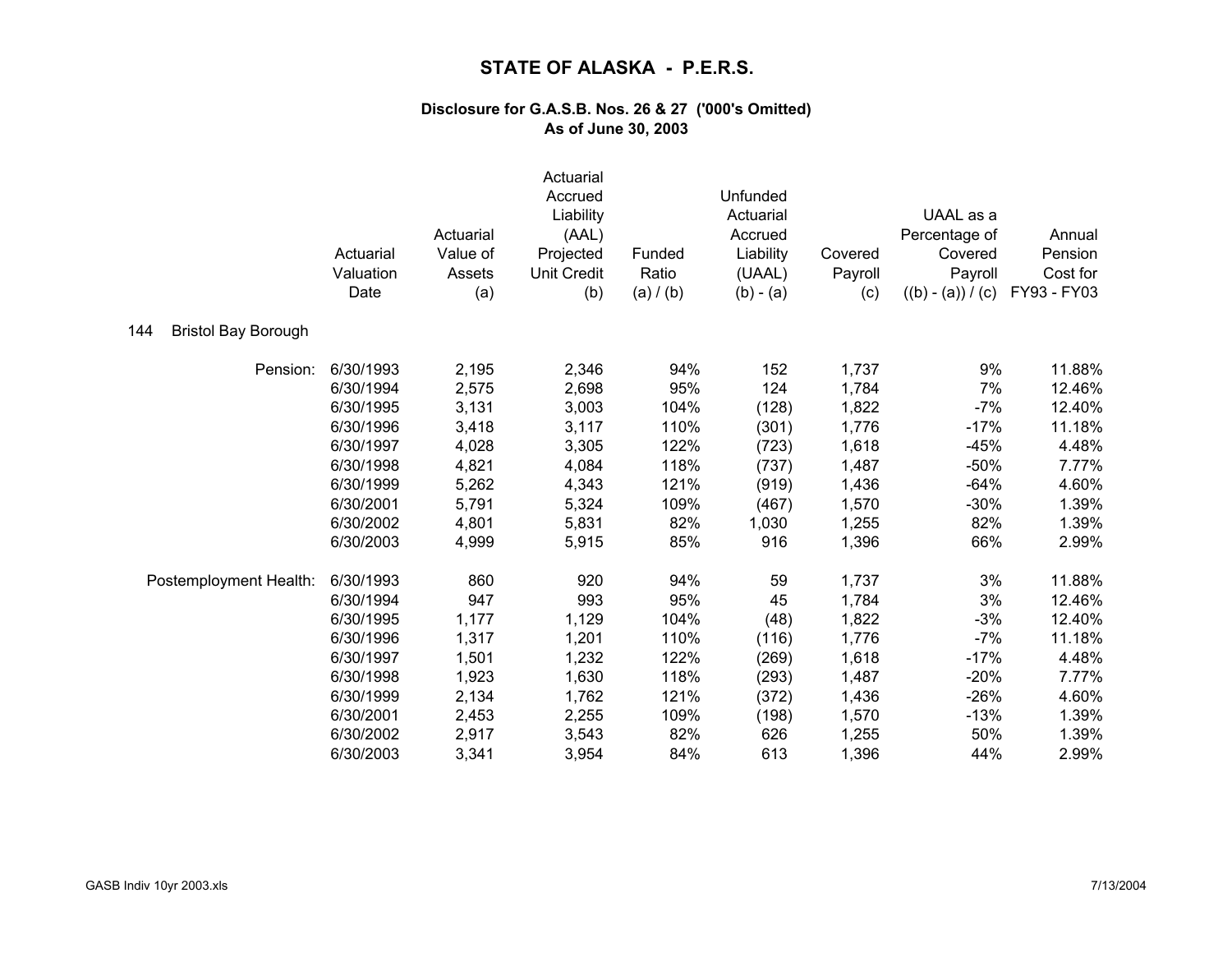# STATE OF ALASKA - P.E.R.S.

**Disclosure for G.A.S.B. Nos. 26 & 27 ('000's Omitted)**
**As of June 30, 2003**

144 Bristol Bay Borough

| | Actuarial Valuation Date | Actuarial Value of Assets (a) | Actuarial Accrued Liability (AAL) Projected Unit Credit (b) | Funded Ratio (a) / (b) | Unfunded Actuarial Accrued Liability (UAAL) (b) - (a) | Covered Payroll (c) | UAAL as a Percentage of Covered Payroll ((b) - (a)) / (c) | Annual Pension Cost for FY93 - FY03 |
|---|---|---|---|---|---|---|---|---|
| Pension: | 6/30/1993 | 2,195 | 2,346 | 94% | 152 | 1,737 | 9% | 11.88% |
| | 6/30/1994 | 2,575 | 2,698 | 95% | 124 | 1,784 | 7% | 12.46% |
| | 6/30/1995 | 3,131 | 3,003 | 104% | (128) | 1,822 | -7% | 12.40% |
| | 6/30/1996 | 3,418 | 3,117 | 110% | (301) | 1,776 | -17% | 11.18% |
| | 6/30/1997 | 4,028 | 3,305 | 122% | (723) | 1,618 | -45% | 4.48% |
| | 6/30/1998 | 4,821 | 4,084 | 118% | (737) | 1,487 | -50% | 7.77% |
| | 6/30/1999 | 5,262 | 4,343 | 121% | (919) | 1,436 | -64% | 4.60% |
| | 6/30/2001 | 5,791 | 5,324 | 109% | (467) | 1,570 | -30% | 1.39% |
| | 6/30/2002 | 4,801 | 5,831 | 82% | 1,030 | 1,255 | 82% | 1.39% |
| | 6/30/2003 | 4,999 | 5,915 | 85% | 916 | 1,396 | 66% | 2.99% |
| Postemployment Health: | 6/30/1993 | 860 | 920 | 94% | 59 | 1,737 | 3% | 11.88% |
| | 6/30/1994 | 947 | 993 | 95% | 45 | 1,784 | 3% | 12.46% |
| | 6/30/1995 | 1,177 | 1,129 | 104% | (48) | 1,822 | -3% | 12.40% |
| | 6/30/1996 | 1,317 | 1,201 | 110% | (116) | 1,776 | -7% | 11.18% |
| | 6/30/1997 | 1,501 | 1,232 | 122% | (269) | 1,618 | -17% | 4.48% |
| | 6/30/1998 | 1,923 | 1,630 | 118% | (293) | 1,487 | -20% | 7.77% |
| | 6/30/1999 | 2,134 | 1,762 | 121% | (372) | 1,436 | -26% | 4.60% |
| | 6/30/2001 | 2,453 | 2,255 | 109% | (198) | 1,570 | -13% | 1.39% |
| | 6/30/2002 | 2,917 | 3,543 | 82% | 626 | 1,255 | 50% | 1.39% |
| | 6/30/2003 | 3,341 | 3,954 | 84% | 613 | 1,396 | 44% | 2.99% |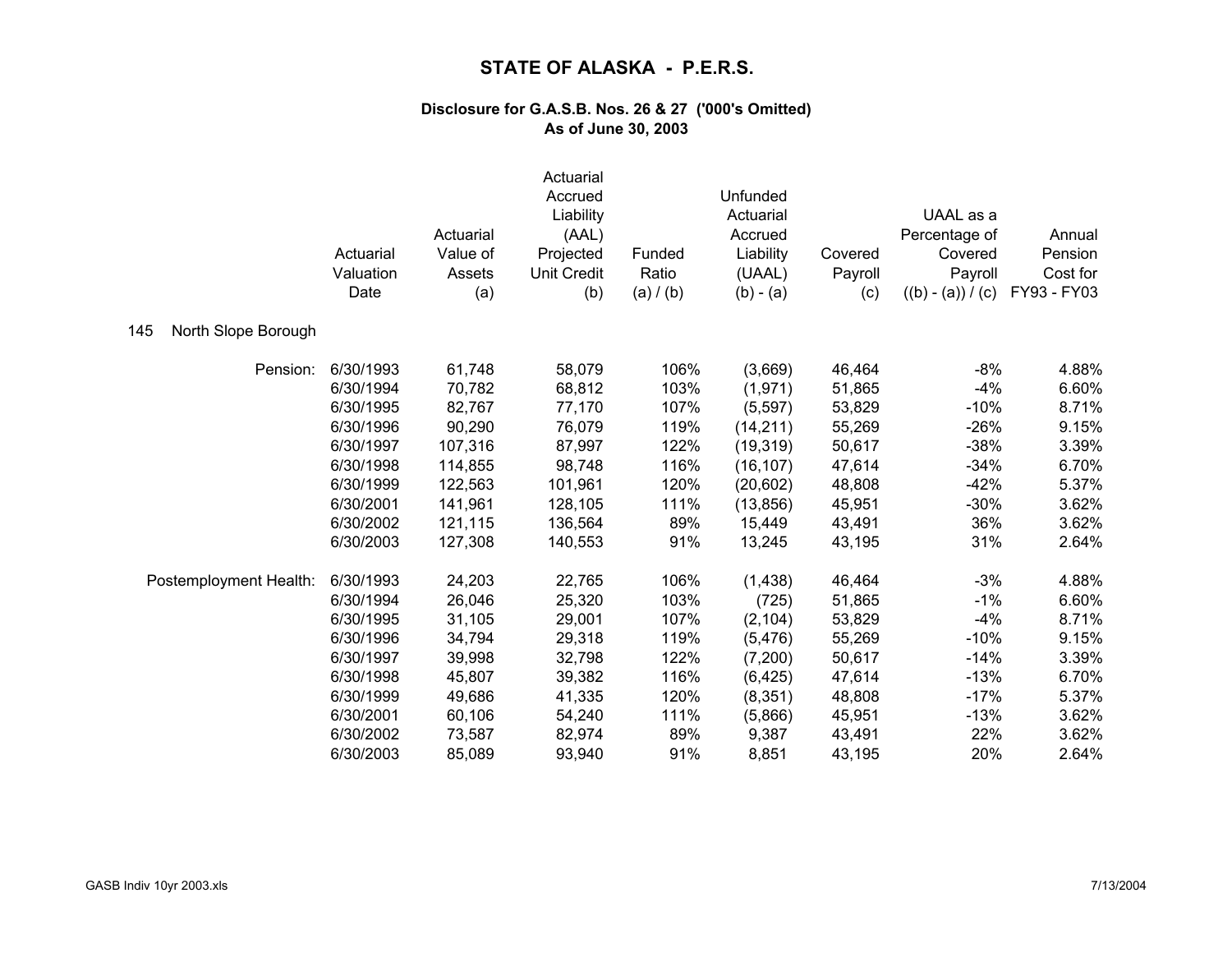# STATE OF ALASKA - P.E.R.S.

### Disclosure for G.A.S.B. Nos. 26 & 27 ('000's Omitted)
### As of June 30, 2003

| | Actuarial Valuation Date | Actuarial Value of Assets (a) | Actuarial Accrued Liability (AAL) Projected Unit Credit (b) | Funded Ratio (a) / (b) | Unfunded Actuarial Accrued Liability (UAAL) (b) - (a) | Covered Payroll (c) | UAAL as a Percentage of Covered Payroll ((b) - (a)) / (c) | Annual Pension Cost for FY93 - FY03 |
|---|---|---|---|---|---|---|---|---|
| **145 North Slope Borough** | | | | | | | | |
| Pension: | 6/30/1993 | 61,748 | 58,079 | 106% | (3,669) | 46,464 | -8% | 4.88% |
| | 6/30/1994 | 70,782 | 68,812 | 103% | (1,971) | 51,865 | -4% | 6.60% |
| | 6/30/1995 | 82,767 | 77,170 | 107% | (5,597) | 53,829 | -10% | 8.71% |
| | 6/30/1996 | 90,290 | 76,079 | 119% | (14,211) | 55,269 | -26% | 9.15% |
| | 6/30/1997 | 107,316 | 87,997 | 122% | (19,319) | 50,617 | -38% | 3.39% |
| | 6/30/1998 | 114,855 | 98,748 | 116% | (16,107) | 47,614 | -34% | 6.70% |
| | 6/30/1999 | 122,563 | 101,961 | 120% | (20,602) | 48,808 | -42% | 5.37% |
| | 6/30/2001 | 141,961 | 128,105 | 111% | (13,856) | 45,951 | -30% | 3.62% |
| | 6/30/2002 | 121,115 | 136,564 | 89% | 15,449 | 43,491 | 36% | 3.62% |
| | 6/30/2003 | 127,308 | 140,553 | 91% | 13,245 | 43,195 | 31% | 2.64% |
| Postemployment Health: | 6/30/1993 | 24,203 | 22,765 | 106% | (1,438) | 46,464 | -3% | 4.88% |
| | 6/30/1994 | 26,046 | 25,320 | 103% | (725) | 51,865 | -1% | 6.60% |
| | 6/30/1995 | 31,105 | 29,001 | 107% | (2,104) | 53,829 | -4% | 8.71% |
| | 6/30/1996 | 34,794 | 29,318 | 119% | (5,476) | 55,269 | -10% | 9.15% |
| | 6/30/1997 | 39,998 | 32,798 | 122% | (7,200) | 50,617 | -14% | 3.39% |
| | 6/30/1998 | 45,807 | 39,382 | 116% | (6,425) | 47,614 | -13% | 6.70% |
| | 6/30/1999 | 49,686 | 41,335 | 120% | (8,351) | 48,808 | -17% | 5.37% |
| | 6/30/2001 | 60,106 | 54,240 | 111% | (5,866) | 45,951 | -13% | 3.62% |
| | 6/30/2002 | 73,587 | 82,974 | 89% | 9,387 | 43,491 | 22% | 3.62% |
| | 6/30/2003 | 85,089 | 93,940 | 91% | 8,851 | 43,195 | 20% | 2.64% |

GASB Indiv 10yr 2003.xls 7/13/2004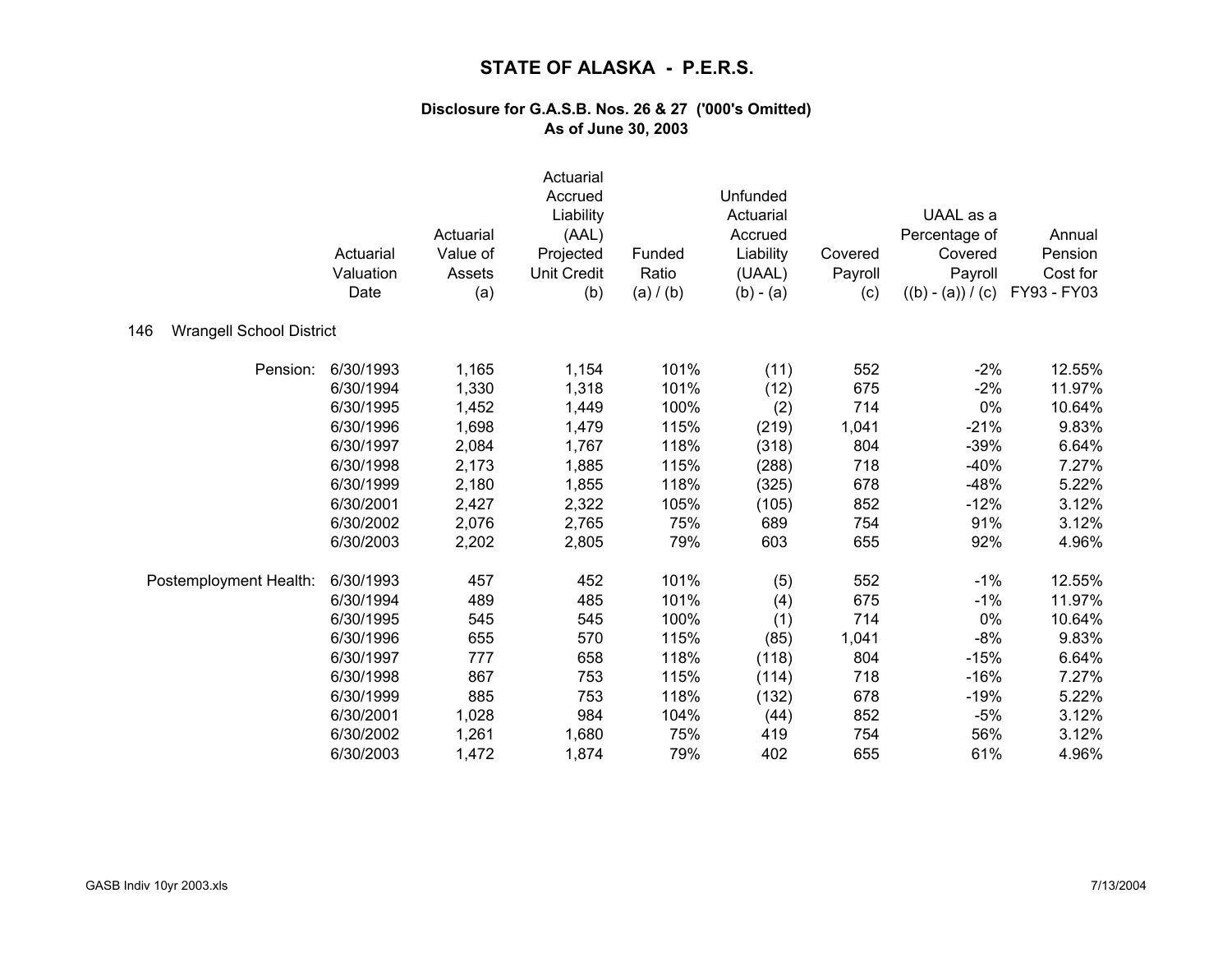# STATE OF ALASKA - P.E.R.S.

### Disclosure for G.A.S.B. Nos. 26 & 27 ('000's Omitted)
### As of June 30, 2003

146 Wrangell School District

| | Actuarial Valuation Date | Actuarial Value of Assets (a) | Actuarial Accrued Liability (AAL) Projected Unit Credit (b) | Funded Ratio (a) / (b) | Unfunded Actuarial Accrued Liability (UAAL) (b) - (a) | Covered Payroll (c) | UAAL as a Percentage of Covered Payroll ((b) - (a)) / (c) | Annual Pension Cost for FY93 - FY03 |
|---|---|---|---|---|---|---|---|---|
| Pension: | 6/30/1993 | 1,165 | 1,154 | 101% | (11) | 552 | -2% | 12.55% |
| | 6/30/1994 | 1,330 | 1,318 | 101% | (12) | 675 | -2% | 11.97% |
| | 6/30/1995 | 1,452 | 1,449 | 100% | (2) | 714 | 0% | 10.64% |
| | 6/30/1996 | 1,698 | 1,479 | 115% | (219) | 1,041 | -21% | 9.83% |
| | 6/30/1997 | 2,084 | 1,767 | 118% | (318) | 804 | -39% | 6.64% |
| | 6/30/1998 | 2,173 | 1,885 | 115% | (288) | 718 | -40% | 7.27% |
| | 6/30/1999 | 2,180 | 1,855 | 118% | (325) | 678 | -48% | 5.22% |
| | 6/30/2001 | 2,427 | 2,322 | 105% | (105) | 852 | -12% | 3.12% |
| | 6/30/2002 | 2,076 | 2,765 | 75% | 689 | 754 | 91% | 3.12% |
| | 6/30/2003 | 2,202 | 2,805 | 79% | 603 | 655 | 92% | 4.96% |
| Postemployment Health: | 6/30/1993 | 457 | 452 | 101% | (5) | 552 | -1% | 12.55% |
| | 6/30/1994 | 489 | 485 | 101% | (4) | 675 | -1% | 11.97% |
| | 6/30/1995 | 545 | 545 | 100% | (1) | 714 | 0% | 10.64% |
| | 6/30/1996 | 655 | 570 | 115% | (85) | 1,041 | -8% | 9.83% |
| | 6/30/1997 | 777 | 658 | 118% | (118) | 804 | -15% | 6.64% |
| | 6/30/1998 | 867 | 753 | 115% | (114) | 718 | -16% | 7.27% |
| | 6/30/1999 | 885 | 753 | 118% | (132) | 678 | -19% | 5.22% |
| | 6/30/2001 | 1,028 | 984 | 104% | (44) | 852 | -5% | 3.12% |
| | 6/30/2002 | 1,261 | 1,680 | 75% | 419 | 754 | 56% | 3.12% |
| | 6/30/2003 | 1,472 | 1,874 | 79% | 402 | 655 | 61% | 4.96% |

GASB Indiv 10yr 2003.xls 7/13/2004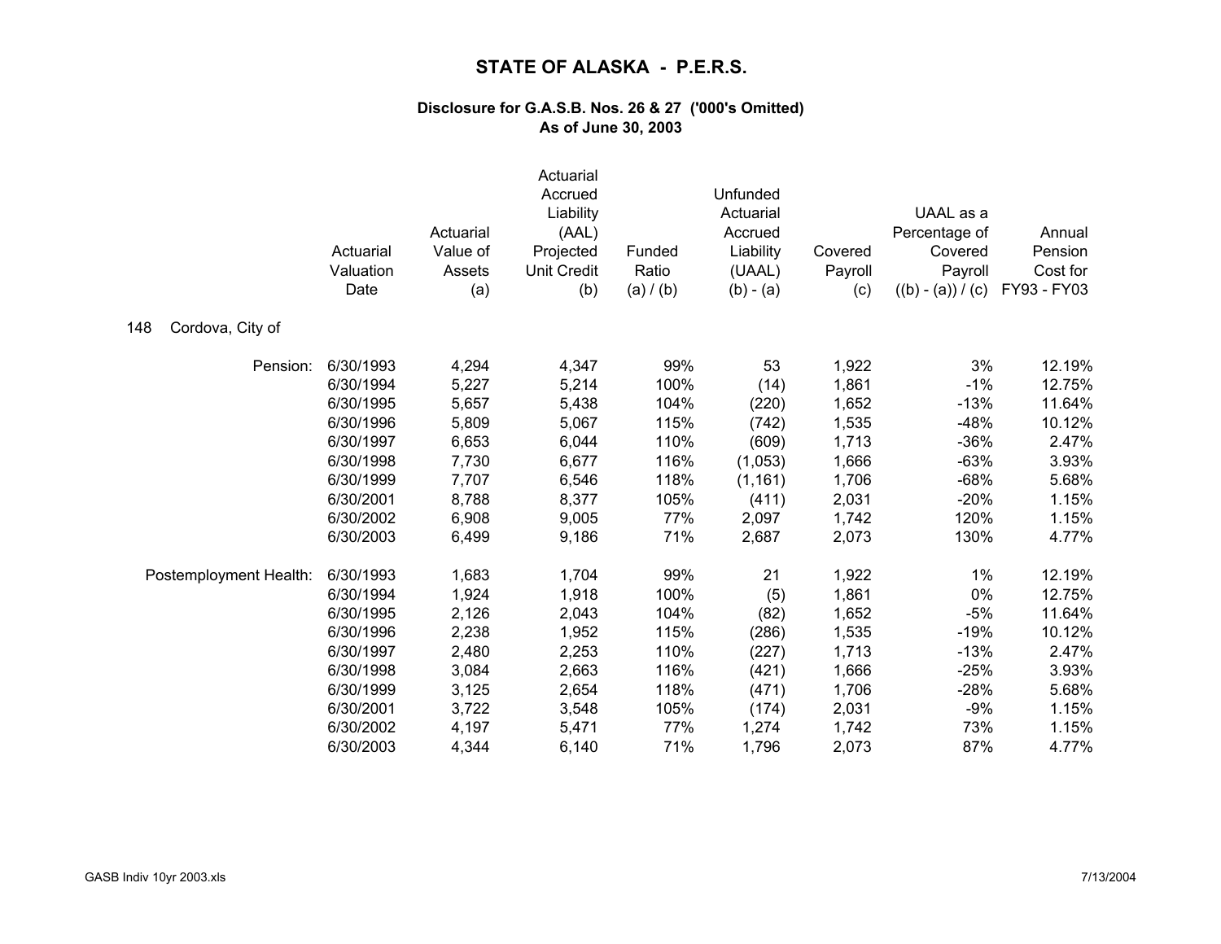# STATE OF ALASKA - P.E.R.S.

### Disclosure for G.A.S.B. Nos. 26 & 27 ('000's Omitted)
### As of June 30, 2003

**148 Cordova, City of**

| | Actuarial Valuation Date | Actuarial Value of Assets (a) | Actuarial Accrued Liability (AAL) Projected Unit Credit (b) | Funded Ratio (a) / (b) | Unfunded Actuarial Accrued Liability (UAAL) (b) - (a) | Covered Payroll (c) | UAAL as a Percentage of Covered Payroll ((b) - (a)) / (c) | Annual Pension Cost for FY93 - FY03 |
|---|---|---|---|---|---|---|---|---|
| Pension: | 6/30/1993 | 4,294 | 4,347 | 99% | 53 | 1,922 | 3% | 12.19% |
| | 6/30/1994 | 5,227 | 5,214 | 100% | (14) | 1,861 | -1% | 12.75% |
| | 6/30/1995 | 5,657 | 5,438 | 104% | (220) | 1,652 | -13% | 11.64% |
| | 6/30/1996 | 5,809 | 5,067 | 115% | (742) | 1,535 | -48% | 10.12% |
| | 6/30/1997 | 6,653 | 6,044 | 110% | (609) | 1,713 | -36% | 2.47% |
| | 6/30/1998 | 7,730 | 6,677 | 116% | (1,053) | 1,666 | -63% | 3.93% |
| | 6/30/1999 | 7,707 | 6,546 | 118% | (1,161) | 1,706 | -68% | 5.68% |
| | 6/30/2001 | 8,788 | 8,377 | 105% | (411) | 2,031 | -20% | 1.15% |
| | 6/30/2002 | 6,908 | 9,005 | 77% | 2,097 | 1,742 | 120% | 1.15% |
| | 6/30/2003 | 6,499 | 9,186 | 71% | 2,687 | 2,073 | 130% | 4.77% |
| Postemployment Health: | 6/30/1993 | 1,683 | 1,704 | 99% | 21 | 1,922 | 1% | 12.19% |
| | 6/30/1994 | 1,924 | 1,918 | 100% | (5) | 1,861 | 0% | 12.75% |
| | 6/30/1995 | 2,126 | 2,043 | 104% | (82) | 1,652 | -5% | 11.64% |
| | 6/30/1996 | 2,238 | 1,952 | 115% | (286) | 1,535 | -19% | 10.12% |
| | 6/30/1997 | 2,480 | 2,253 | 110% | (227) | 1,713 | -13% | 2.47% |
| | 6/30/1998 | 3,084 | 2,663 | 116% | (421) | 1,666 | -25% | 3.93% |
| | 6/30/1999 | 3,125 | 2,654 | 118% | (471) | 1,706 | -28% | 5.68% |
| | 6/30/2001 | 3,722 | 3,548 | 105% | (174) | 2,031 | -9% | 1.15% |
| | 6/30/2002 | 4,197 | 5,471 | 77% | 1,274 | 1,742 | 73% | 1.15% |
| | 6/30/2003 | 4,344 | 6,140 | 71% | 1,796 | 2,073 | 87% | 4.77% |

GASB Indiv 10yr 2003.xls 7/13/2004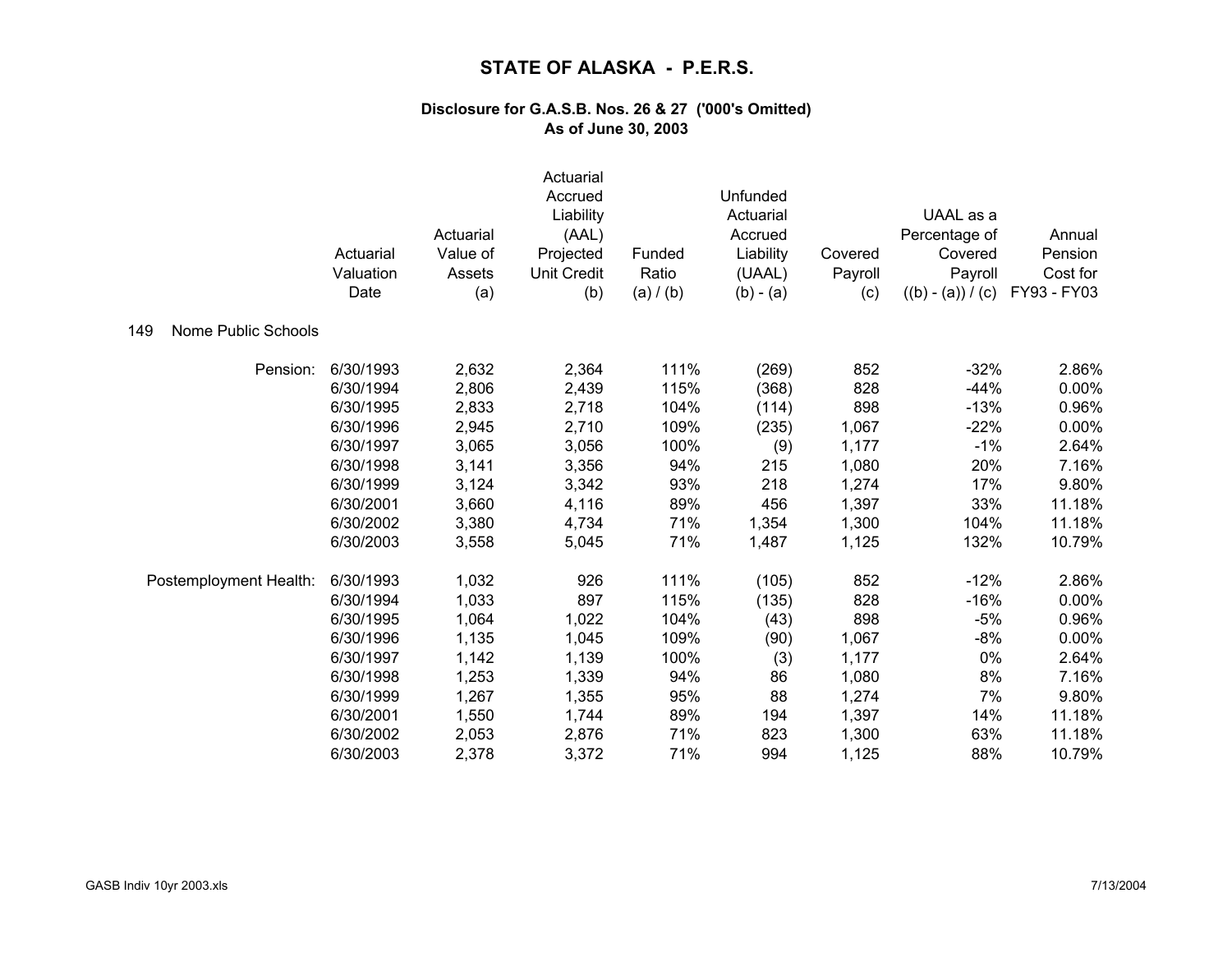# STATE OF ALASKA - P.E.R.S.

### Disclosure for G.A.S.B. Nos. 26 & 27 ('000's Omitted)
### As of June 30, 2003

**149 Nome Public Schools**

| | Actuarial Valuation Date | Actuarial Value of Assets (a) | Actuarial Accrued Liability (AAL) Projected Unit Credit (b) | Funded Ratio (a) / (b) | Unfunded Actuarial Accrued Liability (UAAL) (b) - (a) | Covered Payroll (c) | UAAL as a Percentage of Covered Payroll ((b) - (a)) / (c) | Annual Pension Cost for FY93 - FY03 |
|---|---|---|---|---|---|---|---|---|
| Pension: | 6/30/1993 | 2,632 | 2,364 | 111% | (269) | 852 | -32% | 2.86% |
| | 6/30/1994 | 2,806 | 2,439 | 115% | (368) | 828 | -44% | 0.00% |
| | 6/30/1995 | 2,833 | 2,718 | 104% | (114) | 898 | -13% | 0.96% |
| | 6/30/1996 | 2,945 | 2,710 | 109% | (235) | 1,067 | -22% | 0.00% |
| | 6/30/1997 | 3,065 | 3,056 | 100% | (9) | 1,177 | -1% | 2.64% |
| | 6/30/1998 | 3,141 | 3,356 | 94% | 215 | 1,080 | 20% | 7.16% |
| | 6/30/1999 | 3,124 | 3,342 | 93% | 218 | 1,274 | 17% | 9.80% |
| | 6/30/2001 | 3,660 | 4,116 | 89% | 456 | 1,397 | 33% | 11.18% |
| | 6/30/2002 | 3,380 | 4,734 | 71% | 1,354 | 1,300 | 104% | 11.18% |
| | 6/30/2003 | 3,558 | 5,045 | 71% | 1,487 | 1,125 | 132% | 10.79% |
| Postemployment Health: | 6/30/1993 | 1,032 | 926 | 111% | (105) | 852 | -12% | 2.86% |
| | 6/30/1994 | 1,033 | 897 | 115% | (135) | 828 | -16% | 0.00% |
| | 6/30/1995 | 1,064 | 1,022 | 104% | (43) | 898 | -5% | 0.96% |
| | 6/30/1996 | 1,135 | 1,045 | 109% | (90) | 1,067 | -8% | 0.00% |
| | 6/30/1997 | 1,142 | 1,139 | 100% | (3) | 1,177 | 0% | 2.64% |
| | 6/30/1998 | 1,253 | 1,339 | 94% | 86 | 1,080 | 8% | 7.16% |
| | 6/30/1999 | 1,267 | 1,355 | 95% | 88 | 1,274 | 7% | 9.80% |
| | 6/30/2001 | 1,550 | 1,744 | 89% | 194 | 1,397 | 14% | 11.18% |
| | 6/30/2002 | 2,053 | 2,876 | 71% | 823 | 1,300 | 63% | 11.18% |
| | 6/30/2003 | 2,378 | 3,372 | 71% | 994 | 1,125 | 88% | 10.79% |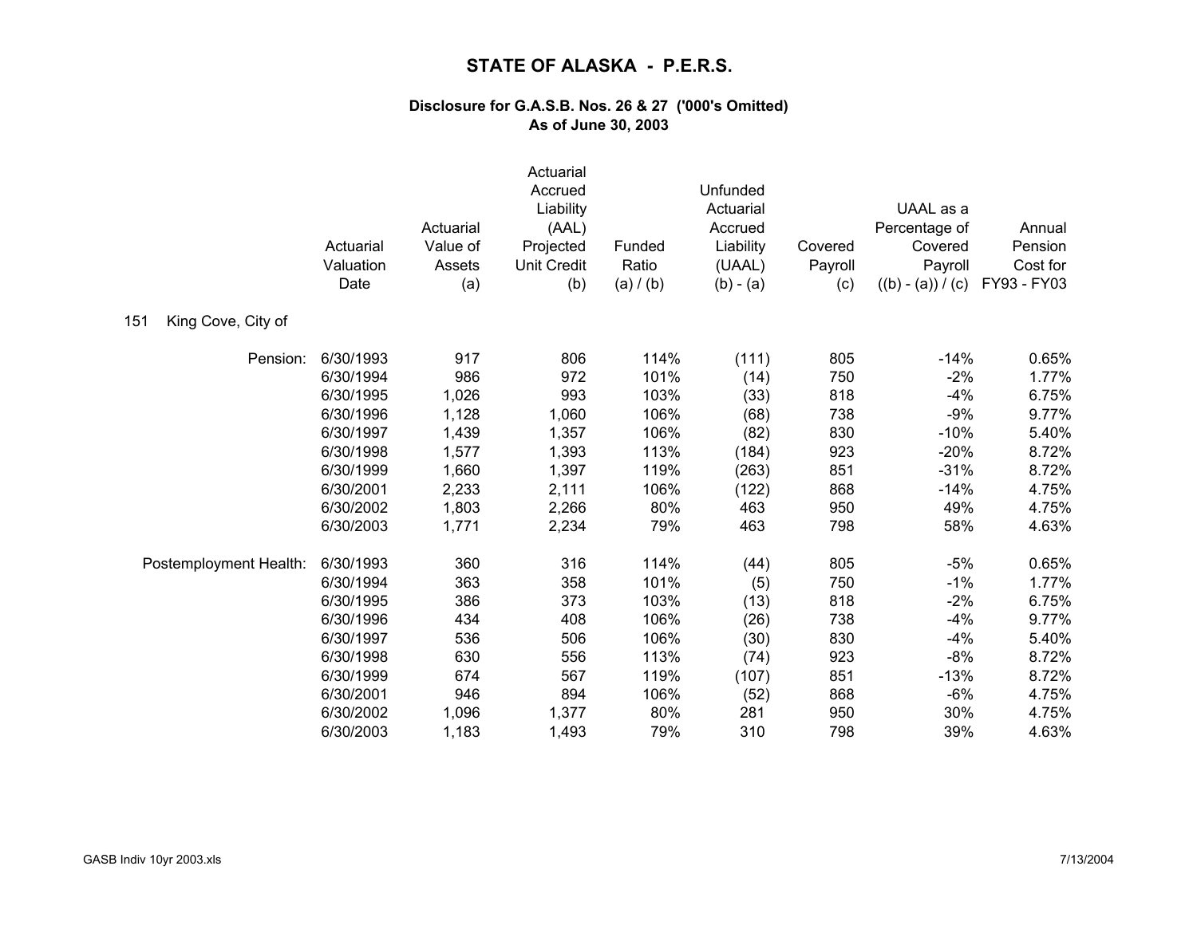# STATE OF ALASKA - P.E.R.S.

### Disclosure for G.A.S.B. Nos. 26 & 27 ('000's Omitted)
### As of June 30, 2003

| | Actuarial Valuation Date | Actuarial Value of Assets (a) | Actuarial Accrued Liability (AAL) Projected Unit Credit (b) | Funded Ratio (a) / (b) | Unfunded Actuarial Accrued Liability (UAAL) (b) - (a) | Covered Payroll (c) | UAAL as a Percentage of Covered Payroll ((b) - (a)) / (c) | Annual Pension Cost for FY93 - FY03 |
|---|---|---|---|---|---|---|---|---|
| **151 King Cove, City of** | | | | | | | | |
| Pension: | 6/30/1993 | 917 | 806 | 114% | (111) | 805 | -14% | 0.65% |
| | 6/30/1994 | 986 | 972 | 101% | (14) | 750 | -2% | 1.77% |
| | 6/30/1995 | 1,026 | 993 | 103% | (33) | 818 | -4% | 6.75% |
| | 6/30/1996 | 1,128 | 1,060 | 106% | (68) | 738 | -9% | 9.77% |
| | 6/30/1997 | 1,439 | 1,357 | 106% | (82) | 830 | -10% | 5.40% |
| | 6/30/1998 | 1,577 | 1,393 | 113% | (184) | 923 | -20% | 8.72% |
| | 6/30/1999 | 1,660 | 1,397 | 119% | (263) | 851 | -31% | 8.72% |
| | 6/30/2001 | 2,233 | 2,111 | 106% | (122) | 868 | -14% | 4.75% |
| | 6/30/2002 | 1,803 | 2,266 | 80% | 463 | 950 | 49% | 4.75% |
| | 6/30/2003 | 1,771 | 2,234 | 79% | 463 | 798 | 58% | 4.63% |
| Postemployment Health: | 6/30/1993 | 360 | 316 | 114% | (44) | 805 | -5% | 0.65% |
| | 6/30/1994 | 363 | 358 | 101% | (5) | 750 | -1% | 1.77% |
| | 6/30/1995 | 386 | 373 | 103% | (13) | 818 | -2% | 6.75% |
| | 6/30/1996 | 434 | 408 | 106% | (26) | 738 | -4% | 9.77% |
| | 6/30/1997 | 536 | 506 | 106% | (30) | 830 | -4% | 5.40% |
| | 6/30/1998 | 630 | 556 | 113% | (74) | 923 | -8% | 8.72% |
| | 6/30/1999 | 674 | 567 | 119% | (107) | 851 | -13% | 8.72% |
| | 6/30/2001 | 946 | 894 | 106% | (52) | 868 | -6% | 4.75% |
| | 6/30/2002 | 1,096 | 1,377 | 80% | 281 | 950 | 30% | 4.75% |
| | 6/30/2003 | 1,183 | 1,493 | 79% | 310 | 798 | 39% | 4.63% |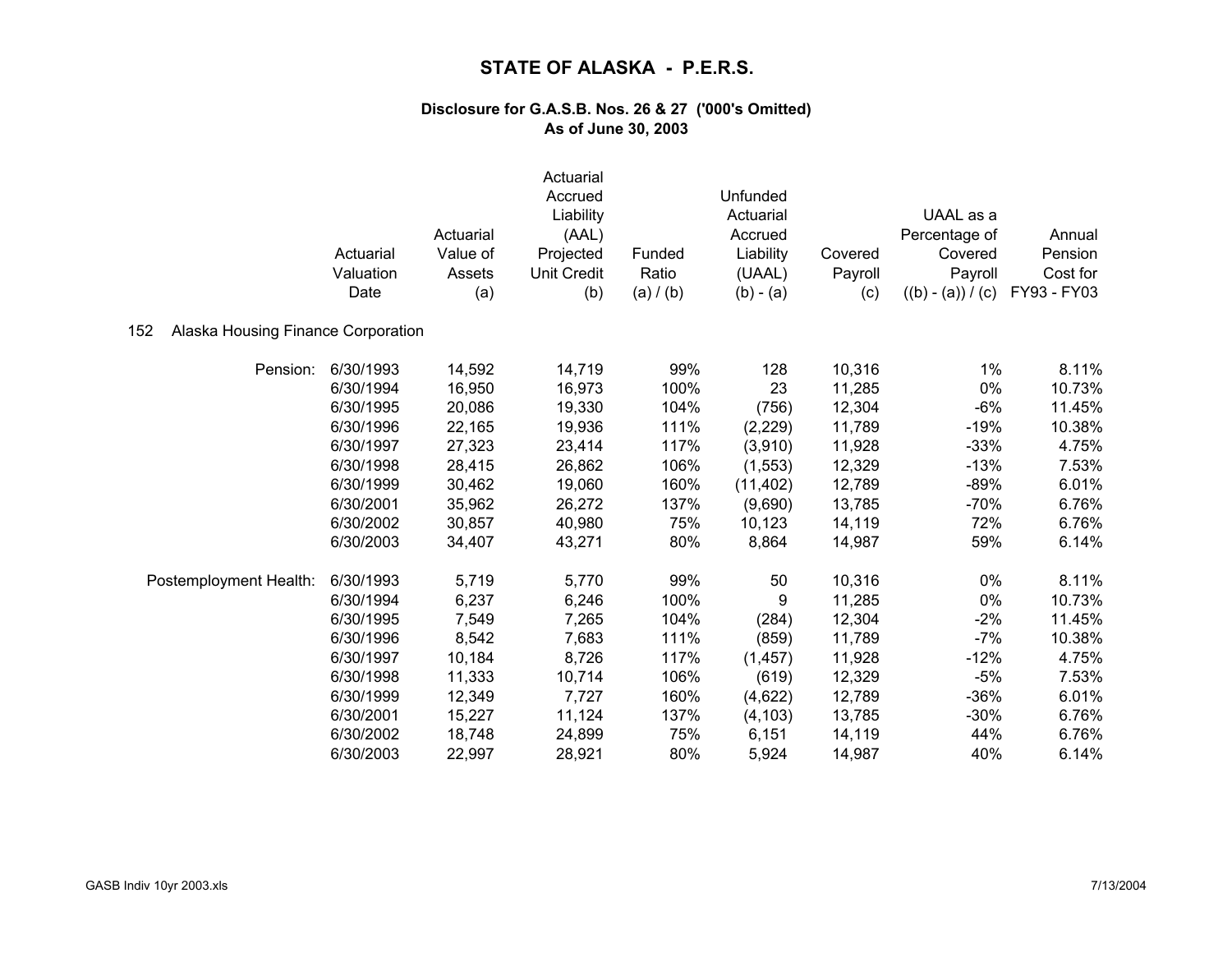# STATE OF ALASKA - P.E.R.S.

### Disclosure for G.A.S.B. Nos. 26 & 27 ('000's Omitted)
### As of June 30, 2003

**152 Alaska Housing Finance Corporation**

| | Actuarial Valuation Date | Actuarial Value of Assets (a) | Actuarial Accrued Liability (AAL) Projected Unit Credit (b) | Funded Ratio (a) / (b) | Unfunded Actuarial Accrued Liability (UAAL) (b) - (a) | Covered Payroll (c) | UAAL as a Percentage of Covered Payroll ((b) - (a)) / (c) | Annual Pension Cost for FY93 - FY03 |
|---|---|---|---|---|---|---|---|---|
| Pension: | 6/30/1993 | 14,592 | 14,719 | 99% | 128 | 10,316 | 1% | 8.11% |
| | 6/30/1994 | 16,950 | 16,973 | 100% | 23 | 11,285 | 0% | 10.73% |
| | 6/30/1995 | 20,086 | 19,330 | 104% | (756) | 12,304 | -6% | 11.45% |
| | 6/30/1996 | 22,165 | 19,936 | 111% | (2,229) | 11,789 | -19% | 10.38% |
| | 6/30/1997 | 27,323 | 23,414 | 117% | (3,910) | 11,928 | -33% | 4.75% |
| | 6/30/1998 | 28,415 | 26,862 | 106% | (1,553) | 12,329 | -13% | 7.53% |
| | 6/30/1999 | 30,462 | 19,060 | 160% | (11,402) | 12,789 | -89% | 6.01% |
| | 6/30/2001 | 35,962 | 26,272 | 137% | (9,690) | 13,785 | -70% | 6.76% |
| | 6/30/2002 | 30,857 | 40,980 | 75% | 10,123 | 14,119 | 72% | 6.76% |
| | 6/30/2003 | 34,407 | 43,271 | 80% | 8,864 | 14,987 | 59% | 6.14% |
| Postemployment Health: | 6/30/1993 | 5,719 | 5,770 | 99% | 50 | 10,316 | 0% | 8.11% |
| | 6/30/1994 | 6,237 | 6,246 | 100% | 9 | 11,285 | 0% | 10.73% |
| | 6/30/1995 | 7,549 | 7,265 | 104% | (284) | 12,304 | -2% | 11.45% |
| | 6/30/1996 | 8,542 | 7,683 | 111% | (859) | 11,789 | -7% | 10.38% |
| | 6/30/1997 | 10,184 | 8,726 | 117% | (1,457) | 11,928 | -12% | 4.75% |
| | 6/30/1998 | 11,333 | 10,714 | 106% | (619) | 12,329 | -5% | 7.53% |
| | 6/30/1999 | 12,349 | 7,727 | 160% | (4,622) | 12,789 | -36% | 6.01% |
| | 6/30/2001 | 15,227 | 11,124 | 137% | (4,103) | 13,785 | -30% | 6.76% |
| | 6/30/2002 | 18,748 | 24,899 | 75% | 6,151 | 14,119 | 44% | 6.76% |
| | 6/30/2003 | 22,997 | 28,921 | 80% | 5,924 | 14,987 | 40% | 6.14% |

GASB Indiv 10yr 2003.xls 7/13/2004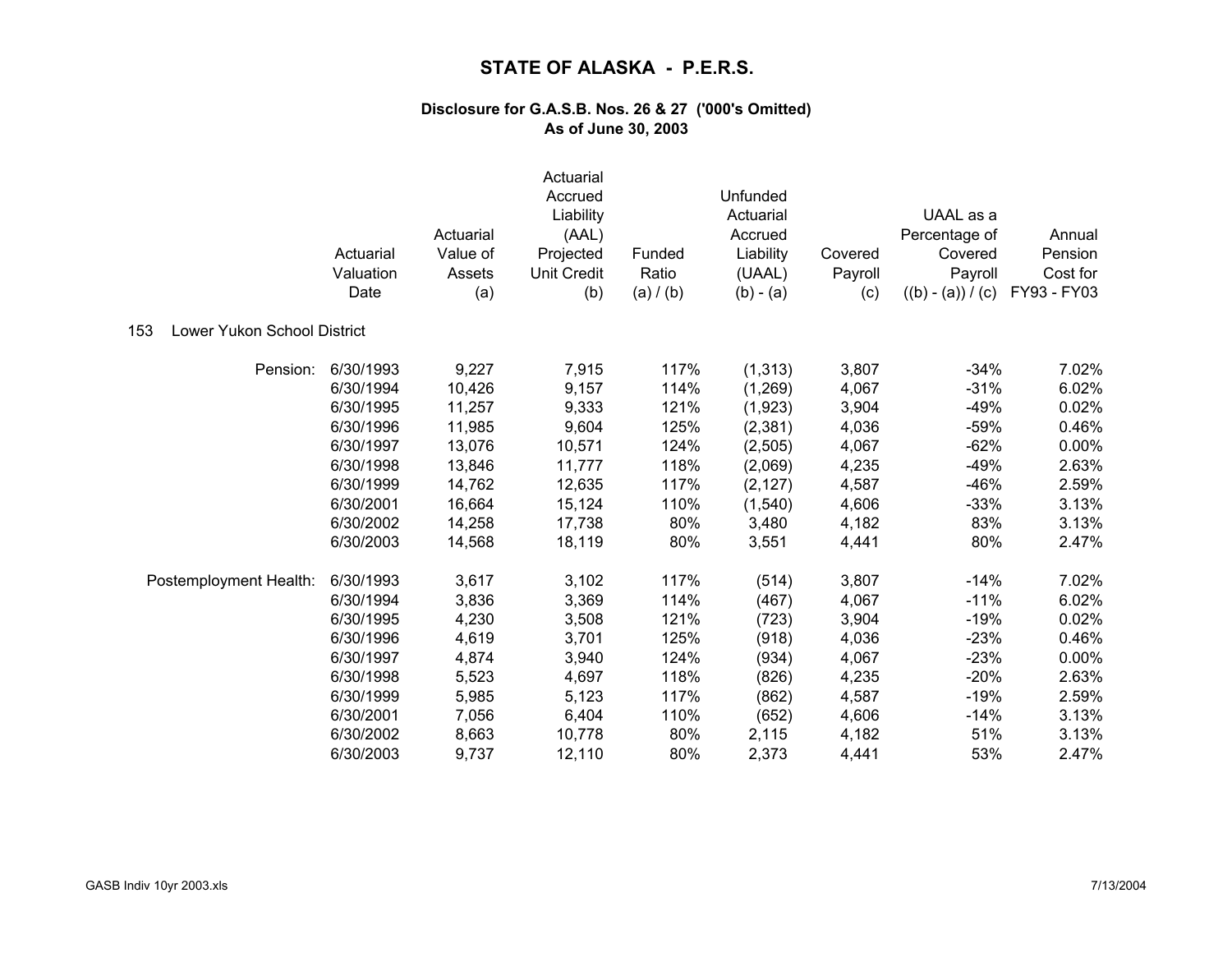# STATE OF ALASKA - P.E.R.S.

### Disclosure for G.A.S.B. Nos. 26 & 27 ('000's Omitted)
### As of June 30, 2003

| | Actuarial Valuation Date | Actuarial Value of Assets (a) | Actuarial Accrued Liability (AAL) Projected Unit Credit (b) | Funded Ratio (a) / (b) | Unfunded Actuarial Accrued Liability (UAAL) (b) - (a) | Covered Payroll (c) | UAAL as a Percentage of Covered Payroll ((b) - (a)) / (c) | Annual Pension Cost for FY93 - FY03 |
|---|---|---|---|---|---|---|---|---|
| **153 Lower Yukon School District** | | | | | | | | |
| Pension: | 6/30/1993 | 9,227 | 7,915 | 117% | (1,313) | 3,807 | -34% | 7.02% |
| | 6/30/1994 | 10,426 | 9,157 | 114% | (1,269) | 4,067 | -31% | 6.02% |
| | 6/30/1995 | 11,257 | 9,333 | 121% | (1,923) | 3,904 | -49% | 0.02% |
| | 6/30/1996 | 11,985 | 9,604 | 125% | (2,381) | 4,036 | -59% | 0.46% |
| | 6/30/1997 | 13,076 | 10,571 | 124% | (2,505) | 4,067 | -62% | 0.00% |
| | 6/30/1998 | 13,846 | 11,777 | 118% | (2,069) | 4,235 | -49% | 2.63% |
| | 6/30/1999 | 14,762 | 12,635 | 117% | (2,127) | 4,587 | -46% | 2.59% |
| | 6/30/2001 | 16,664 | 15,124 | 110% | (1,540) | 4,606 | -33% | 3.13% |
| | 6/30/2002 | 14,258 | 17,738 | 80% | 3,480 | 4,182 | 83% | 3.13% |
| | 6/30/2003 | 14,568 | 18,119 | 80% | 3,551 | 4,441 | 80% | 2.47% |
| Postemployment Health: | 6/30/1993 | 3,617 | 3,102 | 117% | (514) | 3,807 | -14% | 7.02% |
| | 6/30/1994 | 3,836 | 3,369 | 114% | (467) | 4,067 | -11% | 6.02% |
| | 6/30/1995 | 4,230 | 3,508 | 121% | (723) | 3,904 | -19% | 0.02% |
| | 6/30/1996 | 4,619 | 3,701 | 125% | (918) | 4,036 | -23% | 0.46% |
| | 6/30/1997 | 4,874 | 3,940 | 124% | (934) | 4,067 | -23% | 0.00% |
| | 6/30/1998 | 5,523 | 4,697 | 118% | (826) | 4,235 | -20% | 2.63% |
| | 6/30/1999 | 5,985 | 5,123 | 117% | (862) | 4,587 | -19% | 2.59% |
| | 6/30/2001 | 7,056 | 6,404 | 110% | (652) | 4,606 | -14% | 3.13% |
| | 6/30/2002 | 8,663 | 10,778 | 80% | 2,115 | 4,182 | 51% | 3.13% |
| | 6/30/2003 | 9,737 | 12,110 | 80% | 2,373 | 4,441 | 53% | 2.47% |

GASB Indiv 10yr 2003.xls 7/13/2004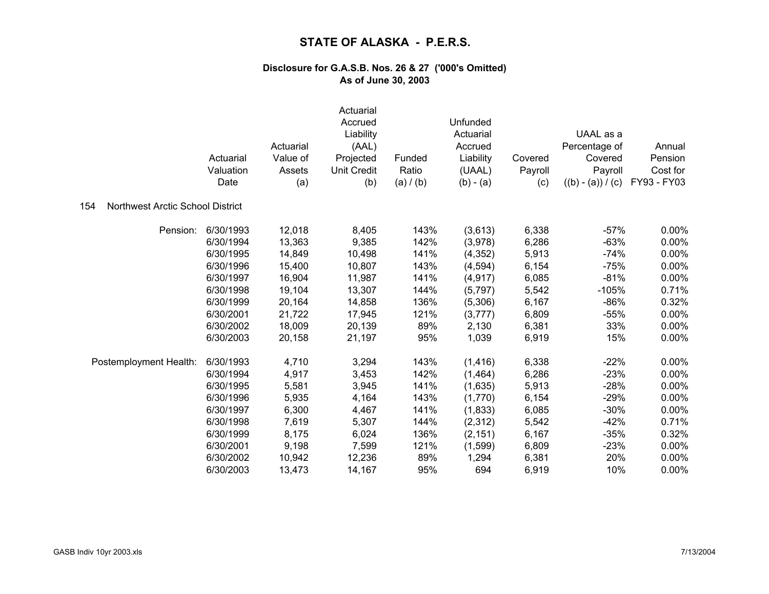# STATE OF ALASKA - P.E.R.S.

## Disclosure for G.A.S.B. Nos. 26 & 27 ('000's Omitted)
## As of June 30, 2003

| | Actuarial Valuation Date | Actuarial Value of Assets (a) | Actuarial Accrued Liability (AAL) Projected Unit Credit (b) | Funded Ratio (a) / (b) | Unfunded Actuarial Accrued Liability (UAAL) (b) - (a) | Covered Payroll (c) | UAAL as a Percentage of Covered Payroll ((b) - (a)) / (c) | Annual Pension Cost for FY93 - FY03 |
|---|---|---|---|---|---|---|---|---|
| 154 Northwest Arctic School District | | | | | | | | |
| Pension: | 6/30/1993 | 12,018 | 8,405 | 143% | (3,613) | 6,338 | -57% | 0.00% |
| | 6/30/1994 | 13,363 | 9,385 | 142% | (3,978) | 6,286 | -63% | 0.00% |
| | 6/30/1995 | 14,849 | 10,498 | 141% | (4,352) | 5,913 | -74% | 0.00% |
| | 6/30/1996 | 15,400 | 10,807 | 143% | (4,594) | 6,154 | -75% | 0.00% |
| | 6/30/1997 | 16,904 | 11,987 | 141% | (4,917) | 6,085 | -81% | 0.00% |
| | 6/30/1998 | 19,104 | 13,307 | 144% | (5,797) | 5,542 | -105% | 0.71% |
| | 6/30/1999 | 20,164 | 14,858 | 136% | (5,306) | 6,167 | -86% | 0.32% |
| | 6/30/2001 | 21,722 | 17,945 | 121% | (3,777) | 6,809 | -55% | 0.00% |
| | 6/30/2002 | 18,009 | 20,139 | 89% | 2,130 | 6,381 | 33% | 0.00% |
| | 6/30/2003 | 20,158 | 21,197 | 95% | 1,039 | 6,919 | 15% | 0.00% |
| Postemployment Health: | 6/30/1993 | 4,710 | 3,294 | 143% | (1,416) | 6,338 | -22% | 0.00% |
| | 6/30/1994 | 4,917 | 3,453 | 142% | (1,464) | 6,286 | -23% | 0.00% |
| | 6/30/1995 | 5,581 | 3,945 | 141% | (1,635) | 5,913 | -28% | 0.00% |
| | 6/30/1996 | 5,935 | 4,164 | 143% | (1,770) | 6,154 | -29% | 0.00% |
| | 6/30/1997 | 6,300 | 4,467 | 141% | (1,833) | 6,085 | -30% | 0.00% |
| | 6/30/1998 | 7,619 | 5,307 | 144% | (2,312) | 5,542 | -42% | 0.71% |
| | 6/30/1999 | 8,175 | 6,024 | 136% | (2,151) | 6,167 | -35% | 0.32% |
| | 6/30/2001 | 9,198 | 7,599 | 121% | (1,599) | 6,809 | -23% | 0.00% |
| | 6/30/2002 | 10,942 | 12,236 | 89% | 1,294 | 6,381 | 20% | 0.00% |
| | 6/30/2003 | 13,473 | 14,167 | 95% | 694 | 6,919 | 10% | 0.00% |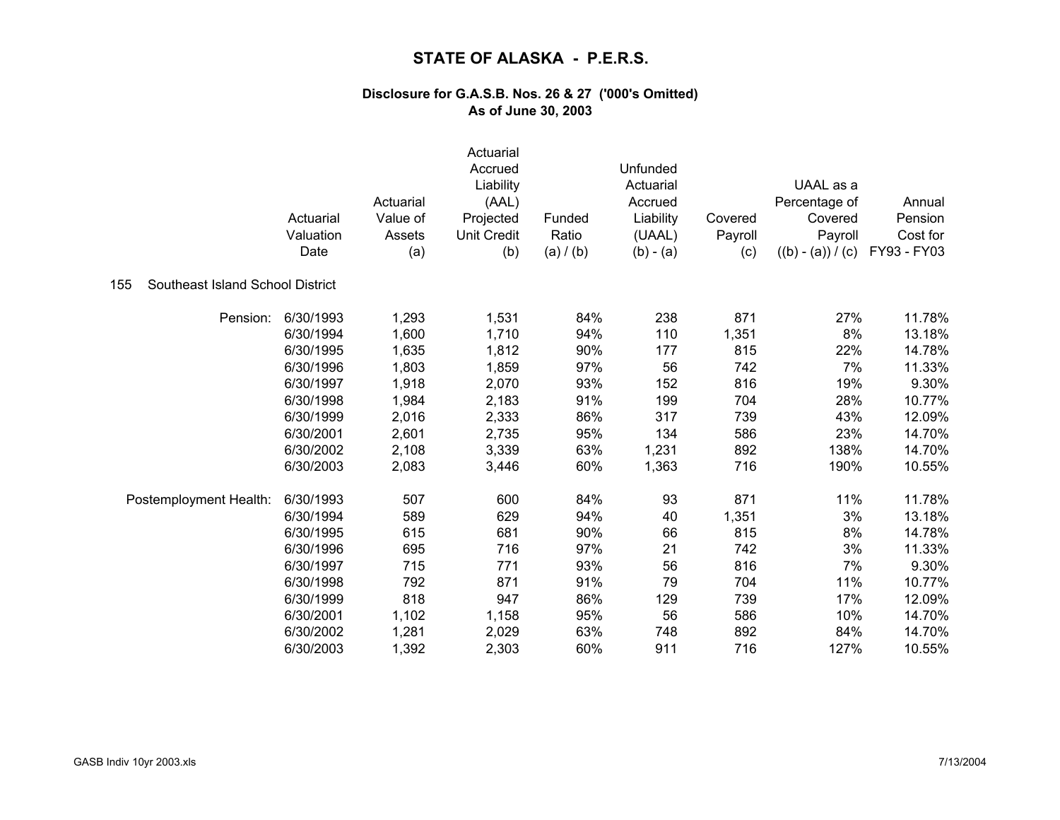# STATE OF ALASKA - P.E.R.S.

### Disclosure for G.A.S.B. Nos. 26 & 27 ('000's Omitted)
### As of June 30, 2003

155 Southeast Island School District

| | Actuarial Valuation Date | Actuarial Value of Assets (a) | Actuarial Accrued Liability (AAL) Projected Unit Credit (b) | Funded Ratio (a) / (b) | Unfunded Actuarial Accrued Liability (UAAL) (b) - (a) | Covered Payroll (c) | UAAL as a Percentage of Covered Payroll ((b) - (a)) / (c) | Annual Pension Cost for FY93 - FY03 |
|---|---|---|---|---|---|---|---|---|
| Pension: | 6/30/1993 | 1,293 | 1,531 | 84% | 238 | 871 | 27% | 11.78% |
| | 6/30/1994 | 1,600 | 1,710 | 94% | 110 | 1,351 | 8% | 13.18% |
| | 6/30/1995 | 1,635 | 1,812 | 90% | 177 | 815 | 22% | 14.78% |
| | 6/30/1996 | 1,803 | 1,859 | 97% | 56 | 742 | 7% | 11.33% |
| | 6/30/1997 | 1,918 | 2,070 | 93% | 152 | 816 | 19% | 9.30% |
| | 6/30/1998 | 1,984 | 2,183 | 91% | 199 | 704 | 28% | 10.77% |
| | 6/30/1999 | 2,016 | 2,333 | 86% | 317 | 739 | 43% | 12.09% |
| | 6/30/2001 | 2,601 | 2,735 | 95% | 134 | 586 | 23% | 14.70% |
| | 6/30/2002 | 2,108 | 3,339 | 63% | 1,231 | 892 | 138% | 14.70% |
| | 6/30/2003 | 2,083 | 3,446 | 60% | 1,363 | 716 | 190% | 10.55% |
| Postemployment Health: | 6/30/1993 | 507 | 600 | 84% | 93 | 871 | 11% | 11.78% |
| | 6/30/1994 | 589 | 629 | 94% | 40 | 1,351 | 3% | 13.18% |
| | 6/30/1995 | 615 | 681 | 90% | 66 | 815 | 8% | 14.78% |
| | 6/30/1996 | 695 | 716 | 97% | 21 | 742 | 3% | 11.33% |
| | 6/30/1997 | 715 | 771 | 93% | 56 | 816 | 7% | 9.30% |
| | 6/30/1998 | 792 | 871 | 91% | 79 | 704 | 11% | 10.77% |
| | 6/30/1999 | 818 | 947 | 86% | 129 | 739 | 17% | 12.09% |
| | 6/30/2001 | 1,102 | 1,158 | 95% | 56 | 586 | 10% | 14.70% |
| | 6/30/2002 | 1,281 | 2,029 | 63% | 748 | 892 | 84% | 14.70% |
| | 6/30/2003 | 1,392 | 2,303 | 60% | 911 | 716 | 127% | 10.55% |

GASB Indiv 10yr 2003.xls 7/13/2004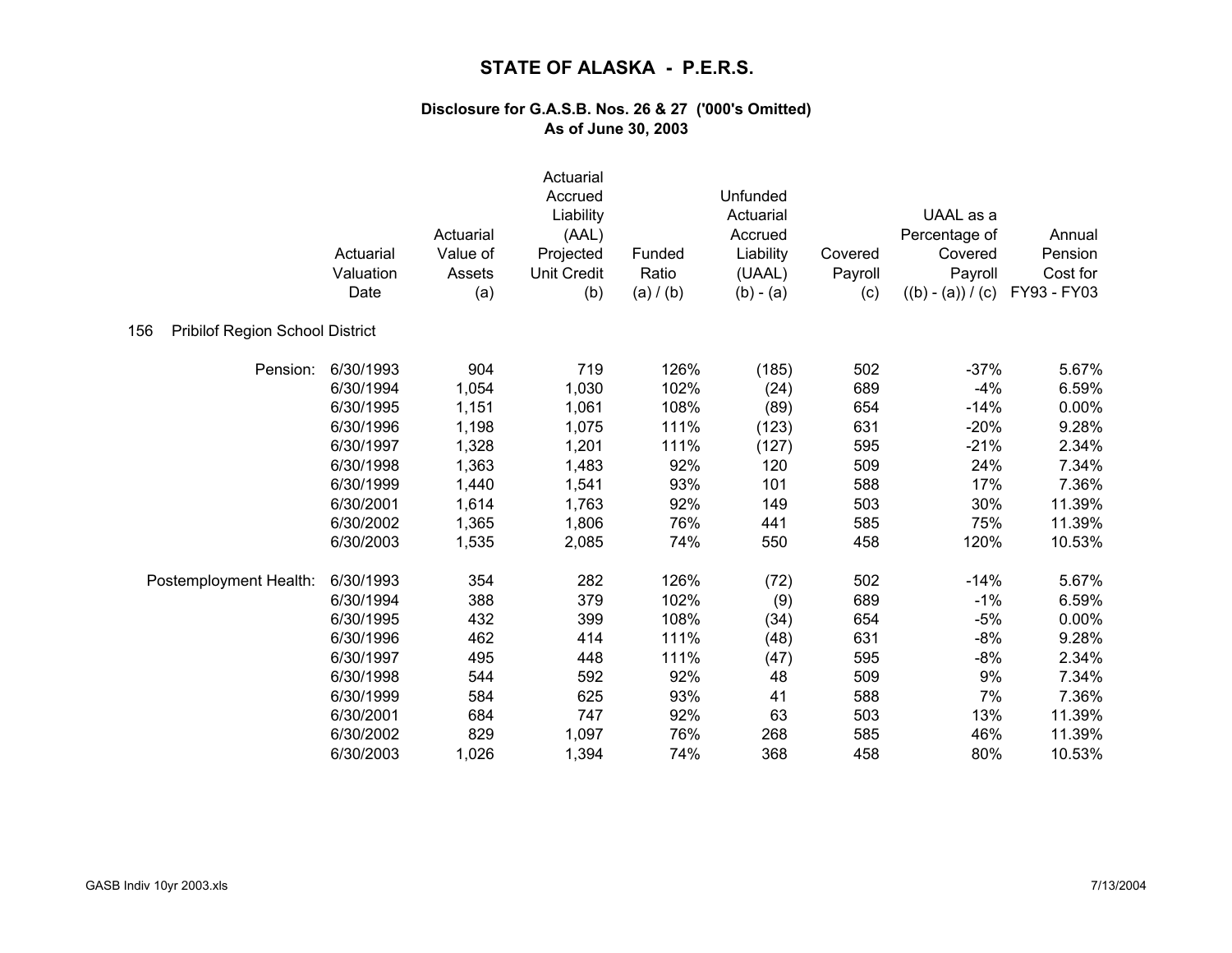# STATE OF ALASKA - P.E.R.S.

### Disclosure for G.A.S.B. Nos. 26 & 27 ('000's Omitted)
### As of June 30, 2003

| | Actuarial Valuation Date | Actuarial Value of Assets (a) | Actuarial Accrued Liability (AAL) Projected Unit Credit (b) | Funded Ratio (a) / (b) | Unfunded Actuarial Accrued Liability (UAAL) (b) - (a) | Covered Payroll (c) | UAAL as a Percentage of Covered Payroll ((b) - (a)) / (c) | Annual Pension Cost for FY93 - FY03 |
|---|---|---|---|---|---|---|---|---|
| **156 Pribilof Region School District** | | | | | | | | |
| Pension: | 6/30/1993 | 904 | 719 | 126% | (185) | 502 | -37% | 5.67% |
| | 6/30/1994 | 1,054 | 1,030 | 102% | (24) | 689 | -4% | 6.59% |
| | 6/30/1995 | 1,151 | 1,061 | 108% | (89) | 654 | -14% | 0.00% |
| | 6/30/1996 | 1,198 | 1,075 | 111% | (123) | 631 | -20% | 9.28% |
| | 6/30/1997 | 1,328 | 1,201 | 111% | (127) | 595 | -21% | 2.34% |
| | 6/30/1998 | 1,363 | 1,483 | 92% | 120 | 509 | 24% | 7.34% |
| | 6/30/1999 | 1,440 | 1,541 | 93% | 101 | 588 | 17% | 7.36% |
| | 6/30/2001 | 1,614 | 1,763 | 92% | 149 | 503 | 30% | 11.39% |
| | 6/30/2002 | 1,365 | 1,806 | 76% | 441 | 585 | 75% | 11.39% |
| | 6/30/2003 | 1,535 | 2,085 | 74% | 550 | 458 | 120% | 10.53% |
| Postemployment Health: | 6/30/1993 | 354 | 282 | 126% | (72) | 502 | -14% | 5.67% |
| | 6/30/1994 | 388 | 379 | 102% | (9) | 689 | -1% | 6.59% |
| | 6/30/1995 | 432 | 399 | 108% | (34) | 654 | -5% | 0.00% |
| | 6/30/1996 | 462 | 414 | 111% | (48) | 631 | -8% | 9.28% |
| | 6/30/1997 | 495 | 448 | 111% | (47) | 595 | -8% | 2.34% |
| | 6/30/1998 | 544 | 592 | 92% | 48 | 509 | 9% | 7.34% |
| | 6/30/1999 | 584 | 625 | 93% | 41 | 588 | 7% | 7.36% |
| | 6/30/2001 | 684 | 747 | 92% | 63 | 503 | 13% | 11.39% |
| | 6/30/2002 | 829 | 1,097 | 76% | 268 | 585 | 46% | 11.39% |
| | 6/30/2003 | 1,026 | 1,394 | 74% | 368 | 458 | 80% | 10.53% |

GASB Indiv 10yr 2003.xls 7/13/2004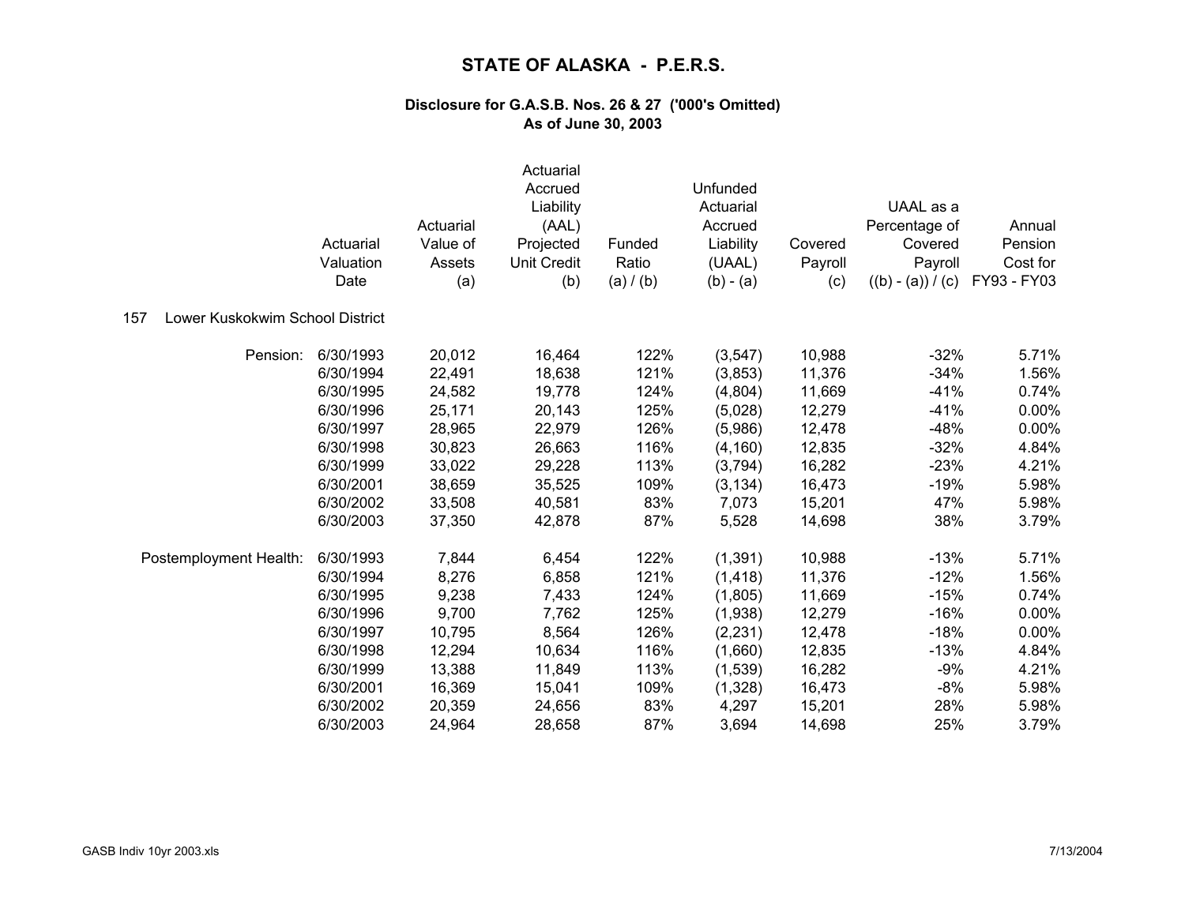# STATE OF ALASKA - P.E.R.S.

### Disclosure for G.A.S.B. Nos. 26 & 27 ('000's Omitted)
### As of June 30, 2003

| | Actuarial Valuation Date | Actuarial Value of Assets (a) | Actuarial Accrued Liability (AAL) Projected Unit Credit (b) | Funded Ratio (a) / (b) | Unfunded Actuarial Accrued Liability (UAAL) (b) - (a) | Covered Payroll (c) | UAAL as a Percentage of Covered Payroll ((b) - (a)) / (c) | Annual Pension Cost for FY93 - FY03 |
|---|---|---|---|---|---|---|---|---|
| 157 Lower Kuskokwim School District | | | | | | | | |
| Pension: | 6/30/1993 | 20,012 | 16,464 | 122% | (3,547) | 10,988 | -32% | 5.71% |
| | 6/30/1994 | 22,491 | 18,638 | 121% | (3,853) | 11,376 | -34% | 1.56% |
| | 6/30/1995 | 24,582 | 19,778 | 124% | (4,804) | 11,669 | -41% | 0.74% |
| | 6/30/1996 | 25,171 | 20,143 | 125% | (5,028) | 12,279 | -41% | 0.00% |
| | 6/30/1997 | 28,965 | 22,979 | 126% | (5,986) | 12,478 | -48% | 0.00% |
| | 6/30/1998 | 30,823 | 26,663 | 116% | (4,160) | 12,835 | -32% | 4.84% |
| | 6/30/1999 | 33,022 | 29,228 | 113% | (3,794) | 16,282 | -23% | 4.21% |
| | 6/30/2001 | 38,659 | 35,525 | 109% | (3,134) | 16,473 | -19% | 5.98% |
| | 6/30/2002 | 33,508 | 40,581 | 83% | 7,073 | 15,201 | 47% | 5.98% |
| | 6/30/2003 | 37,350 | 42,878 | 87% | 5,528 | 14,698 | 38% | 3.79% |
| Postemployment Health: | 6/30/1993 | 7,844 | 6,454 | 122% | (1,391) | 10,988 | -13% | 5.71% |
| | 6/30/1994 | 8,276 | 6,858 | 121% | (1,418) | 11,376 | -12% | 1.56% |
| | 6/30/1995 | 9,238 | 7,433 | 124% | (1,805) | 11,669 | -15% | 0.74% |
| | 6/30/1996 | 9,700 | 7,762 | 125% | (1,938) | 12,279 | -16% | 0.00% |
| | 6/30/1997 | 10,795 | 8,564 | 126% | (2,231) | 12,478 | -18% | 0.00% |
| | 6/30/1998 | 12,294 | 10,634 | 116% | (1,660) | 12,835 | -13% | 4.84% |
| | 6/30/1999 | 13,388 | 11,849 | 113% | (1,539) | 16,282 | -9% | 4.21% |
| | 6/30/2001 | 16,369 | 15,041 | 109% | (1,328) | 16,473 | -8% | 5.98% |
| | 6/30/2002 | 20,359 | 24,656 | 83% | 4,297 | 15,201 | 28% | 5.98% |
| | 6/30/2003 | 24,964 | 28,658 | 87% | 3,694 | 14,698 | 25% | 3.79% |

GASB Indiv 10yr 2003.xls 7/13/2004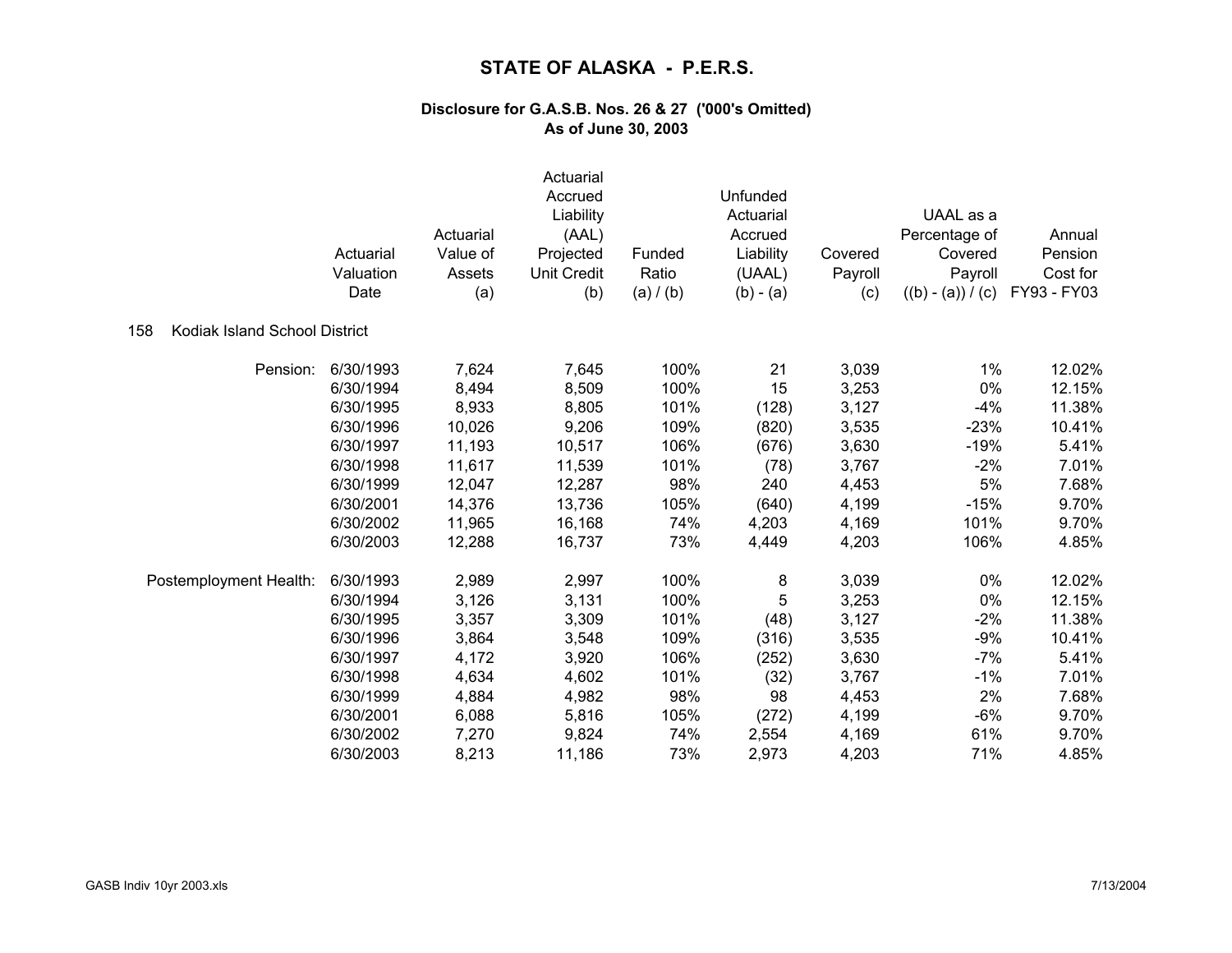# STATE OF ALASKA - P.E.R.S.

### Disclosure for G.A.S.B. Nos. 26 & 27 ('000's Omitted)
### As of June 30, 2003

158 Kodiak Island School District

| | Actuarial Valuation Date | Actuarial Value of Assets (a) | Actuarial Accrued Liability (AAL) Projected Unit Credit (b) | Funded Ratio (a) / (b) | Unfunded Actuarial Accrued Liability (UAAL) (b) - (a) | Covered Payroll (c) | UAAL as a Percentage of Covered Payroll ((b) - (a)) / (c) | Annual Pension Cost for FY93 - FY03 |
|---|---|---|---|---|---|---|---|---|
| Pension: | 6/30/1993 | 7,624 | 7,645 | 100% | 21 | 3,039 | 1% | 12.02% |
| | 6/30/1994 | 8,494 | 8,509 | 100% | 15 | 3,253 | 0% | 12.15% |
| | 6/30/1995 | 8,933 | 8,805 | 101% | (128) | 3,127 | -4% | 11.38% |
| | 6/30/1996 | 10,026 | 9,206 | 109% | (820) | 3,535 | -23% | 10.41% |
| | 6/30/1997 | 11,193 | 10,517 | 106% | (676) | 3,630 | -19% | 5.41% |
| | 6/30/1998 | 11,617 | 11,539 | 101% | (78) | 3,767 | -2% | 7.01% |
| | 6/30/1999 | 12,047 | 12,287 | 98% | 240 | 4,453 | 5% | 7.68% |
| | 6/30/2001 | 14,376 | 13,736 | 105% | (640) | 4,199 | -15% | 9.70% |
| | 6/30/2002 | 11,965 | 16,168 | 74% | 4,203 | 4,169 | 101% | 9.70% |
| | 6/30/2003 | 12,288 | 16,737 | 73% | 4,449 | 4,203 | 106% | 4.85% |
| Postemployment Health: | 6/30/1993 | 2,989 | 2,997 | 100% | 8 | 3,039 | 0% | 12.02% |
| | 6/30/1994 | 3,126 | 3,131 | 100% | 5 | 3,253 | 0% | 12.15% |
| | 6/30/1995 | 3,357 | 3,309 | 101% | (48) | 3,127 | -2% | 11.38% |
| | 6/30/1996 | 3,864 | 3,548 | 109% | (316) | 3,535 | -9% | 10.41% |
| | 6/30/1997 | 4,172 | 3,920 | 106% | (252) | 3,630 | -7% | 5.41% |
| | 6/30/1998 | 4,634 | 4,602 | 101% | (32) | 3,767 | -1% | 7.01% |
| | 6/30/1999 | 4,884 | 4,982 | 98% | 98 | 4,453 | 2% | 7.68% |
| | 6/30/2001 | 6,088 | 5,816 | 105% | (272) | 4,199 | -6% | 9.70% |
| | 6/30/2002 | 7,270 | 9,824 | 74% | 2,554 | 4,169 | 61% | 9.70% |
| | 6/30/2003 | 8,213 | 11,186 | 73% | 2,973 | 4,203 | 71% | 4.85% |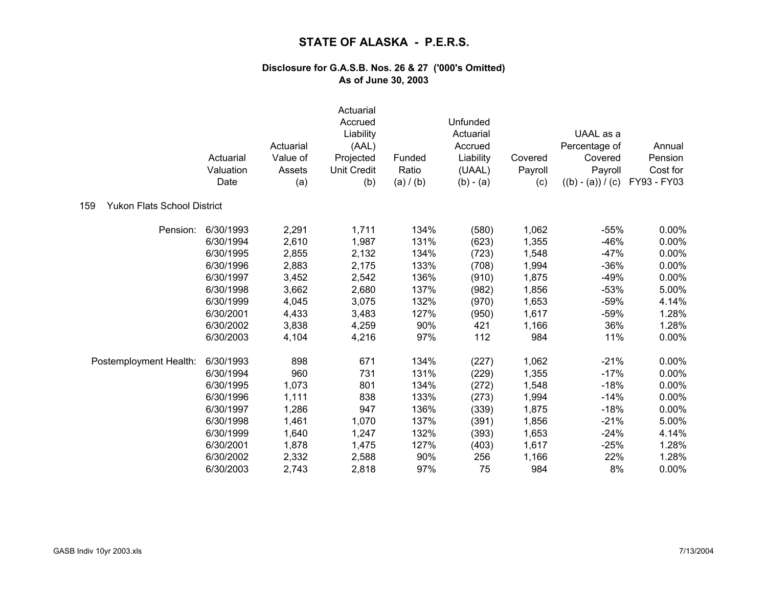# STATE OF ALASKA - P.E.R.S.

### Disclosure for G.A.S.B. Nos. 26 & 27 ('000's Omitted)
### As of June 30, 2003

| | Actuarial Valuation Date | Actuarial Value of Assets (a) | Actuarial Accrued Liability (AAL) Projected Unit Credit (b) | Funded Ratio (a) / (b) | Unfunded Actuarial Accrued Liability (UAAL) (b) - (a) | Covered Payroll (c) | UAAL as a Percentage of Covered Payroll ((b) - (a)) / (c) | Annual Pension Cost for FY93 - FY03 |
|---|---|---|---|---|---|---|---|---|
| **159 Yukon Flats School District** | | | | | | | | |
| Pension: | 6/30/1993 | 2,291 | 1,711 | 134% | (580) | 1,062 | -55% | 0.00% |
| | 6/30/1994 | 2,610 | 1,987 | 131% | (623) | 1,355 | -46% | 0.00% |
| | 6/30/1995 | 2,855 | 2,132 | 134% | (723) | 1,548 | -47% | 0.00% |
| | 6/30/1996 | 2,883 | 2,175 | 133% | (708) | 1,994 | -36% | 0.00% |
| | 6/30/1997 | 3,452 | 2,542 | 136% | (910) | 1,875 | -49% | 0.00% |
| | 6/30/1998 | 3,662 | 2,680 | 137% | (982) | 1,856 | -53% | 5.00% |
| | 6/30/1999 | 4,045 | 3,075 | 132% | (970) | 1,653 | -59% | 4.14% |
| | 6/30/2001 | 4,433 | 3,483 | 127% | (950) | 1,617 | -59% | 1.28% |
| | 6/30/2002 | 3,838 | 4,259 | 90% | 421 | 1,166 | 36% | 1.28% |
| | 6/30/2003 | 4,104 | 4,216 | 97% | 112 | 984 | 11% | 0.00% |
| Postemployment Health: | 6/30/1993 | 898 | 671 | 134% | (227) | 1,062 | -21% | 0.00% |
| | 6/30/1994 | 960 | 731 | 131% | (229) | 1,355 | -17% | 0.00% |
| | 6/30/1995 | 1,073 | 801 | 134% | (272) | 1,548 | -18% | 0.00% |
| | 6/30/1996 | 1,111 | 838 | 133% | (273) | 1,994 | -14% | 0.00% |
| | 6/30/1997 | 1,286 | 947 | 136% | (339) | 1,875 | -18% | 0.00% |
| | 6/30/1998 | 1,461 | 1,070 | 137% | (391) | 1,856 | -21% | 5.00% |
| | 6/30/1999 | 1,640 | 1,247 | 132% | (393) | 1,653 | -24% | 4.14% |
| | 6/30/2001 | 1,878 | 1,475 | 127% | (403) | 1,617 | -25% | 1.28% |
| | 6/30/2002 | 2,332 | 2,588 | 90% | 256 | 1,166 | 22% | 1.28% |
| | 6/30/2003 | 2,743 | 2,818 | 97% | 75 | 984 | 8% | 0.00% |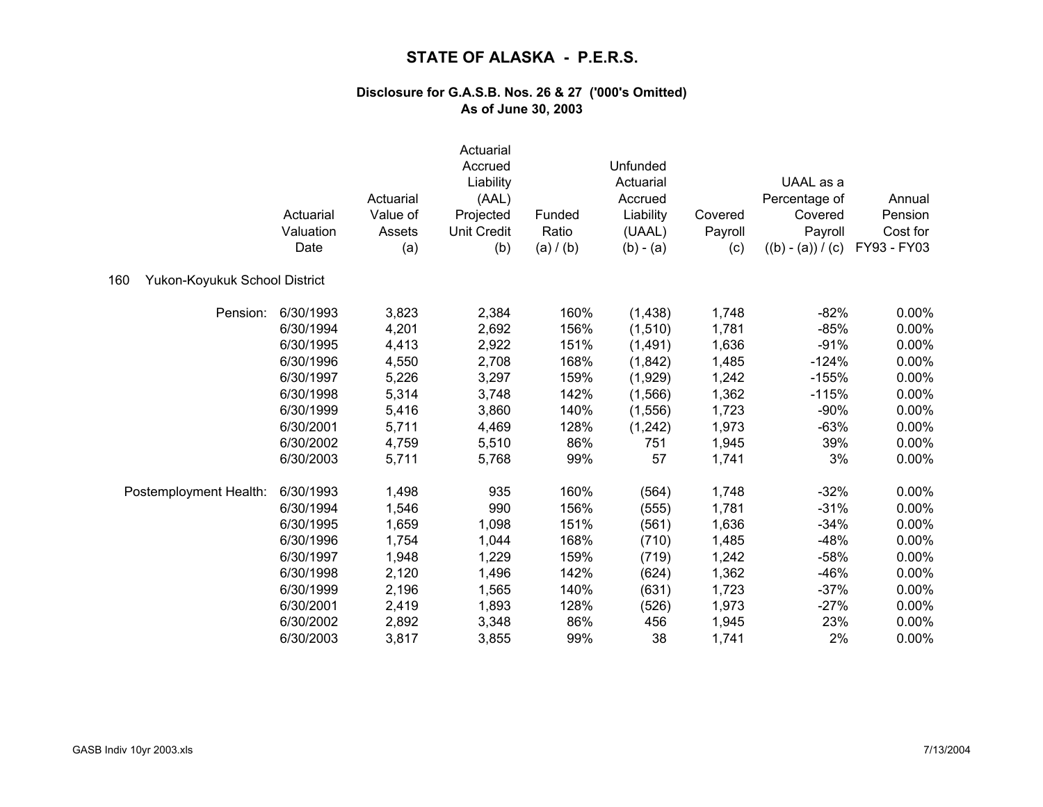# STATE OF ALASKA - P.E.R.S.

### Disclosure for G.A.S.B. Nos. 26 & 27 ('000's Omitted)
### As of June 30, 2003

160 Yukon-Koyukuk School District

| | Actuarial Valuation Date | Actuarial Value of Assets (a) | Actuarial Accrued Liability (AAL) Projected Unit Credit (b) | Funded Ratio (a) / (b) | Unfunded Actuarial Accrued Liability (UAAL) (b) - (a) | Covered Payroll (c) | UAAL as a Percentage of Covered Payroll ((b) - (a)) / (c) | Annual Pension Cost for FY93 - FY03 |
|---|---|---|---|---|---|---|---|---|
| Pension: | 6/30/1993 | 3,823 | 2,384 | 160% | (1,438) | 1,748 | -82% | 0.00% |
| | 6/30/1994 | 4,201 | 2,692 | 156% | (1,510) | 1,781 | -85% | 0.00% |
| | 6/30/1995 | 4,413 | 2,922 | 151% | (1,491) | 1,636 | -91% | 0.00% |
| | 6/30/1996 | 4,550 | 2,708 | 168% | (1,842) | 1,485 | -124% | 0.00% |
| | 6/30/1997 | 5,226 | 3,297 | 159% | (1,929) | 1,242 | -155% | 0.00% |
| | 6/30/1998 | 5,314 | 3,748 | 142% | (1,566) | 1,362 | -115% | 0.00% |
| | 6/30/1999 | 5,416 | 3,860 | 140% | (1,556) | 1,723 | -90% | 0.00% |
| | 6/30/2001 | 5,711 | 4,469 | 128% | (1,242) | 1,973 | -63% | 0.00% |
| | 6/30/2002 | 4,759 | 5,510 | 86% | 751 | 1,945 | 39% | 0.00% |
| | 6/30/2003 | 5,711 | 5,768 | 99% | 57 | 1,741 | 3% | 0.00% |
| Postemployment Health: | 6/30/1993 | 1,498 | 935 | 160% | (564) | 1,748 | -32% | 0.00% |
| | 6/30/1994 | 1,546 | 990 | 156% | (555) | 1,781 | -31% | 0.00% |
| | 6/30/1995 | 1,659 | 1,098 | 151% | (561) | 1,636 | -34% | 0.00% |
| | 6/30/1996 | 1,754 | 1,044 | 168% | (710) | 1,485 | -48% | 0.00% |
| | 6/30/1997 | 1,948 | 1,229 | 159% | (719) | 1,242 | -58% | 0.00% |
| | 6/30/1998 | 2,120 | 1,496 | 142% | (624) | 1,362 | -46% | 0.00% |
| | 6/30/1999 | 2,196 | 1,565 | 140% | (631) | 1,723 | -37% | 0.00% |
| | 6/30/2001 | 2,419 | 1,893 | 128% | (526) | 1,973 | -27% | 0.00% |
| | 6/30/2002 | 2,892 | 3,348 | 86% | 456 | 1,945 | 23% | 0.00% |
| | 6/30/2003 | 3,817 | 3,855 | 99% | 38 | 1,741 | 2% | 0.00% |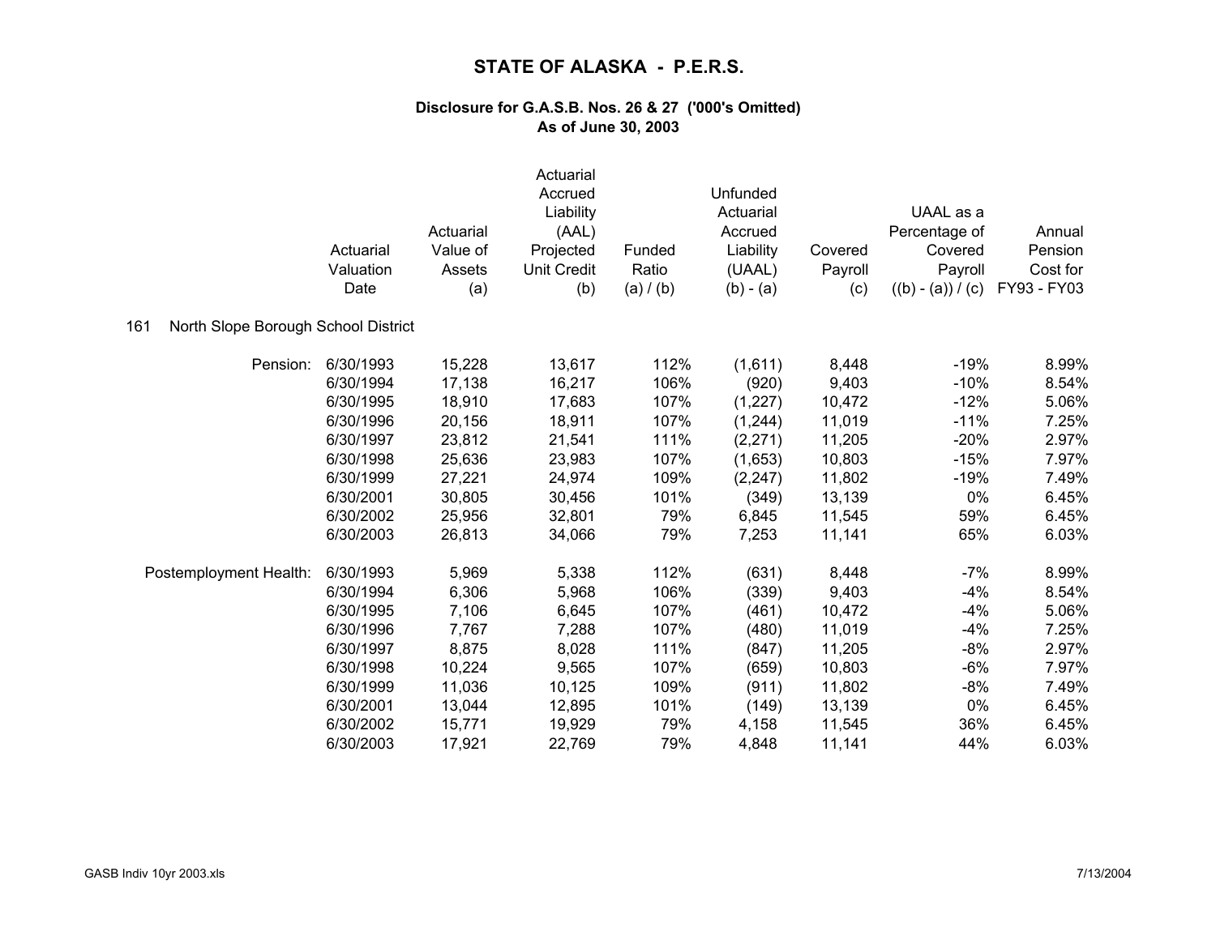# STATE OF ALASKA - P.E.R.S.

### Disclosure for G.A.S.B. Nos. 26 & 27 ('000's Omitted)
### As of June 30, 2003

| | Actuarial Valuation Date | Actuarial Value of Assets (a) | Actuarial Accrued Liability (AAL) Projected Unit Credit (b) | Funded Ratio (a) / (b) | Unfunded Actuarial Accrued Liability (UAAL) (b) - (a) | Covered Payroll (c) | UAAL as a Percentage of Covered Payroll ((b) - (a)) / (c) | Annual Pension Cost for FY93 - FY03 |
|---|---|---|---|---|---|---|---|---|
| 161 North Slope Borough School District | | | | | | | | |
| Pension: | 6/30/1993 | 15,228 | 13,617 | 112% | (1,611) | 8,448 | -19% | 8.99% |
| | 6/30/1994 | 17,138 | 16,217 | 106% | (920) | 9,403 | -10% | 8.54% |
| | 6/30/1995 | 18,910 | 17,683 | 107% | (1,227) | 10,472 | -12% | 5.06% |
| | 6/30/1996 | 20,156 | 18,911 | 107% | (1,244) | 11,019 | -11% | 7.25% |
| | 6/30/1997 | 23,812 | 21,541 | 111% | (2,271) | 11,205 | -20% | 2.97% |
| | 6/30/1998 | 25,636 | 23,983 | 107% | (1,653) | 10,803 | -15% | 7.97% |
| | 6/30/1999 | 27,221 | 24,974 | 109% | (2,247) | 11,802 | -19% | 7.49% |
| | 6/30/2001 | 30,805 | 30,456 | 101% | (349) | 13,139 | 0% | 6.45% |
| | 6/30/2002 | 25,956 | 32,801 | 79% | 6,845 | 11,545 | 59% | 6.45% |
| | 6/30/2003 | 26,813 | 34,066 | 79% | 7,253 | 11,141 | 65% | 6.03% |
| Postemployment Health: | 6/30/1993 | 5,969 | 5,338 | 112% | (631) | 8,448 | -7% | 8.99% |
| | 6/30/1994 | 6,306 | 5,968 | 106% | (339) | 9,403 | -4% | 8.54% |
| | 6/30/1995 | 7,106 | 6,645 | 107% | (461) | 10,472 | -4% | 5.06% |
| | 6/30/1996 | 7,767 | 7,288 | 107% | (480) | 11,019 | -4% | 7.25% |
| | 6/30/1997 | 8,875 | 8,028 | 111% | (847) | 11,205 | -8% | 2.97% |
| | 6/30/1998 | 10,224 | 9,565 | 107% | (659) | 10,803 | -6% | 7.97% |
| | 6/30/1999 | 11,036 | 10,125 | 109% | (911) | 11,802 | -8% | 7.49% |
| | 6/30/2001 | 13,044 | 12,895 | 101% | (149) | 13,139 | 0% | 6.45% |
| | 6/30/2002 | 15,771 | 19,929 | 79% | 4,158 | 11,545 | 36% | 6.45% |
| | 6/30/2003 | 17,921 | 22,769 | 79% | 4,848 | 11,141 | 44% | 6.03% |

GASB Indiv 10yr 2003.xls 7/13/2004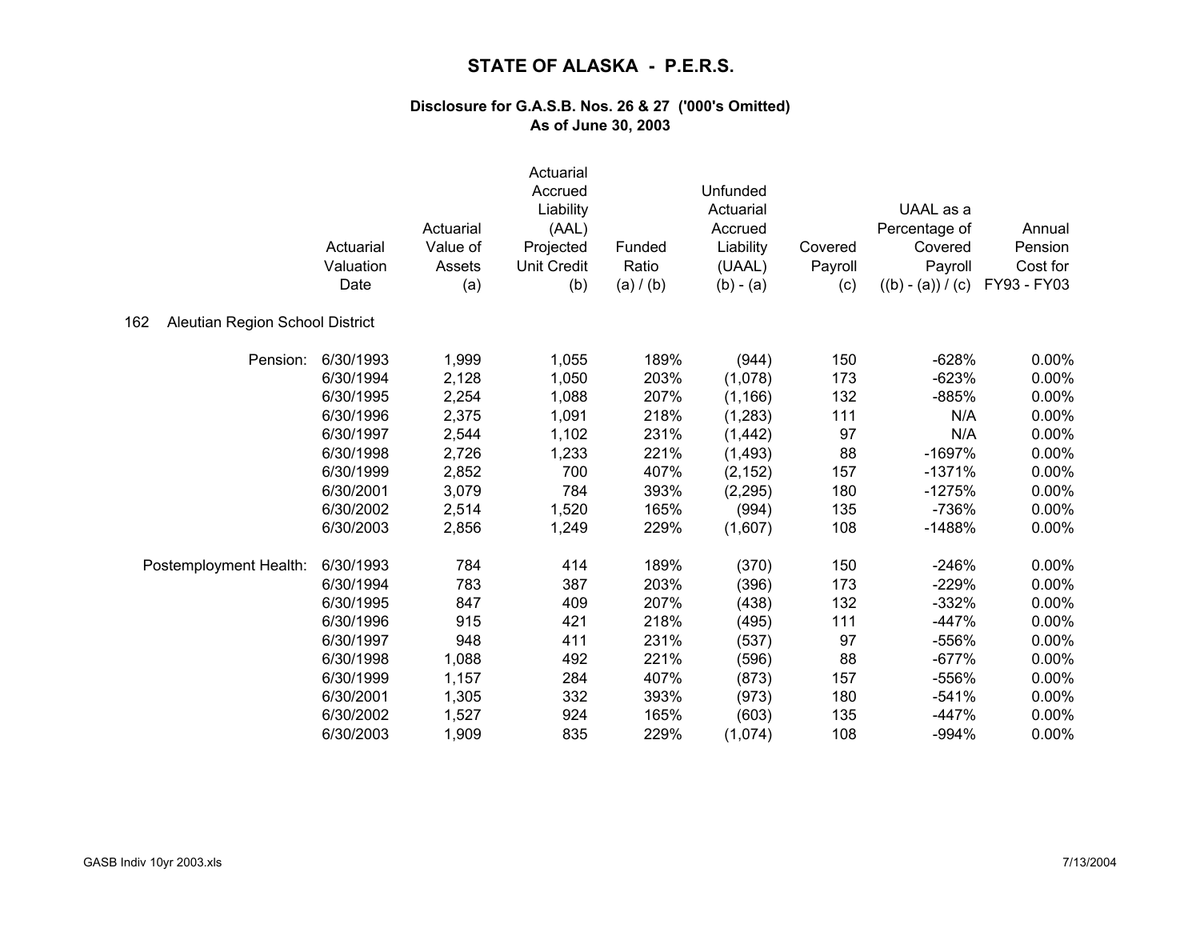# STATE OF ALASKA - P.E.R.S.

### Disclosure for G.A.S.B. Nos. 26 & 27 ('000's Omitted)
### As of June 30, 2003

162 Aleutian Region School District

| | Actuarial Valuation Date | Actuarial Value of Assets (a) | Actuarial Accrued Liability (AAL) Projected Unit Credit (b) | Funded Ratio (a) / (b) | Unfunded Actuarial Accrued Liability (UAAL) (b) - (a) | Covered Payroll (c) | UAAL as a Percentage of Covered Payroll ((b) - (a)) / (c) | Annual Pension Cost for FY93 - FY03 |
|---|---|---|---|---|---|---|---|---|
| Pension: | 6/30/1993 | 1,999 | 1,055 | 189% | (944) | 150 | -628% | 0.00% |
| | 6/30/1994 | 2,128 | 1,050 | 203% | (1,078) | 173 | -623% | 0.00% |
| | 6/30/1995 | 2,254 | 1,088 | 207% | (1,166) | 132 | -885% | 0.00% |
| | 6/30/1996 | 2,375 | 1,091 | 218% | (1,283) | 111 | N/A | 0.00% |
| | 6/30/1997 | 2,544 | 1,102 | 231% | (1,442) | 97 | N/A | 0.00% |
| | 6/30/1998 | 2,726 | 1,233 | 221% | (1,493) | 88 | -1697% | 0.00% |
| | 6/30/1999 | 2,852 | 700 | 407% | (2,152) | 157 | -1371% | 0.00% |
| | 6/30/2001 | 3,079 | 784 | 393% | (2,295) | 180 | -1275% | 0.00% |
| | 6/30/2002 | 2,514 | 1,520 | 165% | (994) | 135 | -736% | 0.00% |
| | 6/30/2003 | 2,856 | 1,249 | 229% | (1,607) | 108 | -1488% | 0.00% |
| Postemployment Health: | 6/30/1993 | 784 | 414 | 189% | (370) | 150 | -246% | 0.00% |
| | 6/30/1994 | 783 | 387 | 203% | (396) | 173 | -229% | 0.00% |
| | 6/30/1995 | 847 | 409 | 207% | (438) | 132 | -332% | 0.00% |
| | 6/30/1996 | 915 | 421 | 218% | (495) | 111 | -447% | 0.00% |
| | 6/30/1997 | 948 | 411 | 231% | (537) | 97 | -556% | 0.00% |
| | 6/30/1998 | 1,088 | 492 | 221% | (596) | 88 | -677% | 0.00% |
| | 6/30/1999 | 1,157 | 284 | 407% | (873) | 157 | -556% | 0.00% |
| | 6/30/2001 | 1,305 | 332 | 393% | (973) | 180 | -541% | 0.00% |
| | 6/30/2002 | 1,527 | 924 | 165% | (603) | 135 | -447% | 0.00% |
| | 6/30/2003 | 1,909 | 835 | 229% | (1,074) | 108 | -994% | 0.00% |

GASB Indiv 10yr 2003.xls 7/13/2004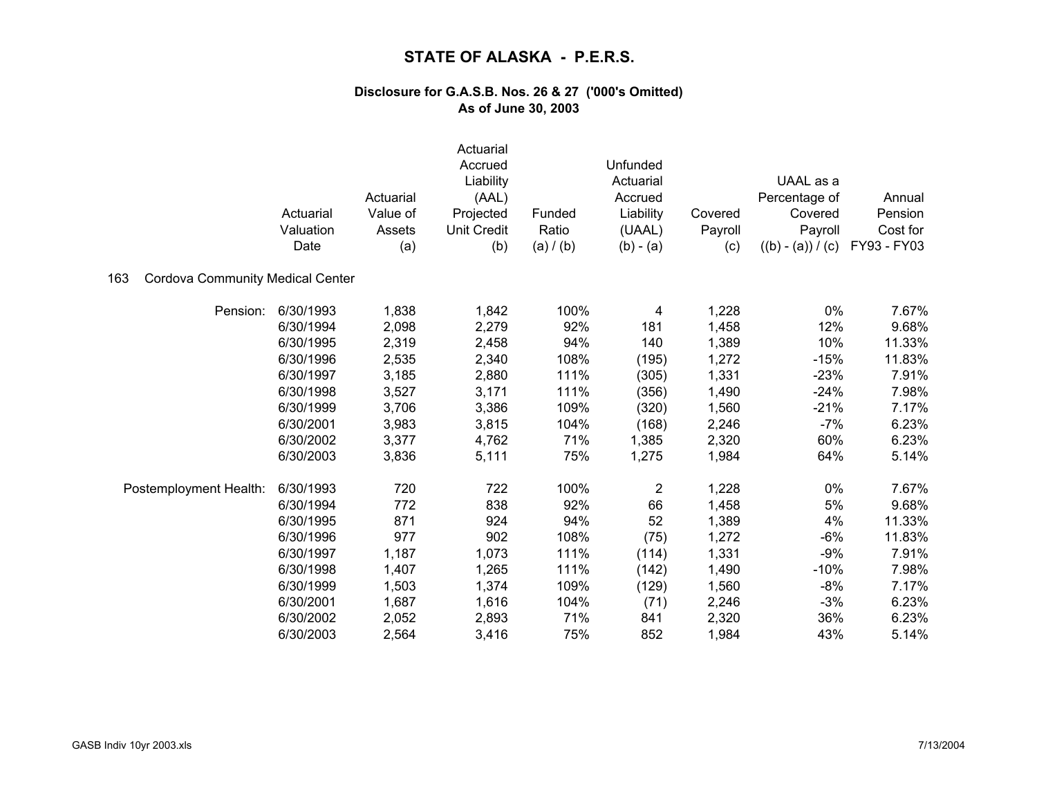# STATE OF ALASKA - P.E.R.S.

### Disclosure for G.A.S.B. Nos. 26 & 27 ('000's Omitted)
### As of June 30, 2003

**163 Cordova Community Medical Center**

| | Actuarial Valuation Date | Actuarial Value of Assets (a) | Actuarial Accrued Liability (AAL) Projected Unit Credit (b) | Funded Ratio (a) / (b) | Unfunded Actuarial Accrued Liability (UAAL) (b) - (a) | Covered Payroll (c) | UAAL as a Percentage of Covered Payroll ((b) - (a)) / (c) | Annual Pension Cost for FY93 - FY03 |
|---|---|---|---|---|---|---|---|---|
| Pension: | 6/30/1993 | 1,838 | 1,842 | 100% | 4 | 1,228 | 0% | 7.67% |
| | 6/30/1994 | 2,098 | 2,279 | 92% | 181 | 1,458 | 12% | 9.68% |
| | 6/30/1995 | 2,319 | 2,458 | 94% | 140 | 1,389 | 10% | 11.33% |
| | 6/30/1996 | 2,535 | 2,340 | 108% | (195) | 1,272 | -15% | 11.83% |
| | 6/30/1997 | 3,185 | 2,880 | 111% | (305) | 1,331 | -23% | 7.91% |
| | 6/30/1998 | 3,527 | 3,171 | 111% | (356) | 1,490 | -24% | 7.98% |
| | 6/30/1999 | 3,706 | 3,386 | 109% | (320) | 1,560 | -21% | 7.17% |
| | 6/30/2001 | 3,983 | 3,815 | 104% | (168) | 2,246 | -7% | 6.23% |
| | 6/30/2002 | 3,377 | 4,762 | 71% | 1,385 | 2,320 | 60% | 6.23% |
| | 6/30/2003 | 3,836 | 5,111 | 75% | 1,275 | 1,984 | 64% | 5.14% |
| Postemployment Health: | 6/30/1993 | 720 | 722 | 100% | 2 | 1,228 | 0% | 7.67% |
| | 6/30/1994 | 772 | 838 | 92% | 66 | 1,458 | 5% | 9.68% |
| | 6/30/1995 | 871 | 924 | 94% | 52 | 1,389 | 4% | 11.33% |
| | 6/30/1996 | 977 | 902 | 108% | (75) | 1,272 | -6% | 11.83% |
| | 6/30/1997 | 1,187 | 1,073 | 111% | (114) | 1,331 | -9% | 7.91% |
| | 6/30/1998 | 1,407 | 1,265 | 111% | (142) | 1,490 | -10% | 7.98% |
| | 6/30/1999 | 1,503 | 1,374 | 109% | (129) | 1,560 | -8% | 7.17% |
| | 6/30/2001 | 1,687 | 1,616 | 104% | (71) | 2,246 | -3% | 6.23% |
| | 6/30/2002 | 2,052 | 2,893 | 71% | 841 | 2,320 | 36% | 6.23% |
| | 6/30/2003 | 2,564 | 3,416 | 75% | 852 | 1,984 | 43% | 5.14% |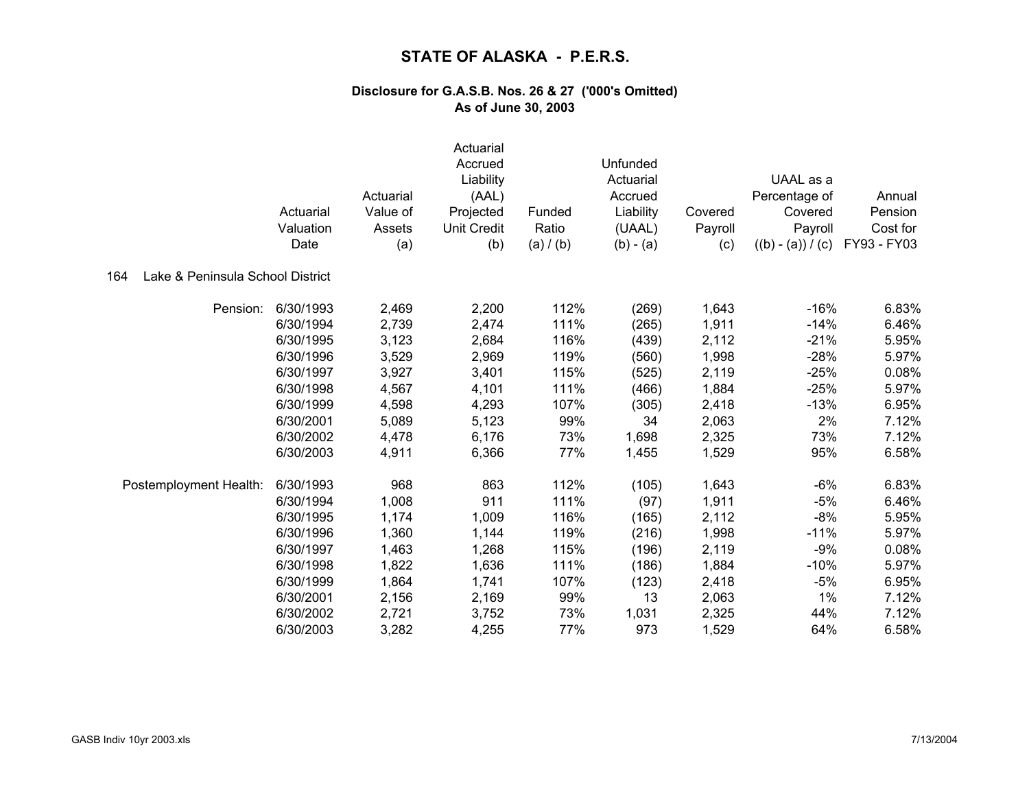# STATE OF ALASKA - P.E.R.S.

### Disclosure for G.A.S.B. Nos. 26 & 27 ('000's Omitted)
### As of June 30, 2003

**164 Lake & Peninsula School District**

| | Actuarial Valuation Date | Actuarial Value of Assets (a) | Actuarial Accrued Liability (AAL) Projected Unit Credit (b) | Funded Ratio (a) / (b) | Unfunded Actuarial Accrued Liability (UAAL) (b) - (a) | Covered Payroll (c) | UAAL as a Percentage of Covered Payroll ((b) - (a)) / (c) | Annual Pension Cost for FY93 - FY03 |
|---|---|---|---|---|---|---|---|---|
| Pension: | 6/30/1993 | 2,469 | 2,200 | 112% | (269) | 1,643 | -16% | 6.83% |
| | 6/30/1994 | 2,739 | 2,474 | 111% | (265) | 1,911 | -14% | 6.46% |
| | 6/30/1995 | 3,123 | 2,684 | 116% | (439) | 2,112 | -21% | 5.95% |
| | 6/30/1996 | 3,529 | 2,969 | 119% | (560) | 1,998 | -28% | 5.97% |
| | 6/30/1997 | 3,927 | 3,401 | 115% | (525) | 2,119 | -25% | 0.08% |
| | 6/30/1998 | 4,567 | 4,101 | 111% | (466) | 1,884 | -25% | 5.97% |
| | 6/30/1999 | 4,598 | 4,293 | 107% | (305) | 2,418 | -13% | 6.95% |
| | 6/30/2001 | 5,089 | 5,123 | 99% | 34 | 2,063 | 2% | 7.12% |
| | 6/30/2002 | 4,478 | 6,176 | 73% | 1,698 | 2,325 | 73% | 7.12% |
| | 6/30/2003 | 4,911 | 6,366 | 77% | 1,455 | 1,529 | 95% | 6.58% |
| Postemployment Health: | 6/30/1993 | 968 | 863 | 112% | (105) | 1,643 | -6% | 6.83% |
| | 6/30/1994 | 1,008 | 911 | 111% | (97) | 1,911 | -5% | 6.46% |
| | 6/30/1995 | 1,174 | 1,009 | 116% | (165) | 2,112 | -8% | 5.95% |
| | 6/30/1996 | 1,360 | 1,144 | 119% | (216) | 1,998 | -11% | 5.97% |
| | 6/30/1997 | 1,463 | 1,268 | 115% | (196) | 2,119 | -9% | 0.08% |
| | 6/30/1998 | 1,822 | 1,636 | 111% | (186) | 1,884 | -10% | 5.97% |
| | 6/30/1999 | 1,864 | 1,741 | 107% | (123) | 2,418 | -5% | 6.95% |
| | 6/30/2001 | 2,156 | 2,169 | 99% | 13 | 2,063 | 1% | 7.12% |
| | 6/30/2002 | 2,721 | 3,752 | 73% | 1,031 | 2,325 | 44% | 7.12% |
| | 6/30/2003 | 3,282 | 4,255 | 77% | 973 | 1,529 | 64% | 6.58% |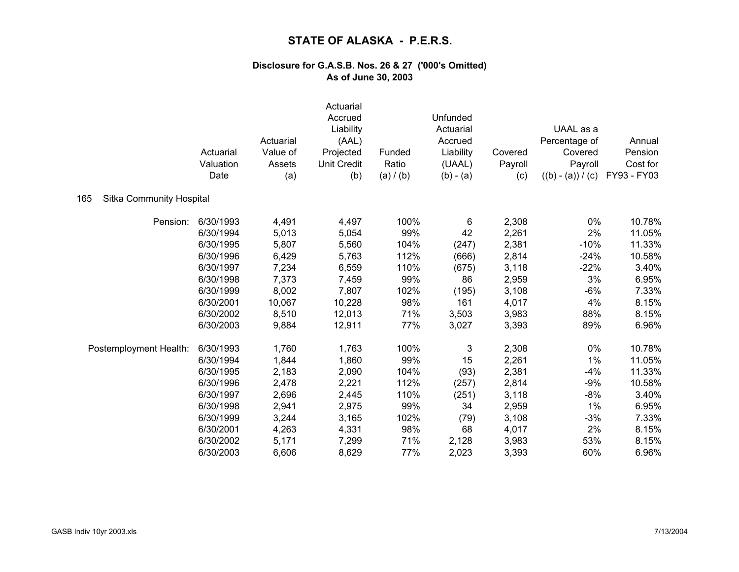# STATE OF ALASKA - P.E.R.S.

## Disclosure for G.A.S.B. Nos. 26 & 27 ('000's Omitted)
## As of June 30, 2003

**165 Sitka Community Hospital**

| | Actuarial Valuation Date | Actuarial Value of Assets (a) | Actuarial Accrued Liability (AAL) Projected Unit Credit (b) | Funded Ratio (a) / (b) | Unfunded Actuarial Accrued Liability (UAAL) (b) - (a) | Covered Payroll (c) | UAAL as a Percentage of Covered Payroll ((b) - (a)) / (c) | Annual Pension Cost for FY93 - FY03 |
|---|---|---|---|---|---|---|---|---|
| Pension: | 6/30/1993 | 4,491 | 4,497 | 100% | 6 | 2,308 | 0% | 10.78% |
| | 6/30/1994 | 5,013 | 5,054 | 99% | 42 | 2,261 | 2% | 11.05% |
| | 6/30/1995 | 5,807 | 5,560 | 104% | (247) | 2,381 | -10% | 11.33% |
| | 6/30/1996 | 6,429 | 5,763 | 112% | (666) | 2,814 | -24% | 10.58% |
| | 6/30/1997 | 7,234 | 6,559 | 110% | (675) | 3,118 | -22% | 3.40% |
| | 6/30/1998 | 7,373 | 7,459 | 99% | 86 | 2,959 | 3% | 6.95% |
| | 6/30/1999 | 8,002 | 7,807 | 102% | (195) | 3,108 | -6% | 7.33% |
| | 6/30/2001 | 10,067 | 10,228 | 98% | 161 | 4,017 | 4% | 8.15% |
| | 6/30/2002 | 8,510 | 12,013 | 71% | 3,503 | 3,983 | 88% | 8.15% |
| | 6/30/2003 | 9,884 | 12,911 | 77% | 3,027 | 3,393 | 89% | 6.96% |
| Postemployment Health: | 6/30/1993 | 1,760 | 1,763 | 100% | 3 | 2,308 | 0% | 10.78% |
| | 6/30/1994 | 1,844 | 1,860 | 99% | 15 | 2,261 | 1% | 11.05% |
| | 6/30/1995 | 2,183 | 2,090 | 104% | (93) | 2,381 | -4% | 11.33% |
| | 6/30/1996 | 2,478 | 2,221 | 112% | (257) | 2,814 | -9% | 10.58% |
| | 6/30/1997 | 2,696 | 2,445 | 110% | (251) | 3,118 | -8% | 3.40% |
| | 6/30/1998 | 2,941 | 2,975 | 99% | 34 | 2,959 | 1% | 6.95% |
| | 6/30/1999 | 3,244 | 3,165 | 102% | (79) | 3,108 | -3% | 7.33% |
| | 6/30/2001 | 4,263 | 4,331 | 98% | 68 | 4,017 | 2% | 8.15% |
| | 6/30/2002 | 5,171 | 7,299 | 71% | 2,128 | 3,983 | 53% | 8.15% |
| | 6/30/2003 | 6,606 | 8,629 | 77% | 2,023 | 3,393 | 60% | 6.96% |

GASB Indiv 10yr 2003.xls 7/13/2004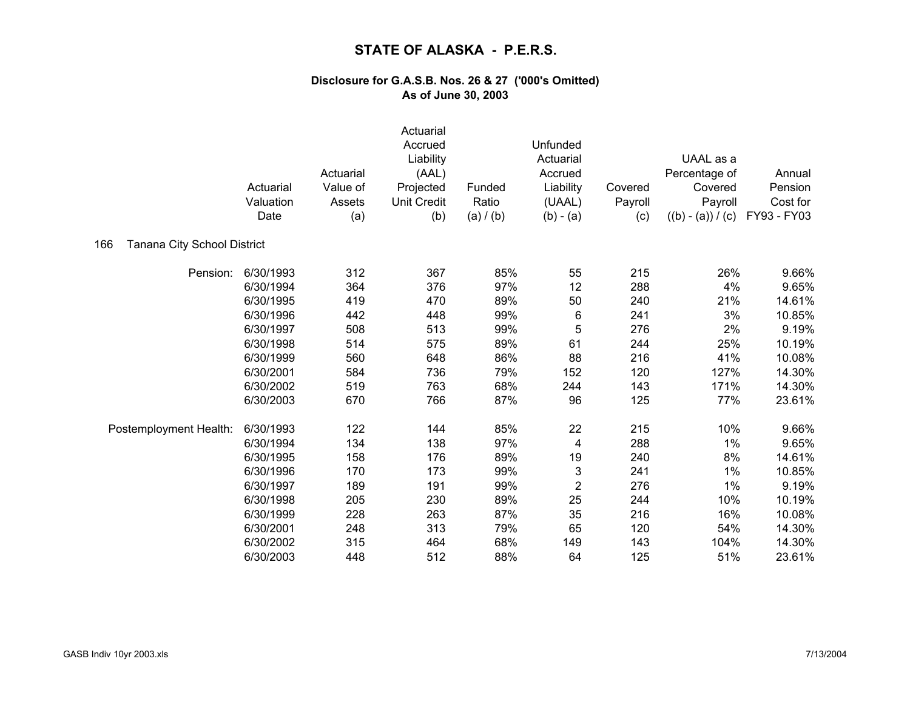# STATE OF ALASKA - P.E.R.S.

### Disclosure for G.A.S.B. Nos. 26 & 27 ('000's Omitted)
### As of June 30, 2003

| | Actuarial Valuation Date | Actuarial Value of Assets (a) | Actuarial Accrued Liability (AAL) Projected Unit Credit (b) | Funded Ratio (a) / (b) | Unfunded Actuarial Accrued Liability (UAAL) (b) - (a) | Covered Payroll (c) | UAAL as a Percentage of Covered Payroll ((b) - (a)) / (c) | Annual Pension Cost for FY93 - FY03 |
|---|---|---|---|---|---|---|---|---|
| **166 Tanana City School District** | | | | | | | | |
| Pension: | 6/30/1993 | 312 | 367 | 85% | 55 | 215 | 26% | 9.66% |
| | 6/30/1994 | 364 | 376 | 97% | 12 | 288 | 4% | 9.65% |
| | 6/30/1995 | 419 | 470 | 89% | 50 | 240 | 21% | 14.61% |
| | 6/30/1996 | 442 | 448 | 99% | 6 | 241 | 3% | 10.85% |
| | 6/30/1997 | 508 | 513 | 99% | 5 | 276 | 2% | 9.19% |
| | 6/30/1998 | 514 | 575 | 89% | 61 | 244 | 25% | 10.19% |
| | 6/30/1999 | 560 | 648 | 86% | 88 | 216 | 41% | 10.08% |
| | 6/30/2001 | 584 | 736 | 79% | 152 | 120 | 127% | 14.30% |
| | 6/30/2002 | 519 | 763 | 68% | 244 | 143 | 171% | 14.30% |
| | 6/30/2003 | 670 | 766 | 87% | 96 | 125 | 77% | 23.61% |
| Postemployment Health: | 6/30/1993 | 122 | 144 | 85% | 22 | 215 | 10% | 9.66% |
| | 6/30/1994 | 134 | 138 | 97% | 4 | 288 | 1% | 9.65% |
| | 6/30/1995 | 158 | 176 | 89% | 19 | 240 | 8% | 14.61% |
| | 6/30/1996 | 170 | 173 | 99% | 3 | 241 | 1% | 10.85% |
| | 6/30/1997 | 189 | 191 | 99% | 2 | 276 | 1% | 9.19% |
| | 6/30/1998 | 205 | 230 | 89% | 25 | 244 | 10% | 10.19% |
| | 6/30/1999 | 228 | 263 | 87% | 35 | 216 | 16% | 10.08% |
| | 6/30/2001 | 248 | 313 | 79% | 65 | 120 | 54% | 14.30% |
| | 6/30/2002 | 315 | 464 | 68% | 149 | 143 | 104% | 14.30% |
| | 6/30/2003 | 448 | 512 | 88% | 64 | 125 | 51% | 23.61% |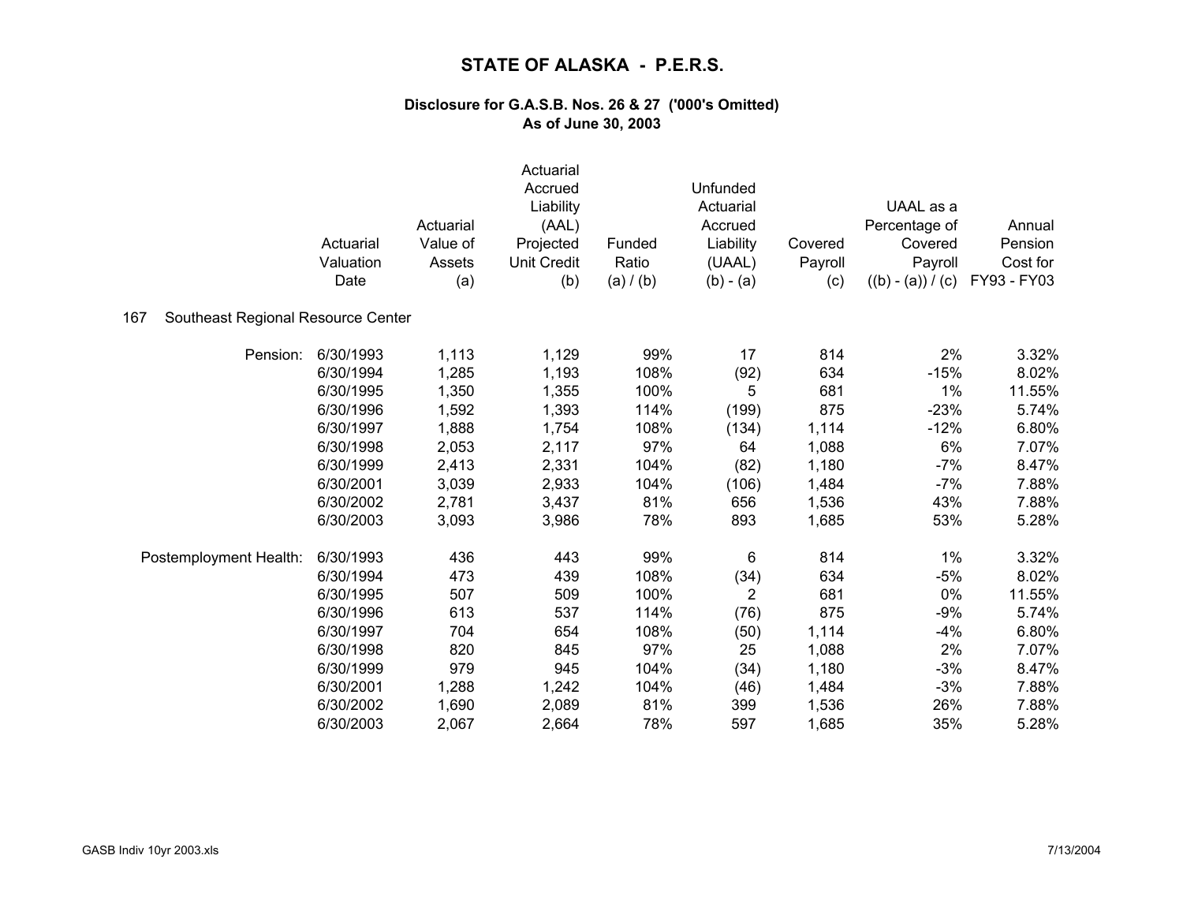# STATE OF ALASKA - P.E.R.S.

### Disclosure for G.A.S.B. Nos. 26 & 27 ('000's Omitted)
### As of June 30, 2003

| | Actuarial Valuation Date | Actuarial Value of Assets (a) | Actuarial Accrued Liability (AAL) Projected Unit Credit (b) | Funded Ratio (a) / (b) | Unfunded Actuarial Accrued Liability (UAAL) (b) - (a) | Covered Payroll (c) | UAAL as a Percentage of Covered Payroll ((b) - (a)) / (c) | Annual Pension Cost for FY93 - FY03 |
|---|---|---|---|---|---|---|---|---|
| **167 Southeast Regional Resource Center** | | | | | | | | |
| Pension: | 6/30/1993 | 1,113 | 1,129 | 99% | 17 | 814 | 2% | 3.32% |
| | 6/30/1994 | 1,285 | 1,193 | 108% | (92) | 634 | -15% | 8.02% |
| | 6/30/1995 | 1,350 | 1,355 | 100% | 5 | 681 | 1% | 11.55% |
| | 6/30/1996 | 1,592 | 1,393 | 114% | (199) | 875 | -23% | 5.74% |
| | 6/30/1997 | 1,888 | 1,754 | 108% | (134) | 1,114 | -12% | 6.80% |
| | 6/30/1998 | 2,053 | 2,117 | 97% | 64 | 1,088 | 6% | 7.07% |
| | 6/30/1999 | 2,413 | 2,331 | 104% | (82) | 1,180 | -7% | 8.47% |
| | 6/30/2001 | 3,039 | 2,933 | 104% | (106) | 1,484 | -7% | 7.88% |
| | 6/30/2002 | 2,781 | 3,437 | 81% | 656 | 1,536 | 43% | 7.88% |
| | 6/30/2003 | 3,093 | 3,986 | 78% | 893 | 1,685 | 53% | 5.28% |
| Postemployment Health: | 6/30/1993 | 436 | 443 | 99% | 6 | 814 | 1% | 3.32% |
| | 6/30/1994 | 473 | 439 | 108% | (34) | 634 | -5% | 8.02% |
| | 6/30/1995 | 507 | 509 | 100% | 2 | 681 | 0% | 11.55% |
| | 6/30/1996 | 613 | 537 | 114% | (76) | 875 | -9% | 5.74% |
| | 6/30/1997 | 704 | 654 | 108% | (50) | 1,114 | -4% | 6.80% |
| | 6/30/1998 | 820 | 845 | 97% | 25 | 1,088 | 2% | 7.07% |
| | 6/30/1999 | 979 | 945 | 104% | (34) | 1,180 | -3% | 8.47% |
| | 6/30/2001 | 1,288 | 1,242 | 104% | (46) | 1,484 | -3% | 7.88% |
| | 6/30/2002 | 1,690 | 2,089 | 81% | 399 | 1,536 | 26% | 7.88% |
| | 6/30/2003 | 2,067 | 2,664 | 78% | 597 | 1,685 | 35% | 5.28% |

GASB Indiv 10yr 2003.xls 7/13/2004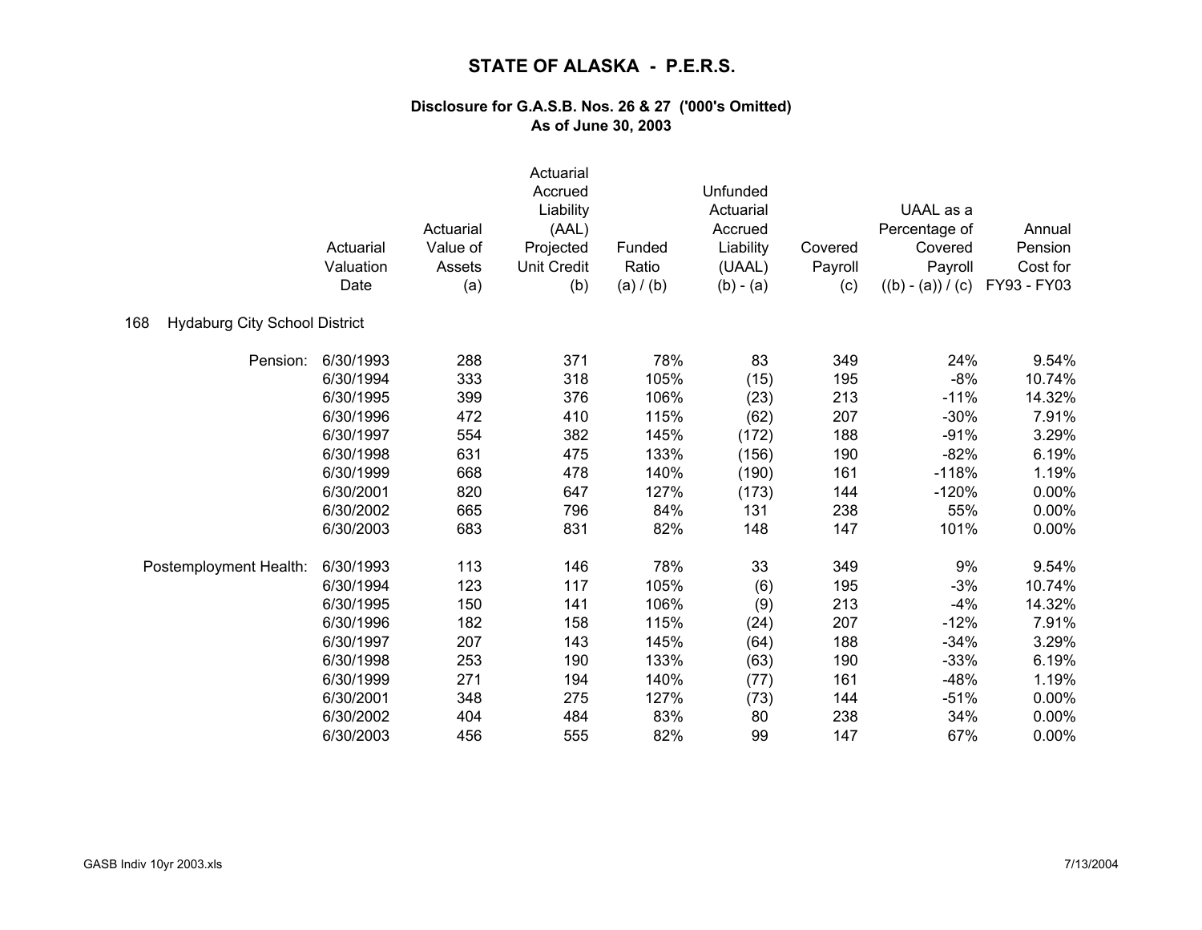# STATE OF ALASKA - P.E.R.S.

## Disclosure for G.A.S.B. Nos. 26 & 27 ('000's Omitted)
## As of June 30, 2003

| | Actuarial Valuation Date | Actuarial Value of Assets (a) | Actuarial Accrued Liability (AAL) Projected Unit Credit (b) | Funded Ratio (a) / (b) | Unfunded Actuarial Accrued Liability (UAAL) (b) - (a) | Covered Payroll (c) | UAAL as a Percentage of Covered Payroll ((b) - (a)) / (c) | Annual Pension Cost for FY93 - FY03 |
|---|---|---|---|---|---|---|---|---|
| **168 Hydaburg City School District** | | | | | | | | |
| Pension: | 6/30/1993 | 288 | 371 | 78% | 83 | 349 | 24% | 9.54% |
| | 6/30/1994 | 333 | 318 | 105% | (15) | 195 | -8% | 10.74% |
| | 6/30/1995 | 399 | 376 | 106% | (23) | 213 | -11% | 14.32% |
| | 6/30/1996 | 472 | 410 | 115% | (62) | 207 | -30% | 7.91% |
| | 6/30/1997 | 554 | 382 | 145% | (172) | 188 | -91% | 3.29% |
| | 6/30/1998 | 631 | 475 | 133% | (156) | 190 | -82% | 6.19% |
| | 6/30/1999 | 668 | 478 | 140% | (190) | 161 | -118% | 1.19% |
| | 6/30/2001 | 820 | 647 | 127% | (173) | 144 | -120% | 0.00% |
| | 6/30/2002 | 665 | 796 | 84% | 131 | 238 | 55% | 0.00% |
| | 6/30/2003 | 683 | 831 | 82% | 148 | 147 | 101% | 0.00% |
| Postemployment Health: | 6/30/1993 | 113 | 146 | 78% | 33 | 349 | 9% | 9.54% |
| | 6/30/1994 | 123 | 117 | 105% | (6) | 195 | -3% | 10.74% |
| | 6/30/1995 | 150 | 141 | 106% | (9) | 213 | -4% | 14.32% |
| | 6/30/1996 | 182 | 158 | 115% | (24) | 207 | -12% | 7.91% |
| | 6/30/1997 | 207 | 143 | 145% | (64) | 188 | -34% | 3.29% |
| | 6/30/1998 | 253 | 190 | 133% | (63) | 190 | -33% | 6.19% |
| | 6/30/1999 | 271 | 194 | 140% | (77) | 161 | -48% | 1.19% |
| | 6/30/2001 | 348 | 275 | 127% | (73) | 144 | -51% | 0.00% |
| | 6/30/2002 | 404 | 484 | 83% | 80 | 238 | 34% | 0.00% |
| | 6/30/2003 | 456 | 555 | 82% | 99 | 147 | 67% | 0.00% |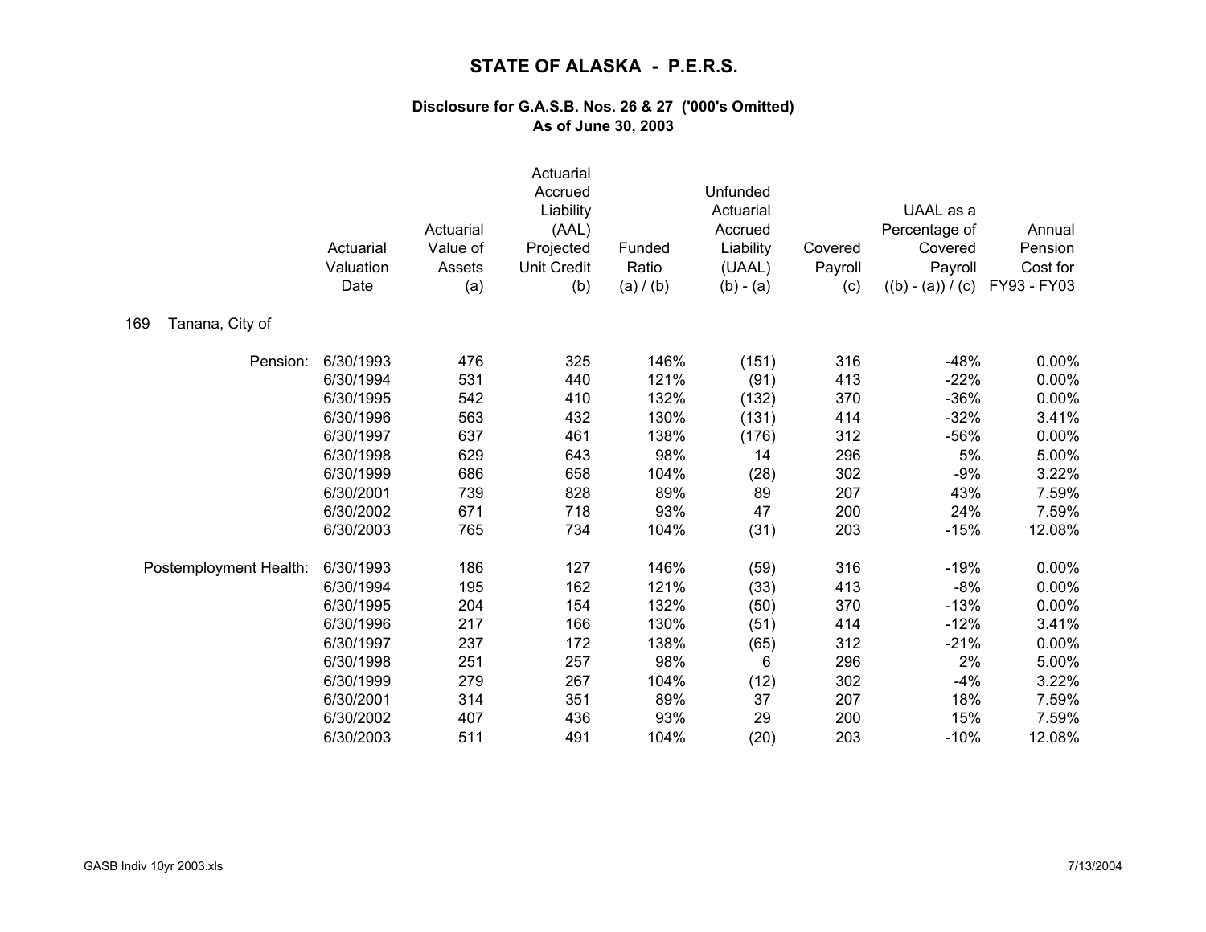# STATE OF ALASKA - P.E.R.S.

### Disclosure for G.A.S.B. Nos. 26 & 27 ('000's Omitted)
### As of June 30, 2003

169 Tanana, City of

| | Actuarial Valuation Date | Actuarial Value of Assets (a) | Actuarial Accrued Liability (AAL) Projected Unit Credit (b) | Funded Ratio (a) / (b) | Unfunded Actuarial Accrued Liability (UAAL) (b) - (a) | Covered Payroll (c) | UAAL as a Percentage of Covered Payroll ((b) - (a)) / (c) | Annual Pension Cost for FY93 - FY03 |
|---|---|---|---|---|---|---|---|---|
| Pension: | 6/30/1993 | 476 | 325 | 146% | (151) | 316 | -48% | 0.00% |
| | 6/30/1994 | 531 | 440 | 121% | (91) | 413 | -22% | 0.00% |
| | 6/30/1995 | 542 | 410 | 132% | (132) | 370 | -36% | 0.00% |
| | 6/30/1996 | 563 | 432 | 130% | (131) | 414 | -32% | 3.41% |
| | 6/30/1997 | 637 | 461 | 138% | (176) | 312 | -56% | 0.00% |
| | 6/30/1998 | 629 | 643 | 98% | 14 | 296 | 5% | 5.00% |
| | 6/30/1999 | 686 | 658 | 104% | (28) | 302 | -9% | 3.22% |
| | 6/30/2001 | 739 | 828 | 89% | 89 | 207 | 43% | 7.59% |
| | 6/30/2002 | 671 | 718 | 93% | 47 | 200 | 24% | 7.59% |
| | 6/30/2003 | 765 | 734 | 104% | (31) | 203 | -15% | 12.08% |
| Postemployment Health: | 6/30/1993 | 186 | 127 | 146% | (59) | 316 | -19% | 0.00% |
| | 6/30/1994 | 195 | 162 | 121% | (33) | 413 | -8% | 0.00% |
| | 6/30/1995 | 204 | 154 | 132% | (50) | 370 | -13% | 0.00% |
| | 6/30/1996 | 217 | 166 | 130% | (51) | 414 | -12% | 3.41% |
| | 6/30/1997 | 237 | 172 | 138% | (65) | 312 | -21% | 0.00% |
| | 6/30/1998 | 251 | 257 | 98% | 6 | 296 | 2% | 5.00% |
| | 6/30/1999 | 279 | 267 | 104% | (12) | 302 | -4% | 3.22% |
| | 6/30/2001 | 314 | 351 | 89% | 37 | 207 | 18% | 7.59% |
| | 6/30/2002 | 407 | 436 | 93% | 29 | 200 | 15% | 7.59% |
| | 6/30/2003 | 511 | 491 | 104% | (20) | 203 | -10% | 12.08% |

GASB Indiv 10yr 2003.xls 7/13/2004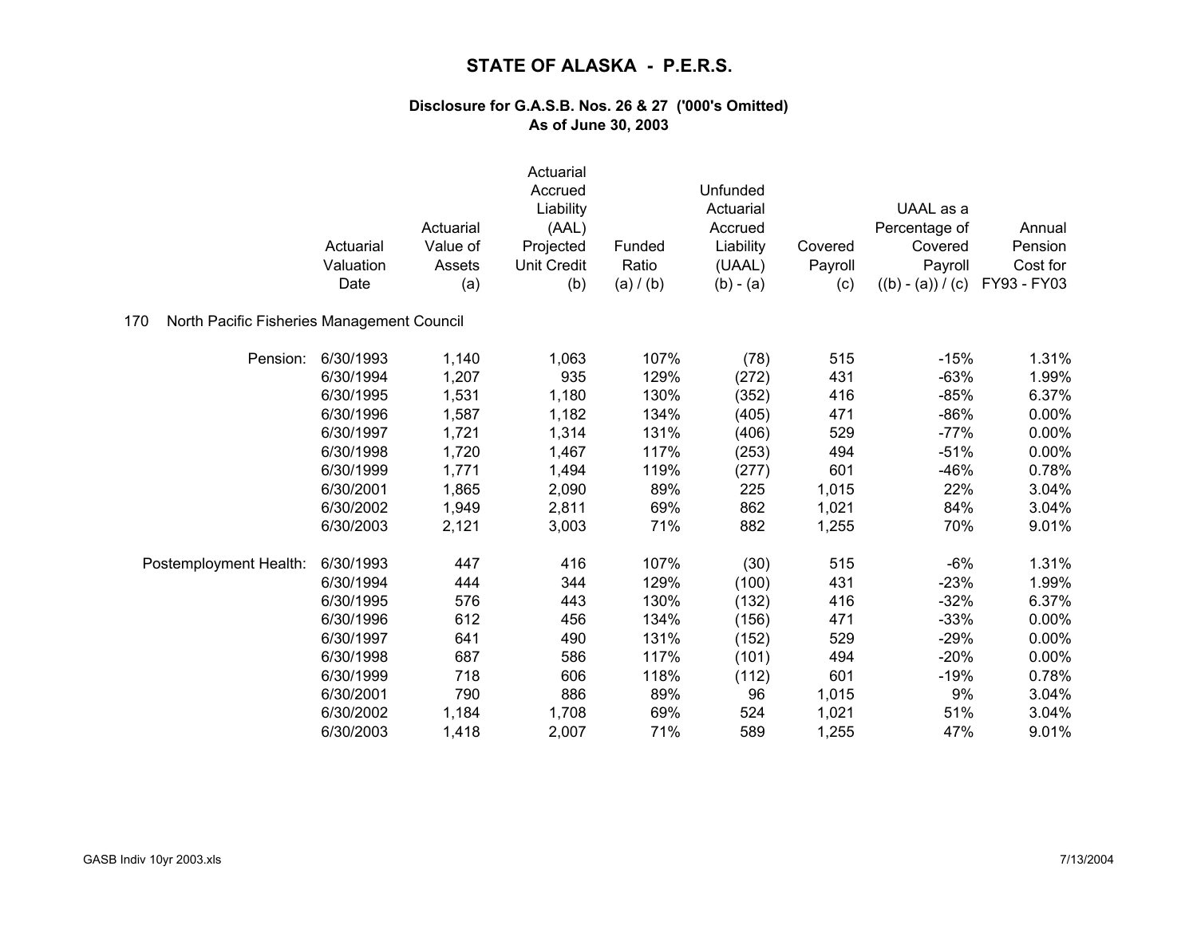# STATE OF ALASKA - P.E.R.S.

### Disclosure for G.A.S.B. Nos. 26 & 27 ('000's Omitted)
### As of June 30, 2003

170 North Pacific Fisheries Management Council

| | Actuarial Valuation Date | Actuarial Value of Assets (a) | Actuarial Accrued Liability (AAL) Projected Unit Credit (b) | Funded Ratio (a) / (b) | Unfunded Actuarial Accrued Liability (UAAL) (b) - (a) | Covered Payroll (c) | UAAL as a Percentage of Covered Payroll ((b) - (a)) / (c) | Annual Pension Cost for FY93 - FY03 |
|---|---|---|---|---|---|---|---|---|
| Pension: | 6/30/1993 | 1,140 | 1,063 | 107% | (78) | 515 | -15% | 1.31% |
| | 6/30/1994 | 1,207 | 935 | 129% | (272) | 431 | -63% | 1.99% |
| | 6/30/1995 | 1,531 | 1,180 | 130% | (352) | 416 | -85% | 6.37% |
| | 6/30/1996 | 1,587 | 1,182 | 134% | (405) | 471 | -86% | 0.00% |
| | 6/30/1997 | 1,721 | 1,314 | 131% | (406) | 529 | -77% | 0.00% |
| | 6/30/1998 | 1,720 | 1,467 | 117% | (253) | 494 | -51% | 0.00% |
| | 6/30/1999 | 1,771 | 1,494 | 119% | (277) | 601 | -46% | 0.78% |
| | 6/30/2001 | 1,865 | 2,090 | 89% | 225 | 1,015 | 22% | 3.04% |
| | 6/30/2002 | 1,949 | 2,811 | 69% | 862 | 1,021 | 84% | 3.04% |
| | 6/30/2003 | 2,121 | 3,003 | 71% | 882 | 1,255 | 70% | 9.01% |
| Postemployment Health: | 6/30/1993 | 447 | 416 | 107% | (30) | 515 | -6% | 1.31% |
| | 6/30/1994 | 444 | 344 | 129% | (100) | 431 | -23% | 1.99% |
| | 6/30/1995 | 576 | 443 | 130% | (132) | 416 | -32% | 6.37% |
| | 6/30/1996 | 612 | 456 | 134% | (156) | 471 | -33% | 0.00% |
| | 6/30/1997 | 641 | 490 | 131% | (152) | 529 | -29% | 0.00% |
| | 6/30/1998 | 687 | 586 | 117% | (101) | 494 | -20% | 0.00% |
| | 6/30/1999 | 718 | 606 | 118% | (112) | 601 | -19% | 0.78% |
| | 6/30/2001 | 790 | 886 | 89% | 96 | 1,015 | 9% | 3.04% |
| | 6/30/2002 | 1,184 | 1,708 | 69% | 524 | 1,021 | 51% | 3.04% |
| | 6/30/2003 | 1,418 | 2,007 | 71% | 589 | 1,255 | 47% | 9.01% |

GASB Indiv 10yr 2003.xls 7/13/2004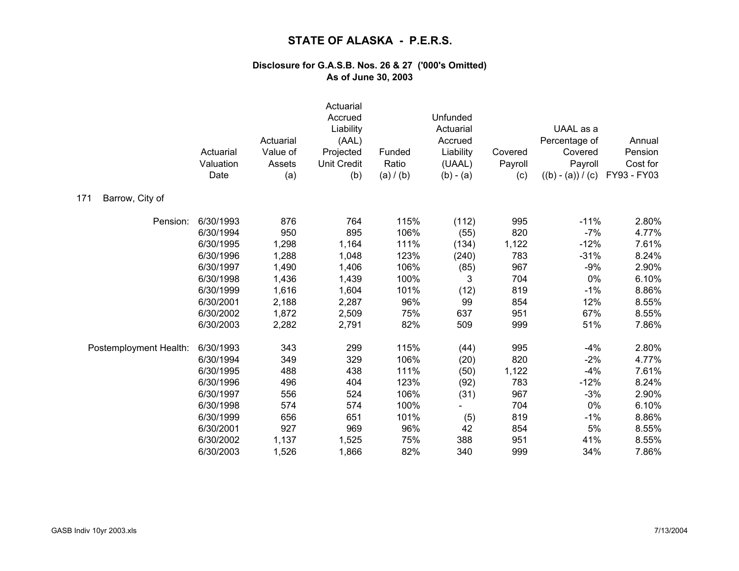# STATE OF ALASKA - P.E.R.S.

## Disclosure for G.A.S.B. Nos. 26 & 27 ('000's Omitted)
## As of June 30, 2003

| | Actuarial Valuation Date | Actuarial Value of Assets (a) | Actuarial Accrued Liability (AAL) Projected Unit Credit (b) | Funded Ratio (a) / (b) | Unfunded Actuarial Accrued Liability (UAAL) (b) - (a) | Covered Payroll (c) | UAAL as a Percentage of Covered Payroll ((b) - (a)) / (c) | Annual Pension Cost for FY93 - FY03 |
|---|---|---|---|---|---|---|---|---|
| 171 Barrow, City of | | | | | | | | |
| Pension: | 6/30/1993 | 876 | 764 | 115% | (112) | 995 | -11% | 2.80% |
| | 6/30/1994 | 950 | 895 | 106% | (55) | 820 | -7% | 4.77% |
| | 6/30/1995 | 1,298 | 1,164 | 111% | (134) | 1,122 | -12% | 7.61% |
| | 6/30/1996 | 1,288 | 1,048 | 123% | (240) | 783 | -31% | 8.24% |
| | 6/30/1997 | 1,490 | 1,406 | 106% | (85) | 967 | -9% | 2.90% |
| | 6/30/1998 | 1,436 | 1,439 | 100% | 3 | 704 | 0% | 6.10% |
| | 6/30/1999 | 1,616 | 1,604 | 101% | (12) | 819 | -1% | 8.86% |
| | 6/30/2001 | 2,188 | 2,287 | 96% | 99 | 854 | 12% | 8.55% |
| | 6/30/2002 | 1,872 | 2,509 | 75% | 637 | 951 | 67% | 8.55% |
| | 6/30/2003 | 2,282 | 2,791 | 82% | 509 | 999 | 51% | 7.86% |
| Postemployment Health: | 6/30/1993 | 343 | 299 | 115% | (44) | 995 | -4% | 2.80% |
| | 6/30/1994 | 349 | 329 | 106% | (20) | 820 | -2% | 4.77% |
| | 6/30/1995 | 488 | 438 | 111% | (50) | 1,122 | -4% | 7.61% |
| | 6/30/1996 | 496 | 404 | 123% | (92) | 783 | -12% | 8.24% |
| | 6/30/1997 | 556 | 524 | 106% | (31) | 967 | -3% | 2.90% |
| | 6/30/1998 | 574 | 574 | 100% | - | 704 | 0% | 6.10% |
| | 6/30/1999 | 656 | 651 | 101% | (5) | 819 | -1% | 8.86% |
| | 6/30/2001 | 927 | 969 | 96% | 42 | 854 | 5% | 8.55% |
| | 6/30/2002 | 1,137 | 1,525 | 75% | 388 | 951 | 41% | 8.55% |
| | 6/30/2003 | 1,526 | 1,866 | 82% | 340 | 999 | 34% | 7.86% |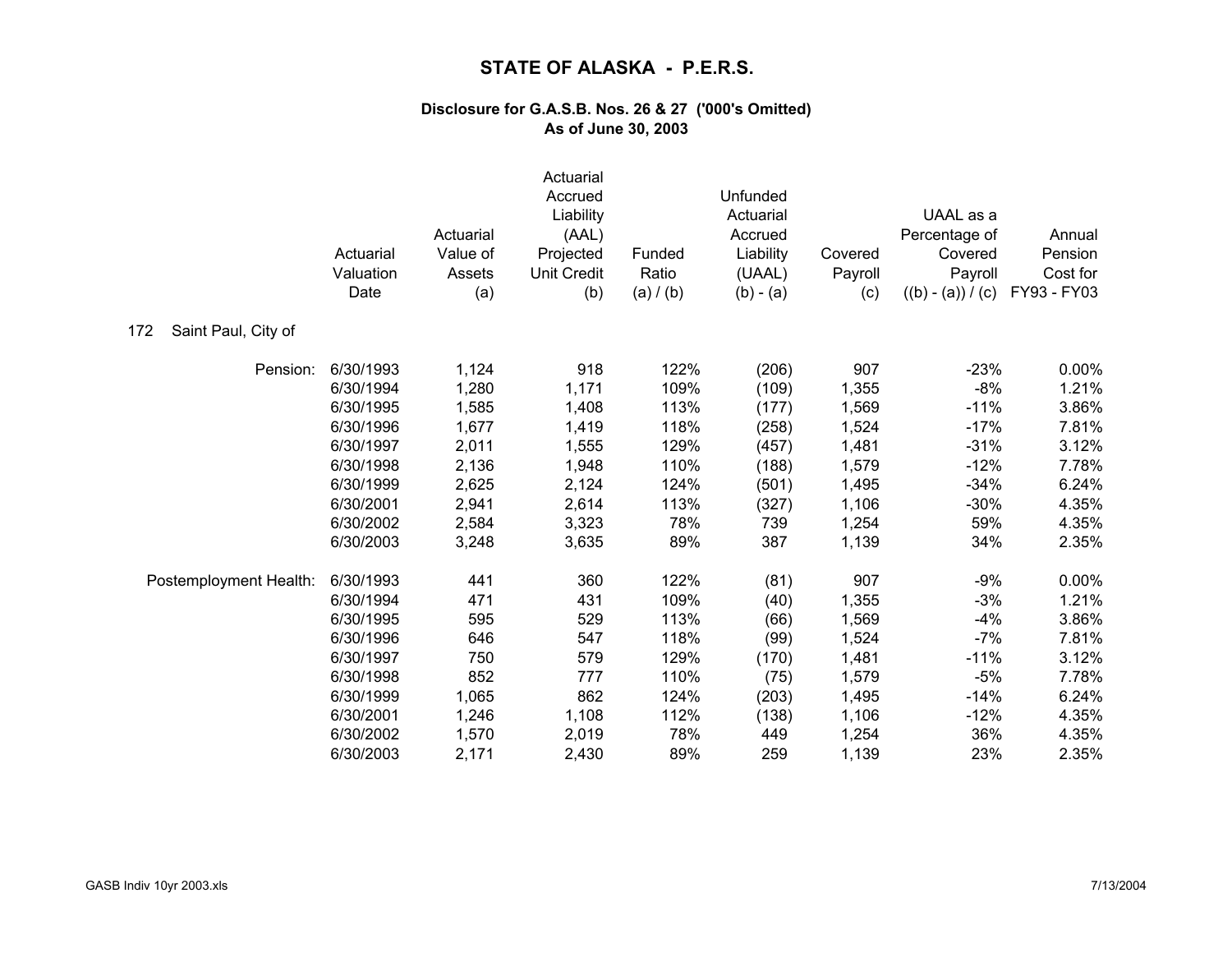# STATE OF ALASKA - P.E.R.S.

### Disclosure for G.A.S.B. Nos. 26 & 27 ('000's Omitted)
### As of June 30, 2003

172 Saint Paul, City of

| | Actuarial Valuation Date | Actuarial Value of Assets (a) | Actuarial Accrued Liability (AAL) Projected Unit Credit (b) | Funded Ratio (a) / (b) | Unfunded Actuarial Accrued Liability (UAAL) (b) - (a) | Covered Payroll (c) | UAAL as a Percentage of Covered Payroll ((b) - (a)) / (c) | Annual Pension Cost for FY93 - FY03 |
|---|---|---|---|---|---|---|---|---|
| Pension: | 6/30/1993 | 1,124 | 918 | 122% | (206) | 907 | -23% | 0.00% |
| | 6/30/1994 | 1,280 | 1,171 | 109% | (109) | 1,355 | -8% | 1.21% |
| | 6/30/1995 | 1,585 | 1,408 | 113% | (177) | 1,569 | -11% | 3.86% |
| | 6/30/1996 | 1,677 | 1,419 | 118% | (258) | 1,524 | -17% | 7.81% |
| | 6/30/1997 | 2,011 | 1,555 | 129% | (457) | 1,481 | -31% | 3.12% |
| | 6/30/1998 | 2,136 | 1,948 | 110% | (188) | 1,579 | -12% | 7.78% |
| | 6/30/1999 | 2,625 | 2,124 | 124% | (501) | 1,495 | -34% | 6.24% |
| | 6/30/2001 | 2,941 | 2,614 | 113% | (327) | 1,106 | -30% | 4.35% |
| | 6/30/2002 | 2,584 | 3,323 | 78% | 739 | 1,254 | 59% | 4.35% |
| | 6/30/2003 | 3,248 | 3,635 | 89% | 387 | 1,139 | 34% | 2.35% |
| Postemployment Health: | 6/30/1993 | 441 | 360 | 122% | (81) | 907 | -9% | 0.00% |
| | 6/30/1994 | 471 | 431 | 109% | (40) | 1,355 | -3% | 1.21% |
| | 6/30/1995 | 595 | 529 | 113% | (66) | 1,569 | -4% | 3.86% |
| | 6/30/1996 | 646 | 547 | 118% | (99) | 1,524 | -7% | 7.81% |
| | 6/30/1997 | 750 | 579 | 129% | (170) | 1,481 | -11% | 3.12% |
| | 6/30/1998 | 852 | 777 | 110% | (75) | 1,579 | -5% | 7.78% |
| | 6/30/1999 | 1,065 | 862 | 124% | (203) | 1,495 | -14% | 6.24% |
| | 6/30/2001 | 1,246 | 1,108 | 112% | (138) | 1,106 | -12% | 4.35% |
| | 6/30/2002 | 1,570 | 2,019 | 78% | 449 | 1,254 | 36% | 4.35% |
| | 6/30/2003 | 2,171 | 2,430 | 89% | 259 | 1,139 | 23% | 2.35% |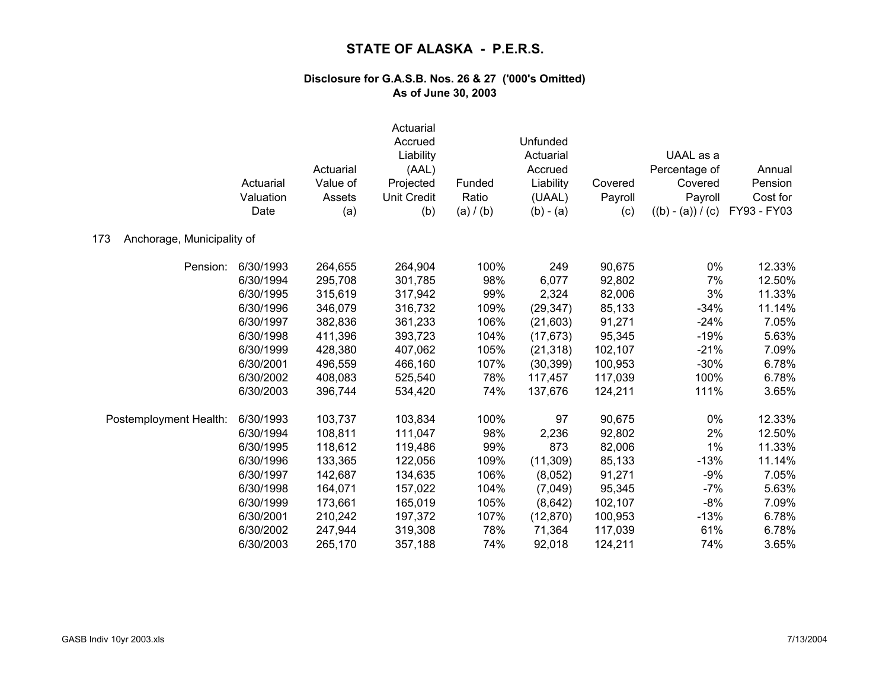# STATE OF ALASKA - P.E.R.S.

### Disclosure for G.A.S.B. Nos. 26 & 27 ('000's Omitted)
### As of June 30, 2003

| | Actuarial Valuation Date | Actuarial Value of Assets (a) | Actuarial Accrued Liability (AAL) Projected Unit Credit (b) | Funded Ratio (a) / (b) | Unfunded Actuarial Accrued Liability (UAAL) (b) - (a) | Covered Payroll (c) | UAAL as a Percentage of Covered Payroll ((b) - (a)) / (c) | Annual Pension Cost for FY93 - FY03 |
|---|---|---|---|---|---|---|---|---|
| **173 Anchorage, Municipality of** | | | | | | | | |
| Pension: | 6/30/1993 | 264,655 | 264,904 | 100% | 249 | 90,675 | 0% | 12.33% |
| | 6/30/1994 | 295,708 | 301,785 | 98% | 6,077 | 92,802 | 7% | 12.50% |
| | 6/30/1995 | 315,619 | 317,942 | 99% | 2,324 | 82,006 | 3% | 11.33% |
| | 6/30/1996 | 346,079 | 316,732 | 109% | (29,347) | 85,133 | -34% | 11.14% |
| | 6/30/1997 | 382,836 | 361,233 | 106% | (21,603) | 91,271 | -24% | 7.05% |
| | 6/30/1998 | 411,396 | 393,723 | 104% | (17,673) | 95,345 | -19% | 5.63% |
| | 6/30/1999 | 428,380 | 407,062 | 105% | (21,318) | 102,107 | -21% | 7.09% |
| | 6/30/2001 | 496,559 | 466,160 | 107% | (30,399) | 100,953 | -30% | 6.78% |
| | 6/30/2002 | 408,083 | 525,540 | 78% | 117,457 | 117,039 | 100% | 6.78% |
| | 6/30/2003 | 396,744 | 534,420 | 74% | 137,676 | 124,211 | 111% | 3.65% |
| Postemployment Health: | 6/30/1993 | 103,737 | 103,834 | 100% | 97 | 90,675 | 0% | 12.33% |
| | 6/30/1994 | 108,811 | 111,047 | 98% | 2,236 | 92,802 | 2% | 12.50% |
| | 6/30/1995 | 118,612 | 119,486 | 99% | 873 | 82,006 | 1% | 11.33% |
| | 6/30/1996 | 133,365 | 122,056 | 109% | (11,309) | 85,133 | -13% | 11.14% |
| | 6/30/1997 | 142,687 | 134,635 | 106% | (8,052) | 91,271 | -9% | 7.05% |
| | 6/30/1998 | 164,071 | 157,022 | 104% | (7,049) | 95,345 | -7% | 5.63% |
| | 6/30/1999 | 173,661 | 165,019 | 105% | (8,642) | 102,107 | -8% | 7.09% |
| | 6/30/2001 | 210,242 | 197,372 | 107% | (12,870) | 100,953 | -13% | 6.78% |
| | 6/30/2002 | 247,944 | 319,308 | 78% | 71,364 | 117,039 | 61% | 6.78% |
| | 6/30/2003 | 265,170 | 357,188 | 74% | 92,018 | 124,211 | 74% | 3.65% |

GASB Indiv 10yr 2003.xls 7/13/2004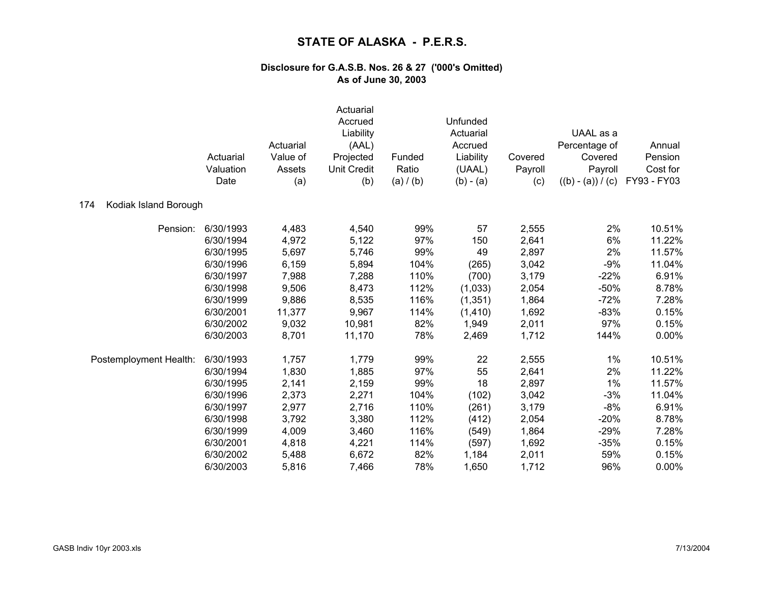# STATE OF ALASKA - P.E.R.S.

### Disclosure for G.A.S.B. Nos. 26 & 27 ('000's Omitted)
### As of June 30, 2003

174 Kodiak Island Borough

| | Actuarial Valuation Date | Actuarial Value of Assets (a) | Actuarial Accrued Liability (AAL) Projected Unit Credit (b) | Funded Ratio (a) / (b) | Unfunded Actuarial Accrued Liability (UAAL) (b) - (a) | Covered Payroll (c) | UAAL as a Percentage of Covered Payroll ((b) - (a)) / (c) | Annual Pension Cost for FY93 - FY03 |
|---|---|---|---|---|---|---|---|---|
| Pension: | 6/30/1993 | 4,483 | 4,540 | 99% | 57 | 2,555 | 2% | 10.51% |
| | 6/30/1994 | 4,972 | 5,122 | 97% | 150 | 2,641 | 6% | 11.22% |
| | 6/30/1995 | 5,697 | 5,746 | 99% | 49 | 2,897 | 2% | 11.57% |
| | 6/30/1996 | 6,159 | 5,894 | 104% | (265) | 3,042 | -9% | 11.04% |
| | 6/30/1997 | 7,988 | 7,288 | 110% | (700) | 3,179 | -22% | 6.91% |
| | 6/30/1998 | 9,506 | 8,473 | 112% | (1,033) | 2,054 | -50% | 8.78% |
| | 6/30/1999 | 9,886 | 8,535 | 116% | (1,351) | 1,864 | -72% | 7.28% |
| | 6/30/2001 | 11,377 | 9,967 | 114% | (1,410) | 1,692 | -83% | 0.15% |
| | 6/30/2002 | 9,032 | 10,981 | 82% | 1,949 | 2,011 | 97% | 0.15% |
| | 6/30/2003 | 8,701 | 11,170 | 78% | 2,469 | 1,712 | 144% | 0.00% |
| Postemployment Health: | 6/30/1993 | 1,757 | 1,779 | 99% | 22 | 2,555 | 1% | 10.51% |
| | 6/30/1994 | 1,830 | 1,885 | 97% | 55 | 2,641 | 2% | 11.22% |
| | 6/30/1995 | 2,141 | 2,159 | 99% | 18 | 2,897 | 1% | 11.57% |
| | 6/30/1996 | 2,373 | 2,271 | 104% | (102) | 3,042 | -3% | 11.04% |
| | 6/30/1997 | 2,977 | 2,716 | 110% | (261) | 3,179 | -8% | 6.91% |
| | 6/30/1998 | 3,792 | 3,380 | 112% | (412) | 2,054 | -20% | 8.78% |
| | 6/30/1999 | 4,009 | 3,460 | 116% | (549) | 1,864 | -29% | 7.28% |
| | 6/30/2001 | 4,818 | 4,221 | 114% | (597) | 1,692 | -35% | 0.15% |
| | 6/30/2002 | 5,488 | 6,672 | 82% | 1,184 | 2,011 | 59% | 0.15% |
| | 6/30/2003 | 5,816 | 7,466 | 78% | 1,650 | 1,712 | 96% | 0.00% |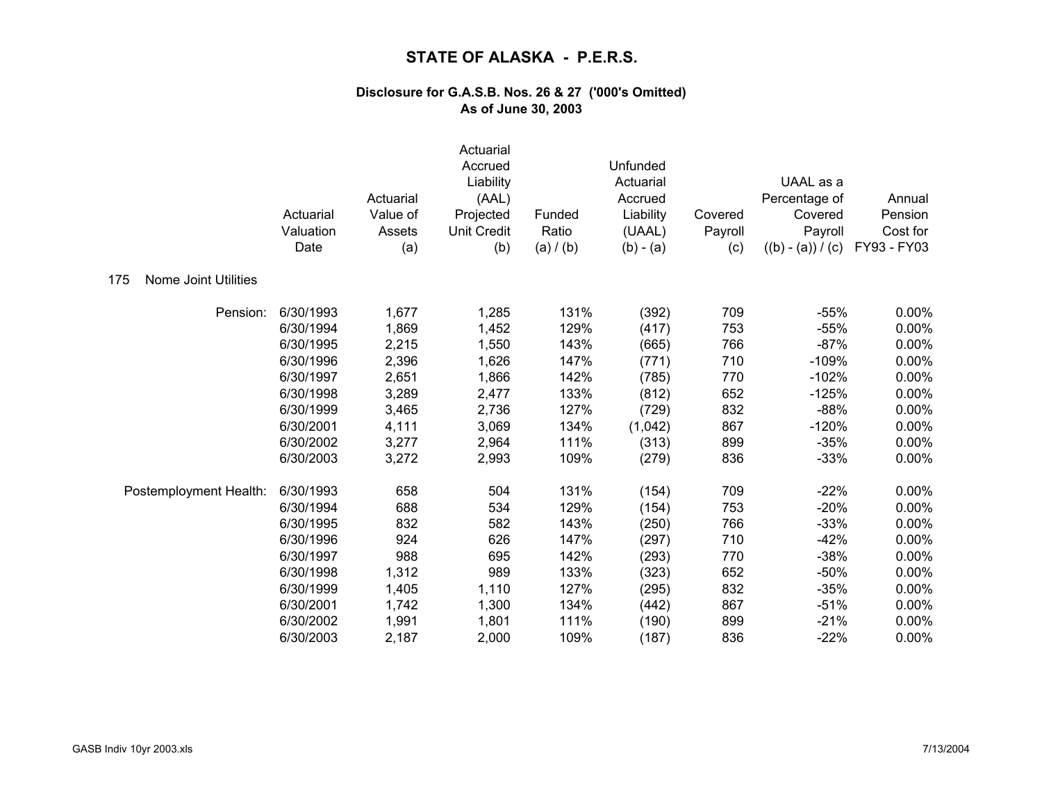# STATE OF ALASKA - P.E.R.S.

### Disclosure for G.A.S.B. Nos. 26 & 27 ('000's Omitted)
### As of June 30, 2003

**175 Nome Joint Utilities**

| | Actuarial Valuation Date | Actuarial Value of Assets (a) | Actuarial Accrued Liability (AAL) Projected Unit Credit (b) | Funded Ratio (a) / (b) | Unfunded Actuarial Accrued Liability (UAAL) (b) - (a) | Covered Payroll (c) | UAAL as a Percentage of Covered Payroll ((b) - (a)) / (c) | Annual Pension Cost for FY93 - FY03 |
|---|---|---|---|---|---|---|---|---|
| Pension: | 6/30/1993 | 1,677 | 1,285 | 131% | (392) | 709 | -55% | 0.00% |
| | 6/30/1994 | 1,869 | 1,452 | 129% | (417) | 753 | -55% | 0.00% |
| | 6/30/1995 | 2,215 | 1,550 | 143% | (665) | 766 | -87% | 0.00% |
| | 6/30/1996 | 2,396 | 1,626 | 147% | (771) | 710 | -109% | 0.00% |
| | 6/30/1997 | 2,651 | 1,866 | 142% | (785) | 770 | -102% | 0.00% |
| | 6/30/1998 | 3,289 | 2,477 | 133% | (812) | 652 | -125% | 0.00% |
| | 6/30/1999 | 3,465 | 2,736 | 127% | (729) | 832 | -88% | 0.00% |
| | 6/30/2001 | 4,111 | 3,069 | 134% | (1,042) | 867 | -120% | 0.00% |
| | 6/30/2002 | 3,277 | 2,964 | 111% | (313) | 899 | -35% | 0.00% |
| | 6/30/2003 | 3,272 | 2,993 | 109% | (279) | 836 | -33% | 0.00% |
| Postemployment Health: | 6/30/1993 | 658 | 504 | 131% | (154) | 709 | -22% | 0.00% |
| | 6/30/1994 | 688 | 534 | 129% | (154) | 753 | -20% | 0.00% |
| | 6/30/1995 | 832 | 582 | 143% | (250) | 766 | -33% | 0.00% |
| | 6/30/1996 | 924 | 626 | 147% | (297) | 710 | -42% | 0.00% |
| | 6/30/1997 | 988 | 695 | 142% | (293) | 770 | -38% | 0.00% |
| | 6/30/1998 | 1,312 | 989 | 133% | (323) | 652 | -50% | 0.00% |
| | 6/30/1999 | 1,405 | 1,110 | 127% | (295) | 832 | -35% | 0.00% |
| | 6/30/2001 | 1,742 | 1,300 | 134% | (442) | 867 | -51% | 0.00% |
| | 6/30/2002 | 1,991 | 1,801 | 111% | (190) | 899 | -21% | 0.00% |
| | 6/30/2003 | 2,187 | 2,000 | 109% | (187) | 836 | -22% | 0.00% |

GASB Indiv 10yr 2003.xls 7/13/2004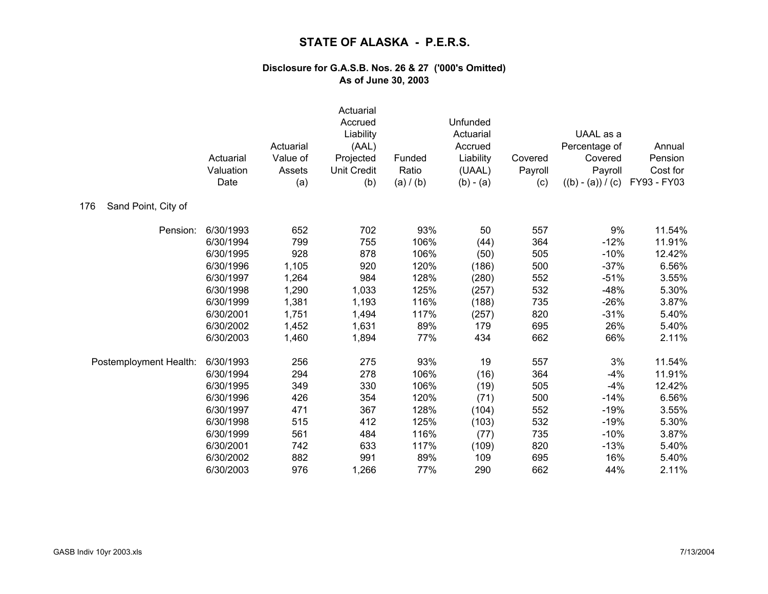# STATE OF ALASKA - P.E.R.S.

### Disclosure for G.A.S.B. Nos. 26 & 27 ('000's Omitted)
### As of June 30, 2003

| | Actuarial Valuation Date | Actuarial Value of Assets (a) | Actuarial Accrued Liability (AAL) Projected Unit Credit (b) | Funded Ratio (a) / (b) | Unfunded Actuarial Accrued Liability (UAAL) (b) - (a) | Covered Payroll (c) | UAAL as a Percentage of Covered Payroll ((b) - (a)) / (c) | Annual Pension Cost for FY93 - FY03 |
|---|---|---|---|---|---|---|---|---|
| 176 Sand Point, City of | | | | | | | | |
| Pension: | 6/30/1993 | 652 | 702 | 93% | 50 | 557 | 9% | 11.54% |
| | 6/30/1994 | 799 | 755 | 106% | (44) | 364 | -12% | 11.91% |
| | 6/30/1995 | 928 | 878 | 106% | (50) | 505 | -10% | 12.42% |
| | 6/30/1996 | 1,105 | 920 | 120% | (186) | 500 | -37% | 6.56% |
| | 6/30/1997 | 1,264 | 984 | 128% | (280) | 552 | -51% | 3.55% |
| | 6/30/1998 | 1,290 | 1,033 | 125% | (257) | 532 | -48% | 5.30% |
| | 6/30/1999 | 1,381 | 1,193 | 116% | (188) | 735 | -26% | 3.87% |
| | 6/30/2001 | 1,751 | 1,494 | 117% | (257) | 820 | -31% | 5.40% |
| | 6/30/2002 | 1,452 | 1,631 | 89% | 179 | 695 | 26% | 5.40% |
| | 6/30/2003 | 1,460 | 1,894 | 77% | 434 | 662 | 66% | 2.11% |
| Postemployment Health: | 6/30/1993 | 256 | 275 | 93% | 19 | 557 | 3% | 11.54% |
| | 6/30/1994 | 294 | 278 | 106% | (16) | 364 | -4% | 11.91% |
| | 6/30/1995 | 349 | 330 | 106% | (19) | 505 | -4% | 12.42% |
| | 6/30/1996 | 426 | 354 | 120% | (71) | 500 | -14% | 6.56% |
| | 6/30/1997 | 471 | 367 | 128% | (104) | 552 | -19% | 3.55% |
| | 6/30/1998 | 515 | 412 | 125% | (103) | 532 | -19% | 5.30% |
| | 6/30/1999 | 561 | 484 | 116% | (77) | 735 | -10% | 3.87% |
| | 6/30/2001 | 742 | 633 | 117% | (109) | 820 | -13% | 5.40% |
| | 6/30/2002 | 882 | 991 | 89% | 109 | 695 | 16% | 5.40% |
| | 6/30/2003 | 976 | 1,266 | 77% | 290 | 662 | 44% | 2.11% |

GASB Indiv 10yr 2003.xls 7/13/2004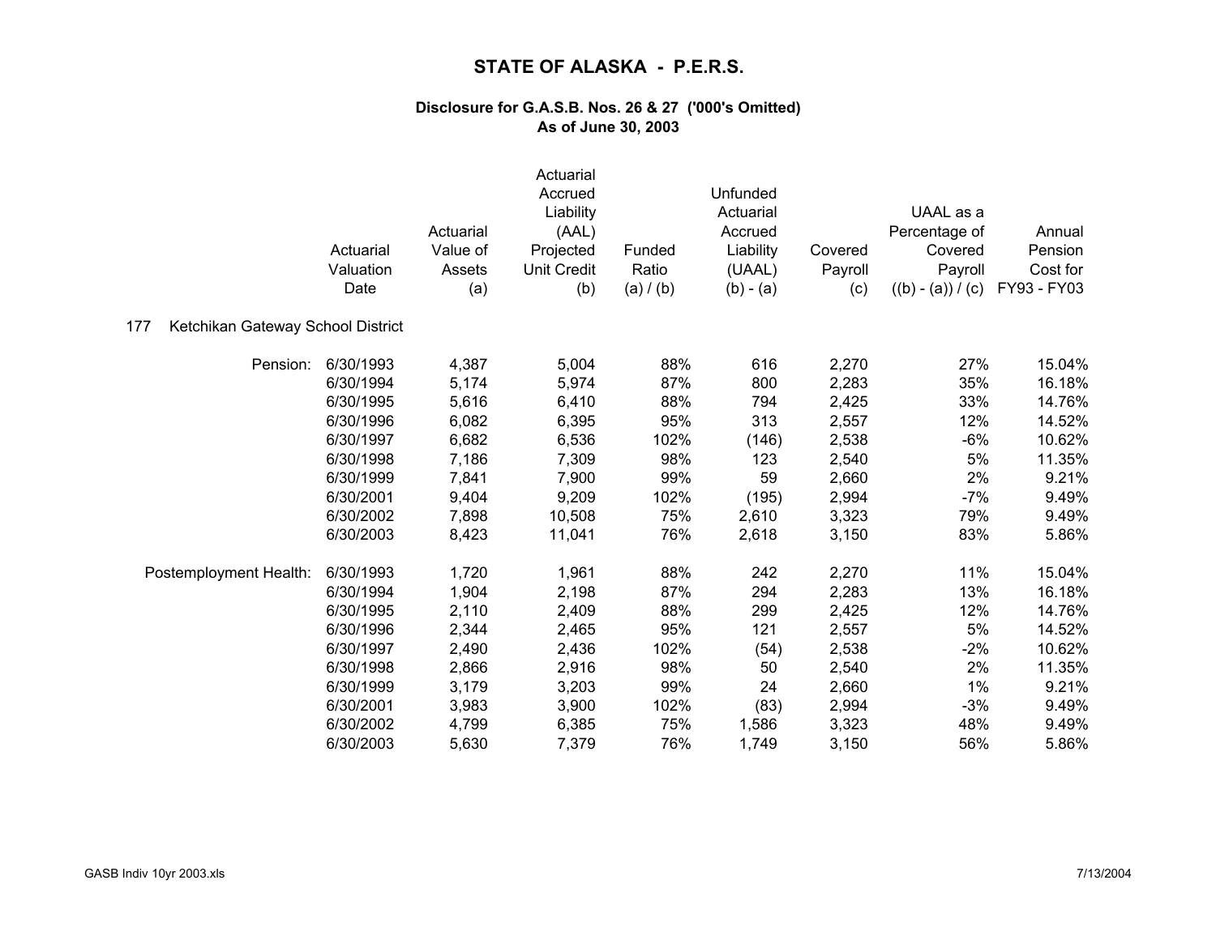# STATE OF ALASKA - P.E.R.S.

### Disclosure for G.A.S.B. Nos. 26 & 27 ('000's Omitted)
### As of June 30, 2003

**177 Ketchikan Gateway School District**

| | Actuarial Valuation Date | Actuarial Value of Assets (a) | Actuarial Accrued Liability (AAL) Projected Unit Credit (b) | Funded Ratio (a) / (b) | Unfunded Actuarial Accrued Liability (UAAL) (b) - (a) | Covered Payroll (c) | UAAL as a Percentage of Covered Payroll ((b) - (a)) / (c) | Annual Pension Cost for FY93 - FY03 |
|---|---|---|---|---|---|---|---|---|
| Pension: | 6/30/1993 | 4,387 | 5,004 | 88% | 616 | 2,270 | 27% | 15.04% |
| | 6/30/1994 | 5,174 | 5,974 | 87% | 800 | 2,283 | 35% | 16.18% |
| | 6/30/1995 | 5,616 | 6,410 | 88% | 794 | 2,425 | 33% | 14.76% |
| | 6/30/1996 | 6,082 | 6,395 | 95% | 313 | 2,557 | 12% | 14.52% |
| | 6/30/1997 | 6,682 | 6,536 | 102% | (146) | 2,538 | -6% | 10.62% |
| | 6/30/1998 | 7,186 | 7,309 | 98% | 123 | 2,540 | 5% | 11.35% |
| | 6/30/1999 | 7,841 | 7,900 | 99% | 59 | 2,660 | 2% | 9.21% |
| | 6/30/2001 | 9,404 | 9,209 | 102% | (195) | 2,994 | -7% | 9.49% |
| | 6/30/2002 | 7,898 | 10,508 | 75% | 2,610 | 3,323 | 79% | 9.49% |
| | 6/30/2003 | 8,423 | 11,041 | 76% | 2,618 | 3,150 | 83% | 5.86% |
| Postemployment Health: | 6/30/1993 | 1,720 | 1,961 | 88% | 242 | 2,270 | 11% | 15.04% |
| | 6/30/1994 | 1,904 | 2,198 | 87% | 294 | 2,283 | 13% | 16.18% |
| | 6/30/1995 | 2,110 | 2,409 | 88% | 299 | 2,425 | 12% | 14.76% |
| | 6/30/1996 | 2,344 | 2,465 | 95% | 121 | 2,557 | 5% | 14.52% |
| | 6/30/1997 | 2,490 | 2,436 | 102% | (54) | 2,538 | -2% | 10.62% |
| | 6/30/1998 | 2,866 | 2,916 | 98% | 50 | 2,540 | 2% | 11.35% |
| | 6/30/1999 | 3,179 | 3,203 | 99% | 24 | 2,660 | 1% | 9.21% |
| | 6/30/2001 | 3,983 | 3,900 | 102% | (83) | 2,994 | -3% | 9.49% |
| | 6/30/2002 | 4,799 | 6,385 | 75% | 1,586 | 3,323 | 48% | 9.49% |
| | 6/30/2003 | 5,630 | 7,379 | 76% | 1,749 | 3,150 | 56% | 5.86% |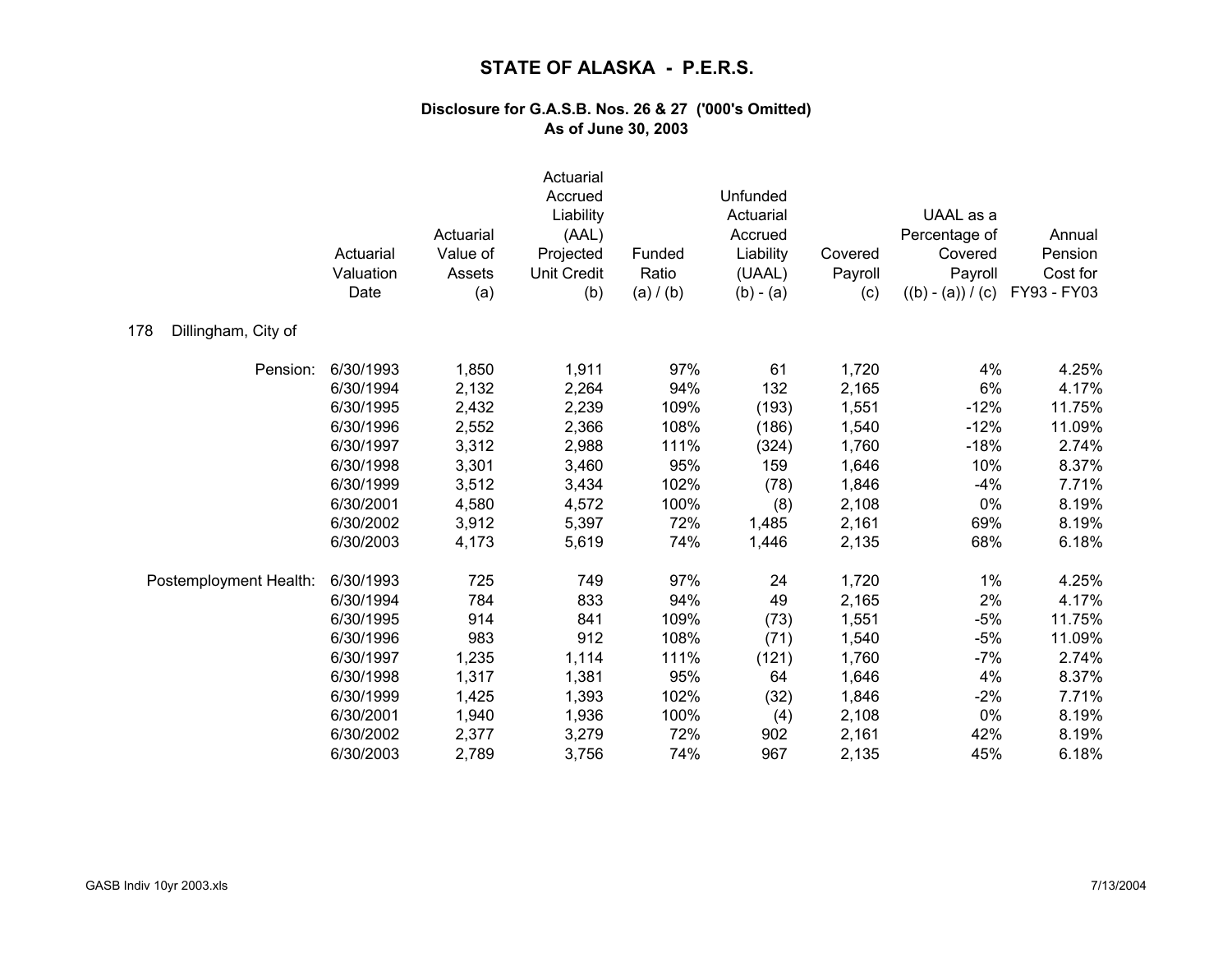# STATE OF ALASKA - P.E.R.S.

### Disclosure for G.A.S.B. Nos. 26 & 27 ('000's Omitted)
### As of June 30, 2003

| | Actuarial Valuation Date | Actuarial Value of Assets (a) | Actuarial Accrued Liability (AAL) Projected Unit Credit (b) | Funded Ratio (a) / (b) | Unfunded Actuarial Accrued Liability (UAAL) (b) - (a) | Covered Payroll (c) | UAAL as a Percentage of Covered Payroll ((b) - (a)) / (c) | Annual Pension Cost for FY93 - FY03 |
|---|---|---|---|---|---|---|---|---|
| 178 Dillingham, City of | | | | | | | | |
| Pension: | 6/30/1993 | 1,850 | 1,911 | 97% | 61 | 1,720 | 4% | 4.25% |
| | 6/30/1994 | 2,132 | 2,264 | 94% | 132 | 2,165 | 6% | 4.17% |
| | 6/30/1995 | 2,432 | 2,239 | 109% | (193) | 1,551 | -12% | 11.75% |
| | 6/30/1996 | 2,552 | 2,366 | 108% | (186) | 1,540 | -12% | 11.09% |
| | 6/30/1997 | 3,312 | 2,988 | 111% | (324) | 1,760 | -18% | 2.74% |
| | 6/30/1998 | 3,301 | 3,460 | 95% | 159 | 1,646 | 10% | 8.37% |
| | 6/30/1999 | 3,512 | 3,434 | 102% | (78) | 1,846 | -4% | 7.71% |
| | 6/30/2001 | 4,580 | 4,572 | 100% | (8) | 2,108 | 0% | 8.19% |
| | 6/30/2002 | 3,912 | 5,397 | 72% | 1,485 | 2,161 | 69% | 8.19% |
| | 6/30/2003 | 4,173 | 5,619 | 74% | 1,446 | 2,135 | 68% | 6.18% |
| Postemployment Health: | 6/30/1993 | 725 | 749 | 97% | 24 | 1,720 | 1% | 4.25% |
| | 6/30/1994 | 784 | 833 | 94% | 49 | 2,165 | 2% | 4.17% |
| | 6/30/1995 | 914 | 841 | 109% | (73) | 1,551 | -5% | 11.75% |
| | 6/30/1996 | 983 | 912 | 108% | (71) | 1,540 | -5% | 11.09% |
| | 6/30/1997 | 1,235 | 1,114 | 111% | (121) | 1,760 | -7% | 2.74% |
| | 6/30/1998 | 1,317 | 1,381 | 95% | 64 | 1,646 | 4% | 8.37% |
| | 6/30/1999 | 1,425 | 1,393 | 102% | (32) | 1,846 | -2% | 7.71% |
| | 6/30/2001 | 1,940 | 1,936 | 100% | (4) | 2,108 | 0% | 8.19% |
| | 6/30/2002 | 2,377 | 3,279 | 72% | 902 | 2,161 | 42% | 8.19% |
| | 6/30/2003 | 2,789 | 3,756 | 74% | 967 | 2,135 | 45% | 6.18% |

GASB Indiv 10yr 2003.xls 7/13/2004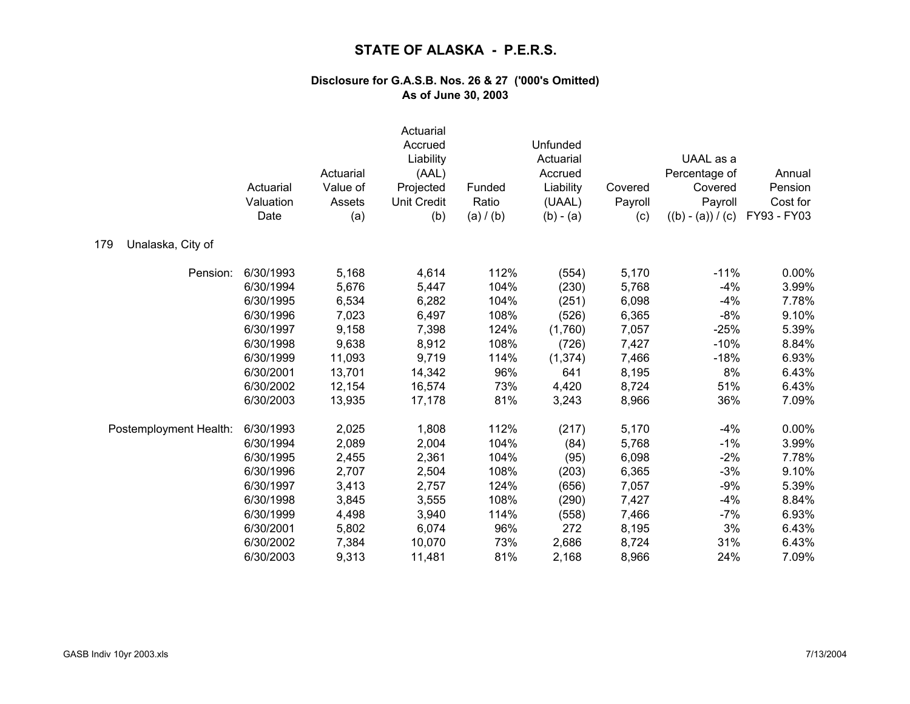# STATE OF ALASKA - P.E.R.S.

### Disclosure for G.A.S.B. Nos. 26 & 27 ('000's Omitted)
### As of June 30, 2003

| | Actuarial Valuation Date | Actuarial Value of Assets (a) | Actuarial Accrued Liability (AAL) Projected Unit Credit (b) | Funded Ratio (a) / (b) | Unfunded Actuarial Accrued Liability (UAAL) (b) - (a) | Covered Payroll (c) | UAAL as a Percentage of Covered Payroll ((b) - (a)) / (c) | Annual Pension Cost for FY93 - FY03 |
|---|---|---|---|---|---|---|---|---|
| **179 Unalaska, City of** | | | | | | | | |
| Pension: | 6/30/1993 | 5,168 | 4,614 | 112% | (554) | 5,170 | -11% | 0.00% |
| | 6/30/1994 | 5,676 | 5,447 | 104% | (230) | 5,768 | -4% | 3.99% |
| | 6/30/1995 | 6,534 | 6,282 | 104% | (251) | 6,098 | -4% | 7.78% |
| | 6/30/1996 | 7,023 | 6,497 | 108% | (526) | 6,365 | -8% | 9.10% |
| | 6/30/1997 | 9,158 | 7,398 | 124% | (1,760) | 7,057 | -25% | 5.39% |
| | 6/30/1998 | 9,638 | 8,912 | 108% | (726) | 7,427 | -10% | 8.84% |
| | 6/30/1999 | 11,093 | 9,719 | 114% | (1,374) | 7,466 | -18% | 6.93% |
| | 6/30/2001 | 13,701 | 14,342 | 96% | 641 | 8,195 | 8% | 6.43% |
| | 6/30/2002 | 12,154 | 16,574 | 73% | 4,420 | 8,724 | 51% | 6.43% |
| | 6/30/2003 | 13,935 | 17,178 | 81% | 3,243 | 8,966 | 36% | 7.09% |
| Postemployment Health: | 6/30/1993 | 2,025 | 1,808 | 112% | (217) | 5,170 | -4% | 0.00% |
| | 6/30/1994 | 2,089 | 2,004 | 104% | (84) | 5,768 | -1% | 3.99% |
| | 6/30/1995 | 2,455 | 2,361 | 104% | (95) | 6,098 | -2% | 7.78% |
| | 6/30/1996 | 2,707 | 2,504 | 108% | (203) | 6,365 | -3% | 9.10% |
| | 6/30/1997 | 3,413 | 2,757 | 124% | (656) | 7,057 | -9% | 5.39% |
| | 6/30/1998 | 3,845 | 3,555 | 108% | (290) | 7,427 | -4% | 8.84% |
| | 6/30/1999 | 4,498 | 3,940 | 114% | (558) | 7,466 | -7% | 6.93% |
| | 6/30/2001 | 5,802 | 6,074 | 96% | 272 | 8,195 | 3% | 6.43% |
| | 6/30/2002 | 7,384 | 10,070 | 73% | 2,686 | 8,724 | 31% | 6.43% |
| | 6/30/2003 | 9,313 | 11,481 | 81% | 2,168 | 8,966 | 24% | 7.09% |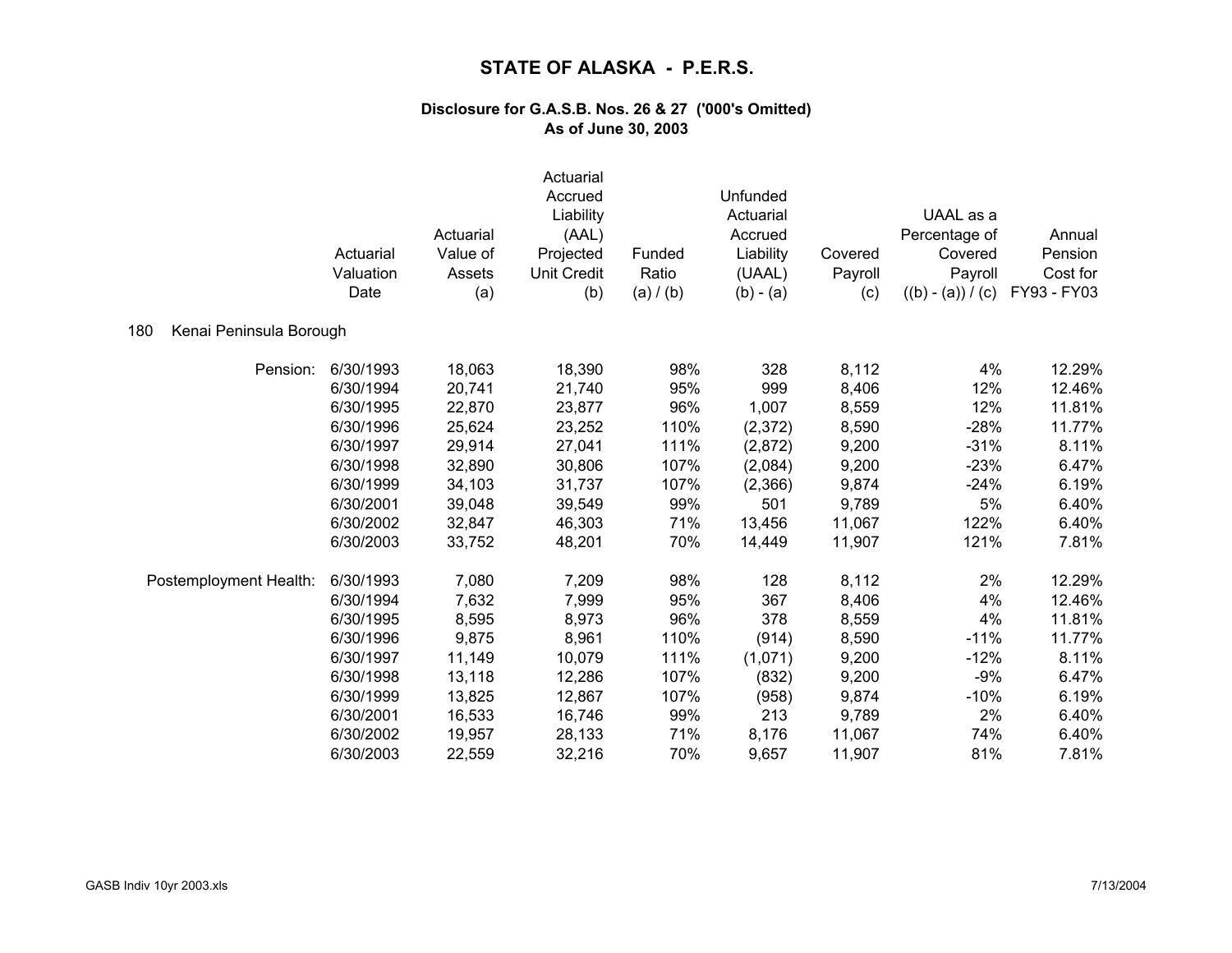# STATE OF ALASKA - P.E.R.S.

### Disclosure for G.A.S.B. Nos. 26 & 27 ('000's Omitted)
### As of June 30, 2003

**180 Kenai Peninsula Borough**

| | Actuarial Valuation Date | Actuarial Value of Assets (a) | Actuarial Accrued Liability (AAL) Projected Unit Credit (b) | Funded Ratio (a) / (b) | Unfunded Actuarial Accrued Liability (UAAL) (b) - (a) | Covered Payroll (c) | UAAL as a Percentage of Covered Payroll ((b) - (a)) / (c) | Annual Pension Cost for FY93 - FY03 |
|---|---|---|---|---|---|---|---|---|
| Pension: | 6/30/1993 | 18,063 | 18,390 | 98% | 328 | 8,112 | 4% | 12.29% |
| | 6/30/1994 | 20,741 | 21,740 | 95% | 999 | 8,406 | 12% | 12.46% |
| | 6/30/1995 | 22,870 | 23,877 | 96% | 1,007 | 8,559 | 12% | 11.81% |
| | 6/30/1996 | 25,624 | 23,252 | 110% | (2,372) | 8,590 | -28% | 11.77% |
| | 6/30/1997 | 29,914 | 27,041 | 111% | (2,872) | 9,200 | -31% | 8.11% |
| | 6/30/1998 | 32,890 | 30,806 | 107% | (2,084) | 9,200 | -23% | 6.47% |
| | 6/30/1999 | 34,103 | 31,737 | 107% | (2,366) | 9,874 | -24% | 6.19% |
| | 6/30/2001 | 39,048 | 39,549 | 99% | 501 | 9,789 | 5% | 6.40% |
| | 6/30/2002 | 32,847 | 46,303 | 71% | 13,456 | 11,067 | 122% | 6.40% |
| | 6/30/2003 | 33,752 | 48,201 | 70% | 14,449 | 11,907 | 121% | 7.81% |
| Postemployment Health: | 6/30/1993 | 7,080 | 7,209 | 98% | 128 | 8,112 | 2% | 12.29% |
| | 6/30/1994 | 7,632 | 7,999 | 95% | 367 | 8,406 | 4% | 12.46% |
| | 6/30/1995 | 8,595 | 8,973 | 96% | 378 | 8,559 | 4% | 11.81% |
| | 6/30/1996 | 9,875 | 8,961 | 110% | (914) | 8,590 | -11% | 11.77% |
| | 6/30/1997 | 11,149 | 10,079 | 111% | (1,071) | 9,200 | -12% | 8.11% |
| | 6/30/1998 | 13,118 | 12,286 | 107% | (832) | 9,200 | -9% | 6.47% |
| | 6/30/1999 | 13,825 | 12,867 | 107% | (958) | 9,874 | -10% | 6.19% |
| | 6/30/2001 | 16,533 | 16,746 | 99% | 213 | 9,789 | 2% | 6.40% |
| | 6/30/2002 | 19,957 | 28,133 | 71% | 8,176 | 11,067 | 74% | 6.40% |
| | 6/30/2003 | 22,559 | 32,216 | 70% | 9,657 | 11,907 | 81% | 7.81% |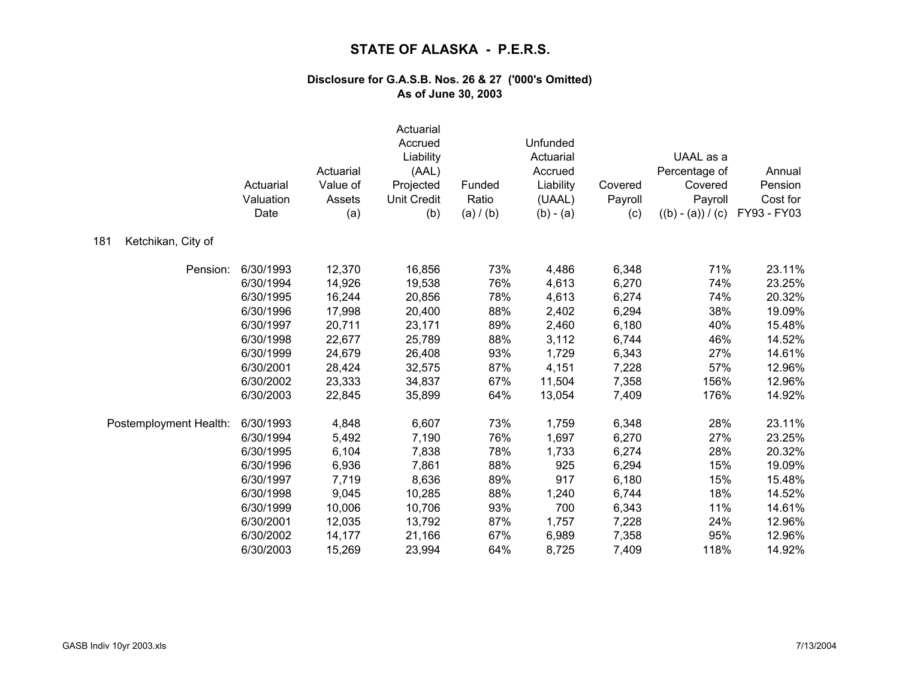# STATE OF ALASKA - P.E.R.S.

### Disclosure for G.A.S.B. Nos. 26 & 27 ('000's Omitted)
### As of June 30, 2003

**181 Ketchikan, City of**

| | Actuarial Valuation Date | Actuarial Value of Assets (a) | Actuarial Accrued Liability (AAL) Projected Unit Credit (b) | Funded Ratio (a) / (b) | Unfunded Actuarial Accrued Liability (UAAL) (b) - (a) | Covered Payroll (c) | UAAL as a Percentage of Covered Payroll ((b) - (a)) / (c) | Annual Pension Cost for FY93 - FY03 |
|---|---|---|---|---|---|---|---|---|
| Pension: | 6/30/1993 | 12,370 | 16,856 | 73% | 4,486 | 6,348 | 71% | 23.11% |
| | 6/30/1994 | 14,926 | 19,538 | 76% | 4,613 | 6,270 | 74% | 23.25% |
| | 6/30/1995 | 16,244 | 20,856 | 78% | 4,613 | 6,274 | 74% | 20.32% |
| | 6/30/1996 | 17,998 | 20,400 | 88% | 2,402 | 6,294 | 38% | 19.09% |
| | 6/30/1997 | 20,711 | 23,171 | 89% | 2,460 | 6,180 | 40% | 15.48% |
| | 6/30/1998 | 22,677 | 25,789 | 88% | 3,112 | 6,744 | 46% | 14.52% |
| | 6/30/1999 | 24,679 | 26,408 | 93% | 1,729 | 6,343 | 27% | 14.61% |
| | 6/30/2001 | 28,424 | 32,575 | 87% | 4,151 | 7,228 | 57% | 12.96% |
| | 6/30/2002 | 23,333 | 34,837 | 67% | 11,504 | 7,358 | 156% | 12.96% |
| | 6/30/2003 | 22,845 | 35,899 | 64% | 13,054 | 7,409 | 176% | 14.92% |
| Postemployment Health: | 6/30/1993 | 4,848 | 6,607 | 73% | 1,759 | 6,348 | 28% | 23.11% |
| | 6/30/1994 | 5,492 | 7,190 | 76% | 1,697 | 6,270 | 27% | 23.25% |
| | 6/30/1995 | 6,104 | 7,838 | 78% | 1,733 | 6,274 | 28% | 20.32% |
| | 6/30/1996 | 6,936 | 7,861 | 88% | 925 | 6,294 | 15% | 19.09% |
| | 6/30/1997 | 7,719 | 8,636 | 89% | 917 | 6,180 | 15% | 15.48% |
| | 6/30/1998 | 9,045 | 10,285 | 88% | 1,240 | 6,744 | 18% | 14.52% |
| | 6/30/1999 | 10,006 | 10,706 | 93% | 700 | 6,343 | 11% | 14.61% |
| | 6/30/2001 | 12,035 | 13,792 | 87% | 1,757 | 7,228 | 24% | 12.96% |
| | 6/30/2002 | 14,177 | 21,166 | 67% | 6,989 | 7,358 | 95% | 12.96% |
| | 6/30/2003 | 15,269 | 23,994 | 64% | 8,725 | 7,409 | 118% | 14.92% |

GASB Indiv 10yr 2003.xls 7/13/2004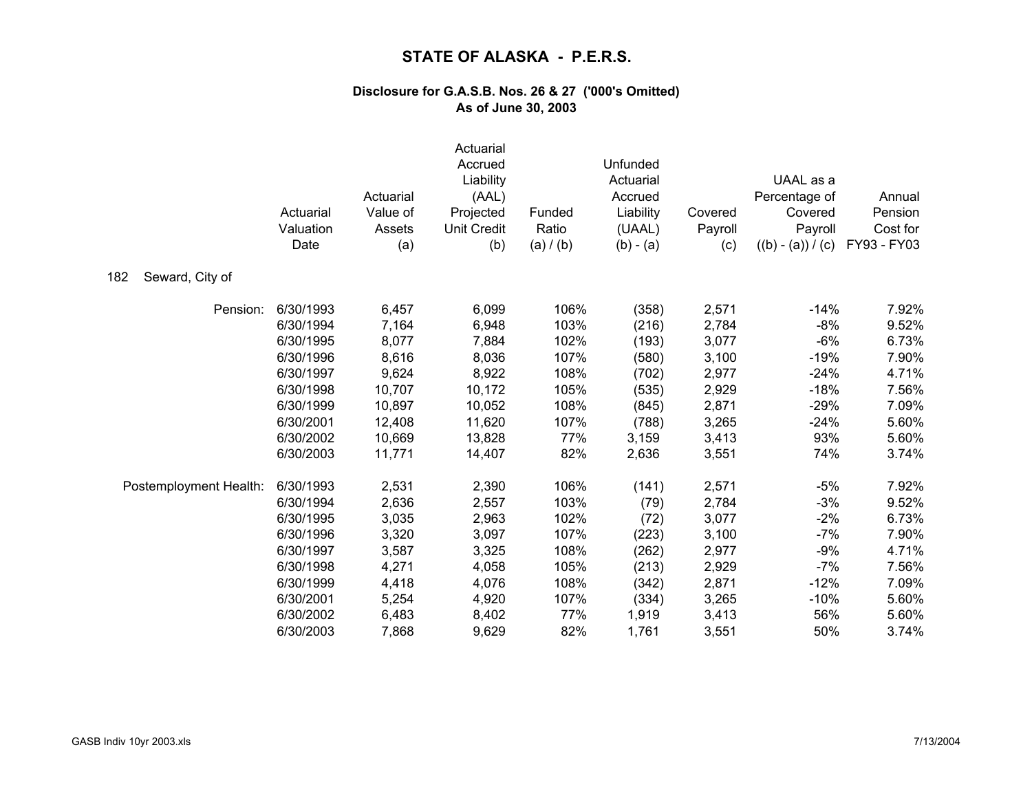# STATE OF ALASKA - P.E.R.S.

### Disclosure for G.A.S.B. Nos. 26 & 27 ('000's Omitted)
### As of June 30, 2003

182 Seward, City of

| | Actuarial Valuation Date | Actuarial Value of Assets (a) | Actuarial Accrued Liability (AAL) Projected Unit Credit (b) | Funded Ratio (a) / (b) | Unfunded Actuarial Accrued Liability (UAAL) (b) - (a) | Covered Payroll (c) | UAAL as a Percentage of Covered Payroll ((b) - (a)) / (c) | Annual Pension Cost for FY93 - FY03 |
|---|---|---|---|---|---|---|---|---|
| Pension: | 6/30/1993 | 6,457 | 6,099 | 106% | (358) | 2,571 | -14% | 7.92% |
| | 6/30/1994 | 7,164 | 6,948 | 103% | (216) | 2,784 | -8% | 9.52% |
| | 6/30/1995 | 8,077 | 7,884 | 102% | (193) | 3,077 | -6% | 6.73% |
| | 6/30/1996 | 8,616 | 8,036 | 107% | (580) | 3,100 | -19% | 7.90% |
| | 6/30/1997 | 9,624 | 8,922 | 108% | (702) | 2,977 | -24% | 4.71% |
| | 6/30/1998 | 10,707 | 10,172 | 105% | (535) | 2,929 | -18% | 7.56% |
| | 6/30/1999 | 10,897 | 10,052 | 108% | (845) | 2,871 | -29% | 7.09% |
| | 6/30/2001 | 12,408 | 11,620 | 107% | (788) | 3,265 | -24% | 5.60% |
| | 6/30/2002 | 10,669 | 13,828 | 77% | 3,159 | 3,413 | 93% | 5.60% |
| | 6/30/2003 | 11,771 | 14,407 | 82% | 2,636 | 3,551 | 74% | 3.74% |
| Postemployment Health: | 6/30/1993 | 2,531 | 2,390 | 106% | (141) | 2,571 | -5% | 7.92% |
| | 6/30/1994 | 2,636 | 2,557 | 103% | (79) | 2,784 | -3% | 9.52% |
| | 6/30/1995 | 3,035 | 2,963 | 102% | (72) | 3,077 | -2% | 6.73% |
| | 6/30/1996 | 3,320 | 3,097 | 107% | (223) | 3,100 | -7% | 7.90% |
| | 6/30/1997 | 3,587 | 3,325 | 108% | (262) | 2,977 | -9% | 4.71% |
| | 6/30/1998 | 4,271 | 4,058 | 105% | (213) | 2,929 | -7% | 7.56% |
| | 6/30/1999 | 4,418 | 4,076 | 108% | (342) | 2,871 | -12% | 7.09% |
| | 6/30/2001 | 5,254 | 4,920 | 107% | (334) | 3,265 | -10% | 5.60% |
| | 6/30/2002 | 6,483 | 8,402 | 77% | 1,919 | 3,413 | 56% | 5.60% |
| | 6/30/2003 | 7,868 | 9,629 | 82% | 1,761 | 3,551 | 50% | 3.74% |

GASB Indiv 10yr 2003.xls 7/13/2004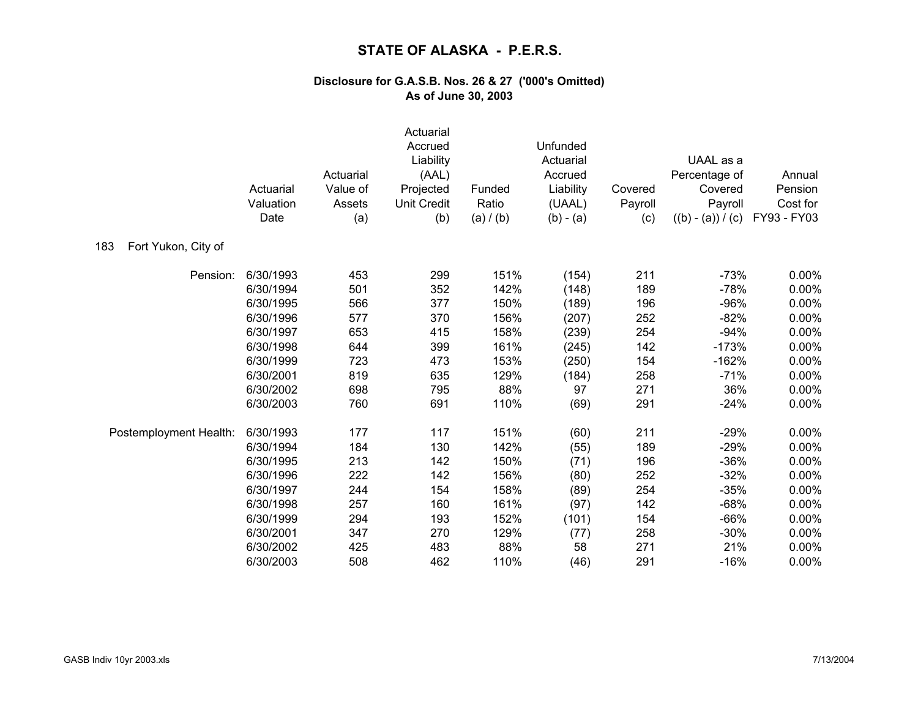# STATE OF ALASKA - P.E.R.S.

### Disclosure for G.A.S.B. Nos. 26 & 27 ('000's Omitted)
### As of June 30, 2003

183 Fort Yukon, City of

| | Actuarial Valuation Date | Actuarial Value of Assets (a) | Actuarial Accrued Liability (AAL) Projected Unit Credit (b) | Funded Ratio (a) / (b) | Unfunded Actuarial Accrued Liability (UAAL) (b) - (a) | Covered Payroll (c) | UAAL as a Percentage of Covered Payroll ((b) - (a)) / (c) | Annual Pension Cost for FY93 - FY03 |
|---|---|---|---|---|---|---|---|---|
| Pension: | 6/30/1993 | 453 | 299 | 151% | (154) | 211 | -73% | 0.00% |
| | 6/30/1994 | 501 | 352 | 142% | (148) | 189 | -78% | 0.00% |
| | 6/30/1995 | 566 | 377 | 150% | (189) | 196 | -96% | 0.00% |
| | 6/30/1996 | 577 | 370 | 156% | (207) | 252 | -82% | 0.00% |
| | 6/30/1997 | 653 | 415 | 158% | (239) | 254 | -94% | 0.00% |
| | 6/30/1998 | 644 | 399 | 161% | (245) | 142 | -173% | 0.00% |
| | 6/30/1999 | 723 | 473 | 153% | (250) | 154 | -162% | 0.00% |
| | 6/30/2001 | 819 | 635 | 129% | (184) | 258 | -71% | 0.00% |
| | 6/30/2002 | 698 | 795 | 88% | 97 | 271 | 36% | 0.00% |
| | 6/30/2003 | 760 | 691 | 110% | (69) | 291 | -24% | 0.00% |
| Postemployment Health: | 6/30/1993 | 177 | 117 | 151% | (60) | 211 | -29% | 0.00% |
| | 6/30/1994 | 184 | 130 | 142% | (55) | 189 | -29% | 0.00% |
| | 6/30/1995 | 213 | 142 | 150% | (71) | 196 | -36% | 0.00% |
| | 6/30/1996 | 222 | 142 | 156% | (80) | 252 | -32% | 0.00% |
| | 6/30/1997 | 244 | 154 | 158% | (89) | 254 | -35% | 0.00% |
| | 6/30/1998 | 257 | 160 | 161% | (97) | 142 | -68% | 0.00% |
| | 6/30/1999 | 294 | 193 | 152% | (101) | 154 | -66% | 0.00% |
| | 6/30/2001 | 347 | 270 | 129% | (77) | 258 | -30% | 0.00% |
| | 6/30/2002 | 425 | 483 | 88% | 58 | 271 | 21% | 0.00% |
| | 6/30/2003 | 508 | 462 | 110% | (46) | 291 | -16% | 0.00% |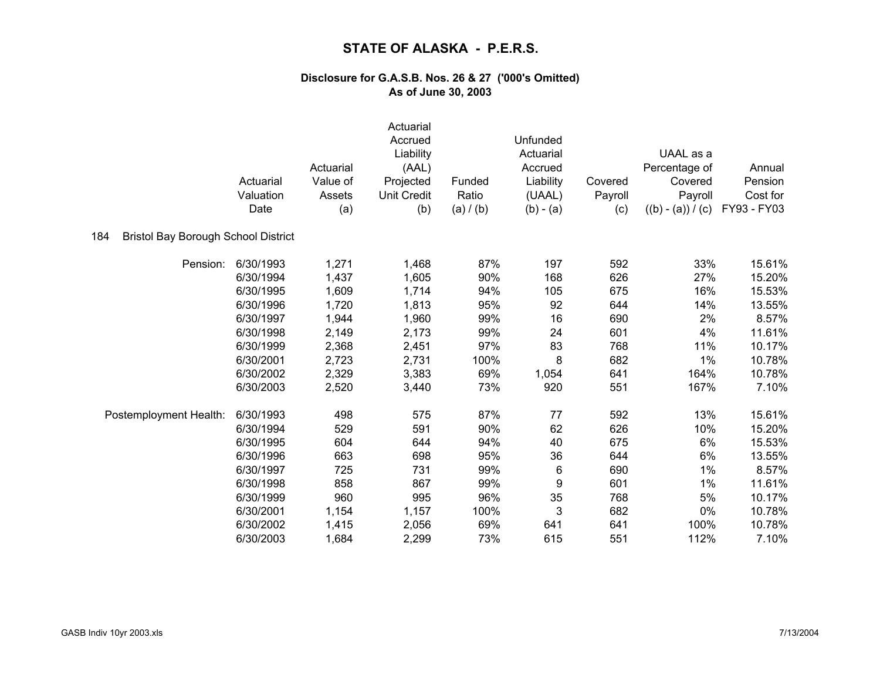# STATE OF ALASKA - P.E.R.S.

### Disclosure for G.A.S.B. Nos. 26 & 27 ('000's Omitted)
### As of June 30, 2003

184 Bristol Bay Borough School District

| | Actuarial Valuation Date | Actuarial Value of Assets (a) | Actuarial Accrued Liability (AAL) Projected Unit Credit (b) | Funded Ratio (a) / (b) | Unfunded Actuarial Accrued Liability (UAAL) (b) - (a) | Covered Payroll (c) | UAAL as a Percentage of Covered Payroll ((b) - (a)) / (c) | Annual Pension Cost for FY93 - FY03 |
|---|---|---|---|---|---|---|---|---|
| Pension: | 6/30/1993 | 1,271 | 1,468 | 87% | 197 | 592 | 33% | 15.61% |
| | 6/30/1994 | 1,437 | 1,605 | 90% | 168 | 626 | 27% | 15.20% |
| | 6/30/1995 | 1,609 | 1,714 | 94% | 105 | 675 | 16% | 15.53% |
| | 6/30/1996 | 1,720 | 1,813 | 95% | 92 | 644 | 14% | 13.55% |
| | 6/30/1997 | 1,944 | 1,960 | 99% | 16 | 690 | 2% | 8.57% |
| | 6/30/1998 | 2,149 | 2,173 | 99% | 24 | 601 | 4% | 11.61% |
| | 6/30/1999 | 2,368 | 2,451 | 97% | 83 | 768 | 11% | 10.17% |
| | 6/30/2001 | 2,723 | 2,731 | 100% | 8 | 682 | 1% | 10.78% |
| | 6/30/2002 | 2,329 | 3,383 | 69% | 1,054 | 641 | 164% | 10.78% |
| | 6/30/2003 | 2,520 | 3,440 | 73% | 920 | 551 | 167% | 7.10% |
| Postemployment Health: | 6/30/1993 | 498 | 575 | 87% | 77 | 592 | 13% | 15.61% |
| | 6/30/1994 | 529 | 591 | 90% | 62 | 626 | 10% | 15.20% |
| | 6/30/1995 | 604 | 644 | 94% | 40 | 675 | 6% | 15.53% |
| | 6/30/1996 | 663 | 698 | 95% | 36 | 644 | 6% | 13.55% |
| | 6/30/1997 | 725 | 731 | 99% | 6 | 690 | 1% | 8.57% |
| | 6/30/1998 | 858 | 867 | 99% | 9 | 601 | 1% | 11.61% |
| | 6/30/1999 | 960 | 995 | 96% | 35 | 768 | 5% | 10.17% |
| | 6/30/2001 | 1,154 | 1,157 | 100% | 3 | 682 | 0% | 10.78% |
| | 6/30/2002 | 1,415 | 2,056 | 69% | 641 | 641 | 100% | 10.78% |
| | 6/30/2003 | 1,684 | 2,299 | 73% | 615 | 551 | 112% | 7.10% |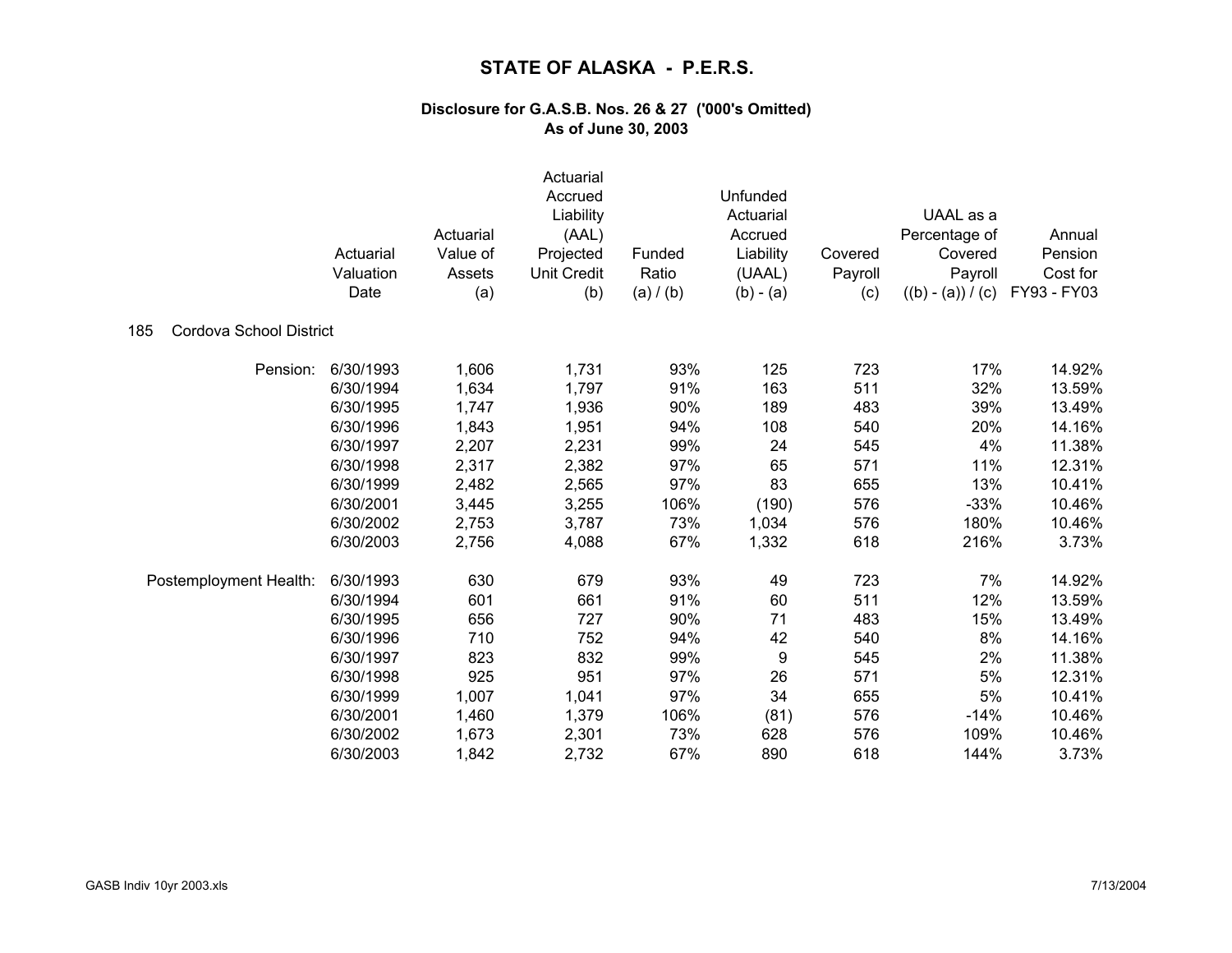# STATE OF ALASKA - P.E.R.S.

### Disclosure for G.A.S.B. Nos. 26 & 27 ('000's Omitted)
### As of June 30, 2003

185 Cordova School District

| | Actuarial Valuation Date | Actuarial Value of Assets (a) | Actuarial Accrued Liability (AAL) Projected Unit Credit (b) | Funded Ratio (a) / (b) | Unfunded Actuarial Accrued Liability (UAAL) (b) - (a) | Covered Payroll (c) | UAAL as a Percentage of Covered Payroll ((b) - (a)) / (c) | Annual Pension Cost for FY93 - FY03 |
|---|---|---|---|---|---|---|---|---|
| Pension: | 6/30/1993 | 1,606 | 1,731 | 93% | 125 | 723 | 17% | 14.92% |
| | 6/30/1994 | 1,634 | 1,797 | 91% | 163 | 511 | 32% | 13.59% |
| | 6/30/1995 | 1,747 | 1,936 | 90% | 189 | 483 | 39% | 13.49% |
| | 6/30/1996 | 1,843 | 1,951 | 94% | 108 | 540 | 20% | 14.16% |
| | 6/30/1997 | 2,207 | 2,231 | 99% | 24 | 545 | 4% | 11.38% |
| | 6/30/1998 | 2,317 | 2,382 | 97% | 65 | 571 | 11% | 12.31% |
| | 6/30/1999 | 2,482 | 2,565 | 97% | 83 | 655 | 13% | 10.41% |
| | 6/30/2001 | 3,445 | 3,255 | 106% | (190) | 576 | -33% | 10.46% |
| | 6/30/2002 | 2,753 | 3,787 | 73% | 1,034 | 576 | 180% | 10.46% |
| | 6/30/2003 | 2,756 | 4,088 | 67% | 1,332 | 618 | 216% | 3.73% |
| Postemployment Health: | 6/30/1993 | 630 | 679 | 93% | 49 | 723 | 7% | 14.92% |
| | 6/30/1994 | 601 | 661 | 91% | 60 | 511 | 12% | 13.59% |
| | 6/30/1995 | 656 | 727 | 90% | 71 | 483 | 15% | 13.49% |
| | 6/30/1996 | 710 | 752 | 94% | 42 | 540 | 8% | 14.16% |
| | 6/30/1997 | 823 | 832 | 99% | 9 | 545 | 2% | 11.38% |
| | 6/30/1998 | 925 | 951 | 97% | 26 | 571 | 5% | 12.31% |
| | 6/30/1999 | 1,007 | 1,041 | 97% | 34 | 655 | 5% | 10.41% |
| | 6/30/2001 | 1,460 | 1,379 | 106% | (81) | 576 | -14% | 10.46% |
| | 6/30/2002 | 1,673 | 2,301 | 73% | 628 | 576 | 109% | 10.46% |
| | 6/30/2003 | 1,842 | 2,732 | 67% | 890 | 618 | 144% | 3.73% |

GASB Indiv 10yr 2003.xls 7/13/2004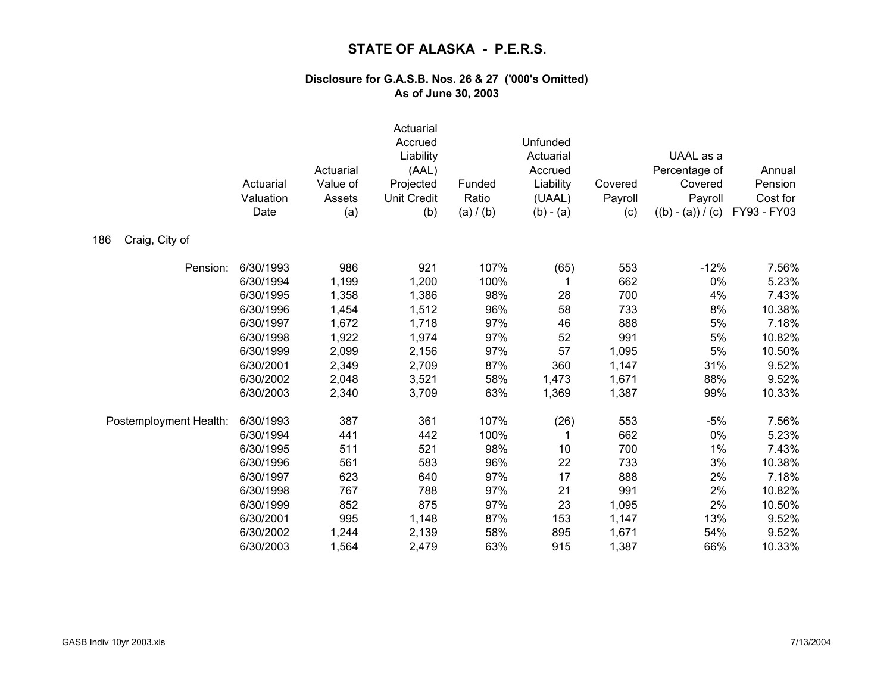# STATE OF ALASKA - P.E.R.S.

### Disclosure for G.A.S.B. Nos. 26 & 27 ('000's Omitted)
### As of June 30, 2003

186 Craig, City of

| | Actuarial Valuation Date | Actuarial Value of Assets (a) | Actuarial Accrued Liability (AAL) Projected Unit Credit (b) | Funded Ratio (a) / (b) | Unfunded Actuarial Accrued Liability (UAAL) (b) - (a) | Covered Payroll (c) | UAAL as a Percentage of Covered Payroll ((b) - (a)) / (c) | Annual Pension Cost for FY93 - FY03 |
|---|---|---|---|---|---|---|---|---|
| Pension: | 6/30/1993 | 986 | 921 | 107% | (65) | 553 | -12% | 7.56% |
| | 6/30/1994 | 1,199 | 1,200 | 100% | 1 | 662 | 0% | 5.23% |
| | 6/30/1995 | 1,358 | 1,386 | 98% | 28 | 700 | 4% | 7.43% |
| | 6/30/1996 | 1,454 | 1,512 | 96% | 58 | 733 | 8% | 10.38% |
| | 6/30/1997 | 1,672 | 1,718 | 97% | 46 | 888 | 5% | 7.18% |
| | 6/30/1998 | 1,922 | 1,974 | 97% | 52 | 991 | 5% | 10.82% |
| | 6/30/1999 | 2,099 | 2,156 | 97% | 57 | 1,095 | 5% | 10.50% |
| | 6/30/2001 | 2,349 | 2,709 | 87% | 360 | 1,147 | 31% | 9.52% |
| | 6/30/2002 | 2,048 | 3,521 | 58% | 1,473 | 1,671 | 88% | 9.52% |
| | 6/30/2003 | 2,340 | 3,709 | 63% | 1,369 | 1,387 | 99% | 10.33% |
| Postemployment Health: | 6/30/1993 | 387 | 361 | 107% | (26) | 553 | -5% | 7.56% |
| | 6/30/1994 | 441 | 442 | 100% | 1 | 662 | 0% | 5.23% |
| | 6/30/1995 | 511 | 521 | 98% | 10 | 700 | 1% | 7.43% |
| | 6/30/1996 | 561 | 583 | 96% | 22 | 733 | 3% | 10.38% |
| | 6/30/1997 | 623 | 640 | 97% | 17 | 888 | 2% | 7.18% |
| | 6/30/1998 | 767 | 788 | 97% | 21 | 991 | 2% | 10.82% |
| | 6/30/1999 | 852 | 875 | 97% | 23 | 1,095 | 2% | 10.50% |
| | 6/30/2001 | 995 | 1,148 | 87% | 153 | 1,147 | 13% | 9.52% |
| | 6/30/2002 | 1,244 | 2,139 | 58% | 895 | 1,671 | 54% | 9.52% |
| | 6/30/2003 | 1,564 | 2,479 | 63% | 915 | 1,387 | 66% | 10.33% |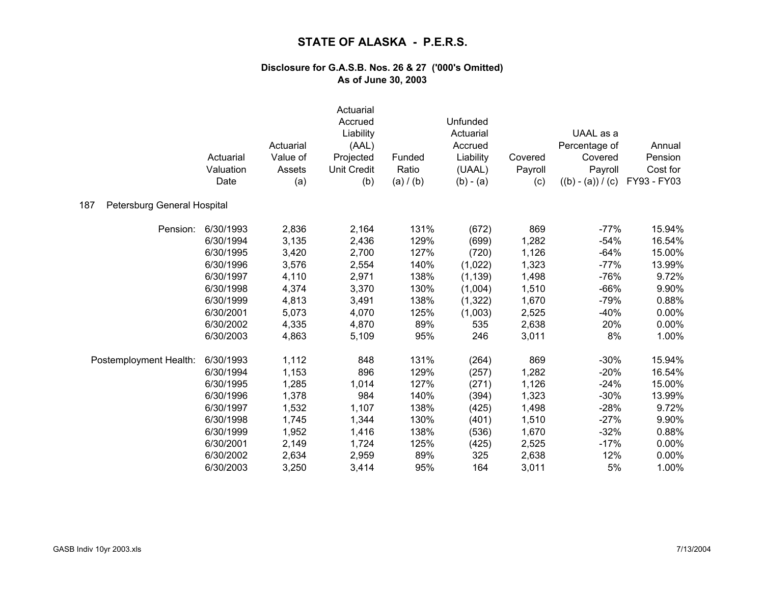# STATE OF ALASKA - P.E.R.S.

### Disclosure for G.A.S.B. Nos. 26 & 27 ('000's Omitted)
### As of June 30, 2003

| | Actuarial Valuation Date | Actuarial Value of Assets (a) | Actuarial Accrued Liability (AAL) Projected Unit Credit (b) | Funded Ratio (a) / (b) | Unfunded Actuarial Accrued Liability (UAAL) (b) - (a) | Covered Payroll (c) | UAAL as a Percentage of Covered Payroll ((b) - (a)) / (c) | Annual Pension Cost for FY93 - FY03 |
|---|---|---|---|---|---|---|---|---|
| **187 Petersburg General Hospital** | | | | | | | | |
| Pension: | 6/30/1993 | 2,836 | 2,164 | 131% | (672) | 869 | -77% | 15.94% |
| | 6/30/1994 | 3,135 | 2,436 | 129% | (699) | 1,282 | -54% | 16.54% |
| | 6/30/1995 | 3,420 | 2,700 | 127% | (720) | 1,126 | -64% | 15.00% |
| | 6/30/1996 | 3,576 | 2,554 | 140% | (1,022) | 1,323 | -77% | 13.99% |
| | 6/30/1997 | 4,110 | 2,971 | 138% | (1,139) | 1,498 | -76% | 9.72% |
| | 6/30/1998 | 4,374 | 3,370 | 130% | (1,004) | 1,510 | -66% | 9.90% |
| | 6/30/1999 | 4,813 | 3,491 | 138% | (1,322) | 1,670 | -79% | 0.88% |
| | 6/30/2001 | 5,073 | 4,070 | 125% | (1,003) | 2,525 | -40% | 0.00% |
| | 6/30/2002 | 4,335 | 4,870 | 89% | 535 | 2,638 | 20% | 0.00% |
| | 6/30/2003 | 4,863 | 5,109 | 95% | 246 | 3,011 | 8% | 1.00% |
| Postemployment Health: | 6/30/1993 | 1,112 | 848 | 131% | (264) | 869 | -30% | 15.94% |
| | 6/30/1994 | 1,153 | 896 | 129% | (257) | 1,282 | -20% | 16.54% |
| | 6/30/1995 | 1,285 | 1,014 | 127% | (271) | 1,126 | -24% | 15.00% |
| | 6/30/1996 | 1,378 | 984 | 140% | (394) | 1,323 | -30% | 13.99% |
| | 6/30/1997 | 1,532 | 1,107 | 138% | (425) | 1,498 | -28% | 9.72% |
| | 6/30/1998 | 1,745 | 1,344 | 130% | (401) | 1,510 | -27% | 9.90% |
| | 6/30/1999 | 1,952 | 1,416 | 138% | (536) | 1,670 | -32% | 0.88% |
| | 6/30/2001 | 2,149 | 1,724 | 125% | (425) | 2,525 | -17% | 0.00% |
| | 6/30/2002 | 2,634 | 2,959 | 89% | 325 | 2,638 | 12% | 0.00% |
| | 6/30/2003 | 3,250 | 3,414 | 95% | 164 | 3,011 | 5% | 1.00% |

GASB Indiv 10yr 2003.xls 7/13/2004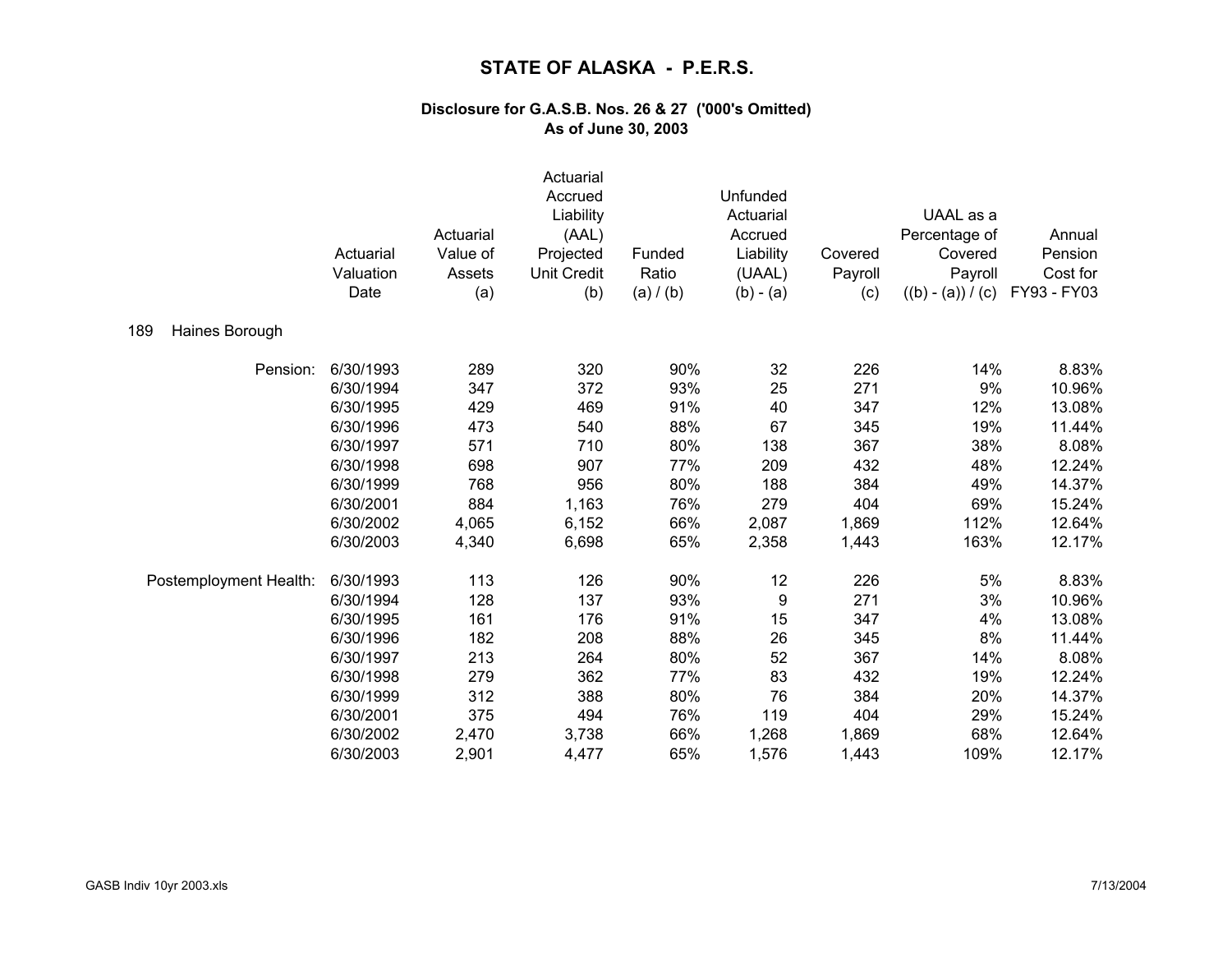# STATE OF ALASKA - P.E.R.S.

## Disclosure for G.A.S.B. Nos. 26 & 27 ('000's Omitted)
## As of June 30, 2003

189 Haines Borough

| | Actuarial Valuation Date | Actuarial Value of Assets (a) | Actuarial Accrued Liability (AAL) Projected Unit Credit (b) | Funded Ratio (a) / (b) | Unfunded Actuarial Accrued Liability (UAAL) (b) - (a) | Covered Payroll (c) | UAAL as a Percentage of Covered Payroll ((b) - (a)) / (c) | Annual Pension Cost for FY93 - FY03 |
|---|---|---|---|---|---|---|---|---|
| Pension: | 6/30/1993 | 289 | 320 | 90% | 32 | 226 | 14% | 8.83% |
| | 6/30/1994 | 347 | 372 | 93% | 25 | 271 | 9% | 10.96% |
| | 6/30/1995 | 429 | 469 | 91% | 40 | 347 | 12% | 13.08% |
| | 6/30/1996 | 473 | 540 | 88% | 67 | 345 | 19% | 11.44% |
| | 6/30/1997 | 571 | 710 | 80% | 138 | 367 | 38% | 8.08% |
| | 6/30/1998 | 698 | 907 | 77% | 209 | 432 | 48% | 12.24% |
| | 6/30/1999 | 768 | 956 | 80% | 188 | 384 | 49% | 14.37% |
| | 6/30/2001 | 884 | 1,163 | 76% | 279 | 404 | 69% | 15.24% |
| | 6/30/2002 | 4,065 | 6,152 | 66% | 2,087 | 1,869 | 112% | 12.64% |
| | 6/30/2003 | 4,340 | 6,698 | 65% | 2,358 | 1,443 | 163% | 12.17% |
| Postemployment Health: | 6/30/1993 | 113 | 126 | 90% | 12 | 226 | 5% | 8.83% |
| | 6/30/1994 | 128 | 137 | 93% | 9 | 271 | 3% | 10.96% |
| | 6/30/1995 | 161 | 176 | 91% | 15 | 347 | 4% | 13.08% |
| | 6/30/1996 | 182 | 208 | 88% | 26 | 345 | 8% | 11.44% |
| | 6/30/1997 | 213 | 264 | 80% | 52 | 367 | 14% | 8.08% |
| | 6/30/1998 | 279 | 362 | 77% | 83 | 432 | 19% | 12.24% |
| | 6/30/1999 | 312 | 388 | 80% | 76 | 384 | 20% | 14.37% |
| | 6/30/2001 | 375 | 494 | 76% | 119 | 404 | 29% | 15.24% |
| | 6/30/2002 | 2,470 | 3,738 | 66% | 1,268 | 1,869 | 68% | 12.64% |
| | 6/30/2003 | 2,901 | 4,477 | 65% | 1,576 | 1,443 | 109% | 12.17% |

GASB Indiv 10yr 2003.xls 7/13/2004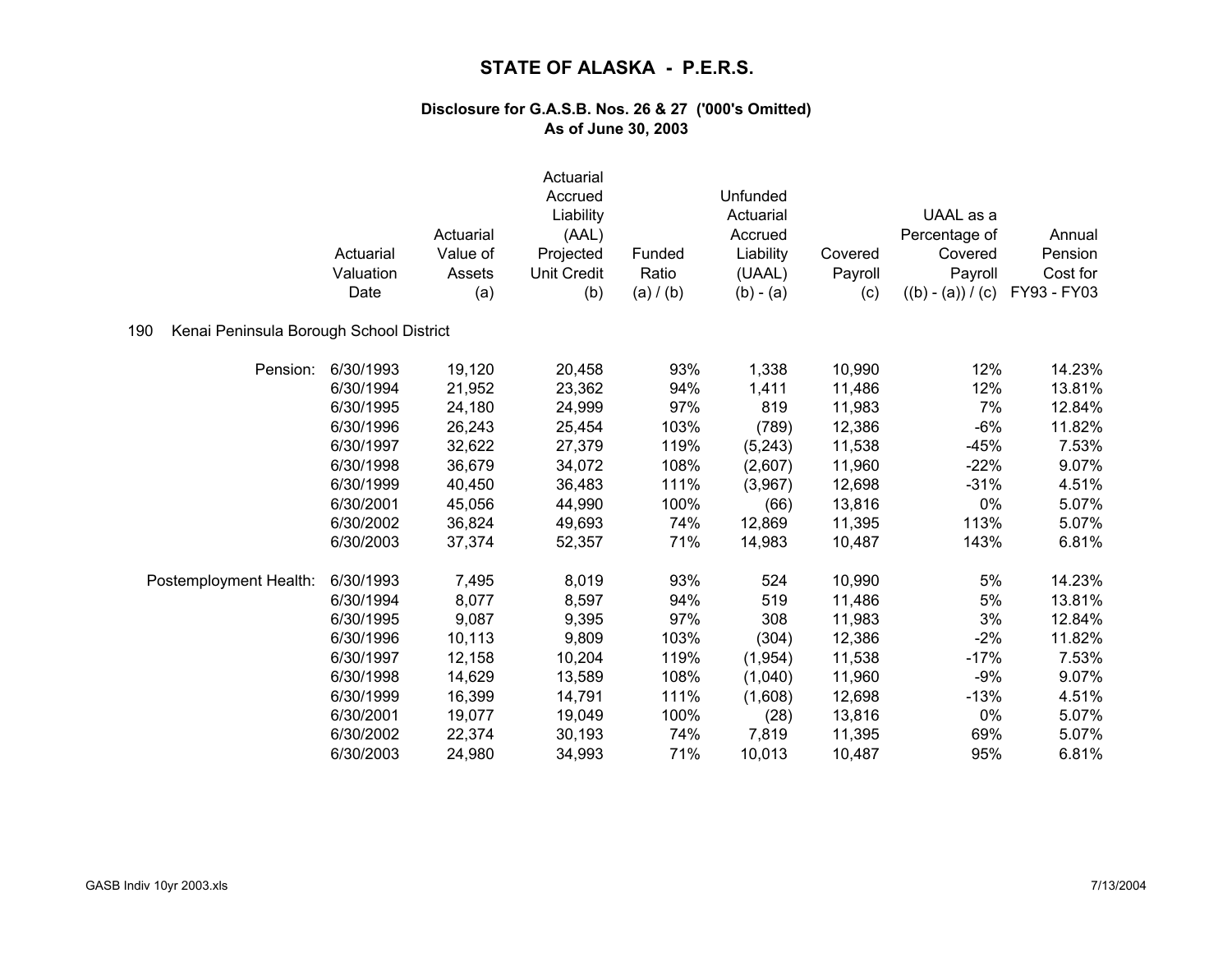# STATE OF ALASKA - P.E.R.S.

### Disclosure for G.A.S.B. Nos. 26 & 27 ('000's Omitted)
### As of June 30, 2003

190 Kenai Peninsula Borough School District

| | Actuarial Valuation Date | Actuarial Value of Assets (a) | Actuarial Accrued Liability (AAL) Projected Unit Credit (b) | Funded Ratio (a) / (b) | Unfunded Actuarial Accrued Liability (UAAL) (b) - (a) | Covered Payroll (c) | UAAL as a Percentage of Covered Payroll ((b) - (a)) / (c) | Annual Pension Cost for FY93 - FY03 |
|---|---|---|---|---|---|---|---|---|
| Pension: | 6/30/1993 | 19,120 | 20,458 | 93% | 1,338 | 10,990 | 12% | 14.23% |
| | 6/30/1994 | 21,952 | 23,362 | 94% | 1,411 | 11,486 | 12% | 13.81% |
| | 6/30/1995 | 24,180 | 24,999 | 97% | 819 | 11,983 | 7% | 12.84% |
| | 6/30/1996 | 26,243 | 25,454 | 103% | (789) | 12,386 | -6% | 11.82% |
| | 6/30/1997 | 32,622 | 27,379 | 119% | (5,243) | 11,538 | -45% | 7.53% |
| | 6/30/1998 | 36,679 | 34,072 | 108% | (2,607) | 11,960 | -22% | 9.07% |
| | 6/30/1999 | 40,450 | 36,483 | 111% | (3,967) | 12,698 | -31% | 4.51% |
| | 6/30/2001 | 45,056 | 44,990 | 100% | (66) | 13,816 | 0% | 5.07% |
| | 6/30/2002 | 36,824 | 49,693 | 74% | 12,869 | 11,395 | 113% | 5.07% |
| | 6/30/2003 | 37,374 | 52,357 | 71% | 14,983 | 10,487 | 143% | 6.81% |
| Postemployment Health: | 6/30/1993 | 7,495 | 8,019 | 93% | 524 | 10,990 | 5% | 14.23% |
| | 6/30/1994 | 8,077 | 8,597 | 94% | 519 | 11,486 | 5% | 13.81% |
| | 6/30/1995 | 9,087 | 9,395 | 97% | 308 | 11,983 | 3% | 12.84% |
| | 6/30/1996 | 10,113 | 9,809 | 103% | (304) | 12,386 | -2% | 11.82% |
| | 6/30/1997 | 12,158 | 10,204 | 119% | (1,954) | 11,538 | -17% | 7.53% |
| | 6/30/1998 | 14,629 | 13,589 | 108% | (1,040) | 11,960 | -9% | 9.07% |
| | 6/30/1999 | 16,399 | 14,791 | 111% | (1,608) | 12,698 | -13% | 4.51% |
| | 6/30/2001 | 19,077 | 19,049 | 100% | (28) | 13,816 | 0% | 5.07% |
| | 6/30/2002 | 22,374 | 30,193 | 74% | 7,819 | 11,395 | 69% | 5.07% |
| | 6/30/2003 | 24,980 | 34,993 | 71% | 10,013 | 10,487 | 95% | 6.81% |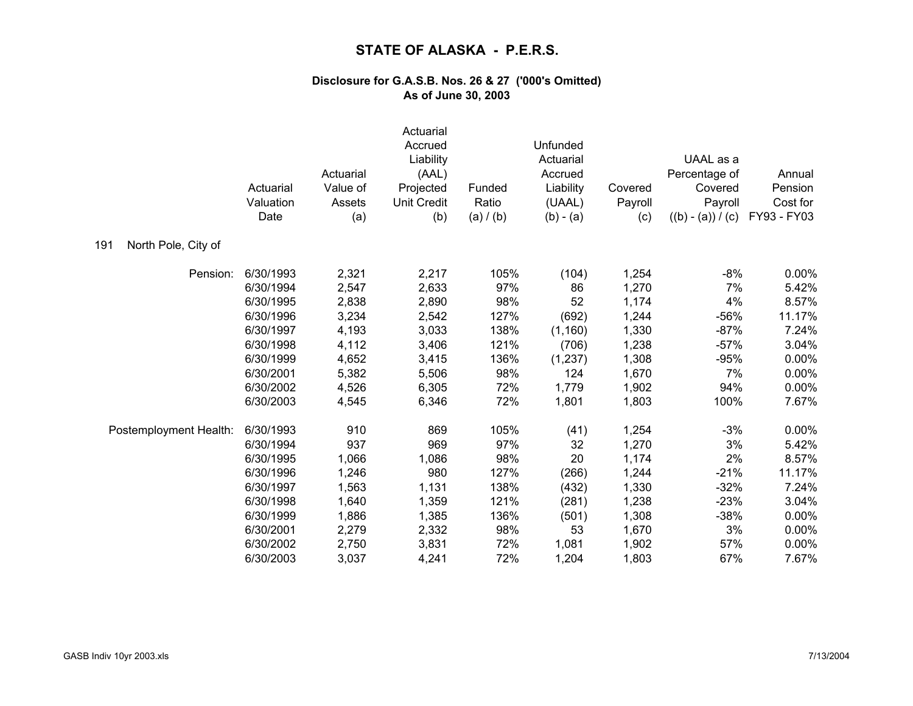# STATE OF ALASKA - P.E.R.S.

### Disclosure for G.A.S.B. Nos. 26 & 27 ('000's Omitted)
### As of June 30, 2003

**191 North Pole, City of**

| | Actuarial Valuation Date | Actuarial Value of Assets (a) | Actuarial Accrued Liability (AAL) Projected Unit Credit (b) | Funded Ratio (a) / (b) | Unfunded Actuarial Accrued Liability (UAAL) (b) - (a) | Covered Payroll (c) | UAAL as a Percentage of Covered Payroll ((b) - (a)) / (c) | Annual Pension Cost for FY93 - FY03 |
|---|---|---|---|---|---|---|---|---|
| Pension: | 6/30/1993 | 2,321 | 2,217 | 105% | (104) | 1,254 | -8% | 0.00% |
| | 6/30/1994 | 2,547 | 2,633 | 97% | 86 | 1,270 | 7% | 5.42% |
| | 6/30/1995 | 2,838 | 2,890 | 98% | 52 | 1,174 | 4% | 8.57% |
| | 6/30/1996 | 3,234 | 2,542 | 127% | (692) | 1,244 | -56% | 11.17% |
| | 6/30/1997 | 4,193 | 3,033 | 138% | (1,160) | 1,330 | -87% | 7.24% |
| | 6/30/1998 | 4,112 | 3,406 | 121% | (706) | 1,238 | -57% | 3.04% |
| | 6/30/1999 | 4,652 | 3,415 | 136% | (1,237) | 1,308 | -95% | 0.00% |
| | 6/30/2001 | 5,382 | 5,506 | 98% | 124 | 1,670 | 7% | 0.00% |
| | 6/30/2002 | 4,526 | 6,305 | 72% | 1,779 | 1,902 | 94% | 0.00% |
| | 6/30/2003 | 4,545 | 6,346 | 72% | 1,801 | 1,803 | 100% | 7.67% |
| Postemployment Health: | 6/30/1993 | 910 | 869 | 105% | (41) | 1,254 | -3% | 0.00% |
| | 6/30/1994 | 937 | 969 | 97% | 32 | 1,270 | 3% | 5.42% |
| | 6/30/1995 | 1,066 | 1,086 | 98% | 20 | 1,174 | 2% | 8.57% |
| | 6/30/1996 | 1,246 | 980 | 127% | (266) | 1,244 | -21% | 11.17% |
| | 6/30/1997 | 1,563 | 1,131 | 138% | (432) | 1,330 | -32% | 7.24% |
| | 6/30/1998 | 1,640 | 1,359 | 121% | (281) | 1,238 | -23% | 3.04% |
| | 6/30/1999 | 1,886 | 1,385 | 136% | (501) | 1,308 | -38% | 0.00% |
| | 6/30/2001 | 2,279 | 2,332 | 98% | 53 | 1,670 | 3% | 0.00% |
| | 6/30/2002 | 2,750 | 3,831 | 72% | 1,081 | 1,902 | 57% | 0.00% |
| | 6/30/2003 | 3,037 | 4,241 | 72% | 1,204 | 1,803 | 67% | 7.67% |

GASB Indiv 10yr 2003.xls 7/13/2004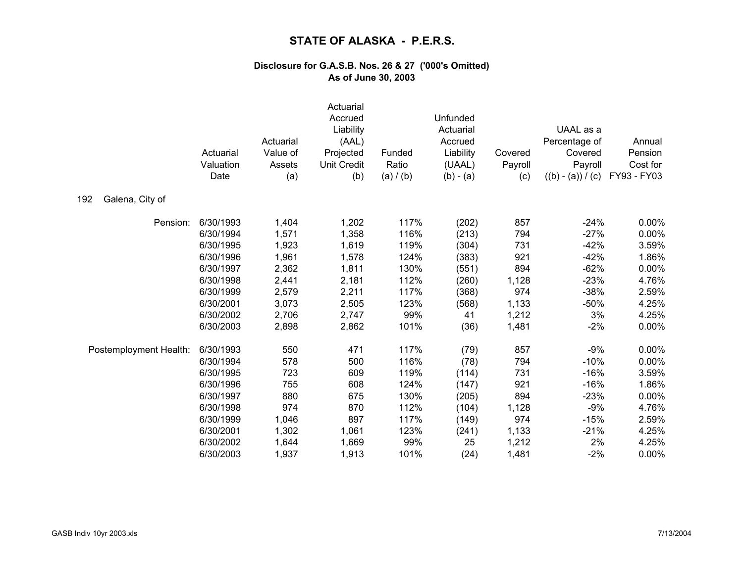# STATE OF ALASKA - P.E.R.S.

## Disclosure for G.A.S.B. Nos. 26 & 27 ('000's Omitted)
## As of June 30, 2003

**192 Galena, City of**

| | Actuarial Valuation Date | Actuarial Value of Assets (a) | Actuarial Accrued Liability (AAL) Projected Unit Credit (b) | Funded Ratio (a) / (b) | Unfunded Actuarial Accrued Liability (UAAL) (b) - (a) | Covered Payroll (c) | UAAL as a Percentage of Covered Payroll ((b) - (a)) / (c) | Annual Pension Cost for FY93 - FY03 |
|---|---|---|---|---|---|---|---|---|
| Pension: | 6/30/1993 | 1,404 | 1,202 | 117% | (202) | 857 | -24% | 0.00% |
| | 6/30/1994 | 1,571 | 1,358 | 116% | (213) | 794 | -27% | 0.00% |
| | 6/30/1995 | 1,923 | 1,619 | 119% | (304) | 731 | -42% | 3.59% |
| | 6/30/1996 | 1,961 | 1,578 | 124% | (383) | 921 | -42% | 1.86% |
| | 6/30/1997 | 2,362 | 1,811 | 130% | (551) | 894 | -62% | 0.00% |
| | 6/30/1998 | 2,441 | 2,181 | 112% | (260) | 1,128 | -23% | 4.76% |
| | 6/30/1999 | 2,579 | 2,211 | 117% | (368) | 974 | -38% | 2.59% |
| | 6/30/2001 | 3,073 | 2,505 | 123% | (568) | 1,133 | -50% | 4.25% |
| | 6/30/2002 | 2,706 | 2,747 | 99% | 41 | 1,212 | 3% | 4.25% |
| | 6/30/2003 | 2,898 | 2,862 | 101% | (36) | 1,481 | -2% | 0.00% |
| Postemployment Health: | 6/30/1993 | 550 | 471 | 117% | (79) | 857 | -9% | 0.00% |
| | 6/30/1994 | 578 | 500 | 116% | (78) | 794 | -10% | 0.00% |
| | 6/30/1995 | 723 | 609 | 119% | (114) | 731 | -16% | 3.59% |
| | 6/30/1996 | 755 | 608 | 124% | (147) | 921 | -16% | 1.86% |
| | 6/30/1997 | 880 | 675 | 130% | (205) | 894 | -23% | 0.00% |
| | 6/30/1998 | 974 | 870 | 112% | (104) | 1,128 | -9% | 4.76% |
| | 6/30/1999 | 1,046 | 897 | 117% | (149) | 974 | -15% | 2.59% |
| | 6/30/2001 | 1,302 | 1,061 | 123% | (241) | 1,133 | -21% | 4.25% |
| | 6/30/2002 | 1,644 | 1,669 | 99% | 25 | 1,212 | 2% | 4.25% |
| | 6/30/2003 | 1,937 | 1,913 | 101% | (24) | 1,481 | -2% | 0.00% |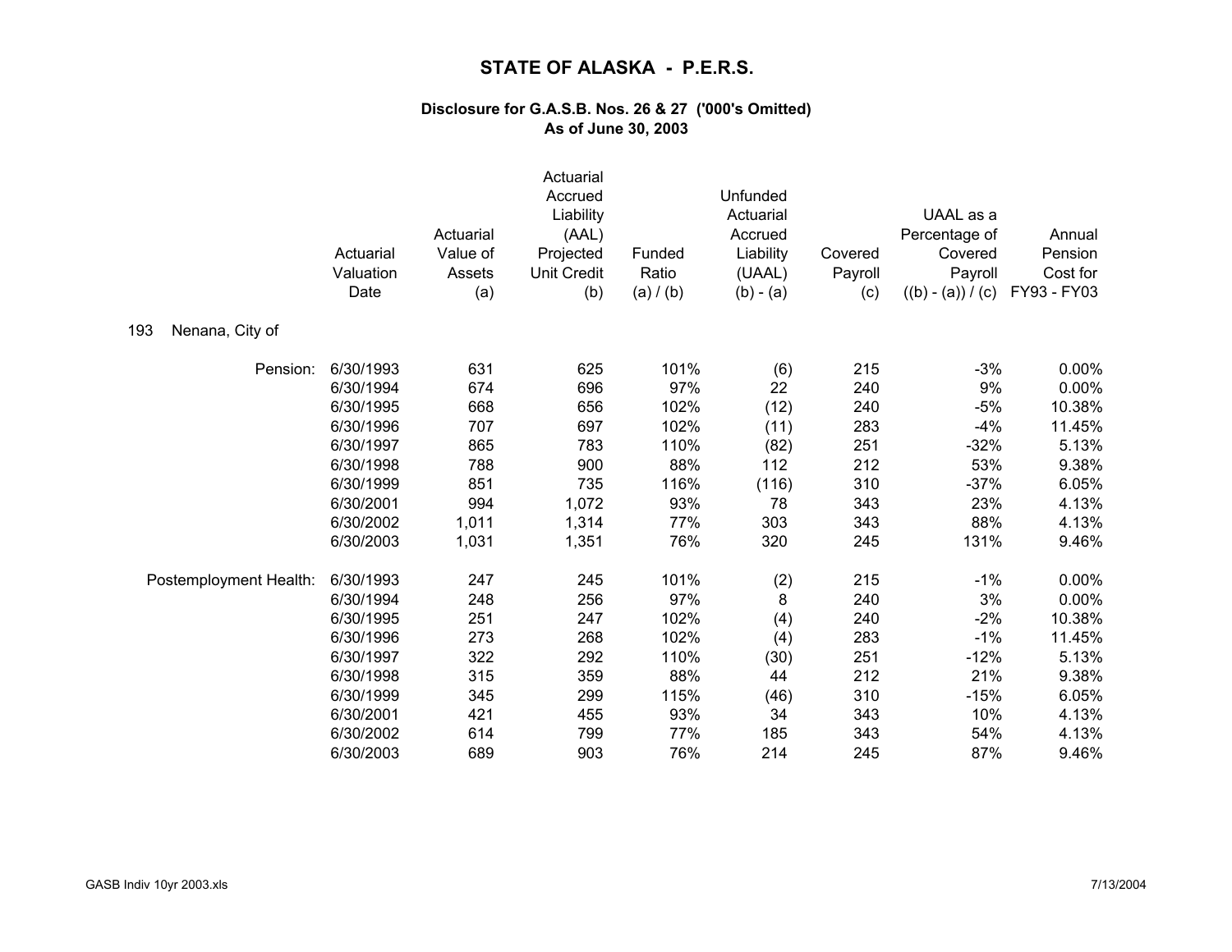# STATE OF ALASKA - P.E.R.S.

### Disclosure for G.A.S.B. Nos. 26 & 27 ('000's Omitted)
### As of June 30, 2003

**193 Nenana, City of**

| | Actuarial Valuation Date | Actuarial Value of Assets (a) | Actuarial Accrued Liability (AAL) Projected Unit Credit (b) | Funded Ratio (a) / (b) | Unfunded Actuarial Accrued Liability (UAAL) (b) - (a) | Covered Payroll (c) | UAAL as a Percentage of Covered Payroll ((b) - (a)) / (c) | Annual Pension Cost for FY93 - FY03 |
|---|---|---|---|---|---|---|---|---|
| Pension: | 6/30/1993 | 631 | 625 | 101% | (6) | 215 | -3% | 0.00% |
| | 6/30/1994 | 674 | 696 | 97% | 22 | 240 | 9% | 0.00% |
| | 6/30/1995 | 668 | 656 | 102% | (12) | 240 | -5% | 10.38% |
| | 6/30/1996 | 707 | 697 | 102% | (11) | 283 | -4% | 11.45% |
| | 6/30/1997 | 865 | 783 | 110% | (82) | 251 | -32% | 5.13% |
| | 6/30/1998 | 788 | 900 | 88% | 112 | 212 | 53% | 9.38% |
| | 6/30/1999 | 851 | 735 | 116% | (116) | 310 | -37% | 6.05% |
| | 6/30/2001 | 994 | 1,072 | 93% | 78 | 343 | 23% | 4.13% |
| | 6/30/2002 | 1,011 | 1,314 | 77% | 303 | 343 | 88% | 4.13% |
| | 6/30/2003 | 1,031 | 1,351 | 76% | 320 | 245 | 131% | 9.46% |
| Postemployment Health: | 6/30/1993 | 247 | 245 | 101% | (2) | 215 | -1% | 0.00% |
| | 6/30/1994 | 248 | 256 | 97% | 8 | 240 | 3% | 0.00% |
| | 6/30/1995 | 251 | 247 | 102% | (4) | 240 | -2% | 10.38% |
| | 6/30/1996 | 273 | 268 | 102% | (4) | 283 | -1% | 11.45% |
| | 6/30/1997 | 322 | 292 | 110% | (30) | 251 | -12% | 5.13% |
| | 6/30/1998 | 315 | 359 | 88% | 44 | 212 | 21% | 9.38% |
| | 6/30/1999 | 345 | 299 | 115% | (46) | 310 | -15% | 6.05% |
| | 6/30/2001 | 421 | 455 | 93% | 34 | 343 | 10% | 4.13% |
| | 6/30/2002 | 614 | 799 | 77% | 185 | 343 | 54% | 4.13% |
| | 6/30/2003 | 689 | 903 | 76% | 214 | 245 | 87% | 9.46% |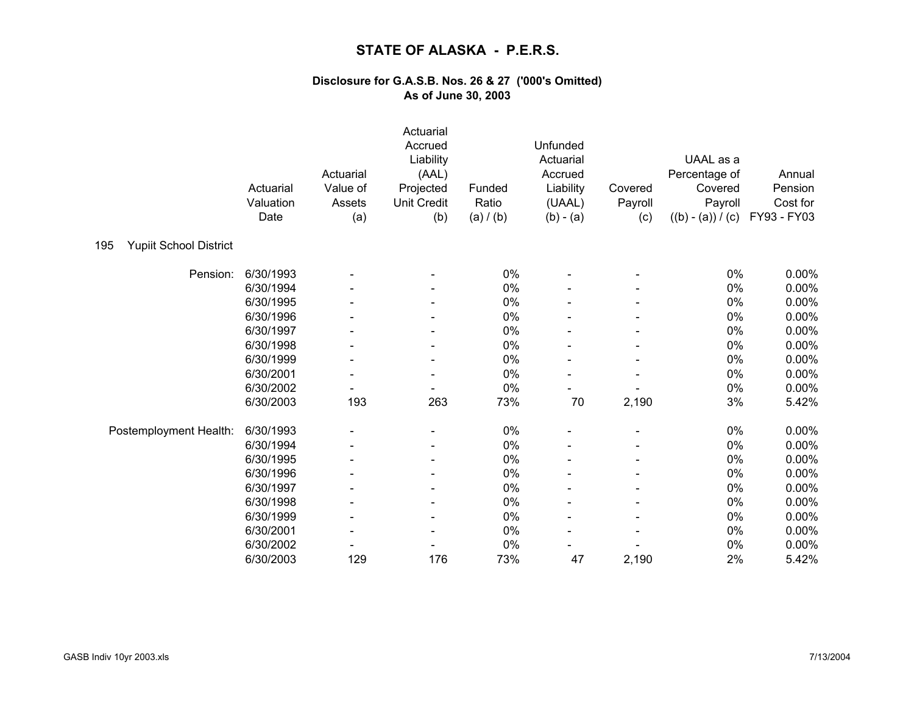# STATE OF ALASKA - P.E.R.S.

### Disclosure for G.A.S.B. Nos. 26 & 27 ('000's Omitted)
### As of June 30, 2003

| | Actuarial Valuation Date | Actuarial Value of Assets (a) | Actuarial Accrued Liability (AAL) Projected Unit Credit (b) | Funded Ratio (a) / (b) | Unfunded Actuarial Accrued Liability (UAAL) (b) - (a) | Covered Payroll (c) | UAAL as a Percentage of Covered Payroll ((b) - (a)) / (c) | Annual Pension Cost for FY93 - FY03 |
|---|---|---|---|---|---|---|---|---|
| 195 Yupiit School District | | | | | | | | |
| Pension: | 6/30/1993 | - | - | 0% | - | - | 0% | 0.00% |
| | 6/30/1994 | - | - | 0% | - | - | 0% | 0.00% |
| | 6/30/1995 | - | - | 0% | - | - | 0% | 0.00% |
| | 6/30/1996 | - | - | 0% | - | - | 0% | 0.00% |
| | 6/30/1997 | - | - | 0% | - | - | 0% | 0.00% |
| | 6/30/1998 | - | - | 0% | - | - | 0% | 0.00% |
| | 6/30/1999 | - | - | 0% | - | - | 0% | 0.00% |
| | 6/30/2001 | - | - | 0% | - | - | 0% | 0.00% |
| | 6/30/2002 | - | - | 0% | - | - | 0% | 0.00% |
| | 6/30/2003 | 193 | 263 | 73% | 70 | 2,190 | 3% | 5.42% |
| Postemployment Health: | 6/30/1993 | - | - | 0% | - | - | 0% | 0.00% |
| | 6/30/1994 | - | - | 0% | - | - | 0% | 0.00% |
| | 6/30/1995 | - | - | 0% | - | - | 0% | 0.00% |
| | 6/30/1996 | - | - | 0% | - | - | 0% | 0.00% |
| | 6/30/1997 | - | - | 0% | - | - | 0% | 0.00% |
| | 6/30/1998 | - | - | 0% | - | - | 0% | 0.00% |
| | 6/30/1999 | - | - | 0% | - | - | 0% | 0.00% |
| | 6/30/2001 | - | - | 0% | - | - | 0% | 0.00% |
| | 6/30/2002 | - | - | 0% | - | - | 0% | 0.00% |
| | 6/30/2003 | 129 | 176 | 73% | 47 | 2,190 | 2% | 5.42% |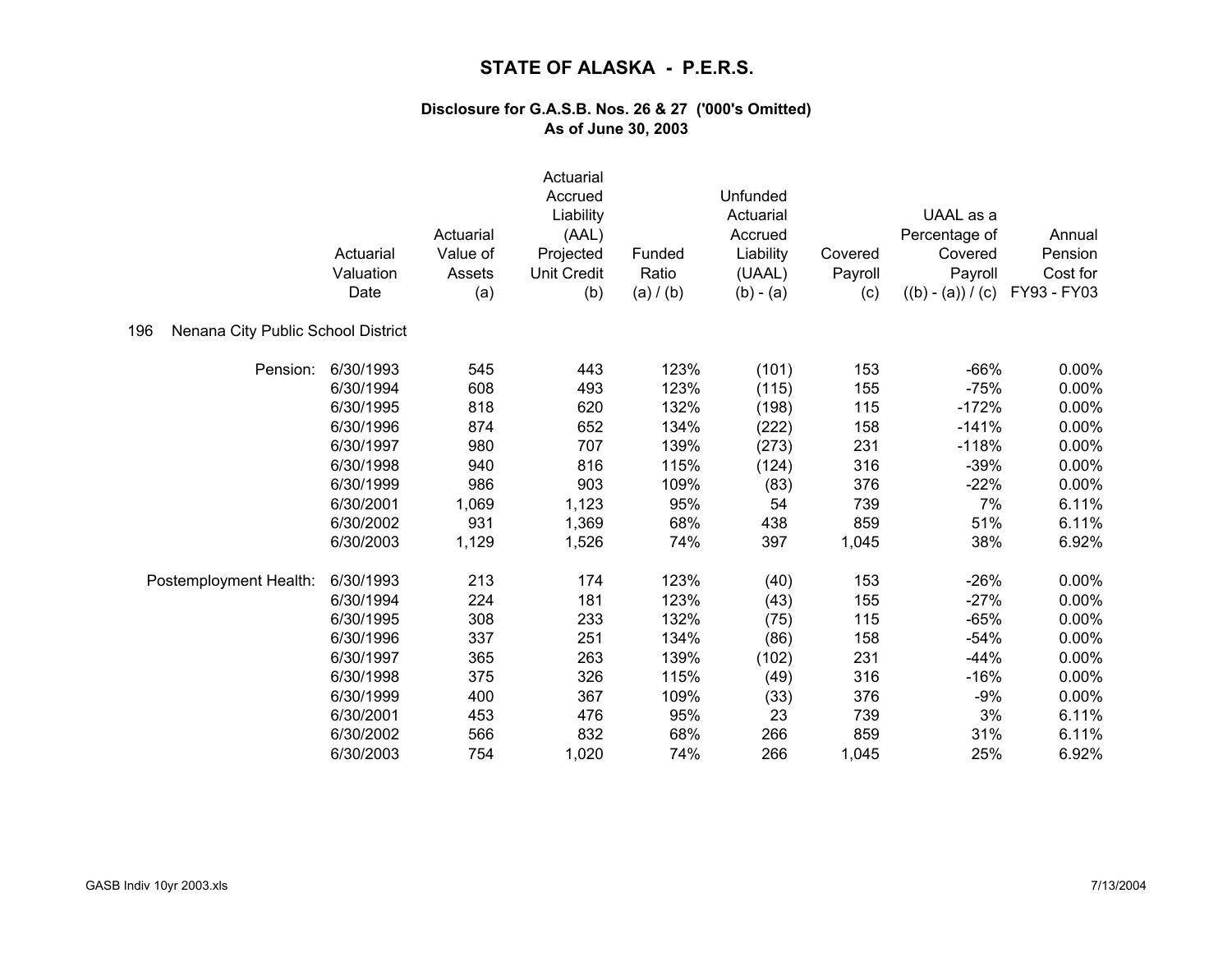# STATE OF ALASKA - P.E.R.S.

## Disclosure for G.A.S.B. Nos. 26 & 27 ('000's Omitted)
## As of June 30, 2003

| | Actuarial Valuation Date | Actuarial Value of Assets (a) | Actuarial Accrued Liability (AAL) Projected Unit Credit (b) | Funded Ratio (a) / (b) | Unfunded Actuarial Accrued Liability (UAAL) (b) - (a) | Covered Payroll (c) | UAAL as a Percentage of Covered Payroll ((b) - (a)) / (c) | Annual Pension Cost for FY93 - FY03 |
|---|---|---|---|---|---|---|---|---|
| **196 Nenana City Public School District** | | | | | | | | |
| Pension: | 6/30/1993 | 545 | 443 | 123% | (101) | 153 | -66% | 0.00% |
| | 6/30/1994 | 608 | 493 | 123% | (115) | 155 | -75% | 0.00% |
| | 6/30/1995 | 818 | 620 | 132% | (198) | 115 | -172% | 0.00% |
| | 6/30/1996 | 874 | 652 | 134% | (222) | 158 | -141% | 0.00% |
| | 6/30/1997 | 980 | 707 | 139% | (273) | 231 | -118% | 0.00% |
| | 6/30/1998 | 940 | 816 | 115% | (124) | 316 | -39% | 0.00% |
| | 6/30/1999 | 986 | 903 | 109% | (83) | 376 | -22% | 0.00% |
| | 6/30/2001 | 1,069 | 1,123 | 95% | 54 | 739 | 7% | 6.11% |
| | 6/30/2002 | 931 | 1,369 | 68% | 438 | 859 | 51% | 6.11% |
| | 6/30/2003 | 1,129 | 1,526 | 74% | 397 | 1,045 | 38% | 6.92% |
| Postemployment Health: | 6/30/1993 | 213 | 174 | 123% | (40) | 153 | -26% | 0.00% |
| | 6/30/1994 | 224 | 181 | 123% | (43) | 155 | -27% | 0.00% |
| | 6/30/1995 | 308 | 233 | 132% | (75) | 115 | -65% | 0.00% |
| | 6/30/1996 | 337 | 251 | 134% | (86) | 158 | -54% | 0.00% |
| | 6/30/1997 | 365 | 263 | 139% | (102) | 231 | -44% | 0.00% |
| | 6/30/1998 | 375 | 326 | 115% | (49) | 316 | -16% | 0.00% |
| | 6/30/1999 | 400 | 367 | 109% | (33) | 376 | -9% | 0.00% |
| | 6/30/2001 | 453 | 476 | 95% | 23 | 739 | 3% | 6.11% |
| | 6/30/2002 | 566 | 832 | 68% | 266 | 859 | 31% | 6.11% |
| | 6/30/2003 | 754 | 1,020 | 74% | 266 | 1,045 | 25% | 6.92% |

GASB Indiv 10yr 2003.xls 7/13/2004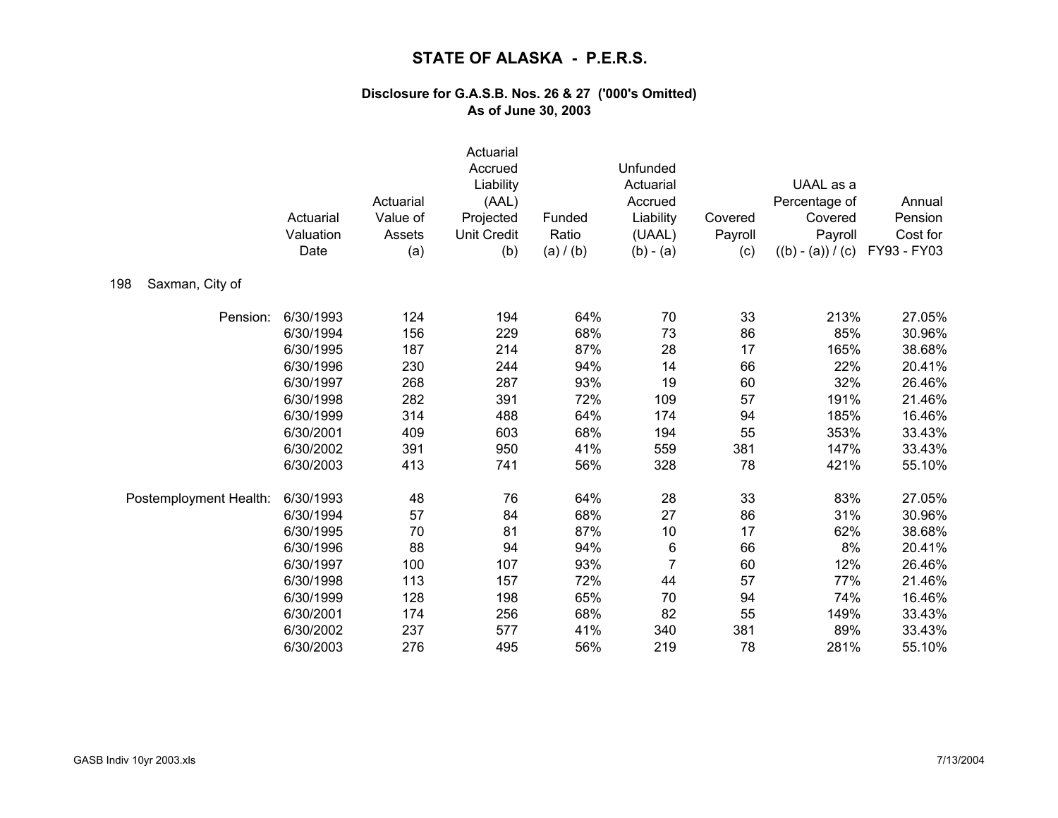# STATE OF ALASKA - P.E.R.S.

### Disclosure for G.A.S.B. Nos. 26 & 27 ('000's Omitted)
### As of June 30, 2003

| | Actuarial Valuation Date | Actuarial Value of Assets (a) | Actuarial Accrued Liability (AAL) Projected Unit Credit (b) | Funded Ratio (a) / (b) | Unfunded Actuarial Accrued Liability (UAAL) (b) - (a) | Covered Payroll (c) | UAAL as a Percentage of Covered Payroll ((b) - (a)) / (c) | Annual Pension Cost for FY93 - FY03 |
|---|---|---|---|---|---|---|---|---|
| 198 Saxman, City of | | | | | | | | |
| Pension: | 6/30/1993 | 124 | 194 | 64% | 70 | 33 | 213% | 27.05% |
| | 6/30/1994 | 156 | 229 | 68% | 73 | 86 | 85% | 30.96% |
| | 6/30/1995 | 187 | 214 | 87% | 28 | 17 | 165% | 38.68% |
| | 6/30/1996 | 230 | 244 | 94% | 14 | 66 | 22% | 20.41% |
| | 6/30/1997 | 268 | 287 | 93% | 19 | 60 | 32% | 26.46% |
| | 6/30/1998 | 282 | 391 | 72% | 109 | 57 | 191% | 21.46% |
| | 6/30/1999 | 314 | 488 | 64% | 174 | 94 | 185% | 16.46% |
| | 6/30/2001 | 409 | 603 | 68% | 194 | 55 | 353% | 33.43% |
| | 6/30/2002 | 391 | 950 | 41% | 559 | 381 | 147% | 33.43% |
| | 6/30/2003 | 413 | 741 | 56% | 328 | 78 | 421% | 55.10% |
| Postemployment Health: | 6/30/1993 | 48 | 76 | 64% | 28 | 33 | 83% | 27.05% |
| | 6/30/1994 | 57 | 84 | 68% | 27 | 86 | 31% | 30.96% |
| | 6/30/1995 | 70 | 81 | 87% | 10 | 17 | 62% | 38.68% |
| | 6/30/1996 | 88 | 94 | 94% | 6 | 66 | 8% | 20.41% |
| | 6/30/1997 | 100 | 107 | 93% | 7 | 60 | 12% | 26.46% |
| | 6/30/1998 | 113 | 157 | 72% | 44 | 57 | 77% | 21.46% |
| | 6/30/1999 | 128 | 198 | 65% | 70 | 94 | 74% | 16.46% |
| | 6/30/2001 | 174 | 256 | 68% | 82 | 55 | 149% | 33.43% |
| | 6/30/2002 | 237 | 577 | 41% | 340 | 381 | 89% | 33.43% |
| | 6/30/2003 | 276 | 495 | 56% | 219 | 78 | 281% | 55.10% |

GASB Indiv 10yr 2003.xls 7/13/2004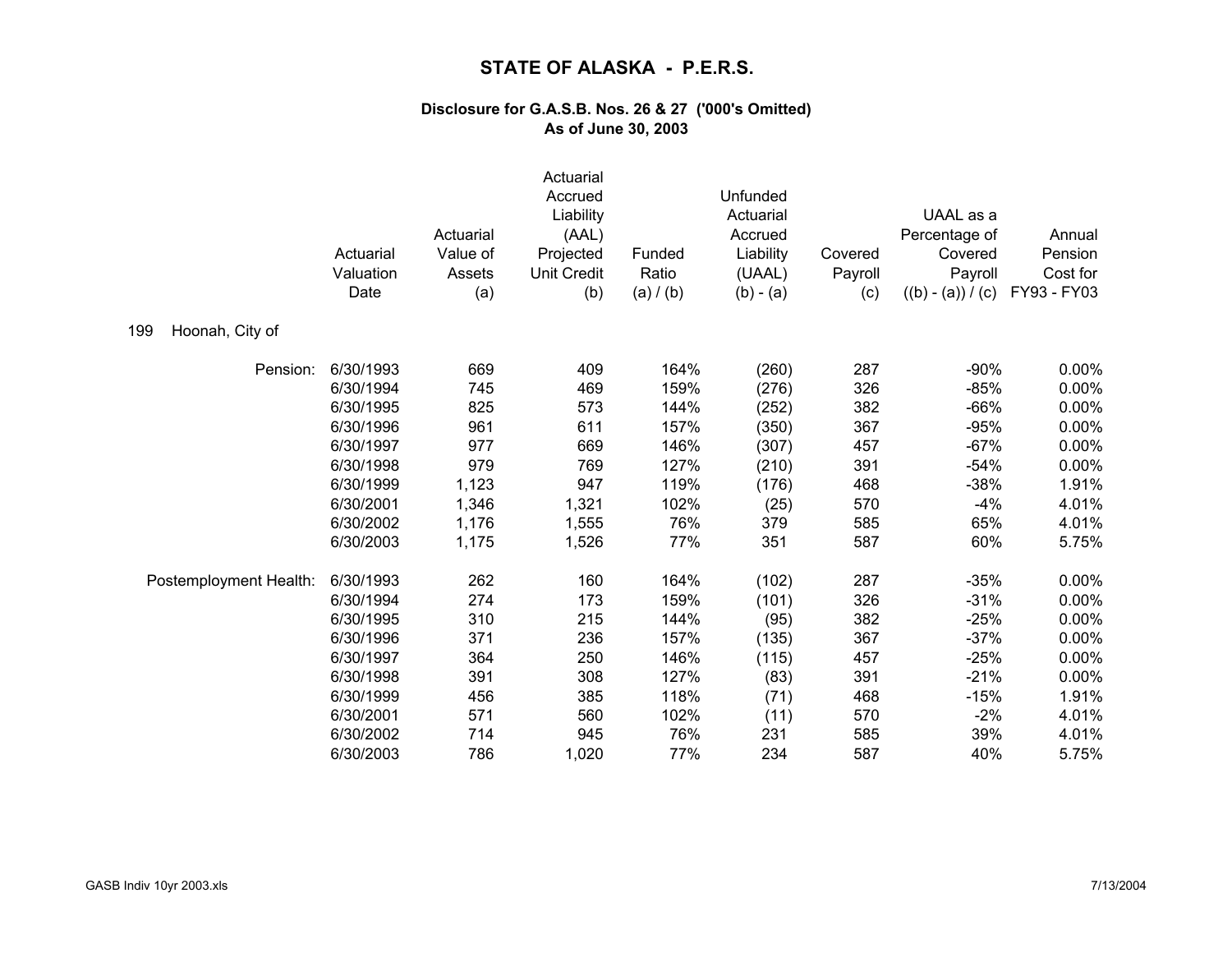# STATE OF ALASKA - P.E.R.S.

### Disclosure for G.A.S.B. Nos. 26 & 27 ('000's Omitted)
### As of June 30, 2003

**199 Hoonah, City of**

| | Actuarial Valuation Date | Actuarial Value of Assets (a) | Actuarial Accrued Liability (AAL) Projected Unit Credit (b) | Funded Ratio (a) / (b) | Unfunded Actuarial Accrued Liability (UAAL) (b) - (a) | Covered Payroll (c) | UAAL as a Percentage of Covered Payroll ((b) - (a)) / (c) | Annual Pension Cost for FY93 - FY03 |
|---|---|---|---|---|---|---|---|---|
| Pension: | 6/30/1993 | 669 | 409 | 164% | (260) | 287 | -90% | 0.00% |
| | 6/30/1994 | 745 | 469 | 159% | (276) | 326 | -85% | 0.00% |
| | 6/30/1995 | 825 | 573 | 144% | (252) | 382 | -66% | 0.00% |
| | 6/30/1996 | 961 | 611 | 157% | (350) | 367 | -95% | 0.00% |
| | 6/30/1997 | 977 | 669 | 146% | (307) | 457 | -67% | 0.00% |
| | 6/30/1998 | 979 | 769 | 127% | (210) | 391 | -54% | 0.00% |
| | 6/30/1999 | 1,123 | 947 | 119% | (176) | 468 | -38% | 1.91% |
| | 6/30/2001 | 1,346 | 1,321 | 102% | (25) | 570 | -4% | 4.01% |
| | 6/30/2002 | 1,176 | 1,555 | 76% | 379 | 585 | 65% | 4.01% |
| | 6/30/2003 | 1,175 | 1,526 | 77% | 351 | 587 | 60% | 5.75% |
| Postemployment Health: | 6/30/1993 | 262 | 160 | 164% | (102) | 287 | -35% | 0.00% |
| | 6/30/1994 | 274 | 173 | 159% | (101) | 326 | -31% | 0.00% |
| | 6/30/1995 | 310 | 215 | 144% | (95) | 382 | -25% | 0.00% |
| | 6/30/1996 | 371 | 236 | 157% | (135) | 367 | -37% | 0.00% |
| | 6/30/1997 | 364 | 250 | 146% | (115) | 457 | -25% | 0.00% |
| | 6/30/1998 | 391 | 308 | 127% | (83) | 391 | -21% | 0.00% |
| | 6/30/1999 | 456 | 385 | 118% | (71) | 468 | -15% | 1.91% |
| | 6/30/2001 | 571 | 560 | 102% | (11) | 570 | -2% | 4.01% |
| | 6/30/2002 | 714 | 945 | 76% | 231 | 585 | 39% | 4.01% |
| | 6/30/2003 | 786 | 1,020 | 77% | 234 | 587 | 40% | 5.75% |

GASB Indiv 10yr 2003.xls 7/13/2004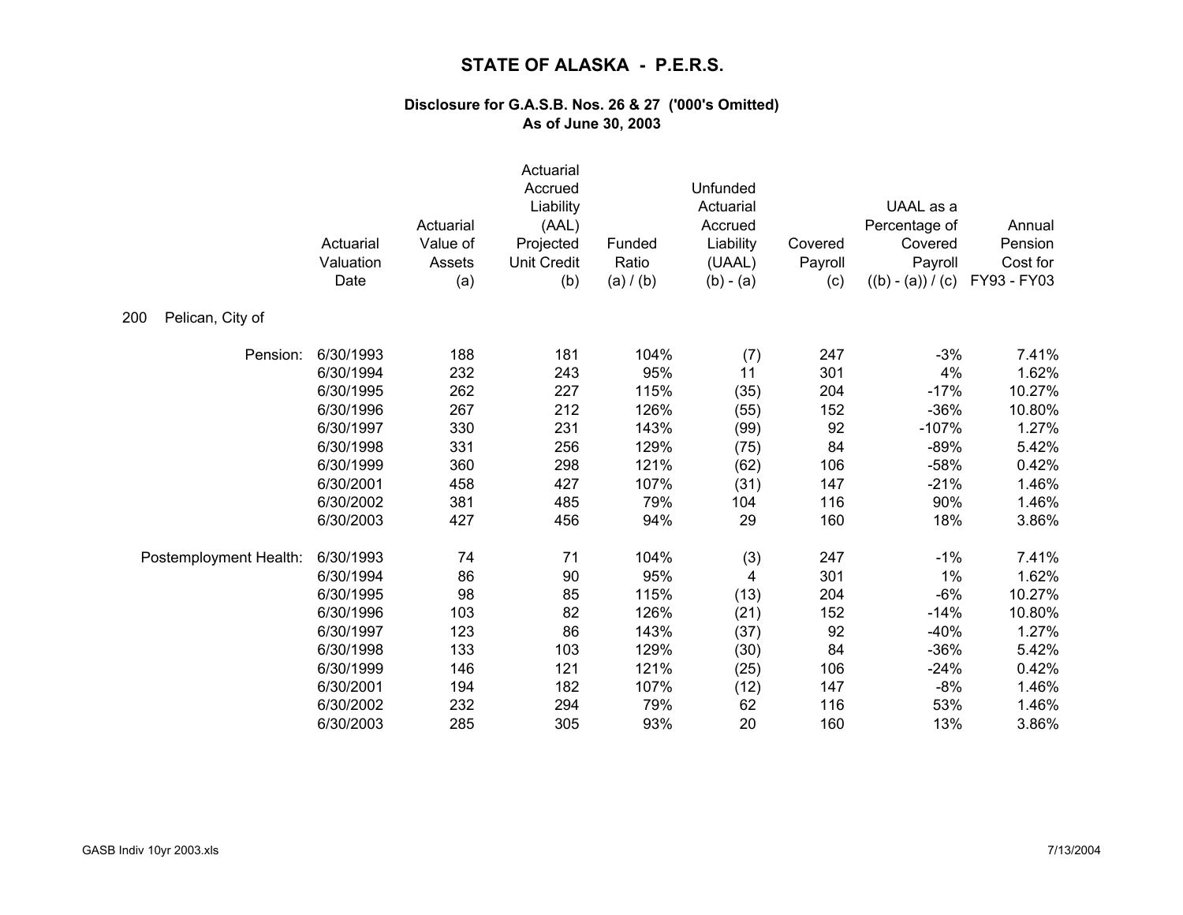# STATE OF ALASKA - P.E.R.S.

### Disclosure for G.A.S.B. Nos. 26 & 27 ('000's Omitted)
### As of June 30, 2003

200 Pelican, City of

| | Actuarial Valuation Date | Actuarial Value of Assets (a) | Actuarial Accrued Liability (AAL) Projected Unit Credit (b) | Funded Ratio (a) / (b) | Unfunded Actuarial Accrued Liability (UAAL) (b) - (a) | Covered Payroll (c) | UAAL as a Percentage of Covered Payroll ((b) - (a)) / (c) | Annual Pension Cost for FY93 - FY03 |
|---|---|---|---|---|---|---|---|---|
| Pension: | 6/30/1993 | 188 | 181 | 104% | (7) | 247 | -3% | 7.41% |
| | 6/30/1994 | 232 | 243 | 95% | 11 | 301 | 4% | 1.62% |
| | 6/30/1995 | 262 | 227 | 115% | (35) | 204 | -17% | 10.27% |
| | 6/30/1996 | 267 | 212 | 126% | (55) | 152 | -36% | 10.80% |
| | 6/30/1997 | 330 | 231 | 143% | (99) | 92 | -107% | 1.27% |
| | 6/30/1998 | 331 | 256 | 129% | (75) | 84 | -89% | 5.42% |
| | 6/30/1999 | 360 | 298 | 121% | (62) | 106 | -58% | 0.42% |
| | 6/30/2001 | 458 | 427 | 107% | (31) | 147 | -21% | 1.46% |
| | 6/30/2002 | 381 | 485 | 79% | 104 | 116 | 90% | 1.46% |
| | 6/30/2003 | 427 | 456 | 94% | 29 | 160 | 18% | 3.86% |
| Postemployment Health: | 6/30/1993 | 74 | 71 | 104% | (3) | 247 | -1% | 7.41% |
| | 6/30/1994 | 86 | 90 | 95% | 4 | 301 | 1% | 1.62% |
| | 6/30/1995 | 98 | 85 | 115% | (13) | 204 | -6% | 10.27% |
| | 6/30/1996 | 103 | 82 | 126% | (21) | 152 | -14% | 10.80% |
| | 6/30/1997 | 123 | 86 | 143% | (37) | 92 | -40% | 1.27% |
| | 6/30/1998 | 133 | 103 | 129% | (30) | 84 | -36% | 5.42% |
| | 6/30/1999 | 146 | 121 | 121% | (25) | 106 | -24% | 0.42% |
| | 6/30/2001 | 194 | 182 | 107% | (12) | 147 | -8% | 1.46% |
| | 6/30/2002 | 232 | 294 | 79% | 62 | 116 | 53% | 1.46% |
| | 6/30/2003 | 285 | 305 | 93% | 20 | 160 | 13% | 3.86% |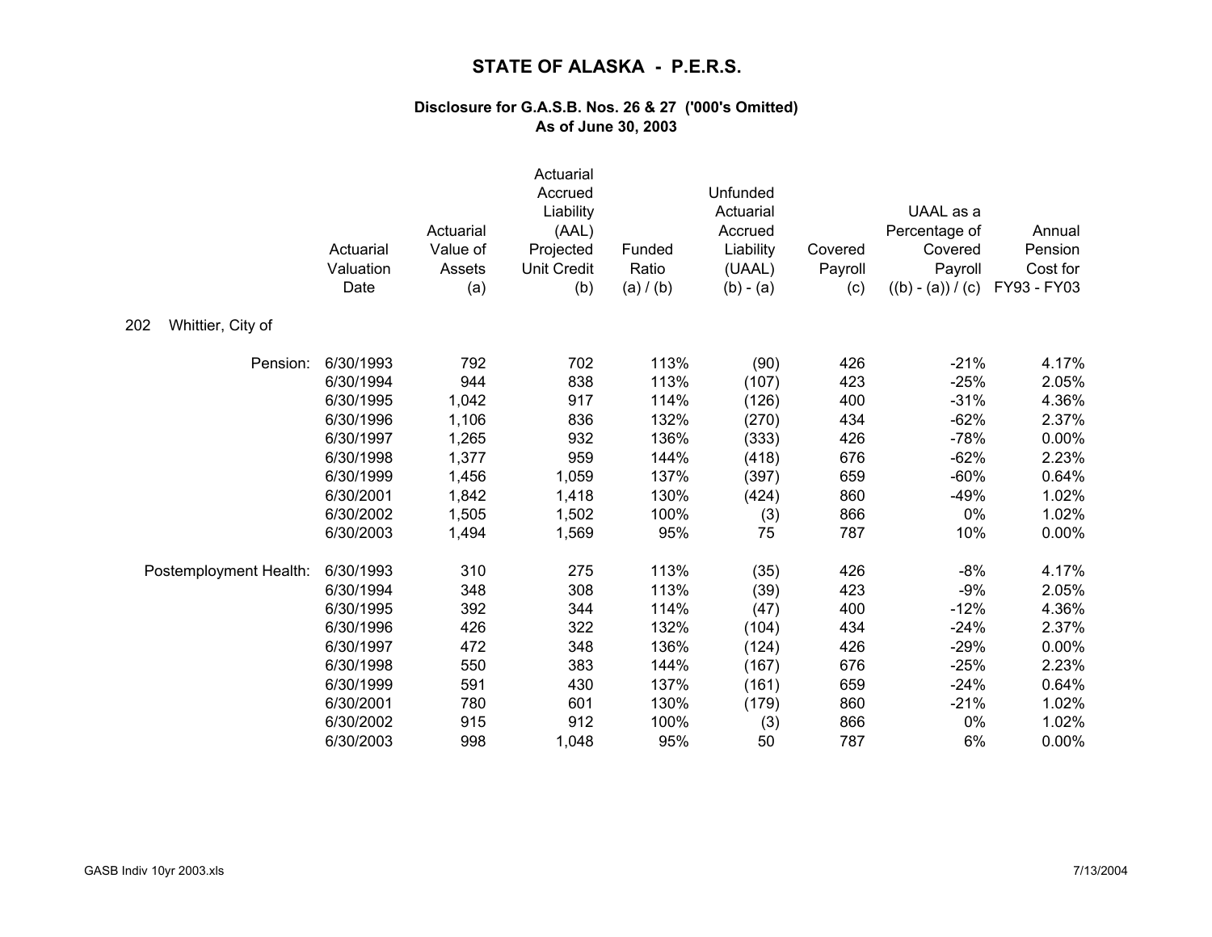# STATE OF ALASKA - P.E.R.S.

### Disclosure for G.A.S.B. Nos. 26 & 27 ('000's Omitted)
### As of June 30, 2003

**202 Whittier, City of**

| | Actuarial Valuation Date | Actuarial Value of Assets (a) | Actuarial Accrued Liability (AAL) Projected Unit Credit (b) | Funded Ratio (a) / (b) | Unfunded Actuarial Accrued Liability (UAAL) (b) - (a) | Covered Payroll (c) | UAAL as a Percentage of Covered Payroll ((b) - (a)) / (c) | Annual Pension Cost for FY93 - FY03 |
|---|---|---|---|---|---|---|---|---|
| Pension: | 6/30/1993 | 792 | 702 | 113% | (90) | 426 | -21% | 4.17% |
| | 6/30/1994 | 944 | 838 | 113% | (107) | 423 | -25% | 2.05% |
| | 6/30/1995 | 1,042 | 917 | 114% | (126) | 400 | -31% | 4.36% |
| | 6/30/1996 | 1,106 | 836 | 132% | (270) | 434 | -62% | 2.37% |
| | 6/30/1997 | 1,265 | 932 | 136% | (333) | 426 | -78% | 0.00% |
| | 6/30/1998 | 1,377 | 959 | 144% | (418) | 676 | -62% | 2.23% |
| | 6/30/1999 | 1,456 | 1,059 | 137% | (397) | 659 | -60% | 0.64% |
| | 6/30/2001 | 1,842 | 1,418 | 130% | (424) | 860 | -49% | 1.02% |
| | 6/30/2002 | 1,505 | 1,502 | 100% | (3) | 866 | 0% | 1.02% |
| | 6/30/2003 | 1,494 | 1,569 | 95% | 75 | 787 | 10% | 0.00% |
| Postemployment Health: | 6/30/1993 | 310 | 275 | 113% | (35) | 426 | -8% | 4.17% |
| | 6/30/1994 | 348 | 308 | 113% | (39) | 423 | -9% | 2.05% |
| | 6/30/1995 | 392 | 344 | 114% | (47) | 400 | -12% | 4.36% |
| | 6/30/1996 | 426 | 322 | 132% | (104) | 434 | -24% | 2.37% |
| | 6/30/1997 | 472 | 348 | 136% | (124) | 426 | -29% | 0.00% |
| | 6/30/1998 | 550 | 383 | 144% | (167) | 676 | -25% | 2.23% |
| | 6/30/1999 | 591 | 430 | 137% | (161) | 659 | -24% | 0.64% |
| | 6/30/2001 | 780 | 601 | 130% | (179) | 860 | -21% | 1.02% |
| | 6/30/2002 | 915 | 912 | 100% | (3) | 866 | 0% | 1.02% |
| | 6/30/2003 | 998 | 1,048 | 95% | 50 | 787 | 6% | 0.00% |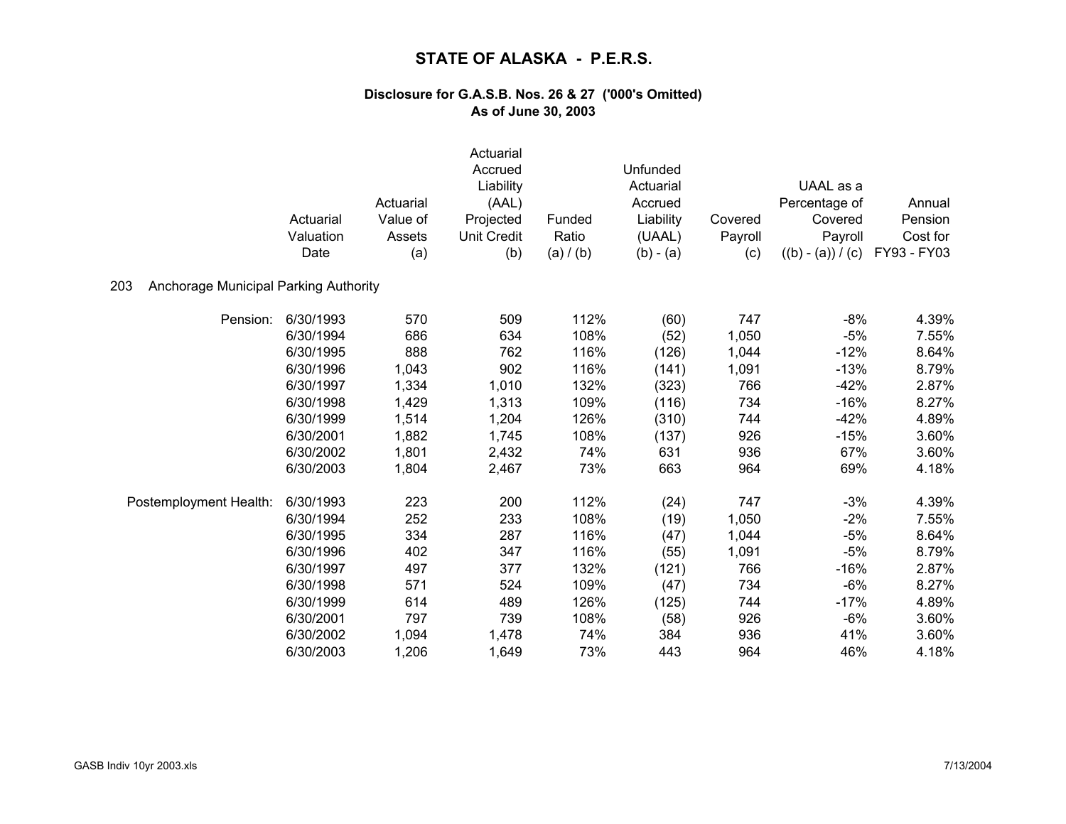# STATE OF ALASKA - P.E.R.S.

### Disclosure for G.A.S.B. Nos. 26 & 27 ('000's Omitted)
### As of June 30, 2003

203 Anchorage Municipal Parking Authority

| | Actuarial Valuation Date | Actuarial Value of Assets (a) | Actuarial Accrued Liability (AAL) Projected Unit Credit (b) | Funded Ratio (a) / (b) | Unfunded Actuarial Accrued Liability (UAAL) (b) - (a) | Covered Payroll (c) | UAAL as a Percentage of Covered Payroll ((b) - (a)) / (c) | Annual Pension Cost for FY93 - FY03 |
|---|---|---|---|---|---|---|---|---|
| Pension: | 6/30/1993 | 570 | 509 | 112% | (60) | 747 | -8% | 4.39% |
| | 6/30/1994 | 686 | 634 | 108% | (52) | 1,050 | -5% | 7.55% |
| | 6/30/1995 | 888 | 762 | 116% | (126) | 1,044 | -12% | 8.64% |
| | 6/30/1996 | 1,043 | 902 | 116% | (141) | 1,091 | -13% | 8.79% |
| | 6/30/1997 | 1,334 | 1,010 | 132% | (323) | 766 | -42% | 2.87% |
| | 6/30/1998 | 1,429 | 1,313 | 109% | (116) | 734 | -16% | 8.27% |
| | 6/30/1999 | 1,514 | 1,204 | 126% | (310) | 744 | -42% | 4.89% |
| | 6/30/2001 | 1,882 | 1,745 | 108% | (137) | 926 | -15% | 3.60% |
| | 6/30/2002 | 1,801 | 2,432 | 74% | 631 | 936 | 67% | 3.60% |
| | 6/30/2003 | 1,804 | 2,467 | 73% | 663 | 964 | 69% | 4.18% |
| Postemployment Health: | 6/30/1993 | 223 | 200 | 112% | (24) | 747 | -3% | 4.39% |
| | 6/30/1994 | 252 | 233 | 108% | (19) | 1,050 | -2% | 7.55% |
| | 6/30/1995 | 334 | 287 | 116% | (47) | 1,044 | -5% | 8.64% |
| | 6/30/1996 | 402 | 347 | 116% | (55) | 1,091 | -5% | 8.79% |
| | 6/30/1997 | 497 | 377 | 132% | (121) | 766 | -16% | 2.87% |
| | 6/30/1998 | 571 | 524 | 109% | (47) | 734 | -6% | 8.27% |
| | 6/30/1999 | 614 | 489 | 126% | (125) | 744 | -17% | 4.89% |
| | 6/30/2001 | 797 | 739 | 108% | (58) | 926 | -6% | 3.60% |
| | 6/30/2002 | 1,094 | 1,478 | 74% | 384 | 936 | 41% | 3.60% |
| | 6/30/2003 | 1,206 | 1,649 | 73% | 443 | 964 | 46% | 4.18% |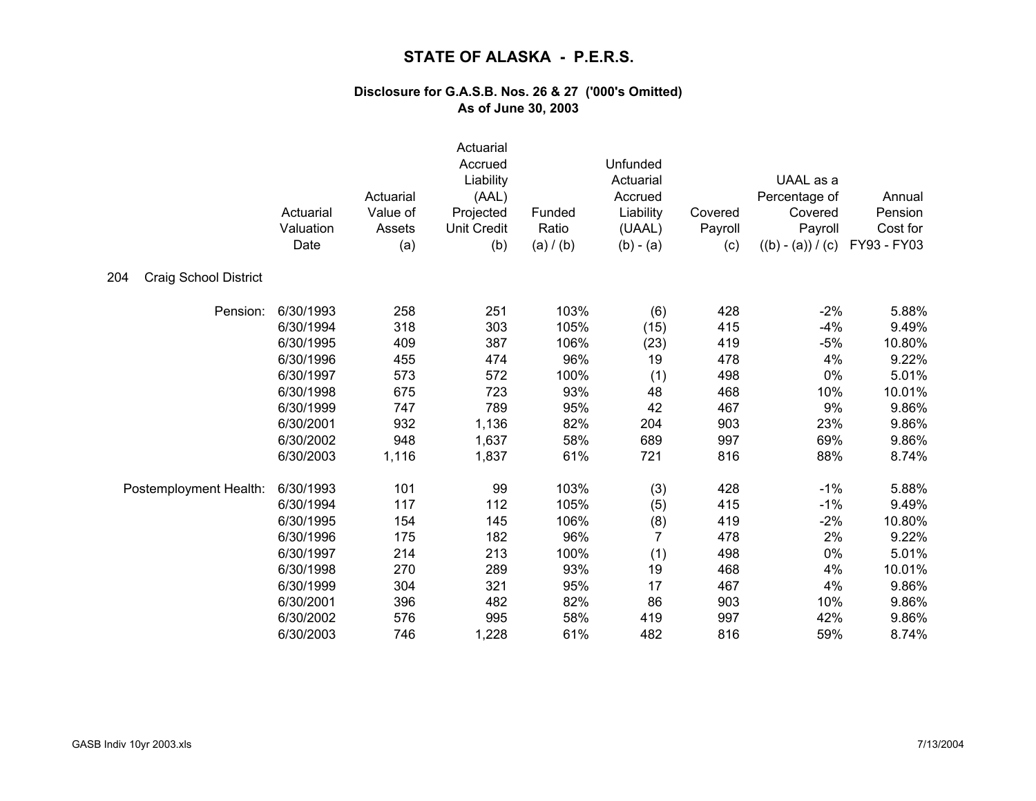# STATE OF ALASKA - P.E.R.S.

### Disclosure for G.A.S.B. Nos. 26 & 27 ('000's Omitted)
### As of June 30, 2003

| | Actuarial Valuation Date | Actuarial Value of Assets (a) | Actuarial Accrued Liability (AAL) Projected Unit Credit (b) | Funded Ratio (a) / (b) | Unfunded Actuarial Accrued Liability (UAAL) (b) - (a) | Covered Payroll (c) | UAAL as a Percentage of Covered Payroll ((b) - (a)) / (c) | Annual Pension Cost for FY93 - FY03 |
|---|---|---|---|---|---|---|---|---|
| 204 Craig School District | | | | | | | | |
| Pension: | 6/30/1993 | 258 | 251 | 103% | (6) | 428 | -2% | 5.88% |
| | 6/30/1994 | 318 | 303 | 105% | (15) | 415 | -4% | 9.49% |
| | 6/30/1995 | 409 | 387 | 106% | (23) | 419 | -5% | 10.80% |
| | 6/30/1996 | 455 | 474 | 96% | 19 | 478 | 4% | 9.22% |
| | 6/30/1997 | 573 | 572 | 100% | (1) | 498 | 0% | 5.01% |
| | 6/30/1998 | 675 | 723 | 93% | 48 | 468 | 10% | 10.01% |
| | 6/30/1999 | 747 | 789 | 95% | 42 | 467 | 9% | 9.86% |
| | 6/30/2001 | 932 | 1,136 | 82% | 204 | 903 | 23% | 9.86% |
| | 6/30/2002 | 948 | 1,637 | 58% | 689 | 997 | 69% | 9.86% |
| | 6/30/2003 | 1,116 | 1,837 | 61% | 721 | 816 | 88% | 8.74% |
| Postemployment Health: | 6/30/1993 | 101 | 99 | 103% | (3) | 428 | -1% | 5.88% |
| | 6/30/1994 | 117 | 112 | 105% | (5) | 415 | -1% | 9.49% |
| | 6/30/1995 | 154 | 145 | 106% | (8) | 419 | -2% | 10.80% |
| | 6/30/1996 | 175 | 182 | 96% | 7 | 478 | 2% | 9.22% |
| | 6/30/1997 | 214 | 213 | 100% | (1) | 498 | 0% | 5.01% |
| | 6/30/1998 | 270 | 289 | 93% | 19 | 468 | 4% | 10.01% |
| | 6/30/1999 | 304 | 321 | 95% | 17 | 467 | 4% | 9.86% |
| | 6/30/2001 | 396 | 482 | 82% | 86 | 903 | 10% | 9.86% |
| | 6/30/2002 | 576 | 995 | 58% | 419 | 997 | 42% | 9.86% |
| | 6/30/2003 | 746 | 1,228 | 61% | 482 | 816 | 59% | 8.74% |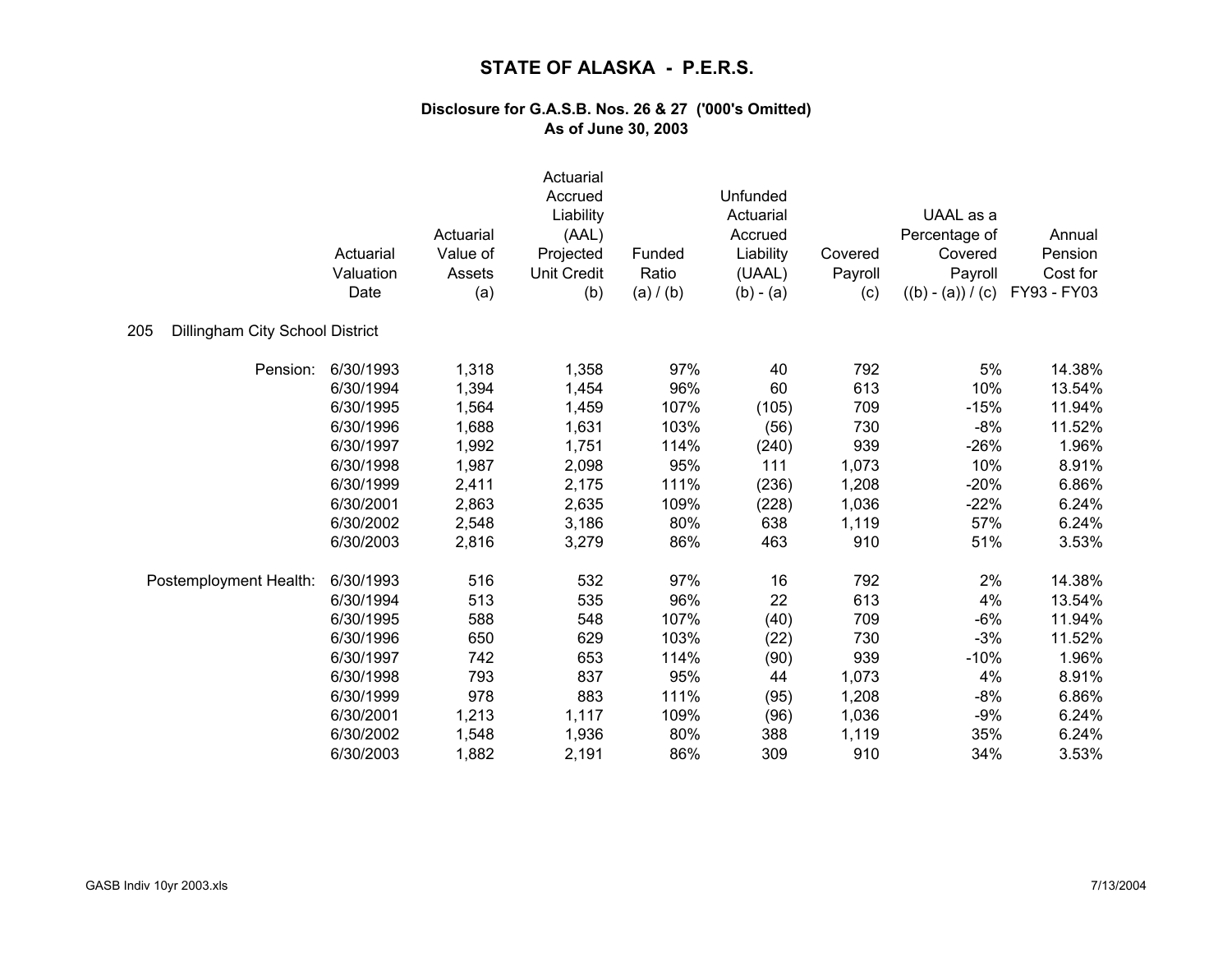# STATE OF ALASKA - P.E.R.S.

### Disclosure for G.A.S.B. Nos. 26 & 27 ('000's Omitted)
### As of June 30, 2003

**205 Dillingham City School District**

| | Actuarial Valuation Date | Actuarial Value of Assets (a) | Actuarial Accrued Liability (AAL) Projected Unit Credit (b) | Funded Ratio (a) / (b) | Unfunded Actuarial Accrued Liability (UAAL) (b) - (a) | Covered Payroll (c) | UAAL as a Percentage of Covered Payroll ((b) - (a)) / (c) | Annual Pension Cost for FY93 - FY03 |
|---|---|---|---|---|---|---|---|---|
| Pension: | 6/30/1993 | 1,318 | 1,358 | 97% | 40 | 792 | 5% | 14.38% |
| | 6/30/1994 | 1,394 | 1,454 | 96% | 60 | 613 | 10% | 13.54% |
| | 6/30/1995 | 1,564 | 1,459 | 107% | (105) | 709 | -15% | 11.94% |
| | 6/30/1996 | 1,688 | 1,631 | 103% | (56) | 730 | -8% | 11.52% |
| | 6/30/1997 | 1,992 | 1,751 | 114% | (240) | 939 | -26% | 1.96% |
| | 6/30/1998 | 1,987 | 2,098 | 95% | 111 | 1,073 | 10% | 8.91% |
| | 6/30/1999 | 2,411 | 2,175 | 111% | (236) | 1,208 | -20% | 6.86% |
| | 6/30/2001 | 2,863 | 2,635 | 109% | (228) | 1,036 | -22% | 6.24% |
| | 6/30/2002 | 2,548 | 3,186 | 80% | 638 | 1,119 | 57% | 6.24% |
| | 6/30/2003 | 2,816 | 3,279 | 86% | 463 | 910 | 51% | 3.53% |
| Postemployment Health: | 6/30/1993 | 516 | 532 | 97% | 16 | 792 | 2% | 14.38% |
| | 6/30/1994 | 513 | 535 | 96% | 22 | 613 | 4% | 13.54% |
| | 6/30/1995 | 588 | 548 | 107% | (40) | 709 | -6% | 11.94% |
| | 6/30/1996 | 650 | 629 | 103% | (22) | 730 | -3% | 11.52% |
| | 6/30/1997 | 742 | 653 | 114% | (90) | 939 | -10% | 1.96% |
| | 6/30/1998 | 793 | 837 | 95% | 44 | 1,073 | 4% | 8.91% |
| | 6/30/1999 | 978 | 883 | 111% | (95) | 1,208 | -8% | 6.86% |
| | 6/30/2001 | 1,213 | 1,117 | 109% | (96) | 1,036 | -9% | 6.24% |
| | 6/30/2002 | 1,548 | 1,936 | 80% | 388 | 1,119 | 35% | 6.24% |
| | 6/30/2003 | 1,882 | 2,191 | 86% | 309 | 910 | 34% | 3.53% |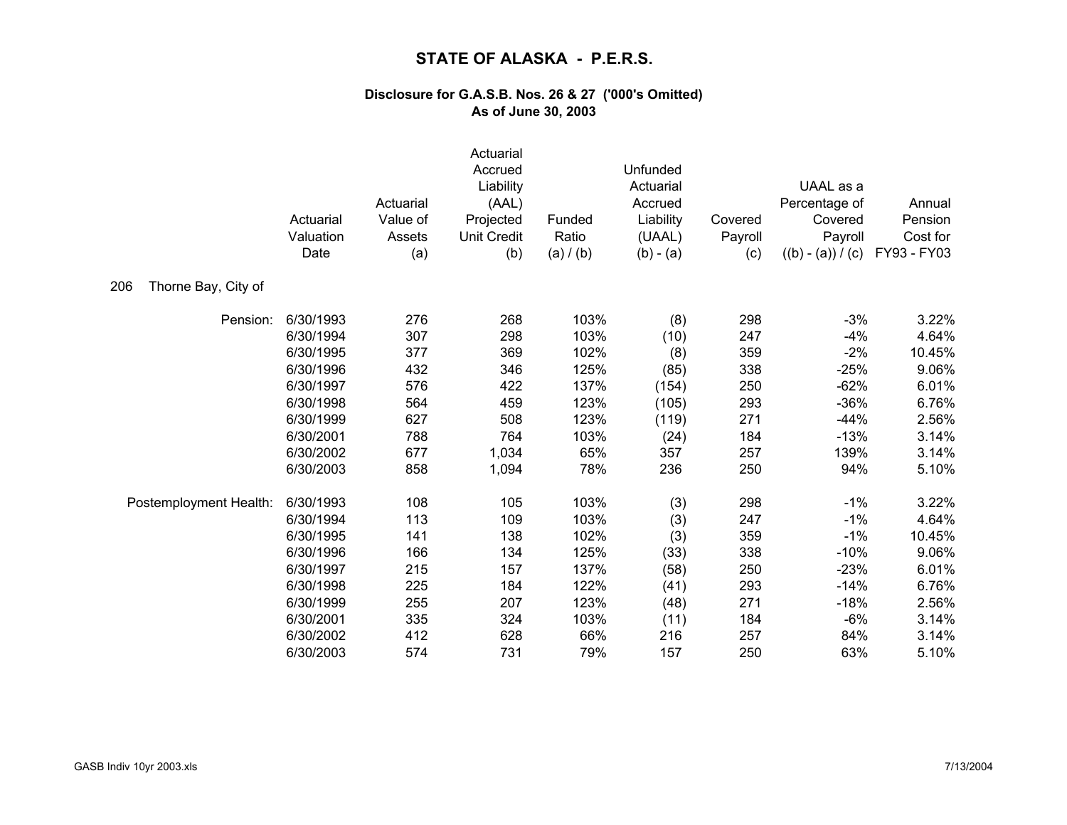# STATE OF ALASKA - P.E.R.S.

### Disclosure for G.A.S.B. Nos. 26 & 27 ('000's Omitted)
### As of June 30, 2003

**206 Thorne Bay, City of**

| | Actuarial Valuation Date | Actuarial Value of Assets (a) | Actuarial Accrued Liability (AAL) Projected Unit Credit (b) | Funded Ratio (a) / (b) | Unfunded Actuarial Accrued Liability (UAAL) (b) - (a) | Covered Payroll (c) | UAAL as a Percentage of Covered Payroll ((b) - (a)) / (c) | Annual Pension Cost for FY93 - FY03 |
|---|---|---|---|---|---|---|---|---|
| Pension: | 6/30/1993 | 276 | 268 | 103% | (8) | 298 | -3% | 3.22% |
| | 6/30/1994 | 307 | 298 | 103% | (10) | 247 | -4% | 4.64% |
| | 6/30/1995 | 377 | 369 | 102% | (8) | 359 | -2% | 10.45% |
| | 6/30/1996 | 432 | 346 | 125% | (85) | 338 | -25% | 9.06% |
| | 6/30/1997 | 576 | 422 | 137% | (154) | 250 | -62% | 6.01% |
| | 6/30/1998 | 564 | 459 | 123% | (105) | 293 | -36% | 6.76% |
| | 6/30/1999 | 627 | 508 | 123% | (119) | 271 | -44% | 2.56% |
| | 6/30/2001 | 788 | 764 | 103% | (24) | 184 | -13% | 3.14% |
| | 6/30/2002 | 677 | 1,034 | 65% | 357 | 257 | 139% | 3.14% |
| | 6/30/2003 | 858 | 1,094 | 78% | 236 | 250 | 94% | 5.10% |
| Postemployment Health: | 6/30/1993 | 108 | 105 | 103% | (3) | 298 | -1% | 3.22% |
| | 6/30/1994 | 113 | 109 | 103% | (3) | 247 | -1% | 4.64% |
| | 6/30/1995 | 141 | 138 | 102% | (3) | 359 | -1% | 10.45% |
| | 6/30/1996 | 166 | 134 | 125% | (33) | 338 | -10% | 9.06% |
| | 6/30/1997 | 215 | 157 | 137% | (58) | 250 | -23% | 6.01% |
| | 6/30/1998 | 225 | 184 | 122% | (41) | 293 | -14% | 6.76% |
| | 6/30/1999 | 255 | 207 | 123% | (48) | 271 | -18% | 2.56% |
| | 6/30/2001 | 335 | 324 | 103% | (11) | 184 | -6% | 3.14% |
| | 6/30/2002 | 412 | 628 | 66% | 216 | 257 | 84% | 3.14% |
| | 6/30/2003 | 574 | 731 | 79% | 157 | 250 | 63% | 5.10% |

GASB Indiv 10yr 2003.xls 7/13/2004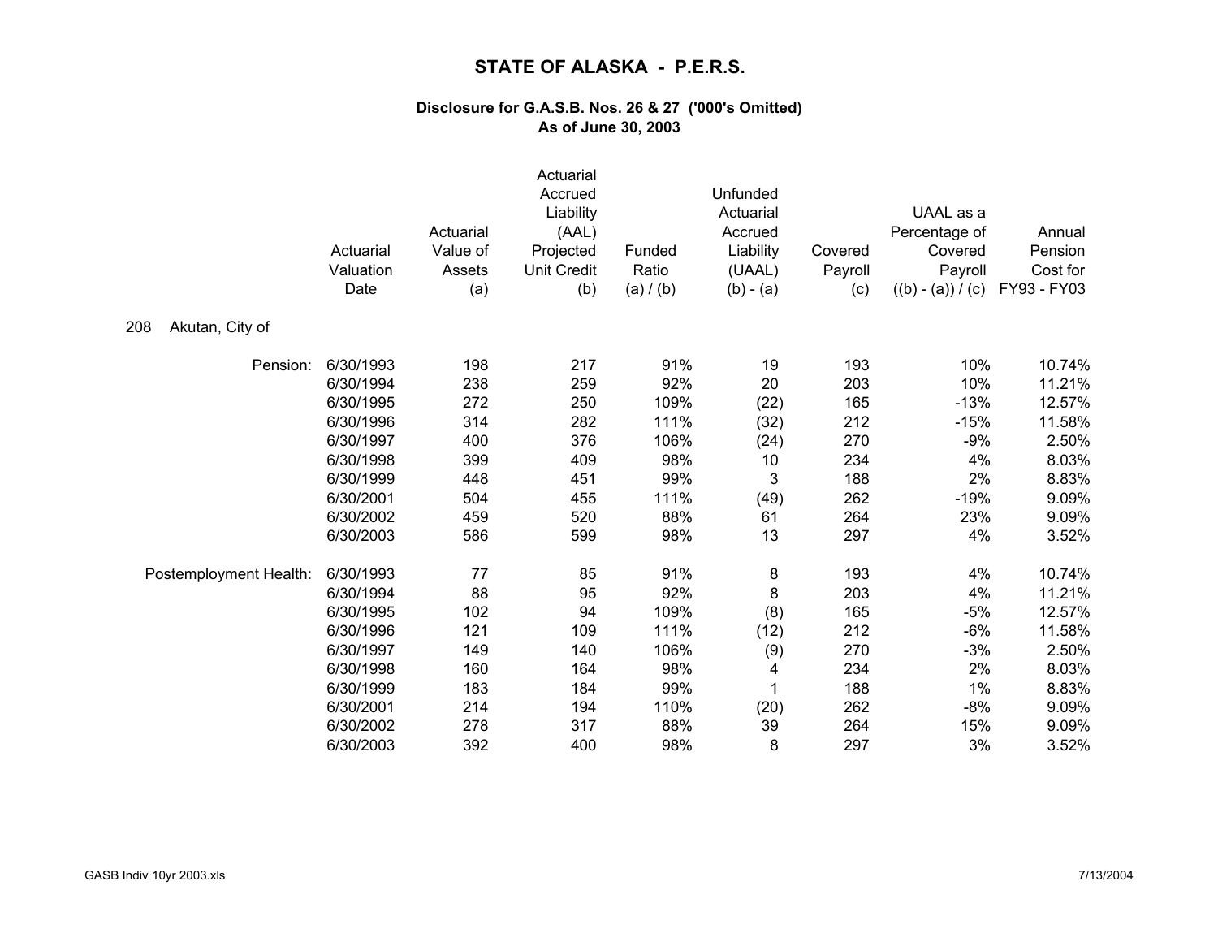# STATE OF ALASKA - P.E.R.S.

### Disclosure for G.A.S.B. Nos. 26 & 27 ('000's Omitted)
### As of June 30, 2003

| | Actuarial Valuation Date | Actuarial Value of Assets (a) | Actuarial Accrued Liability (AAL) Projected Unit Credit (b) | Funded Ratio (a) / (b) | Unfunded Actuarial Accrued Liability (UAAL) (b) - (a) | Covered Payroll (c) | UAAL as a Percentage of Covered Payroll ((b) - (a)) / (c) | Annual Pension Cost for FY93 - FY03 |
|---|---|---|---|---|---|---|---|---|
| 208 Akutan, City of | | | | | | | | |
| Pension: | 6/30/1993 | 198 | 217 | 91% | 19 | 193 | 10% | 10.74% |
| | 6/30/1994 | 238 | 259 | 92% | 20 | 203 | 10% | 11.21% |
| | 6/30/1995 | 272 | 250 | 109% | (22) | 165 | -13% | 12.57% |
| | 6/30/1996 | 314 | 282 | 111% | (32) | 212 | -15% | 11.58% |
| | 6/30/1997 | 400 | 376 | 106% | (24) | 270 | -9% | 2.50% |
| | 6/30/1998 | 399 | 409 | 98% | 10 | 234 | 4% | 8.03% |
| | 6/30/1999 | 448 | 451 | 99% | 3 | 188 | 2% | 8.83% |
| | 6/30/2001 | 504 | 455 | 111% | (49) | 262 | -19% | 9.09% |
| | 6/30/2002 | 459 | 520 | 88% | 61 | 264 | 23% | 9.09% |
| | 6/30/2003 | 586 | 599 | 98% | 13 | 297 | 4% | 3.52% |
| Postemployment Health: | 6/30/1993 | 77 | 85 | 91% | 8 | 193 | 4% | 10.74% |
| | 6/30/1994 | 88 | 95 | 92% | 8 | 203 | 4% | 11.21% |
| | 6/30/1995 | 102 | 94 | 109% | (8) | 165 | -5% | 12.57% |
| | 6/30/1996 | 121 | 109 | 111% | (12) | 212 | -6% | 11.58% |
| | 6/30/1997 | 149 | 140 | 106% | (9) | 270 | -3% | 2.50% |
| | 6/30/1998 | 160 | 164 | 98% | 4 | 234 | 2% | 8.03% |
| | 6/30/1999 | 183 | 184 | 99% | 1 | 188 | 1% | 8.83% |
| | 6/30/2001 | 214 | 194 | 110% | (20) | 262 | -8% | 9.09% |
| | 6/30/2002 | 278 | 317 | 88% | 39 | 264 | 15% | 9.09% |
| | 6/30/2003 | 392 | 400 | 98% | 8 | 297 | 3% | 3.52% |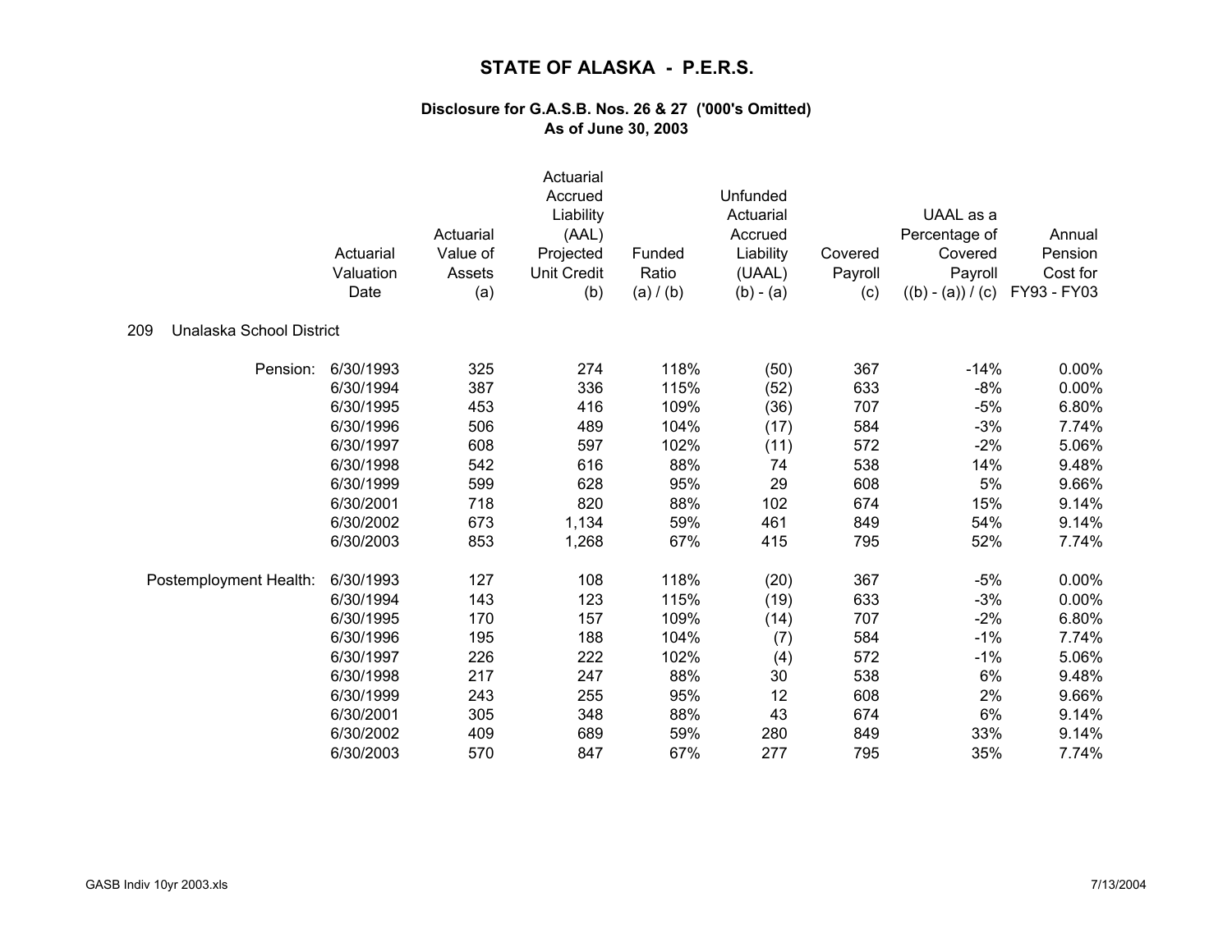# STATE OF ALASKA - P.E.R.S.

### Disclosure for G.A.S.B. Nos. 26 & 27 ('000's Omitted)
### As of June 30, 2003

209 Unalaska School District

| | Actuarial Valuation Date | Actuarial Value of Assets (a) | Actuarial Accrued Liability (AAL) Projected Unit Credit (b) | Funded Ratio (a) / (b) | Unfunded Actuarial Accrued Liability (UAAL) (b) - (a) | Covered Payroll (c) | UAAL as a Percentage of Covered Payroll ((b) - (a)) / (c) | Annual Pension Cost for FY93 - FY03 |
|---|---|---|---|---|---|---|---|---|
| Pension: | 6/30/1993 | 325 | 274 | 118% | (50) | 367 | -14% | 0.00% |
| | 6/30/1994 | 387 | 336 | 115% | (52) | 633 | -8% | 0.00% |
| | 6/30/1995 | 453 | 416 | 109% | (36) | 707 | -5% | 6.80% |
| | 6/30/1996 | 506 | 489 | 104% | (17) | 584 | -3% | 7.74% |
| | 6/30/1997 | 608 | 597 | 102% | (11) | 572 | -2% | 5.06% |
| | 6/30/1998 | 542 | 616 | 88% | 74 | 538 | 14% | 9.48% |
| | 6/30/1999 | 599 | 628 | 95% | 29 | 608 | 5% | 9.66% |
| | 6/30/2001 | 718 | 820 | 88% | 102 | 674 | 15% | 9.14% |
| | 6/30/2002 | 673 | 1,134 | 59% | 461 | 849 | 54% | 9.14% |
| | 6/30/2003 | 853 | 1,268 | 67% | 415 | 795 | 52% | 7.74% |
| Postemployment Health: | 6/30/1993 | 127 | 108 | 118% | (20) | 367 | -5% | 0.00% |
| | 6/30/1994 | 143 | 123 | 115% | (19) | 633 | -3% | 0.00% |
| | 6/30/1995 | 170 | 157 | 109% | (14) | 707 | -2% | 6.80% |
| | 6/30/1996 | 195 | 188 | 104% | (7) | 584 | -1% | 7.74% |
| | 6/30/1997 | 226 | 222 | 102% | (4) | 572 | -1% | 5.06% |
| | 6/30/1998 | 217 | 247 | 88% | 30 | 538 | 6% | 9.48% |
| | 6/30/1999 | 243 | 255 | 95% | 12 | 608 | 2% | 9.66% |
| | 6/30/2001 | 305 | 348 | 88% | 43 | 674 | 6% | 9.14% |
| | 6/30/2002 | 409 | 689 | 59% | 280 | 849 | 33% | 9.14% |
| | 6/30/2003 | 570 | 847 | 67% | 277 | 795 | 35% | 7.74% |

GASB Indiv 10yr 2003.xls 7/13/2004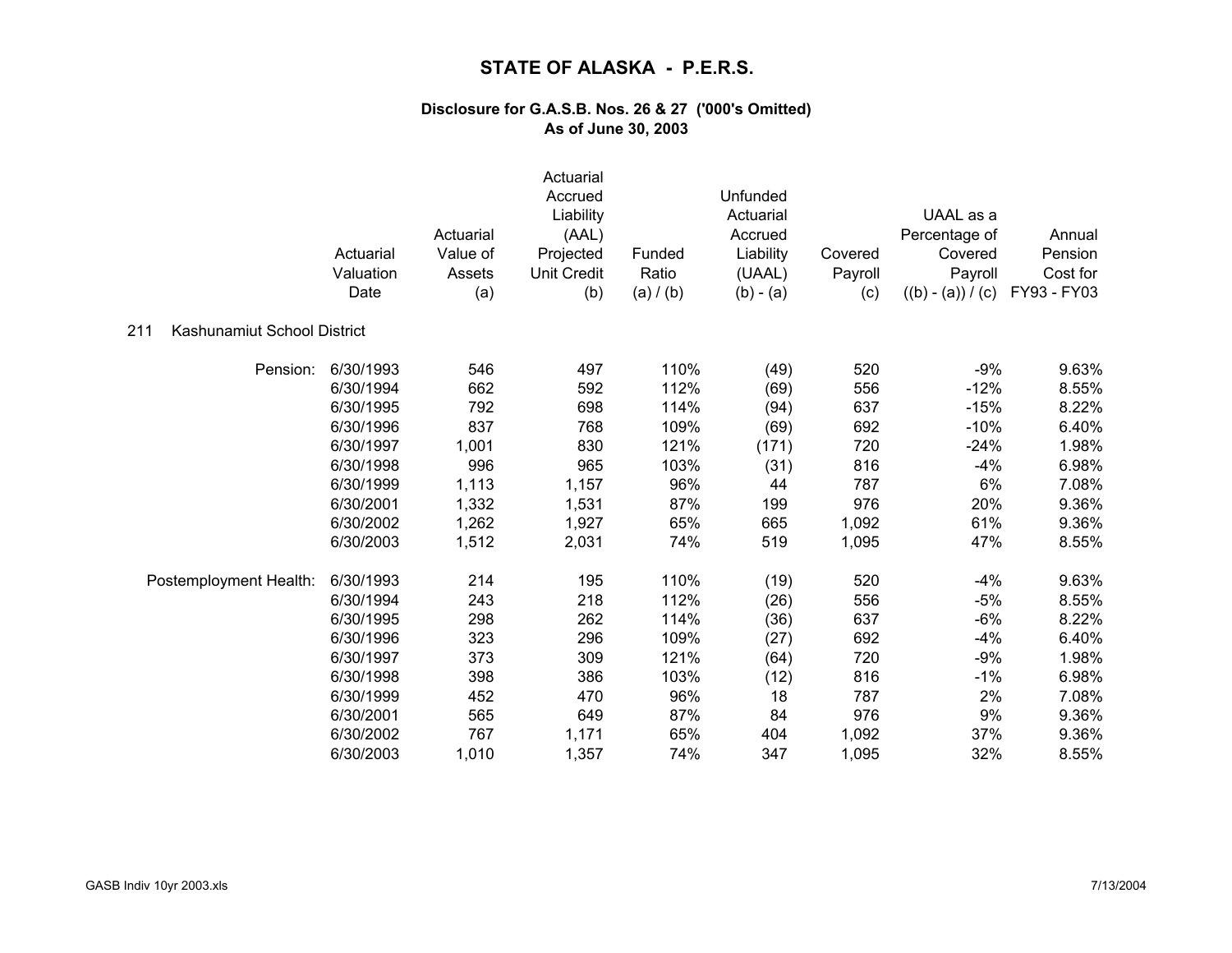# STATE OF ALASKA - P.E.R.S.

### Disclosure for G.A.S.B. Nos. 26 & 27 ('000's Omitted)
### As of June 30, 2003

211 Kashunamiut School District

| | Actuarial Valuation Date | Actuarial Value of Assets (a) | Actuarial Accrued Liability (AAL) Projected Unit Credit (b) | Funded Ratio (a) / (b) | Unfunded Actuarial Accrued Liability (UAAL) (b) - (a) | Covered Payroll (c) | UAAL as a Percentage of Covered Payroll ((b) - (a)) / (c) | Annual Pension Cost for FY93 - FY03 |
|---|---|---|---|---|---|---|---|---|
| Pension: | 6/30/1993 | 546 | 497 | 110% | (49) | 520 | -9% | 9.63% |
| | 6/30/1994 | 662 | 592 | 112% | (69) | 556 | -12% | 8.55% |
| | 6/30/1995 | 792 | 698 | 114% | (94) | 637 | -15% | 8.22% |
| | 6/30/1996 | 837 | 768 | 109% | (69) | 692 | -10% | 6.40% |
| | 6/30/1997 | 1,001 | 830 | 121% | (171) | 720 | -24% | 1.98% |
| | 6/30/1998 | 996 | 965 | 103% | (31) | 816 | -4% | 6.98% |
| | 6/30/1999 | 1,113 | 1,157 | 96% | 44 | 787 | 6% | 7.08% |
| | 6/30/2001 | 1,332 | 1,531 | 87% | 199 | 976 | 20% | 9.36% |
| | 6/30/2002 | 1,262 | 1,927 | 65% | 665 | 1,092 | 61% | 9.36% |
| | 6/30/2003 | 1,512 | 2,031 | 74% | 519 | 1,095 | 47% | 8.55% |
| Postemployment Health: | 6/30/1993 | 214 | 195 | 110% | (19) | 520 | -4% | 9.63% |
| | 6/30/1994 | 243 | 218 | 112% | (26) | 556 | -5% | 8.55% |
| | 6/30/1995 | 298 | 262 | 114% | (36) | 637 | -6% | 8.22% |
| | 6/30/1996 | 323 | 296 | 109% | (27) | 692 | -4% | 6.40% |
| | 6/30/1997 | 373 | 309 | 121% | (64) | 720 | -9% | 1.98% |
| | 6/30/1998 | 398 | 386 | 103% | (12) | 816 | -1% | 6.98% |
| | 6/30/1999 | 452 | 470 | 96% | 18 | 787 | 2% | 7.08% |
| | 6/30/2001 | 565 | 649 | 87% | 84 | 976 | 9% | 9.36% |
| | 6/30/2002 | 767 | 1,171 | 65% | 404 | 1,092 | 37% | 9.36% |
| | 6/30/2003 | 1,010 | 1,357 | 74% | 347 | 1,095 | 32% | 8.55% |

GASB Indiv 10yr 2003.xls 7/13/2004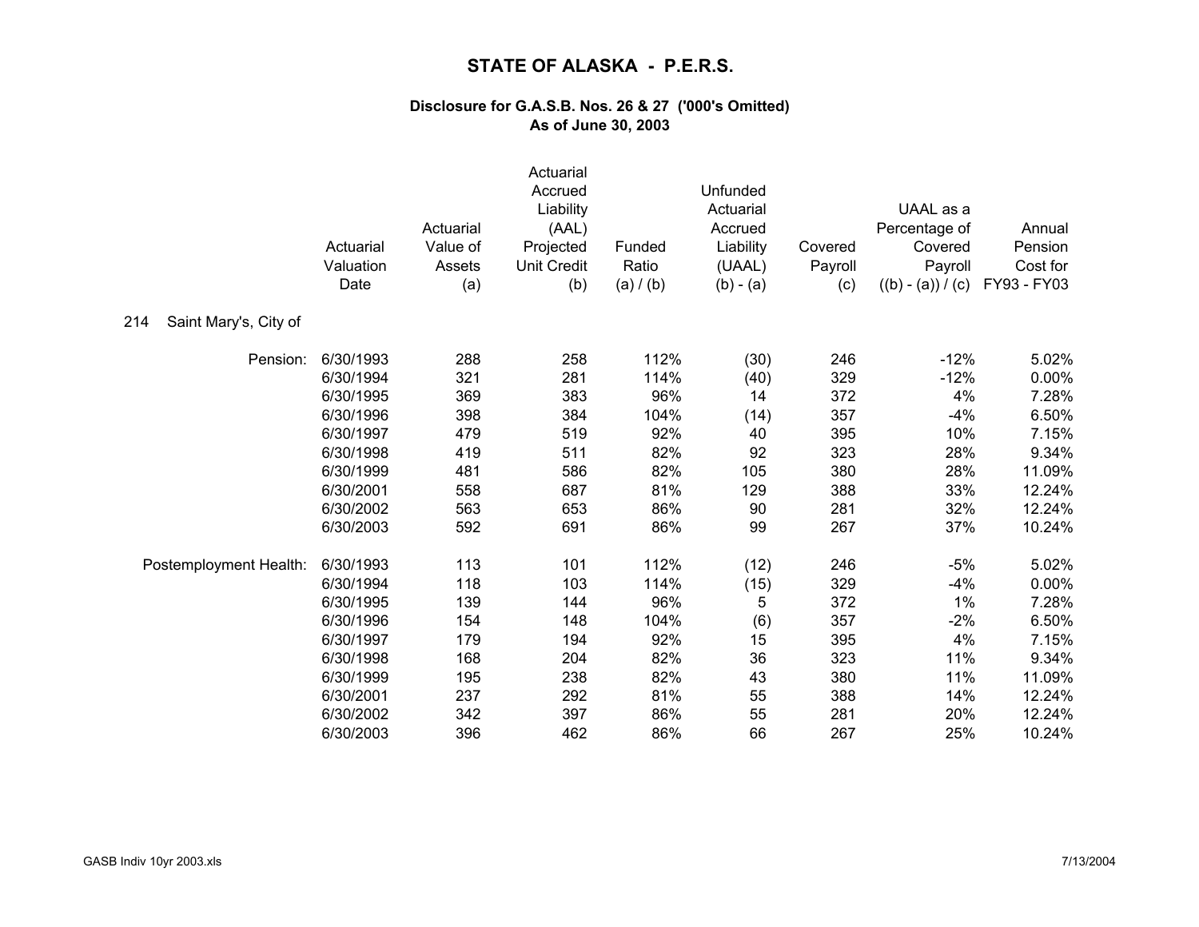# STATE OF ALASKA - P.E.R.S.

### Disclosure for G.A.S.B. Nos. 26 & 27 ('000's Omitted)
### As of June 30, 2003

| | Actuarial Valuation Date | Actuarial Value of Assets (a) | Actuarial Accrued Liability (AAL) Projected Unit Credit (b) | Funded Ratio (a) / (b) | Unfunded Actuarial Accrued Liability (UAAL) (b) - (a) | Covered Payroll (c) | UAAL as a Percentage of Covered Payroll ((b) - (a)) / (c) | Annual Pension Cost for FY93 - FY03 |
|---|---|---|---|---|---|---|---|---|
| 214 Saint Mary's, City of | | | | | | | | |
| Pension: | 6/30/1993 | 288 | 258 | 112% | (30) | 246 | -12% | 5.02% |
| | 6/30/1994 | 321 | 281 | 114% | (40) | 329 | -12% | 0.00% |
| | 6/30/1995 | 369 | 383 | 96% | 14 | 372 | 4% | 7.28% |
| | 6/30/1996 | 398 | 384 | 104% | (14) | 357 | -4% | 6.50% |
| | 6/30/1997 | 479 | 519 | 92% | 40 | 395 | 10% | 7.15% |
| | 6/30/1998 | 419 | 511 | 82% | 92 | 323 | 28% | 9.34% |
| | 6/30/1999 | 481 | 586 | 82% | 105 | 380 | 28% | 11.09% |
| | 6/30/2001 | 558 | 687 | 81% | 129 | 388 | 33% | 12.24% |
| | 6/30/2002 | 563 | 653 | 86% | 90 | 281 | 32% | 12.24% |
| | 6/30/2003 | 592 | 691 | 86% | 99 | 267 | 37% | 10.24% |
| Postemployment Health: | 6/30/1993 | 113 | 101 | 112% | (12) | 246 | -5% | 5.02% |
| | 6/30/1994 | 118 | 103 | 114% | (15) | 329 | -4% | 0.00% |
| | 6/30/1995 | 139 | 144 | 96% | 5 | 372 | 1% | 7.28% |
| | 6/30/1996 | 154 | 148 | 104% | (6) | 357 | -2% | 6.50% |
| | 6/30/1997 | 179 | 194 | 92% | 15 | 395 | 4% | 7.15% |
| | 6/30/1998 | 168 | 204 | 82% | 36 | 323 | 11% | 9.34% |
| | 6/30/1999 | 195 | 238 | 82% | 43 | 380 | 11% | 11.09% |
| | 6/30/2001 | 237 | 292 | 81% | 55 | 388 | 14% | 12.24% |
| | 6/30/2002 | 342 | 397 | 86% | 55 | 281 | 20% | 12.24% |
| | 6/30/2003 | 396 | 462 | 86% | 66 | 267 | 25% | 10.24% |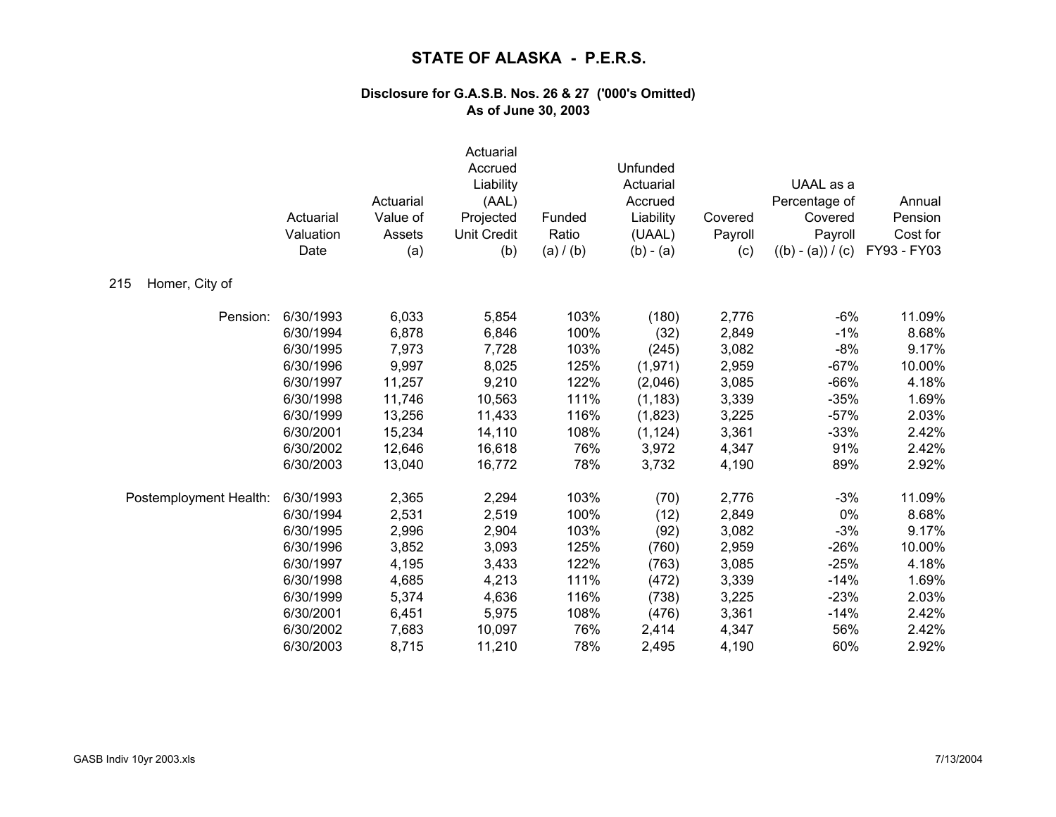# STATE OF ALASKA - P.E.R.S.

### Disclosure for G.A.S.B. Nos. 26 & 27 ('000's Omitted)
### As of June 30, 2003

| | Actuarial Valuation Date | Actuarial Value of Assets (a) | Actuarial Accrued Liability (AAL) Projected Unit Credit (b) | Funded Ratio (a) / (b) | Unfunded Actuarial Accrued Liability (UAAL) (b) - (a) | Covered Payroll (c) | UAAL as a Percentage of Covered Payroll ((b) - (a)) / (c) | Annual Pension Cost for FY93 - FY03 |
|---|---|---|---|---|---|---|---|---|
| 215 Homer, City of | | | | | | | | |
| Pension: | 6/30/1993 | 6,033 | 5,854 | 103% | (180) | 2,776 | -6% | 11.09% |
| | 6/30/1994 | 6,878 | 6,846 | 100% | (32) | 2,849 | -1% | 8.68% |
| | 6/30/1995 | 7,973 | 7,728 | 103% | (245) | 3,082 | -8% | 9.17% |
| | 6/30/1996 | 9,997 | 8,025 | 125% | (1,971) | 2,959 | -67% | 10.00% |
| | 6/30/1997 | 11,257 | 9,210 | 122% | (2,046) | 3,085 | -66% | 4.18% |
| | 6/30/1998 | 11,746 | 10,563 | 111% | (1,183) | 3,339 | -35% | 1.69% |
| | 6/30/1999 | 13,256 | 11,433 | 116% | (1,823) | 3,225 | -57% | 2.03% |
| | 6/30/2001 | 15,234 | 14,110 | 108% | (1,124) | 3,361 | -33% | 2.42% |
| | 6/30/2002 | 12,646 | 16,618 | 76% | 3,972 | 4,347 | 91% | 2.42% |
| | 6/30/2003 | 13,040 | 16,772 | 78% | 3,732 | 4,190 | 89% | 2.92% |
| Postemployment Health: | 6/30/1993 | 2,365 | 2,294 | 103% | (70) | 2,776 | -3% | 11.09% |
| | 6/30/1994 | 2,531 | 2,519 | 100% | (12) | 2,849 | 0% | 8.68% |
| | 6/30/1995 | 2,996 | 2,904 | 103% | (92) | 3,082 | -3% | 9.17% |
| | 6/30/1996 | 3,852 | 3,093 | 125% | (760) | 2,959 | -26% | 10.00% |
| | 6/30/1997 | 4,195 | 3,433 | 122% | (763) | 3,085 | -25% | 4.18% |
| | 6/30/1998 | 4,685 | 4,213 | 111% | (472) | 3,339 | -14% | 1.69% |
| | 6/30/1999 | 5,374 | 4,636 | 116% | (738) | 3,225 | -23% | 2.03% |
| | 6/30/2001 | 6,451 | 5,975 | 108% | (476) | 3,361 | -14% | 2.42% |
| | 6/30/2002 | 7,683 | 10,097 | 76% | 2,414 | 4,347 | 56% | 2.42% |
| | 6/30/2003 | 8,715 | 11,210 | 78% | 2,495 | 4,190 | 60% | 2.92% |

GASB Indiv 10yr 2003.xls 7/13/2004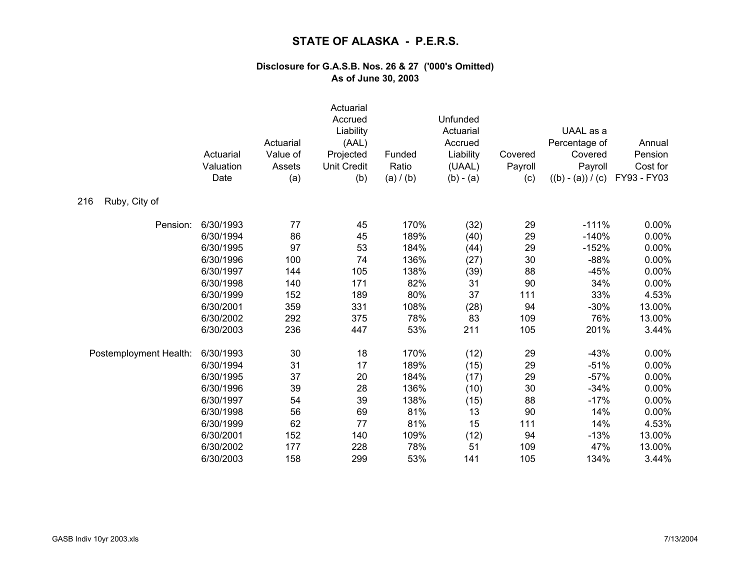# STATE OF ALASKA - P.E.R.S.

### Disclosure for G.A.S.B. Nos. 26 & 27 ('000's Omitted)
### As of June 30, 2003

| | Actuarial Valuation Date | Actuarial Value of Assets (a) | Actuarial Accrued Liability (AAL) Projected Unit Credit (b) | Funded Ratio (a) / (b) | Unfunded Actuarial Accrued Liability (UAAL) (b) - (a) | Covered Payroll (c) | UAAL as a Percentage of Covered Payroll ((b) - (a)) / (c) | Annual Pension Cost for FY93 - FY03 |
|---|---|---|---|---|---|---|---|---|
| 216 Ruby, City of | | | | | | | | |
| Pension: | 6/30/1993 | 77 | 45 | 170% | (32) | 29 | -111% | 0.00% |
| | 6/30/1994 | 86 | 45 | 189% | (40) | 29 | -140% | 0.00% |
| | 6/30/1995 | 97 | 53 | 184% | (44) | 29 | -152% | 0.00% |
| | 6/30/1996 | 100 | 74 | 136% | (27) | 30 | -88% | 0.00% |
| | 6/30/1997 | 144 | 105 | 138% | (39) | 88 | -45% | 0.00% |
| | 6/30/1998 | 140 | 171 | 82% | 31 | 90 | 34% | 0.00% |
| | 6/30/1999 | 152 | 189 | 80% | 37 | 111 | 33% | 4.53% |
| | 6/30/2001 | 359 | 331 | 108% | (28) | 94 | -30% | 13.00% |
| | 6/30/2002 | 292 | 375 | 78% | 83 | 109 | 76% | 13.00% |
| | 6/30/2003 | 236 | 447 | 53% | 211 | 105 | 201% | 3.44% |
| Postemployment Health: | 6/30/1993 | 30 | 18 | 170% | (12) | 29 | -43% | 0.00% |
| | 6/30/1994 | 31 | 17 | 189% | (15) | 29 | -51% | 0.00% |
| | 6/30/1995 | 37 | 20 | 184% | (17) | 29 | -57% | 0.00% |
| | 6/30/1996 | 39 | 28 | 136% | (10) | 30 | -34% | 0.00% |
| | 6/30/1997 | 54 | 39 | 138% | (15) | 88 | -17% | 0.00% |
| | 6/30/1998 | 56 | 69 | 81% | 13 | 90 | 14% | 0.00% |
| | 6/30/1999 | 62 | 77 | 81% | 15 | 111 | 14% | 4.53% |
| | 6/30/2001 | 152 | 140 | 109% | (12) | 94 | -13% | 13.00% |
| | 6/30/2002 | 177 | 228 | 78% | 51 | 109 | 47% | 13.00% |
| | 6/30/2003 | 158 | 299 | 53% | 141 | 105 | 134% | 3.44% |

GASB Indiv 10yr 2003.xls 7/13/2004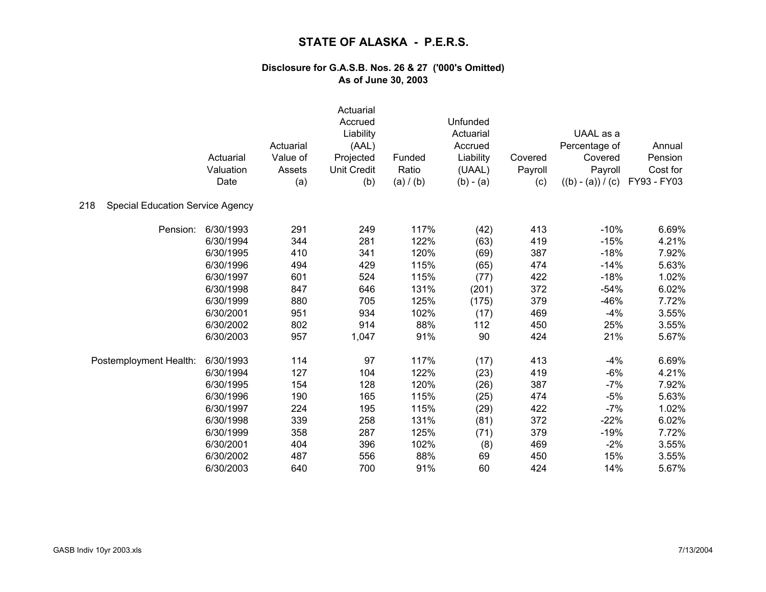# STATE OF ALASKA - P.E.R.S.

### Disclosure for G.A.S.B. Nos. 26 & 27 ('000's Omitted)
### As of June 30, 2003

| | Actuarial Valuation Date | Actuarial Value of Assets (a) | Actuarial Accrued Liability (AAL) Projected Unit Credit (b) | Funded Ratio (a) / (b) | Unfunded Actuarial Accrued Liability (UAAL) (b) - (a) | Covered Payroll (c) | UAAL as a Percentage of Covered Payroll ((b) - (a)) / (c) | Annual Pension Cost for FY93 - FY03 |
|---|---|---|---|---|---|---|---|---|
| **218 Special Education Service Agency** | | | | | | | | |
| Pension: | 6/30/1993 | 291 | 249 | 117% | (42) | 413 | -10% | 6.69% |
| | 6/30/1994 | 344 | 281 | 122% | (63) | 419 | -15% | 4.21% |
| | 6/30/1995 | 410 | 341 | 120% | (69) | 387 | -18% | 7.92% |
| | 6/30/1996 | 494 | 429 | 115% | (65) | 474 | -14% | 5.63% |
| | 6/30/1997 | 601 | 524 | 115% | (77) | 422 | -18% | 1.02% |
| | 6/30/1998 | 847 | 646 | 131% | (201) | 372 | -54% | 6.02% |
| | 6/30/1999 | 880 | 705 | 125% | (175) | 379 | -46% | 7.72% |
| | 6/30/2001 | 951 | 934 | 102% | (17) | 469 | -4% | 3.55% |
| | 6/30/2002 | 802 | 914 | 88% | 112 | 450 | 25% | 3.55% |
| | 6/30/2003 | 957 | 1,047 | 91% | 90 | 424 | 21% | 5.67% |
| Postemployment Health: | 6/30/1993 | 114 | 97 | 117% | (17) | 413 | -4% | 6.69% |
| | 6/30/1994 | 127 | 104 | 122% | (23) | 419 | -6% | 4.21% |
| | 6/30/1995 | 154 | 128 | 120% | (26) | 387 | -7% | 7.92% |
| | 6/30/1996 | 190 | 165 | 115% | (25) | 474 | -5% | 5.63% |
| | 6/30/1997 | 224 | 195 | 115% | (29) | 422 | -7% | 1.02% |
| | 6/30/1998 | 339 | 258 | 131% | (81) | 372 | -22% | 6.02% |
| | 6/30/1999 | 358 | 287 | 125% | (71) | 379 | -19% | 7.72% |
| | 6/30/2001 | 404 | 396 | 102% | (8) | 469 | -2% | 3.55% |
| | 6/30/2002 | 487 | 556 | 88% | 69 | 450 | 15% | 3.55% |
| | 6/30/2003 | 640 | 700 | 91% | 60 | 424 | 14% | 5.67% |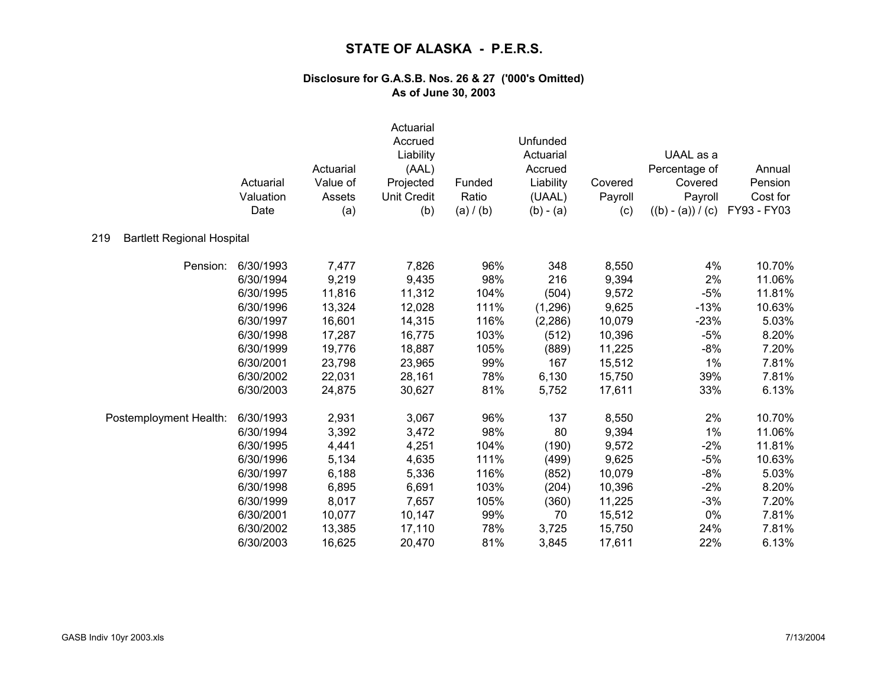# STATE OF ALASKA - P.E.R.S.

### Disclosure for G.A.S.B. Nos. 26 & 27 ('000's Omitted)
### As of June 30, 2003

**219 Bartlett Regional Hospital**

| | Actuarial Valuation Date | Actuarial Value of Assets (a) | Actuarial Accrued Liability (AAL) Projected Unit Credit (b) | Funded Ratio (a) / (b) | Unfunded Actuarial Accrued Liability (UAAL) (b) - (a) | Covered Payroll (c) | UAAL as a Percentage of Covered Payroll ((b) - (a)) / (c) | Annual Pension Cost for FY93 - FY03 |
|---|---|---|---|---|---|---|---|---|
| Pension: | 6/30/1993 | 7,477 | 7,826 | 96% | 348 | 8,550 | 4% | 10.70% |
| | 6/30/1994 | 9,219 | 9,435 | 98% | 216 | 9,394 | 2% | 11.06% |
| | 6/30/1995 | 11,816 | 11,312 | 104% | (504) | 9,572 | -5% | 11.81% |
| | 6/30/1996 | 13,324 | 12,028 | 111% | (1,296) | 9,625 | -13% | 10.63% |
| | 6/30/1997 | 16,601 | 14,315 | 116% | (2,286) | 10,079 | -23% | 5.03% |
| | 6/30/1998 | 17,287 | 16,775 | 103% | (512) | 10,396 | -5% | 8.20% |
| | 6/30/1999 | 19,776 | 18,887 | 105% | (889) | 11,225 | -8% | 7.20% |
| | 6/30/2001 | 23,798 | 23,965 | 99% | 167 | 15,512 | 1% | 7.81% |
| | 6/30/2002 | 22,031 | 28,161 | 78% | 6,130 | 15,750 | 39% | 7.81% |
| | 6/30/2003 | 24,875 | 30,627 | 81% | 5,752 | 17,611 | 33% | 6.13% |
| Postemployment Health: | 6/30/1993 | 2,931 | 3,067 | 96% | 137 | 8,550 | 2% | 10.70% |
| | 6/30/1994 | 3,392 | 3,472 | 98% | 80 | 9,394 | 1% | 11.06% |
| | 6/30/1995 | 4,441 | 4,251 | 104% | (190) | 9,572 | -2% | 11.81% |
| | 6/30/1996 | 5,134 | 4,635 | 111% | (499) | 9,625 | -5% | 10.63% |
| | 6/30/1997 | 6,188 | 5,336 | 116% | (852) | 10,079 | -8% | 5.03% |
| | 6/30/1998 | 6,895 | 6,691 | 103% | (204) | 10,396 | -2% | 8.20% |
| | 6/30/1999 | 8,017 | 7,657 | 105% | (360) | 11,225 | -3% | 7.20% |
| | 6/30/2001 | 10,077 | 10,147 | 99% | 70 | 15,512 | 0% | 7.81% |
| | 6/30/2002 | 13,385 | 17,110 | 78% | 3,725 | 15,750 | 24% | 7.81% |
| | 6/30/2003 | 16,625 | 20,470 | 81% | 3,845 | 17,611 | 22% | 6.13% |

GASB Indiv 10yr 2003.xls 7/13/2004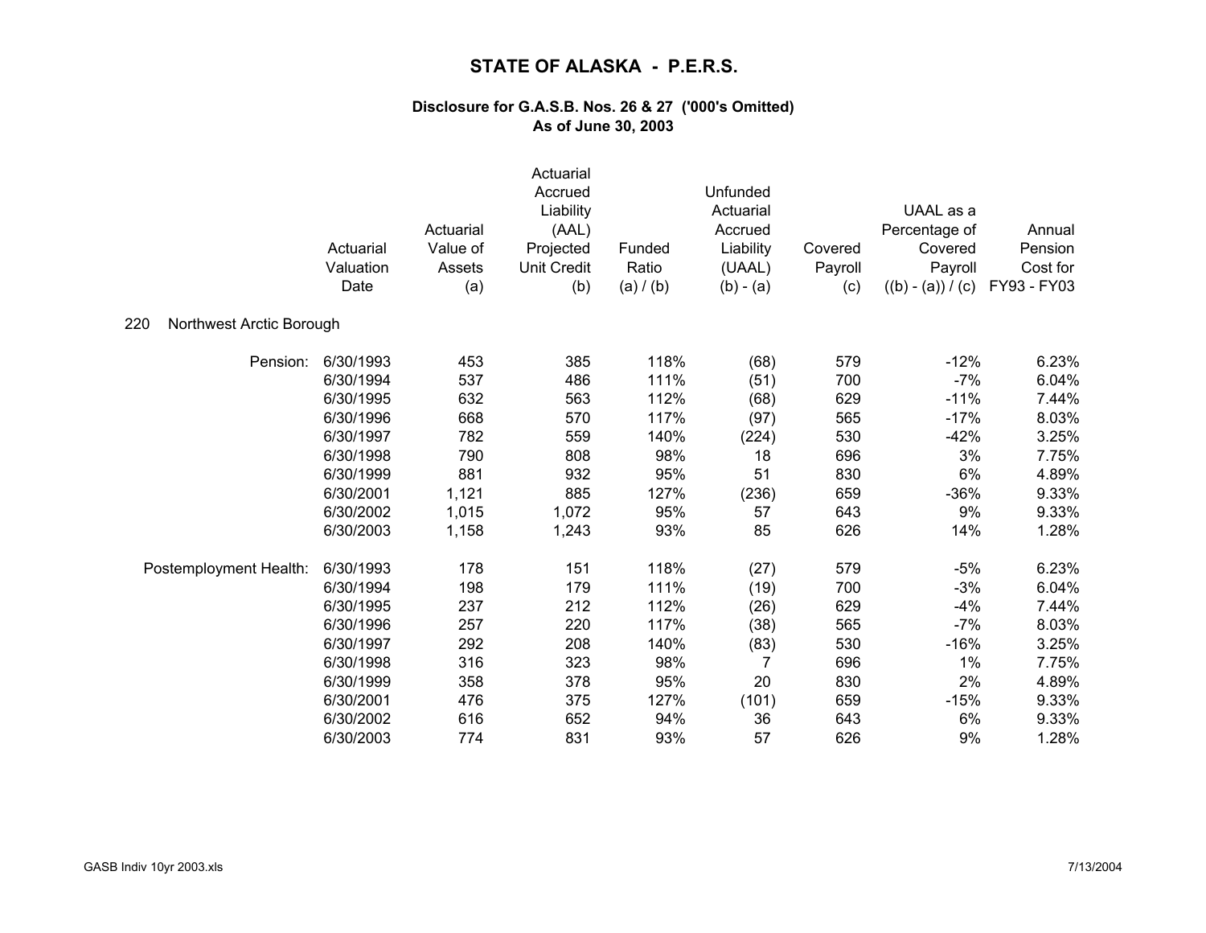# STATE OF ALASKA - P.E.R.S.

## Disclosure for G.A.S.B. Nos. 26 & 27 ('000's Omitted)
## As of June 30, 2003

| | Actuarial Valuation Date | Actuarial Value of Assets (a) | Actuarial Accrued Liability (AAL) Projected Unit Credit (b) | Funded Ratio (a) / (b) | Unfunded Actuarial Accrued Liability (UAAL) (b) - (a) | Covered Payroll (c) | UAAL as a Percentage of Covered Payroll ((b) - (a)) / (c) | Annual Pension Cost for FY93 - FY03 |
|---|---|---|---|---|---|---|---|---|
| **220 Northwest Arctic Borough** | | | | | | | | |
| Pension: | 6/30/1993 | 453 | 385 | 118% | (68) | 579 | -12% | 6.23% |
| | 6/30/1994 | 537 | 486 | 111% | (51) | 700 | -7% | 6.04% |
| | 6/30/1995 | 632 | 563 | 112% | (68) | 629 | -11% | 7.44% |
| | 6/30/1996 | 668 | 570 | 117% | (97) | 565 | -17% | 8.03% |
| | 6/30/1997 | 782 | 559 | 140% | (224) | 530 | -42% | 3.25% |
| | 6/30/1998 | 790 | 808 | 98% | 18 | 696 | 3% | 7.75% |
| | 6/30/1999 | 881 | 932 | 95% | 51 | 830 | 6% | 4.89% |
| | 6/30/2001 | 1,121 | 885 | 127% | (236) | 659 | -36% | 9.33% |
| | 6/30/2002 | 1,015 | 1,072 | 95% | 57 | 643 | 9% | 9.33% |
| | 6/30/2003 | 1,158 | 1,243 | 93% | 85 | 626 | 14% | 1.28% |
| Postemployment Health: | 6/30/1993 | 178 | 151 | 118% | (27) | 579 | -5% | 6.23% |
| | 6/30/1994 | 198 | 179 | 111% | (19) | 700 | -3% | 6.04% |
| | 6/30/1995 | 237 | 212 | 112% | (26) | 629 | -4% | 7.44% |
| | 6/30/1996 | 257 | 220 | 117% | (38) | 565 | -7% | 8.03% |
| | 6/30/1997 | 292 | 208 | 140% | (83) | 530 | -16% | 3.25% |
| | 6/30/1998 | 316 | 323 | 98% | 7 | 696 | 1% | 7.75% |
| | 6/30/1999 | 358 | 378 | 95% | 20 | 830 | 2% | 4.89% |
| | 6/30/2001 | 476 | 375 | 127% | (101) | 659 | -15% | 9.33% |
| | 6/30/2002 | 616 | 652 | 94% | 36 | 643 | 6% | 9.33% |
| | 6/30/2003 | 774 | 831 | 93% | 57 | 626 | 9% | 1.28% |

GASB Indiv 10yr 2003.xls 7/13/2004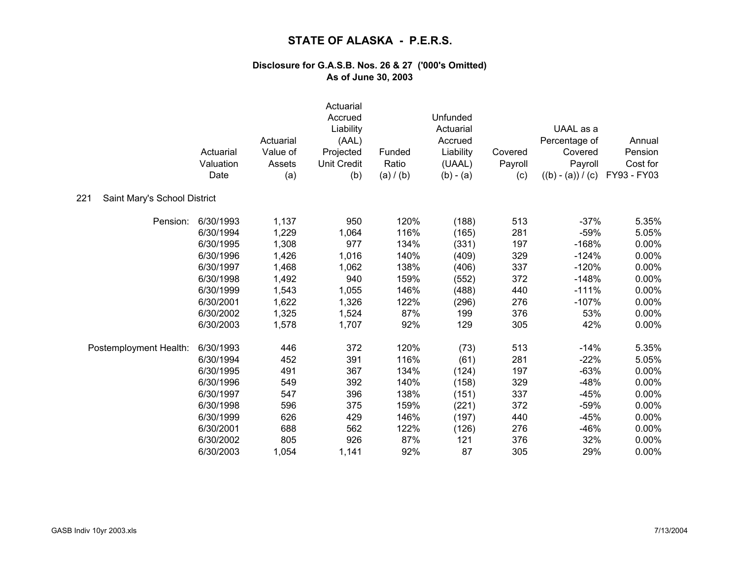# STATE OF ALASKA - P.E.R.S.

### Disclosure for G.A.S.B. Nos. 26 & 27 ('000's Omitted)
### As of June 30, 2003

| | Actuarial Valuation Date | Actuarial Value of Assets (a) | Actuarial Accrued Liability (AAL) Projected Unit Credit (b) | Funded Ratio (a) / (b) | Unfunded Actuarial Accrued Liability (UAAL) (b) - (a) | Covered Payroll (c) | UAAL as a Percentage of Covered Payroll ((b) - (a)) / (c) | Annual Pension Cost for FY93 - FY03 |
|---|---|---|---|---|---|---|---|---|
| **221 Saint Mary's School District** | | | | | | | | |
| Pension: | 6/30/1993 | 1,137 | 950 | 120% | (188) | 513 | -37% | 5.35% |
| | 6/30/1994 | 1,229 | 1,064 | 116% | (165) | 281 | -59% | 5.05% |
| | 6/30/1995 | 1,308 | 977 | 134% | (331) | 197 | -168% | 0.00% |
| | 6/30/1996 | 1,426 | 1,016 | 140% | (409) | 329 | -124% | 0.00% |
| | 6/30/1997 | 1,468 | 1,062 | 138% | (406) | 337 | -120% | 0.00% |
| | 6/30/1998 | 1,492 | 940 | 159% | (552) | 372 | -148% | 0.00% |
| | 6/30/1999 | 1,543 | 1,055 | 146% | (488) | 440 | -111% | 0.00% |
| | 6/30/2001 | 1,622 | 1,326 | 122% | (296) | 276 | -107% | 0.00% |
| | 6/30/2002 | 1,325 | 1,524 | 87% | 199 | 376 | 53% | 0.00% |
| | 6/30/2003 | 1,578 | 1,707 | 92% | 129 | 305 | 42% | 0.00% |
| Postemployment Health: | 6/30/1993 | 446 | 372 | 120% | (73) | 513 | -14% | 5.35% |
| | 6/30/1994 | 452 | 391 | 116% | (61) | 281 | -22% | 5.05% |
| | 6/30/1995 | 491 | 367 | 134% | (124) | 197 | -63% | 0.00% |
| | 6/30/1996 | 549 | 392 | 140% | (158) | 329 | -48% | 0.00% |
| | 6/30/1997 | 547 | 396 | 138% | (151) | 337 | -45% | 0.00% |
| | 6/30/1998 | 596 | 375 | 159% | (221) | 372 | -59% | 0.00% |
| | 6/30/1999 | 626 | 429 | 146% | (197) | 440 | -45% | 0.00% |
| | 6/30/2001 | 688 | 562 | 122% | (126) | 276 | -46% | 0.00% |
| | 6/30/2002 | 805 | 926 | 87% | 121 | 376 | 32% | 0.00% |
| | 6/30/2003 | 1,054 | 1,141 | 92% | 87 | 305 | 29% | 0.00% |

GASB Indiv 10yr 2003.xls 7/13/2004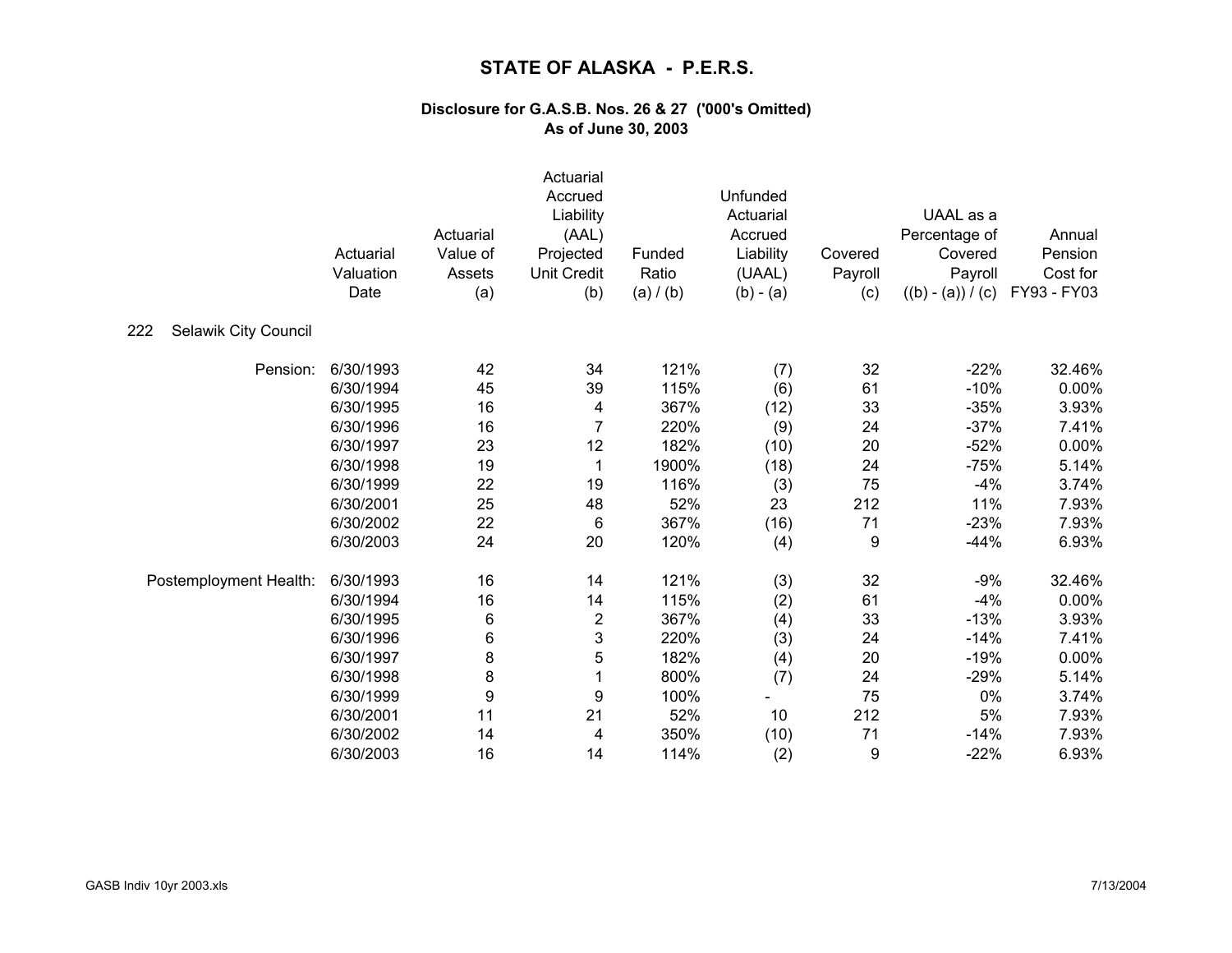# STATE OF ALASKA - P.E.R.S.

### Disclosure for G.A.S.B. Nos. 26 & 27 ('000's Omitted)
### As of June 30, 2003

| | Actuarial Valuation Date | Actuarial Value of Assets (a) | Actuarial Accrued Liability (AAL) Projected Unit Credit (b) | Funded Ratio (a) / (b) | Unfunded Actuarial Accrued Liability (UAAL) (b) - (a) | Covered Payroll (c) | UAAL as a Percentage of Covered Payroll ((b) - (a)) / (c) | Annual Pension Cost for FY93 - FY03 |
|---|---|---|---|---|---|---|---|---|
| **222 Selawik City Council** | | | | | | | | |
| Pension: | 6/30/1993 | 42 | 34 | 121% | (7) | 32 | -22% | 32.46% |
| | 6/30/1994 | 45 | 39 | 115% | (6) | 61 | -10% | 0.00% |
| | 6/30/1995 | 16 | 4 | 367% | (12) | 33 | -35% | 3.93% |
| | 6/30/1996 | 16 | 7 | 220% | (9) | 24 | -37% | 7.41% |
| | 6/30/1997 | 23 | 12 | 182% | (10) | 20 | -52% | 0.00% |
| | 6/30/1998 | 19 | 1 | 1900% | (18) | 24 | -75% | 5.14% |
| | 6/30/1999 | 22 | 19 | 116% | (3) | 75 | -4% | 3.74% |
| | 6/30/2001 | 25 | 48 | 52% | 23 | 212 | 11% | 7.93% |
| | 6/30/2002 | 22 | 6 | 367% | (16) | 71 | -23% | 7.93% |
| | 6/30/2003 | 24 | 20 | 120% | (4) | 9 | -44% | 6.93% |
| Postemployment Health: | 6/30/1993 | 16 | 14 | 121% | (3) | 32 | -9% | 32.46% |
| | 6/30/1994 | 16 | 14 | 115% | (2) | 61 | -4% | 0.00% |
| | 6/30/1995 | 6 | 2 | 367% | (4) | 33 | -13% | 3.93% |
| | 6/30/1996 | 6 | 3 | 220% | (3) | 24 | -14% | 7.41% |
| | 6/30/1997 | 8 | 5 | 182% | (4) | 20 | -19% | 0.00% |
| | 6/30/1998 | 8 | 1 | 800% | (7) | 24 | -29% | 5.14% |
| | 6/30/1999 | 9 | 9 | 100% | - | 75 | 0% | 3.74% |
| | 6/30/2001 | 11 | 21 | 52% | 10 | 212 | 5% | 7.93% |
| | 6/30/2002 | 14 | 4 | 350% | (10) | 71 | -14% | 7.93% |
| | 6/30/2003 | 16 | 14 | 114% | (2) | 9 | -22% | 6.93% |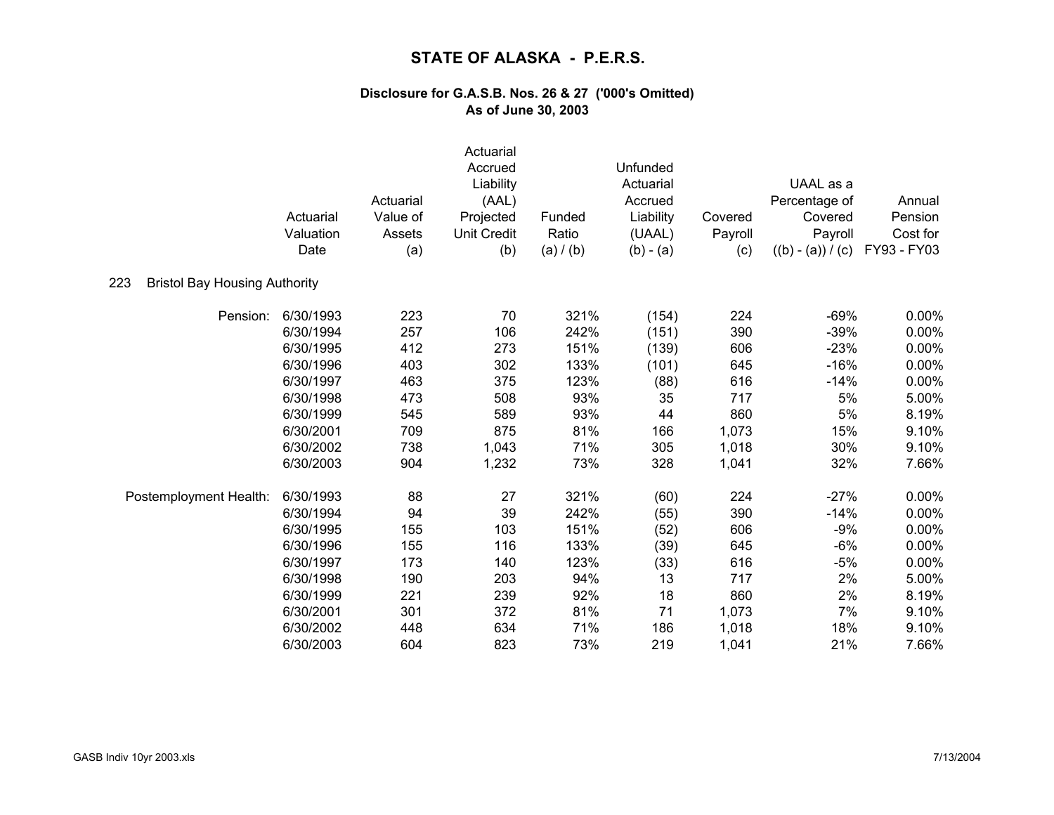# STATE OF ALASKA - P.E.R.S.

### Disclosure for G.A.S.B. Nos. 26 & 27 ('000's Omitted)
### As of June 30, 2003

| | Actuarial Valuation Date | Actuarial Value of Assets (a) | Actuarial Accrued Liability (AAL) Projected Unit Credit (b) | Funded Ratio (a) / (b) | Unfunded Actuarial Accrued Liability (UAAL) (b) - (a) | Covered Payroll (c) | UAAL as a Percentage of Covered Payroll ((b) - (a)) / (c) | Annual Pension Cost for FY93 - FY03 |
|---|---|---|---|---|---|---|---|---|
| **223 Bristol Bay Housing Authority** | | | | | | | | |
| Pension: | 6/30/1993 | 223 | 70 | 321% | (154) | 224 | -69% | 0.00% |
| | 6/30/1994 | 257 | 106 | 242% | (151) | 390 | -39% | 0.00% |
| | 6/30/1995 | 412 | 273 | 151% | (139) | 606 | -23% | 0.00% |
| | 6/30/1996 | 403 | 302 | 133% | (101) | 645 | -16% | 0.00% |
| | 6/30/1997 | 463 | 375 | 123% | (88) | 616 | -14% | 0.00% |
| | 6/30/1998 | 473 | 508 | 93% | 35 | 717 | 5% | 5.00% |
| | 6/30/1999 | 545 | 589 | 93% | 44 | 860 | 5% | 8.19% |
| | 6/30/2001 | 709 | 875 | 81% | 166 | 1,073 | 15% | 9.10% |
| | 6/30/2002 | 738 | 1,043 | 71% | 305 | 1,018 | 30% | 9.10% |
| | 6/30/2003 | 904 | 1,232 | 73% | 328 | 1,041 | 32% | 7.66% |
| Postemployment Health: | 6/30/1993 | 88 | 27 | 321% | (60) | 224 | -27% | 0.00% |
| | 6/30/1994 | 94 | 39 | 242% | (55) | 390 | -14% | 0.00% |
| | 6/30/1995 | 155 | 103 | 151% | (52) | 606 | -9% | 0.00% |
| | 6/30/1996 | 155 | 116 | 133% | (39) | 645 | -6% | 0.00% |
| | 6/30/1997 | 173 | 140 | 123% | (33) | 616 | -5% | 0.00% |
| | 6/30/1998 | 190 | 203 | 94% | 13 | 717 | 2% | 5.00% |
| | 6/30/1999 | 221 | 239 | 92% | 18 | 860 | 2% | 8.19% |
| | 6/30/2001 | 301 | 372 | 81% | 71 | 1,073 | 7% | 9.10% |
| | 6/30/2002 | 448 | 634 | 71% | 186 | 1,018 | 18% | 9.10% |
| | 6/30/2003 | 604 | 823 | 73% | 219 | 1,041 | 21% | 7.66% |

GASB Indiv 10yr 2003.xls 7/13/2004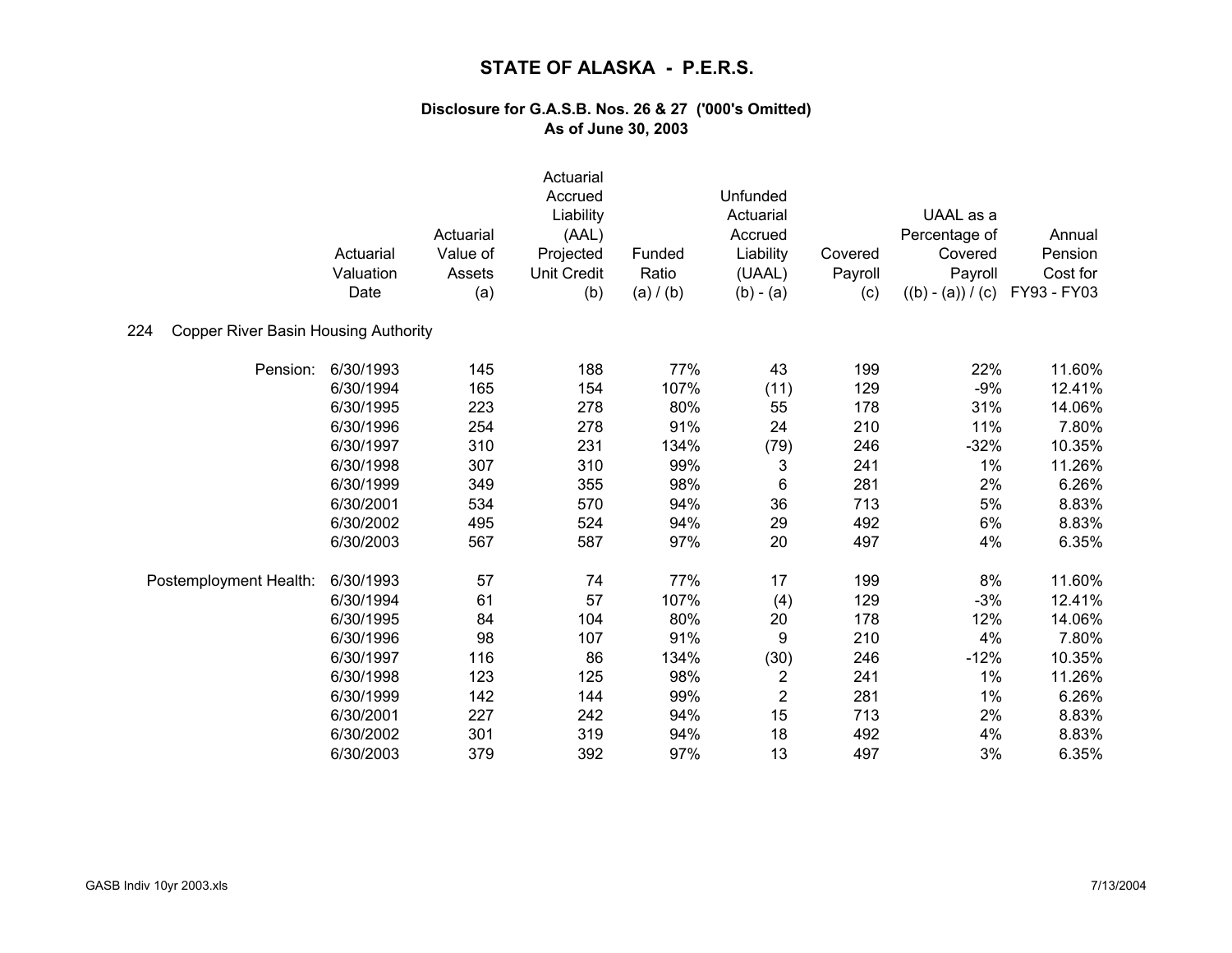# STATE OF ALASKA - P.E.R.S.

### Disclosure for G.A.S.B. Nos. 26 & 27 ('000's Omitted)
### As of June 30, 2003

| | Actuarial Valuation Date | Actuarial Value of Assets (a) | Actuarial Accrued Liability (AAL) Projected Unit Credit (b) | Funded Ratio (a) / (b) | Unfunded Actuarial Accrued Liability (UAAL) (b) - (a) | Covered Payroll (c) | UAAL as a Percentage of Covered Payroll ((b) - (a)) / (c) | Annual Pension Cost for FY93 - FY03 |
|---|---|---|---|---|---|---|---|---|
| **224 Copper River Basin Housing Authority** | | | | | | | | |
| Pension: | 6/30/1993 | 145 | 188 | 77% | 43 | 199 | 22% | 11.60% |
| | 6/30/1994 | 165 | 154 | 107% | (11) | 129 | -9% | 12.41% |
| | 6/30/1995 | 223 | 278 | 80% | 55 | 178 | 31% | 14.06% |
| | 6/30/1996 | 254 | 278 | 91% | 24 | 210 | 11% | 7.80% |
| | 6/30/1997 | 310 | 231 | 134% | (79) | 246 | -32% | 10.35% |
| | 6/30/1998 | 307 | 310 | 99% | 3 | 241 | 1% | 11.26% |
| | 6/30/1999 | 349 | 355 | 98% | 6 | 281 | 2% | 6.26% |
| | 6/30/2001 | 534 | 570 | 94% | 36 | 713 | 5% | 8.83% |
| | 6/30/2002 | 495 | 524 | 94% | 29 | 492 | 6% | 8.83% |
| | 6/30/2003 | 567 | 587 | 97% | 20 | 497 | 4% | 6.35% |
| Postemployment Health: | 6/30/1993 | 57 | 74 | 77% | 17 | 199 | 8% | 11.60% |
| | 6/30/1994 | 61 | 57 | 107% | (4) | 129 | -3% | 12.41% |
| | 6/30/1995 | 84 | 104 | 80% | 20 | 178 | 12% | 14.06% |
| | 6/30/1996 | 98 | 107 | 91% | 9 | 210 | 4% | 7.80% |
| | 6/30/1997 | 116 | 86 | 134% | (30) | 246 | -12% | 10.35% |
| | 6/30/1998 | 123 | 125 | 98% | 2 | 241 | 1% | 11.26% |
| | 6/30/1999 | 142 | 144 | 99% | 2 | 281 | 1% | 6.26% |
| | 6/30/2001 | 227 | 242 | 94% | 15 | 713 | 2% | 8.83% |
| | 6/30/2002 | 301 | 319 | 94% | 18 | 492 | 4% | 8.83% |
| | 6/30/2003 | 379 | 392 | 97% | 13 | 497 | 3% | 6.35% |

GASB Indiv 10yr 2003.xls 7/13/2004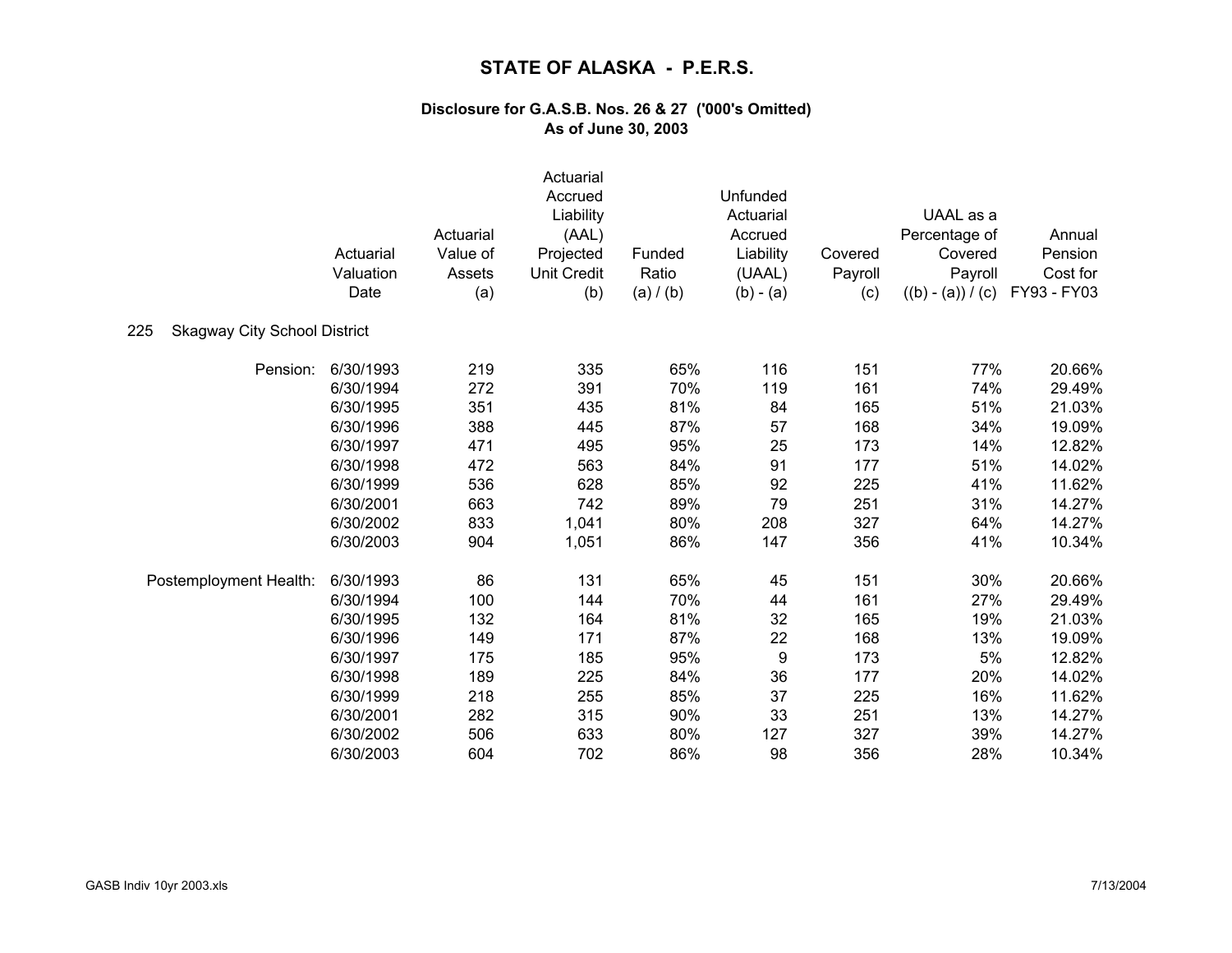# STATE OF ALASKA - P.E.R.S.

### Disclosure for G.A.S.B. Nos. 26 & 27 ('000's Omitted)
### As of June 30, 2003

| | Actuarial Valuation Date | Actuarial Value of Assets (a) | Actuarial Accrued Liability (AAL) Projected Unit Credit (b) | Funded Ratio (a) / (b) | Unfunded Actuarial Accrued Liability (UAAL) (b) - (a) | Covered Payroll (c) | UAAL as a Percentage of Covered Payroll ((b) - (a)) / (c) | Annual Pension Cost for FY93 - FY03 |
|---|---|---|---|---|---|---|---|---|
| **225 Skagway City School District** | | | | | | | | |
| Pension: | 6/30/1993 | 219 | 335 | 65% | 116 | 151 | 77% | 20.66% |
| | 6/30/1994 | 272 | 391 | 70% | 119 | 161 | 74% | 29.49% |
| | 6/30/1995 | 351 | 435 | 81% | 84 | 165 | 51% | 21.03% |
| | 6/30/1996 | 388 | 445 | 87% | 57 | 168 | 34% | 19.09% |
| | 6/30/1997 | 471 | 495 | 95% | 25 | 173 | 14% | 12.82% |
| | 6/30/1998 | 472 | 563 | 84% | 91 | 177 | 51% | 14.02% |
| | 6/30/1999 | 536 | 628 | 85% | 92 | 225 | 41% | 11.62% |
| | 6/30/2001 | 663 | 742 | 89% | 79 | 251 | 31% | 14.27% |
| | 6/30/2002 | 833 | 1,041 | 80% | 208 | 327 | 64% | 14.27% |
| | 6/30/2003 | 904 | 1,051 | 86% | 147 | 356 | 41% | 10.34% |
| Postemployment Health: | 6/30/1993 | 86 | 131 | 65% | 45 | 151 | 30% | 20.66% |
| | 6/30/1994 | 100 | 144 | 70% | 44 | 161 | 27% | 29.49% |
| | 6/30/1995 | 132 | 164 | 81% | 32 | 165 | 19% | 21.03% |
| | 6/30/1996 | 149 | 171 | 87% | 22 | 168 | 13% | 19.09% |
| | 6/30/1997 | 175 | 185 | 95% | 9 | 173 | 5% | 12.82% |
| | 6/30/1998 | 189 | 225 | 84% | 36 | 177 | 20% | 14.02% |
| | 6/30/1999 | 218 | 255 | 85% | 37 | 225 | 16% | 11.62% |
| | 6/30/2001 | 282 | 315 | 90% | 33 | 251 | 13% | 14.27% |
| | 6/30/2002 | 506 | 633 | 80% | 127 | 327 | 39% | 14.27% |
| | 6/30/2003 | 604 | 702 | 86% | 98 | 356 | 28% | 10.34% |

GASB Indiv 10yr 2003.xls 7/13/2004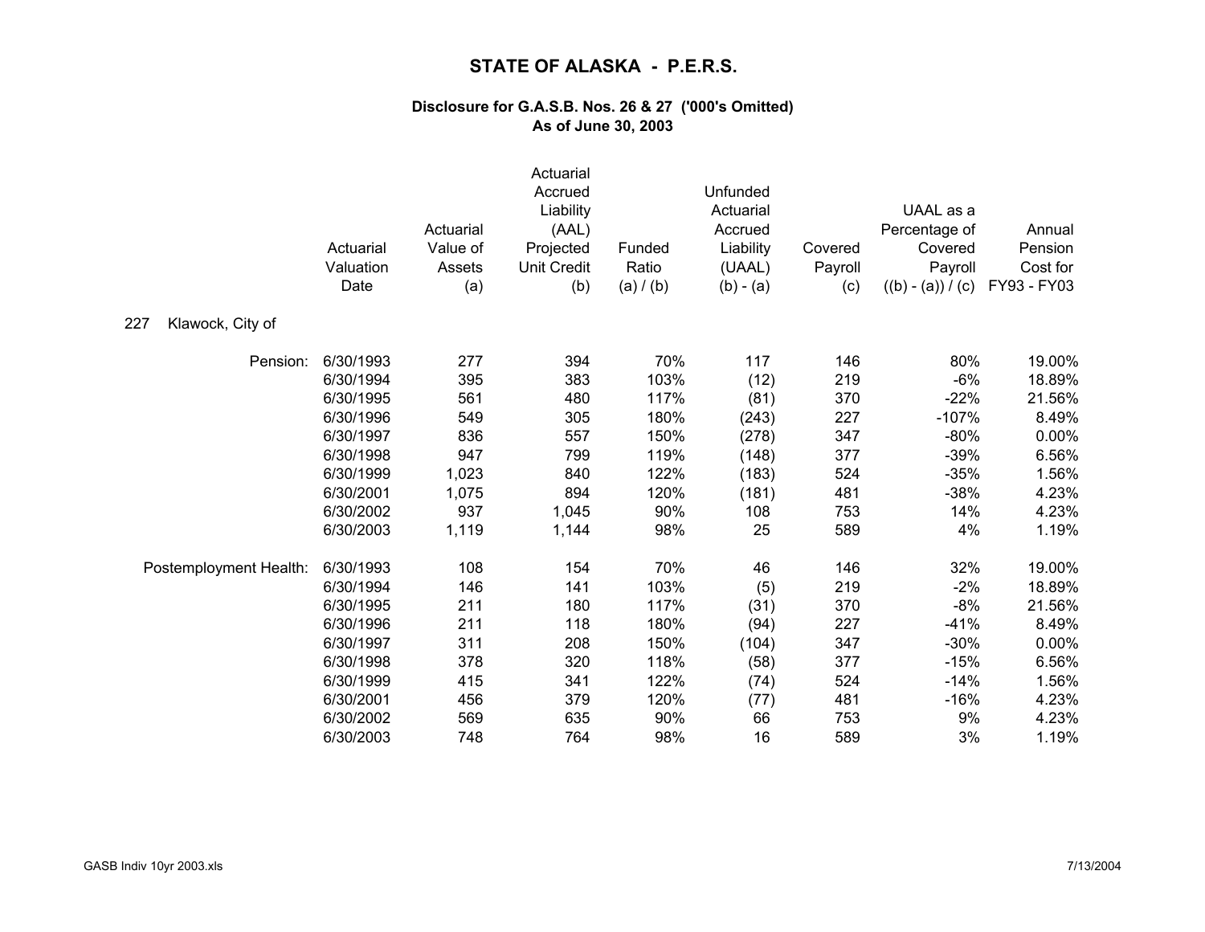# STATE OF ALASKA - P.E.R.S.

### Disclosure for G.A.S.B. Nos. 26 & 27 ('000's Omitted)
### As of June 30, 2003

| | Actuarial Valuation Date | Actuarial Value of Assets (a) | Actuarial Accrued Liability (AAL) Projected Unit Credit (b) | Funded Ratio (a) / (b) | Unfunded Actuarial Accrued Liability (UAAL) (b) - (a) | Covered Payroll (c) | UAAL as a Percentage of Covered Payroll ((b) - (a)) / (c) | Annual Pension Cost for FY93 - FY03 |
|---|---|---|---|---|---|---|---|---|
| **227 Klawock, City of** | | | | | | | | |
| Pension: | 6/30/1993 | 277 | 394 | 70% | 117 | 146 | 80% | 19.00% |
| | 6/30/1994 | 395 | 383 | 103% | (12) | 219 | -6% | 18.89% |
| | 6/30/1995 | 561 | 480 | 117% | (81) | 370 | -22% | 21.56% |
| | 6/30/1996 | 549 | 305 | 180% | (243) | 227 | -107% | 8.49% |
| | 6/30/1997 | 836 | 557 | 150% | (278) | 347 | -80% | 0.00% |
| | 6/30/1998 | 947 | 799 | 119% | (148) | 377 | -39% | 6.56% |
| | 6/30/1999 | 1,023 | 840 | 122% | (183) | 524 | -35% | 1.56% |
| | 6/30/2001 | 1,075 | 894 | 120% | (181) | 481 | -38% | 4.23% |
| | 6/30/2002 | 937 | 1,045 | 90% | 108 | 753 | 14% | 4.23% |
| | 6/30/2003 | 1,119 | 1,144 | 98% | 25 | 589 | 4% | 1.19% |
| Postemployment Health: | 6/30/1993 | 108 | 154 | 70% | 46 | 146 | 32% | 19.00% |
| | 6/30/1994 | 146 | 141 | 103% | (5) | 219 | -2% | 18.89% |
| | 6/30/1995 | 211 | 180 | 117% | (31) | 370 | -8% | 21.56% |
| | 6/30/1996 | 211 | 118 | 180% | (94) | 227 | -41% | 8.49% |
| | 6/30/1997 | 311 | 208 | 150% | (104) | 347 | -30% | 0.00% |
| | 6/30/1998 | 378 | 320 | 118% | (58) | 377 | -15% | 6.56% |
| | 6/30/1999 | 415 | 341 | 122% | (74) | 524 | -14% | 1.56% |
| | 6/30/2001 | 456 | 379 | 120% | (77) | 481 | -16% | 4.23% |
| | 6/30/2002 | 569 | 635 | 90% | 66 | 753 | 9% | 4.23% |
| | 6/30/2003 | 748 | 764 | 98% | 16 | 589 | 3% | 1.19% |

GASB Indiv 10yr 2003.xls 7/13/2004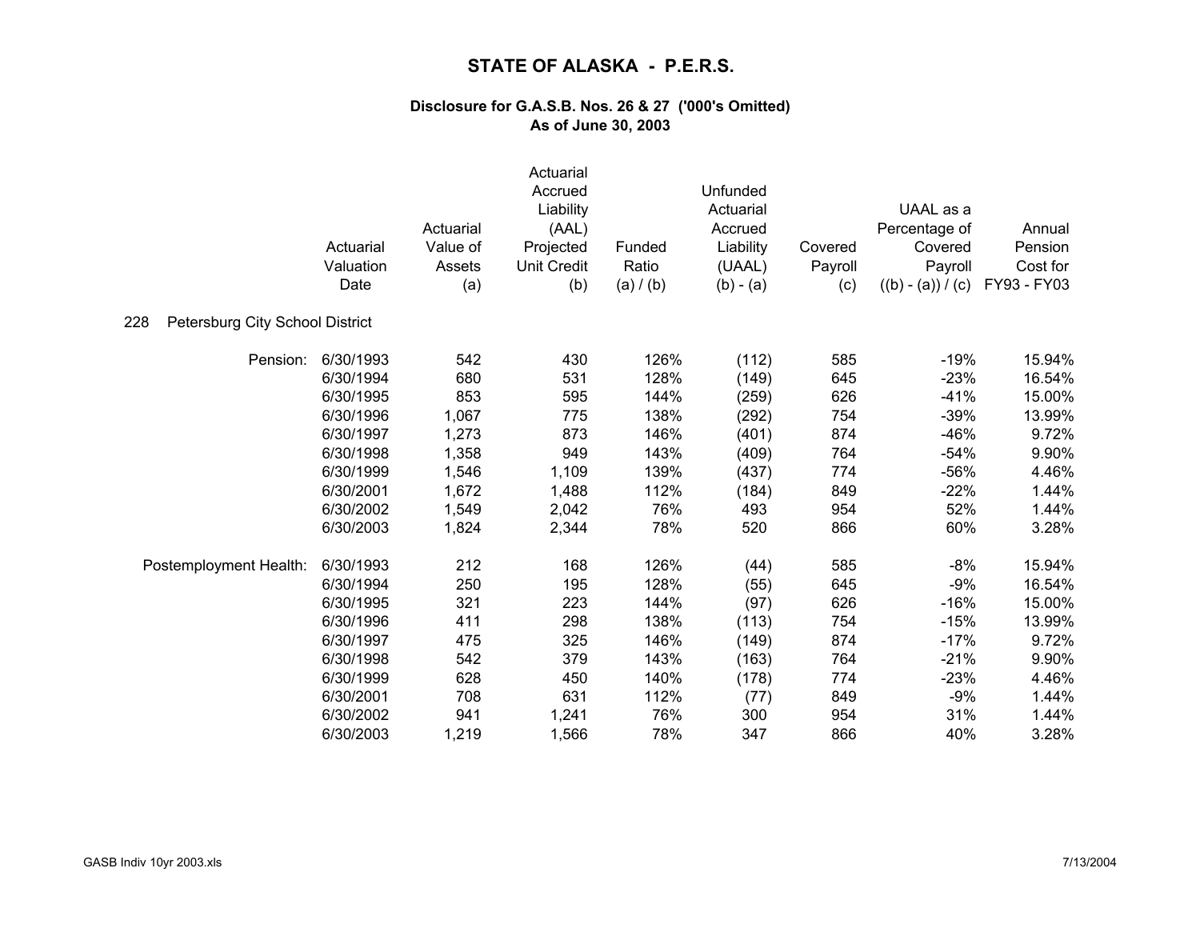# STATE OF ALASKA - P.E.R.S.

### Disclosure for G.A.S.B. Nos. 26 & 27 ('000's Omitted)
### As of June 30, 2003

| | Actuarial Valuation Date | Actuarial Value of Assets (a) | Actuarial Accrued Liability (AAL) Projected Unit Credit (b) | Funded Ratio (a) / (b) | Unfunded Actuarial Accrued Liability (UAAL) (b) - (a) | Covered Payroll (c) | UAAL as a Percentage of Covered Payroll ((b) - (a)) / (c) | Annual Pension Cost for FY93 - FY03 |
|---|---|---|---|---|---|---|---|---|
| **228 Petersburg City School District** | | | | | | | | |
| Pension: | 6/30/1993 | 542 | 430 | 126% | (112) | 585 | -19% | 15.94% |
| | 6/30/1994 | 680 | 531 | 128% | (149) | 645 | -23% | 16.54% |
| | 6/30/1995 | 853 | 595 | 144% | (259) | 626 | -41% | 15.00% |
| | 6/30/1996 | 1,067 | 775 | 138% | (292) | 754 | -39% | 13.99% |
| | 6/30/1997 | 1,273 | 873 | 146% | (401) | 874 | -46% | 9.72% |
| | 6/30/1998 | 1,358 | 949 | 143% | (409) | 764 | -54% | 9.90% |
| | 6/30/1999 | 1,546 | 1,109 | 139% | (437) | 774 | -56% | 4.46% |
| | 6/30/2001 | 1,672 | 1,488 | 112% | (184) | 849 | -22% | 1.44% |
| | 6/30/2002 | 1,549 | 2,042 | 76% | 493 | 954 | 52% | 1.44% |
| | 6/30/2003 | 1,824 | 2,344 | 78% | 520 | 866 | 60% | 3.28% |
| Postemployment Health: | 6/30/1993 | 212 | 168 | 126% | (44) | 585 | -8% | 15.94% |
| | 6/30/1994 | 250 | 195 | 128% | (55) | 645 | -9% | 16.54% |
| | 6/30/1995 | 321 | 223 | 144% | (97) | 626 | -16% | 15.00% |
| | 6/30/1996 | 411 | 298 | 138% | (113) | 754 | -15% | 13.99% |
| | 6/30/1997 | 475 | 325 | 146% | (149) | 874 | -17% | 9.72% |
| | 6/30/1998 | 542 | 379 | 143% | (163) | 764 | -21% | 9.90% |
| | 6/30/1999 | 628 | 450 | 140% | (178) | 774 | -23% | 4.46% |
| | 6/30/2001 | 708 | 631 | 112% | (77) | 849 | -9% | 1.44% |
| | 6/30/2002 | 941 | 1,241 | 76% | 300 | 954 | 31% | 1.44% |
| | 6/30/2003 | 1,219 | 1,566 | 78% | 347 | 866 | 40% | 3.28% |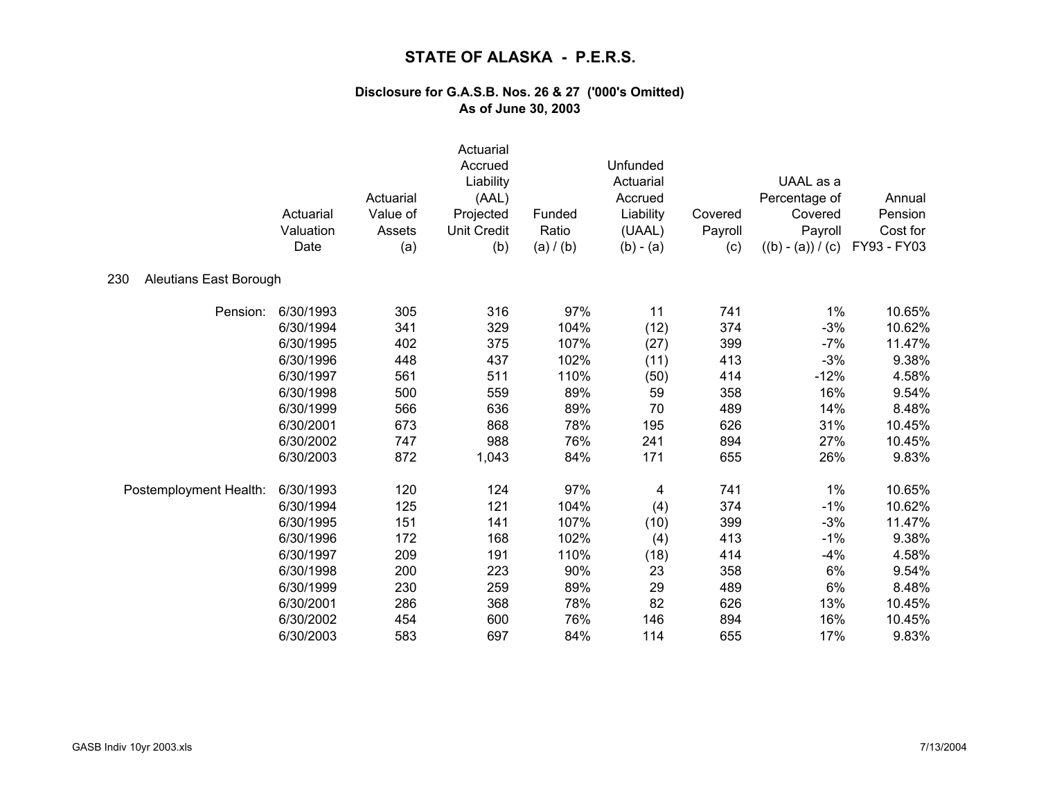# STATE OF ALASKA - P.E.R.S.

### Disclosure for G.A.S.B. Nos. 26 & 27 ('000's Omitted)
### As of June 30, 2003

**230 Aleutians East Borough**

| | Actuarial Valuation Date | Actuarial Value of Assets (a) | Actuarial Accrued Liability (AAL) Projected Unit Credit (b) | Funded Ratio (a) / (b) | Unfunded Actuarial Accrued Liability (UAAL) (b) - (a) | Covered Payroll (c) | UAAL as a Percentage of Covered Payroll ((b) - (a)) / (c) | Annual Pension Cost for FY93 - FY03 |
|---|---|---|---|---|---|---|---|---|
| Pension: | 6/30/1993 | 305 | 316 | 97% | 11 | 741 | 1% | 10.65% |
| | 6/30/1994 | 341 | 329 | 104% | (12) | 374 | -3% | 10.62% |
| | 6/30/1995 | 402 | 375 | 107% | (27) | 399 | -7% | 11.47% |
| | 6/30/1996 | 448 | 437 | 102% | (11) | 413 | -3% | 9.38% |
| | 6/30/1997 | 561 | 511 | 110% | (50) | 414 | -12% | 4.58% |
| | 6/30/1998 | 500 | 559 | 89% | 59 | 358 | 16% | 9.54% |
| | 6/30/1999 | 566 | 636 | 89% | 70 | 489 | 14% | 8.48% |
| | 6/30/2001 | 673 | 868 | 78% | 195 | 626 | 31% | 10.45% |
| | 6/30/2002 | 747 | 988 | 76% | 241 | 894 | 27% | 10.45% |
| | 6/30/2003 | 872 | 1,043 | 84% | 171 | 655 | 26% | 9.83% |
| Postemployment Health: | 6/30/1993 | 120 | 124 | 97% | 4 | 741 | 1% | 10.65% |
| | 6/30/1994 | 125 | 121 | 104% | (4) | 374 | -1% | 10.62% |
| | 6/30/1995 | 151 | 141 | 107% | (10) | 399 | -3% | 11.47% |
| | 6/30/1996 | 172 | 168 | 102% | (4) | 413 | -1% | 9.38% |
| | 6/30/1997 | 209 | 191 | 110% | (18) | 414 | -4% | 4.58% |
| | 6/30/1998 | 200 | 223 | 90% | 23 | 358 | 6% | 9.54% |
| | 6/30/1999 | 230 | 259 | 89% | 29 | 489 | 6% | 8.48% |
| | 6/30/2001 | 286 | 368 | 78% | 82 | 626 | 13% | 10.45% |
| | 6/30/2002 | 454 | 600 | 76% | 146 | 894 | 16% | 10.45% |
| | 6/30/2003 | 583 | 697 | 84% | 114 | 655 | 17% | 9.83% |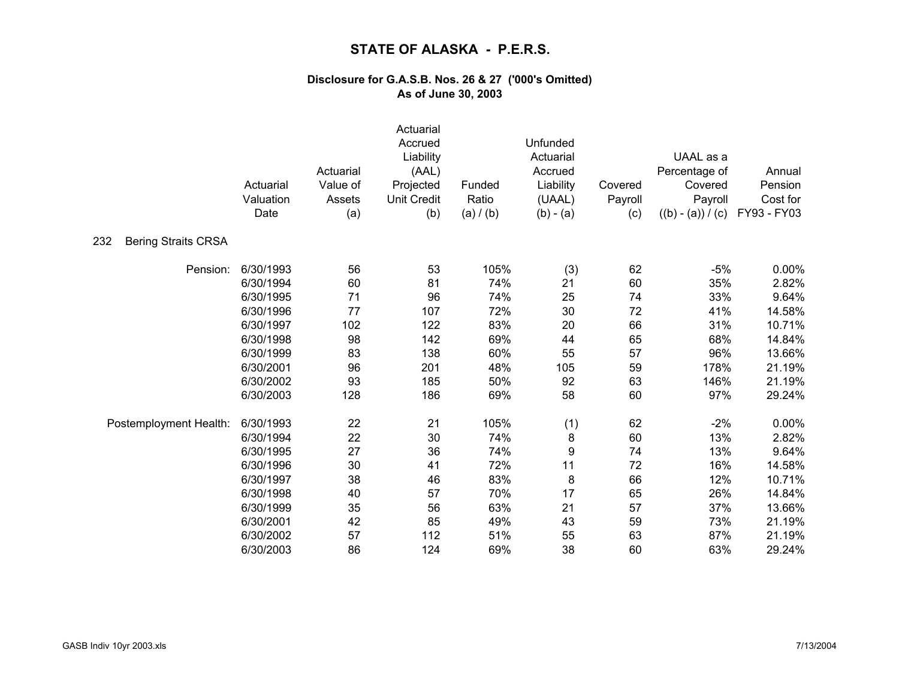# STATE OF ALASKA - P.E.R.S.

### Disclosure for G.A.S.B. Nos. 26 & 27 ('000's Omitted)
### As of June 30, 2003

| | Actuarial Valuation Date | Actuarial Value of Assets (a) | Actuarial Accrued Liability (AAL) Projected Unit Credit (b) | Funded Ratio (a) / (b) | Unfunded Actuarial Accrued Liability (UAAL) (b) - (a) | Covered Payroll (c) | UAAL as a Percentage of Covered Payroll ((b) - (a)) / (c) | Annual Pension Cost for FY93 - FY03 |
|---|---|---|---|---|---|---|---|---|
| 232 Bering Straits CRSA | | | | | | | | |
| Pension: | 6/30/1993 | 56 | 53 | 105% | (3) | 62 | -5% | 0.00% |
| | 6/30/1994 | 60 | 81 | 74% | 21 | 60 | 35% | 2.82% |
| | 6/30/1995 | 71 | 96 | 74% | 25 | 74 | 33% | 9.64% |
| | 6/30/1996 | 77 | 107 | 72% | 30 | 72 | 41% | 14.58% |
| | 6/30/1997 | 102 | 122 | 83% | 20 | 66 | 31% | 10.71% |
| | 6/30/1998 | 98 | 142 | 69% | 44 | 65 | 68% | 14.84% |
| | 6/30/1999 | 83 | 138 | 60% | 55 | 57 | 96% | 13.66% |
| | 6/30/2001 | 96 | 201 | 48% | 105 | 59 | 178% | 21.19% |
| | 6/30/2002 | 93 | 185 | 50% | 92 | 63 | 146% | 21.19% |
| | 6/30/2003 | 128 | 186 | 69% | 58 | 60 | 97% | 29.24% |
| Postemployment Health: | 6/30/1993 | 22 | 21 | 105% | (1) | 62 | -2% | 0.00% |
| | 6/30/1994 | 22 | 30 | 74% | 8 | 60 | 13% | 2.82% |
| | 6/30/1995 | 27 | 36 | 74% | 9 | 74 | 13% | 9.64% |
| | 6/30/1996 | 30 | 41 | 72% | 11 | 72 | 16% | 14.58% |
| | 6/30/1997 | 38 | 46 | 83% | 8 | 66 | 12% | 10.71% |
| | 6/30/1998 | 40 | 57 | 70% | 17 | 65 | 26% | 14.84% |
| | 6/30/1999 | 35 | 56 | 63% | 21 | 57 | 37% | 13.66% |
| | 6/30/2001 | 42 | 85 | 49% | 43 | 59 | 73% | 21.19% |
| | 6/30/2002 | 57 | 112 | 51% | 55 | 63 | 87% | 21.19% |
| | 6/30/2003 | 86 | 124 | 69% | 38 | 60 | 63% | 29.24% |

GASB Indiv 10yr 2003.xls 7/13/2004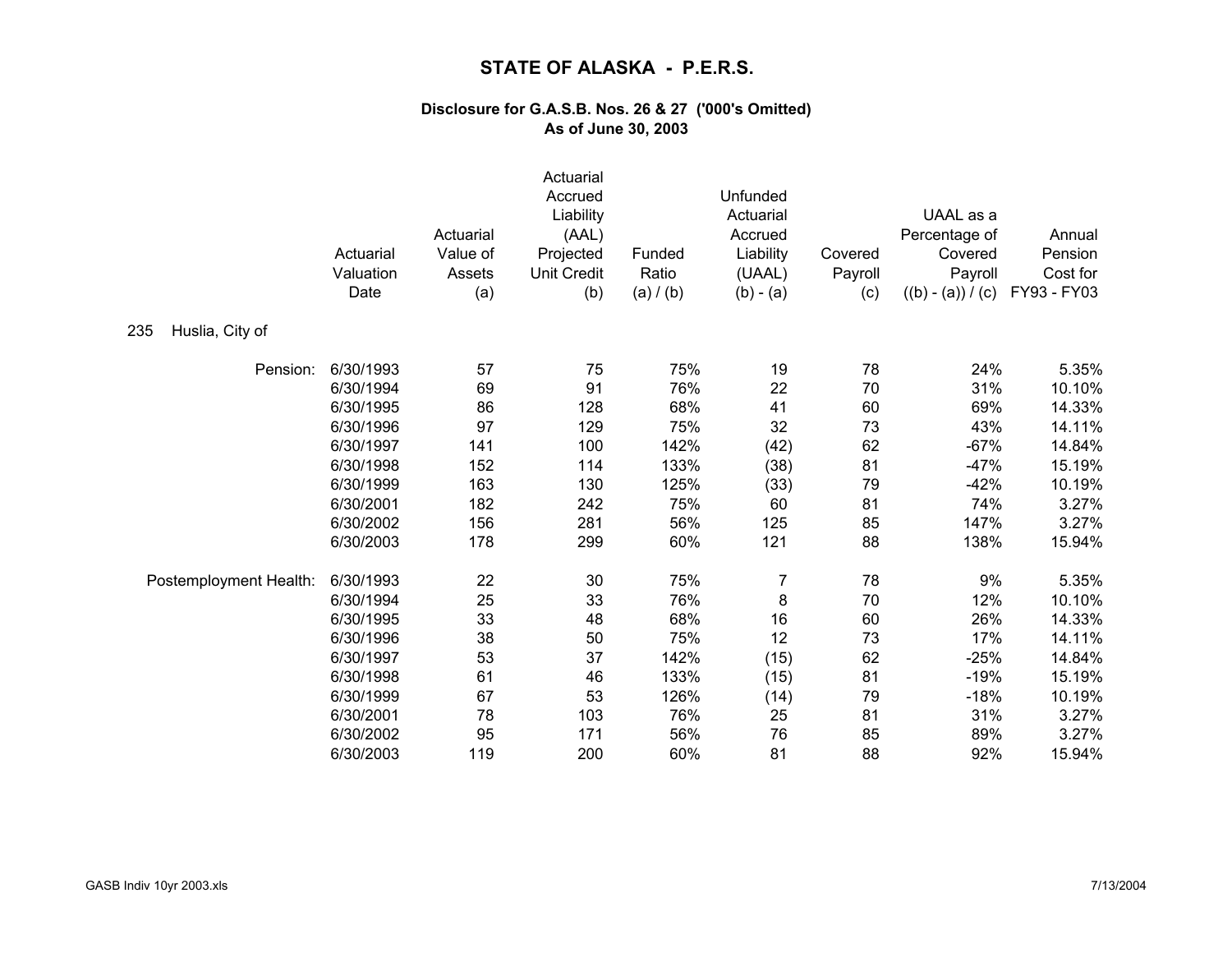# STATE OF ALASKA - P.E.R.S.

### Disclosure for G.A.S.B. Nos. 26 & 27 ('000's Omitted)
### As of June 30, 2003

**235 Huslia, City of**

| | Actuarial Valuation Date | Actuarial Value of Assets (a) | Actuarial Accrued Liability (AAL) Projected Unit Credit (b) | Funded Ratio (a) / (b) | Unfunded Actuarial Accrued Liability (UAAL) (b) - (a) | Covered Payroll (c) | UAAL as a Percentage of Covered Payroll ((b) - (a)) / (c) | Annual Pension Cost for FY93 - FY03 |
|---|---|---|---|---|---|---|---|---|
| Pension: | 6/30/1993 | 57 | 75 | 75% | 19 | 78 | 24% | 5.35% |
| | 6/30/1994 | 69 | 91 | 76% | 22 | 70 | 31% | 10.10% |
| | 6/30/1995 | 86 | 128 | 68% | 41 | 60 | 69% | 14.33% |
| | 6/30/1996 | 97 | 129 | 75% | 32 | 73 | 43% | 14.11% |
| | 6/30/1997 | 141 | 100 | 142% | (42) | 62 | -67% | 14.84% |
| | 6/30/1998 | 152 | 114 | 133% | (38) | 81 | -47% | 15.19% |
| | 6/30/1999 | 163 | 130 | 125% | (33) | 79 | -42% | 10.19% |
| | 6/30/2001 | 182 | 242 | 75% | 60 | 81 | 74% | 3.27% |
| | 6/30/2002 | 156 | 281 | 56% | 125 | 85 | 147% | 3.27% |
| | 6/30/2003 | 178 | 299 | 60% | 121 | 88 | 138% | 15.94% |
| Postemployment Health: | 6/30/1993 | 22 | 30 | 75% | 7 | 78 | 9% | 5.35% |
| | 6/30/1994 | 25 | 33 | 76% | 8 | 70 | 12% | 10.10% |
| | 6/30/1995 | 33 | 48 | 68% | 16 | 60 | 26% | 14.33% |
| | 6/30/1996 | 38 | 50 | 75% | 12 | 73 | 17% | 14.11% |
| | 6/30/1997 | 53 | 37 | 142% | (15) | 62 | -25% | 14.84% |
| | 6/30/1998 | 61 | 46 | 133% | (15) | 81 | -19% | 15.19% |
| | 6/30/1999 | 67 | 53 | 126% | (14) | 79 | -18% | 10.19% |
| | 6/30/2001 | 78 | 103 | 76% | 25 | 81 | 31% | 3.27% |
| | 6/30/2002 | 95 | 171 | 56% | 76 | 85 | 89% | 3.27% |
| | 6/30/2003 | 119 | 200 | 60% | 81 | 88 | 92% | 15.94% |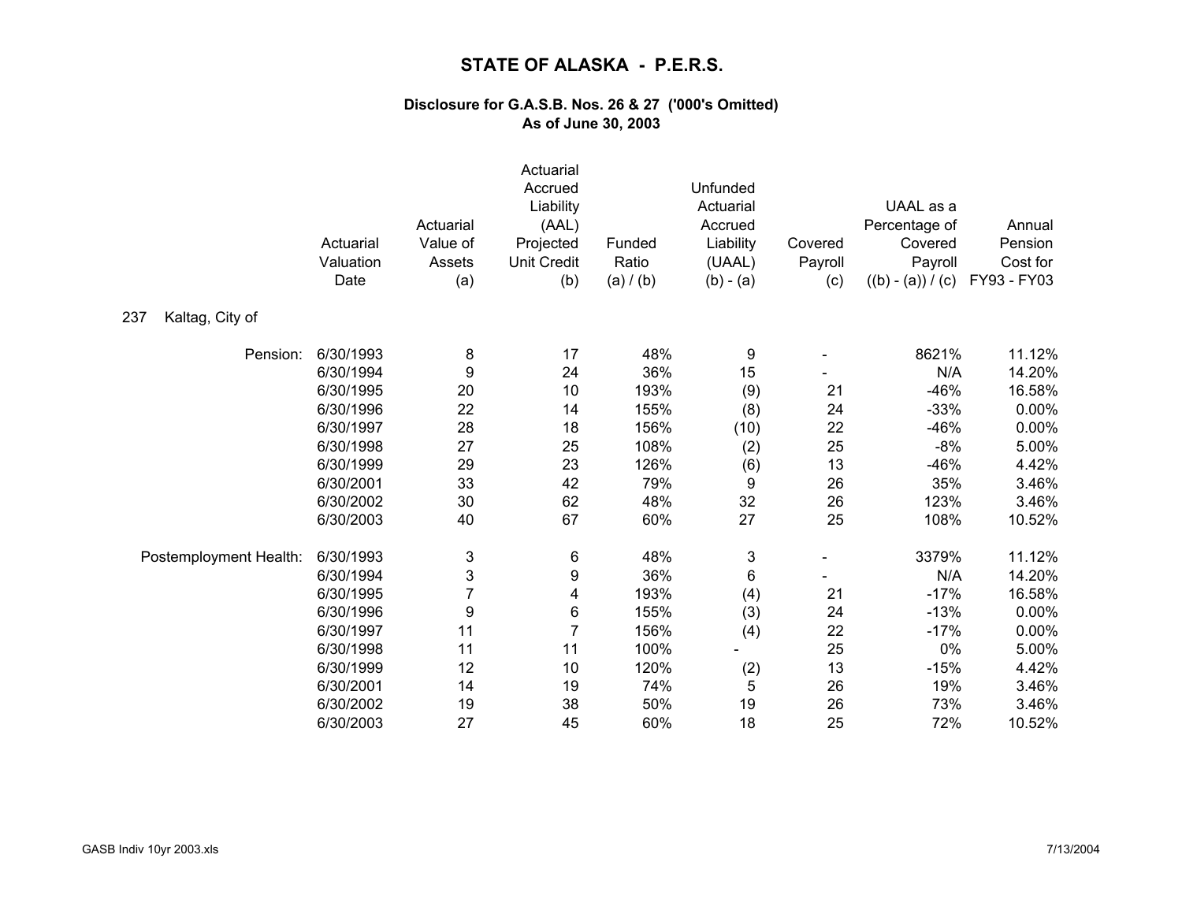# STATE OF ALASKA - P.E.R.S.

**Disclosure for G.A.S.B. Nos. 26 & 27 ('000's Omitted)**
**As of June 30, 2003**

| | Actuarial Valuation Date | Actuarial Value of Assets (a) | Actuarial Accrued Liability (AAL) Projected Unit Credit (b) | Funded Ratio (a) / (b) | Unfunded Actuarial Accrued Liability (UAAL) (b) - (a) | Covered Payroll (c) | UAAL as a Percentage of Covered Payroll ((b) - (a)) / (c) | Annual Pension Cost for FY93 - FY03 |
|---|---|---|---|---|---|---|---|---|
| 237 Kaltag, City of | | | | | | | | |
| Pension: | 6/30/1993 | 8 | 17 | 48% | 9 | - | 8621% | 11.12% |
| | 6/30/1994 | 9 | 24 | 36% | 15 | - | N/A | 14.20% |
| | 6/30/1995 | 20 | 10 | 193% | (9) | 21 | -46% | 16.58% |
| | 6/30/1996 | 22 | 14 | 155% | (8) | 24 | -33% | 0.00% |
| | 6/30/1997 | 28 | 18 | 156% | (10) | 22 | -46% | 0.00% |
| | 6/30/1998 | 27 | 25 | 108% | (2) | 25 | -8% | 5.00% |
| | 6/30/1999 | 29 | 23 | 126% | (6) | 13 | -46% | 4.42% |
| | 6/30/2001 | 33 | 42 | 79% | 9 | 26 | 35% | 3.46% |
| | 6/30/2002 | 30 | 62 | 48% | 32 | 26 | 123% | 3.46% |
| | 6/30/2003 | 40 | 67 | 60% | 27 | 25 | 108% | 10.52% |
| Postemployment Health: | 6/30/1993 | 3 | 6 | 48% | 3 | - | 3379% | 11.12% |
| | 6/30/1994 | 3 | 9 | 36% | 6 | - | N/A | 14.20% |
| | 6/30/1995 | 7 | 4 | 193% | (4) | 21 | -17% | 16.58% |
| | 6/30/1996 | 9 | 6 | 155% | (3) | 24 | -13% | 0.00% |
| | 6/30/1997 | 11 | 7 | 156% | (4) | 22 | -17% | 0.00% |
| | 6/30/1998 | 11 | 11 | 100% | - | 25 | 0% | 5.00% |
| | 6/30/1999 | 12 | 10 | 120% | (2) | 13 | -15% | 4.42% |
| | 6/30/2001 | 14 | 19 | 74% | 5 | 26 | 19% | 3.46% |
| | 6/30/2002 | 19 | 38 | 50% | 19 | 26 | 73% | 3.46% |
| | 6/30/2003 | 27 | 45 | 60% | 18 | 25 | 72% | 10.52% |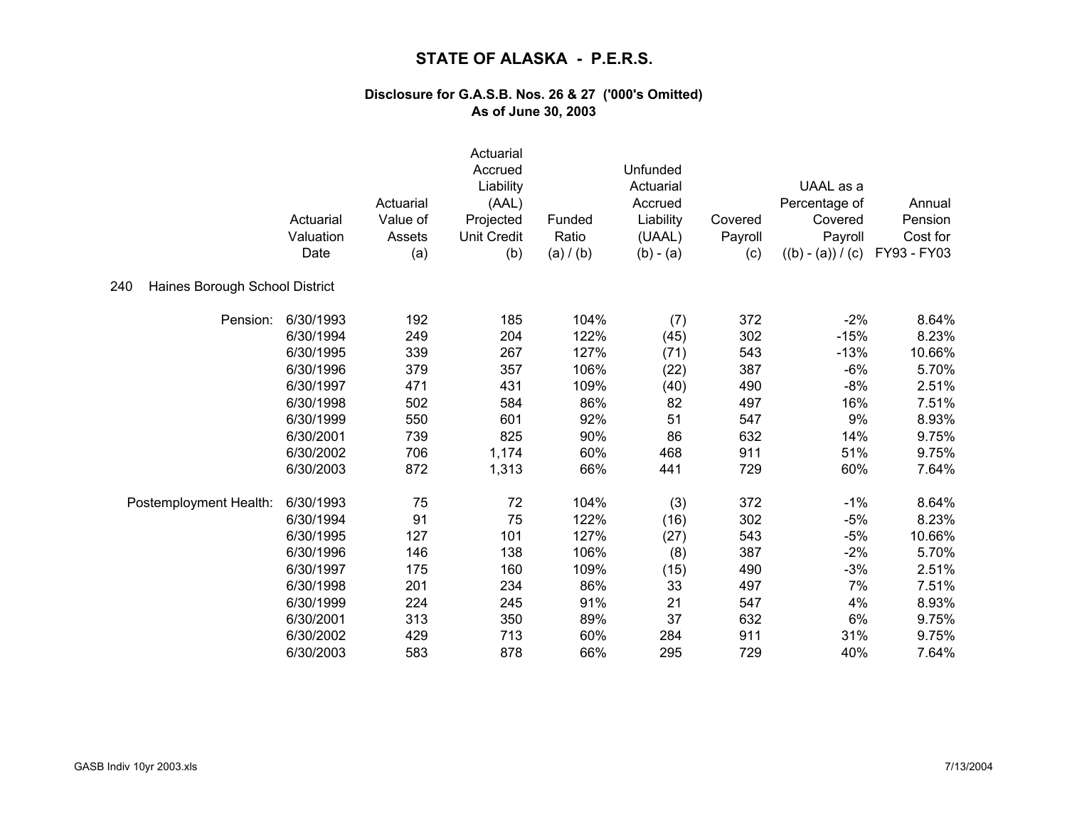# STATE OF ALASKA - P.E.R.S.

### Disclosure for G.A.S.B. Nos. 26 & 27 ('000's Omitted)
### As of June 30, 2003

| | Actuarial Valuation Date | Actuarial Value of Assets (a) | Actuarial Accrued Liability (AAL) Projected Unit Credit (b) | Funded Ratio (a) / (b) | Unfunded Actuarial Accrued Liability (UAAL) (b) - (a) | Covered Payroll (c) | UAAL as a Percentage of Covered Payroll ((b) - (a)) / (c) | Annual Pension Cost for FY93 - FY03 |
|---|---|---|---|---|---|---|---|---|
| **240 Haines Borough School District** | | | | | | | | |
| Pension: | 6/30/1993 | 192 | 185 | 104% | (7) | 372 | -2% | 8.64% |
| | 6/30/1994 | 249 | 204 | 122% | (45) | 302 | -15% | 8.23% |
| | 6/30/1995 | 339 | 267 | 127% | (71) | 543 | -13% | 10.66% |
| | 6/30/1996 | 379 | 357 | 106% | (22) | 387 | -6% | 5.70% |
| | 6/30/1997 | 471 | 431 | 109% | (40) | 490 | -8% | 2.51% |
| | 6/30/1998 | 502 | 584 | 86% | 82 | 497 | 16% | 7.51% |
| | 6/30/1999 | 550 | 601 | 92% | 51 | 547 | 9% | 8.93% |
| | 6/30/2001 | 739 | 825 | 90% | 86 | 632 | 14% | 9.75% |
| | 6/30/2002 | 706 | 1,174 | 60% | 468 | 911 | 51% | 9.75% |
| | 6/30/2003 | 872 | 1,313 | 66% | 441 | 729 | 60% | 7.64% |
| Postemployment Health: | 6/30/1993 | 75 | 72 | 104% | (3) | 372 | -1% | 8.64% |
| | 6/30/1994 | 91 | 75 | 122% | (16) | 302 | -5% | 8.23% |
| | 6/30/1995 | 127 | 101 | 127% | (27) | 543 | -5% | 10.66% |
| | 6/30/1996 | 146 | 138 | 106% | (8) | 387 | -2% | 5.70% |
| | 6/30/1997 | 175 | 160 | 109% | (15) | 490 | -3% | 2.51% |
| | 6/30/1998 | 201 | 234 | 86% | 33 | 497 | 7% | 7.51% |
| | 6/30/1999 | 224 | 245 | 91% | 21 | 547 | 4% | 8.93% |
| | 6/30/2001 | 313 | 350 | 89% | 37 | 632 | 6% | 9.75% |
| | 6/30/2002 | 429 | 713 | 60% | 284 | 911 | 31% | 9.75% |
| | 6/30/2003 | 583 | 878 | 66% | 295 | 729 | 40% | 7.64% |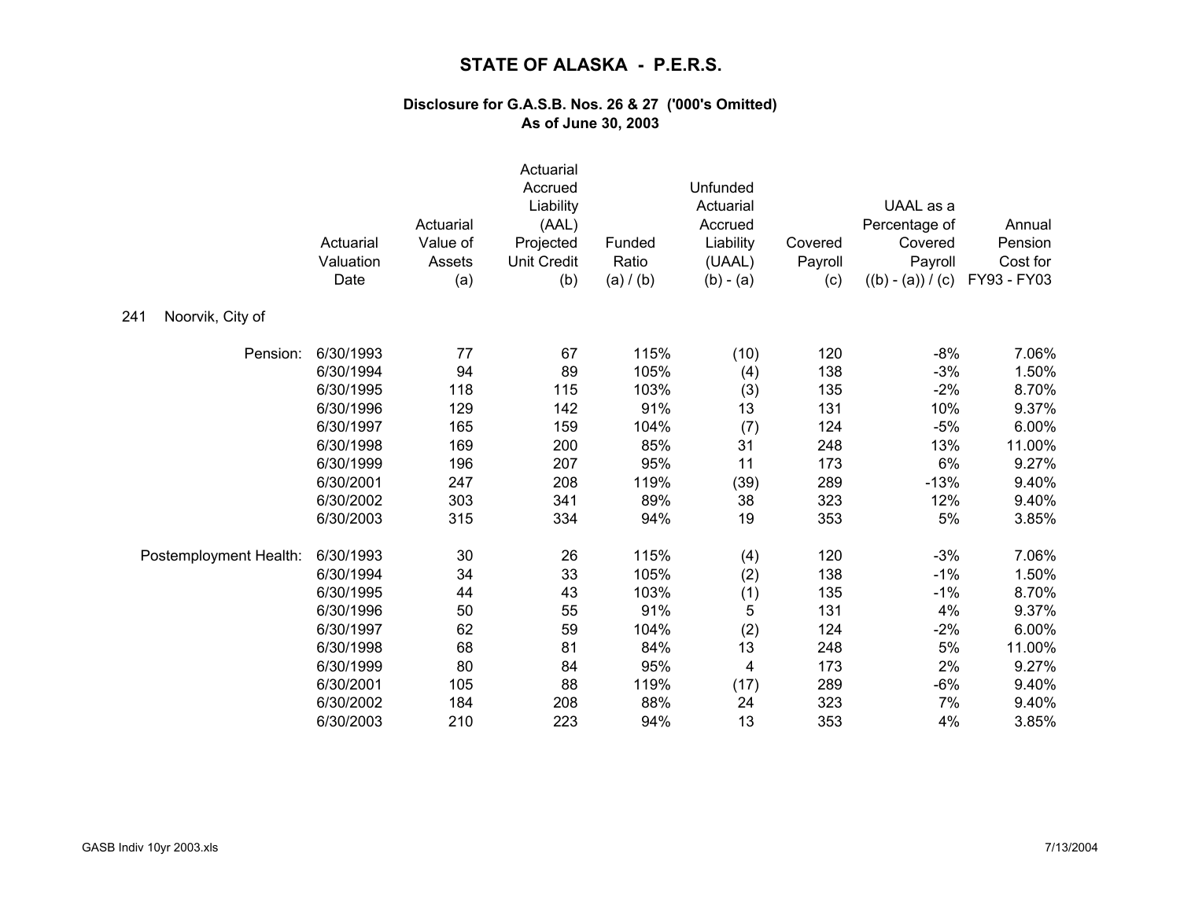# STATE OF ALASKA - P.E.R.S.

### Disclosure for G.A.S.B. Nos. 26 & 27 ('000's Omitted)
### As of June 30, 2003

**241 Noorvik, City of**

| | Actuarial Valuation Date | Actuarial Value of Assets (a) | Actuarial Accrued Liability (AAL) Projected Unit Credit (b) | Funded Ratio (a) / (b) | Unfunded Actuarial Accrued Liability (UAAL) (b) - (a) | Covered Payroll (c) | UAAL as a Percentage of Covered Payroll ((b) - (a)) / (c) | Annual Pension Cost for FY93 - FY03 |
|---|---|---|---|---|---|---|---|---|
| Pension: | 6/30/1993 | 77 | 67 | 115% | (10) | 120 | -8% | 7.06% |
| | 6/30/1994 | 94 | 89 | 105% | (4) | 138 | -3% | 1.50% |
| | 6/30/1995 | 118 | 115 | 103% | (3) | 135 | -2% | 8.70% |
| | 6/30/1996 | 129 | 142 | 91% | 13 | 131 | 10% | 9.37% |
| | 6/30/1997 | 165 | 159 | 104% | (7) | 124 | -5% | 6.00% |
| | 6/30/1998 | 169 | 200 | 85% | 31 | 248 | 13% | 11.00% |
| | 6/30/1999 | 196 | 207 | 95% | 11 | 173 | 6% | 9.27% |
| | 6/30/2001 | 247 | 208 | 119% | (39) | 289 | -13% | 9.40% |
| | 6/30/2002 | 303 | 341 | 89% | 38 | 323 | 12% | 9.40% |
| | 6/30/2003 | 315 | 334 | 94% | 19 | 353 | 5% | 3.85% |
| Postemployment Health: | 6/30/1993 | 30 | 26 | 115% | (4) | 120 | -3% | 7.06% |
| | 6/30/1994 | 34 | 33 | 105% | (2) | 138 | -1% | 1.50% |
| | 6/30/1995 | 44 | 43 | 103% | (1) | 135 | -1% | 8.70% |
| | 6/30/1996 | 50 | 55 | 91% | 5 | 131 | 4% | 9.37% |
| | 6/30/1997 | 62 | 59 | 104% | (2) | 124 | -2% | 6.00% |
| | 6/30/1998 | 68 | 81 | 84% | 13 | 248 | 5% | 11.00% |
| | 6/30/1999 | 80 | 84 | 95% | 4 | 173 | 2% | 9.27% |
| | 6/30/2001 | 105 | 88 | 119% | (17) | 289 | -6% | 9.40% |
| | 6/30/2002 | 184 | 208 | 88% | 24 | 323 | 7% | 9.40% |
| | 6/30/2003 | 210 | 223 | 94% | 13 | 353 | 4% | 3.85% |

GASB Indiv 10yr 2003.xls 7/13/2004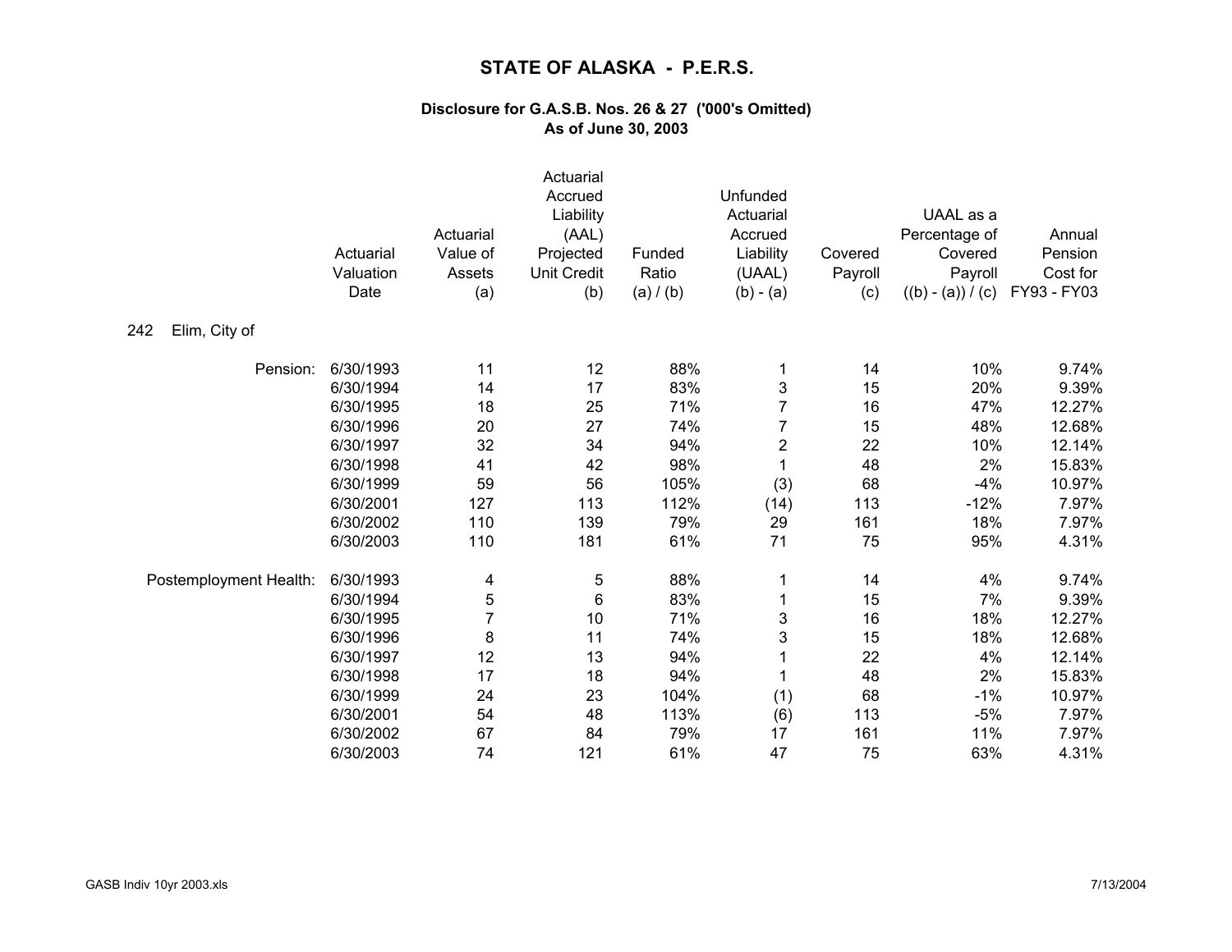# STATE OF ALASKA - P.E.R.S.

### Disclosure for G.A.S.B. Nos. 26 & 27 ('000's Omitted)
### As of June 30, 2003

| | Actuarial Valuation Date | Actuarial Value of Assets (a) | Actuarial Accrued Liability (AAL) Projected Unit Credit (b) | Funded Ratio (a) / (b) | Unfunded Actuarial Accrued Liability (UAAL) (b) - (a) | Covered Payroll (c) | UAAL as a Percentage of Covered Payroll ((b) - (a)) / (c) | Annual Pension Cost for FY93 - FY03 |
|---|---|---|---|---|---|---|---|---|
| **242 Elim, City of** | | | | | | | | |
| Pension: | 6/30/1993 | 11 | 12 | 88% | 1 | 14 | 10% | 9.74% |
| | 6/30/1994 | 14 | 17 | 83% | 3 | 15 | 20% | 9.39% |
| | 6/30/1995 | 18 | 25 | 71% | 7 | 16 | 47% | 12.27% |
| | 6/30/1996 | 20 | 27 | 74% | 7 | 15 | 48% | 12.68% |
| | 6/30/1997 | 32 | 34 | 94% | 2 | 22 | 10% | 12.14% |
| | 6/30/1998 | 41 | 42 | 98% | 1 | 48 | 2% | 15.83% |
| | 6/30/1999 | 59 | 56 | 105% | (3) | 68 | -4% | 10.97% |
| | 6/30/2001 | 127 | 113 | 112% | (14) | 113 | -12% | 7.97% |
| | 6/30/2002 | 110 | 139 | 79% | 29 | 161 | 18% | 7.97% |
| | 6/30/2003 | 110 | 181 | 61% | 71 | 75 | 95% | 4.31% |
| Postemployment Health: | 6/30/1993 | 4 | 5 | 88% | 1 | 14 | 4% | 9.74% |
| | 6/30/1994 | 5 | 6 | 83% | 1 | 15 | 7% | 9.39% |
| | 6/30/1995 | 7 | 10 | 71% | 3 | 16 | 18% | 12.27% |
| | 6/30/1996 | 8 | 11 | 74% | 3 | 15 | 18% | 12.68% |
| | 6/30/1997 | 12 | 13 | 94% | 1 | 22 | 4% | 12.14% |
| | 6/30/1998 | 17 | 18 | 94% | 1 | 48 | 2% | 15.83% |
| | 6/30/1999 | 24 | 23 | 104% | (1) | 68 | -1% | 10.97% |
| | 6/30/2001 | 54 | 48 | 113% | (6) | 113 | -5% | 7.97% |
| | 6/30/2002 | 67 | 84 | 79% | 17 | 161 | 11% | 7.97% |
| | 6/30/2003 | 74 | 121 | 61% | 47 | 75 | 63% | 4.31% |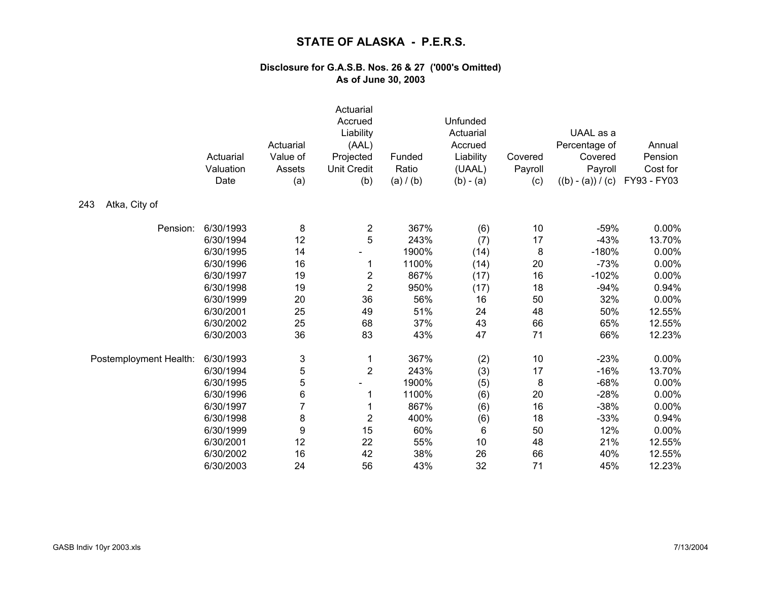# STATE OF ALASKA - P.E.R.S.

### Disclosure for G.A.S.B. Nos. 26 & 27 ('000's Omitted)
### As of June 30, 2003

| | Actuarial Valuation Date | Actuarial Value of Assets (a) | Actuarial Accrued Liability (AAL) Projected Unit Credit (b) | Funded Ratio (a) / (b) | Unfunded Actuarial Accrued Liability (UAAL) (b) - (a) | Covered Payroll (c) | UAAL as a Percentage of Covered Payroll ((b) - (a)) / (c) | Annual Pension Cost for FY93 - FY03 |
|---|---|---|---|---|---|---|---|---|
| 243 Atka, City of | | | | | | | | |
| Pension: | 6/30/1993 | 8 | 2 | 367% | (6) | 10 | -59% | 0.00% |
| | 6/30/1994 | 12 | 5 | 243% | (7) | 17 | -43% | 13.70% |
| | 6/30/1995 | 14 | - | 1900% | (14) | 8 | -180% | 0.00% |
| | 6/30/1996 | 16 | 1 | 1100% | (14) | 20 | -73% | 0.00% |
| | 6/30/1997 | 19 | 2 | 867% | (17) | 16 | -102% | 0.00% |
| | 6/30/1998 | 19 | 2 | 950% | (17) | 18 | -94% | 0.94% |
| | 6/30/1999 | 20 | 36 | 56% | 16 | 50 | 32% | 0.00% |
| | 6/30/2001 | 25 | 49 | 51% | 24 | 48 | 50% | 12.55% |
| | 6/30/2002 | 25 | 68 | 37% | 43 | 66 | 65% | 12.55% |
| | 6/30/2003 | 36 | 83 | 43% | 47 | 71 | 66% | 12.23% |
| Postemployment Health: | 6/30/1993 | 3 | 1 | 367% | (2) | 10 | -23% | 0.00% |
| | 6/30/1994 | 5 | 2 | 243% | (3) | 17 | -16% | 13.70% |
| | 6/30/1995 | 5 | - | 1900% | (5) | 8 | -68% | 0.00% |
| | 6/30/1996 | 6 | 1 | 1100% | (6) | 20 | -28% | 0.00% |
| | 6/30/1997 | 7 | 1 | 867% | (6) | 16 | -38% | 0.00% |
| | 6/30/1998 | 8 | 2 | 400% | (6) | 18 | -33% | 0.94% |
| | 6/30/1999 | 9 | 15 | 60% | 6 | 50 | 12% | 0.00% |
| | 6/30/2001 | 12 | 22 | 55% | 10 | 48 | 21% | 12.55% |
| | 6/30/2002 | 16 | 42 | 38% | 26 | 66 | 40% | 12.55% |
| | 6/30/2003 | 24 | 56 | 43% | 32 | 71 | 45% | 12.23% |

GASB Indiv 10yr 2003.xls 7/13/2004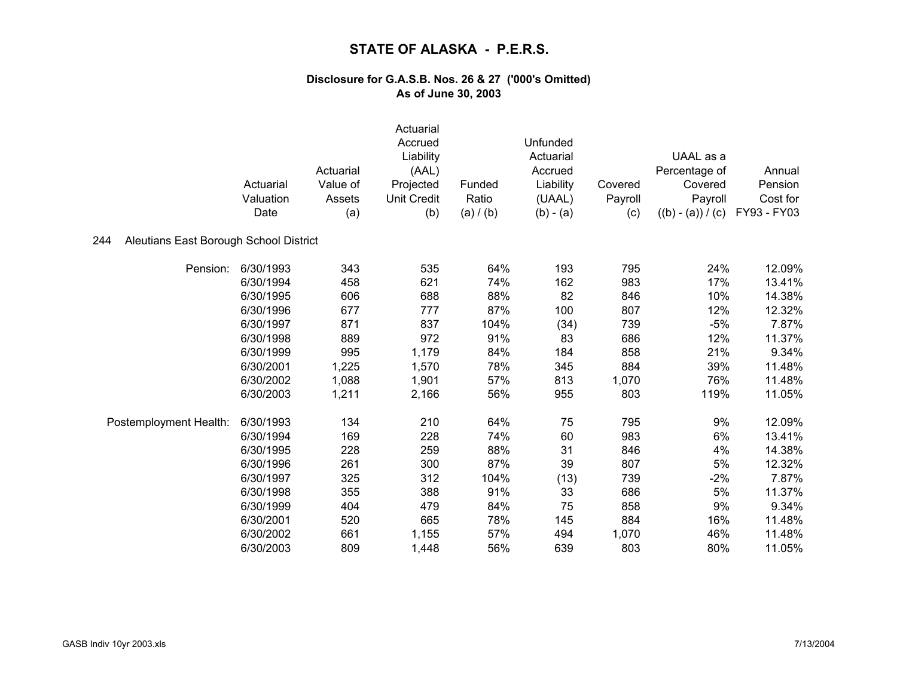# STATE OF ALASKA - P.E.R.S.

### Disclosure for G.A.S.B. Nos. 26 & 27 ('000's Omitted)
### As of June 30, 2003

244 Aleutians East Borough School District

| | Actuarial Valuation Date | Actuarial Value of Assets (a) | Actuarial Accrued Liability (AAL) Projected Unit Credit (b) | Funded Ratio (a) / (b) | Unfunded Actuarial Accrued Liability (UAAL) (b) - (a) | Covered Payroll (c) | UAAL as a Percentage of Covered Payroll ((b) - (a)) / (c) | Annual Pension Cost for FY93 - FY03 |
|---|---|---|---|---|---|---|---|---|
| Pension: | 6/30/1993 | 343 | 535 | 64% | 193 | 795 | 24% | 12.09% |
| | 6/30/1994 | 458 | 621 | 74% | 162 | 983 | 17% | 13.41% |
| | 6/30/1995 | 606 | 688 | 88% | 82 | 846 | 10% | 14.38% |
| | 6/30/1996 | 677 | 777 | 87% | 100 | 807 | 12% | 12.32% |
| | 6/30/1997 | 871 | 837 | 104% | (34) | 739 | -5% | 7.87% |
| | 6/30/1998 | 889 | 972 | 91% | 83 | 686 | 12% | 11.37% |
| | 6/30/1999 | 995 | 1,179 | 84% | 184 | 858 | 21% | 9.34% |
| | 6/30/2001 | 1,225 | 1,570 | 78% | 345 | 884 | 39% | 11.48% |
| | 6/30/2002 | 1,088 | 1,901 | 57% | 813 | 1,070 | 76% | 11.48% |
| | 6/30/2003 | 1,211 | 2,166 | 56% | 955 | 803 | 119% | 11.05% |
| Postemployment Health: | 6/30/1993 | 134 | 210 | 64% | 75 | 795 | 9% | 12.09% |
| | 6/30/1994 | 169 | 228 | 74% | 60 | 983 | 6% | 13.41% |
| | 6/30/1995 | 228 | 259 | 88% | 31 | 846 | 4% | 14.38% |
| | 6/30/1996 | 261 | 300 | 87% | 39 | 807 | 5% | 12.32% |
| | 6/30/1997 | 325 | 312 | 104% | (13) | 739 | -2% | 7.87% |
| | 6/30/1998 | 355 | 388 | 91% | 33 | 686 | 5% | 11.37% |
| | 6/30/1999 | 404 | 479 | 84% | 75 | 858 | 9% | 9.34% |
| | 6/30/2001 | 520 | 665 | 78% | 145 | 884 | 16% | 11.48% |
| | 6/30/2002 | 661 | 1,155 | 57% | 494 | 1,070 | 46% | 11.48% |
| | 6/30/2003 | 809 | 1,448 | 56% | 639 | 803 | 80% | 11.05% |

GASB Indiv 10yr 2003.xls 7/13/2004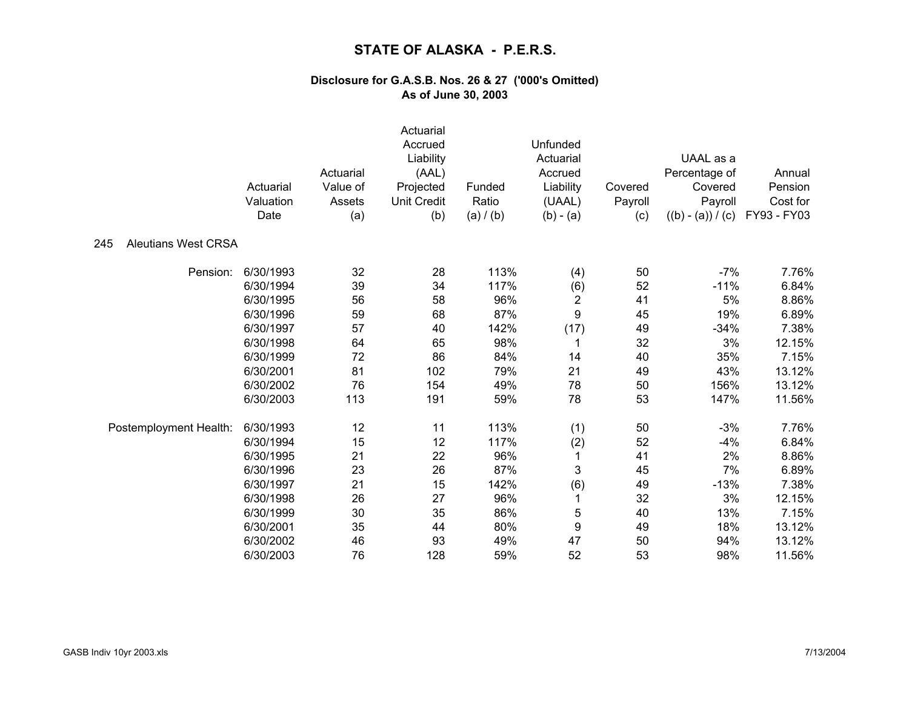# STATE OF ALASKA - P.E.R.S.

### Disclosure for G.A.S.B. Nos. 26 & 27 ('000's Omitted)
### As of June 30, 2003

| | Actuarial Valuation Date | Actuarial Value of Assets (a) | Actuarial Accrued Liability (AAL) Projected Unit Credit (b) | Funded Ratio (a) / (b) | Unfunded Actuarial Accrued Liability (UAAL) (b) - (a) | Covered Payroll (c) | UAAL as a Percentage of Covered Payroll ((b) - (a)) / (c) | Annual Pension Cost for FY93 - FY03 |
|---|---|---|---|---|---|---|---|---|
| 245 Aleutians West CRSA | | | | | | | | |
| Pension: | 6/30/1993 | 32 | 28 | 113% | (4) | 50 | -7% | 7.76% |
| | 6/30/1994 | 39 | 34 | 117% | (6) | 52 | -11% | 6.84% |
| | 6/30/1995 | 56 | 58 | 96% | 2 | 41 | 5% | 8.86% |
| | 6/30/1996 | 59 | 68 | 87% | 9 | 45 | 19% | 6.89% |
| | 6/30/1997 | 57 | 40 | 142% | (17) | 49 | -34% | 7.38% |
| | 6/30/1998 | 64 | 65 | 98% | 1 | 32 | 3% | 12.15% |
| | 6/30/1999 | 72 | 86 | 84% | 14 | 40 | 35% | 7.15% |
| | 6/30/2001 | 81 | 102 | 79% | 21 | 49 | 43% | 13.12% |
| | 6/30/2002 | 76 | 154 | 49% | 78 | 50 | 156% | 13.12% |
| | 6/30/2003 | 113 | 191 | 59% | 78 | 53 | 147% | 11.56% |
| Postemployment Health: | 6/30/1993 | 12 | 11 | 113% | (1) | 50 | -3% | 7.76% |
| | 6/30/1994 | 15 | 12 | 117% | (2) | 52 | -4% | 6.84% |
| | 6/30/1995 | 21 | 22 | 96% | 1 | 41 | 2% | 8.86% |
| | 6/30/1996 | 23 | 26 | 87% | 3 | 45 | 7% | 6.89% |
| | 6/30/1997 | 21 | 15 | 142% | (6) | 49 | -13% | 7.38% |
| | 6/30/1998 | 26 | 27 | 96% | 1 | 32 | 3% | 12.15% |
| | 6/30/1999 | 30 | 35 | 86% | 5 | 40 | 13% | 7.15% |
| | 6/30/2001 | 35 | 44 | 80% | 9 | 49 | 18% | 13.12% |
| | 6/30/2002 | 46 | 93 | 49% | 47 | 50 | 94% | 13.12% |
| | 6/30/2003 | 76 | 128 | 59% | 52 | 53 | 98% | 11.56% |

GASB Indiv 10yr 2003.xls 7/13/2004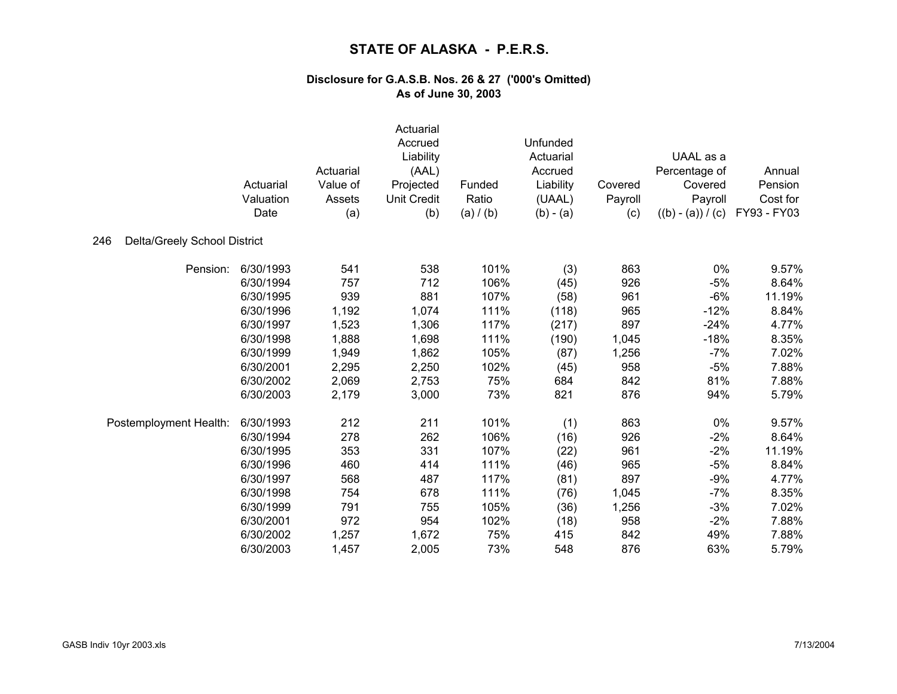# STATE OF ALASKA - P.E.R.S.

### Disclosure for G.A.S.B. Nos. 26 & 27 ('000's Omitted)
### As of June 30, 2003

**246 Delta/Greely School District**

| | Actuarial Valuation Date | Actuarial Value of Assets (a) | Actuarial Accrued Liability (AAL) Projected Unit Credit (b) | Funded Ratio (a) / (b) | Unfunded Actuarial Accrued Liability (UAAL) (b) - (a) | Covered Payroll (c) | UAAL as a Percentage of Covered Payroll ((b) - (a)) / (c) | Annual Pension Cost for FY93 - FY03 |
|---|---|---|---|---|---|---|---|---|
| Pension: | 6/30/1993 | 541 | 538 | 101% | (3) | 863 | 0% | 9.57% |
| | 6/30/1994 | 757 | 712 | 106% | (45) | 926 | -5% | 8.64% |
| | 6/30/1995 | 939 | 881 | 107% | (58) | 961 | -6% | 11.19% |
| | 6/30/1996 | 1,192 | 1,074 | 111% | (118) | 965 | -12% | 8.84% |
| | 6/30/1997 | 1,523 | 1,306 | 117% | (217) | 897 | -24% | 4.77% |
| | 6/30/1998 | 1,888 | 1,698 | 111% | (190) | 1,045 | -18% | 8.35% |
| | 6/30/1999 | 1,949 | 1,862 | 105% | (87) | 1,256 | -7% | 7.02% |
| | 6/30/2001 | 2,295 | 2,250 | 102% | (45) | 958 | -5% | 7.88% |
| | 6/30/2002 | 2,069 | 2,753 | 75% | 684 | 842 | 81% | 7.88% |
| | 6/30/2003 | 2,179 | 3,000 | 73% | 821 | 876 | 94% | 5.79% |
| Postemployment Health: | 6/30/1993 | 212 | 211 | 101% | (1) | 863 | 0% | 9.57% |
| | 6/30/1994 | 278 | 262 | 106% | (16) | 926 | -2% | 8.64% |
| | 6/30/1995 | 353 | 331 | 107% | (22) | 961 | -2% | 11.19% |
| | 6/30/1996 | 460 | 414 | 111% | (46) | 965 | -5% | 8.84% |
| | 6/30/1997 | 568 | 487 | 117% | (81) | 897 | -9% | 4.77% |
| | 6/30/1998 | 754 | 678 | 111% | (76) | 1,045 | -7% | 8.35% |
| | 6/30/1999 | 791 | 755 | 105% | (36) | 1,256 | -3% | 7.02% |
| | 6/30/2001 | 972 | 954 | 102% | (18) | 958 | -2% | 7.88% |
| | 6/30/2002 | 1,257 | 1,672 | 75% | 415 | 842 | 49% | 7.88% |
| | 6/30/2003 | 1,457 | 2,005 | 73% | 548 | 876 | 63% | 5.79% |

GASB Indiv 10yr 2003.xls 7/13/2004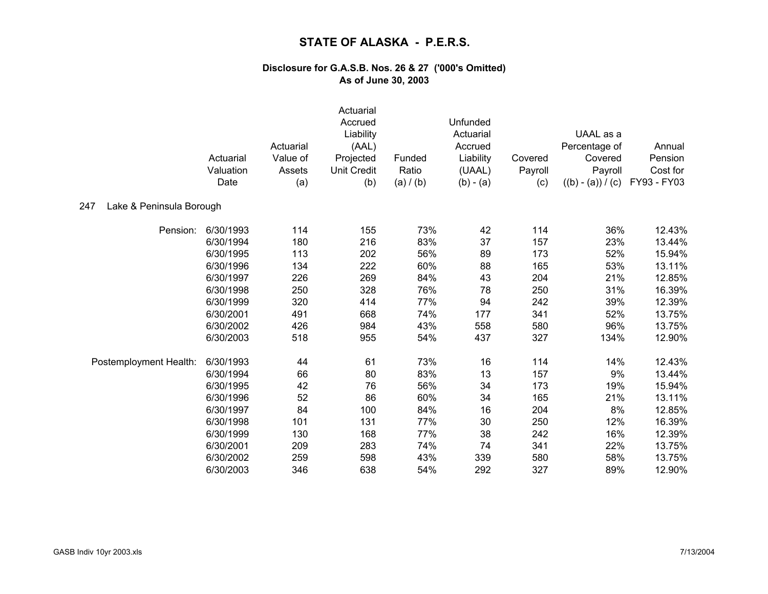# STATE OF ALASKA - P.E.R.S.

### Disclosure for G.A.S.B. Nos. 26 & 27 ('000's Omitted)
### As of June 30, 2003

| | Actuarial Valuation Date | Actuarial Value of Assets (a) | Actuarial Accrued Liability (AAL) Projected Unit Credit (b) | Funded Ratio (a) / (b) | Unfunded Actuarial Accrued Liability (UAAL) (b) - (a) | Covered Payroll (c) | UAAL as a Percentage of Covered Payroll ((b) - (a)) / (c) | Annual Pension Cost for FY93 - FY03 |
|---|---|---|---|---|---|---|---|---|
| **247 Lake & Peninsula Borough** | | | | | | | | |
| Pension: | 6/30/1993 | 114 | 155 | 73% | 42 | 114 | 36% | 12.43% |
| | 6/30/1994 | 180 | 216 | 83% | 37 | 157 | 23% | 13.44% |
| | 6/30/1995 | 113 | 202 | 56% | 89 | 173 | 52% | 15.94% |
| | 6/30/1996 | 134 | 222 | 60% | 88 | 165 | 53% | 13.11% |
| | 6/30/1997 | 226 | 269 | 84% | 43 | 204 | 21% | 12.85% |
| | 6/30/1998 | 250 | 328 | 76% | 78 | 250 | 31% | 16.39% |
| | 6/30/1999 | 320 | 414 | 77% | 94 | 242 | 39% | 12.39% |
| | 6/30/2001 | 491 | 668 | 74% | 177 | 341 | 52% | 13.75% |
| | 6/30/2002 | 426 | 984 | 43% | 558 | 580 | 96% | 13.75% |
| | 6/30/2003 | 518 | 955 | 54% | 437 | 327 | 134% | 12.90% |
| Postemployment Health: | 6/30/1993 | 44 | 61 | 73% | 16 | 114 | 14% | 12.43% |
| | 6/30/1994 | 66 | 80 | 83% | 13 | 157 | 9% | 13.44% |
| | 6/30/1995 | 42 | 76 | 56% | 34 | 173 | 19% | 15.94% |
| | 6/30/1996 | 52 | 86 | 60% | 34 | 165 | 21% | 13.11% |
| | 6/30/1997 | 84 | 100 | 84% | 16 | 204 | 8% | 12.85% |
| | 6/30/1998 | 101 | 131 | 77% | 30 | 250 | 12% | 16.39% |
| | 6/30/1999 | 130 | 168 | 77% | 38 | 242 | 16% | 12.39% |
| | 6/30/2001 | 209 | 283 | 74% | 74 | 341 | 22% | 13.75% |
| | 6/30/2002 | 259 | 598 | 43% | 339 | 580 | 58% | 13.75% |
| | 6/30/2003 | 346 | 638 | 54% | 292 | 327 | 89% | 12.90% |

GASB Indiv 10yr 2003.xls 7/13/2004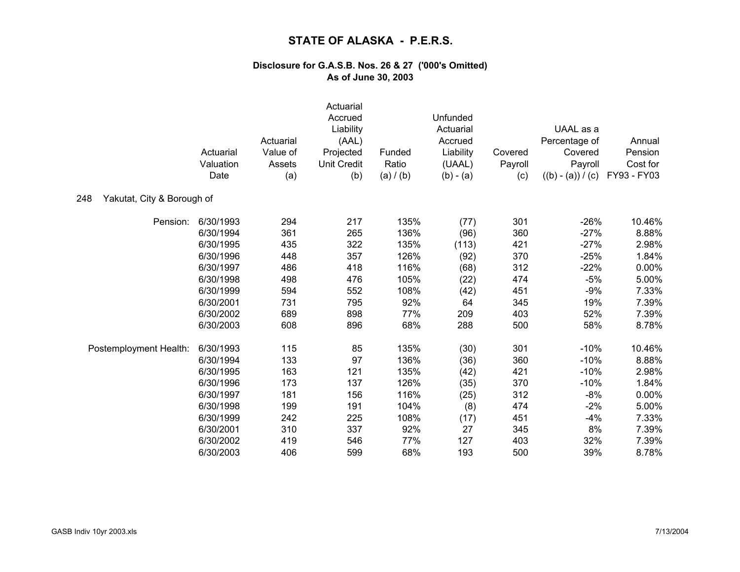# STATE OF ALASKA - P.E.R.S.

## Disclosure for G.A.S.B. Nos. 26 & 27 ('000's Omitted)
## As of June 30, 2003

248 Yakutat, City & Borough of

| | Actuarial Valuation Date | Actuarial Value of Assets (a) | Actuarial Accrued Liability (AAL) Projected Unit Credit (b) | Funded Ratio (a) / (b) | Unfunded Actuarial Accrued Liability (UAAL) (b) - (a) | Covered Payroll (c) | UAAL as a Percentage of Covered Payroll ((b) - (a)) / (c) | Annual Pension Cost for FY93 - FY03 |
|---|---|---|---|---|---|---|---|---|
| Pension: | 6/30/1993 | 294 | 217 | 135% | (77) | 301 | -26% | 10.46% |
| | 6/30/1994 | 361 | 265 | 136% | (96) | 360 | -27% | 8.88% |
| | 6/30/1995 | 435 | 322 | 135% | (113) | 421 | -27% | 2.98% |
| | 6/30/1996 | 448 | 357 | 126% | (92) | 370 | -25% | 1.84% |
| | 6/30/1997 | 486 | 418 | 116% | (68) | 312 | -22% | 0.00% |
| | 6/30/1998 | 498 | 476 | 105% | (22) | 474 | -5% | 5.00% |
| | 6/30/1999 | 594 | 552 | 108% | (42) | 451 | -9% | 7.33% |
| | 6/30/2001 | 731 | 795 | 92% | 64 | 345 | 19% | 7.39% |
| | 6/30/2002 | 689 | 898 | 77% | 209 | 403 | 52% | 7.39% |
| | 6/30/2003 | 608 | 896 | 68% | 288 | 500 | 58% | 8.78% |
| Postemployment Health: | 6/30/1993 | 115 | 85 | 135% | (30) | 301 | -10% | 10.46% |
| | 6/30/1994 | 133 | 97 | 136% | (36) | 360 | -10% | 8.88% |
| | 6/30/1995 | 163 | 121 | 135% | (42) | 421 | -10% | 2.98% |
| | 6/30/1996 | 173 | 137 | 126% | (35) | 370 | -10% | 1.84% |
| | 6/30/1997 | 181 | 156 | 116% | (25) | 312 | -8% | 0.00% |
| | 6/30/1998 | 199 | 191 | 104% | (8) | 474 | -2% | 5.00% |
| | 6/30/1999 | 242 | 225 | 108% | (17) | 451 | -4% | 7.33% |
| | 6/30/2001 | 310 | 337 | 92% | 27 | 345 | 8% | 7.39% |
| | 6/30/2002 | 419 | 546 | 77% | 127 | 403 | 32% | 7.39% |
| | 6/30/2003 | 406 | 599 | 68% | 193 | 500 | 39% | 8.78% |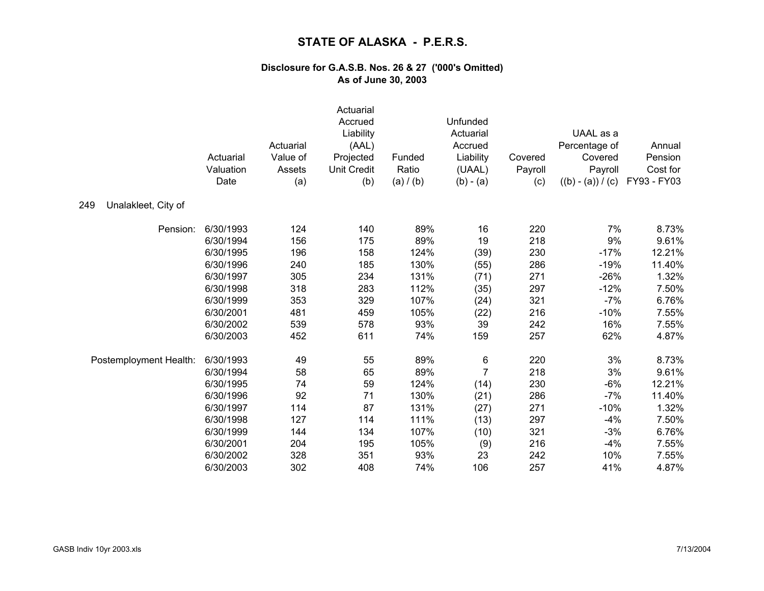# STATE OF ALASKA - P.E.R.S.

### Disclosure for G.A.S.B. Nos. 26 & 27 ('000's Omitted)
### As of June 30, 2003

| | Actuarial Valuation Date | Actuarial Value of Assets (a) | Actuarial Accrued Liability (AAL) Projected Unit Credit (b) | Funded Ratio (a) / (b) | Unfunded Actuarial Accrued Liability (UAAL) (b) - (a) | Covered Payroll (c) | UAAL as a Percentage of Covered Payroll ((b) - (a)) / (c) | Annual Pension Cost for FY93 - FY03 |
|---|---|---|---|---|---|---|---|---|
| 249 Unalakleet, City of | | | | | | | | |
| Pension: | 6/30/1993 | 124 | 140 | 89% | 16 | 220 | 7% | 8.73% |
| | 6/30/1994 | 156 | 175 | 89% | 19 | 218 | 9% | 9.61% |
| | 6/30/1995 | 196 | 158 | 124% | (39) | 230 | -17% | 12.21% |
| | 6/30/1996 | 240 | 185 | 130% | (55) | 286 | -19% | 11.40% |
| | 6/30/1997 | 305 | 234 | 131% | (71) | 271 | -26% | 1.32% |
| | 6/30/1998 | 318 | 283 | 112% | (35) | 297 | -12% | 7.50% |
| | 6/30/1999 | 353 | 329 | 107% | (24) | 321 | -7% | 6.76% |
| | 6/30/2001 | 481 | 459 | 105% | (22) | 216 | -10% | 7.55% |
| | 6/30/2002 | 539 | 578 | 93% | 39 | 242 | 16% | 7.55% |
| | 6/30/2003 | 452 | 611 | 74% | 159 | 257 | 62% | 4.87% |
| Postemployment Health: | 6/30/1993 | 49 | 55 | 89% | 6 | 220 | 3% | 8.73% |
| | 6/30/1994 | 58 | 65 | 89% | 7 | 218 | 3% | 9.61% |
| | 6/30/1995 | 74 | 59 | 124% | (14) | 230 | -6% | 12.21% |
| | 6/30/1996 | 92 | 71 | 130% | (21) | 286 | -7% | 11.40% |
| | 6/30/1997 | 114 | 87 | 131% | (27) | 271 | -10% | 1.32% |
| | 6/30/1998 | 127 | 114 | 111% | (13) | 297 | -4% | 7.50% |
| | 6/30/1999 | 144 | 134 | 107% | (10) | 321 | -3% | 6.76% |
| | 6/30/2001 | 204 | 195 | 105% | (9) | 216 | -4% | 7.55% |
| | 6/30/2002 | 328 | 351 | 93% | 23 | 242 | 10% | 7.55% |
| | 6/30/2003 | 302 | 408 | 74% | 106 | 257 | 41% | 4.87% |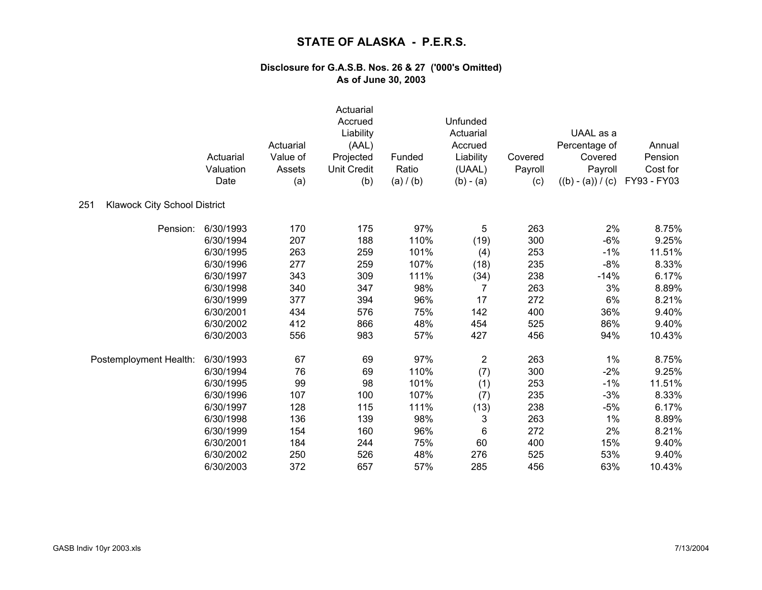# STATE OF ALASKA - P.E.R.S.

### Disclosure for G.A.S.B. Nos. 26 & 27 ('000's Omitted)
### As of June 30, 2003

251 Klawock City School District

| | Actuarial Valuation Date | Actuarial Value of Assets (a) | Actuarial Accrued Liability (AAL) Projected Unit Credit (b) | Funded Ratio (a) / (b) | Unfunded Actuarial Accrued Liability (UAAL) (b) - (a) | Covered Payroll (c) | UAAL as a Percentage of Covered Payroll ((b) - (a)) / (c) | Annual Pension Cost for FY93 - FY03 |
|---|---|---|---|---|---|---|---|---|
| Pension: | 6/30/1993 | 170 | 175 | 97% | 5 | 263 | 2% | 8.75% |
| | 6/30/1994 | 207 | 188 | 110% | (19) | 300 | -6% | 9.25% |
| | 6/30/1995 | 263 | 259 | 101% | (4) | 253 | -1% | 11.51% |
| | 6/30/1996 | 277 | 259 | 107% | (18) | 235 | -8% | 8.33% |
| | 6/30/1997 | 343 | 309 | 111% | (34) | 238 | -14% | 6.17% |
| | 6/30/1998 | 340 | 347 | 98% | 7 | 263 | 3% | 8.89% |
| | 6/30/1999 | 377 | 394 | 96% | 17 | 272 | 6% | 8.21% |
| | 6/30/2001 | 434 | 576 | 75% | 142 | 400 | 36% | 9.40% |
| | 6/30/2002 | 412 | 866 | 48% | 454 | 525 | 86% | 9.40% |
| | 6/30/2003 | 556 | 983 | 57% | 427 | 456 | 94% | 10.43% |
| Postemployment Health: | 6/30/1993 | 67 | 69 | 97% | 2 | 263 | 1% | 8.75% |
| | 6/30/1994 | 76 | 69 | 110% | (7) | 300 | -2% | 9.25% |
| | 6/30/1995 | 99 | 98 | 101% | (1) | 253 | -1% | 11.51% |
| | 6/30/1996 | 107 | 100 | 107% | (7) | 235 | -3% | 8.33% |
| | 6/30/1997 | 128 | 115 | 111% | (13) | 238 | -5% | 6.17% |
| | 6/30/1998 | 136 | 139 | 98% | 3 | 263 | 1% | 8.89% |
| | 6/30/1999 | 154 | 160 | 96% | 6 | 272 | 2% | 8.21% |
| | 6/30/2001 | 184 | 244 | 75% | 60 | 400 | 15% | 9.40% |
| | 6/30/2002 | 250 | 526 | 48% | 276 | 525 | 53% | 9.40% |
| | 6/30/2003 | 372 | 657 | 57% | 285 | 456 | 63% | 10.43% |

GASB Indiv 10yr 2003.xls 7/13/2004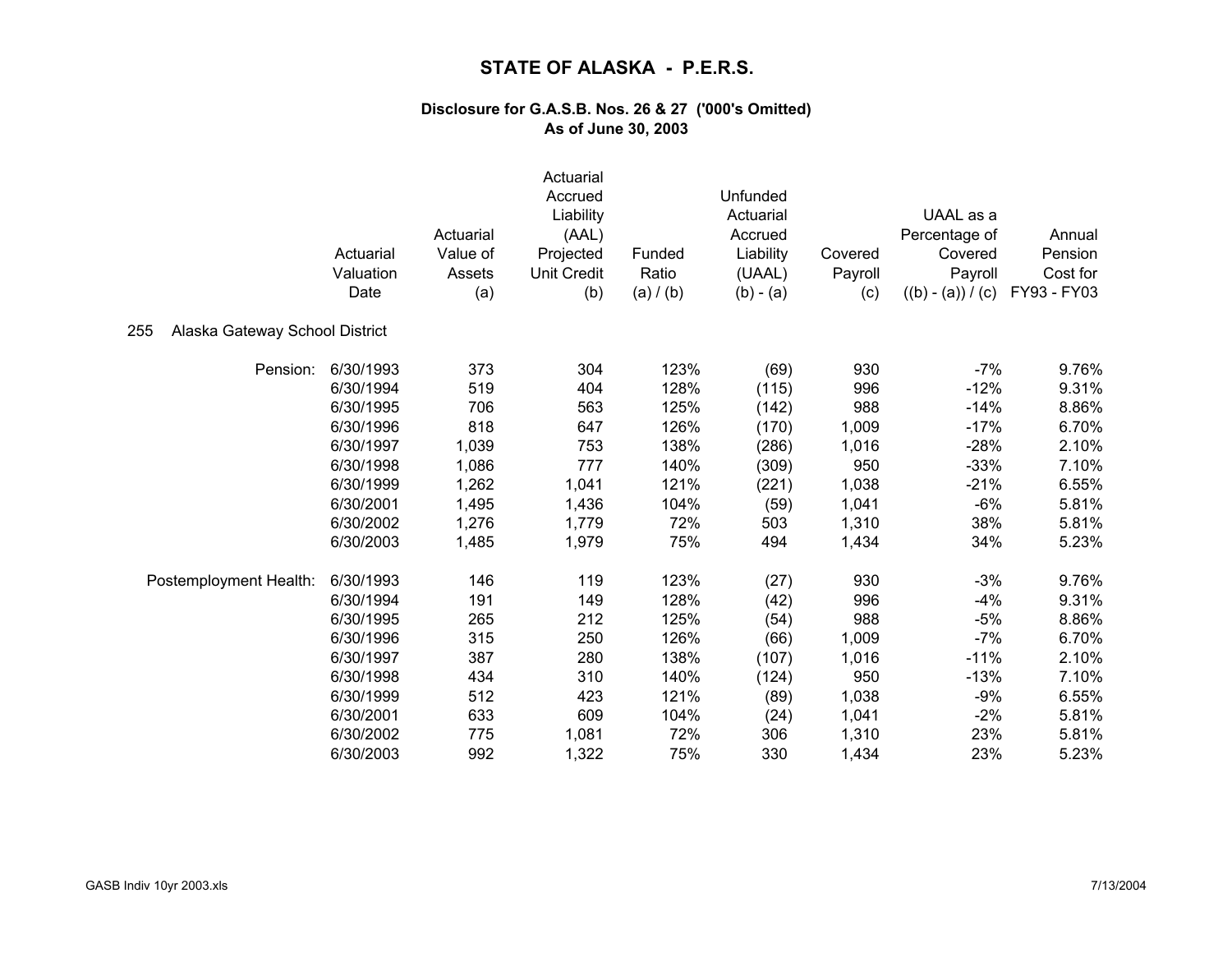# STATE OF ALASKA - P.E.R.S.

### Disclosure for G.A.S.B. Nos. 26 & 27 ('000's Omitted)
### As of June 30, 2003

| | Actuarial Valuation Date | Actuarial Value of Assets (a) | Actuarial Accrued Liability (AAL) Projected Unit Credit (b) | Funded Ratio (a) / (b) | Unfunded Actuarial Accrued Liability (UAAL) (b) - (a) | Covered Payroll (c) | UAAL as a Percentage of Covered Payroll ((b) - (a)) / (c) | Annual Pension Cost for FY93 - FY03 |
|---|---|---|---|---|---|---|---|---|
| **255 Alaska Gateway School District** | | | | | | | | |
| Pension: | 6/30/1993 | 373 | 304 | 123% | (69) | 930 | -7% | 9.76% |
| | 6/30/1994 | 519 | 404 | 128% | (115) | 996 | -12% | 9.31% |
| | 6/30/1995 | 706 | 563 | 125% | (142) | 988 | -14% | 8.86% |
| | 6/30/1996 | 818 | 647 | 126% | (170) | 1,009 | -17% | 6.70% |
| | 6/30/1997 | 1,039 | 753 | 138% | (286) | 1,016 | -28% | 2.10% |
| | 6/30/1998 | 1,086 | 777 | 140% | (309) | 950 | -33% | 7.10% |
| | 6/30/1999 | 1,262 | 1,041 | 121% | (221) | 1,038 | -21% | 6.55% |
| | 6/30/2001 | 1,495 | 1,436 | 104% | (59) | 1,041 | -6% | 5.81% |
| | 6/30/2002 | 1,276 | 1,779 | 72% | 503 | 1,310 | 38% | 5.81% |
| | 6/30/2003 | 1,485 | 1,979 | 75% | 494 | 1,434 | 34% | 5.23% |
| Postemployment Health: | 6/30/1993 | 146 | 119 | 123% | (27) | 930 | -3% | 9.76% |
| | 6/30/1994 | 191 | 149 | 128% | (42) | 996 | -4% | 9.31% |
| | 6/30/1995 | 265 | 212 | 125% | (54) | 988 | -5% | 8.86% |
| | 6/30/1996 | 315 | 250 | 126% | (66) | 1,009 | -7% | 6.70% |
| | 6/30/1997 | 387 | 280 | 138% | (107) | 1,016 | -11% | 2.10% |
| | 6/30/1998 | 434 | 310 | 140% | (124) | 950 | -13% | 7.10% |
| | 6/30/1999 | 512 | 423 | 121% | (89) | 1,038 | -9% | 6.55% |
| | 6/30/2001 | 633 | 609 | 104% | (24) | 1,041 | -2% | 5.81% |
| | 6/30/2002 | 775 | 1,081 | 72% | 306 | 1,310 | 23% | 5.81% |
| | 6/30/2003 | 992 | 1,322 | 75% | 330 | 1,434 | 23% | 5.23% |

GASB Indiv 10yr 2003.xls 7/13/2004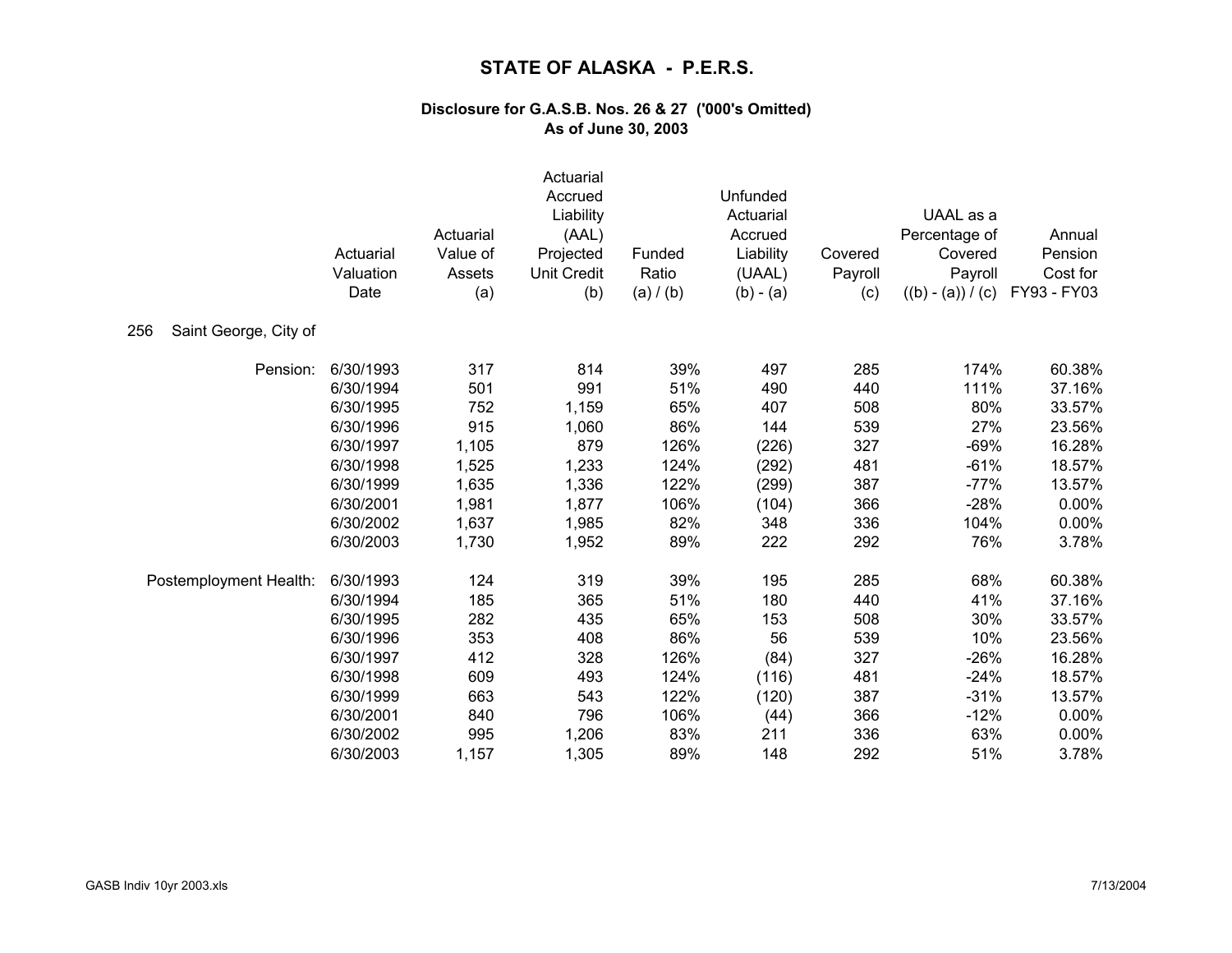# STATE OF ALASKA - P.E.R.S.

### Disclosure for G.A.S.B. Nos. 26 & 27 ('000's Omitted)
### As of June 30, 2003

| | Actuarial Valuation Date | Actuarial Value of Assets (a) | Actuarial Accrued Liability (AAL) Projected Unit Credit (b) | Funded Ratio (a) / (b) | Unfunded Actuarial Accrued Liability (UAAL) (b) - (a) | Covered Payroll (c) | UAAL as a Percentage of Covered Payroll ((b) - (a)) / (c) | Annual Pension Cost for FY93 - FY03 |
|---|---|---|---|---|---|---|---|---|
| 256 Saint George, City of | | | | | | | | |
| Pension: | 6/30/1993 | 317 | 814 | 39% | 497 | 285 | 174% | 60.38% |
| | 6/30/1994 | 501 | 991 | 51% | 490 | 440 | 111% | 37.16% |
| | 6/30/1995 | 752 | 1,159 | 65% | 407 | 508 | 80% | 33.57% |
| | 6/30/1996 | 915 | 1,060 | 86% | 144 | 539 | 27% | 23.56% |
| | 6/30/1997 | 1,105 | 879 | 126% | (226) | 327 | -69% | 16.28% |
| | 6/30/1998 | 1,525 | 1,233 | 124% | (292) | 481 | -61% | 18.57% |
| | 6/30/1999 | 1,635 | 1,336 | 122% | (299) | 387 | -77% | 13.57% |
| | 6/30/2001 | 1,981 | 1,877 | 106% | (104) | 366 | -28% | 0.00% |
| | 6/30/2002 | 1,637 | 1,985 | 82% | 348 | 336 | 104% | 0.00% |
| | 6/30/2003 | 1,730 | 1,952 | 89% | 222 | 292 | 76% | 3.78% |
| Postemployment Health: | 6/30/1993 | 124 | 319 | 39% | 195 | 285 | 68% | 60.38% |
| | 6/30/1994 | 185 | 365 | 51% | 180 | 440 | 41% | 37.16% |
| | 6/30/1995 | 282 | 435 | 65% | 153 | 508 | 30% | 33.57% |
| | 6/30/1996 | 353 | 408 | 86% | 56 | 539 | 10% | 23.56% |
| | 6/30/1997 | 412 | 328 | 126% | (84) | 327 | -26% | 16.28% |
| | 6/30/1998 | 609 | 493 | 124% | (116) | 481 | -24% | 18.57% |
| | 6/30/1999 | 663 | 543 | 122% | (120) | 387 | -31% | 13.57% |
| | 6/30/2001 | 840 | 796 | 106% | (44) | 366 | -12% | 0.00% |
| | 6/30/2002 | 995 | 1,206 | 83% | 211 | 336 | 63% | 0.00% |
| | 6/30/2003 | 1,157 | 1,305 | 89% | 148 | 292 | 51% | 3.78% |

GASB Indiv 10yr 2003.xls 7/13/2004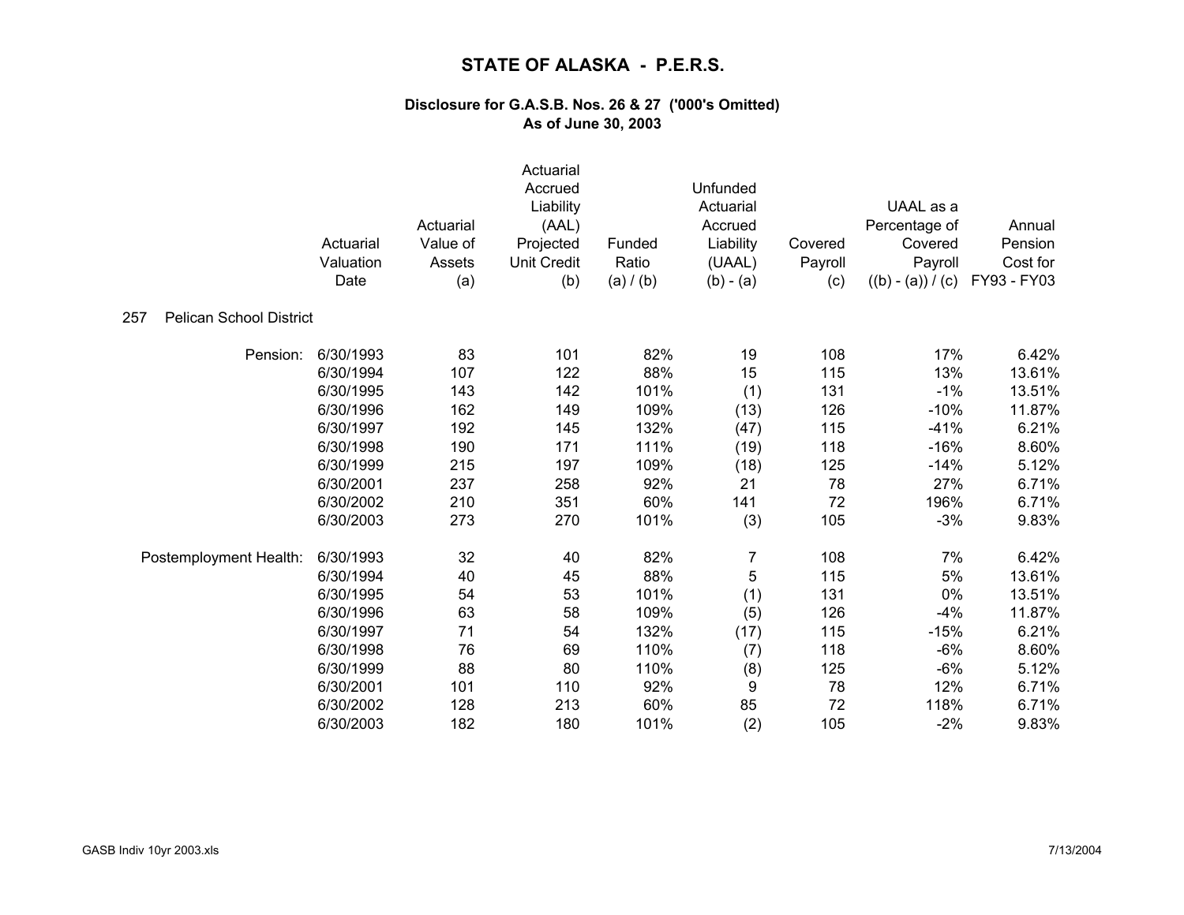# STATE OF ALASKA - P.E.R.S.

### Disclosure for G.A.S.B. Nos. 26 & 27 ('000's Omitted)
### As of June 30, 2003

| | Actuarial Valuation Date | Actuarial Value of Assets (a) | Actuarial Accrued Liability (AAL) Projected Unit Credit (b) | Funded Ratio (a) / (b) | Unfunded Actuarial Accrued Liability (UAAL) (b) - (a) | Covered Payroll (c) | UAAL as a Percentage of Covered Payroll ((b) - (a)) / (c) | Annual Pension Cost for FY93 - FY03 |
|---|---|---|---|---|---|---|---|---|
| 257 Pelican School District | | | | | | | | |
| Pension: | 6/30/1993 | 83 | 101 | 82% | 19 | 108 | 17% | 6.42% |
| | 6/30/1994 | 107 | 122 | 88% | 15 | 115 | 13% | 13.61% |
| | 6/30/1995 | 143 | 142 | 101% | (1) | 131 | -1% | 13.51% |
| | 6/30/1996 | 162 | 149 | 109% | (13) | 126 | -10% | 11.87% |
| | 6/30/1997 | 192 | 145 | 132% | (47) | 115 | -41% | 6.21% |
| | 6/30/1998 | 190 | 171 | 111% | (19) | 118 | -16% | 8.60% |
| | 6/30/1999 | 215 | 197 | 109% | (18) | 125 | -14% | 5.12% |
| | 6/30/2001 | 237 | 258 | 92% | 21 | 78 | 27% | 6.71% |
| | 6/30/2002 | 210 | 351 | 60% | 141 | 72 | 196% | 6.71% |
| | 6/30/2003 | 273 | 270 | 101% | (3) | 105 | -3% | 9.83% |
| Postemployment Health: | 6/30/1993 | 32 | 40 | 82% | 7 | 108 | 7% | 6.42% |
| | 6/30/1994 | 40 | 45 | 88% | 5 | 115 | 5% | 13.61% |
| | 6/30/1995 | 54 | 53 | 101% | (1) | 131 | 0% | 13.51% |
| | 6/30/1996 | 63 | 58 | 109% | (5) | 126 | -4% | 11.87% |
| | 6/30/1997 | 71 | 54 | 132% | (17) | 115 | -15% | 6.21% |
| | 6/30/1998 | 76 | 69 | 110% | (7) | 118 | -6% | 8.60% |
| | 6/30/1999 | 88 | 80 | 110% | (8) | 125 | -6% | 5.12% |
| | 6/30/2001 | 101 | 110 | 92% | 9 | 78 | 12% | 6.71% |
| | 6/30/2002 | 128 | 213 | 60% | 85 | 72 | 118% | 6.71% |
| | 6/30/2003 | 182 | 180 | 101% | (2) | 105 | -2% | 9.83% |

GASB Indiv 10yr 2003.xls 7/13/2004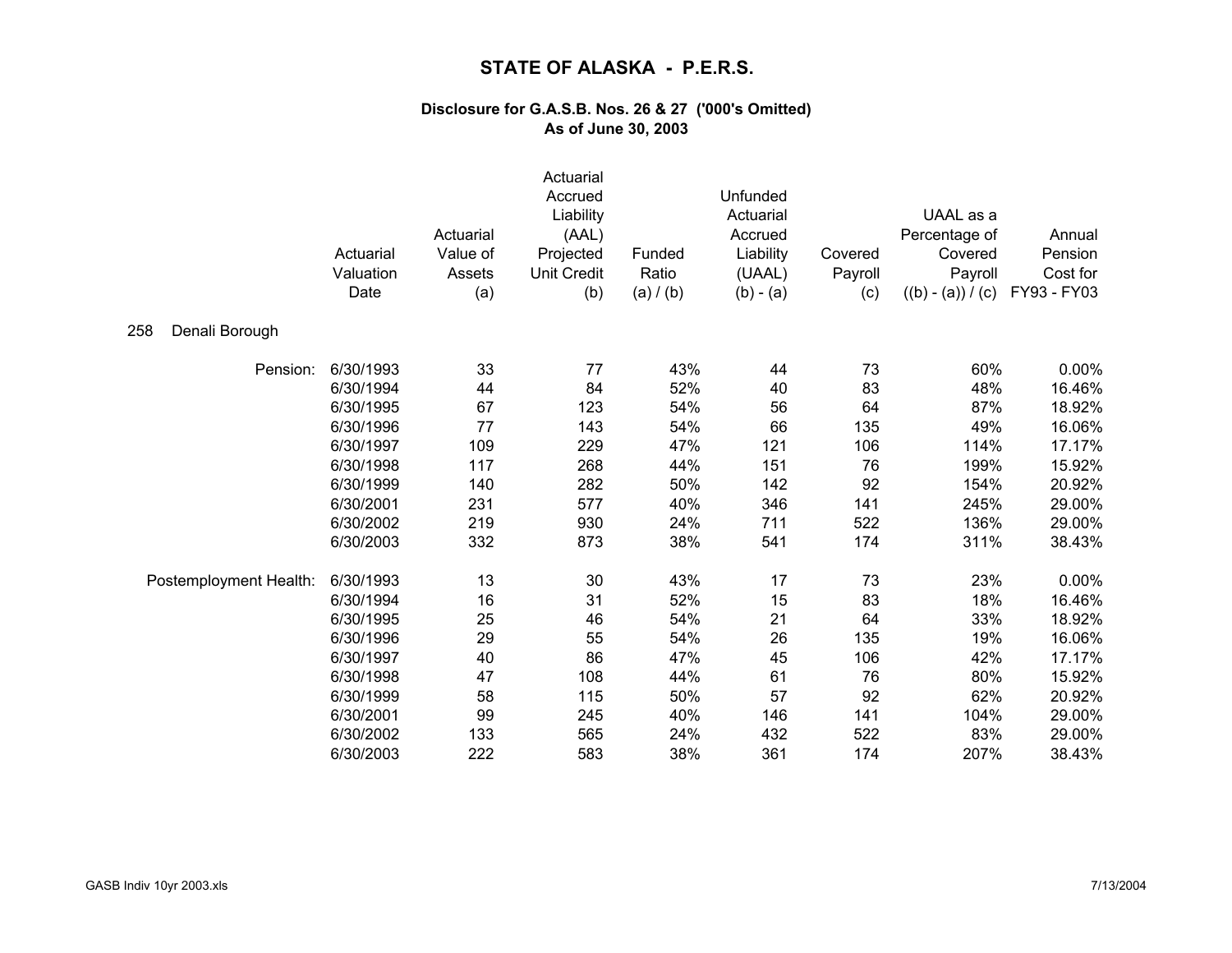# STATE OF ALASKA - P.E.R.S.

### Disclosure for G.A.S.B. Nos. 26 & 27 ('000's Omitted)
### As of June 30, 2003

| | Actuarial Valuation Date | Actuarial Value of Assets (a) | Actuarial Accrued Liability (AAL) Projected Unit Credit (b) | Funded Ratio (a) / (b) | Unfunded Actuarial Accrued Liability (UAAL) (b) - (a) | Covered Payroll (c) | UAAL as a Percentage of Covered Payroll ((b) - (a)) / (c) | Annual Pension Cost for FY93 - FY03 |
|---|---|---|---|---|---|---|---|---|
| 258 Denali Borough | | | | | | | | |
| Pension: | 6/30/1993 | 33 | 77 | 43% | 44 | 73 | 60% | 0.00% |
| | 6/30/1994 | 44 | 84 | 52% | 40 | 83 | 48% | 16.46% |
| | 6/30/1995 | 67 | 123 | 54% | 56 | 64 | 87% | 18.92% |
| | 6/30/1996 | 77 | 143 | 54% | 66 | 135 | 49% | 16.06% |
| | 6/30/1997 | 109 | 229 | 47% | 121 | 106 | 114% | 17.17% |
| | 6/30/1998 | 117 | 268 | 44% | 151 | 76 | 199% | 15.92% |
| | 6/30/1999 | 140 | 282 | 50% | 142 | 92 | 154% | 20.92% |
| | 6/30/2001 | 231 | 577 | 40% | 346 | 141 | 245% | 29.00% |
| | 6/30/2002 | 219 | 930 | 24% | 711 | 522 | 136% | 29.00% |
| | 6/30/2003 | 332 | 873 | 38% | 541 | 174 | 311% | 38.43% |
| Postemployment Health: | 6/30/1993 | 13 | 30 | 43% | 17 | 73 | 23% | 0.00% |
| | 6/30/1994 | 16 | 31 | 52% | 15 | 83 | 18% | 16.46% |
| | 6/30/1995 | 25 | 46 | 54% | 21 | 64 | 33% | 18.92% |
| | 6/30/1996 | 29 | 55 | 54% | 26 | 135 | 19% | 16.06% |
| | 6/30/1997 | 40 | 86 | 47% | 45 | 106 | 42% | 17.17% |
| | 6/30/1998 | 47 | 108 | 44% | 61 | 76 | 80% | 15.92% |
| | 6/30/1999 | 58 | 115 | 50% | 57 | 92 | 62% | 20.92% |
| | 6/30/2001 | 99 | 245 | 40% | 146 | 141 | 104% | 29.00% |
| | 6/30/2002 | 133 | 565 | 24% | 432 | 522 | 83% | 29.00% |
| | 6/30/2003 | 222 | 583 | 38% | 361 | 174 | 207% | 38.43% |

GASB Indiv 10yr 2003.xls 7/13/2004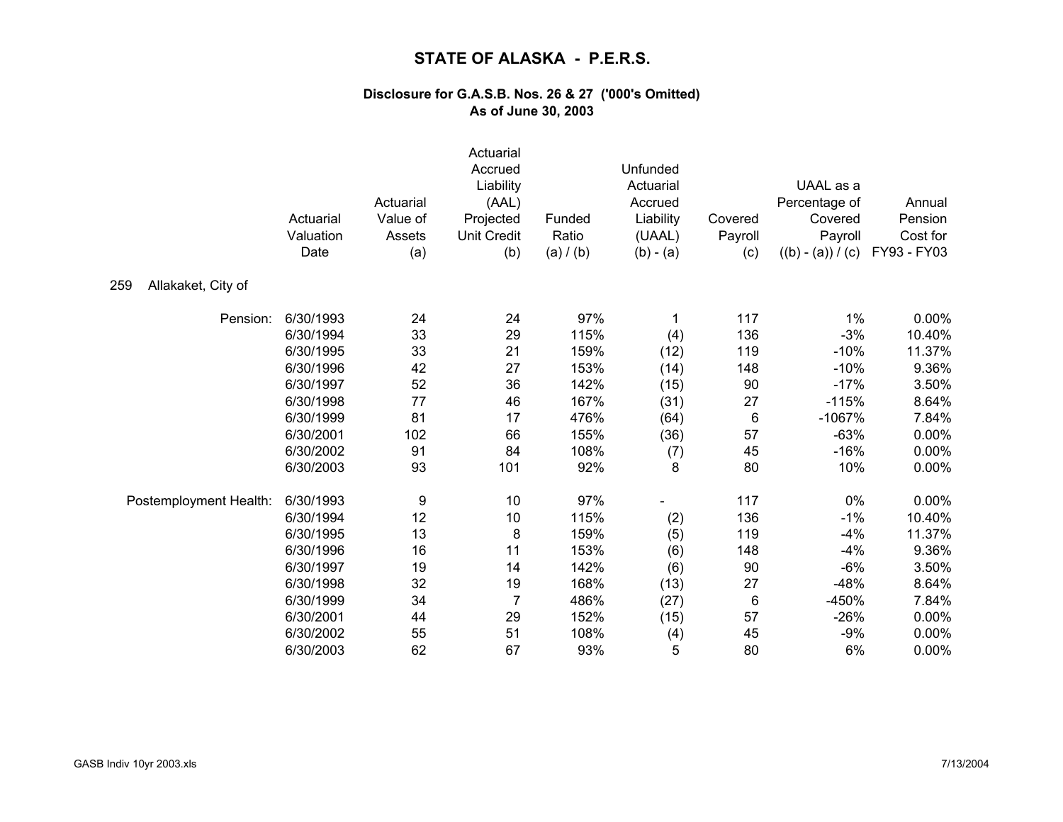# STATE OF ALASKA - P.E.R.S.

### Disclosure for G.A.S.B. Nos. 26 & 27 ('000's Omitted)
### As of June 30, 2003

| | Actuarial Valuation Date | Actuarial Value of Assets (a) | Actuarial Accrued Liability (AAL) Projected Unit Credit (b) | Funded Ratio (a) / (b) | Unfunded Actuarial Accrued Liability (UAAL) (b) - (a) | Covered Payroll (c) | UAAL as a Percentage of Covered Payroll ((b) - (a)) / (c) | Annual Pension Cost for FY93 - FY03 |
|---|---|---|---|---|---|---|---|---|
| **259 Allakaket, City of** | | | | | | | | |
| Pension: | 6/30/1993 | 24 | 24 | 97% | 1 | 117 | 1% | 0.00% |
| | 6/30/1994 | 33 | 29 | 115% | (4) | 136 | -3% | 10.40% |
| | 6/30/1995 | 33 | 21 | 159% | (12) | 119 | -10% | 11.37% |
| | 6/30/1996 | 42 | 27 | 153% | (14) | 148 | -10% | 9.36% |
| | 6/30/1997 | 52 | 36 | 142% | (15) | 90 | -17% | 3.50% |
| | 6/30/1998 | 77 | 46 | 167% | (31) | 27 | -115% | 8.64% |
| | 6/30/1999 | 81 | 17 | 476% | (64) | 6 | -1067% | 7.84% |
| | 6/30/2001 | 102 | 66 | 155% | (36) | 57 | -63% | 0.00% |
| | 6/30/2002 | 91 | 84 | 108% | (7) | 45 | -16% | 0.00% |
| | 6/30/2003 | 93 | 101 | 92% | 8 | 80 | 10% | 0.00% |
| Postemployment Health: | 6/30/1993 | 9 | 10 | 97% | - | 117 | 0% | 0.00% |
| | 6/30/1994 | 12 | 10 | 115% | (2) | 136 | -1% | 10.40% |
| | 6/30/1995 | 13 | 8 | 159% | (5) | 119 | -4% | 11.37% |
| | 6/30/1996 | 16 | 11 | 153% | (6) | 148 | -4% | 9.36% |
| | 6/30/1997 | 19 | 14 | 142% | (6) | 90 | -6% | 3.50% |
| | 6/30/1998 | 32 | 19 | 168% | (13) | 27 | -48% | 8.64% |
| | 6/30/1999 | 34 | 7 | 486% | (27) | 6 | -450% | 7.84% |
| | 6/30/2001 | 44 | 29 | 152% | (15) | 57 | -26% | 0.00% |
| | 6/30/2002 | 55 | 51 | 108% | (4) | 45 | -9% | 0.00% |
| | 6/30/2003 | 62 | 67 | 93% | 5 | 80 | 6% | 0.00% |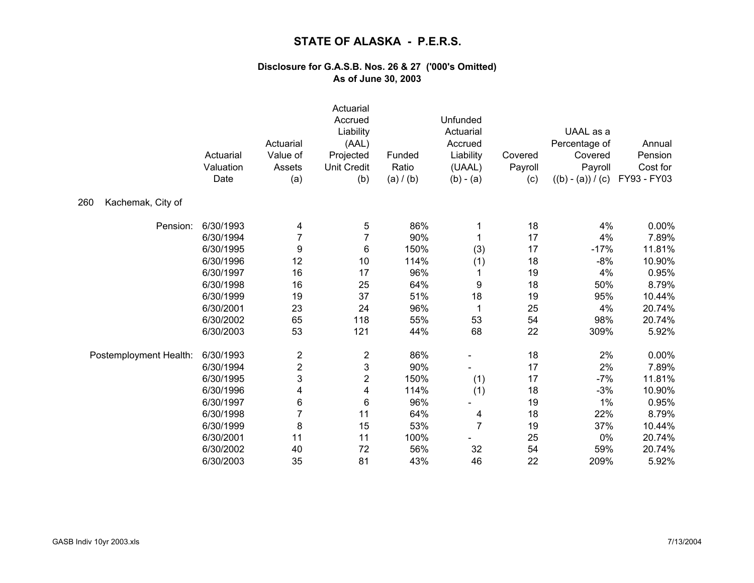# STATE OF ALASKA - P.E.R.S.

### Disclosure for G.A.S.B. Nos. 26 & 27 ('000's Omitted)
### As of June 30, 2003

| | Actuarial Valuation Date | Actuarial Value of Assets (a) | Actuarial Accrued Liability (AAL) Projected Unit Credit (b) | Funded Ratio (a) / (b) | Unfunded Actuarial Accrued Liability (UAAL) (b) - (a) | Covered Payroll (c) | UAAL as a Percentage of Covered Payroll ((b) - (a)) / (c) | Annual Pension Cost for FY93 - FY03 |
|---|---|---|---|---|---|---|---|---|
| **260 Kachemak, City of** | | | | | | | | |
| Pension: | 6/30/1993 | 4 | 5 | 86% | 1 | 18 | 4% | 0.00% |
| | 6/30/1994 | 7 | 7 | 90% | 1 | 17 | 4% | 7.89% |
| | 6/30/1995 | 9 | 6 | 150% | (3) | 17 | -17% | 11.81% |
| | 6/30/1996 | 12 | 10 | 114% | (1) | 18 | -8% | 10.90% |
| | 6/30/1997 | 16 | 17 | 96% | 1 | 19 | 4% | 0.95% |
| | 6/30/1998 | 16 | 25 | 64% | 9 | 18 | 50% | 8.79% |
| | 6/30/1999 | 19 | 37 | 51% | 18 | 19 | 95% | 10.44% |
| | 6/30/2001 | 23 | 24 | 96% | 1 | 25 | 4% | 20.74% |
| | 6/30/2002 | 65 | 118 | 55% | 53 | 54 | 98% | 20.74% |
| | 6/30/2003 | 53 | 121 | 44% | 68 | 22 | 309% | 5.92% |
| Postemployment Health: | 6/30/1993 | 2 | 2 | 86% | - | 18 | 2% | 0.00% |
| | 6/30/1994 | 2 | 3 | 90% | - | 17 | 2% | 7.89% |
| | 6/30/1995 | 3 | 2 | 150% | (1) | 17 | -7% | 11.81% |
| | 6/30/1996 | 4 | 4 | 114% | (1) | 18 | -3% | 10.90% |
| | 6/30/1997 | 6 | 6 | 96% | - | 19 | 1% | 0.95% |
| | 6/30/1998 | 7 | 11 | 64% | 4 | 18 | 22% | 8.79% |
| | 6/30/1999 | 8 | 15 | 53% | 7 | 19 | 37% | 10.44% |
| | 6/30/2001 | 11 | 11 | 100% | - | 25 | 0% | 20.74% |
| | 6/30/2002 | 40 | 72 | 56% | 32 | 54 | 59% | 20.74% |
| | 6/30/2003 | 35 | 81 | 43% | 46 | 22 | 209% | 5.92% |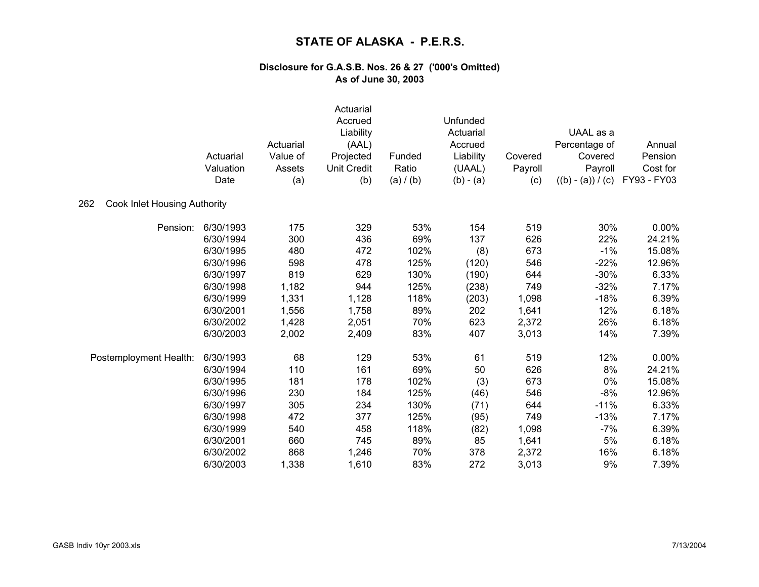# STATE OF ALASKA - P.E.R.S.

## Disclosure for G.A.S.B. Nos. 26 & 27 ('000's Omitted)
## As of June 30, 2003

| | Actuarial Valuation Date | Actuarial Value of Assets (a) | Actuarial Accrued Liability (AAL) Projected Unit Credit (b) | Funded Ratio (a) / (b) | Unfunded Actuarial Accrued Liability (UAAL) (b) - (a) | Covered Payroll (c) | UAAL as a Percentage of Covered Payroll ((b) - (a)) / (c) | Annual Pension Cost for FY93 - FY03 |
|---|---|---|---|---|---|---|---|---|
| **262 Cook Inlet Housing Authority** | | | | | | | | |
| Pension: | 6/30/1993 | 175 | 329 | 53% | 154 | 519 | 30% | 0.00% |
| | 6/30/1994 | 300 | 436 | 69% | 137 | 626 | 22% | 24.21% |
| | 6/30/1995 | 480 | 472 | 102% | (8) | 673 | -1% | 15.08% |
| | 6/30/1996 | 598 | 478 | 125% | (120) | 546 | -22% | 12.96% |
| | 6/30/1997 | 819 | 629 | 130% | (190) | 644 | -30% | 6.33% |
| | 6/30/1998 | 1,182 | 944 | 125% | (238) | 749 | -32% | 7.17% |
| | 6/30/1999 | 1,331 | 1,128 | 118% | (203) | 1,098 | -18% | 6.39% |
| | 6/30/2001 | 1,556 | 1,758 | 89% | 202 | 1,641 | 12% | 6.18% |
| | 6/30/2002 | 1,428 | 2,051 | 70% | 623 | 2,372 | 26% | 6.18% |
| | 6/30/2003 | 2,002 | 2,409 | 83% | 407 | 3,013 | 14% | 7.39% |
| Postemployment Health: | 6/30/1993 | 68 | 129 | 53% | 61 | 519 | 12% | 0.00% |
| | 6/30/1994 | 110 | 161 | 69% | 50 | 626 | 8% | 24.21% |
| | 6/30/1995 | 181 | 178 | 102% | (3) | 673 | 0% | 15.08% |
| | 6/30/1996 | 230 | 184 | 125% | (46) | 546 | -8% | 12.96% |
| | 6/30/1997 | 305 | 234 | 130% | (71) | 644 | -11% | 6.33% |
| | 6/30/1998 | 472 | 377 | 125% | (95) | 749 | -13% | 7.17% |
| | 6/30/1999 | 540 | 458 | 118% | (82) | 1,098 | -7% | 6.39% |
| | 6/30/2001 | 660 | 745 | 89% | 85 | 1,641 | 5% | 6.18% |
| | 6/30/2002 | 868 | 1,246 | 70% | 378 | 2,372 | 16% | 6.18% |
| | 6/30/2003 | 1,338 | 1,610 | 83% | 272 | 3,013 | 9% | 7.39% |

GASB Indiv 10yr 2003.xls 7/13/2004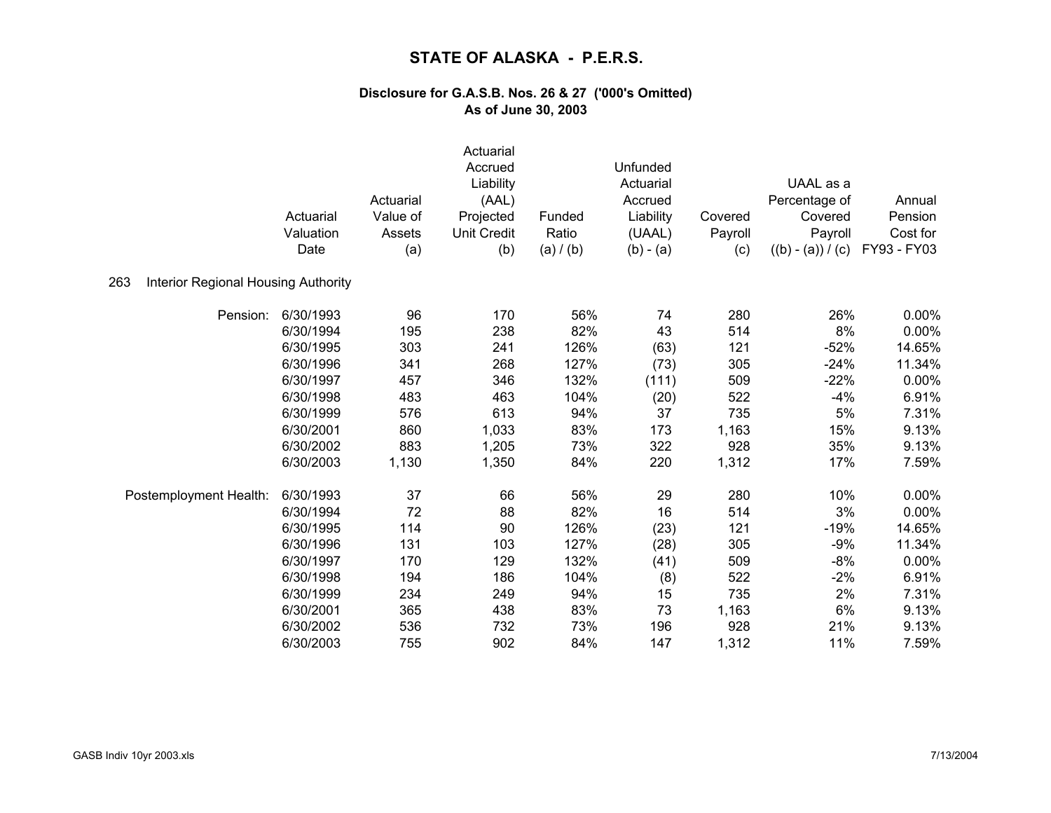# STATE OF ALASKA - P.E.R.S.

### Disclosure for G.A.S.B. Nos. 26 & 27 ('000's Omitted)
### As of June 30, 2003

| | Actuarial Valuation Date | Actuarial Value of Assets (a) | Actuarial Accrued Liability (AAL) Projected Unit Credit (b) | Funded Ratio (a) / (b) | Unfunded Actuarial Accrued Liability (UAAL) (b) - (a) | Covered Payroll (c) | UAAL as a Percentage of Covered Payroll ((b) - (a)) / (c) | Annual Pension Cost for FY93 - FY03 |
|---|---|---|---|---|---|---|---|---|
| **263 Interior Regional Housing Authority** | | | | | | | | |
| Pension: | 6/30/1993 | 96 | 170 | 56% | 74 | 280 | 26% | 0.00% |
| | 6/30/1994 | 195 | 238 | 82% | 43 | 514 | 8% | 0.00% |
| | 6/30/1995 | 303 | 241 | 126% | (63) | 121 | -52% | 14.65% |
| | 6/30/1996 | 341 | 268 | 127% | (73) | 305 | -24% | 11.34% |
| | 6/30/1997 | 457 | 346 | 132% | (111) | 509 | -22% | 0.00% |
| | 6/30/1998 | 483 | 463 | 104% | (20) | 522 | -4% | 6.91% |
| | 6/30/1999 | 576 | 613 | 94% | 37 | 735 | 5% | 7.31% |
| | 6/30/2001 | 860 | 1,033 | 83% | 173 | 1,163 | 15% | 9.13% |
| | 6/30/2002 | 883 | 1,205 | 73% | 322 | 928 | 35% | 9.13% |
| | 6/30/2003 | 1,130 | 1,350 | 84% | 220 | 1,312 | 17% | 7.59% |
| Postemployment Health: | 6/30/1993 | 37 | 66 | 56% | 29 | 280 | 10% | 0.00% |
| | 6/30/1994 | 72 | 88 | 82% | 16 | 514 | 3% | 0.00% |
| | 6/30/1995 | 114 | 90 | 126% | (23) | 121 | -19% | 14.65% |
| | 6/30/1996 | 131 | 103 | 127% | (28) | 305 | -9% | 11.34% |
| | 6/30/1997 | 170 | 129 | 132% | (41) | 509 | -8% | 0.00% |
| | 6/30/1998 | 194 | 186 | 104% | (8) | 522 | -2% | 6.91% |
| | 6/30/1999 | 234 | 249 | 94% | 15 | 735 | 2% | 7.31% |
| | 6/30/2001 | 365 | 438 | 83% | 73 | 1,163 | 6% | 9.13% |
| | 6/30/2002 | 536 | 732 | 73% | 196 | 928 | 21% | 9.13% |
| | 6/30/2003 | 755 | 902 | 84% | 147 | 1,312 | 11% | 7.59% |

GASB Indiv 10yr 2003.xls 7/13/2004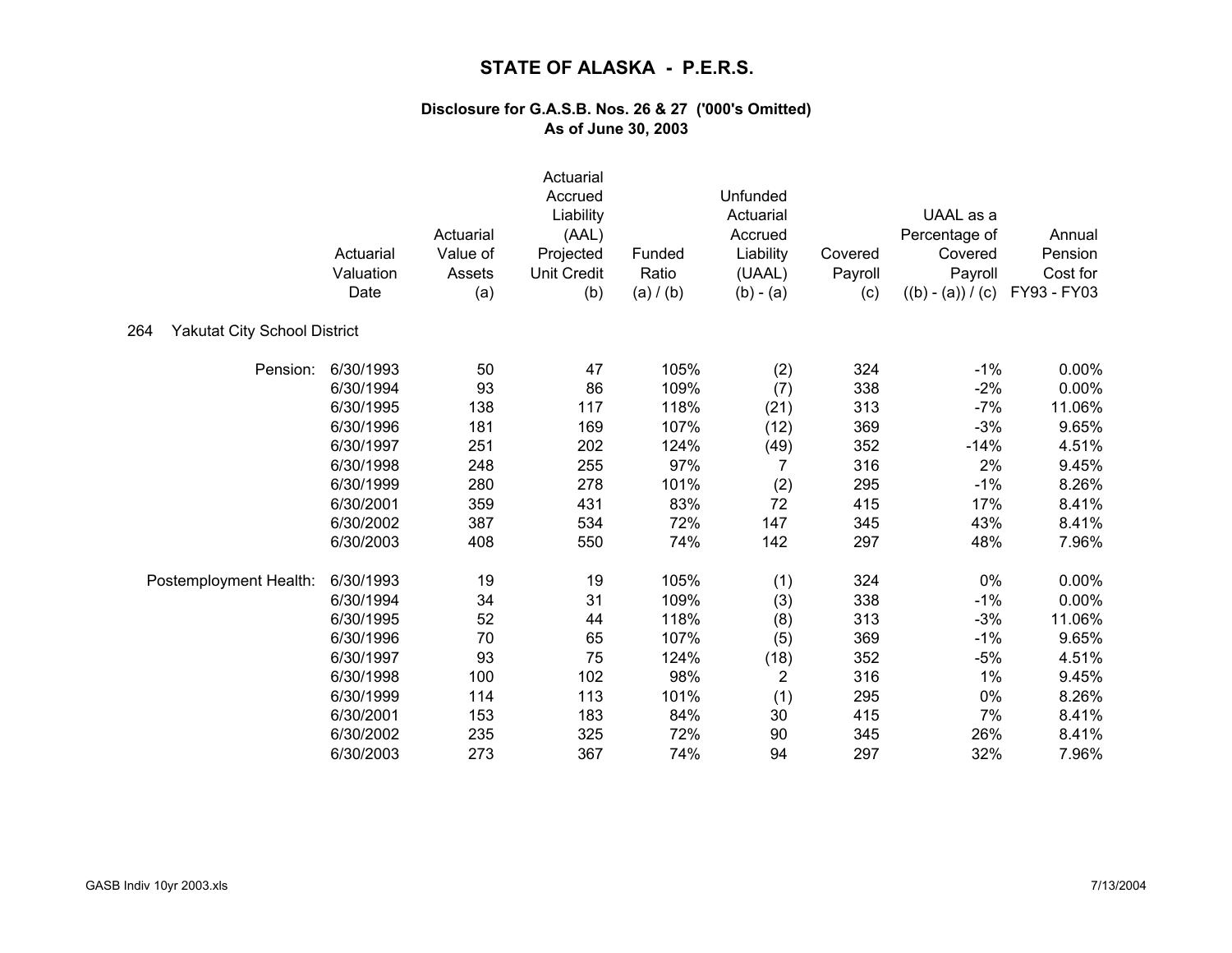# STATE OF ALASKA - P.E.R.S.

### Disclosure for G.A.S.B. Nos. 26 & 27 ('000's Omitted)
### As of June 30, 2003

264 Yakutat City School District

| | Actuarial Valuation Date | Actuarial Value of Assets (a) | Actuarial Accrued Liability (AAL) Projected Unit Credit (b) | Funded Ratio (a) / (b) | Unfunded Actuarial Accrued Liability (UAAL) (b) - (a) | Covered Payroll (c) | UAAL as a Percentage of Covered Payroll ((b) - (a)) / (c) | Annual Pension Cost for FY93 - FY03 |
|---|---|---|---|---|---|---|---|---|
| Pension: | 6/30/1993 | 50 | 47 | 105% | (2) | 324 | -1% | 0.00% |
| | 6/30/1994 | 93 | 86 | 109% | (7) | 338 | -2% | 0.00% |
| | 6/30/1995 | 138 | 117 | 118% | (21) | 313 | -7% | 11.06% |
| | 6/30/1996 | 181 | 169 | 107% | (12) | 369 | -3% | 9.65% |
| | 6/30/1997 | 251 | 202 | 124% | (49) | 352 | -14% | 4.51% |
| | 6/30/1998 | 248 | 255 | 97% | 7 | 316 | 2% | 9.45% |
| | 6/30/1999 | 280 | 278 | 101% | (2) | 295 | -1% | 8.26% |
| | 6/30/2001 | 359 | 431 | 83% | 72 | 415 | 17% | 8.41% |
| | 6/30/2002 | 387 | 534 | 72% | 147 | 345 | 43% | 8.41% |
| | 6/30/2003 | 408 | 550 | 74% | 142 | 297 | 48% | 7.96% |
| Postemployment Health: | 6/30/1993 | 19 | 19 | 105% | (1) | 324 | 0% | 0.00% |
| | 6/30/1994 | 34 | 31 | 109% | (3) | 338 | -1% | 0.00% |
| | 6/30/1995 | 52 | 44 | 118% | (8) | 313 | -3% | 11.06% |
| | 6/30/1996 | 70 | 65 | 107% | (5) | 369 | -1% | 9.65% |
| | 6/30/1997 | 93 | 75 | 124% | (18) | 352 | -5% | 4.51% |
| | 6/30/1998 | 100 | 102 | 98% | 2 | 316 | 1% | 9.45% |
| | 6/30/1999 | 114 | 113 | 101% | (1) | 295 | 0% | 8.26% |
| | 6/30/2001 | 153 | 183 | 84% | 30 | 415 | 7% | 8.41% |
| | 6/30/2002 | 235 | 325 | 72% | 90 | 345 | 26% | 8.41% |
| | 6/30/2003 | 273 | 367 | 74% | 94 | 297 | 32% | 7.96% |

GASB Indiv 10yr 2003.xls 7/13/2004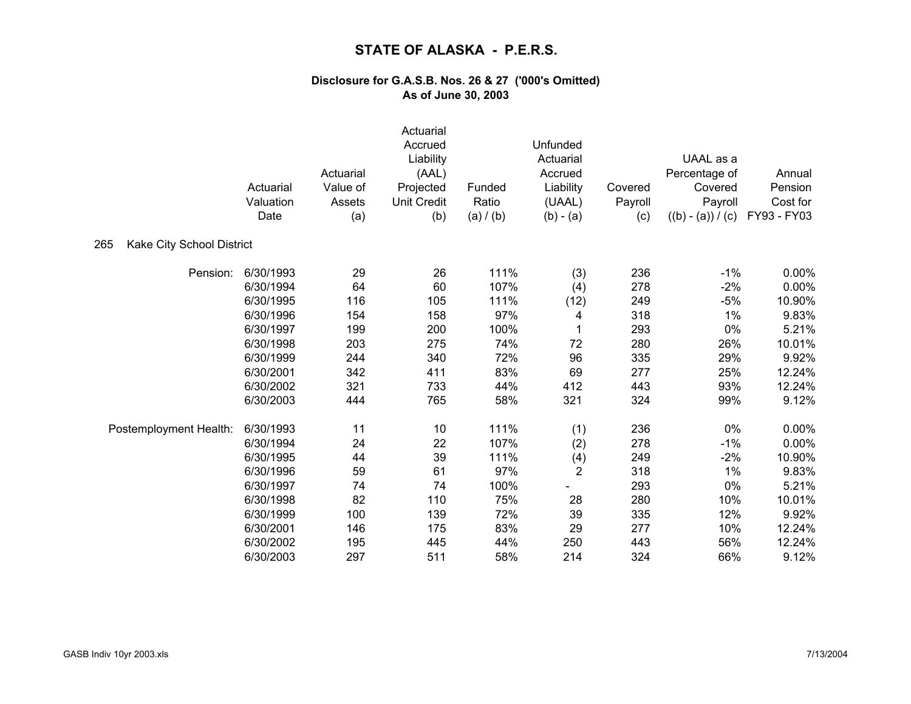# STATE OF ALASKA - P.E.R.S.

### Disclosure for G.A.S.B. Nos. 26 & 27 ('000's Omitted)
### As of June 30, 2003

| | Actuarial Valuation Date | Actuarial Value of Assets (a) | Actuarial Accrued Liability (AAL) Projected Unit Credit (b) | Funded Ratio (a) / (b) | Unfunded Actuarial Accrued Liability (UAAL) (b) - (a) | Covered Payroll (c) | UAAL as a Percentage of Covered Payroll ((b) - (a)) / (c) | Annual Pension Cost for FY93 - FY03 |
|---|---|---|---|---|---|---|---|---|
| **265 Kake City School District** | | | | | | | | |
| Pension: | 6/30/1993 | 29 | 26 | 111% | (3) | 236 | -1% | 0.00% |
| | 6/30/1994 | 64 | 60 | 107% | (4) | 278 | -2% | 0.00% |
| | 6/30/1995 | 116 | 105 | 111% | (12) | 249 | -5% | 10.90% |
| | 6/30/1996 | 154 | 158 | 97% | 4 | 318 | 1% | 9.83% |
| | 6/30/1997 | 199 | 200 | 100% | 1 | 293 | 0% | 5.21% |
| | 6/30/1998 | 203 | 275 | 74% | 72 | 280 | 26% | 10.01% |
| | 6/30/1999 | 244 | 340 | 72% | 96 | 335 | 29% | 9.92% |
| | 6/30/2001 | 342 | 411 | 83% | 69 | 277 | 25% | 12.24% |
| | 6/30/2002 | 321 | 733 | 44% | 412 | 443 | 93% | 12.24% |
| | 6/30/2003 | 444 | 765 | 58% | 321 | 324 | 99% | 9.12% |
| Postemployment Health: | 6/30/1993 | 11 | 10 | 111% | (1) | 236 | 0% | 0.00% |
| | 6/30/1994 | 24 | 22 | 107% | (2) | 278 | -1% | 0.00% |
| | 6/30/1995 | 44 | 39 | 111% | (4) | 249 | -2% | 10.90% |
| | 6/30/1996 | 59 | 61 | 97% | 2 | 318 | 1% | 9.83% |
| | 6/30/1997 | 74 | 74 | 100% | - | 293 | 0% | 5.21% |
| | 6/30/1998 | 82 | 110 | 75% | 28 | 280 | 10% | 10.01% |
| | 6/30/1999 | 100 | 139 | 72% | 39 | 335 | 12% | 9.92% |
| | 6/30/2001 | 146 | 175 | 83% | 29 | 277 | 10% | 12.24% |
| | 6/30/2002 | 195 | 445 | 44% | 250 | 443 | 56% | 12.24% |
| | 6/30/2003 | 297 | 511 | 58% | 214 | 324 | 66% | 9.12% |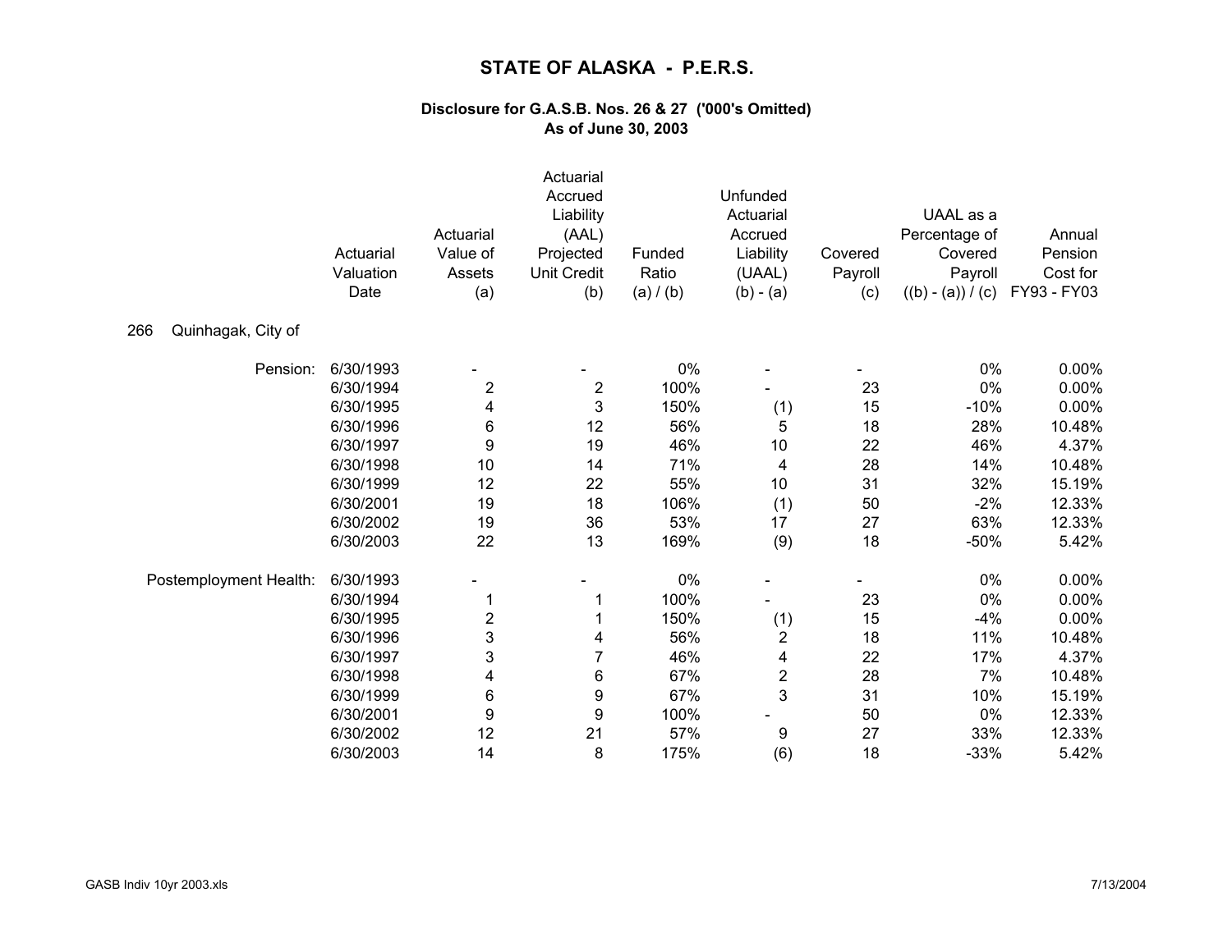# STATE OF ALASKA - P.E.R.S.

### Disclosure for G.A.S.B. Nos. 26 & 27 ('000's Omitted)
### As of June 30, 2003

**266 Quinhagak, City of**

| | Actuarial Valuation Date | Actuarial Value of Assets (a) | Actuarial Accrued Liability (AAL) Projected Unit Credit (b) | Funded Ratio (a) / (b) | Unfunded Actuarial Accrued Liability (UAAL) (b) - (a) | Covered Payroll (c) | UAAL as a Percentage of Covered Payroll ((b) - (a)) / (c) | Annual Pension Cost for FY93 - FY03 |
|---|---|---|---|---|---|---|---|---|
| Pension: | 6/30/1993 | - | - | 0% | - | - | 0% | 0.00% |
| | 6/30/1994 | 2 | 2 | 100% | - | 23 | 0% | 0.00% |
| | 6/30/1995 | 4 | 3 | 150% | (1) | 15 | -10% | 0.00% |
| | 6/30/1996 | 6 | 12 | 56% | 5 | 18 | 28% | 10.48% |
| | 6/30/1997 | 9 | 19 | 46% | 10 | 22 | 46% | 4.37% |
| | 6/30/1998 | 10 | 14 | 71% | 4 | 28 | 14% | 10.48% |
| | 6/30/1999 | 12 | 22 | 55% | 10 | 31 | 32% | 15.19% |
| | 6/30/2001 | 19 | 18 | 106% | (1) | 50 | -2% | 12.33% |
| | 6/30/2002 | 19 | 36 | 53% | 17 | 27 | 63% | 12.33% |
| | 6/30/2003 | 22 | 13 | 169% | (9) | 18 | -50% | 5.42% |
| Postemployment Health: | 6/30/1993 | - | - | 0% | - | - | 0% | 0.00% |
| | 6/30/1994 | 1 | 1 | 100% | - | 23 | 0% | 0.00% |
| | 6/30/1995 | 2 | 1 | 150% | (1) | 15 | -4% | 0.00% |
| | 6/30/1996 | 3 | 4 | 56% | 2 | 18 | 11% | 10.48% |
| | 6/30/1997 | 3 | 7 | 46% | 4 | 22 | 17% | 4.37% |
| | 6/30/1998 | 4 | 6 | 67% | 2 | 28 | 7% | 10.48% |
| | 6/30/1999 | 6 | 9 | 67% | 3 | 31 | 10% | 15.19% |
| | 6/30/2001 | 9 | 9 | 100% | - | 50 | 0% | 12.33% |
| | 6/30/2002 | 12 | 21 | 57% | 9 | 27 | 33% | 12.33% |
| | 6/30/2003 | 14 | 8 | 175% | (6) | 18 | -33% | 5.42% |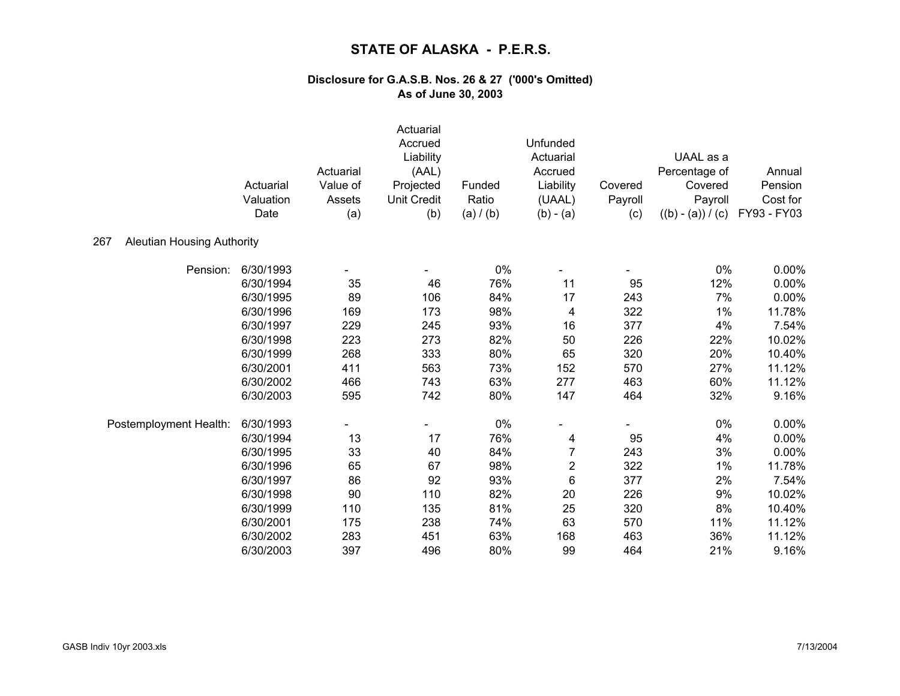# STATE OF ALASKA - P.E.R.S.

### Disclosure for G.A.S.B. Nos. 26 & 27 ('000's Omitted)
### As of June 30, 2003

| | Actuarial Valuation Date | Actuarial Value of Assets (a) | Actuarial Accrued Liability (AAL) Projected Unit Credit (b) | Funded Ratio (a) / (b) | Unfunded Actuarial Accrued Liability (UAAL) (b) - (a) | Covered Payroll (c) | UAAL as a Percentage of Covered Payroll ((b) - (a)) / (c) | Annual Pension Cost for FY93 - FY03 |
|---|---|---|---|---|---|---|---|---|
| **267 Aleutian Housing Authority** | | | | | | | | |
| Pension: | 6/30/1993 | - | - | 0% | - | - | 0% | 0.00% |
| | 6/30/1994 | 35 | 46 | 76% | 11 | 95 | 12% | 0.00% |
| | 6/30/1995 | 89 | 106 | 84% | 17 | 243 | 7% | 0.00% |
| | 6/30/1996 | 169 | 173 | 98% | 4 | 322 | 1% | 11.78% |
| | 6/30/1997 | 229 | 245 | 93% | 16 | 377 | 4% | 7.54% |
| | 6/30/1998 | 223 | 273 | 82% | 50 | 226 | 22% | 10.02% |
| | 6/30/1999 | 268 | 333 | 80% | 65 | 320 | 20% | 10.40% |
| | 6/30/2001 | 411 | 563 | 73% | 152 | 570 | 27% | 11.12% |
| | 6/30/2002 | 466 | 743 | 63% | 277 | 463 | 60% | 11.12% |
| | 6/30/2003 | 595 | 742 | 80% | 147 | 464 | 32% | 9.16% |
| Postemployment Health: | 6/30/1993 | - | - | 0% | - | - | 0% | 0.00% |
| | 6/30/1994 | 13 | 17 | 76% | 4 | 95 | 4% | 0.00% |
| | 6/30/1995 | 33 | 40 | 84% | 7 | 243 | 3% | 0.00% |
| | 6/30/1996 | 65 | 67 | 98% | 2 | 322 | 1% | 11.78% |
| | 6/30/1997 | 86 | 92 | 93% | 6 | 377 | 2% | 7.54% |
| | 6/30/1998 | 90 | 110 | 82% | 20 | 226 | 9% | 10.02% |
| | 6/30/1999 | 110 | 135 | 81% | 25 | 320 | 8% | 10.40% |
| | 6/30/2001 | 175 | 238 | 74% | 63 | 570 | 11% | 11.12% |
| | 6/30/2002 | 283 | 451 | 63% | 168 | 463 | 36% | 11.12% |
| | 6/30/2003 | 397 | 496 | 80% | 99 | 464 | 21% | 9.16% |

GASB Indiv 10yr 2003.xls 7/13/2004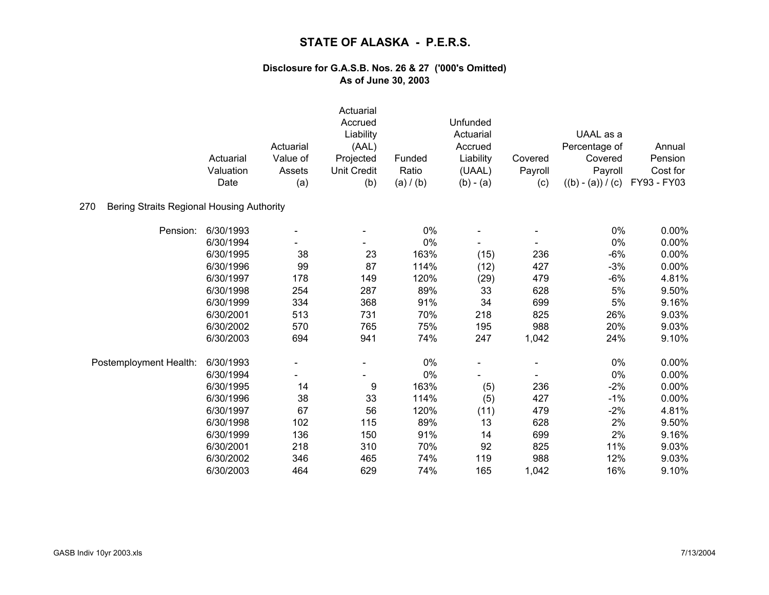# STATE OF ALASKA - P.E.R.S.

## Disclosure for G.A.S.B. Nos. 26 & 27 ('000's Omitted)
## As of June 30, 2003

**270 Bering Straits Regional Housing Authority**

| | Actuarial Valuation Date | Actuarial Value of Assets (a) | Actuarial Accrued Liability (AAL) Projected Unit Credit (b) | Funded Ratio (a) / (b) | Unfunded Actuarial Accrued Liability (UAAL) (b) - (a) | Covered Payroll (c) | UAAL as a Percentage of Covered Payroll ((b) - (a)) / (c) | Annual Pension Cost for FY93 - FY03 |
|---|---|---|---|---|---|---|---|---|
| Pension: | 6/30/1993 | - | - | 0% | - | - | 0% | 0.00% |
| | 6/30/1994 | - | - | 0% | - | - | 0% | 0.00% |
| | 6/30/1995 | 38 | 23 | 163% | (15) | 236 | -6% | 0.00% |
| | 6/30/1996 | 99 | 87 | 114% | (12) | 427 | -3% | 0.00% |
| | 6/30/1997 | 178 | 149 | 120% | (29) | 479 | -6% | 4.81% |
| | 6/30/1998 | 254 | 287 | 89% | 33 | 628 | 5% | 9.50% |
| | 6/30/1999 | 334 | 368 | 91% | 34 | 699 | 5% | 9.16% |
| | 6/30/2001 | 513 | 731 | 70% | 218 | 825 | 26% | 9.03% |
| | 6/30/2002 | 570 | 765 | 75% | 195 | 988 | 20% | 9.03% |
| | 6/30/2003 | 694 | 941 | 74% | 247 | 1,042 | 24% | 9.10% |
| Postemployment Health: | 6/30/1993 | - | - | 0% | - | - | 0% | 0.00% |
| | 6/30/1994 | - | - | 0% | - | - | 0% | 0.00% |
| | 6/30/1995 | 14 | 9 | 163% | (5) | 236 | -2% | 0.00% |
| | 6/30/1996 | 38 | 33 | 114% | (5) | 427 | -1% | 0.00% |
| | 6/30/1997 | 67 | 56 | 120% | (11) | 479 | -2% | 4.81% |
| | 6/30/1998 | 102 | 115 | 89% | 13 | 628 | 2% | 9.50% |
| | 6/30/1999 | 136 | 150 | 91% | 14 | 699 | 2% | 9.16% |
| | 6/30/2001 | 218 | 310 | 70% | 92 | 825 | 11% | 9.03% |
| | 6/30/2002 | 346 | 465 | 74% | 119 | 988 | 12% | 9.03% |
| | 6/30/2003 | 464 | 629 | 74% | 165 | 1,042 | 16% | 9.10% |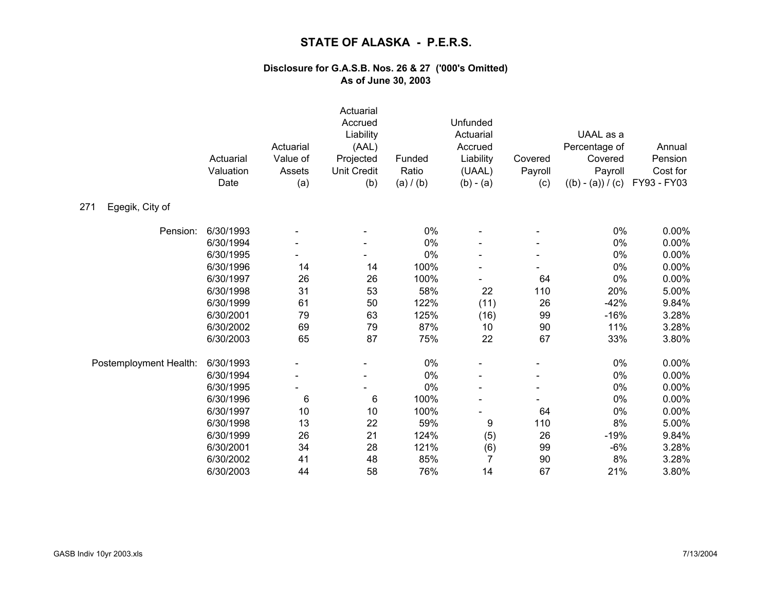# STATE OF ALASKA - P.E.R.S.

### Disclosure for G.A.S.B. Nos. 26 & 27 ('000's Omitted)
### As of June 30, 2003

| | Actuarial Valuation Date | Actuarial Value of Assets (a) | Actuarial Accrued Liability (AAL) Projected Unit Credit (b) | Funded Ratio (a) / (b) | Unfunded Actuarial Accrued Liability (UAAL) (b) - (a) | Covered Payroll (c) | UAAL as a Percentage of Covered Payroll ((b) - (a)) / (c) | Annual Pension Cost for FY93 - FY03 |
|---|---|---|---|---|---|---|---|---|
| 271 Egegik, City of | | | | | | | | |
| Pension: | 6/30/1993 | - | - | 0% | - | - | 0% | 0.00% |
| | 6/30/1994 | - | - | 0% | - | - | 0% | 0.00% |
| | 6/30/1995 | - | - | 0% | - | - | 0% | 0.00% |
| | 6/30/1996 | 14 | 14 | 100% | - | - | 0% | 0.00% |
| | 6/30/1997 | 26 | 26 | 100% | - | 64 | 0% | 0.00% |
| | 6/30/1998 | 31 | 53 | 58% | 22 | 110 | 20% | 5.00% |
| | 6/30/1999 | 61 | 50 | 122% | (11) | 26 | -42% | 9.84% |
| | 6/30/2001 | 79 | 63 | 125% | (16) | 99 | -16% | 3.28% |
| | 6/30/2002 | 69 | 79 | 87% | 10 | 90 | 11% | 3.28% |
| | 6/30/2003 | 65 | 87 | 75% | 22 | 67 | 33% | 3.80% |
| Postemployment Health: | 6/30/1993 | - | - | 0% | - | - | 0% | 0.00% |
| | 6/30/1994 | - | - | 0% | - | - | 0% | 0.00% |
| | 6/30/1995 | - | - | 0% | - | - | 0% | 0.00% |
| | 6/30/1996 | 6 | 6 | 100% | - | - | 0% | 0.00% |
| | 6/30/1997 | 10 | 10 | 100% | - | 64 | 0% | 0.00% |
| | 6/30/1998 | 13 | 22 | 59% | 9 | 110 | 8% | 5.00% |
| | 6/30/1999 | 26 | 21 | 124% | (5) | 26 | -19% | 9.84% |
| | 6/30/2001 | 34 | 28 | 121% | (6) | 99 | -6% | 3.28% |
| | 6/30/2002 | 41 | 48 | 85% | 7 | 90 | 8% | 3.28% |
| | 6/30/2003 | 44 | 58 | 76% | 14 | 67 | 21% | 3.80% |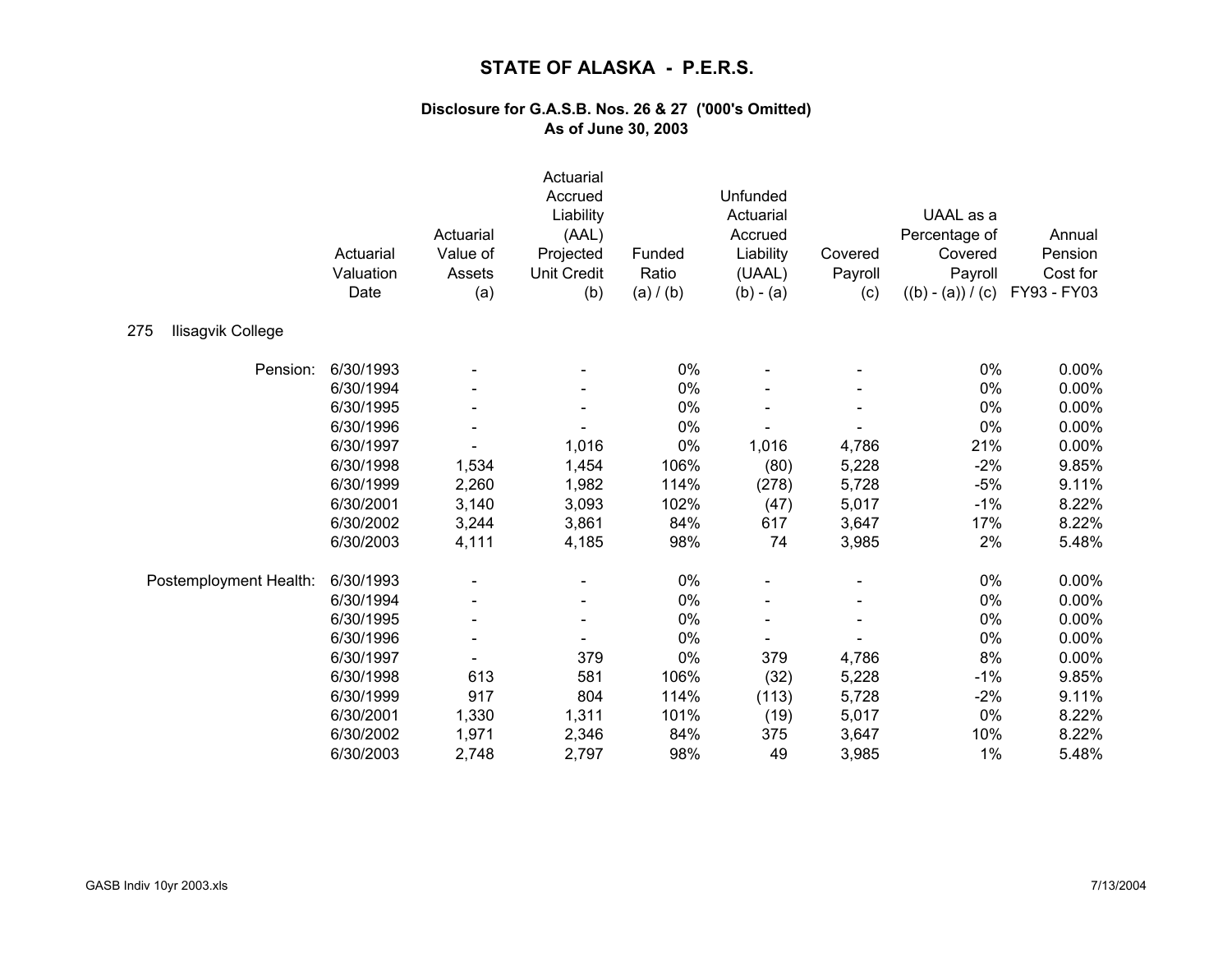# STATE OF ALASKA - P.E.R.S.

### Disclosure for G.A.S.B. Nos. 26 & 27 ('000's Omitted)
### As of June 30, 2003

**275 Ilisagvik College**

| | Actuarial Valuation Date | Actuarial Value of Assets (a) | Actuarial Accrued Liability (AAL) Projected Unit Credit (b) | Funded Ratio (a) / (b) | Unfunded Actuarial Accrued Liability (UAAL) (b) - (a) | Covered Payroll (c) | UAAL as a Percentage of Covered Payroll ((b) - (a)) / (c) | Annual Pension Cost for FY93 - FY03 |
|---|---|---|---|---|---|---|---|---|
| Pension: | 6/30/1993 | - | - | 0% | - | - | 0% | 0.00% |
| | 6/30/1994 | - | - | 0% | - | - | 0% | 0.00% |
| | 6/30/1995 | - | - | 0% | - | - | 0% | 0.00% |
| | 6/30/1996 | - | - | 0% | - | - | 0% | 0.00% |
| | 6/30/1997 | - | 1,016 | 0% | 1,016 | 4,786 | 21% | 0.00% |
| | 6/30/1998 | 1,534 | 1,454 | 106% | (80) | 5,228 | -2% | 9.85% |
| | 6/30/1999 | 2,260 | 1,982 | 114% | (278) | 5,728 | -5% | 9.11% |
| | 6/30/2001 | 3,140 | 3,093 | 102% | (47) | 5,017 | -1% | 8.22% |
| | 6/30/2002 | 3,244 | 3,861 | 84% | 617 | 3,647 | 17% | 8.22% |
| | 6/30/2003 | 4,111 | 4,185 | 98% | 74 | 3,985 | 2% | 5.48% |
| Postemployment Health: | 6/30/1993 | - | - | 0% | - | - | 0% | 0.00% |
| | 6/30/1994 | - | - | 0% | - | - | 0% | 0.00% |
| | 6/30/1995 | - | - | 0% | - | - | 0% | 0.00% |
| | 6/30/1996 | - | - | 0% | - | - | 0% | 0.00% |
| | 6/30/1997 | - | 379 | 0% | 379 | 4,786 | 8% | 0.00% |
| | 6/30/1998 | 613 | 581 | 106% | (32) | 5,228 | -1% | 9.85% |
| | 6/30/1999 | 917 | 804 | 114% | (113) | 5,728 | -2% | 9.11% |
| | 6/30/2001 | 1,330 | 1,311 | 101% | (19) | 5,017 | 0% | 8.22% |
| | 6/30/2002 | 1,971 | 2,346 | 84% | 375 | 3,647 | 10% | 8.22% |
| | 6/30/2003 | 2,748 | 2,797 | 98% | 49 | 3,985 | 1% | 5.48% |

GASB Indiv 10yr 2003.xls 7/13/2004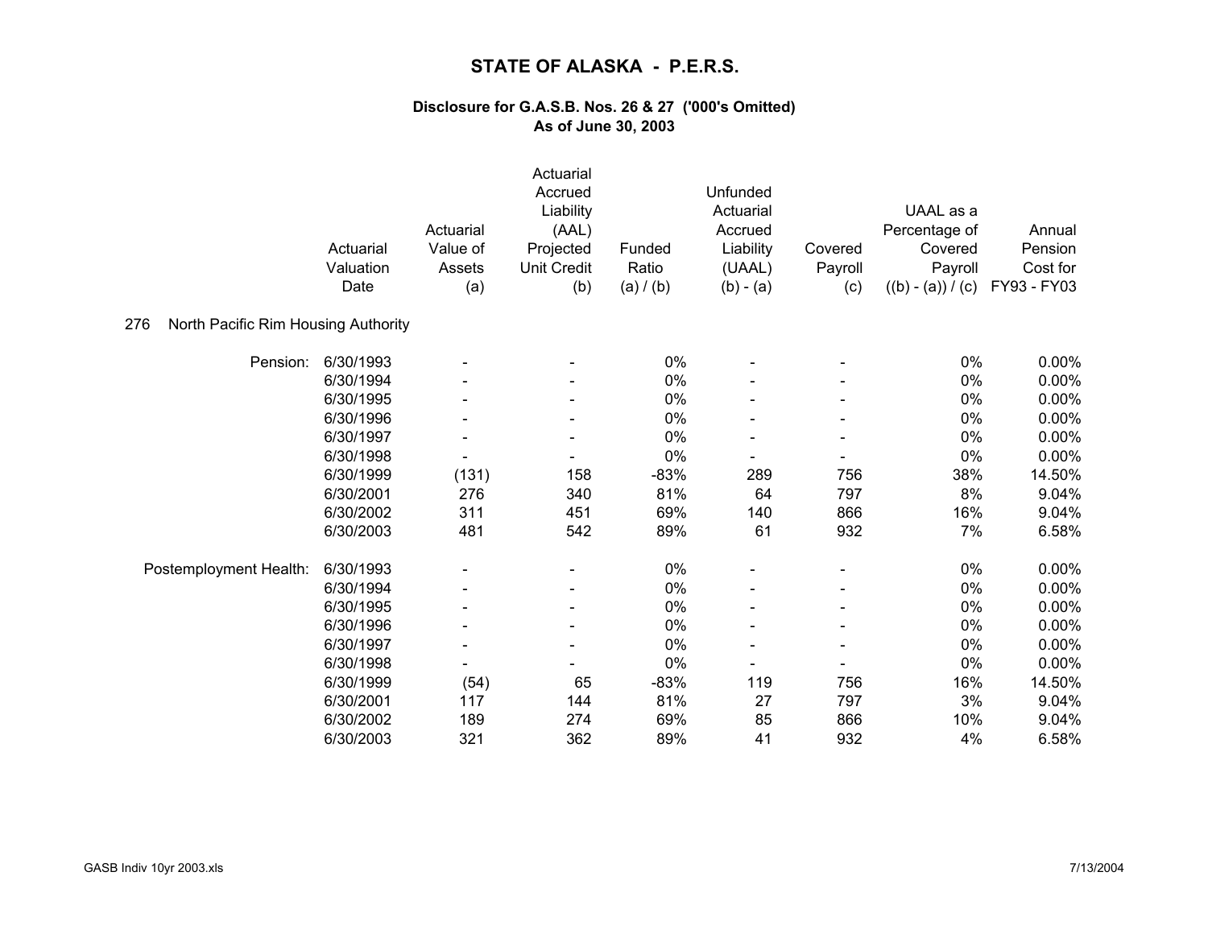# STATE OF ALASKA - P.E.R.S.

## Disclosure for G.A.S.B. Nos. 26 & 27 ('000's Omitted)
## As of June 30, 2003

276 North Pacific Rim Housing Authority

| | Actuarial Valuation Date | Actuarial Value of Assets (a) | Actuarial Accrued Liability (AAL) Projected Unit Credit (b) | Funded Ratio (a) / (b) | Unfunded Actuarial Accrued Liability (UAAL) (b) - (a) | Covered Payroll (c) | UAAL as a Percentage of Covered Payroll ((b) - (a)) / (c) | Annual Pension Cost for FY93 - FY03 |
|---|---|---|---|---|---|---|---|---|
| Pension: | 6/30/1993 | - | - | 0% | - | - | 0% | 0.00% |
| | 6/30/1994 | - | - | 0% | - | - | 0% | 0.00% |
| | 6/30/1995 | - | - | 0% | - | - | 0% | 0.00% |
| | 6/30/1996 | - | - | 0% | - | - | 0% | 0.00% |
| | 6/30/1997 | - | - | 0% | - | - | 0% | 0.00% |
| | 6/30/1998 | - | - | 0% | - | - | 0% | 0.00% |
| | 6/30/1999 | (131) | 158 | -83% | 289 | 756 | 38% | 14.50% |
| | 6/30/2001 | 276 | 340 | 81% | 64 | 797 | 8% | 9.04% |
| | 6/30/2002 | 311 | 451 | 69% | 140 | 866 | 16% | 9.04% |
| | 6/30/2003 | 481 | 542 | 89% | 61 | 932 | 7% | 6.58% |
| Postemployment Health: | 6/30/1993 | - | - | 0% | - | - | 0% | 0.00% |
| | 6/30/1994 | - | - | 0% | - | - | 0% | 0.00% |
| | 6/30/1995 | - | - | 0% | - | - | 0% | 0.00% |
| | 6/30/1996 | - | - | 0% | - | - | 0% | 0.00% |
| | 6/30/1997 | - | - | 0% | - | - | 0% | 0.00% |
| | 6/30/1998 | - | - | 0% | - | - | 0% | 0.00% |
| | 6/30/1999 | (54) | 65 | -83% | 119 | 756 | 16% | 14.50% |
| | 6/30/2001 | 117 | 144 | 81% | 27 | 797 | 3% | 9.04% |
| | 6/30/2002 | 189 | 274 | 69% | 85 | 866 | 10% | 9.04% |
| | 6/30/2003 | 321 | 362 | 89% | 41 | 932 | 4% | 6.58% |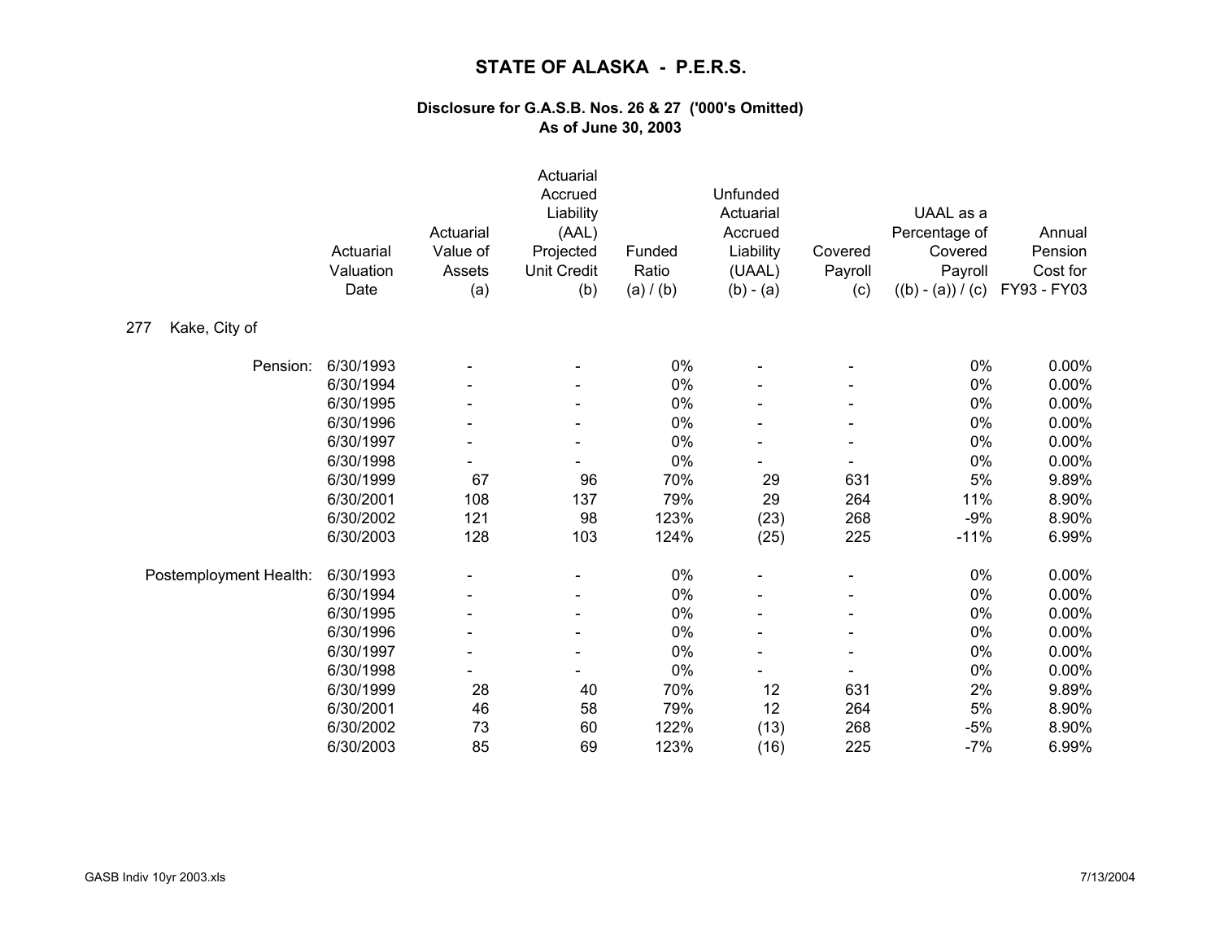# STATE OF ALASKA - P.E.R.S.

### Disclosure for G.A.S.B. Nos. 26 & 27 ('000's Omitted)
### As of June 30, 2003

**277 Kake, City of**

| | Actuarial Valuation Date | Actuarial Value of Assets (a) | Actuarial Accrued Liability (AAL) Projected Unit Credit (b) | Funded Ratio (a) / (b) | Unfunded Actuarial Accrued Liability (UAAL) (b) - (a) | Covered Payroll (c) | UAAL as a Percentage of Covered Payroll ((b) - (a)) / (c) | Annual Pension Cost for FY93 - FY03 |
|---|---|---|---|---|---|---|---|---|
| Pension: | 6/30/1993 | - | - | 0% | - | - | 0% | 0.00% |
| | 6/30/1994 | - | - | 0% | - | - | 0% | 0.00% |
| | 6/30/1995 | - | - | 0% | - | - | 0% | 0.00% |
| | 6/30/1996 | - | - | 0% | - | - | 0% | 0.00% |
| | 6/30/1997 | - | - | 0% | - | - | 0% | 0.00% |
| | 6/30/1998 | - | - | 0% | - | - | 0% | 0.00% |
| | 6/30/1999 | 67 | 96 | 70% | 29 | 631 | 5% | 9.89% |
| | 6/30/2001 | 108 | 137 | 79% | 29 | 264 | 11% | 8.90% |
| | 6/30/2002 | 121 | 98 | 123% | (23) | 268 | -9% | 8.90% |
| | 6/30/2003 | 128 | 103 | 124% | (25) | 225 | -11% | 6.99% |
| Postemployment Health: | 6/30/1993 | - | - | 0% | - | - | 0% | 0.00% |
| | 6/30/1994 | - | - | 0% | - | - | 0% | 0.00% |
| | 6/30/1995 | - | - | 0% | - | - | 0% | 0.00% |
| | 6/30/1996 | - | - | 0% | - | - | 0% | 0.00% |
| | 6/30/1997 | - | - | 0% | - | - | 0% | 0.00% |
| | 6/30/1998 | - | - | 0% | - | - | 0% | 0.00% |
| | 6/30/1999 | 28 | 40 | 70% | 12 | 631 | 2% | 9.89% |
| | 6/30/2001 | 46 | 58 | 79% | 12 | 264 | 5% | 8.90% |
| | 6/30/2002 | 73 | 60 | 122% | (13) | 268 | -5% | 8.90% |
| | 6/30/2003 | 85 | 69 | 123% | (16) | 225 | -7% | 6.99% |

GASB Indiv 10yr 2003.xls 7/13/2004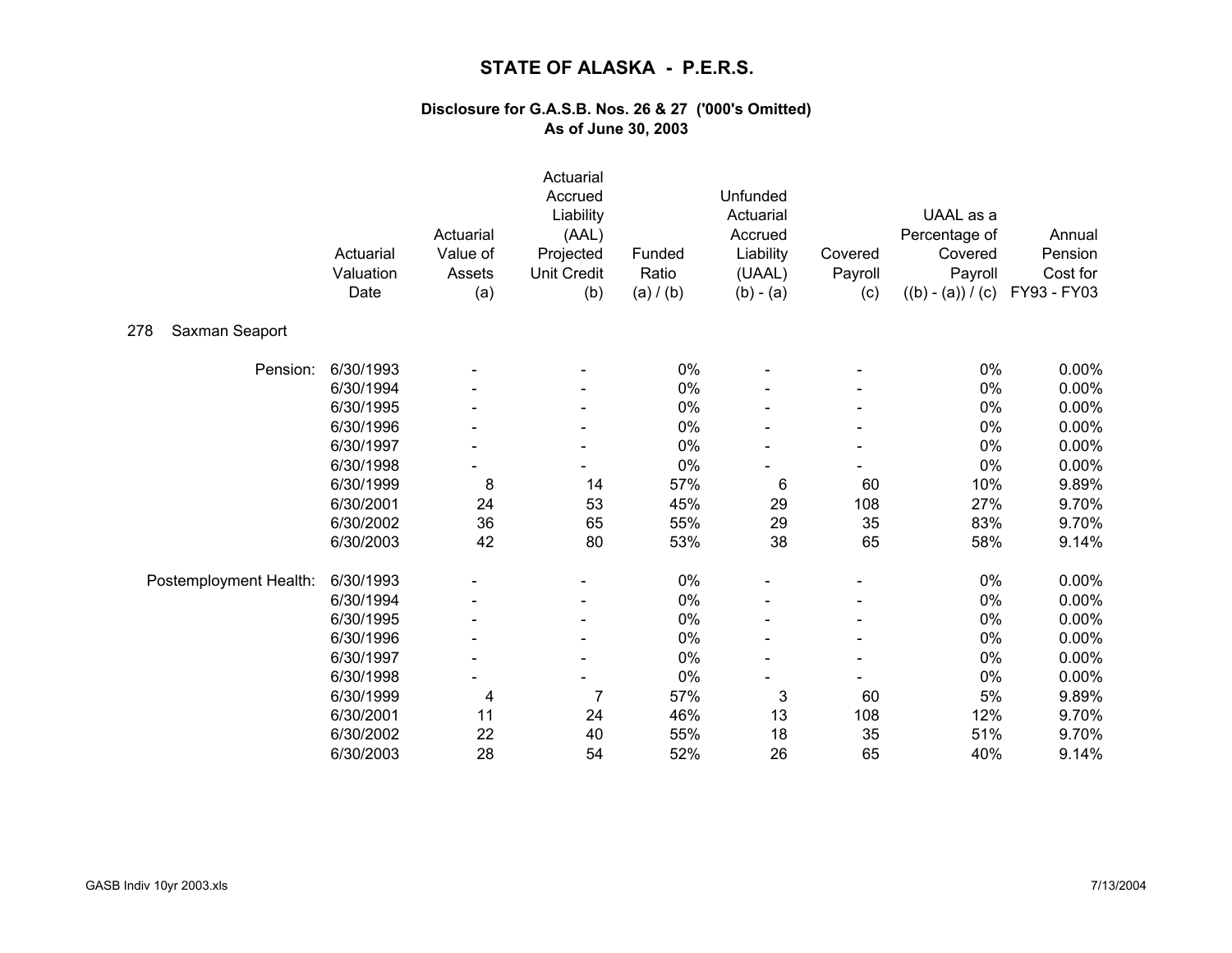# STATE OF ALASKA - P.E.R.S.

### Disclosure for G.A.S.B. Nos. 26 & 27 ('000's Omitted)
### As of June 30, 2003

**278 Saxman Seaport**

| | Actuarial Valuation Date | Actuarial Value of Assets (a) | Actuarial Accrued Liability (AAL) Projected Unit Credit (b) | Funded Ratio (a) / (b) | Unfunded Actuarial Accrued Liability (UAAL) (b) - (a) | Covered Payroll (c) | UAAL as a Percentage of Covered Payroll ((b) - (a)) / (c) | Annual Pension Cost for FY93 - FY03 |
|---|---|---|---|---|---|---|---|---|
| Pension: | 6/30/1993 | - | - | 0% | - | - | 0% | 0.00% |
| | 6/30/1994 | - | - | 0% | - | - | 0% | 0.00% |
| | 6/30/1995 | - | - | 0% | - | - | 0% | 0.00% |
| | 6/30/1996 | - | - | 0% | - | - | 0% | 0.00% |
| | 6/30/1997 | - | - | 0% | - | - | 0% | 0.00% |
| | 6/30/1998 | - | - | 0% | - | - | 0% | 0.00% |
| | 6/30/1999 | 8 | 14 | 57% | 6 | 60 | 10% | 9.89% |
| | 6/30/2001 | 24 | 53 | 45% | 29 | 108 | 27% | 9.70% |
| | 6/30/2002 | 36 | 65 | 55% | 29 | 35 | 83% | 9.70% |
| | 6/30/2003 | 42 | 80 | 53% | 38 | 65 | 58% | 9.14% |
| Postemployment Health: | 6/30/1993 | - | - | 0% | - | - | 0% | 0.00% |
| | 6/30/1994 | - | - | 0% | - | - | 0% | 0.00% |
| | 6/30/1995 | - | - | 0% | - | - | 0% | 0.00% |
| | 6/30/1996 | - | - | 0% | - | - | 0% | 0.00% |
| | 6/30/1997 | - | - | 0% | - | - | 0% | 0.00% |
| | 6/30/1998 | - | - | 0% | - | - | 0% | 0.00% |
| | 6/30/1999 | 4 | 7 | 57% | 3 | 60 | 5% | 9.89% |
| | 6/30/2001 | 11 | 24 | 46% | 13 | 108 | 12% | 9.70% |
| | 6/30/2002 | 22 | 40 | 55% | 18 | 35 | 51% | 9.70% |
| | 6/30/2003 | 28 | 54 | 52% | 26 | 65 | 40% | 9.14% |

GASB Indiv 10yr 2003.xls 7/13/2004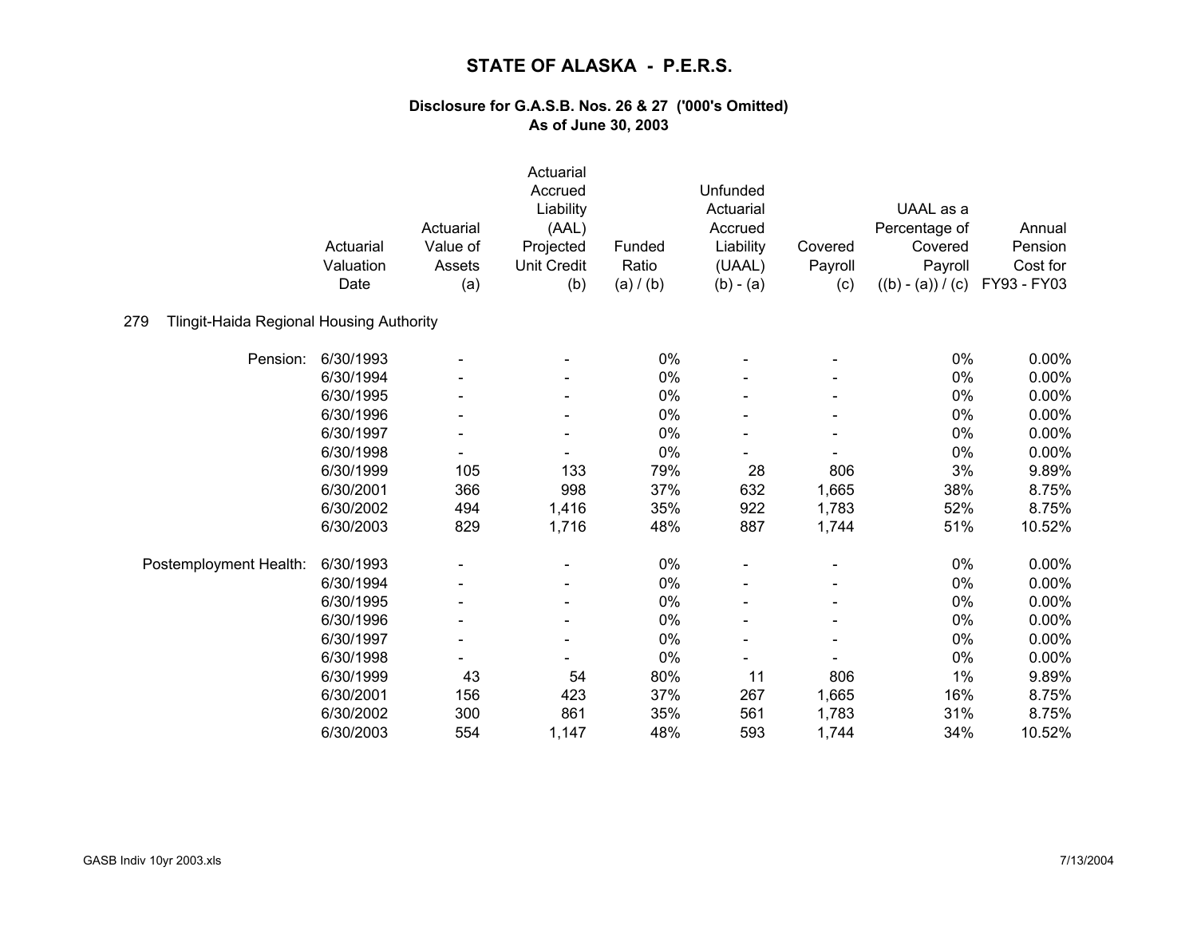# STATE OF ALASKA - P.E.R.S.

### Disclosure for G.A.S.B. Nos. 26 & 27 ('000's Omitted)
### As of June 30, 2003

**279 Tlingit-Haida Regional Housing Authority**

| | Actuarial Valuation Date | Actuarial Value of Assets (a) | Actuarial Accrued Liability (AAL) Projected Unit Credit (b) | Funded Ratio (a) / (b) | Unfunded Actuarial Accrued Liability (UAAL) (b) - (a) | Covered Payroll (c) | UAAL as a Percentage of Covered Payroll ((b) - (a)) / (c) | Annual Pension Cost for FY93 - FY03 |
|---|---|---|---|---|---|---|---|---|
| Pension: | 6/30/1993 | - | - | 0% | - | - | 0% | 0.00% |
| | 6/30/1994 | - | - | 0% | - | - | 0% | 0.00% |
| | 6/30/1995 | - | - | 0% | - | - | 0% | 0.00% |
| | 6/30/1996 | - | - | 0% | - | - | 0% | 0.00% |
| | 6/30/1997 | - | - | 0% | - | - | 0% | 0.00% |
| | 6/30/1998 | - | - | 0% | - | - | 0% | 0.00% |
| | 6/30/1999 | 105 | 133 | 79% | 28 | 806 | 3% | 9.89% |
| | 6/30/2001 | 366 | 998 | 37% | 632 | 1,665 | 38% | 8.75% |
| | 6/30/2002 | 494 | 1,416 | 35% | 922 | 1,783 | 52% | 8.75% |
| | 6/30/2003 | 829 | 1,716 | 48% | 887 | 1,744 | 51% | 10.52% |
| Postemployment Health: | 6/30/1993 | - | - | 0% | - | - | 0% | 0.00% |
| | 6/30/1994 | - | - | 0% | - | - | 0% | 0.00% |
| | 6/30/1995 | - | - | 0% | - | - | 0% | 0.00% |
| | 6/30/1996 | - | - | 0% | - | - | 0% | 0.00% |
| | 6/30/1997 | - | - | 0% | - | - | 0% | 0.00% |
| | 6/30/1998 | - | - | 0% | - | - | 0% | 0.00% |
| | 6/30/1999 | 43 | 54 | 80% | 11 | 806 | 1% | 9.89% |
| | 6/30/2001 | 156 | 423 | 37% | 267 | 1,665 | 16% | 8.75% |
| | 6/30/2002 | 300 | 861 | 35% | 561 | 1,783 | 31% | 8.75% |
| | 6/30/2003 | 554 | 1,147 | 48% | 593 | 1,744 | 34% | 10.52% |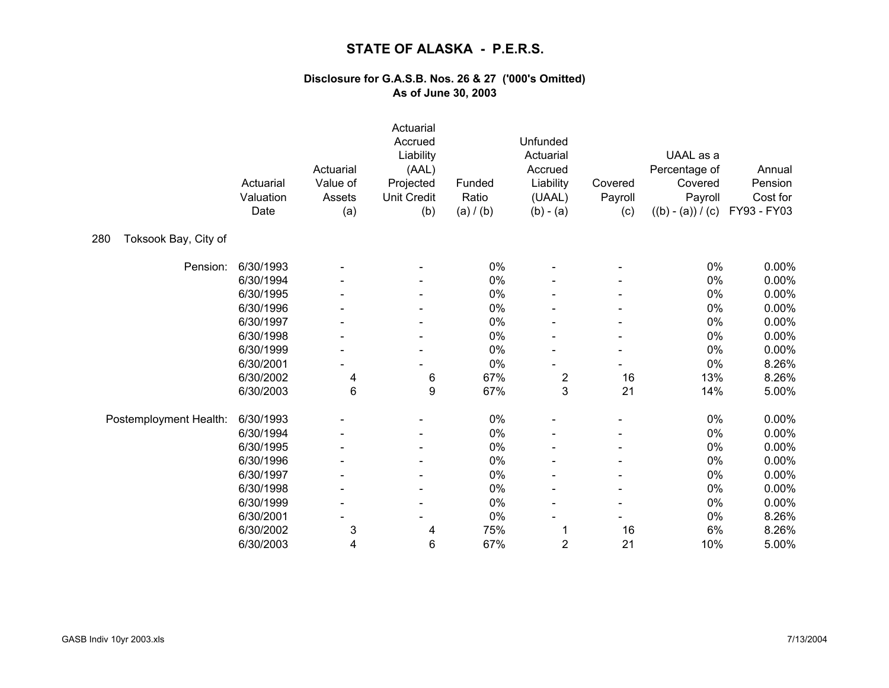# STATE OF ALASKA - P.E.R.S.

### Disclosure for G.A.S.B. Nos. 26 & 27 ('000's Omitted)
### As of June 30, 2003

| | Actuarial Valuation Date | Actuarial Value of Assets (a) | Actuarial Accrued Liability (AAL) Projected Unit Credit (b) | Funded Ratio (a) / (b) | Unfunded Actuarial Accrued Liability (UAAL) (b) - (a) | Covered Payroll (c) | UAAL as a Percentage of Covered Payroll ((b) - (a)) / (c) | Annual Pension Cost for FY93 - FY03 |
|---|---|---|---|---|---|---|---|---|
| 280 Toksook Bay, City of | | | | | | | | |
| Pension: | 6/30/1993 | - | - | 0% | - | - | 0% | 0.00% |
| | 6/30/1994 | - | - | 0% | - | - | 0% | 0.00% |
| | 6/30/1995 | - | - | 0% | - | - | 0% | 0.00% |
| | 6/30/1996 | - | - | 0% | - | - | 0% | 0.00% |
| | 6/30/1997 | - | - | 0% | - | - | 0% | 0.00% |
| | 6/30/1998 | - | - | 0% | - | - | 0% | 0.00% |
| | 6/30/1999 | - | - | 0% | - | - | 0% | 0.00% |
| | 6/30/2001 | - | - | 0% | - | - | 0% | 8.26% |
| | 6/30/2002 | 4 | 6 | 67% | 2 | 16 | 13% | 8.26% |
| | 6/30/2003 | 6 | 9 | 67% | 3 | 21 | 14% | 5.00% |
| Postemployment Health: | 6/30/1993 | - | - | 0% | - | - | 0% | 0.00% |
| | 6/30/1994 | - | - | 0% | - | - | 0% | 0.00% |
| | 6/30/1995 | - | - | 0% | - | - | 0% | 0.00% |
| | 6/30/1996 | - | - | 0% | - | - | 0% | 0.00% |
| | 6/30/1997 | - | - | 0% | - | - | 0% | 0.00% |
| | 6/30/1998 | - | - | 0% | - | - | 0% | 0.00% |
| | 6/30/1999 | - | - | 0% | - | - | 0% | 0.00% |
| | 6/30/2001 | - | - | 0% | - | - | 0% | 8.26% |
| | 6/30/2002 | 3 | 4 | 75% | 1 | 16 | 6% | 8.26% |
| | 6/30/2003 | 4 | 6 | 67% | 2 | 21 | 10% | 5.00% |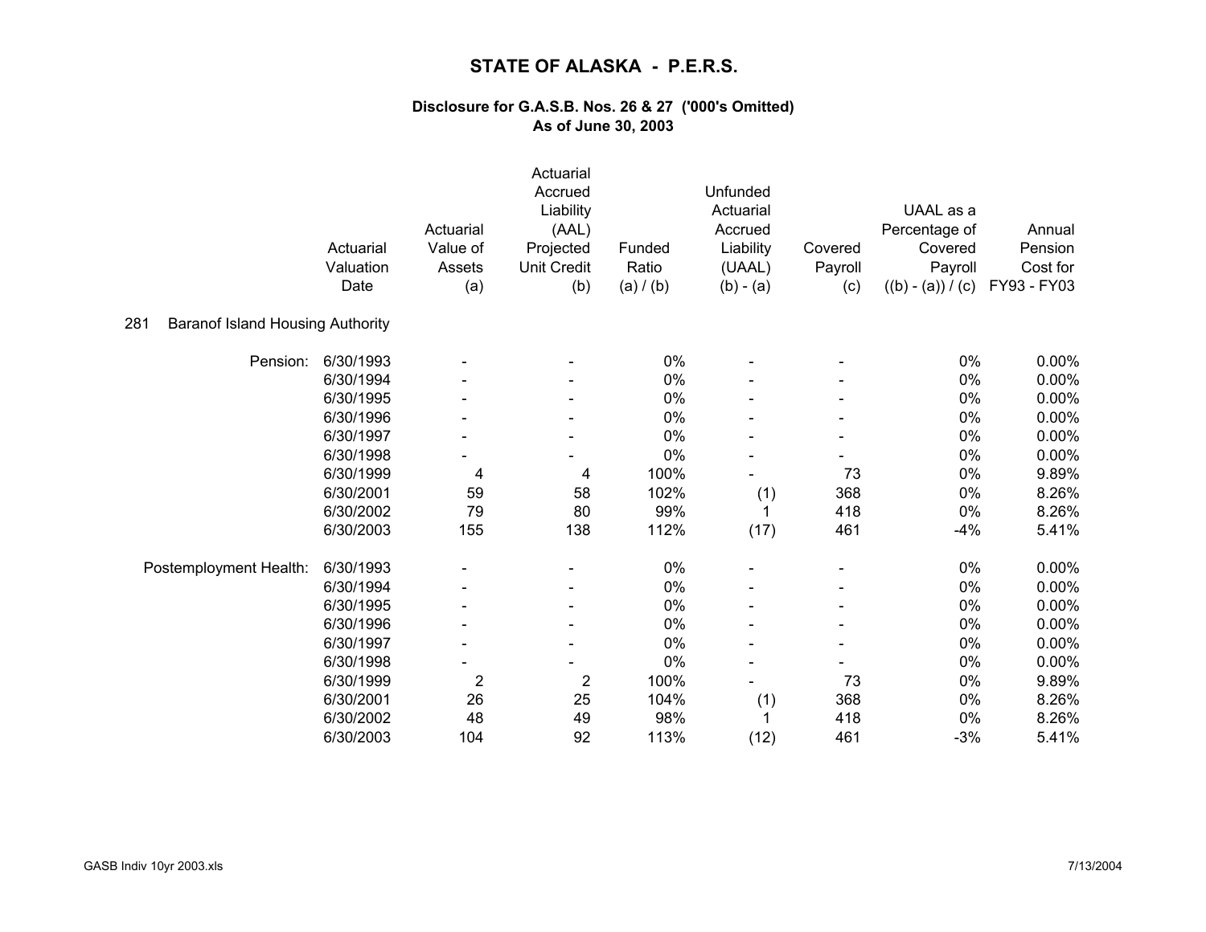# STATE OF ALASKA - P.E.R.S.

### Disclosure for G.A.S.B. Nos. 26 & 27 ('000's Omitted)
### As of June 30, 2003

**281 Baranof Island Housing Authority**

| | Actuarial Valuation Date | Actuarial Value of Assets (a) | Actuarial Accrued Liability (AAL) Projected Unit Credit (b) | Funded Ratio (a) / (b) | Unfunded Actuarial Accrued Liability (UAAL) (b) - (a) | Covered Payroll (c) | UAAL as a Percentage of Covered Payroll ((b) - (a)) / (c) | Annual Pension Cost for FY93 - FY03 |
|---|---|---|---|---|---|---|---|---|
| Pension: | 6/30/1993 | - | - | 0% | - | - | 0% | 0.00% |
| | 6/30/1994 | - | - | 0% | - | - | 0% | 0.00% |
| | 6/30/1995 | - | - | 0% | - | - | 0% | 0.00% |
| | 6/30/1996 | - | - | 0% | - | - | 0% | 0.00% |
| | 6/30/1997 | - | - | 0% | - | - | 0% | 0.00% |
| | 6/30/1998 | - | - | 0% | - | - | 0% | 0.00% |
| | 6/30/1999 | 4 | 4 | 100% | - | 73 | 0% | 9.89% |
| | 6/30/2001 | 59 | 58 | 102% | (1) | 368 | 0% | 8.26% |
| | 6/30/2002 | 79 | 80 | 99% | 1 | 418 | 0% | 8.26% |
| | 6/30/2003 | 155 | 138 | 112% | (17) | 461 | -4% | 5.41% |
| Postemployment Health: | 6/30/1993 | - | - | 0% | - | - | 0% | 0.00% |
| | 6/30/1994 | - | - | 0% | - | - | 0% | 0.00% |
| | 6/30/1995 | - | - | 0% | - | - | 0% | 0.00% |
| | 6/30/1996 | - | - | 0% | - | - | 0% | 0.00% |
| | 6/30/1997 | - | - | 0% | - | - | 0% | 0.00% |
| | 6/30/1998 | - | - | 0% | - | - | 0% | 0.00% |
| | 6/30/1999 | 2 | 2 | 100% | - | 73 | 0% | 9.89% |
| | 6/30/2001 | 26 | 25 | 104% | (1) | 368 | 0% | 8.26% |
| | 6/30/2002 | 48 | 49 | 98% | 1 | 418 | 0% | 8.26% |
| | 6/30/2003 | 104 | 92 | 113% | (12) | 461 | -3% | 5.41% |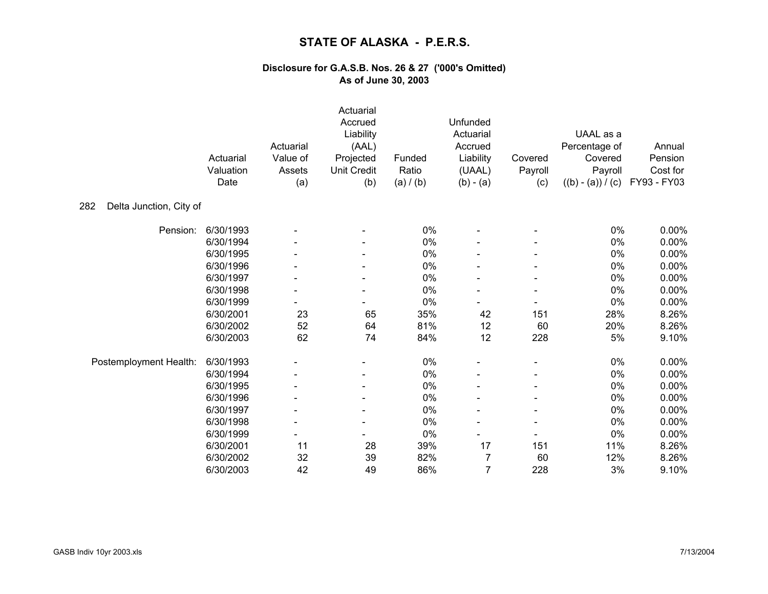# STATE OF ALASKA - P.E.R.S.

### Disclosure for G.A.S.B. Nos. 26 & 27 ('000's Omitted)
### As of June 30, 2003

| | Actuarial Valuation Date | Actuarial Value of Assets (a) | Actuarial Accrued Liability (AAL) Projected Unit Credit (b) | Funded Ratio (a) / (b) | Unfunded Actuarial Accrued Liability (UAAL) (b) - (a) | Covered Payroll (c) | UAAL as a Percentage of Covered Payroll ((b) - (a)) / (c) | Annual Pension Cost for FY93 - FY03 |
|---|---|---|---|---|---|---|---|---|
| 282 Delta Junction, City of | | | | | | | | |
| Pension: | 6/30/1993 | - | - | 0% | - | - | 0% | 0.00% |
| | 6/30/1994 | - | - | 0% | - | - | 0% | 0.00% |
| | 6/30/1995 | - | - | 0% | - | - | 0% | 0.00% |
| | 6/30/1996 | - | - | 0% | - | - | 0% | 0.00% |
| | 6/30/1997 | - | - | 0% | - | - | 0% | 0.00% |
| | 6/30/1998 | - | - | 0% | - | - | 0% | 0.00% |
| | 6/30/1999 | - | - | 0% | - | - | 0% | 0.00% |
| | 6/30/2001 | 23 | 65 | 35% | 42 | 151 | 28% | 8.26% |
| | 6/30/2002 | 52 | 64 | 81% | 12 | 60 | 20% | 8.26% |
| | 6/30/2003 | 62 | 74 | 84% | 12 | 228 | 5% | 9.10% |
| Postemployment Health: | 6/30/1993 | - | - | 0% | - | - | 0% | 0.00% |
| | 6/30/1994 | - | - | 0% | - | - | 0% | 0.00% |
| | 6/30/1995 | - | - | 0% | - | - | 0% | 0.00% |
| | 6/30/1996 | - | - | 0% | - | - | 0% | 0.00% |
| | 6/30/1997 | - | - | 0% | - | - | 0% | 0.00% |
| | 6/30/1998 | - | - | 0% | - | - | 0% | 0.00% |
| | 6/30/1999 | - | - | 0% | - | - | 0% | 0.00% |
| | 6/30/2001 | 11 | 28 | 39% | 17 | 151 | 11% | 8.26% |
| | 6/30/2002 | 32 | 39 | 82% | 7 | 60 | 12% | 8.26% |
| | 6/30/2003 | 42 | 49 | 86% | 7 | 228 | 3% | 9.10% |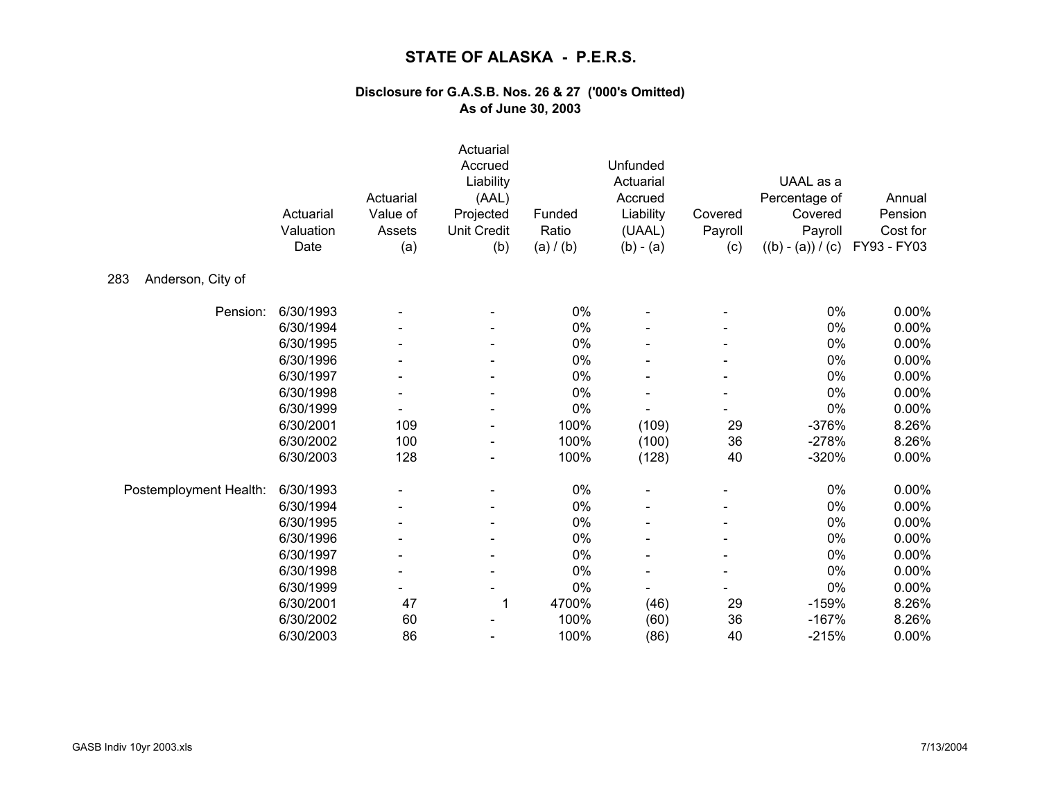# STATE OF ALASKA - P.E.R.S.

### Disclosure for G.A.S.B. Nos. 26 & 27 ('000's Omitted)
### As of June 30, 2003

| | Actuarial Valuation Date | Actuarial Value of Assets (a) | Actuarial Accrued Liability (AAL) Projected Unit Credit (b) | Funded Ratio (a) / (b) | Unfunded Actuarial Accrued Liability (UAAL) (b) - (a) | Covered Payroll (c) | UAAL as a Percentage of Covered Payroll ((b) - (a)) / (c) | Annual Pension Cost for FY93 - FY03 |
|---|---|---|---|---|---|---|---|---|
| **283 Anderson, City of** | | | | | | | | |
| Pension: | 6/30/1993 | - | - | 0% | - | - | 0% | 0.00% |
| | 6/30/1994 | - | - | 0% | - | - | 0% | 0.00% |
| | 6/30/1995 | - | - | 0% | - | - | 0% | 0.00% |
| | 6/30/1996 | - | - | 0% | - | - | 0% | 0.00% |
| | 6/30/1997 | - | - | 0% | - | - | 0% | 0.00% |
| | 6/30/1998 | - | - | 0% | - | - | 0% | 0.00% |
| | 6/30/1999 | - | - | 0% | - | - | 0% | 0.00% |
| | 6/30/2001 | 109 | - | 100% | (109) | 29 | -376% | 8.26% |
| | 6/30/2002 | 100 | - | 100% | (100) | 36 | -278% | 8.26% |
| | 6/30/2003 | 128 | - | 100% | (128) | 40 | -320% | 0.00% |
| Postemployment Health: | 6/30/1993 | - | - | 0% | - | - | 0% | 0.00% |
| | 6/30/1994 | - | - | 0% | - | - | 0% | 0.00% |
| | 6/30/1995 | - | - | 0% | - | - | 0% | 0.00% |
| | 6/30/1996 | - | - | 0% | - | - | 0% | 0.00% |
| | 6/30/1997 | - | - | 0% | - | - | 0% | 0.00% |
| | 6/30/1998 | - | - | 0% | - | - | 0% | 0.00% |
| | 6/30/1999 | - | - | 0% | - | - | 0% | 0.00% |
| | 6/30/2001 | 47 | 1 | 4700% | (46) | 29 | -159% | 8.26% |
| | 6/30/2002 | 60 | - | 100% | (60) | 36 | -167% | 8.26% |
| | 6/30/2003 | 86 | - | 100% | (86) | 40 | -215% | 0.00% |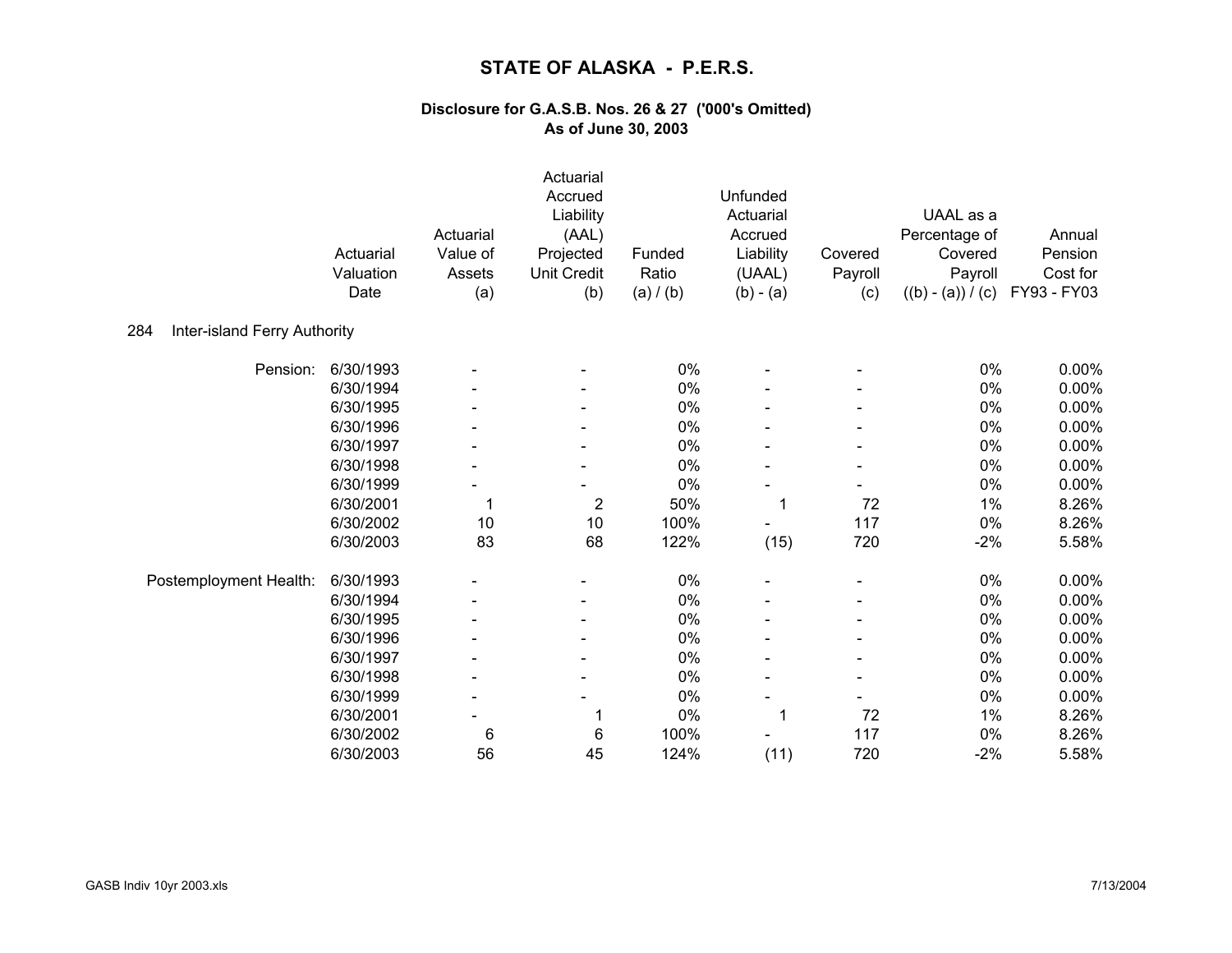# STATE OF ALASKA - P.E.R.S.

### Disclosure for G.A.S.B. Nos. 26 & 27 ('000's Omitted)
### As of June 30, 2003

| | Actuarial Valuation Date | Actuarial Value of Assets (a) | Actuarial Accrued Liability (AAL) Projected Unit Credit (b) | Funded Ratio (a) / (b) | Unfunded Actuarial Accrued Liability (UAAL) (b) - (a) | Covered Payroll (c) | UAAL as a Percentage of Covered Payroll ((b) - (a)) / (c) | Annual Pension Cost for FY93 - FY03 |
|---|---|---|---|---|---|---|---|---|
| **284 Inter-island Ferry Authority** | | | | | | | | |
| Pension: | 6/30/1993 | - | - | 0% | - | - | 0% | 0.00% |
| | 6/30/1994 | - | - | 0% | - | - | 0% | 0.00% |
| | 6/30/1995 | - | - | 0% | - | - | 0% | 0.00% |
| | 6/30/1996 | - | - | 0% | - | - | 0% | 0.00% |
| | 6/30/1997 | - | - | 0% | - | - | 0% | 0.00% |
| | 6/30/1998 | - | - | 0% | - | - | 0% | 0.00% |
| | 6/30/1999 | - | - | 0% | - | - | 0% | 0.00% |
| | 6/30/2001 | 1 | 2 | 50% | 1 | 72 | 1% | 8.26% |
| | 6/30/2002 | 10 | 10 | 100% | - | 117 | 0% | 8.26% |
| | 6/30/2003 | 83 | 68 | 122% | (15) | 720 | -2% | 5.58% |
| Postemployment Health: | 6/30/1993 | - | - | 0% | - | - | 0% | 0.00% |
| | 6/30/1994 | - | - | 0% | - | - | 0% | 0.00% |
| | 6/30/1995 | - | - | 0% | - | - | 0% | 0.00% |
| | 6/30/1996 | - | - | 0% | - | - | 0% | 0.00% |
| | 6/30/1997 | - | - | 0% | - | - | 0% | 0.00% |
| | 6/30/1998 | - | - | 0% | - | - | 0% | 0.00% |
| | 6/30/1999 | - | - | 0% | - | - | 0% | 0.00% |
| | 6/30/2001 | - | 1 | 0% | 1 | 72 | 1% | 8.26% |
| | 6/30/2002 | 6 | 6 | 100% | - | 117 | 0% | 8.26% |
| | 6/30/2003 | 56 | 45 | 124% | (11) | 720 | -2% | 5.58% |

GASB Indiv 10yr 2003.xls 7/13/2004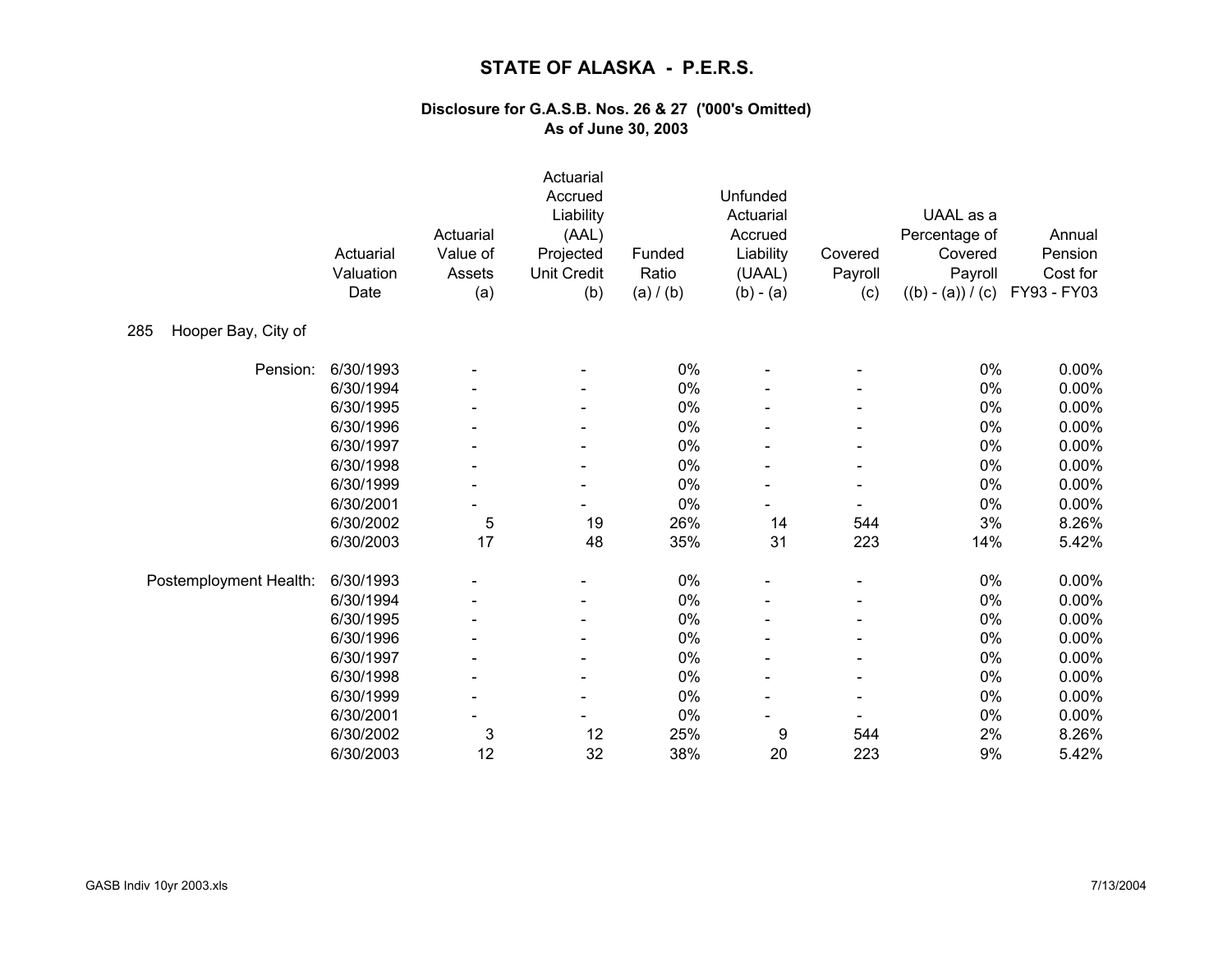# STATE OF ALASKA - P.E.R.S.

### Disclosure for G.A.S.B. Nos. 26 & 27 ('000's Omitted)
### As of June 30, 2003

| | Actuarial Valuation Date | Actuarial Value of Assets (a) | Actuarial Accrued Liability (AAL) Projected Unit Credit (b) | Funded Ratio (a) / (b) | Unfunded Actuarial Accrued Liability (UAAL) (b) - (a) | Covered Payroll (c) | UAAL as a Percentage of Covered Payroll ((b) - (a)) / (c) | Annual Pension Cost for FY93 - FY03 |
|---|---|---|---|---|---|---|---|---|
| **285 Hooper Bay, City of** | | | | | | | | |
| Pension: | 6/30/1993 | - | - | 0% | - | - | 0% | 0.00% |
| | 6/30/1994 | - | - | 0% | - | - | 0% | 0.00% |
| | 6/30/1995 | - | - | 0% | - | - | 0% | 0.00% |
| | 6/30/1996 | - | - | 0% | - | - | 0% | 0.00% |
| | 6/30/1997 | - | - | 0% | - | - | 0% | 0.00% |
| | 6/30/1998 | - | - | 0% | - | - | 0% | 0.00% |
| | 6/30/1999 | - | - | 0% | - | - | 0% | 0.00% |
| | 6/30/2001 | - | - | 0% | - | - | 0% | 0.00% |
| | 6/30/2002 | 5 | 19 | 26% | 14 | 544 | 3% | 8.26% |
| | 6/30/2003 | 17 | 48 | 35% | 31 | 223 | 14% | 5.42% |
| Postemployment Health: | 6/30/1993 | - | - | 0% | - | - | 0% | 0.00% |
| | 6/30/1994 | - | - | 0% | - | - | 0% | 0.00% |
| | 6/30/1995 | - | - | 0% | - | - | 0% | 0.00% |
| | 6/30/1996 | - | - | 0% | - | - | 0% | 0.00% |
| | 6/30/1997 | - | - | 0% | - | - | 0% | 0.00% |
| | 6/30/1998 | - | - | 0% | - | - | 0% | 0.00% |
| | 6/30/1999 | - | - | 0% | - | - | 0% | 0.00% |
| | 6/30/2001 | - | - | 0% | - | - | 0% | 0.00% |
| | 6/30/2002 | 3 | 12 | 25% | 9 | 544 | 2% | 8.26% |
| | 6/30/2003 | 12 | 32 | 38% | 20 | 223 | 9% | 5.42% |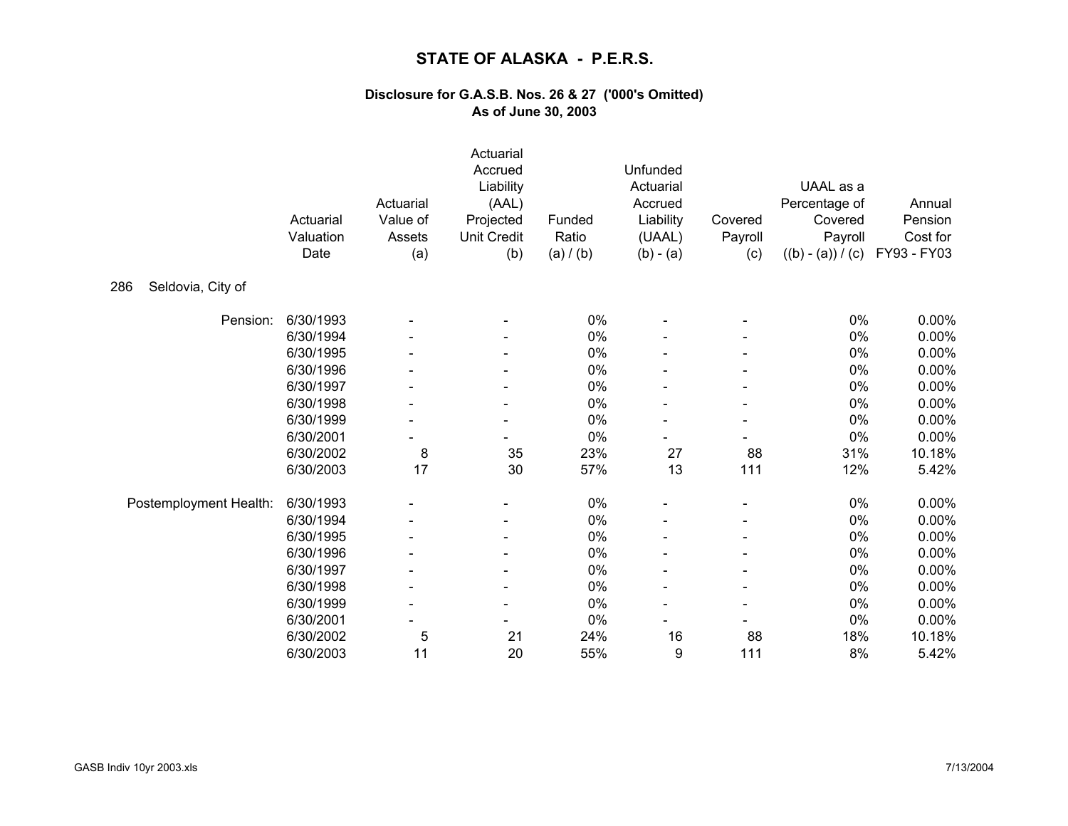# STATE OF ALASKA - P.E.R.S.

### Disclosure for G.A.S.B. Nos. 26 & 27 ('000's Omitted)
### As of June 30, 2003

286 Seldovia, City of

| | Actuarial Valuation Date | Actuarial Value of Assets (a) | Actuarial Accrued Liability (AAL) Projected Unit Credit (b) | Funded Ratio (a) / (b) | Unfunded Actuarial Accrued Liability (UAAL) (b) - (a) | Covered Payroll (c) | UAAL as a Percentage of Covered Payroll ((b) - (a)) / (c) | Annual Pension Cost for FY93 - FY03 |
|---|---|---|---|---|---|---|---|---|
| Pension: | 6/30/1993 | - | - | 0% | - | - | 0% | 0.00% |
| | 6/30/1994 | - | - | 0% | - | - | 0% | 0.00% |
| | 6/30/1995 | - | - | 0% | - | - | 0% | 0.00% |
| | 6/30/1996 | - | - | 0% | - | - | 0% | 0.00% |
| | 6/30/1997 | - | - | 0% | - | - | 0% | 0.00% |
| | 6/30/1998 | - | - | 0% | - | - | 0% | 0.00% |
| | 6/30/1999 | - | - | 0% | - | - | 0% | 0.00% |
| | 6/30/2001 | - | - | 0% | - | - | 0% | 0.00% |
| | 6/30/2002 | 8 | 35 | 23% | 27 | 88 | 31% | 10.18% |
| | 6/30/2003 | 17 | 30 | 57% | 13 | 111 | 12% | 5.42% |
| Postemployment Health: | 6/30/1993 | - | - | 0% | - | - | 0% | 0.00% |
| | 6/30/1994 | - | - | 0% | - | - | 0% | 0.00% |
| | 6/30/1995 | - | - | 0% | - | - | 0% | 0.00% |
| | 6/30/1996 | - | - | 0% | - | - | 0% | 0.00% |
| | 6/30/1997 | - | - | 0% | - | - | 0% | 0.00% |
| | 6/30/1998 | - | - | 0% | - | - | 0% | 0.00% |
| | 6/30/1999 | - | - | 0% | - | - | 0% | 0.00% |
| | 6/30/2001 | - | - | 0% | - | - | 0% | 0.00% |
| | 6/30/2002 | 5 | 21 | 24% | 16 | 88 | 18% | 10.18% |
| | 6/30/2003 | 11 | 20 | 55% | 9 | 111 | 8% | 5.42% |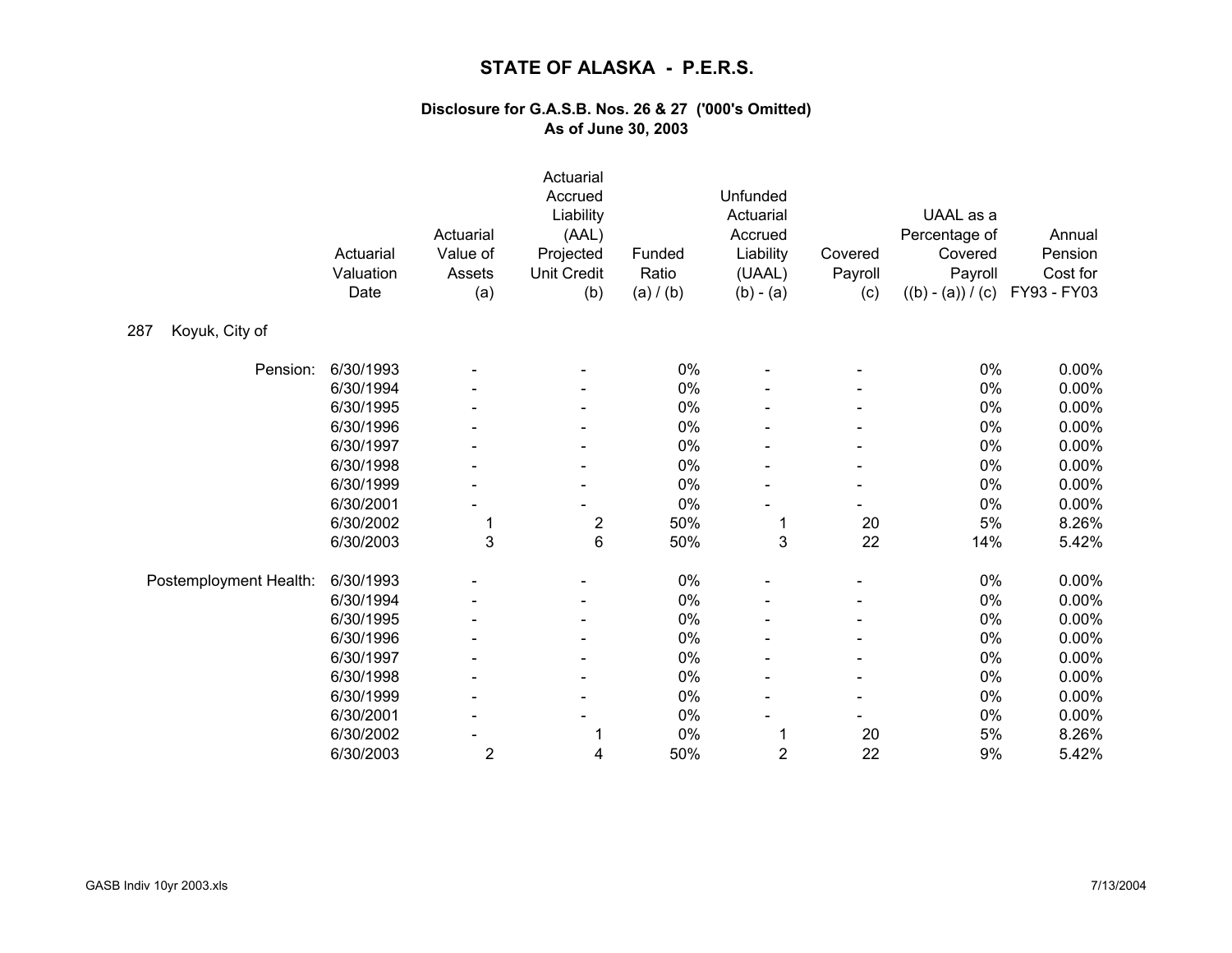# STATE OF ALASKA - P.E.R.S.

### Disclosure for G.A.S.B. Nos. 26 & 27 ('000's Omitted)
### As of June 30, 2003

| | Actuarial Valuation Date | Actuarial Value of Assets (a) | Actuarial Accrued Liability (AAL) Projected Unit Credit (b) | Funded Ratio (a) / (b) | Unfunded Actuarial Accrued Liability (UAAL) (b) - (a) | Covered Payroll (c) | UAAL as a Percentage of Covered Payroll ((b) - (a)) / (c) | Annual Pension Cost for FY93 - FY03 |
|---|---|---|---|---|---|---|---|---|
| **287 Koyuk, City of** | | | | | | | | |
| Pension: | 6/30/1993 | - | - | 0% | - | - | 0% | 0.00% |
| | 6/30/1994 | - | - | 0% | - | - | 0% | 0.00% |
| | 6/30/1995 | - | - | 0% | - | - | 0% | 0.00% |
| | 6/30/1996 | - | - | 0% | - | - | 0% | 0.00% |
| | 6/30/1997 | - | - | 0% | - | - | 0% | 0.00% |
| | 6/30/1998 | - | - | 0% | - | - | 0% | 0.00% |
| | 6/30/1999 | - | - | 0% | - | - | 0% | 0.00% |
| | 6/30/2001 | - | - | 0% | - | - | 0% | 0.00% |
| | 6/30/2002 | 1 | 2 | 50% | 1 | 20 | 5% | 8.26% |
| | 6/30/2003 | 3 | 6 | 50% | 3 | 22 | 14% | 5.42% |
| Postemployment Health: | 6/30/1993 | - | - | 0% | - | - | 0% | 0.00% |
| | 6/30/1994 | - | - | 0% | - | - | 0% | 0.00% |
| | 6/30/1995 | - | - | 0% | - | - | 0% | 0.00% |
| | 6/30/1996 | - | - | 0% | - | - | 0% | 0.00% |
| | 6/30/1997 | - | - | 0% | - | - | 0% | 0.00% |
| | 6/30/1998 | - | - | 0% | - | - | 0% | 0.00% |
| | 6/30/1999 | - | - | 0% | - | - | 0% | 0.00% |
| | 6/30/2001 | - | - | 0% | - | - | 0% | 0.00% |
| | 6/30/2002 | - | 1 | 0% | 1 | 20 | 5% | 8.26% |
| | 6/30/2003 | 2 | 4 | 50% | 2 | 22 | 9% | 5.42% |

GASB Indiv 10yr 2003.xls 7/13/2004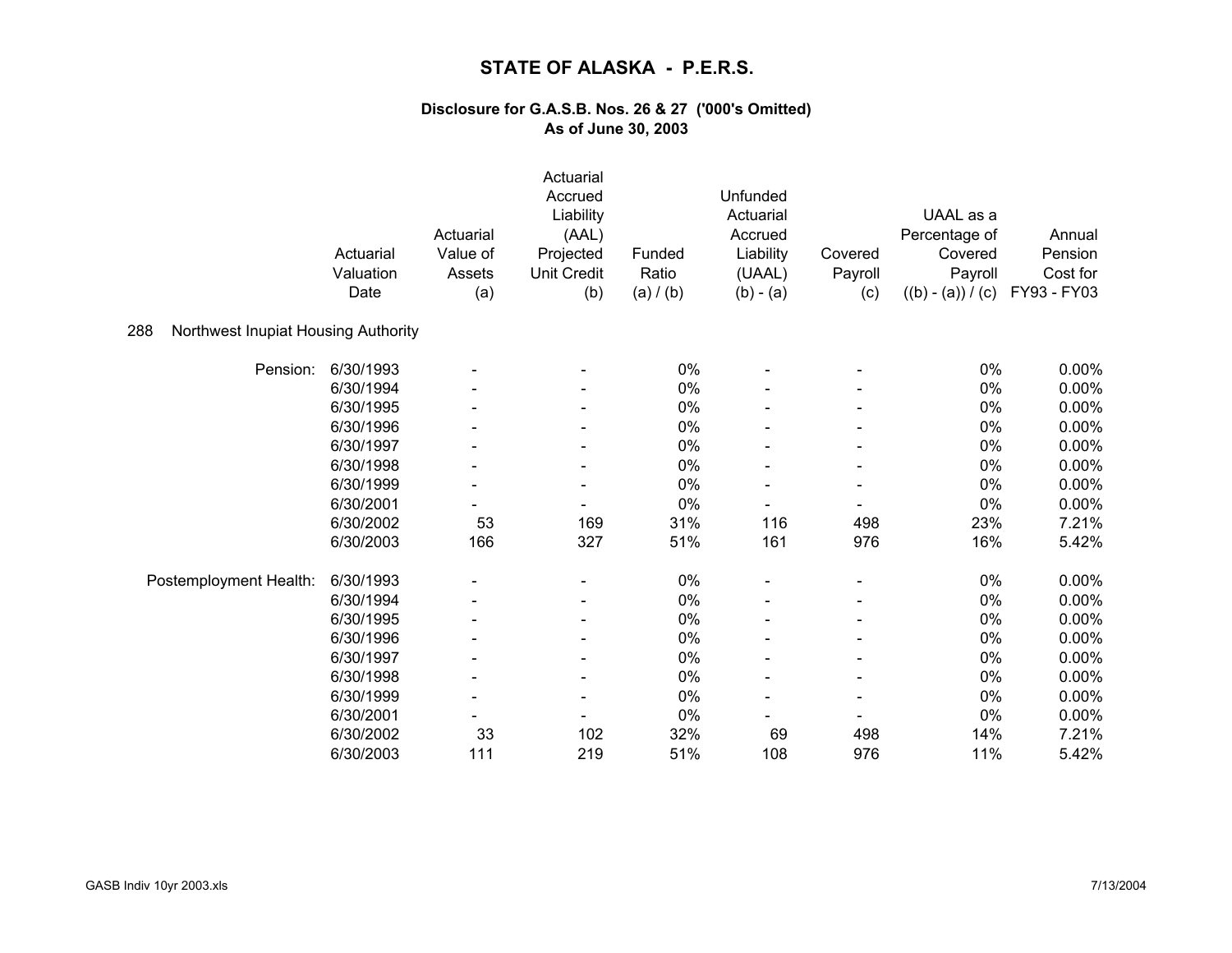# STATE OF ALASKA - P.E.R.S.

## Disclosure for G.A.S.B. Nos. 26 & 27 ('000's Omitted)
## As of June 30, 2003

288 Northwest Inupiat Housing Authority

| | Actuarial Valuation Date | Actuarial Value of Assets (a) | Actuarial Accrued Liability (AAL) Projected Unit Credit (b) | Funded Ratio (a) / (b) | Unfunded Actuarial Accrued Liability (UAAL) (b) - (a) | Covered Payroll (c) | UAAL as a Percentage of Covered Payroll ((b) - (a)) / (c) | Annual Pension Cost for FY93 - FY03 |
|---|---|---|---|---|---|---|---|---|
| Pension: | 6/30/1993 | - | - | 0% | - | - | 0% | 0.00% |
| | 6/30/1994 | - | - | 0% | - | - | 0% | 0.00% |
| | 6/30/1995 | - | - | 0% | - | - | 0% | 0.00% |
| | 6/30/1996 | - | - | 0% | - | - | 0% | 0.00% |
| | 6/30/1997 | - | - | 0% | - | - | 0% | 0.00% |
| | 6/30/1998 | - | - | 0% | - | - | 0% | 0.00% |
| | 6/30/1999 | - | - | 0% | - | - | 0% | 0.00% |
| | 6/30/2001 | - | - | 0% | - | - | 0% | 0.00% |
| | 6/30/2002 | 53 | 169 | 31% | 116 | 498 | 23% | 7.21% |
| | 6/30/2003 | 166 | 327 | 51% | 161 | 976 | 16% | 5.42% |
| Postemployment Health: | 6/30/1993 | - | - | 0% | - | - | 0% | 0.00% |
| | 6/30/1994 | - | - | 0% | - | - | 0% | 0.00% |
| | 6/30/1995 | - | - | 0% | - | - | 0% | 0.00% |
| | 6/30/1996 | - | - | 0% | - | - | 0% | 0.00% |
| | 6/30/1997 | - | - | 0% | - | - | 0% | 0.00% |
| | 6/30/1998 | - | - | 0% | - | - | 0% | 0.00% |
| | 6/30/1999 | - | - | 0% | - | - | 0% | 0.00% |
| | 6/30/2001 | - | - | 0% | - | - | 0% | 0.00% |
| | 6/30/2002 | 33 | 102 | 32% | 69 | 498 | 14% | 7.21% |
| | 6/30/2003 | 111 | 219 | 51% | 108 | 976 | 11% | 5.42% |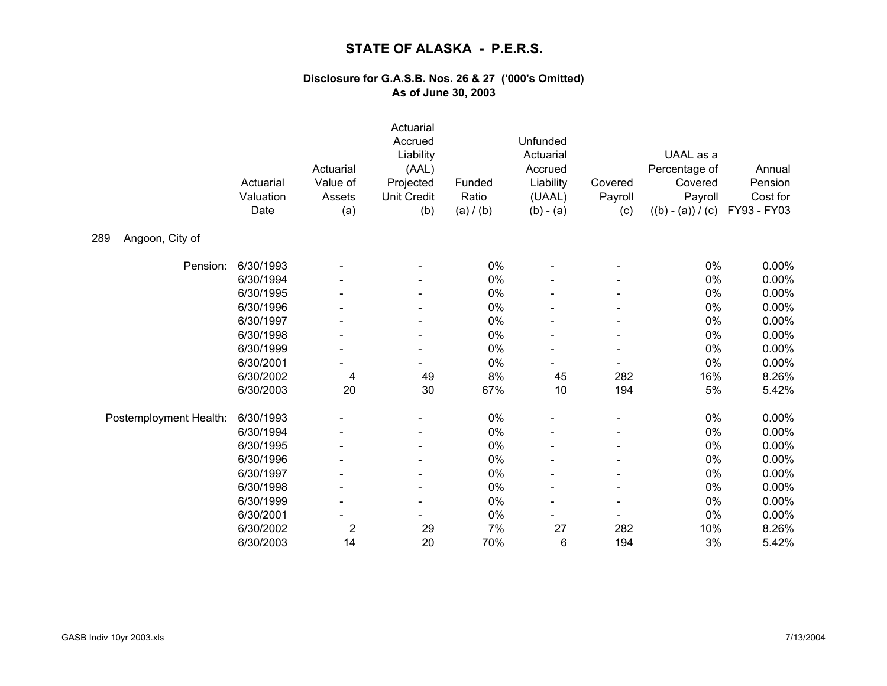# STATE OF ALASKA - P.E.R.S.

### Disclosure for G.A.S.B. Nos. 26 & 27 ('000's Omitted)
### As of June 30, 2003

| | Actuarial Valuation Date | Actuarial Value of Assets (a) | Actuarial Accrued Liability (AAL) Projected Unit Credit (b) | Funded Ratio (a) / (b) | Unfunded Actuarial Accrued Liability (UAAL) (b) - (a) | Covered Payroll (c) | UAAL as a Percentage of Covered Payroll ((b) - (a)) / (c) | Annual Pension Cost for FY93 - FY03 |
|---|---|---|---|---|---|---|---|---|
| 289 Angoon, City of | | | | | | | | |
| Pension: | 6/30/1993 | - | - | 0% | - | - | 0% | 0.00% |
| | 6/30/1994 | - | - | 0% | - | - | 0% | 0.00% |
| | 6/30/1995 | - | - | 0% | - | - | 0% | 0.00% |
| | 6/30/1996 | - | - | 0% | - | - | 0% | 0.00% |
| | 6/30/1997 | - | - | 0% | - | - | 0% | 0.00% |
| | 6/30/1998 | - | - | 0% | - | - | 0% | 0.00% |
| | 6/30/1999 | - | - | 0% | - | - | 0% | 0.00% |
| | 6/30/2001 | - | - | 0% | - | - | 0% | 0.00% |
| | 6/30/2002 | 4 | 49 | 8% | 45 | 282 | 16% | 8.26% |
| | 6/30/2003 | 20 | 30 | 67% | 10 | 194 | 5% | 5.42% |
| Postemployment Health: | 6/30/1993 | - | - | 0% | - | - | 0% | 0.00% |
| | 6/30/1994 | - | - | 0% | - | - | 0% | 0.00% |
| | 6/30/1995 | - | - | 0% | - | - | 0% | 0.00% |
| | 6/30/1996 | - | - | 0% | - | - | 0% | 0.00% |
| | 6/30/1997 | - | - | 0% | - | - | 0% | 0.00% |
| | 6/30/1998 | - | - | 0% | - | - | 0% | 0.00% |
| | 6/30/1999 | - | - | 0% | - | - | 0% | 0.00% |
| | 6/30/2001 | - | - | 0% | - | - | 0% | 0.00% |
| | 6/30/2002 | 2 | 29 | 7% | 27 | 282 | 10% | 8.26% |
| | 6/30/2003 | 14 | 20 | 70% | 6 | 194 | 3% | 5.42% |

GASB Indiv 10yr 2003.xls 7/13/2004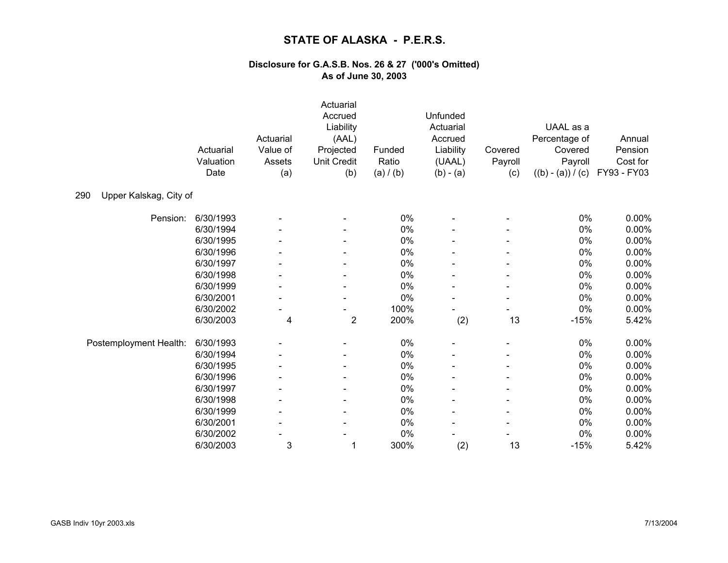# STATE OF ALASKA - P.E.R.S.

### Disclosure for G.A.S.B. Nos. 26 & 27 ('000's Omitted)
### As of June 30, 2003

**290 Upper Kalskag, City of**

| | Actuarial Valuation Date | Actuarial Value of Assets (a) | Actuarial Accrued Liability (AAL) Projected Unit Credit (b) | Funded Ratio (a) / (b) | Unfunded Actuarial Accrued Liability (UAAL) (b) - (a) | Covered Payroll (c) | UAAL as a Percentage of Covered Payroll ((b) - (a)) / (c) | Annual Pension Cost for FY93 - FY03 |
|---|---|---|---|---|---|---|---|---|
| Pension: | 6/30/1993 | - | - | 0% | - | - | 0% | 0.00% |
| | 6/30/1994 | - | - | 0% | - | - | 0% | 0.00% |
| | 6/30/1995 | - | - | 0% | - | - | 0% | 0.00% |
| | 6/30/1996 | - | - | 0% | - | - | 0% | 0.00% |
| | 6/30/1997 | - | - | 0% | - | - | 0% | 0.00% |
| | 6/30/1998 | - | - | 0% | - | - | 0% | 0.00% |
| | 6/30/1999 | - | - | 0% | - | - | 0% | 0.00% |
| | 6/30/2001 | - | - | 0% | - | - | 0% | 0.00% |
| | 6/30/2002 | - | - | 100% | - | - | 0% | 0.00% |
| | 6/30/2003 | 4 | 2 | 200% | (2) | 13 | -15% | 5.42% |
| Postemployment Health: | 6/30/1993 | - | - | 0% | - | - | 0% | 0.00% |
| | 6/30/1994 | - | - | 0% | - | - | 0% | 0.00% |
| | 6/30/1995 | - | - | 0% | - | - | 0% | 0.00% |
| | 6/30/1996 | - | - | 0% | - | - | 0% | 0.00% |
| | 6/30/1997 | - | - | 0% | - | - | 0% | 0.00% |
| | 6/30/1998 | - | - | 0% | - | - | 0% | 0.00% |
| | 6/30/1999 | - | - | 0% | - | - | 0% | 0.00% |
| | 6/30/2001 | - | - | 0% | - | - | 0% | 0.00% |
| | 6/30/2002 | - | - | 0% | - | - | 0% | 0.00% |
| | 6/30/2003 | 3 | 1 | 300% | (2) | 13 | -15% | 5.42% |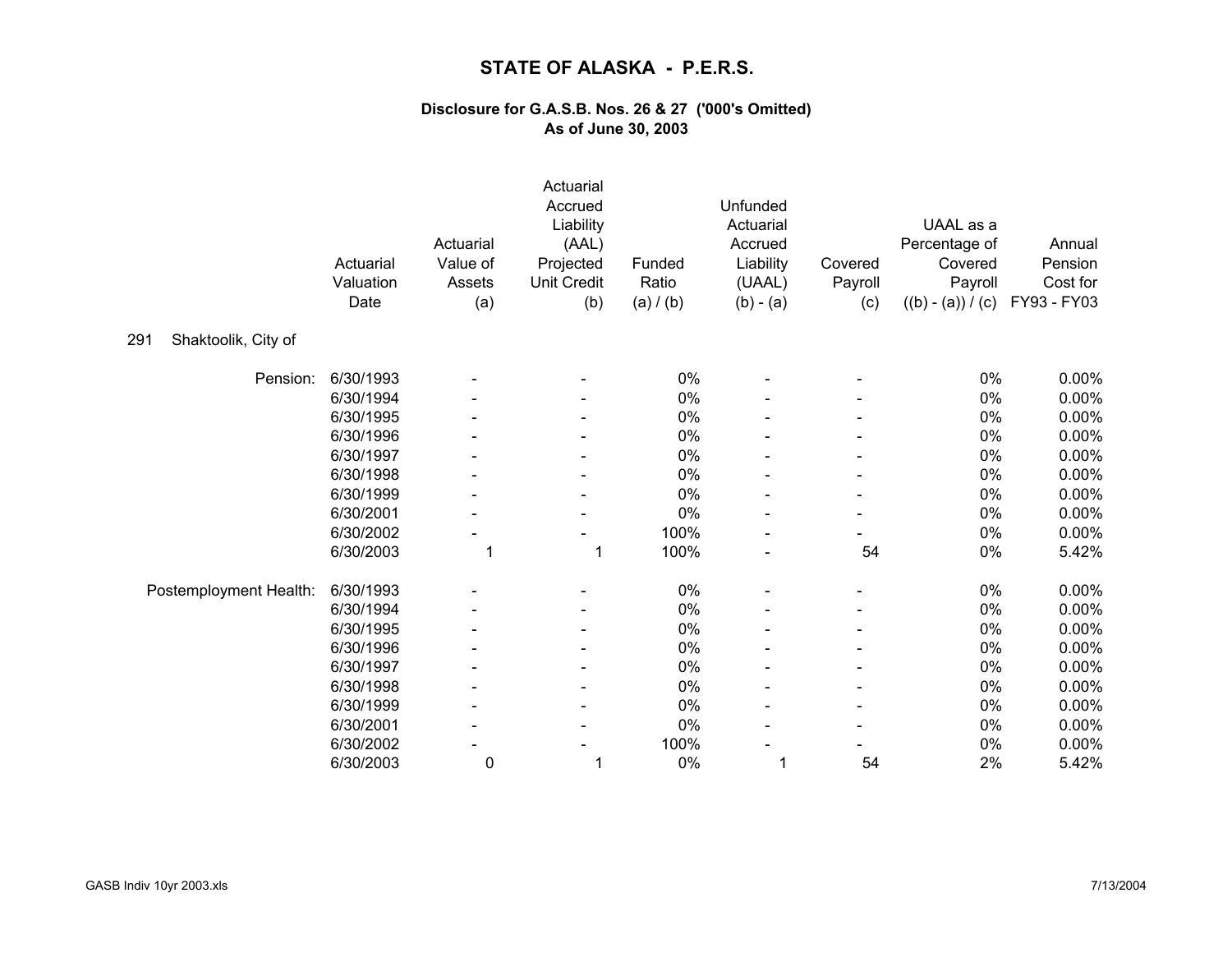# STATE OF ALASKA - P.E.R.S.

## Disclosure for G.A.S.B. Nos. 26 & 27 ('000's Omitted)
## As of June 30, 2003

| | Actuarial Valuation Date | Actuarial Value of Assets (a) | Actuarial Accrued Liability (AAL) Projected Unit Credit (b) | Funded Ratio (a) / (b) | Unfunded Actuarial Accrued Liability (UAAL) (b) - (a) | Covered Payroll (c) | UAAL as a Percentage of Covered Payroll ((b) - (a)) / (c) | Annual Pension Cost for FY93 - FY03 |
|---|---|---|---|---|---|---|---|---|
| 291 Shaktoolik, City of | | | | | | | | |
| Pension: | 6/30/1993 | - | - | 0% | - | - | 0% | 0.00% |
| | 6/30/1994 | - | - | 0% | - | - | 0% | 0.00% |
| | 6/30/1995 | - | - | 0% | - | - | 0% | 0.00% |
| | 6/30/1996 | - | - | 0% | - | - | 0% | 0.00% |
| | 6/30/1997 | - | - | 0% | - | - | 0% | 0.00% |
| | 6/30/1998 | - | - | 0% | - | - | 0% | 0.00% |
| | 6/30/1999 | - | - | 0% | - | - | 0% | 0.00% |
| | 6/30/2001 | - | - | 0% | - | - | 0% | 0.00% |
| | 6/30/2002 | - | - | 100% | - | - | 0% | 0.00% |
| | 6/30/2003 | 1 | 1 | 100% | - | 54 | 0% | 5.42% |
| Postemployment Health: | 6/30/1993 | - | - | 0% | - | - | 0% | 0.00% |
| | 6/30/1994 | - | - | 0% | - | - | 0% | 0.00% |
| | 6/30/1995 | - | - | 0% | - | - | 0% | 0.00% |
| | 6/30/1996 | - | - | 0% | - | - | 0% | 0.00% |
| | 6/30/1997 | - | - | 0% | - | - | 0% | 0.00% |
| | 6/30/1998 | - | - | 0% | - | - | 0% | 0.00% |
| | 6/30/1999 | - | - | 0% | - | - | 0% | 0.00% |
| | 6/30/2001 | - | - | 0% | - | - | 0% | 0.00% |
| | 6/30/2002 | - | - | 100% | - | - | 0% | 0.00% |
| | 6/30/2003 | 0 | 1 | 0% | 1 | 54 | 2% | 5.42% |